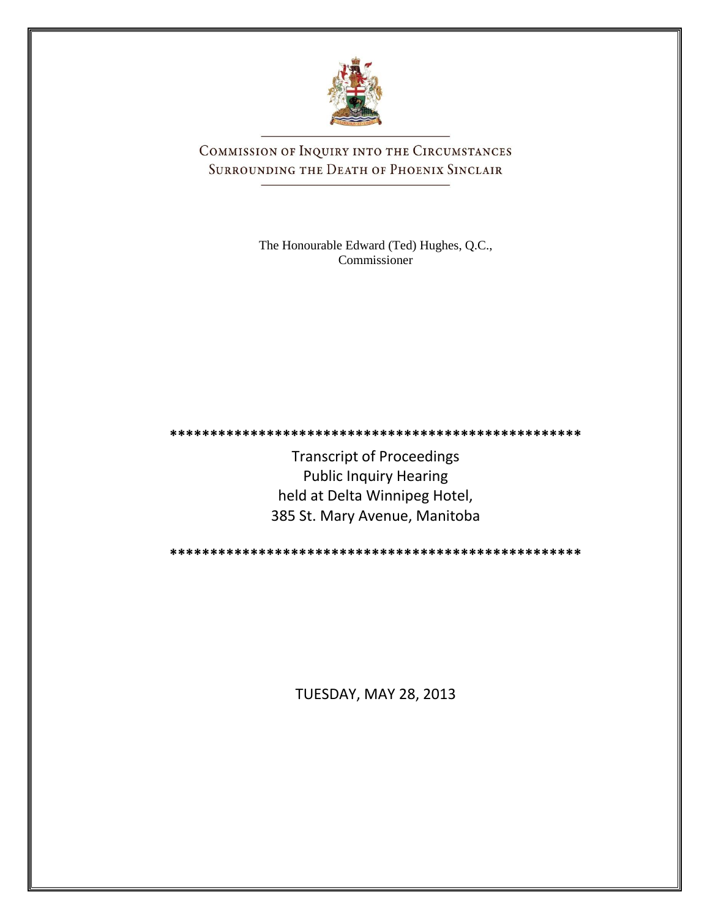# Commission of Inquiry into the Circumstances Surrounding the Death of Phoenix Sinclair

The Honourable Edward (Ted) Hughes, Q.C.,
Commissioner

\*\*\*\*\*\*\*\*\*\*\*\*\*\*\*\*\*\*\*\*\*\*\*\*\*\*\*\*\*\*\*\*\*\*\*\*\*\*\*\*\*\*\*\*\*\*\*\*\*\*\*\*\*

Transcript of Proceedings
Public Inquiry Hearing
held at Delta Winnipeg Hotel,
385 St. Mary Avenue, Manitoba

\*\*\*\*\*\*\*\*\*\*\*\*\*\*\*\*\*\*\*\*\*\*\*\*\*\*\*\*\*\*\*\*\*\*\*\*\*\*\*\*\*\*\*\*\*\*\*\*\*\*\*\*\*

TUESDAY, MAY 28, 2013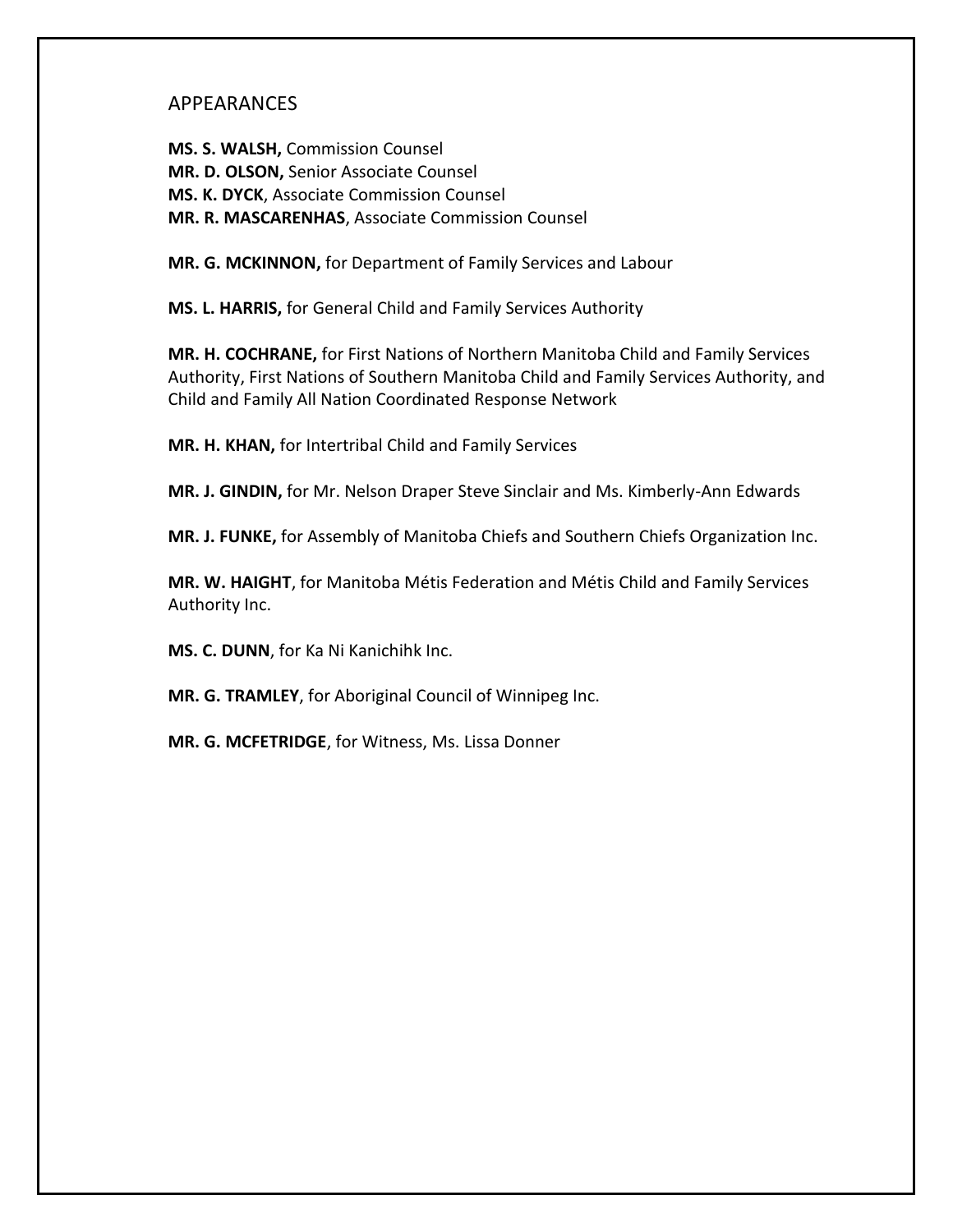# APPEARANCES

**MS. S. WALSH,** Commission Counsel
**MR. D. OLSON,** Senior Associate Counsel
**MS. K. DYCK**, Associate Commission Counsel
**MR. R. MASCARENHAS**, Associate Commission Counsel

**MR. G. MCKINNON,** for Department of Family Services and Labour

**MS. L. HARRIS,** for General Child and Family Services Authority

**MR. H. COCHRANE,** for First Nations of Northern Manitoba Child and Family Services Authority, First Nations of Southern Manitoba Child and Family Services Authority, and Child and Family All Nation Coordinated Response Network

**MR. H. KHAN,** for Intertribal Child and Family Services

**MR. J. GINDIN,** for Mr. Nelson Draper Steve Sinclair and Ms. Kimberly-Ann Edwards

**MR. J. FUNKE,** for Assembly of Manitoba Chiefs and Southern Chiefs Organization Inc.

**MR. W. HAIGHT**, for Manitoba Métis Federation and Métis Child and Family Services Authority Inc.

**MS. C. DUNN**, for Ka Ni Kanichihk Inc.

**MR. G. TRAMLEY**, for Aboriginal Council of Winnipeg Inc.

**MR. G. MCFETRIDGE**, for Witness, Ms. Lissa Donner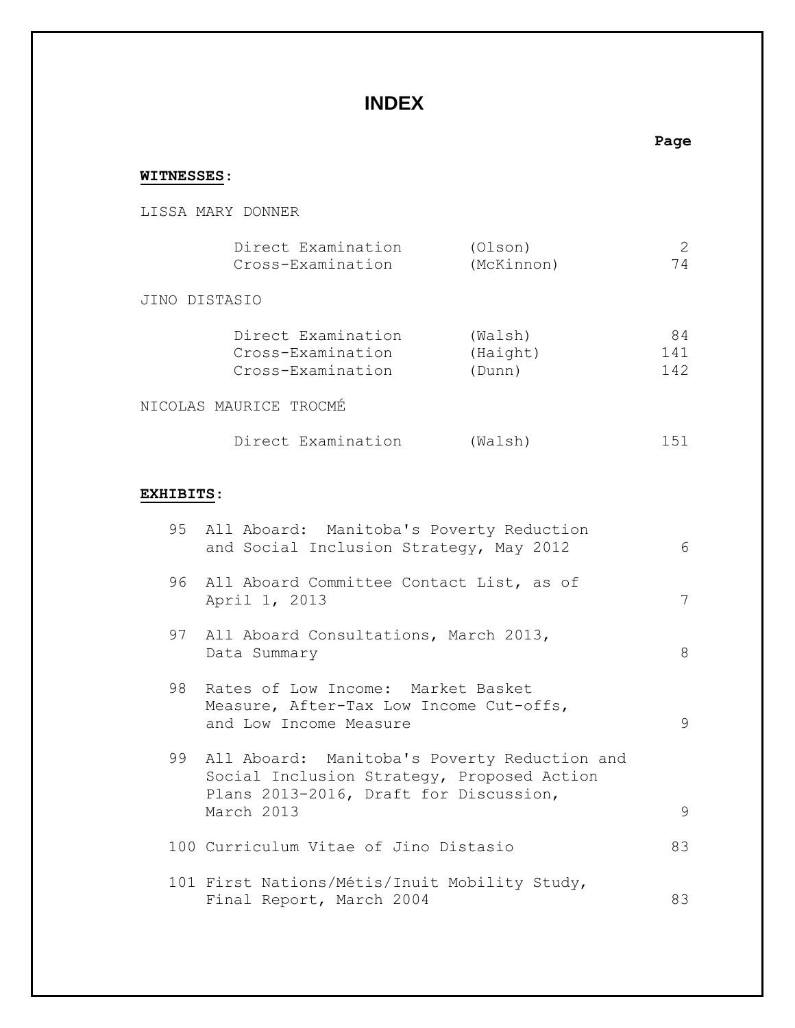# INDEX

**WITNESSES**:

| | | Page |
|---|---|---|
| **LISSA MARY DONNER** | | |
| Direct Examination | (Olson) | 2 |
| Cross-Examination | (McKinnon) | 74 |
| **JINO DISTASIO** | | |
| Direct Examination | (Walsh) | 84 |
| Cross-Examination | (Haight) | 141 |
| Cross-Examination | (Dunn) | 142 |
| **NICOLAS MAURICE TROCMÉ** | | |
| Direct Examination | (Walsh) | 151 |

**EXHIBITS**:

| No. | Description | Page |
|---|---|---|
| 95 | All Aboard: Manitoba's Poverty Reduction and Social Inclusion Strategy, May 2012 | 6 |
| 96 | All Aboard Committee Contact List, as of April 1, 2013 | 7 |
| 97 | All Aboard Consultations, March 2013, Data Summary | 8 |
| 98 | Rates of Low Income: Market Basket Measure, After-Tax Low Income Cut-offs, and Low Income Measure | 9 |
| 99 | All Aboard: Manitoba's Poverty Reduction and Social Inclusion Strategy, Proposed Action Plans 2013-2016, Draft for Discussion, March 2013 | 9 |
| 100 | Curriculum Vitae of Jino Distasio | 83 |
| 101 | First Nations/Métis/Inuit Mobility Study, Final Report, March 2004 | 83 |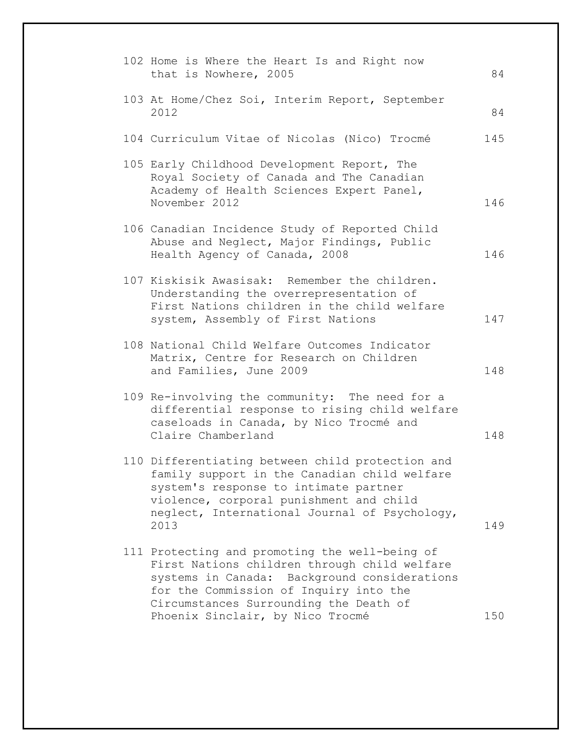| No. | Description | Page |
|---|---|---|
| 102 | Home is Where the Heart Is and Right now that is Nowhere, 2005 | 84 |
| 103 | At Home/Chez Soi, Interim Report, September 2012 | 84 |
| 104 | Curriculum Vitae of Nicolas (Nico) Trocmé | 145 |
| 105 | Early Childhood Development Report, The Royal Society of Canada and The Canadian Academy of Health Sciences Expert Panel, November 2012 | 146 |
| 106 | Canadian Incidence Study of Reported Child Abuse and Neglect, Major Findings, Public Health Agency of Canada, 2008 | 146 |
| 107 | Kiskisik Awasisak: Remember the children. Understanding the overrepresentation of First Nations children in the child welfare system, Assembly of First Nations | 147 |
| 108 | National Child Welfare Outcomes Indicator Matrix, Centre for Research on Children and Families, June 2009 | 148 |
| 109 | Re-involving the community: The need for a differential response to rising child welfare caseloads in Canada, by Nico Trocmé and Claire Chamberland | 148 |
| 110 | Differentiating between child protection and family support in the Canadian child welfare system's response to intimate partner violence, corporal punishment and child neglect, International Journal of Psychology, 2013 | 149 |
| 111 | Protecting and promoting the well-being of First Nations children through child welfare systems in Canada: Background considerations for the Commission of Inquiry into the Circumstances Surrounding the Death of Phoenix Sinclair, by Nico Trocmé | 150 |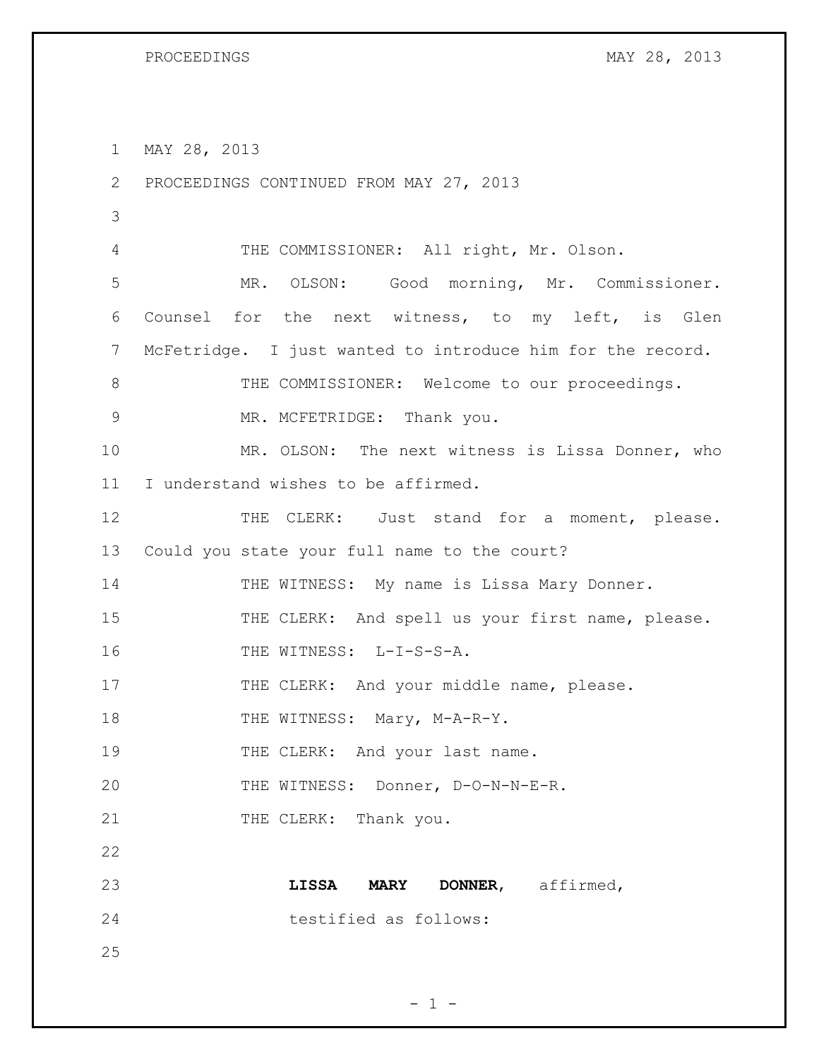MAY 28, 2013

PROCEEDINGS CONTINUED FROM MAY 27, 2013

THE COMMISSIONER: All right, Mr. Olson.

MR. OLSON: Good morning, Mr. Commissioner. Counsel for the next witness, to my left, is Glen McFetridge. I just wanted to introduce him for the record.

THE COMMISSIONER: Welcome to our proceedings.

MR. MCFETRIDGE: Thank you.

MR. OLSON: The next witness is Lissa Donner, who I understand wishes to be affirmed.

THE CLERK: Just stand for a moment, please. Could you state your full name to the court?

THE WITNESS: My name is Lissa Mary Donner.

THE CLERK: And spell us your first name, please.

THE WITNESS: L-I-S-S-A.

THE CLERK: And your middle name, please.

THE WITNESS: Mary, M-A-R-Y.

THE CLERK: And your last name.

THE WITNESS: Donner, D-O-N-N-E-R.

THE CLERK: Thank you.

**LISSA MARY DONNER**, affirmed, testified as follows: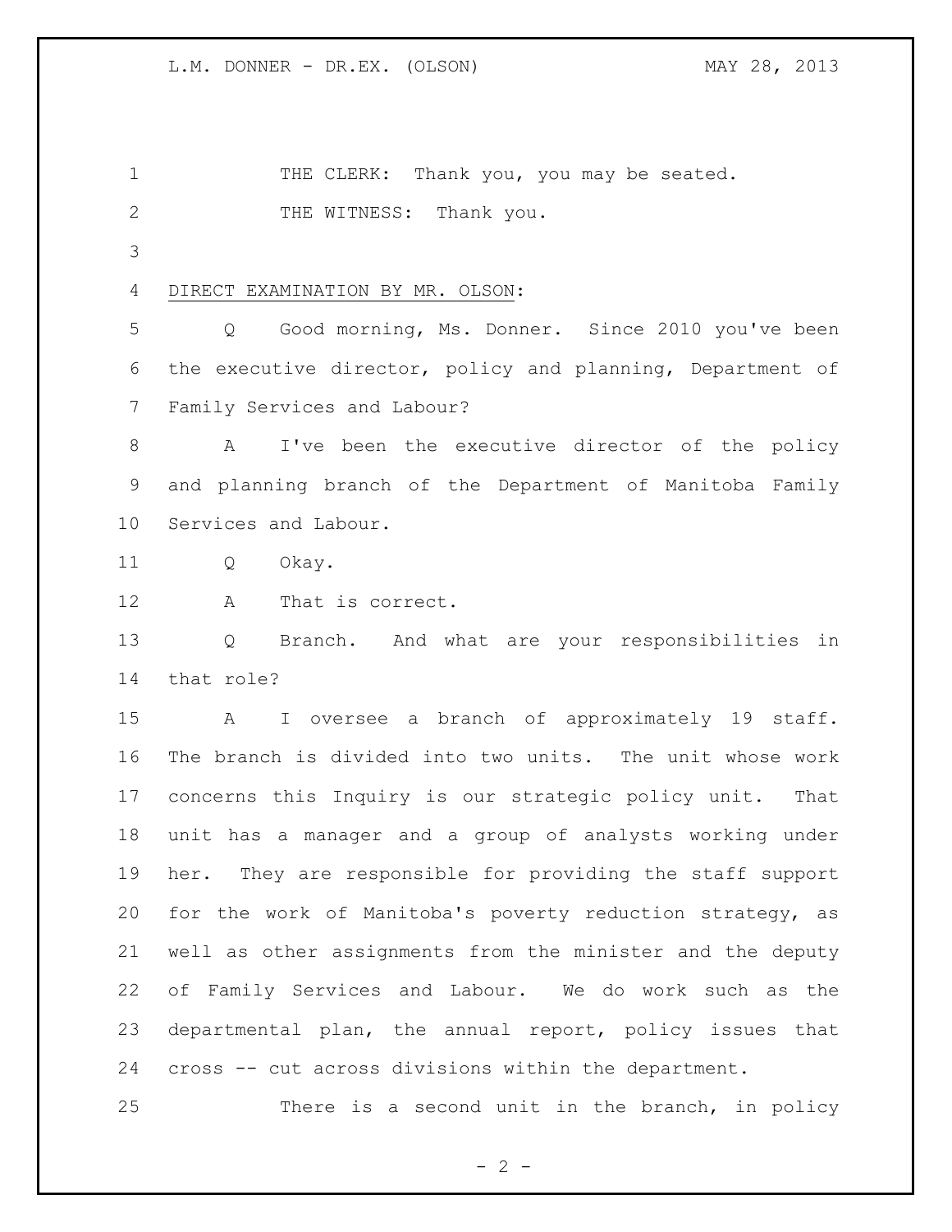THE CLERK: Thank you, you may be seated.

THE WITNESS: Thank you.

DIRECT EXAMINATION BY MR. OLSON:

Q Good morning, Ms. Donner. Since 2010 you've been the executive director, policy and planning, Department of Family Services and Labour?

A I've been the executive director of the policy and planning branch of the Department of Manitoba Family Services and Labour.

Q Okay.

A That is correct.

Q Branch. And what are your responsibilities in that role?

A I oversee a branch of approximately 19 staff. The branch is divided into two units. The unit whose work concerns this Inquiry is our strategic policy unit. That unit has a manager and a group of analysts working under her. They are responsible for providing the staff support for the work of Manitoba's poverty reduction strategy, as well as other assignments from the minister and the deputy of Family Services and Labour. We do work such as the departmental plan, the annual report, policy issues that cross -- cut across divisions within the department.

There is a second unit in the branch, in policy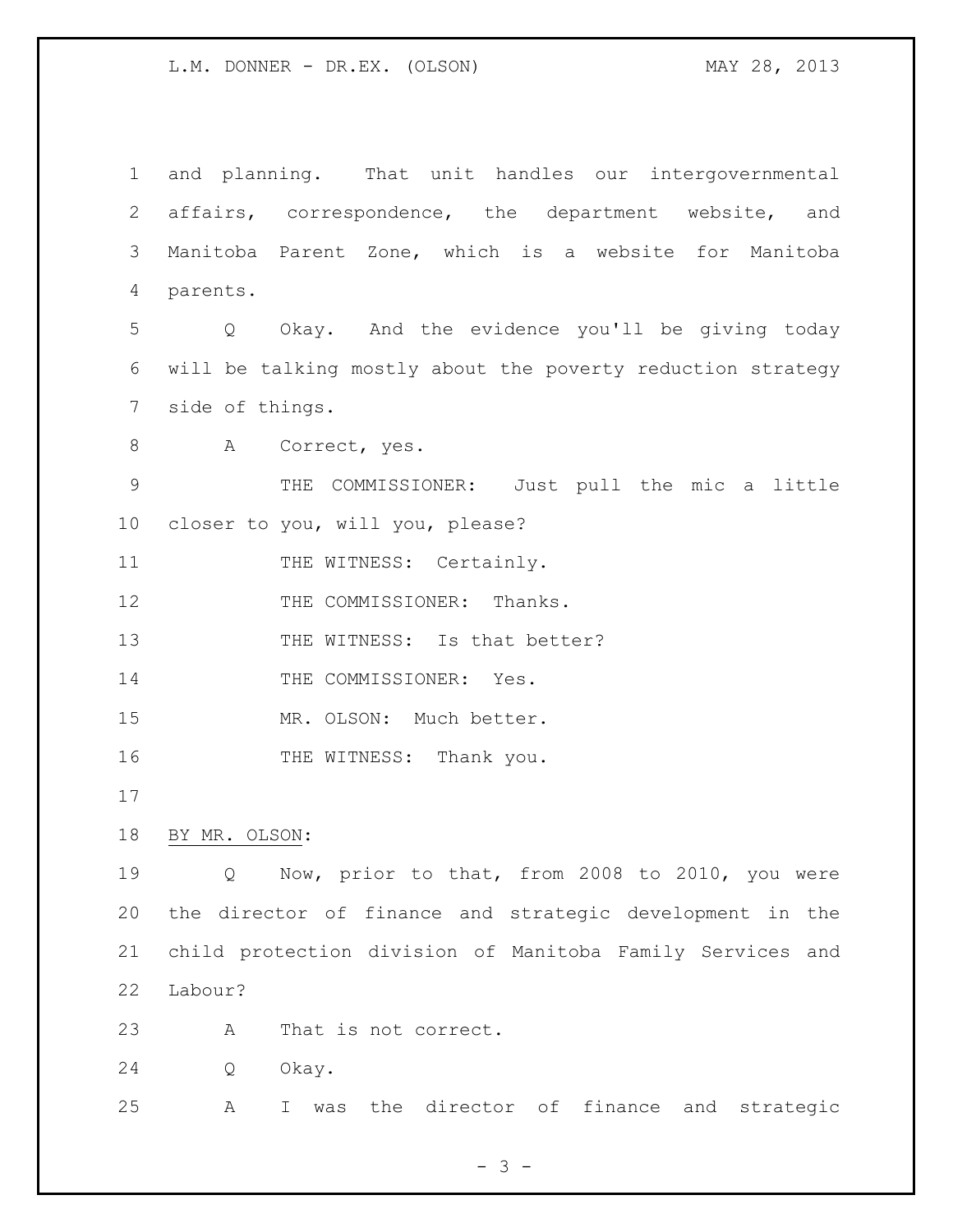and planning. That unit handles our intergovernmental affairs, correspondence, the department website, and Manitoba Parent Zone, which is a website for Manitoba parents.

Q Okay. And the evidence you'll be giving today will be talking mostly about the poverty reduction strategy side of things.

A Correct, yes.

THE COMMISSIONER: Just pull the mic a little closer to you, will you, please?

THE WITNESS: Certainly.

THE COMMISSIONER: Thanks.

THE WITNESS: Is that better?

THE COMMISSIONER: Yes.

MR. OLSON: Much better.

THE WITNESS: Thank you.

BY MR. OLSON:

Q Now, prior to that, from 2008 to 2010, you were the director of finance and strategic development in the child protection division of Manitoba Family Services and Labour?

A That is not correct.

Q Okay.

A I was the director of finance and strategic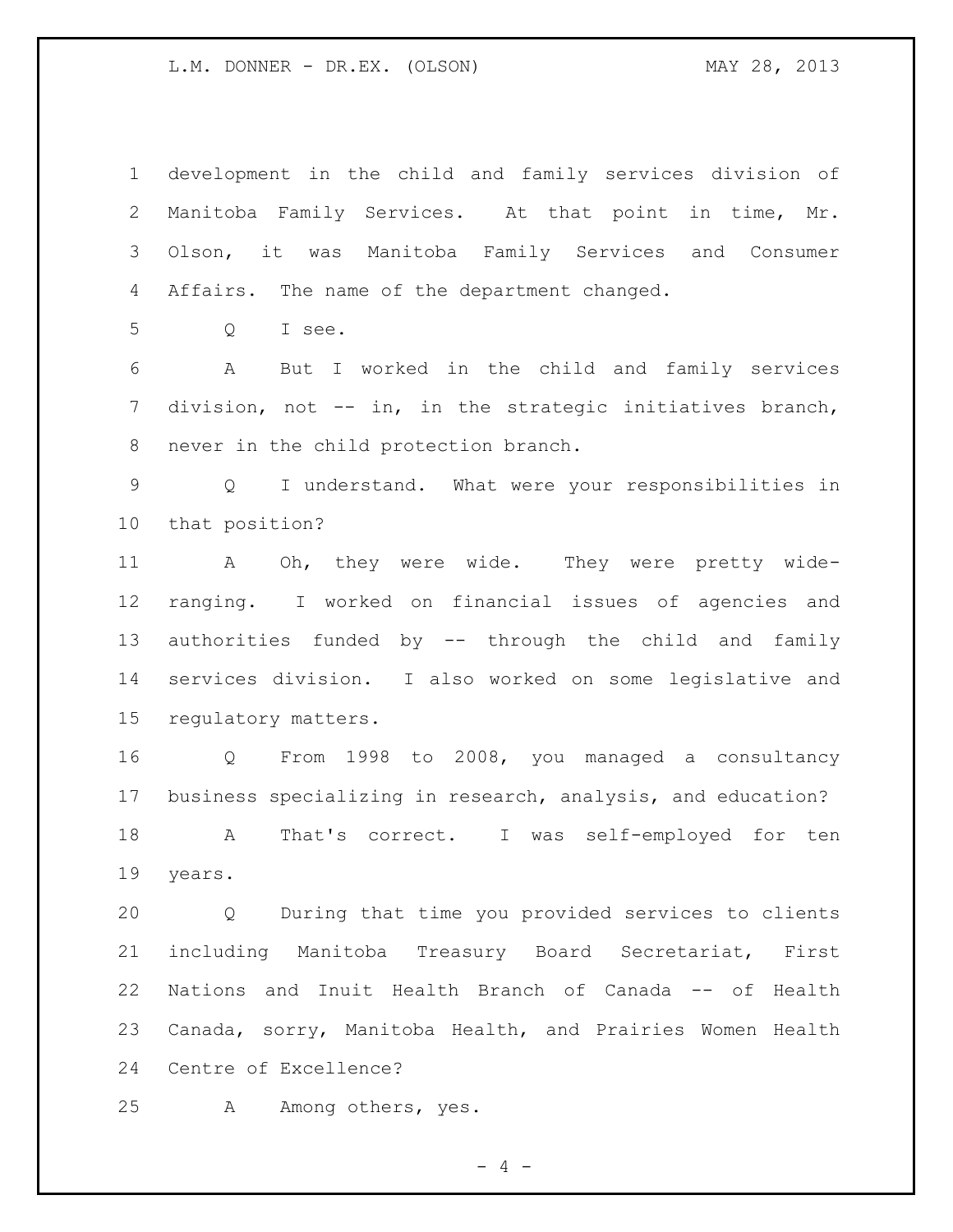development in the child and family services division of Manitoba Family Services. At that point in time, Mr. Olson, it was Manitoba Family Services and Consumer Affairs. The name of the department changed.

Q I see.

A But I worked in the child and family services division, not -- in, in the strategic initiatives branch, never in the child protection branch.

Q I understand. What were your responsibilities in that position?

A Oh, they were wide. They were pretty wide-ranging. I worked on financial issues of agencies and authorities funded by -- through the child and family services division. I also worked on some legislative and regulatory matters.

Q From 1998 to 2008, you managed a consultancy business specializing in research, analysis, and education?

A That's correct. I was self-employed for ten years.

Q During that time you provided services to clients including Manitoba Treasury Board Secretariat, First Nations and Inuit Health Branch of Canada -- of Health Canada, sorry, Manitoba Health, and Prairies Women Health Centre of Excellence?

A Among others, yes.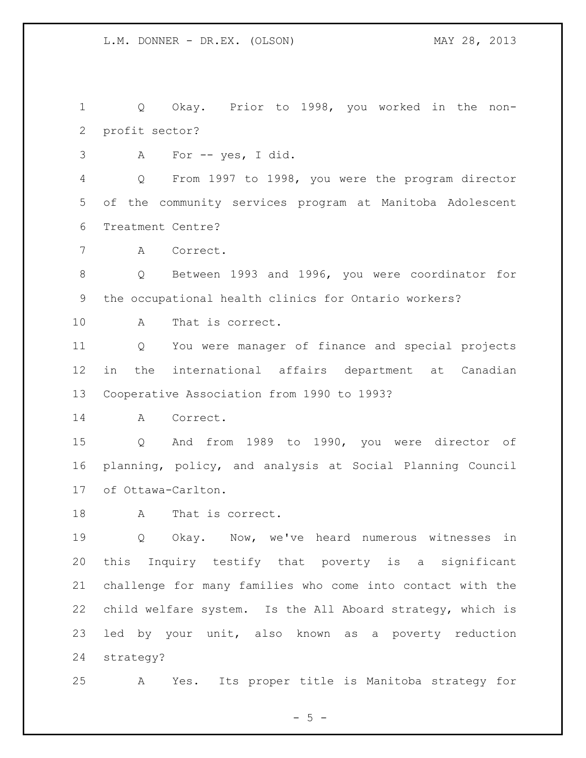Q Okay. Prior to 1998, you worked in the non-profit sector?

A For -- yes, I did.

Q From 1997 to 1998, you were the program director of the community services program at Manitoba Adolescent Treatment Centre?

A Correct.

Q Between 1993 and 1996, you were coordinator for the occupational health clinics for Ontario workers?

A That is correct.

Q You were manager of finance and special projects in the international affairs department at Canadian Cooperative Association from 1990 to 1993?

A Correct.

Q And from 1989 to 1990, you were director of planning, policy, and analysis at Social Planning Council of Ottawa-Carlton.

A That is correct.

Q Okay. Now, we've heard numerous witnesses in this Inquiry testify that poverty is a significant challenge for many families who come into contact with the child welfare system. Is the All Aboard strategy, which is led by your unit, also known as a poverty reduction strategy?

A Yes. Its proper title is Manitoba strategy for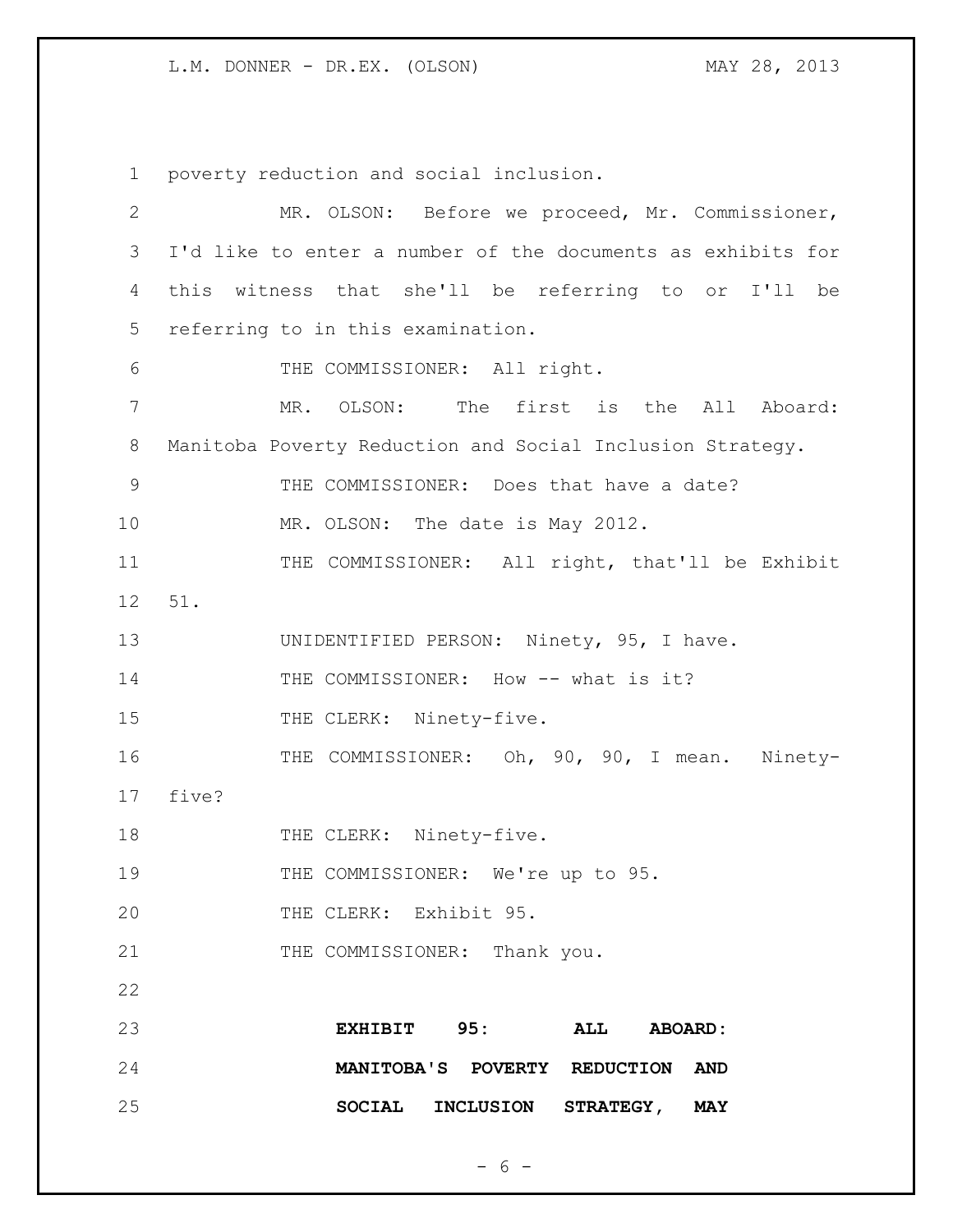poverty reduction and social inclusion.

MR. OLSON: Before we proceed, Mr. Commissioner, I'd like to enter a number of the documents as exhibits for this witness that she'll be referring to or I'll be referring to in this examination.

THE COMMISSIONER: All right.

MR. OLSON: The first is the All Aboard: Manitoba Poverty Reduction and Social Inclusion Strategy.

THE COMMISSIONER: Does that have a date?

MR. OLSON: The date is May 2012.

THE COMMISSIONER: All right, that'll be Exhibit 51.

UNIDENTIFIED PERSON: Ninety, 95, I have.

THE COMMISSIONER: How -- what is it?

THE CLERK: Ninety-five.

THE COMMISSIONER: Oh, 90, 90, I mean. Ninety-five?

THE CLERK: Ninety-five.

THE COMMISSIONER: We're up to 95.

THE CLERK: Exhibit 95.

THE COMMISSIONER: Thank you.

**EXHIBIT 95: ALL ABOARD: MANITOBA'S POVERTY REDUCTION AND SOCIAL INCLUSION STRATEGY, MAY**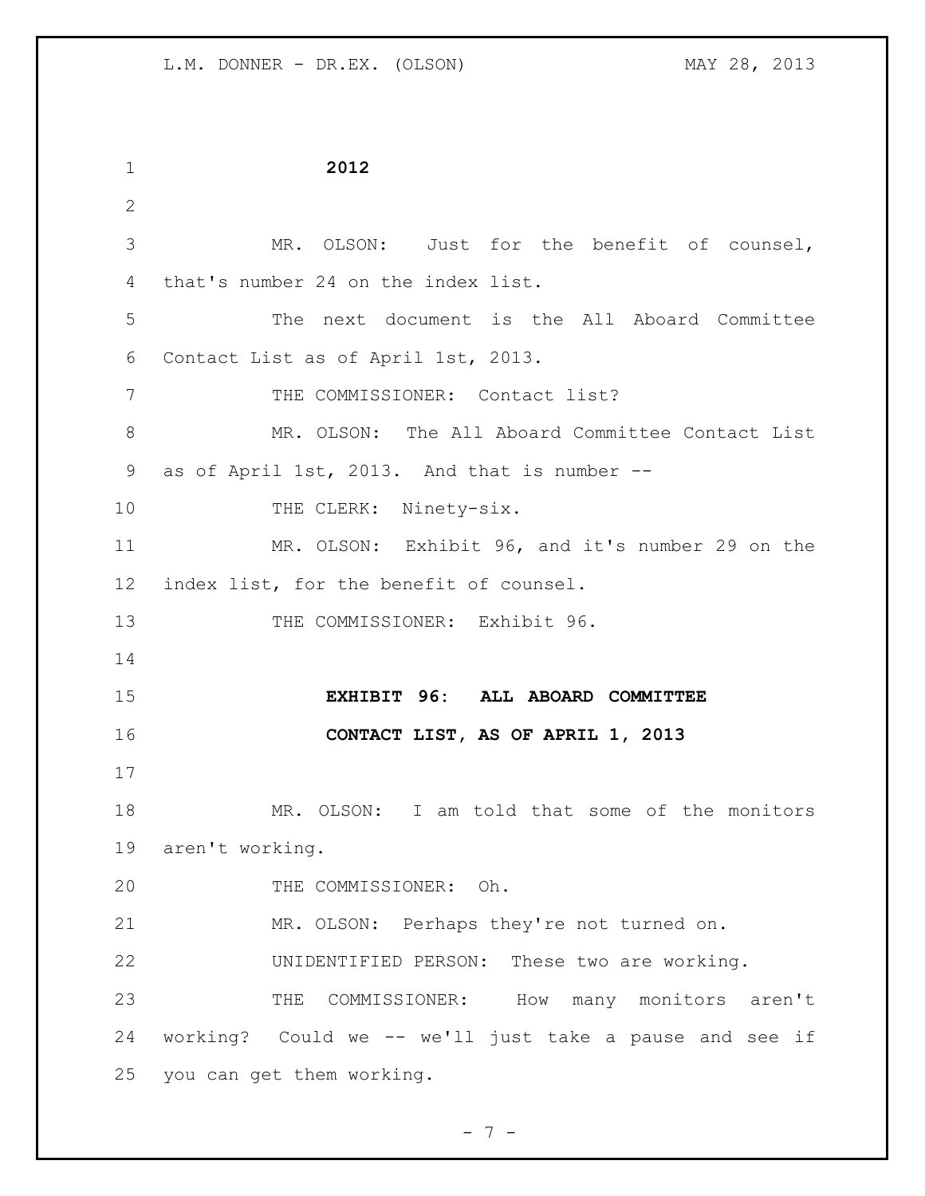**2012**

MR. OLSON: Just for the benefit of counsel, that's number 24 on the index list.

The next document is the All Aboard Committee Contact List as of April 1st, 2013.

THE COMMISSIONER: Contact list?

MR. OLSON: The All Aboard Committee Contact List as of April 1st, 2013. And that is number --

THE CLERK: Ninety-six.

MR. OLSON: Exhibit 96, and it's number 29 on the index list, for the benefit of counsel.

THE COMMISSIONER: Exhibit 96.

**EXHIBIT 96: ALL ABOARD COMMITTEE CONTACT LIST, AS OF APRIL 1, 2013**

MR. OLSON: I am told that some of the monitors aren't working.

THE COMMISSIONER: Oh.

MR. OLSON: Perhaps they're not turned on.

UNIDENTIFIED PERSON: These two are working.

THE COMMISSIONER: How many monitors aren't working? Could we -- we'll just take a pause and see if you can get them working.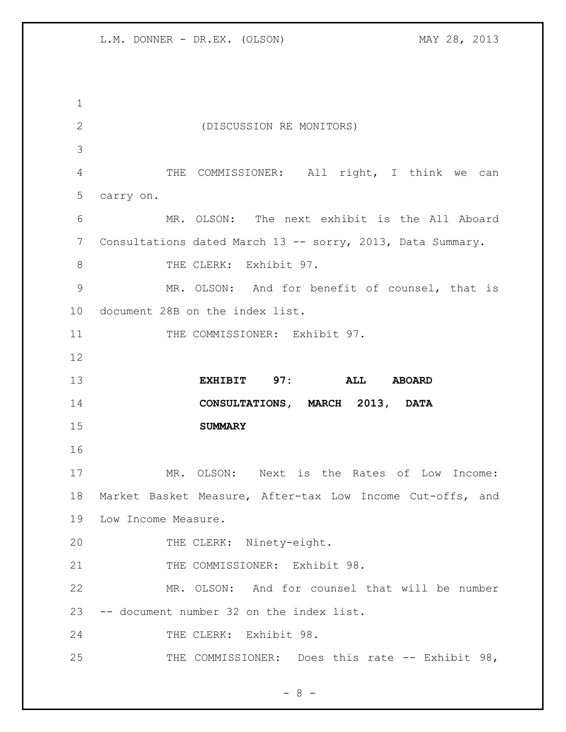(DISCUSSION RE MONITORS)

THE COMMISSIONER: All right, I think we can carry on.

MR. OLSON: The next exhibit is the All Aboard Consultations dated March 13 -- sorry, 2013, Data Summary.

THE CLERK: Exhibit 97.

MR. OLSON: And for benefit of counsel, that is document 28B on the index list.

THE COMMISSIONER: Exhibit 97.

**EXHIBIT 97: ALL ABOARD CONSULTATIONS, MARCH 2013, DATA SUMMARY**

MR. OLSON: Next is the Rates of Low Income: Market Basket Measure, After-tax Low Income Cut-offs, and Low Income Measure.

THE CLERK: Ninety-eight.

THE COMMISSIONER: Exhibit 98.

MR. OLSON: And for counsel that will be number -- document number 32 on the index list.

THE CLERK: Exhibit 98.

THE COMMISSIONER: Does this rate -- Exhibit 98,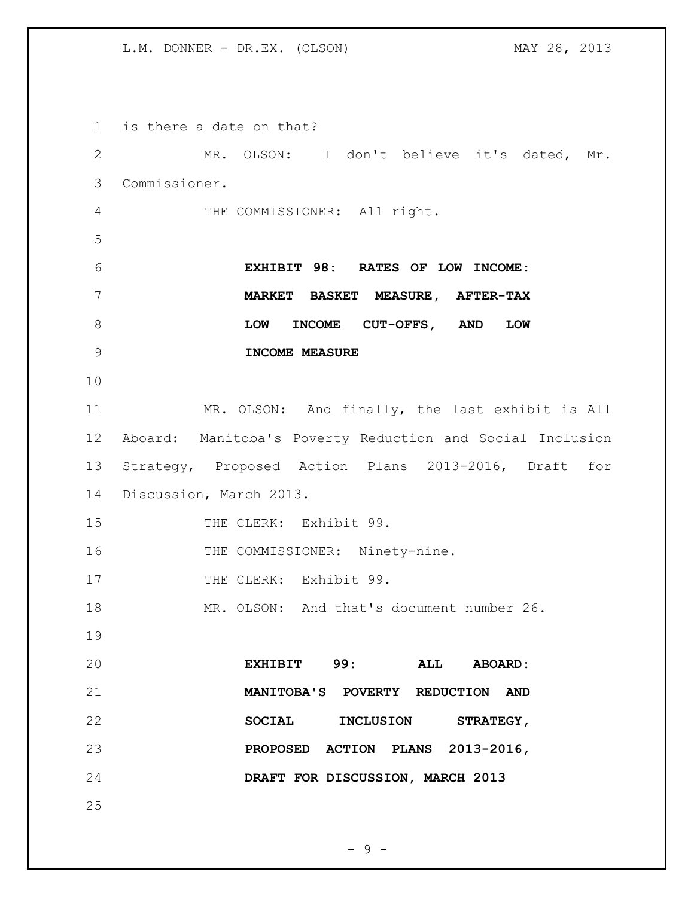is there a date on that?

MR. OLSON: I don't believe it's dated, Mr. Commissioner.

THE COMMISSIONER: All right.

**EXHIBIT 98: RATES OF LOW INCOME: MARKET BASKET MEASURE, AFTER-TAX LOW INCOME CUT-OFFS, AND LOW INCOME MEASURE**

MR. OLSON: And finally, the last exhibit is All Aboard: Manitoba's Poverty Reduction and Social Inclusion Strategy, Proposed Action Plans 2013-2016, Draft for Discussion, March 2013.

THE CLERK: Exhibit 99.

THE COMMISSIONER: Ninety-nine.

THE CLERK: Exhibit 99.

MR. OLSON: And that's document number 26.

**EXHIBIT 99: ALL ABOARD: MANITOBA'S POVERTY REDUCTION AND SOCIAL INCLUSION STRATEGY, PROPOSED ACTION PLANS 2013-2016, DRAFT FOR DISCUSSION, MARCH 2013**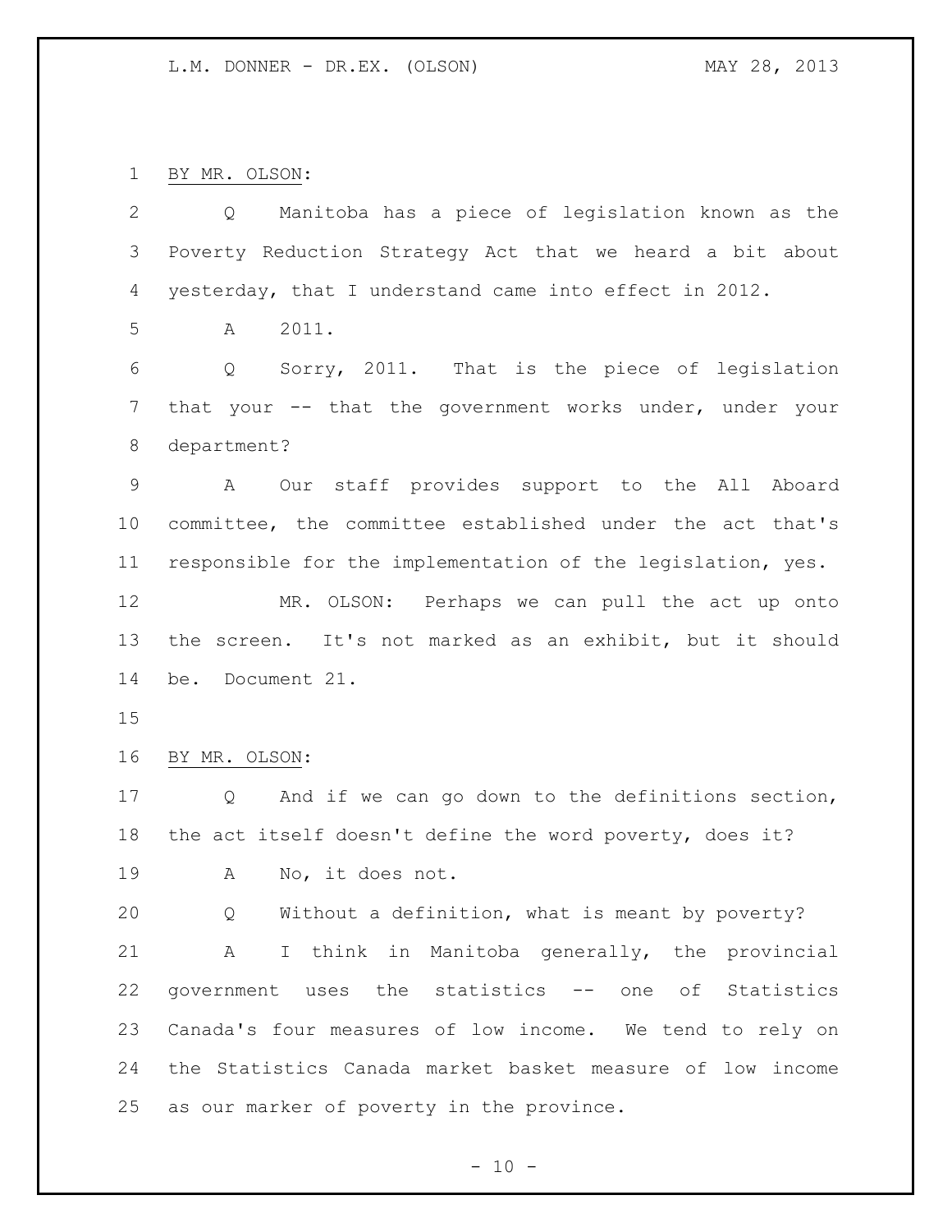BY MR. OLSON:

Q Manitoba has a piece of legislation known as the Poverty Reduction Strategy Act that we heard a bit about yesterday, that I understand came into effect in 2012.

A 2011.

Q Sorry, 2011. That is the piece of legislation that your -- that the government works under, under your department?

A Our staff provides support to the All Aboard committee, the committee established under the act that's responsible for the implementation of the legislation, yes.

MR. OLSON: Perhaps we can pull the act up onto the screen. It's not marked as an exhibit, but it should be. Document 21.

BY MR. OLSON:

Q And if we can go down to the definitions section, the act itself doesn't define the word poverty, does it?

A No, it does not.

Q Without a definition, what is meant by poverty?

A I think in Manitoba generally, the provincial government uses the statistics -- one of Statistics Canada's four measures of low income. We tend to rely on the Statistics Canada market basket measure of low income as our marker of poverty in the province.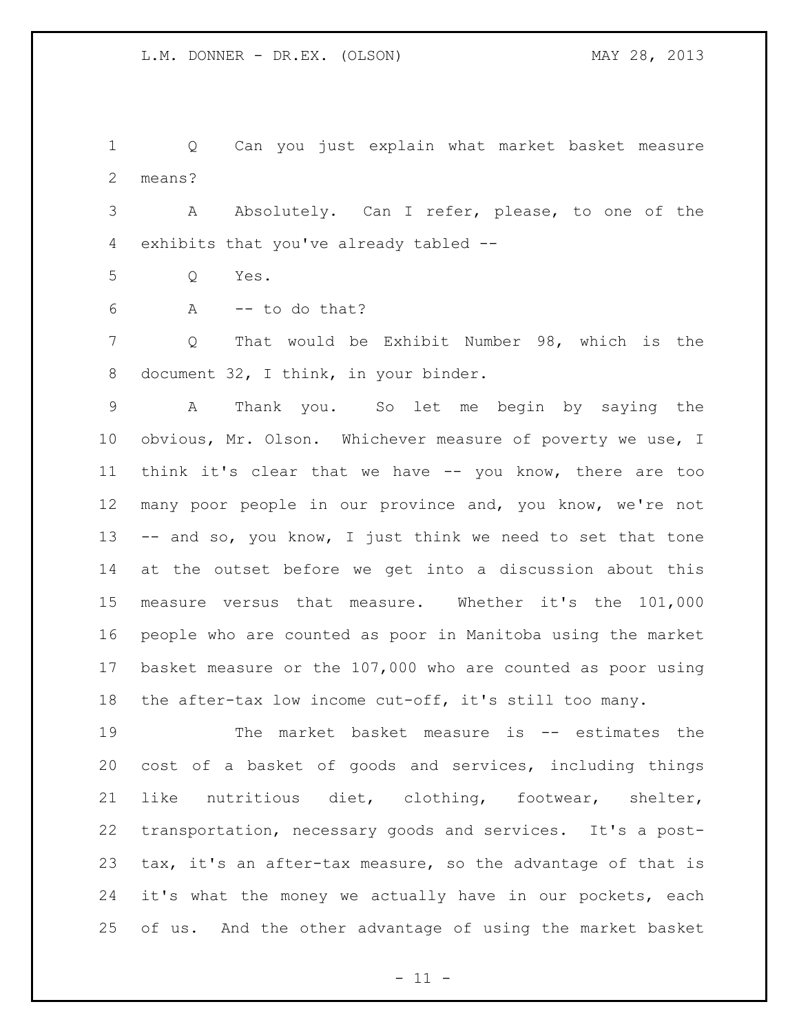Q Can you just explain what market basket measure means?

A Absolutely. Can I refer, please, to one of the exhibits that you've already tabled --

Q Yes.

A -- to do that?

Q That would be Exhibit Number 98, which is the document 32, I think, in your binder.

A Thank you. So let me begin by saying the obvious, Mr. Olson. Whichever measure of poverty we use, I think it's clear that we have -- you know, there are too many poor people in our province and, you know, we're not -- and so, you know, I just think we need to set that tone at the outset before we get into a discussion about this measure versus that measure. Whether it's the 101,000 people who are counted as poor in Manitoba using the market basket measure or the 107,000 who are counted as poor using the after-tax low income cut-off, it's still too many.

The market basket measure is -- estimates the cost of a basket of goods and services, including things like nutritious diet, clothing, footwear, shelter, transportation, necessary goods and services. It's a post-tax, it's an after-tax measure, so the advantage of that is it's what the money we actually have in our pockets, each of us. And the other advantage of using the market basket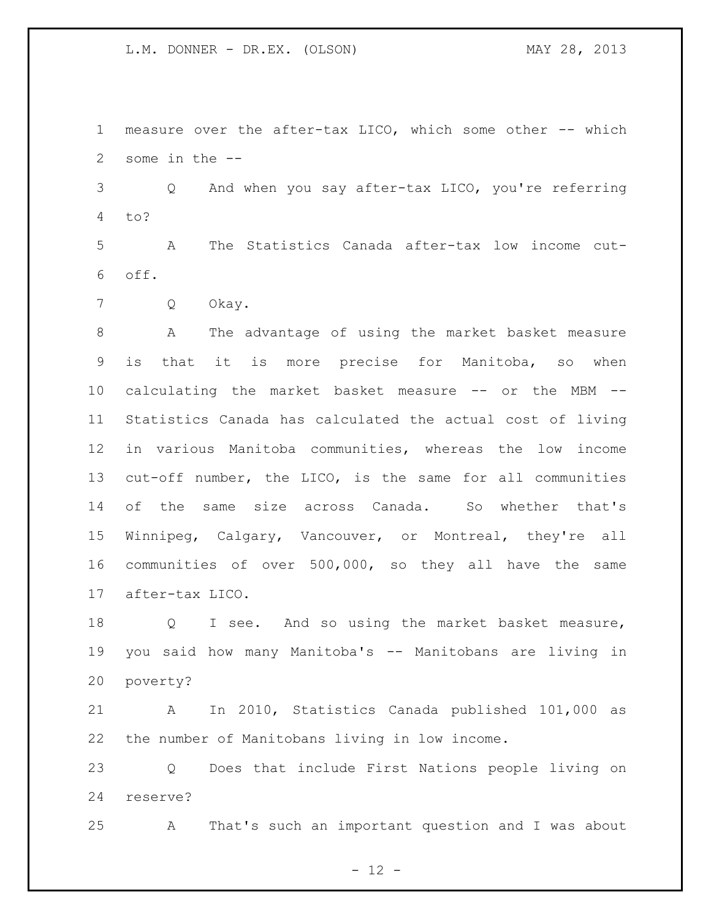measure over the after-tax LICO, which some other -- which some in the --

Q And when you say after-tax LICO, you're referring to?

A The Statistics Canada after-tax low income cut-off.

Q Okay.

A The advantage of using the market basket measure is that it is more precise for Manitoba, so when calculating the market basket measure -- or the MBM -- Statistics Canada has calculated the actual cost of living in various Manitoba communities, whereas the low income cut-off number, the LICO, is the same for all communities of the same size across Canada. So whether that's Winnipeg, Calgary, Vancouver, or Montreal, they're all communities of over 500,000, so they all have the same after-tax LICO.

Q I see. And so using the market basket measure, you said how many Manitoba's -- Manitobans are living in poverty?

A In 2010, Statistics Canada published 101,000 as the number of Manitobans living in low income.

Q Does that include First Nations people living on reserve?

A That's such an important question and I was about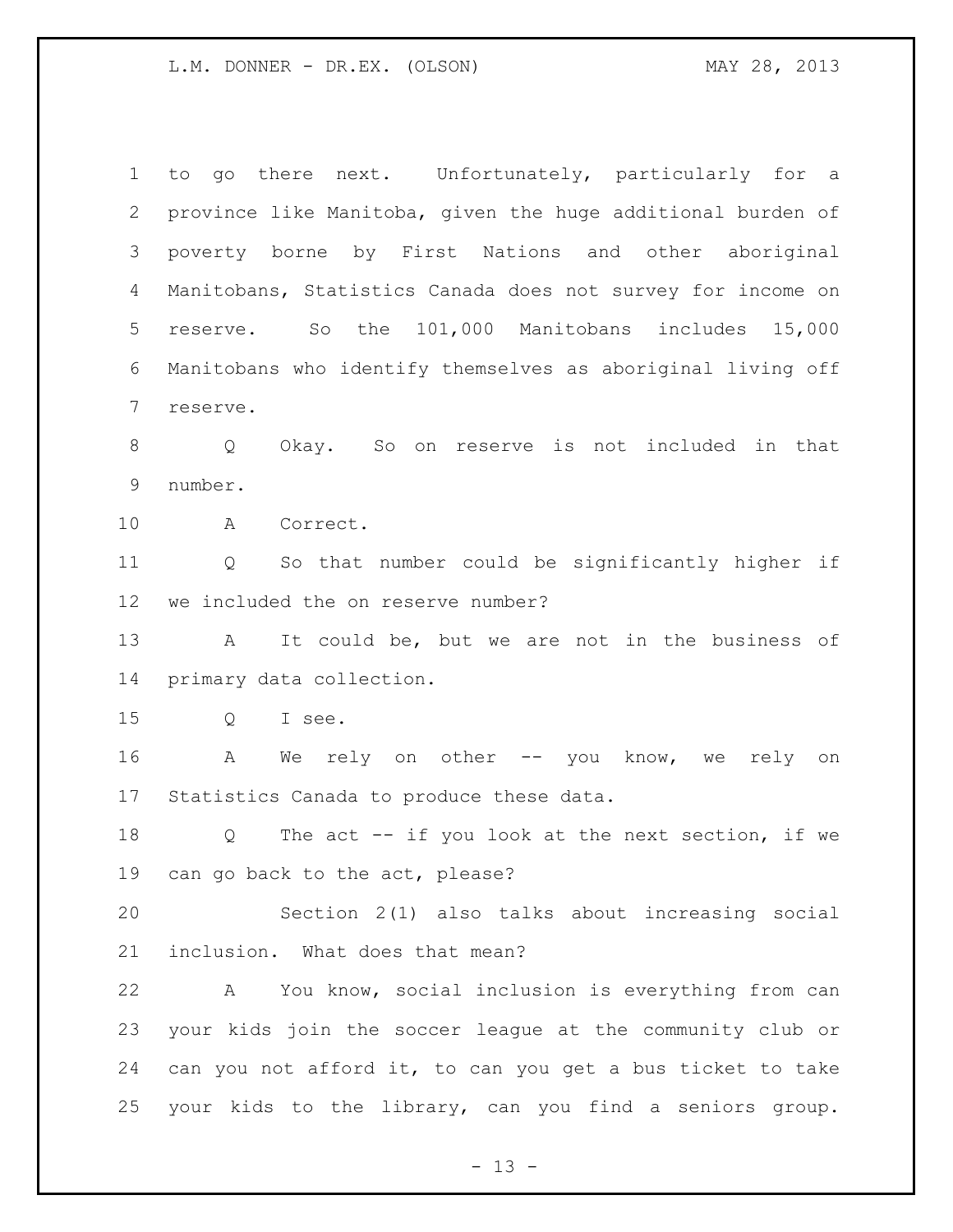to go there next. Unfortunately, particularly for a province like Manitoba, given the huge additional burden of poverty borne by First Nations and other aboriginal Manitobans, Statistics Canada does not survey for income on reserve. So the 101,000 Manitobans includes 15,000 Manitobans who identify themselves as aboriginal living off reserve.

Q Okay. So on reserve is not included in that number.

A Correct.

Q So that number could be significantly higher if we included the on reserve number?

A It could be, but we are not in the business of primary data collection.

Q I see.

A We rely on other -- you know, we rely on Statistics Canada to produce these data.

Q The act -- if you look at the next section, if we can go back to the act, please?

Section 2(1) also talks about increasing social inclusion. What does that mean?

A You know, social inclusion is everything from can your kids join the soccer league at the community club or can you not afford it, to can you get a bus ticket to take your kids to the library, can you find a seniors group.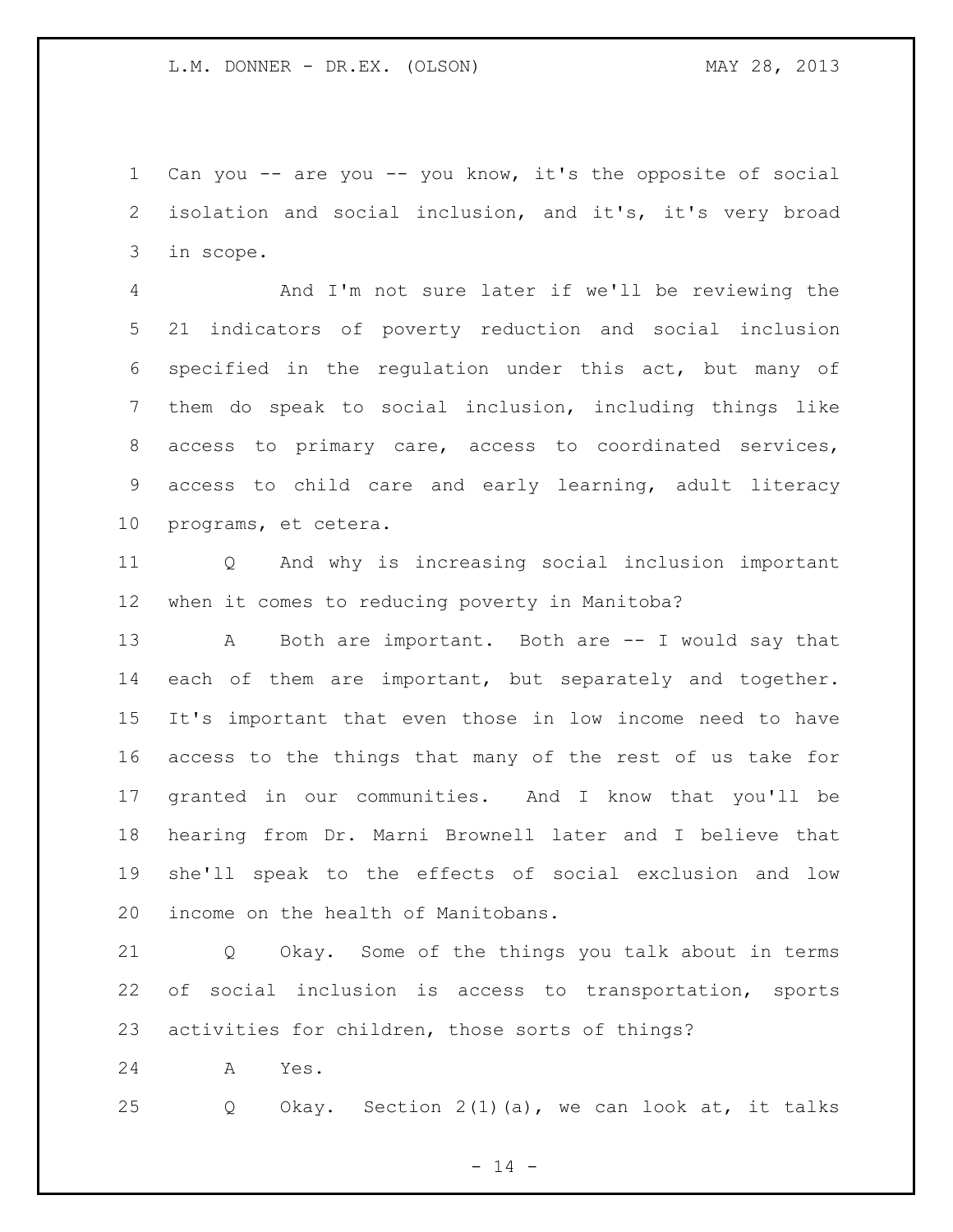Can you -- are you -- you know, it's the opposite of social isolation and social inclusion, and it's, it's very broad in scope.

And I'm not sure later if we'll be reviewing the 21 indicators of poverty reduction and social inclusion specified in the regulation under this act, but many of them do speak to social inclusion, including things like access to primary care, access to coordinated services, access to child care and early learning, adult literacy programs, et cetera.

Q And why is increasing social inclusion important when it comes to reducing poverty in Manitoba?

A Both are important. Both are -- I would say that each of them are important, but separately and together. It's important that even those in low income need to have access to the things that many of the rest of us take for granted in our communities. And I know that you'll be hearing from Dr. Marni Brownell later and I believe that she'll speak to the effects of social exclusion and low income on the health of Manitobans.

Q Okay. Some of the things you talk about in terms of social inclusion is access to transportation, sports activities for children, those sorts of things?

A Yes.

Q Okay. Section 2(1)(a), we can look at, it talks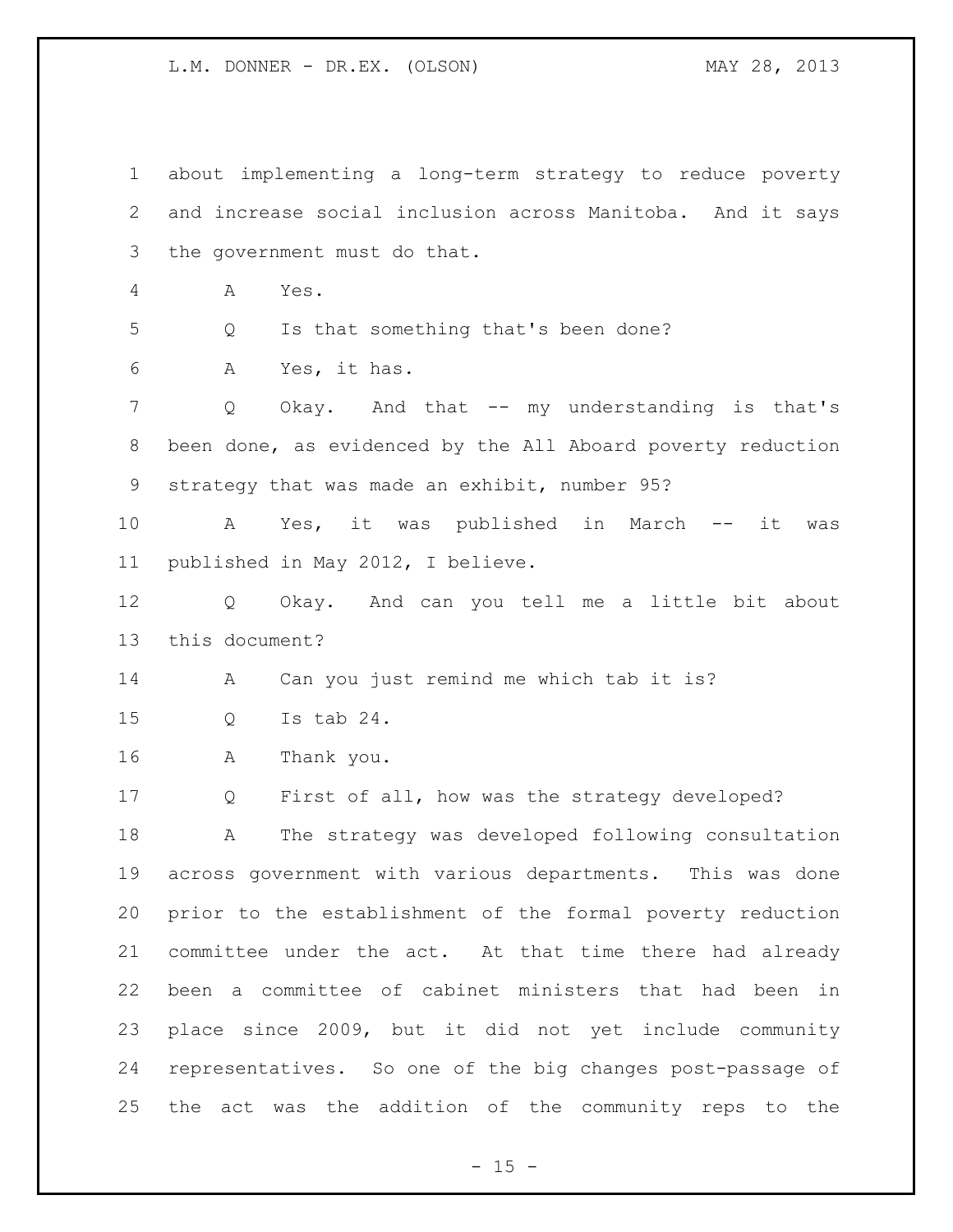about implementing a long-term strategy to reduce poverty and increase social inclusion across Manitoba. And it says the government must do that.

A Yes.

Q Is that something that's been done?

A Yes, it has.

Q Okay. And that -- my understanding is that's been done, as evidenced by the All Aboard poverty reduction strategy that was made an exhibit, number 95?

A Yes, it was published in March -- it was published in May 2012, I believe.

Q Okay. And can you tell me a little bit about this document?

A Can you just remind me which tab it is?

Q Is tab 24.

A Thank you.

Q First of all, how was the strategy developed?

A The strategy was developed following consultation across government with various departments. This was done prior to the establishment of the formal poverty reduction committee under the act. At that time there had already been a committee of cabinet ministers that had been in place since 2009, but it did not yet include community representatives. So one of the big changes post-passage of the act was the addition of the community reps to the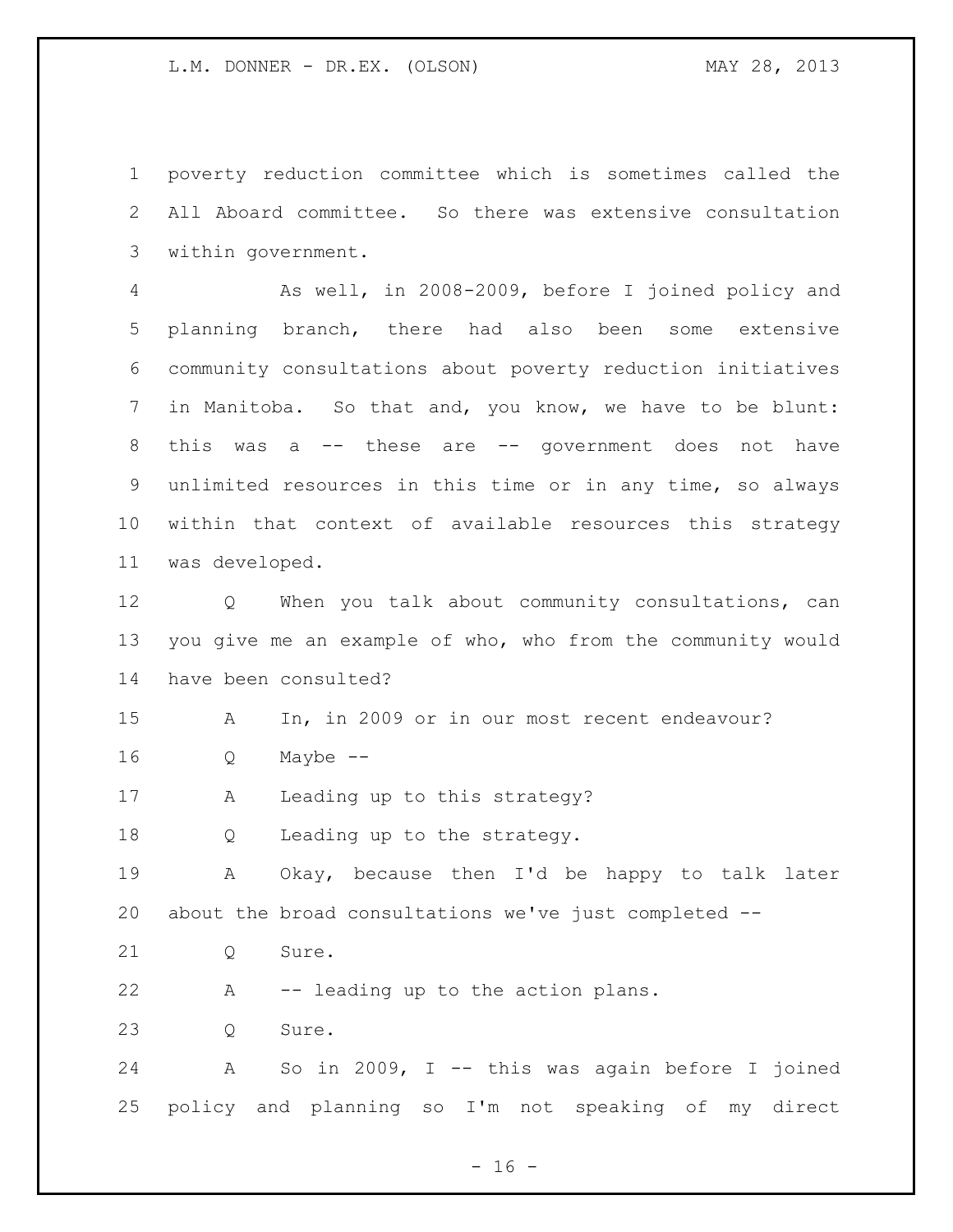poverty reduction committee which is sometimes called the All Aboard committee. So there was extensive consultation within government.

As well, in 2008-2009, before I joined policy and planning branch, there had also been some extensive community consultations about poverty reduction initiatives in Manitoba. So that and, you know, we have to be blunt: this was a -- these are -- government does not have unlimited resources in this time or in any time, so always within that context of available resources this strategy was developed.

Q When you talk about community consultations, can you give me an example of who, who from the community would have been consulted?

A In, in 2009 or in our most recent endeavour?

Q Maybe --

A Leading up to this strategy?

Q Leading up to the strategy.

A Okay, because then I'd be happy to talk later about the broad consultations we've just completed --

Q Sure.

A -- leading up to the action plans.

Q Sure.

A So in 2009, I -- this was again before I joined policy and planning so I'm not speaking of my direct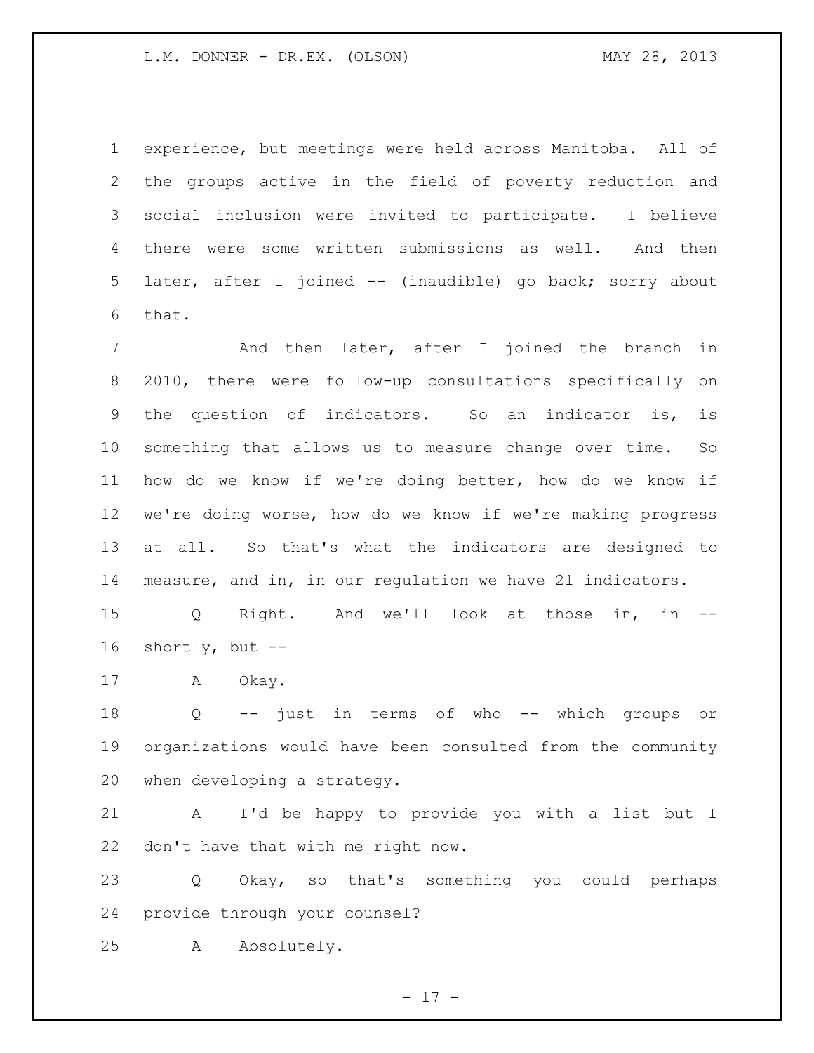experience, but meetings were held across Manitoba. All of the groups active in the field of poverty reduction and social inclusion were invited to participate. I believe there were some written submissions as well. And then later, after I joined -- (inaudible) go back; sorry about that.

And then later, after I joined the branch in 2010, there were follow-up consultations specifically on the question of indicators. So an indicator is, is something that allows us to measure change over time. So how do we know if we're doing better, how do we know if we're doing worse, how do we know if we're making progress at all. So that's what the indicators are designed to measure, and in, in our regulation we have 21 indicators.

Q Right. And we'll look at those in, in -- shortly, but --

A Okay.

Q -- just in terms of who -- which groups or organizations would have been consulted from the community when developing a strategy.

A I'd be happy to provide you with a list but I don't have that with me right now.

Q Okay, so that's something you could perhaps provide through your counsel?

A Absolutely.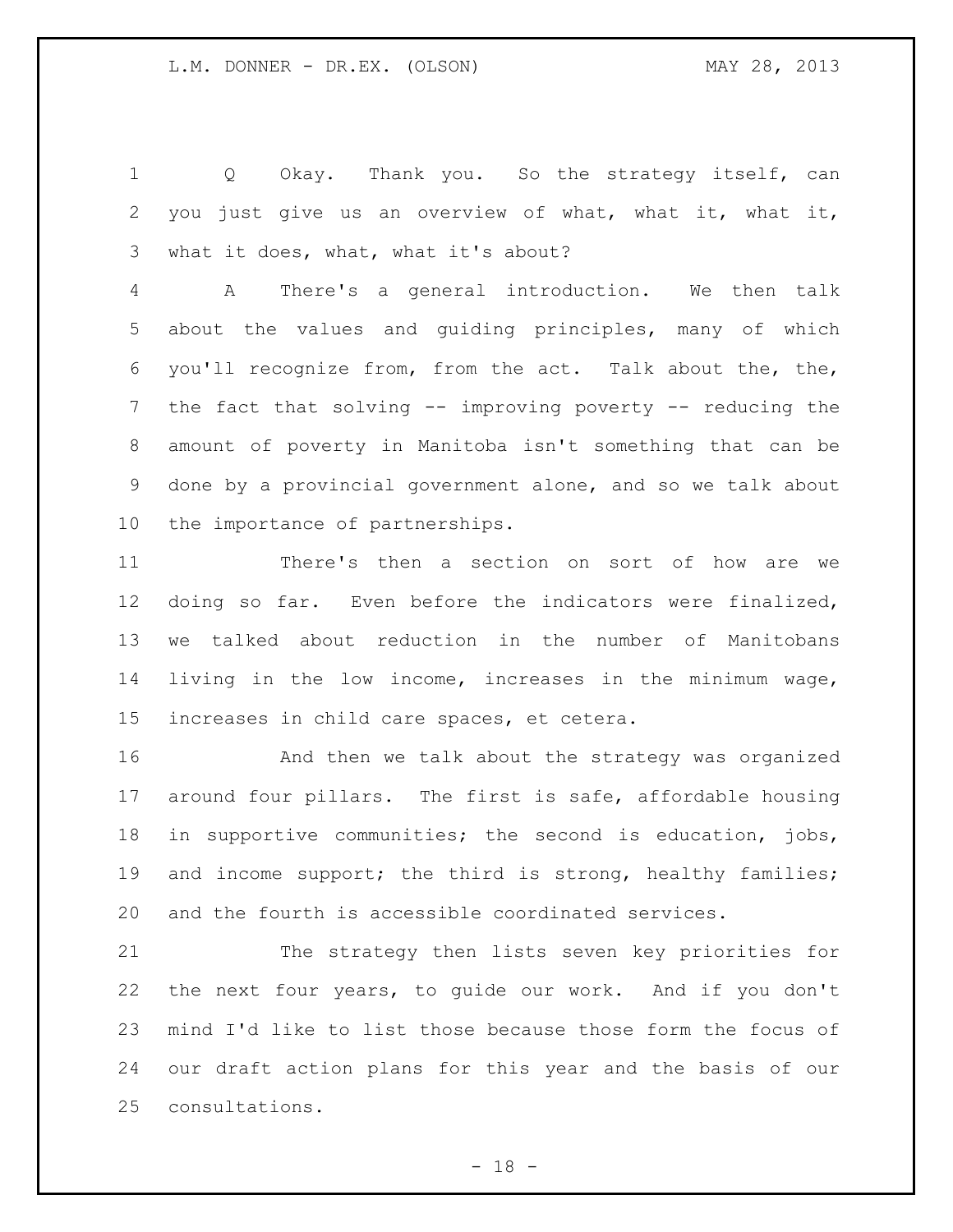Q Okay. Thank you. So the strategy itself, can you just give us an overview of what, what it, what it, what it does, what, what it's about?

A There's a general introduction. We then talk about the values and guiding principles, many of which you'll recognize from, from the act. Talk about the, the, the fact that solving -- improving poverty -- reducing the amount of poverty in Manitoba isn't something that can be done by a provincial government alone, and so we talk about the importance of partnerships.

There's then a section on sort of how are we doing so far. Even before the indicators were finalized, we talked about reduction in the number of Manitobans living in the low income, increases in the minimum wage, increases in child care spaces, et cetera.

And then we talk about the strategy was organized around four pillars. The first is safe, affordable housing in supportive communities; the second is education, jobs, and income support; the third is strong, healthy families; and the fourth is accessible coordinated services.

The strategy then lists seven key priorities for the next four years, to guide our work. And if you don't mind I'd like to list those because those form the focus of our draft action plans for this year and the basis of our consultations.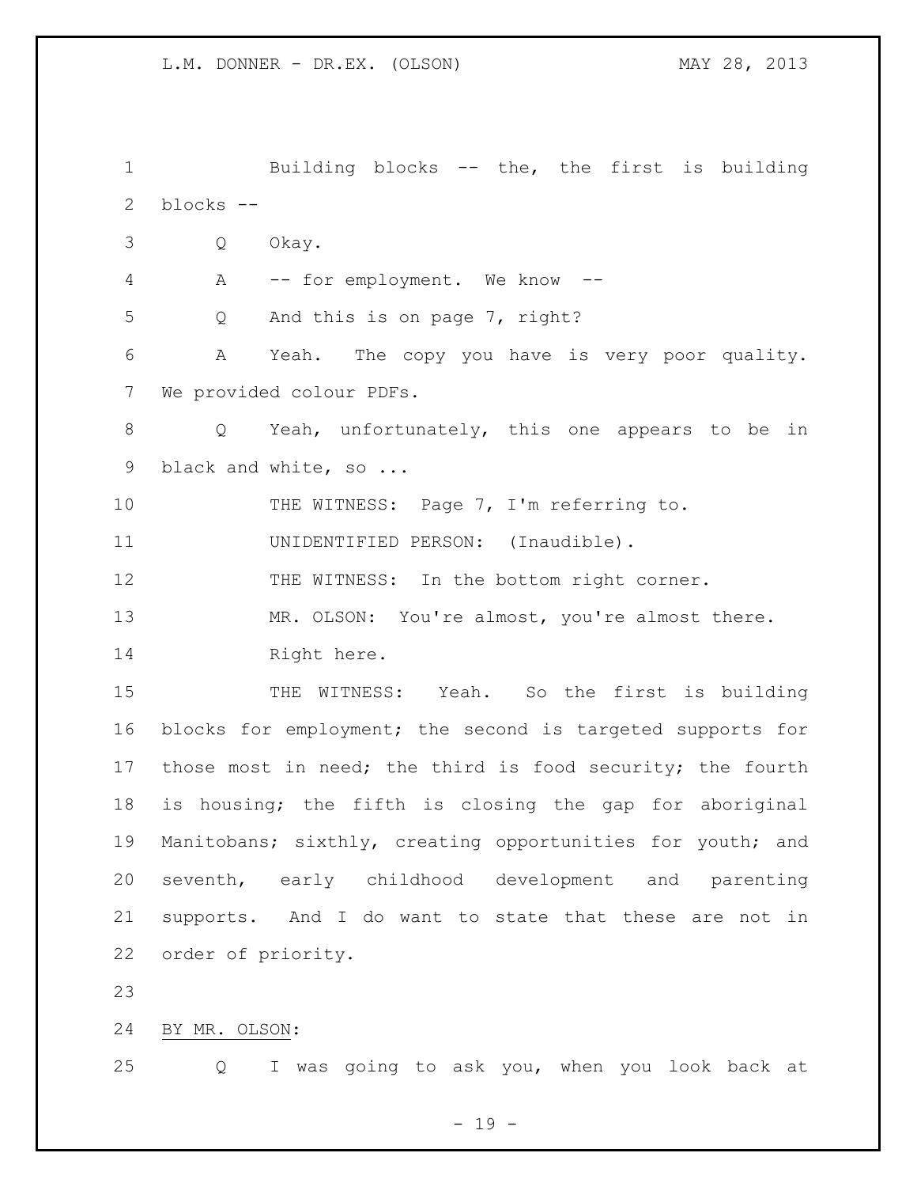Building blocks -- the, the first is building blocks --

Q Okay.

A -- for employment. We know --

Q And this is on page 7, right?

A Yeah. The copy you have is very poor quality. We provided colour PDFs.

Q Yeah, unfortunately, this one appears to be in black and white, so ...

THE WITNESS: Page 7, I'm referring to.

UNIDENTIFIED PERSON: (Inaudible).

THE WITNESS: In the bottom right corner.

MR. OLSON: You're almost, you're almost there. Right here.

THE WITNESS: Yeah. So the first is building blocks for employment; the second is targeted supports for those most in need; the third is food security; the fourth is housing; the fifth is closing the gap for aboriginal Manitobans; sixthly, creating opportunities for youth; and seventh, early childhood development and parenting supports. And I do want to state that these are not in order of priority.

BY MR. OLSON:

Q I was going to ask you, when you look back at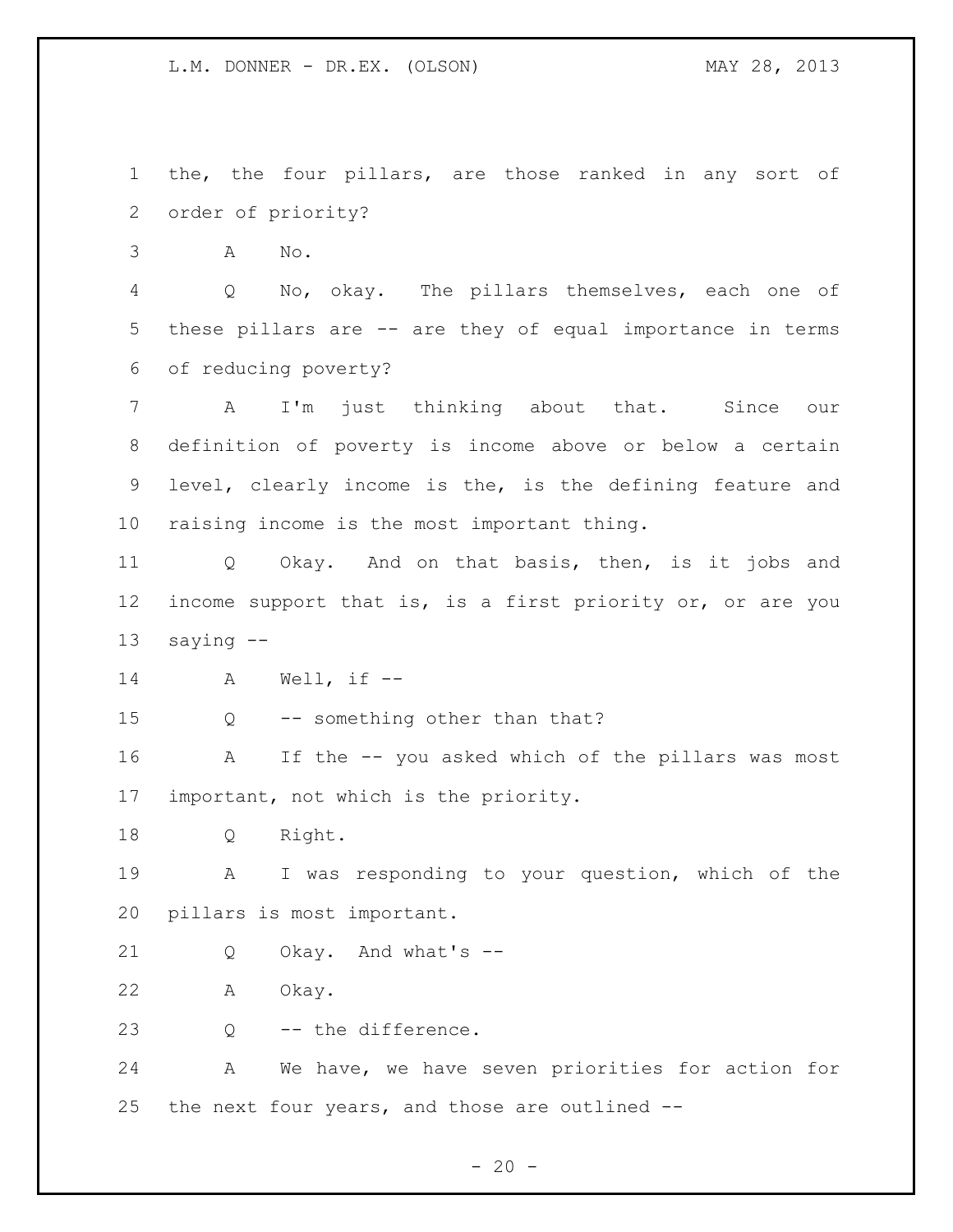the, the four pillars, are those ranked in any sort of order of priority?

A No.

Q No, okay. The pillars themselves, each one of these pillars are -- are they of equal importance in terms of reducing poverty?

A I'm just thinking about that. Since our definition of poverty is income above or below a certain level, clearly income is the, is the defining feature and raising income is the most important thing.

Q Okay. And on that basis, then, is it jobs and income support that is, is a first priority or, or are you saying --

A Well, if --

Q -- something other than that?

A If the -- you asked which of the pillars was most important, not which is the priority.

Q Right.

A I was responding to your question, which of the pillars is most important.

Q Okay. And what's --

A Okay.

Q -- the difference.

A We have, we have seven priorities for action for the next four years, and those are outlined --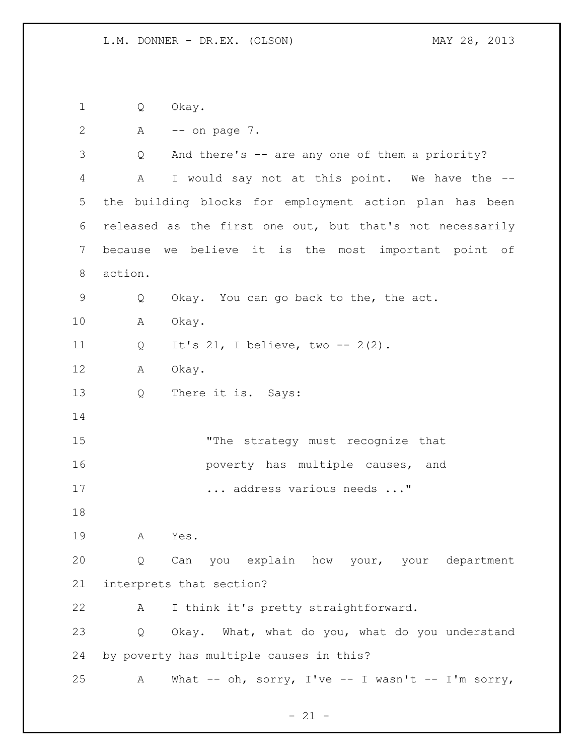Q Okay.

A -- on page 7.

Q And there's -- are any one of them a priority?

A I would say not at this point. We have the -- the building blocks for employment action plan has been released as the first one out, but that's not necessarily because we believe it is the most important point of action.

Q Okay. You can go back to the, the act.

A Okay.

Q It's 21, I believe, two -- 2(2).

A Okay.

Q There it is. Says:

> "The strategy must recognize that poverty has multiple causes, and ... address various needs ..."

A Yes.

Q Can you explain how your, your department interprets that section?

A I think it's pretty straightforward.

Q Okay. What, what do you, what do you understand by poverty has multiple causes in this?

A What -- oh, sorry, I've -- I wasn't -- I'm sorry,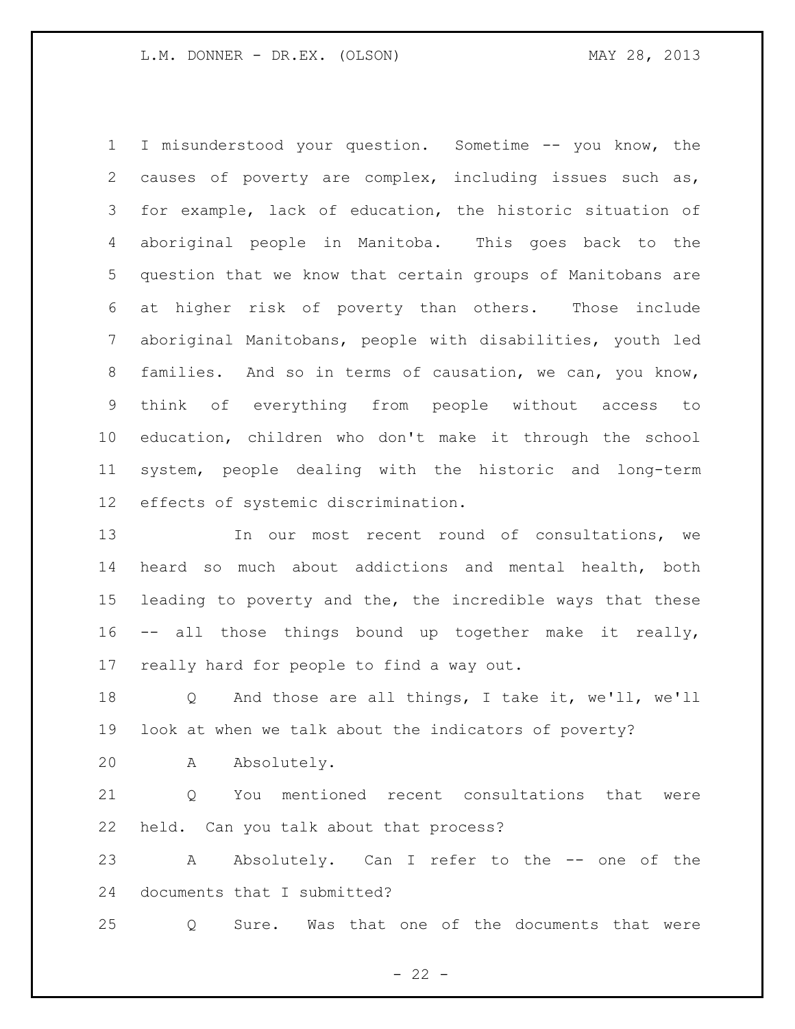I misunderstood your question. Sometime -- you know, the causes of poverty are complex, including issues such as, for example, lack of education, the historic situation of aboriginal people in Manitoba. This goes back to the question that we know that certain groups of Manitobans are at higher risk of poverty than others. Those include aboriginal Manitobans, people with disabilities, youth led families. And so in terms of causation, we can, you know, think of everything from people without access to education, children who don't make it through the school system, people dealing with the historic and long-term effects of systemic discrimination.

In our most recent round of consultations, we heard so much about addictions and mental health, both leading to poverty and the, the incredible ways that these -- all those things bound up together make it really, really hard for people to find a way out.

Q And those are all things, I take it, we'll, we'll look at when we talk about the indicators of poverty?

A Absolutely.

Q You mentioned recent consultations that were held. Can you talk about that process?

A Absolutely. Can I refer to the -- one of the documents that I submitted?

Q Sure. Was that one of the documents that were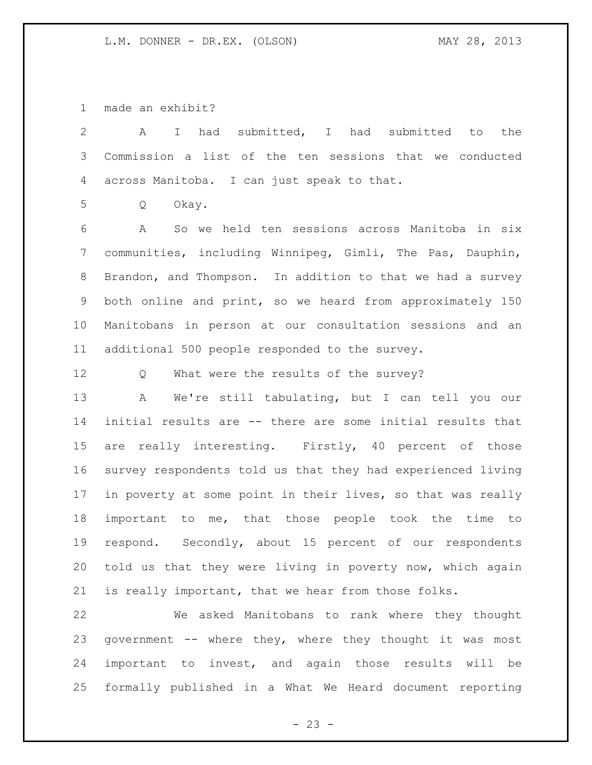made an exhibit?

A I had submitted, I had submitted to the Commission a list of the ten sessions that we conducted across Manitoba. I can just speak to that.

Q Okay.

A So we held ten sessions across Manitoba in six communities, including Winnipeg, Gimli, The Pas, Dauphin, Brandon, and Thompson. In addition to that we had a survey both online and print, so we heard from approximately 150 Manitobans in person at our consultation sessions and an additional 500 people responded to the survey.

Q What were the results of the survey?

A We're still tabulating, but I can tell you our initial results are -- there are some initial results that are really interesting. Firstly, 40 percent of those survey respondents told us that they had experienced living in poverty at some point in their lives, so that was really important to me, that those people took the time to respond. Secondly, about 15 percent of our respondents told us that they were living in poverty now, which again is really important, that we hear from those folks.

We asked Manitobans to rank where they thought government -- where they, where they thought it was most important to invest, and again those results will be formally published in a What We Heard document reporting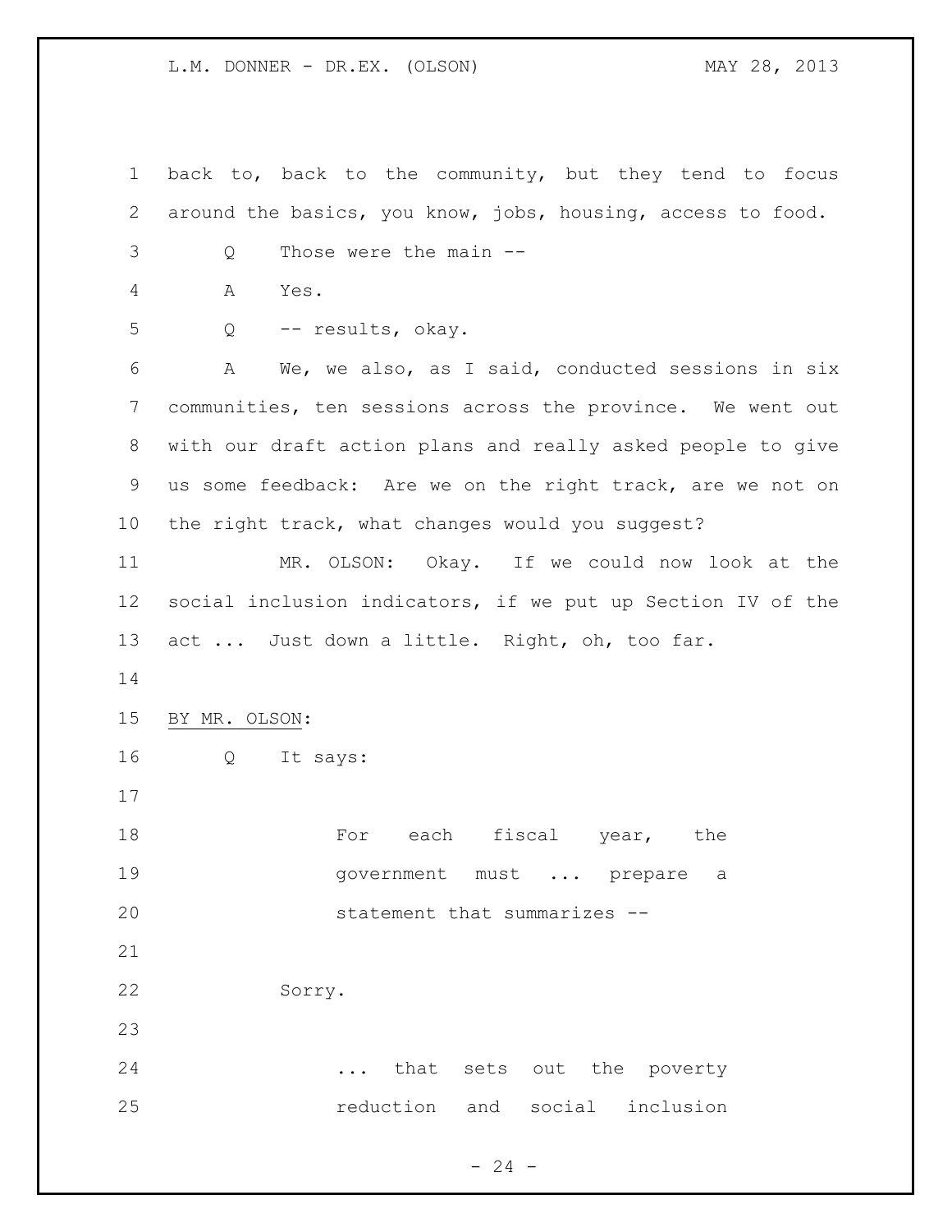back to, back to the community, but they tend to focus around the basics, you know, jobs, housing, access to food.

Q Those were the main --

A Yes.

Q -- results, okay.

A We, we also, as I said, conducted sessions in six communities, ten sessions across the province. We went out with our draft action plans and really asked people to give us some feedback: Are we on the right track, are we not on the right track, what changes would you suggest?

MR. OLSON: Okay. If we could now look at the social inclusion indicators, if we put up Section IV of the act ... Just down a little. Right, oh, too far.

BY MR. OLSON:

Q It says:

> For each fiscal year, the government must ... prepare a statement that summarizes --

Sorry.

> ... that sets out the poverty reduction and social inclusion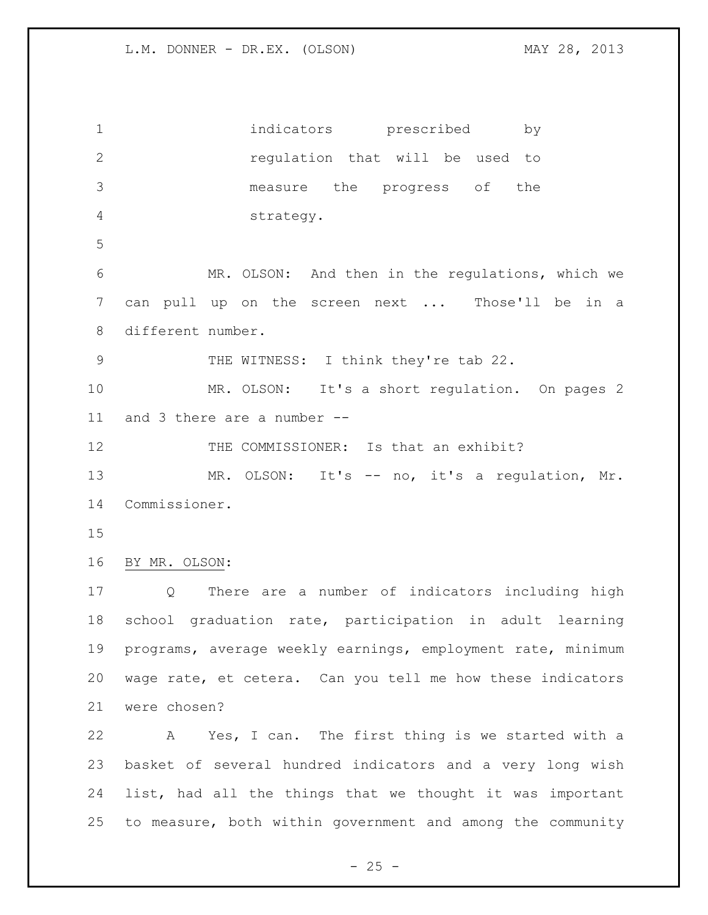indicators prescribed by regulation that will be used to measure the progress of the strategy.

MR. OLSON: And then in the regulations, which we can pull up on the screen next ... Those'll be in a different number.

THE WITNESS: I think they're tab 22.

MR. OLSON: It's a short regulation. On pages 2 and 3 there are a number --

THE COMMISSIONER: Is that an exhibit?

MR. OLSON: It's -- no, it's a regulation, Mr. Commissioner.

BY MR. OLSON:

Q There are a number of indicators including high school graduation rate, participation in adult learning programs, average weekly earnings, employment rate, minimum wage rate, et cetera. Can you tell me how these indicators were chosen?

A Yes, I can. The first thing is we started with a basket of several hundred indicators and a very long wish list, had all the things that we thought it was important to measure, both within government and among the community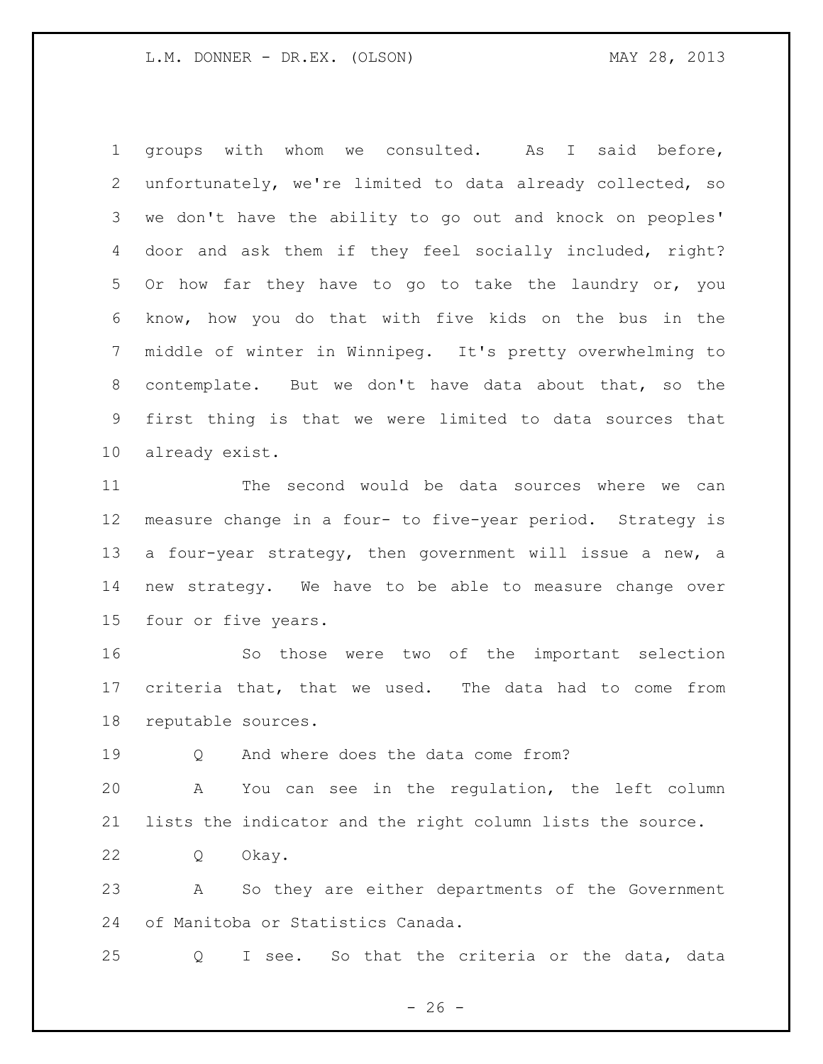groups with whom we consulted. As I said before, unfortunately, we're limited to data already collected, so we don't have the ability to go out and knock on peoples' door and ask them if they feel socially included, right? Or how far they have to go to take the laundry or, you know, how you do that with five kids on the bus in the middle of winter in Winnipeg. It's pretty overwhelming to contemplate. But we don't have data about that, so the first thing is that we were limited to data sources that already exist.

The second would be data sources where we can measure change in a four- to five-year period. Strategy is a four-year strategy, then government will issue a new, a new strategy. We have to be able to measure change over four or five years.

So those were two of the important selection criteria that, that we used. The data had to come from reputable sources.

Q And where does the data come from?

A You can see in the regulation, the left column lists the indicator and the right column lists the source.

Q Okay.

A So they are either departments of the Government of Manitoba or Statistics Canada.

Q I see. So that the criteria or the data, data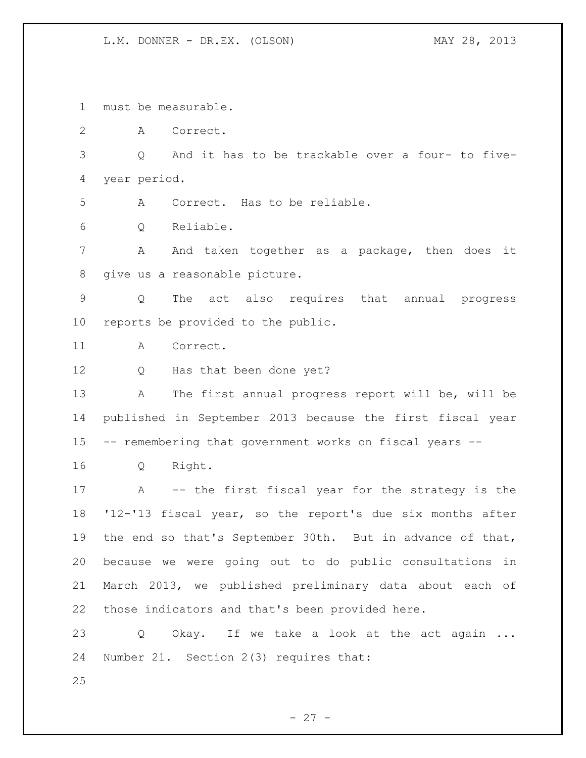must be measurable.

A Correct.

Q And it has to be trackable over a four- to five-year period.

A Correct. Has to be reliable.

Q Reliable.

A And taken together as a package, then does it give us a reasonable picture.

Q The act also requires that annual progress reports be provided to the public.

A Correct.

Q Has that been done yet?

A The first annual progress report will be, will be published in September 2013 because the first fiscal year -- remembering that government works on fiscal years --

Q Right.

A -- the first fiscal year for the strategy is the '12-'13 fiscal year, so the report's due six months after the end so that's September 30th. But in advance of that, because we were going out to do public consultations in March 2013, we published preliminary data about each of those indicators and that's been provided here.

Q Okay. If we take a look at the act again ... Number 21. Section 2(3) requires that: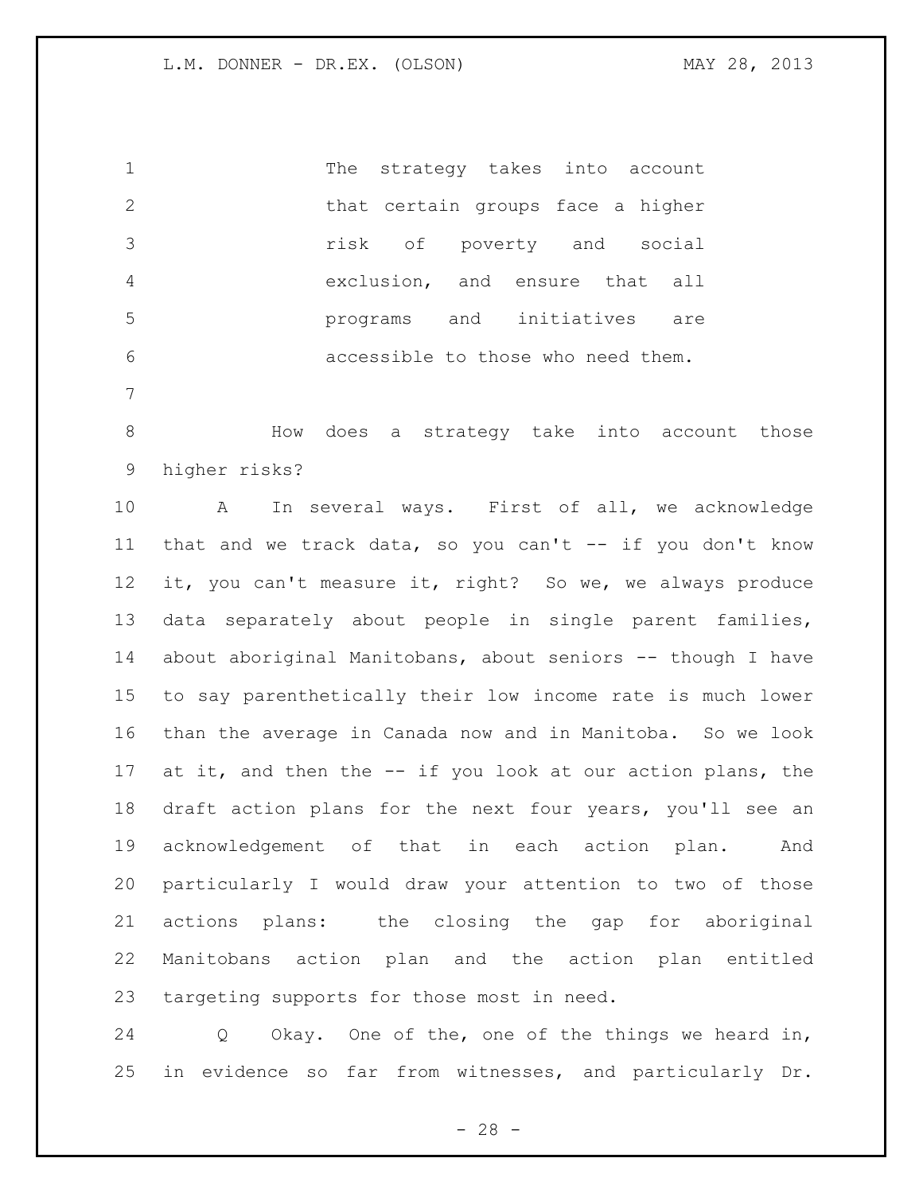The strategy takes into account that certain groups face a higher risk of poverty and social exclusion, and ensure that all programs and initiatives are accessible to those who need them.

How does a strategy take into account those higher risks?

A In several ways. First of all, we acknowledge that and we track data, so you can't -- if you don't know it, you can't measure it, right? So we, we always produce data separately about people in single parent families, about aboriginal Manitobans, about seniors -- though I have to say parenthetically their low income rate is much lower than the average in Canada now and in Manitoba. So we look at it, and then the -- if you look at our action plans, the draft action plans for the next four years, you'll see an acknowledgement of that in each action plan. And particularly I would draw your attention to two of those actions plans: the closing the gap for aboriginal Manitobans action plan and the action plan entitled targeting supports for those most in need.

Q Okay. One of the, one of the things we heard in, in evidence so far from witnesses, and particularly Dr.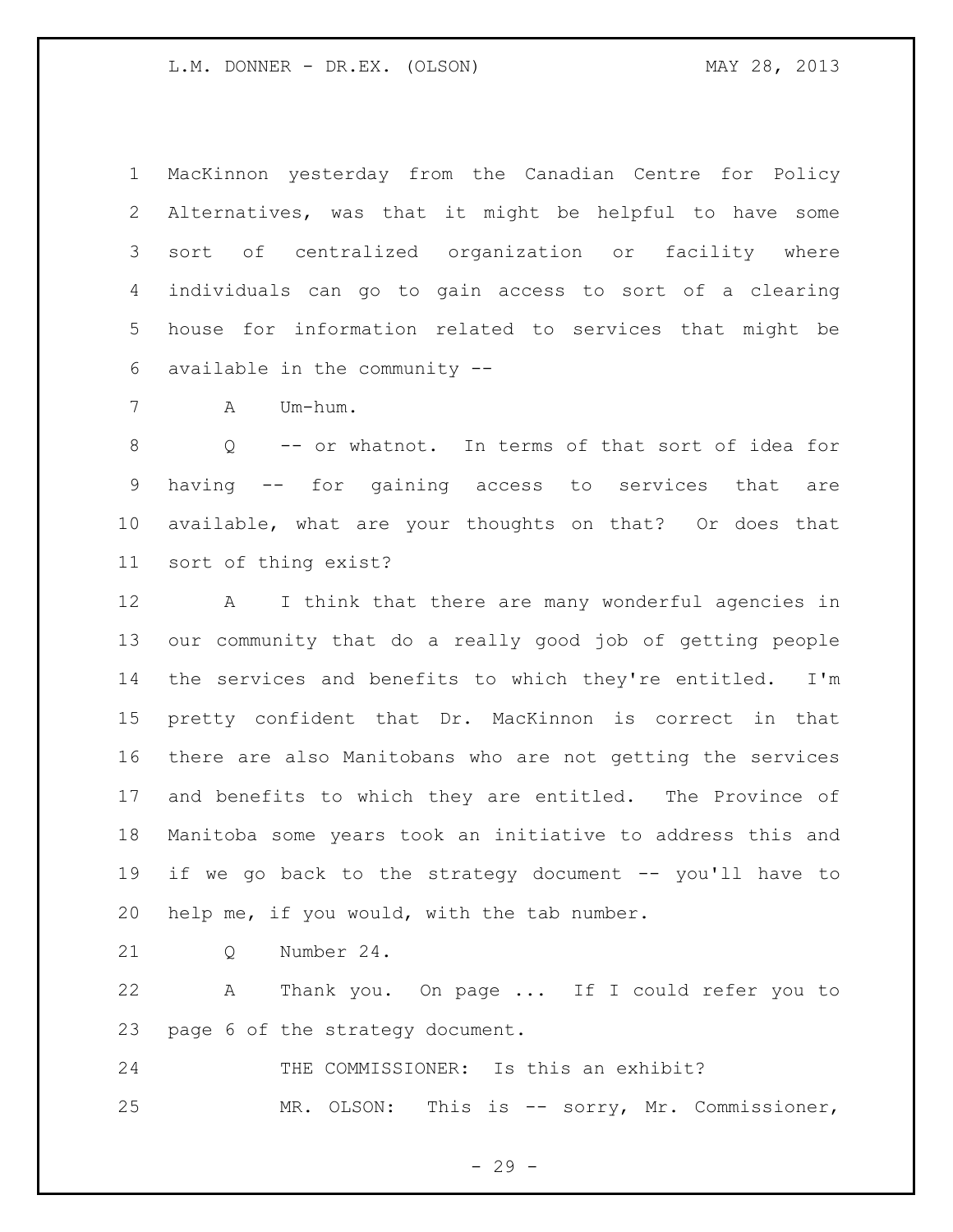MacKinnon yesterday from the Canadian Centre for Policy Alternatives, was that it might be helpful to have some sort of centralized organization or facility where individuals can go to gain access to sort of a clearing house for information related to services that might be available in the community --

A Um-hum.

Q -- or whatnot. In terms of that sort of idea for having -- for gaining access to services that are available, what are your thoughts on that? Or does that sort of thing exist?

A I think that there are many wonderful agencies in our community that do a really good job of getting people the services and benefits to which they're entitled. I'm pretty confident that Dr. MacKinnon is correct in that there are also Manitobans who are not getting the services and benefits to which they are entitled. The Province of Manitoba some years took an initiative to address this and if we go back to the strategy document -- you'll have to help me, if you would, with the tab number.

Q Number 24.

A Thank you. On page ... If I could refer you to page 6 of the strategy document.

THE COMMISSIONER: Is this an exhibit?

MR. OLSON: This is -- sorry, Mr. Commissioner,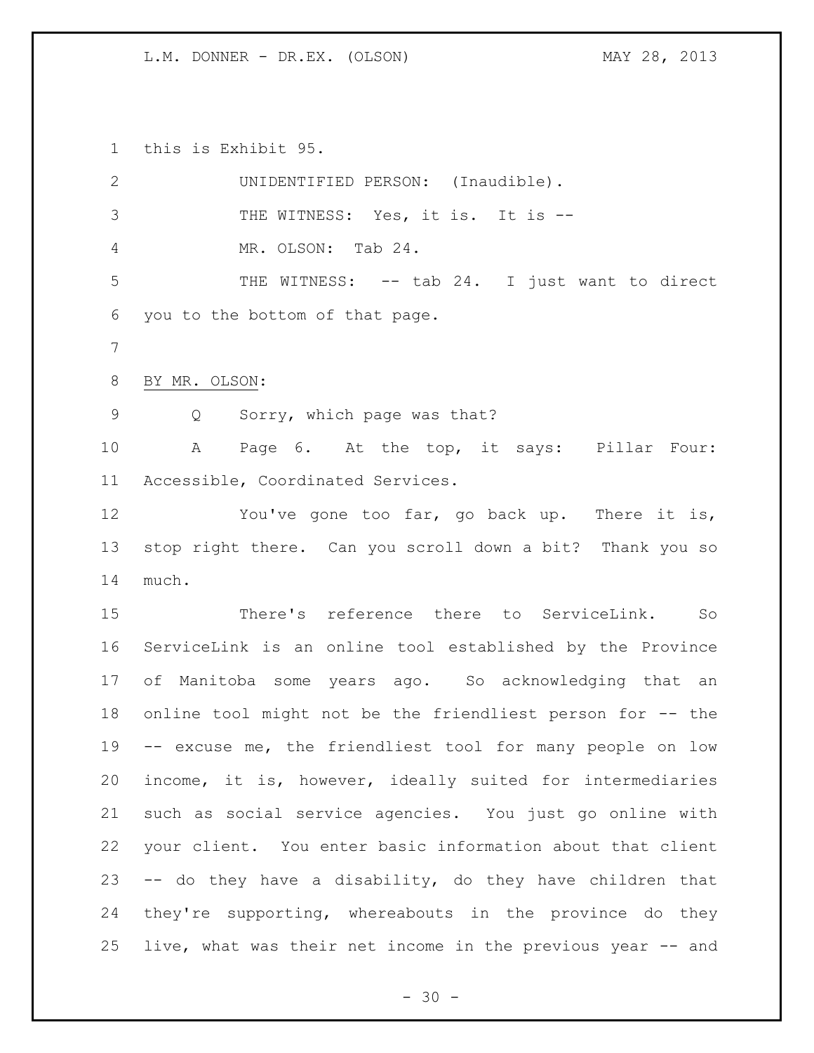this is Exhibit 95.

UNIDENTIFIED PERSON: (Inaudible).

THE WITNESS: Yes, it is. It is --

MR. OLSON: Tab 24.

THE WITNESS: -- tab 24. I just want to direct you to the bottom of that page.

BY MR. OLSON:

Q Sorry, which page was that?

A Page 6. At the top, it says: Pillar Four: Accessible, Coordinated Services.

You've gone too far, go back up. There it is, stop right there. Can you scroll down a bit? Thank you so much.

There's reference there to ServiceLink. So ServiceLink is an online tool established by the Province of Manitoba some years ago. So acknowledging that an online tool might not be the friendliest person for -- the -- excuse me, the friendliest tool for many people on low income, it is, however, ideally suited for intermediaries such as social service agencies. You just go online with your client. You enter basic information about that client -- do they have a disability, do they have children that they're supporting, whereabouts in the province do they live, what was their net income in the previous year -- and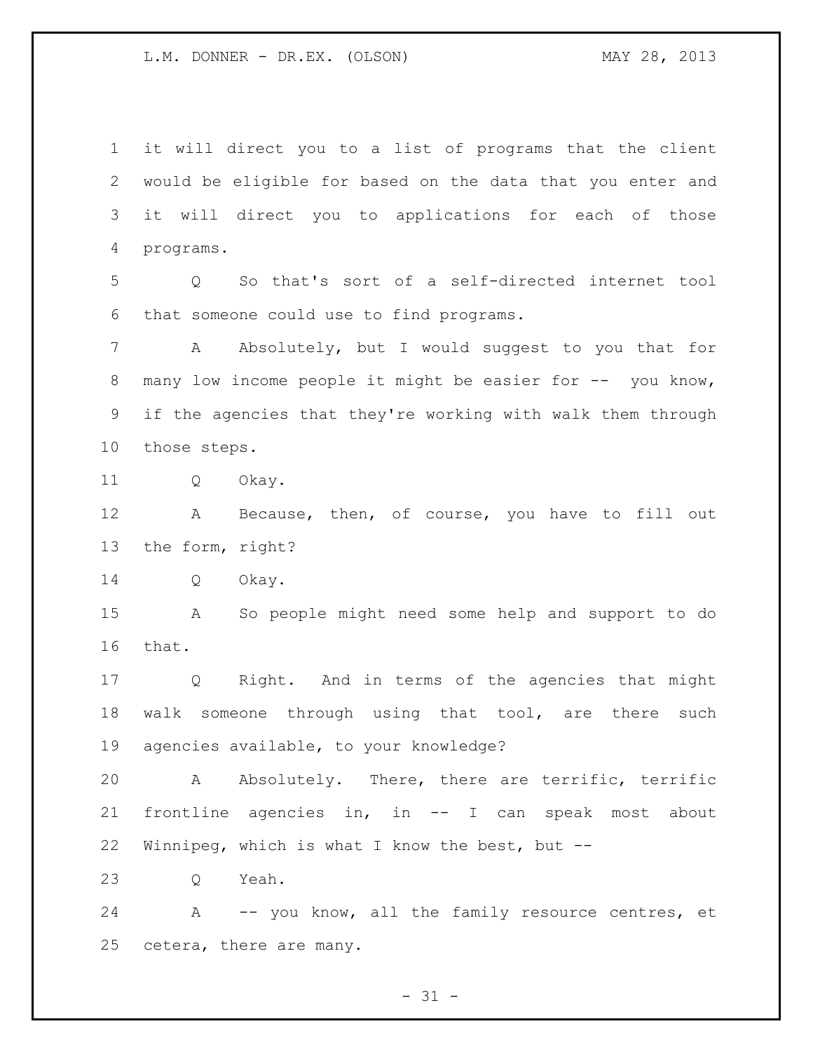it will direct you to a list of programs that the client would be eligible for based on the data that you enter and it will direct you to applications for each of those programs.

Q So that's sort of a self-directed internet tool that someone could use to find programs.

A Absolutely, but I would suggest to you that for many low income people it might be easier for -- you know, if the agencies that they're working with walk them through those steps.

Q Okay.

A Because, then, of course, you have to fill out the form, right?

Q Okay.

A So people might need some help and support to do that.

Q Right. And in terms of the agencies that might walk someone through using that tool, are there such agencies available, to your knowledge?

A Absolutely. There, there are terrific, terrific frontline agencies in, in -- I can speak most about Winnipeg, which is what I know the best, but --

Q Yeah.

A -- you know, all the family resource centres, et cetera, there are many.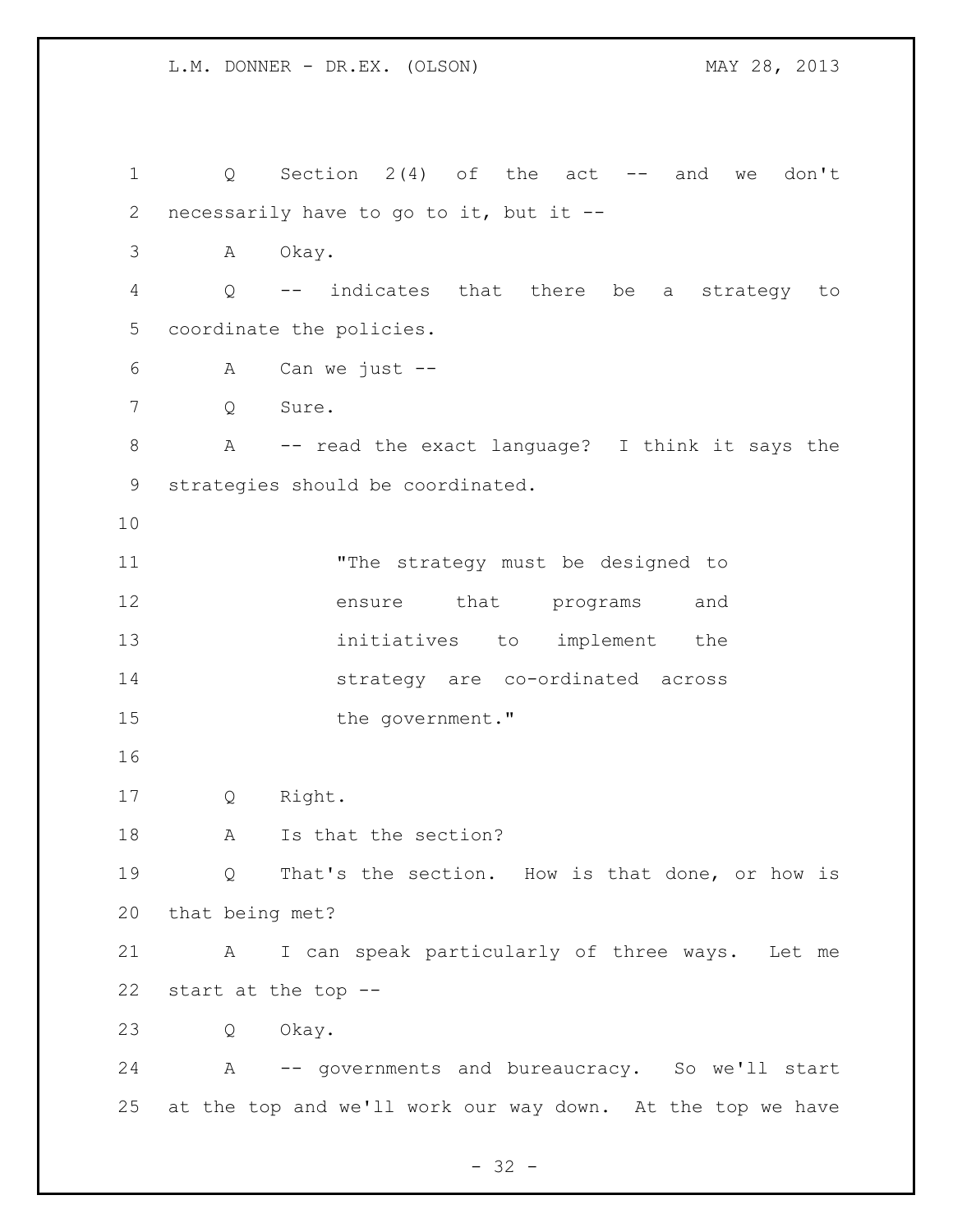Q Section 2(4) of the act -- and we don't necessarily have to go to it, but it --

A Okay.

Q -- indicates that there be a strategy to coordinate the policies.

A Can we just --

Q Sure.

A -- read the exact language? I think it says the strategies should be coordinated.

> "The strategy must be designed to ensure that programs and initiatives to implement the strategy are co-ordinated across the government."

Q Right.

A Is that the section?

Q That's the section. How is that done, or how is that being met?

A I can speak particularly of three ways. Let me start at the top --

Q Okay.

A -- governments and bureaucracy. So we'll start at the top and we'll work our way down. At the top we have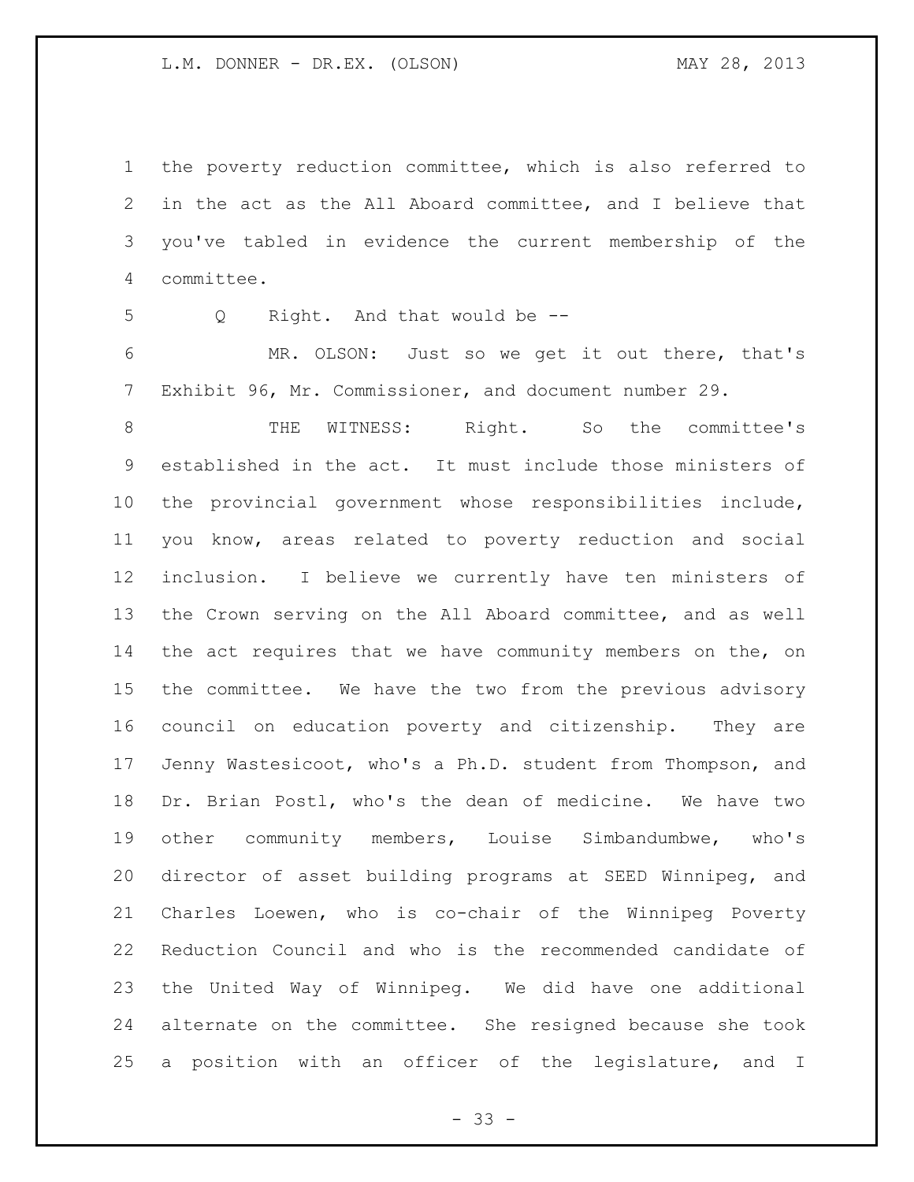the poverty reduction committee, which is also referred to in the act as the All Aboard committee, and I believe that you've tabled in evidence the current membership of the committee.

Q Right. And that would be --

MR. OLSON: Just so we get it out there, that's Exhibit 96, Mr. Commissioner, and document number 29.

THE WITNESS: Right. So the committee's established in the act. It must include those ministers of the provincial government whose responsibilities include, you know, areas related to poverty reduction and social inclusion. I believe we currently have ten ministers of the Crown serving on the All Aboard committee, and as well the act requires that we have community members on the, on the committee. We have the two from the previous advisory council on education poverty and citizenship. They are Jenny Wastesicoot, who's a Ph.D. student from Thompson, and Dr. Brian Postl, who's the dean of medicine. We have two other community members, Louise Simbandumbwe, who's director of asset building programs at SEED Winnipeg, and Charles Loewen, who is co-chair of the Winnipeg Poverty Reduction Council and who is the recommended candidate of the United Way of Winnipeg. We did have one additional alternate on the committee. She resigned because she took a position with an officer of the legislature, and I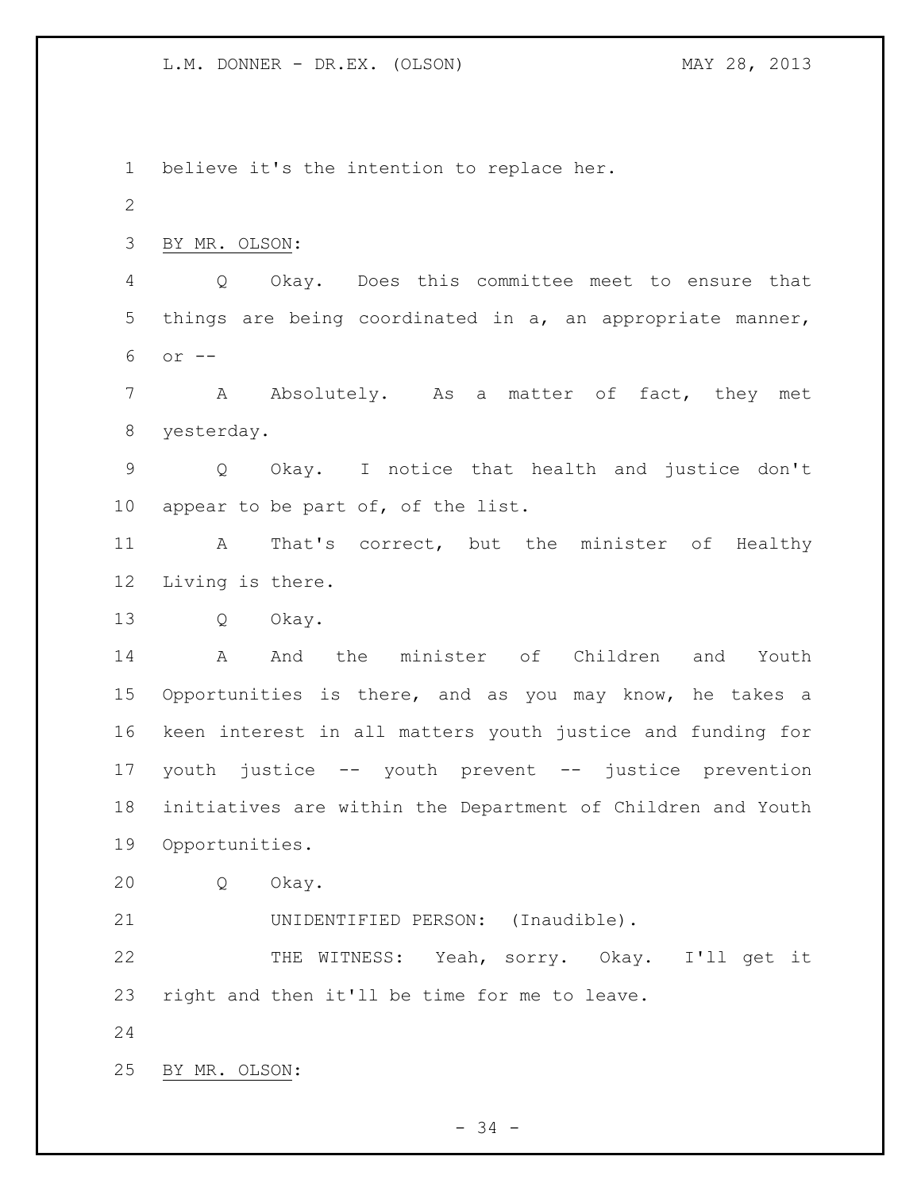believe it's the intention to replace her.

BY MR. OLSON:

Q Okay. Does this committee meet to ensure that things are being coordinated in a, an appropriate manner, or --

A Absolutely. As a matter of fact, they met yesterday.

Q Okay. I notice that health and justice don't appear to be part of, of the list.

A That's correct, but the minister of Healthy Living is there.

Q Okay.

A And the minister of Children and Youth Opportunities is there, and as you may know, he takes a keen interest in all matters youth justice and funding for youth justice -- youth prevent -- justice prevention initiatives are within the Department of Children and Youth Opportunities.

Q Okay.

UNIDENTIFIED PERSON: (Inaudible).

THE WITNESS: Yeah, sorry. Okay. I'll get it right and then it'll be time for me to leave.

BY MR. OLSON: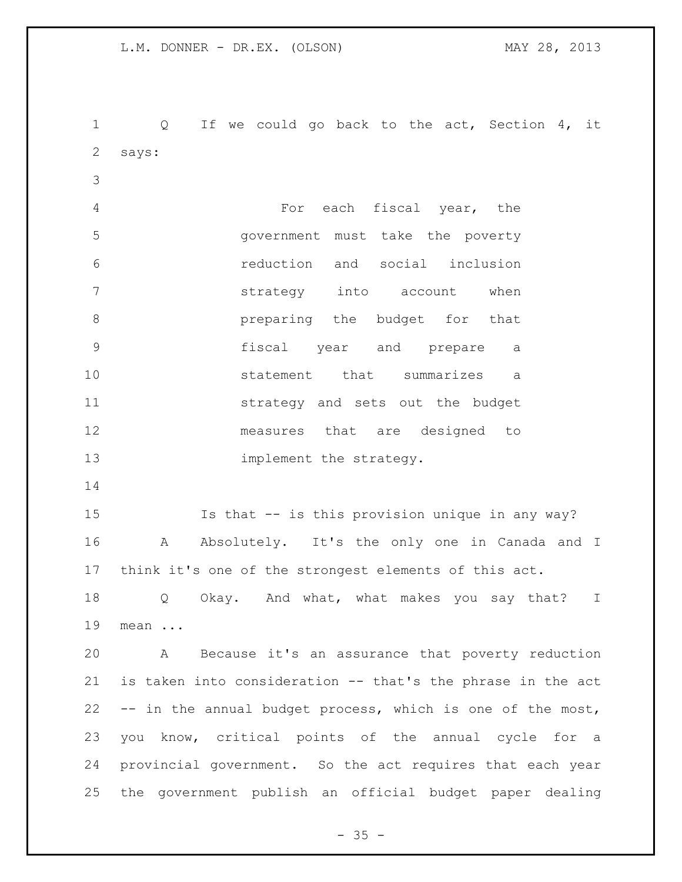Q If we could go back to the act, Section 4, it says:

> For each fiscal year, the government must take the poverty reduction and social inclusion strategy into account when preparing the budget for that fiscal year and prepare a statement that summarizes a strategy and sets out the budget measures that are designed to implement the strategy.

Is that -- is this provision unique in any way?

A Absolutely. It's the only one in Canada and I think it's one of the strongest elements of this act.

Q Okay. And what, what makes you say that? I mean ...

A Because it's an assurance that poverty reduction is taken into consideration -- that's the phrase in the act -- in the annual budget process, which is one of the most, you know, critical points of the annual cycle for a provincial government. So the act requires that each year the government publish an official budget paper dealing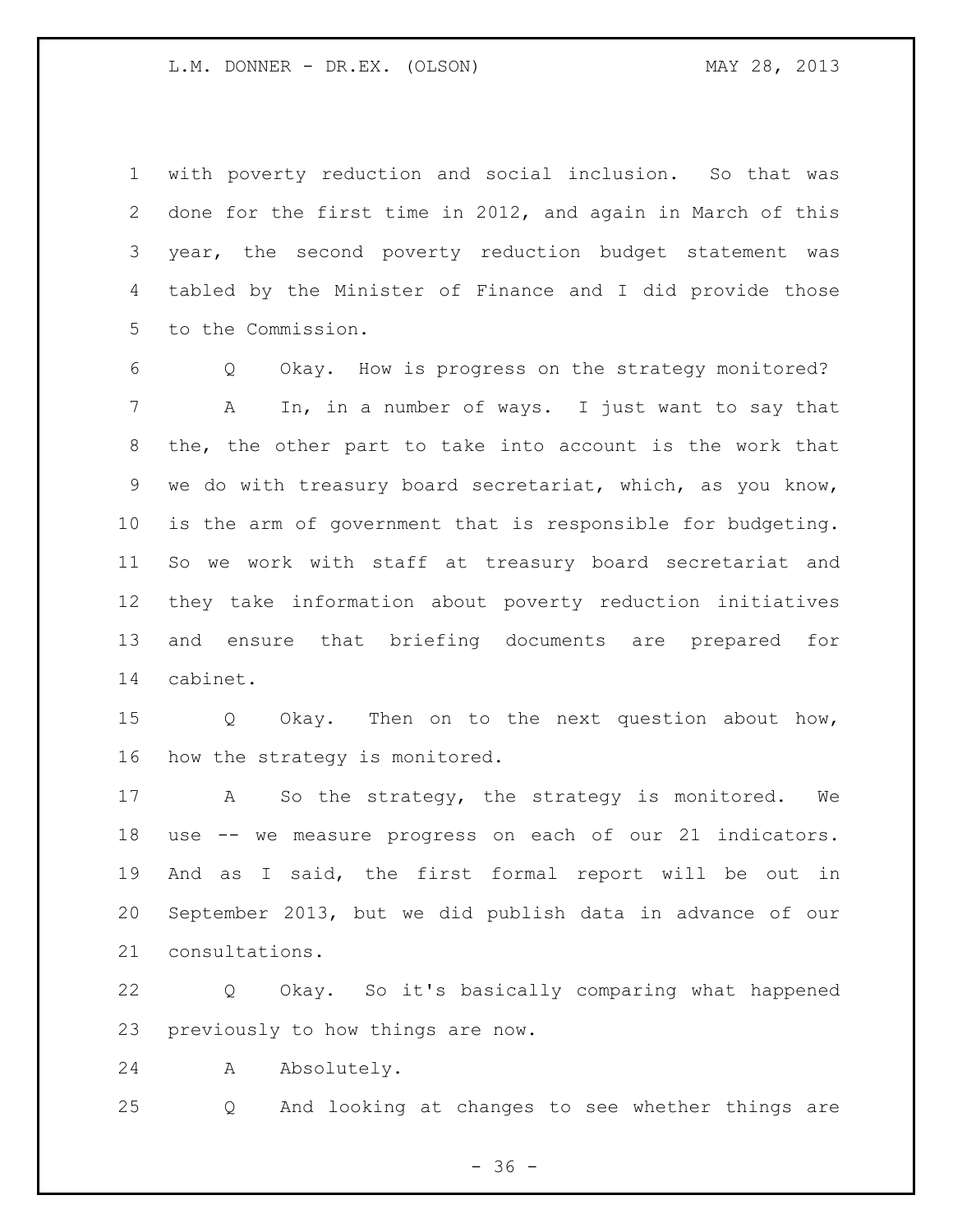with poverty reduction and social inclusion. So that was done for the first time in 2012, and again in March of this year, the second poverty reduction budget statement was tabled by the Minister of Finance and I did provide those to the Commission.

Q Okay. How is progress on the strategy monitored?

A In, in a number of ways. I just want to say that the, the other part to take into account is the work that we do with treasury board secretariat, which, as you know, is the arm of government that is responsible for budgeting. So we work with staff at treasury board secretariat and they take information about poverty reduction initiatives and ensure that briefing documents are prepared for cabinet.

Q Okay. Then on to the next question about how, how the strategy is monitored.

A So the strategy, the strategy is monitored. We use -- we measure progress on each of our 21 indicators. And as I said, the first formal report will be out in September 2013, but we did publish data in advance of our consultations.

Q Okay. So it's basically comparing what happened previously to how things are now.

A Absolutely.

Q And looking at changes to see whether things are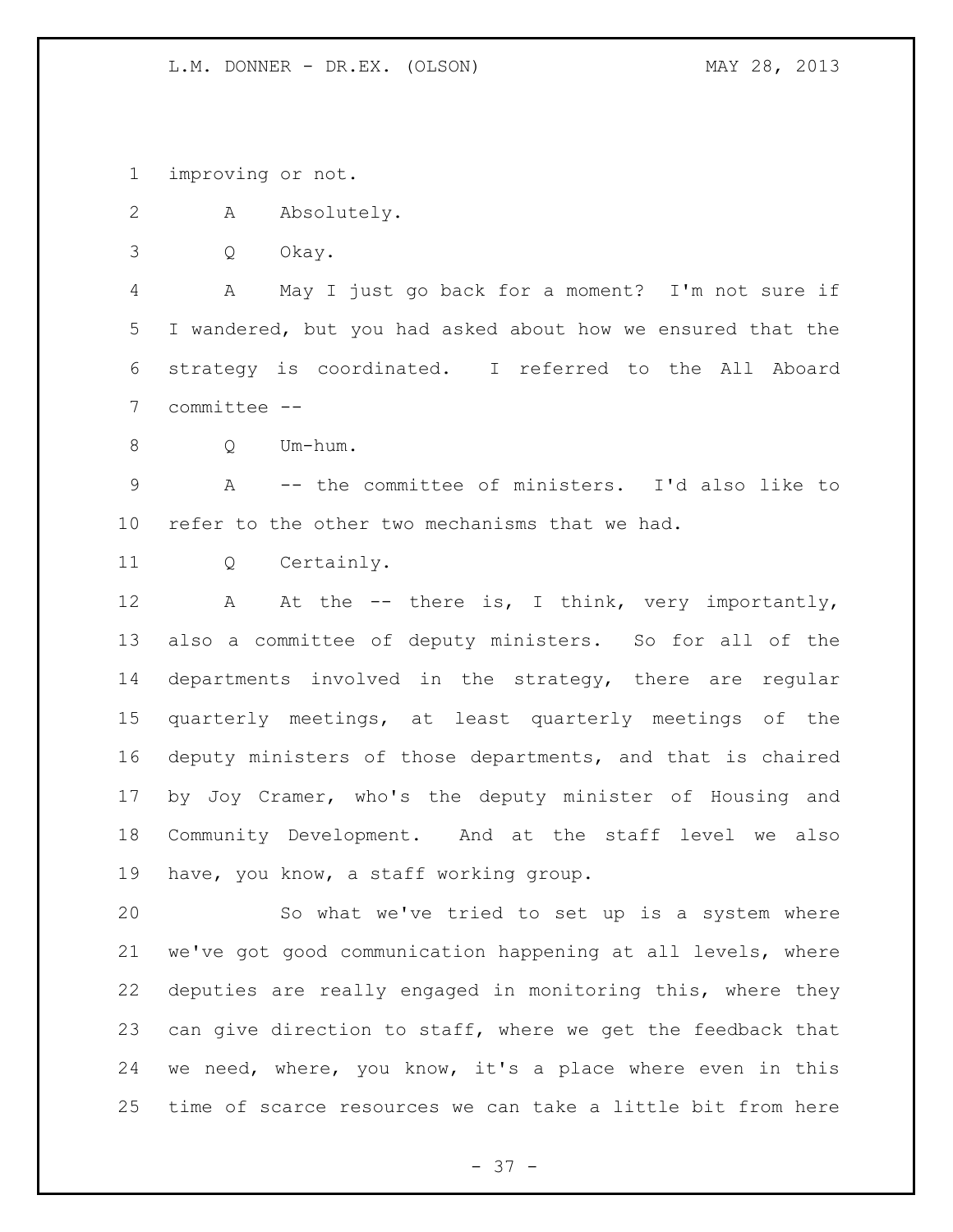improving or not.

A Absolutely.

Q Okay.

A May I just go back for a moment? I'm not sure if I wandered, but you had asked about how we ensured that the strategy is coordinated. I referred to the All Aboard committee --

Q Um-hum.

A -- the committee of ministers. I'd also like to refer to the other two mechanisms that we had.

Q Certainly.

A At the -- there is, I think, very importantly, also a committee of deputy ministers. So for all of the departments involved in the strategy, there are regular quarterly meetings, at least quarterly meetings of the deputy ministers of those departments, and that is chaired by Joy Cramer, who's the deputy minister of Housing and Community Development. And at the staff level we also have, you know, a staff working group.

So what we've tried to set up is a system where we've got good communication happening at all levels, where deputies are really engaged in monitoring this, where they can give direction to staff, where we get the feedback that we need, where, you know, it's a place where even in this time of scarce resources we can take a little bit from here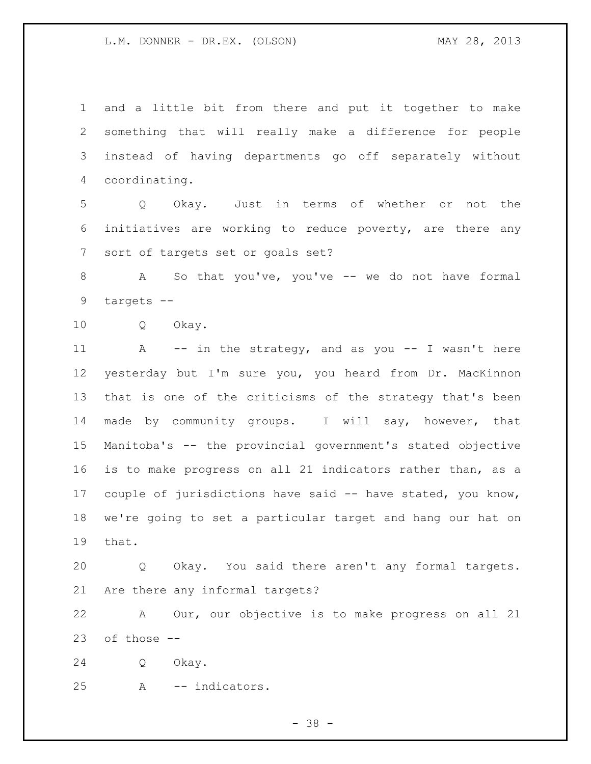and a little bit from there and put it together to make something that will really make a difference for people instead of having departments go off separately without coordinating.

Q Okay. Just in terms of whether or not the initiatives are working to reduce poverty, are there any sort of targets set or goals set?

A So that you've, you've -- we do not have formal targets --

Q Okay.

A -- in the strategy, and as you -- I wasn't here yesterday but I'm sure you, you heard from Dr. MacKinnon that is one of the criticisms of the strategy that's been made by community groups. I will say, however, that Manitoba's -- the provincial government's stated objective is to make progress on all 21 indicators rather than, as a couple of jurisdictions have said -- have stated, you know, we're going to set a particular target and hang our hat on that.

Q Okay. You said there aren't any formal targets. Are there any informal targets?

A Our, our objective is to make progress on all 21 of those --

Q Okay.

A -- indicators.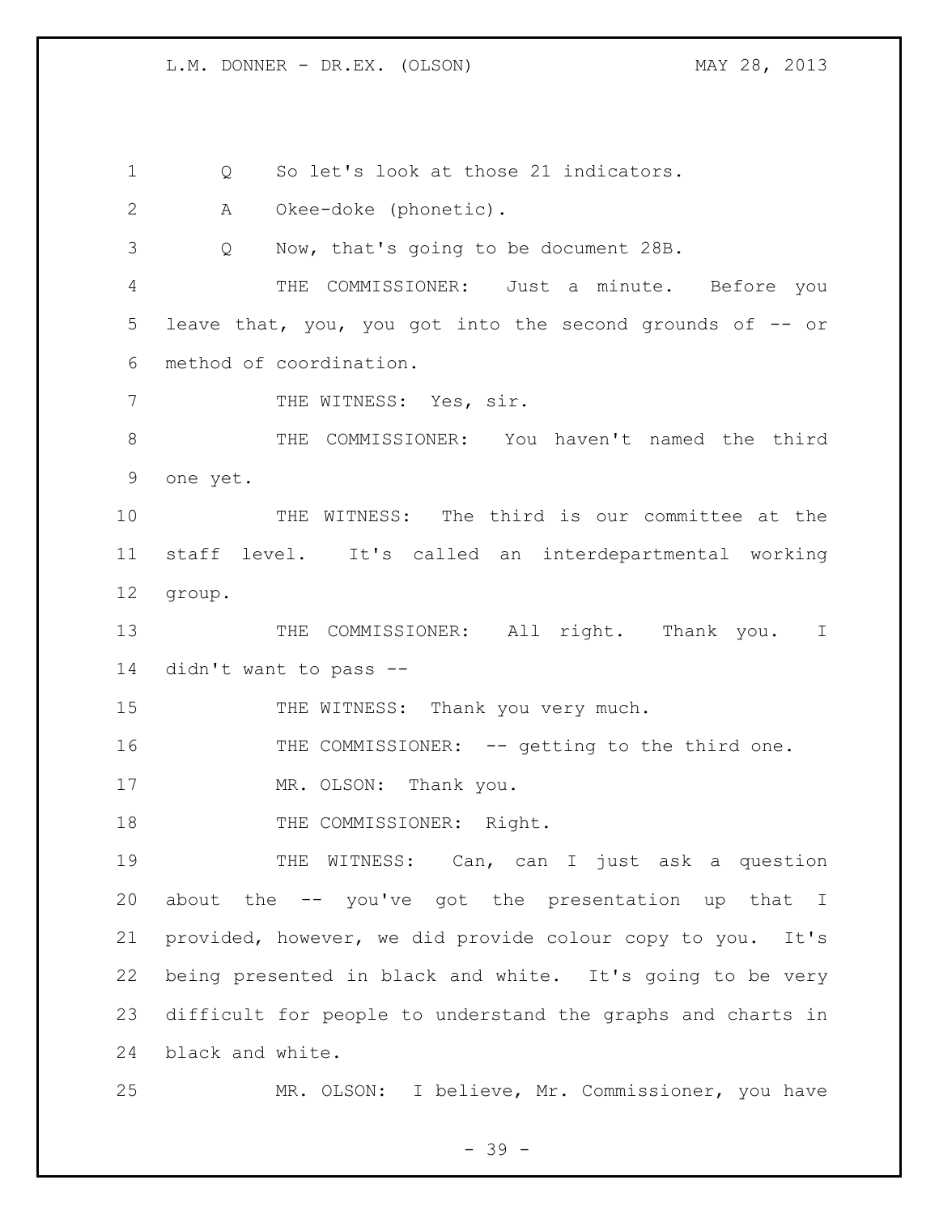Q So let's look at those 21 indicators.

A Okee-doke (phonetic).

Q Now, that's going to be document 28B.

THE COMMISSIONER: Just a minute. Before you leave that, you, you got into the second grounds of -- or method of coordination.

THE WITNESS: Yes, sir.

THE COMMISSIONER: You haven't named the third one yet.

THE WITNESS: The third is our committee at the staff level. It's called an interdepartmental working group.

THE COMMISSIONER: All right. Thank you. I didn't want to pass --

THE WITNESS: Thank you very much.

THE COMMISSIONER: -- getting to the third one.

MR. OLSON: Thank you.

THE COMMISSIONER: Right.

THE WITNESS: Can, can I just ask a question about the -- you've got the presentation up that I provided, however, we did provide colour copy to you. It's being presented in black and white. It's going to be very difficult for people to understand the graphs and charts in black and white.

MR. OLSON: I believe, Mr. Commissioner, you have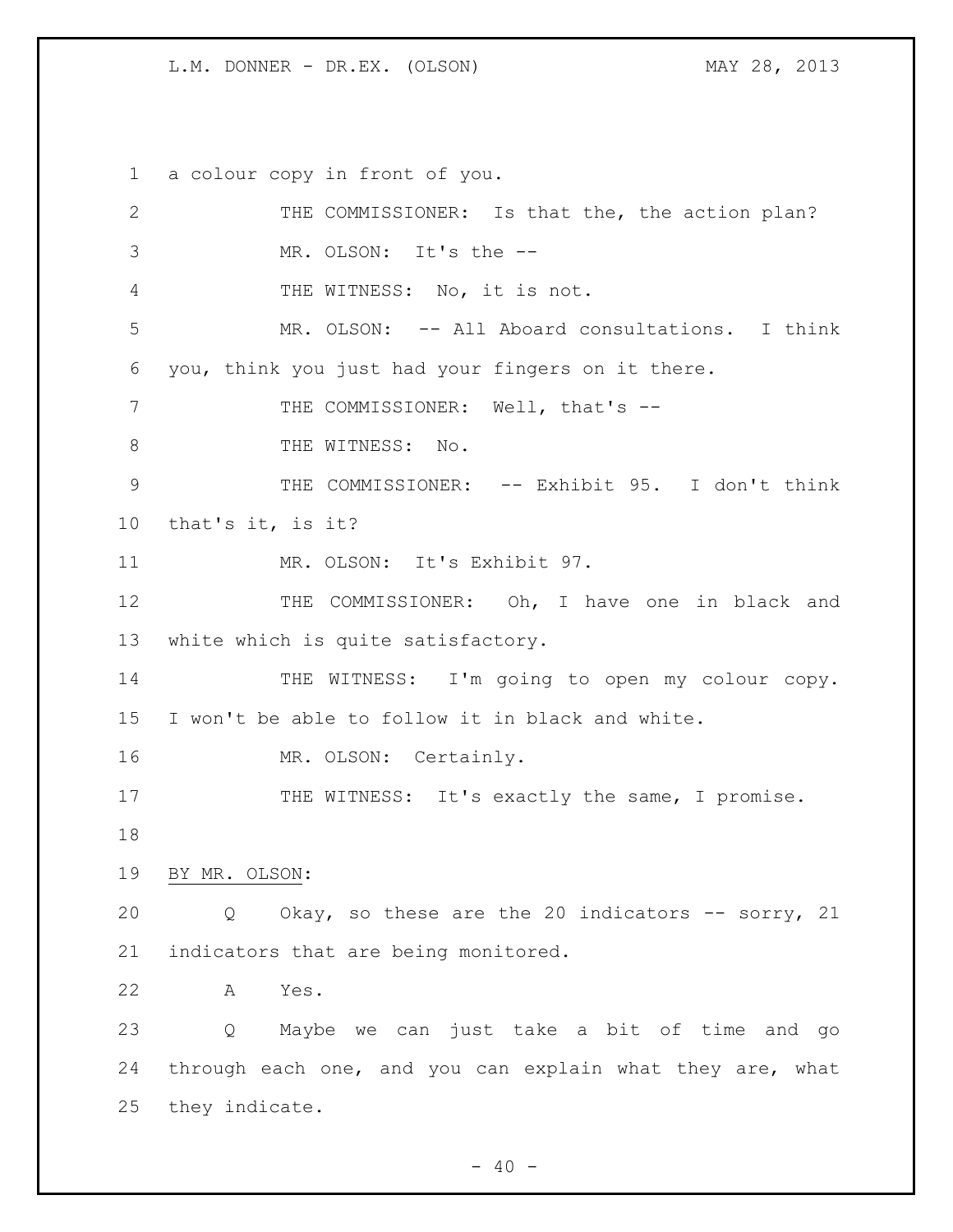a colour copy in front of you.

THE COMMISSIONER: Is that the, the action plan?

MR. OLSON: It's the --

THE WITNESS: No, it is not.

MR. OLSON: -- All Aboard consultations. I think you, think you just had your fingers on it there.

THE COMMISSIONER: Well, that's --

THE WITNESS: No.

THE COMMISSIONER: -- Exhibit 95. I don't think that's it, is it?

MR. OLSON: It's Exhibit 97.

THE COMMISSIONER: Oh, I have one in black and white which is quite satisfactory.

THE WITNESS: I'm going to open my colour copy. I won't be able to follow it in black and white.

MR. OLSON: Certainly.

THE WITNESS: It's exactly the same, I promise.

BY MR. OLSON:

Q Okay, so these are the 20 indicators -- sorry, 21 indicators that are being monitored.

A Yes.

Q Maybe we can just take a bit of time and go through each one, and you can explain what they are, what they indicate.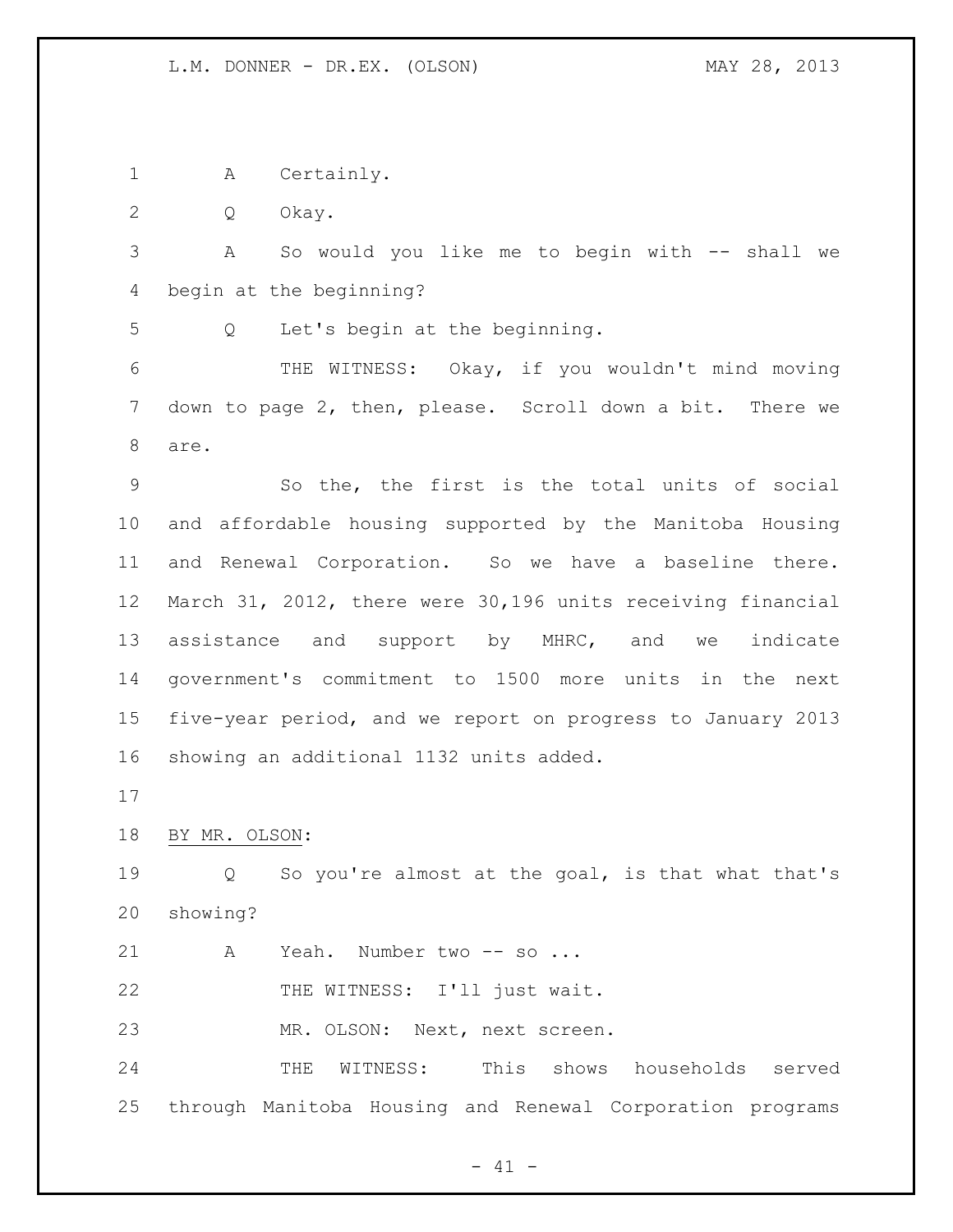A Certainly.

Q Okay.

A So would you like me to begin with -- shall we begin at the beginning?

Q Let's begin at the beginning.

THE WITNESS: Okay, if you wouldn't mind moving down to page 2, then, please. Scroll down a bit. There we are.

So the, the first is the total units of social and affordable housing supported by the Manitoba Housing and Renewal Corporation. So we have a baseline there. March 31, 2012, there were 30,196 units receiving financial assistance and support by MHRC, and we indicate government's commitment to 1500 more units in the next five-year period, and we report on progress to January 2013 showing an additional 1132 units added.

BY MR. OLSON:

Q So you're almost at the goal, is that what that's showing?

A Yeah. Number two -- so ...

THE WITNESS: I'll just wait.

MR. OLSON: Next, next screen.

THE WITNESS: This shows households served through Manitoba Housing and Renewal Corporation programs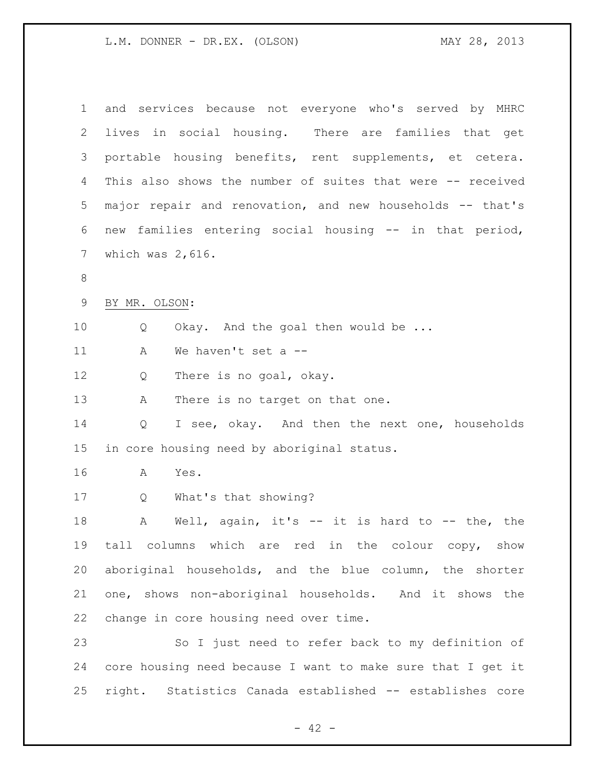and services because not everyone who's served by MHRC lives in social housing. There are families that get portable housing benefits, rent supplements, et cetera. This also shows the number of suites that were -- received major repair and renovation, and new households -- that's new families entering social housing -- in that period, which was 2,616.

BY MR. OLSON:

Q Okay. And the goal then would be ...

A We haven't set a --

Q There is no goal, okay.

A There is no target on that one.

Q I see, okay. And then the next one, households in core housing need by aboriginal status.

A Yes.

Q What's that showing?

A Well, again, it's -- it is hard to -- the, the tall columns which are red in the colour copy, show aboriginal households, and the blue column, the shorter one, shows non-aboriginal households. And it shows the change in core housing need over time.

So I just need to refer back to my definition of core housing need because I want to make sure that I get it right. Statistics Canada established -- establishes core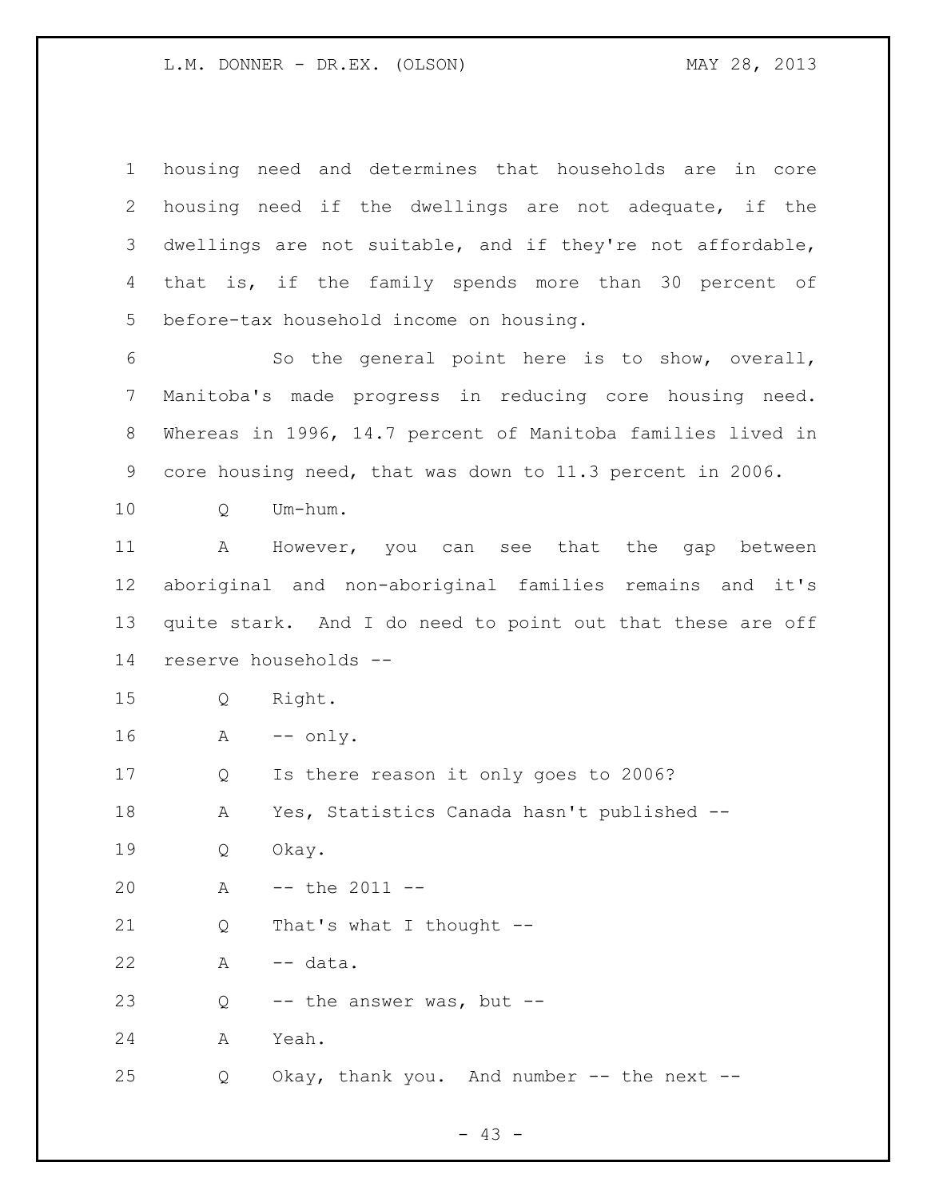housing need and determines that households are in core housing need if the dwellings are not adequate, if the dwellings are not suitable, and if they're not affordable, that is, if the family spends more than 30 percent of before-tax household income on housing.

So the general point here is to show, overall, Manitoba's made progress in reducing core housing need. Whereas in 1996, 14.7 percent of Manitoba families lived in core housing need, that was down to 11.3 percent in 2006.

Q Um-hum.

A However, you can see that the gap between aboriginal and non-aboriginal families remains and it's quite stark. And I do need to point out that these are off reserve households --

Q Right.

A -- only.

Q Is there reason it only goes to 2006?

A Yes, Statistics Canada hasn't published --

Q Okay.

A -- the 2011 --

Q That's what I thought --

A -- data.

Q -- the answer was, but --

A Yeah.

Q Okay, thank you. And number -- the next --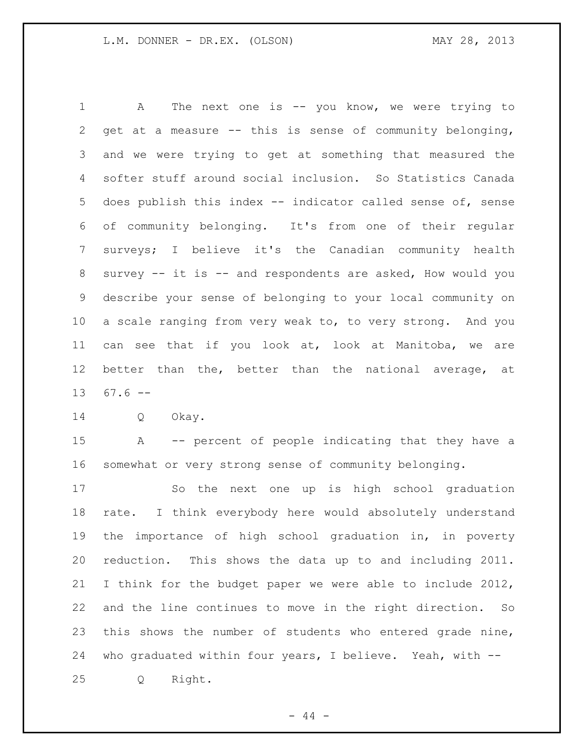A The next one is -- you know, we were trying to get at a measure -- this is sense of community belonging, and we were trying to get at something that measured the softer stuff around social inclusion. So Statistics Canada does publish this index -- indicator called sense of, sense of community belonging. It's from one of their regular surveys; I believe it's the Canadian community health survey -- it is -- and respondents are asked, How would you describe your sense of belonging to your local community on a scale ranging from very weak to, to very strong. And you can see that if you look at, look at Manitoba, we are better than the, better than the national average, at 67.6 --

Q Okay.

A -- percent of people indicating that they have a somewhat or very strong sense of community belonging.

So the next one up is high school graduation rate. I think everybody here would absolutely understand the importance of high school graduation in, in poverty reduction. This shows the data up to and including 2011. I think for the budget paper we were able to include 2012, and the line continues to move in the right direction. So this shows the number of students who entered grade nine, who graduated within four years, I believe. Yeah, with --

Q Right.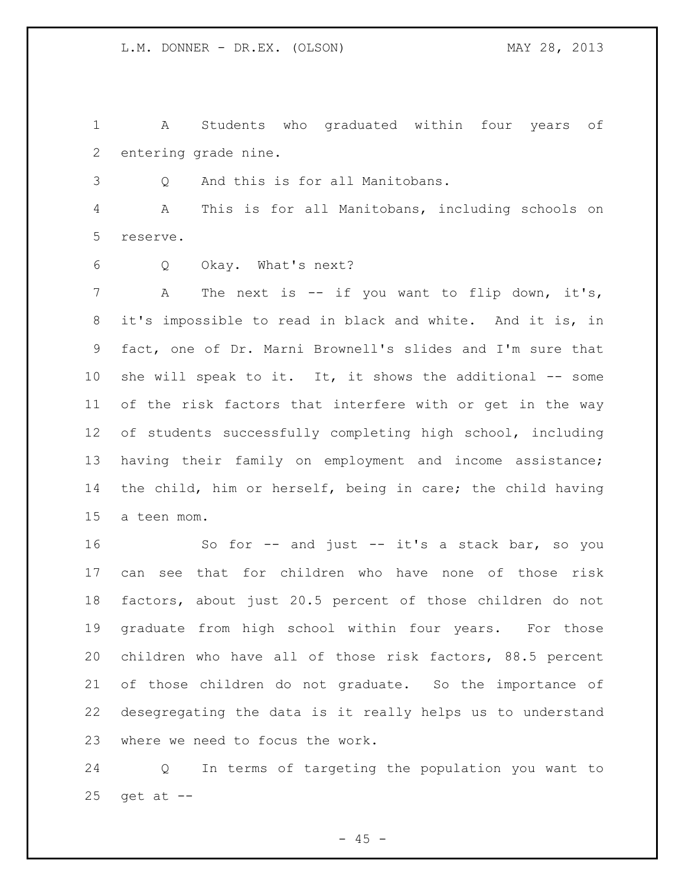A Students who graduated within four years of entering grade nine.

Q And this is for all Manitobans.

A This is for all Manitobans, including schools on reserve.

Q Okay. What's next?

A The next is -- if you want to flip down, it's, it's impossible to read in black and white. And it is, in fact, one of Dr. Marni Brownell's slides and I'm sure that she will speak to it. It, it shows the additional -- some of the risk factors that interfere with or get in the way of students successfully completing high school, including having their family on employment and income assistance; the child, him or herself, being in care; the child having a teen mom.

So for -- and just -- it's a stack bar, so you can see that for children who have none of those risk factors, about just 20.5 percent of those children do not graduate from high school within four years. For those children who have all of those risk factors, 88.5 percent of those children do not graduate. So the importance of desegregating the data is it really helps us to understand where we need to focus the work.

Q In terms of targeting the population you want to get at --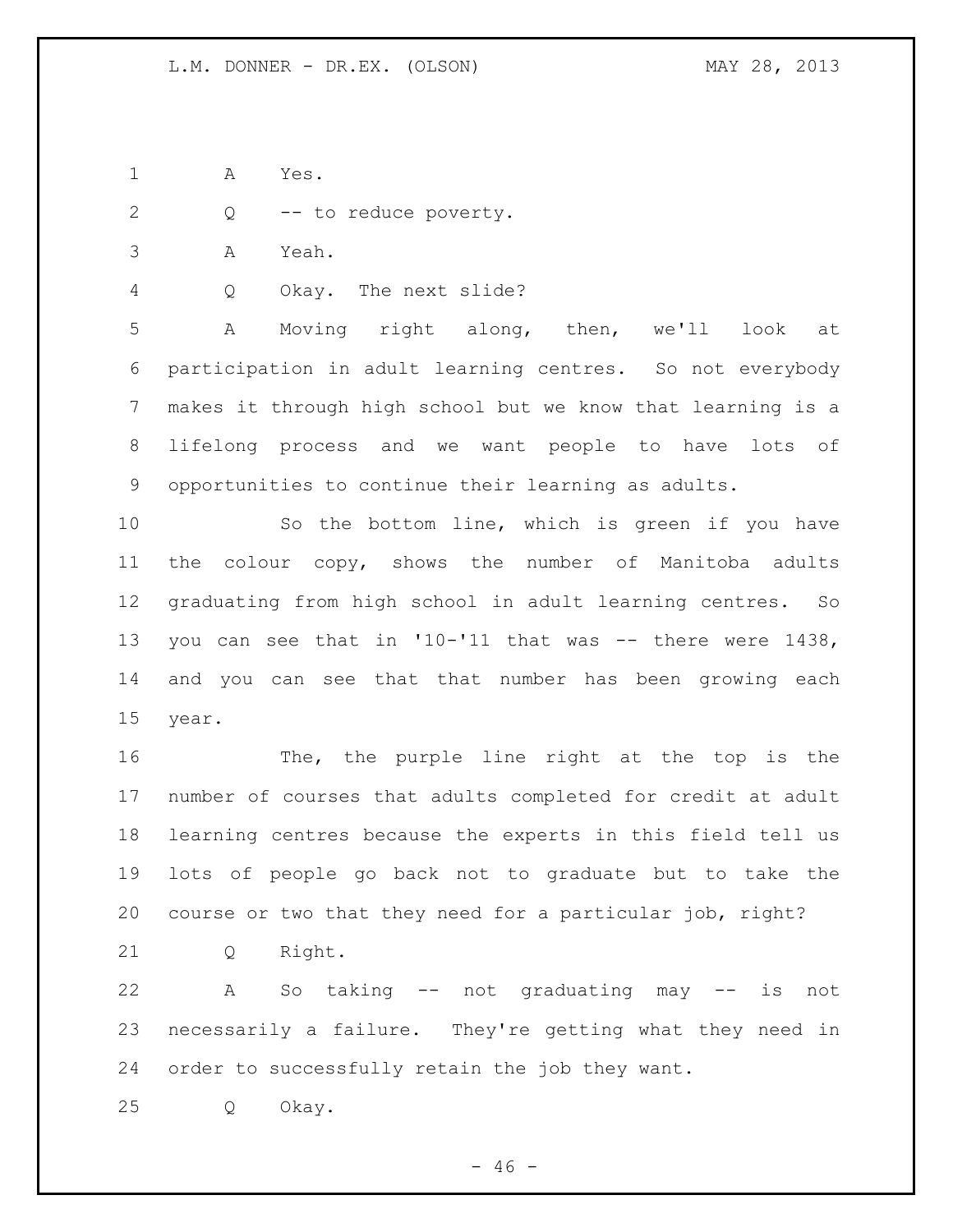A Yes.

Q -- to reduce poverty.

A Yeah.

Q Okay. The next slide?

A Moving right along, then, we'll look at participation in adult learning centres. So not everybody makes it through high school but we know that learning is a lifelong process and we want people to have lots of opportunities to continue their learning as adults.

So the bottom line, which is green if you have the colour copy, shows the number of Manitoba adults graduating from high school in adult learning centres. So you can see that in '10-'11 that was -- there were 1438, and you can see that that number has been growing each year.

The, the purple line right at the top is the number of courses that adults completed for credit at adult learning centres because the experts in this field tell us lots of people go back not to graduate but to take the course or two that they need for a particular job, right?

Q Right.

A So taking -- not graduating may -- is not necessarily a failure. They're getting what they need in order to successfully retain the job they want.

Q Okay.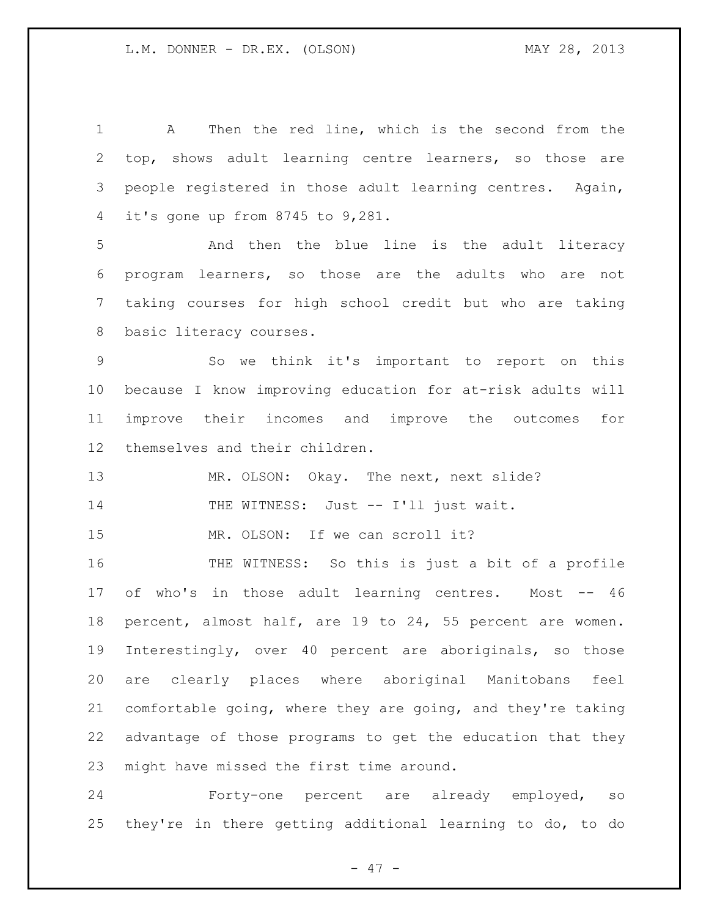A Then the red line, which is the second from the top, shows adult learning centre learners, so those are people registered in those adult learning centres. Again, it's gone up from 8745 to 9,281.

And then the blue line is the adult literacy program learners, so those are the adults who are not taking courses for high school credit but who are taking basic literacy courses.

So we think it's important to report on this because I know improving education for at-risk adults will improve their incomes and improve the outcomes for themselves and their children.

MR. OLSON: Okay. The next, next slide?

THE WITNESS: Just -- I'll just wait.

MR. OLSON: If we can scroll it?

THE WITNESS: So this is just a bit of a profile of who's in those adult learning centres. Most -- 46 percent, almost half, are 19 to 24, 55 percent are women. Interestingly, over 40 percent are aboriginals, so those are clearly places where aboriginal Manitobans feel comfortable going, where they are going, and they're taking advantage of those programs to get the education that they might have missed the first time around.

Forty-one percent are already employed, so they're in there getting additional learning to do, to do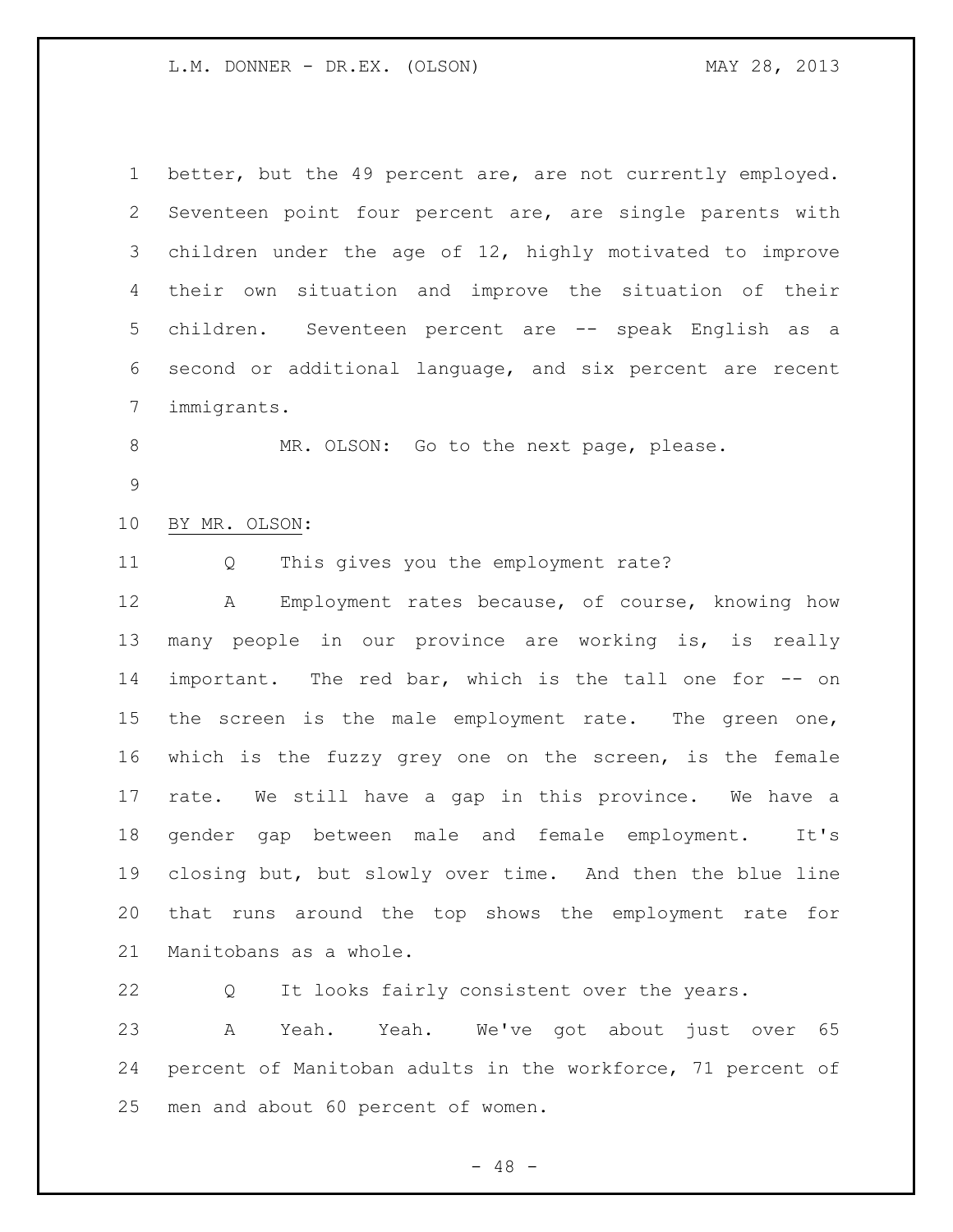better, but the 49 percent are, are not currently employed. Seventeen point four percent are, are single parents with children under the age of 12, highly motivated to improve their own situation and improve the situation of their children. Seventeen percent are -- speak English as a second or additional language, and six percent are recent immigrants.

MR. OLSON: Go to the next page, please.

BY MR. OLSON:

Q This gives you the employment rate?

A Employment rates because, of course, knowing how many people in our province are working is, is really important. The red bar, which is the tall one for -- on the screen is the male employment rate. The green one, which is the fuzzy grey one on the screen, is the female rate. We still have a gap in this province. We have a gender gap between male and female employment. It's closing but, but slowly over time. And then the blue line that runs around the top shows the employment rate for Manitobans as a whole.

Q It looks fairly consistent over the years.

A Yeah. Yeah. We've got about just over 65 percent of Manitoban adults in the workforce, 71 percent of men and about 60 percent of women.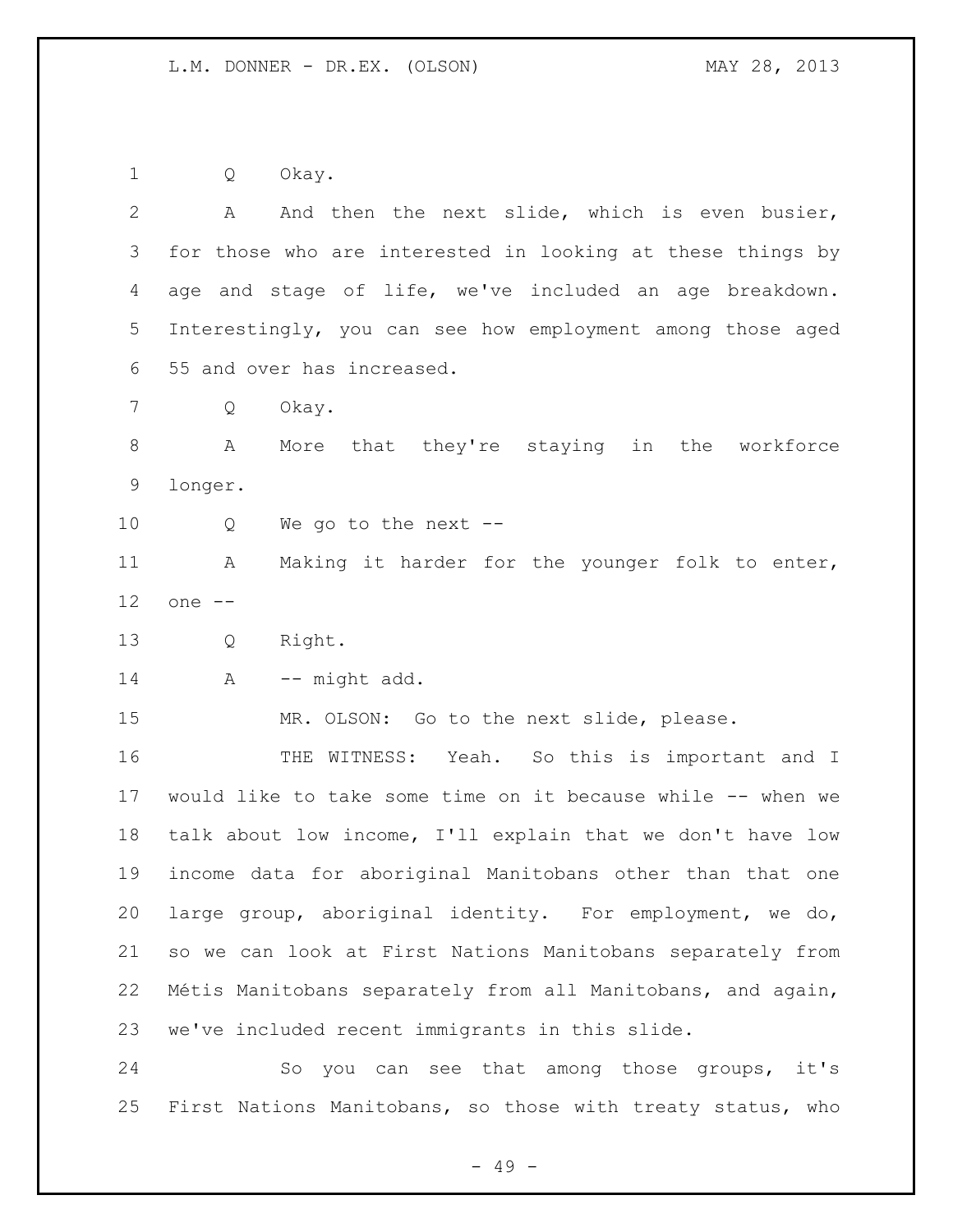Q Okay.

A And then the next slide, which is even busier, for those who are interested in looking at these things by age and stage of life, we've included an age breakdown. Interestingly, you can see how employment among those aged 55 and over has increased.

Q Okay.

A More that they're staying in the workforce longer.

Q We go to the next --

A Making it harder for the younger folk to enter, one --

Q Right.

A -- might add.

MR. OLSON: Go to the next slide, please.

THE WITNESS: Yeah. So this is important and I would like to take some time on it because while -- when we talk about low income, I'll explain that we don't have low income data for aboriginal Manitobans other than that one large group, aboriginal identity. For employment, we do, so we can look at First Nations Manitobans separately from Métis Manitobans separately from all Manitobans, and again, we've included recent immigrants in this slide.

So you can see that among those groups, it's First Nations Manitobans, so those with treaty status, who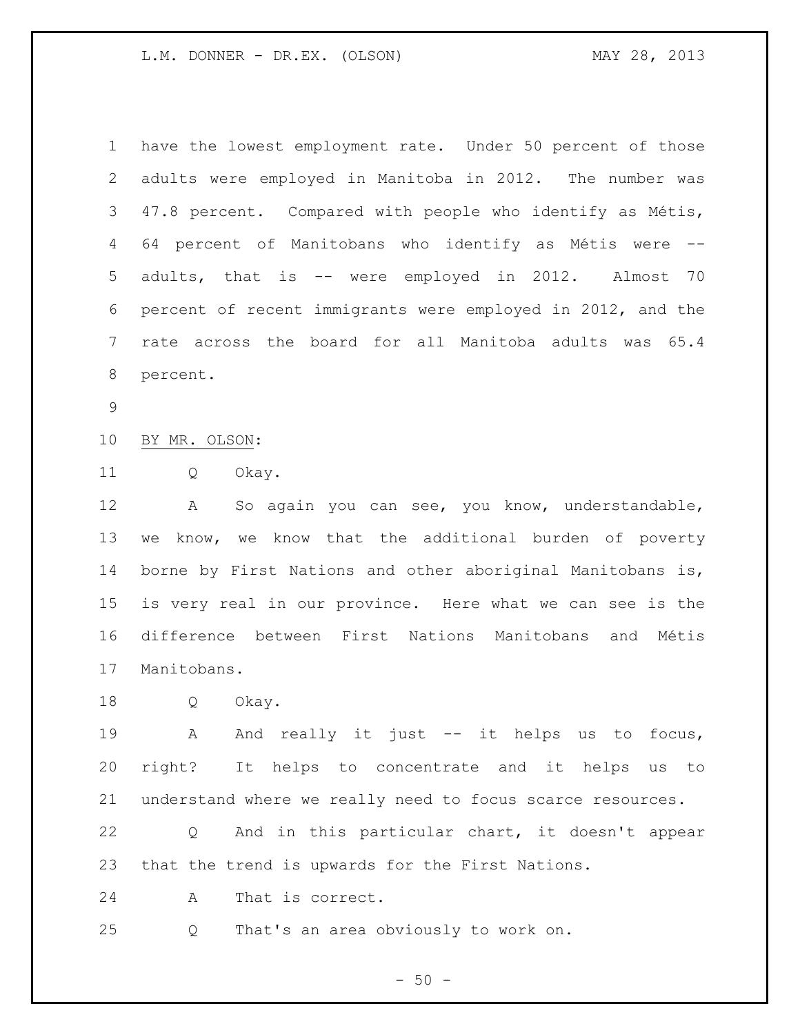have the lowest employment rate. Under 50 percent of those adults were employed in Manitoba in 2012. The number was 47.8 percent. Compared with people who identify as Métis, 64 percent of Manitobans who identify as Métis were -- adults, that is -- were employed in 2012. Almost 70 percent of recent immigrants were employed in 2012, and the rate across the board for all Manitoba adults was 65.4 percent.

BY MR. OLSON:

Q Okay.

A So again you can see, you know, understandable, we know, we know that the additional burden of poverty borne by First Nations and other aboriginal Manitobans is, is very real in our province. Here what we can see is the difference between First Nations Manitobans and Métis Manitobans.

Q Okay.

A And really it just -- it helps us to focus, right? It helps to concentrate and it helps us to understand where we really need to focus scarce resources.

Q And in this particular chart, it doesn't appear that the trend is upwards for the First Nations.

A That is correct.

Q That's an area obviously to work on.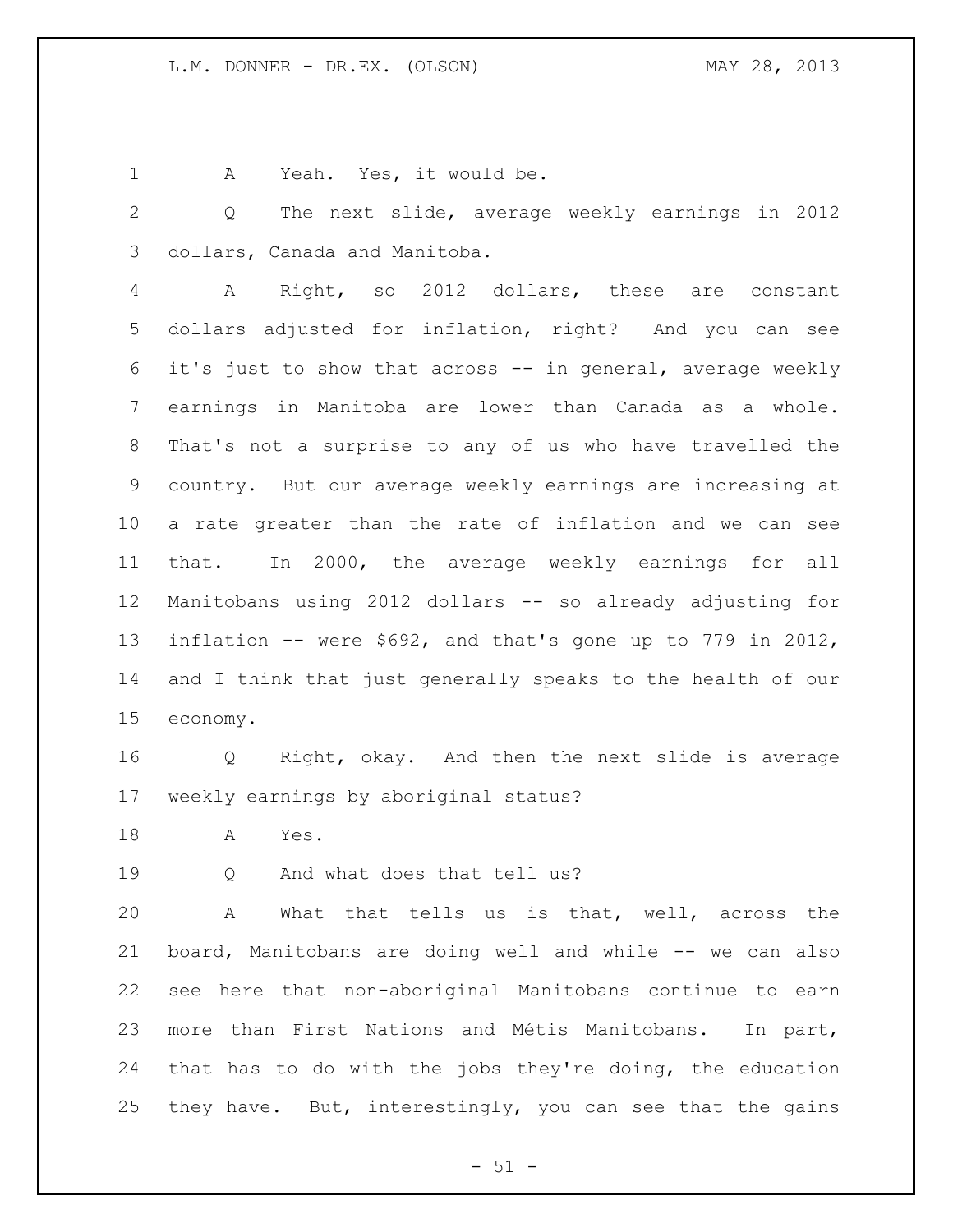A Yeah. Yes, it would be.

Q The next slide, average weekly earnings in 2012 dollars, Canada and Manitoba.

A Right, so 2012 dollars, these are constant dollars adjusted for inflation, right? And you can see it's just to show that across -- in general, average weekly earnings in Manitoba are lower than Canada as a whole. That's not a surprise to any of us who have travelled the country. But our average weekly earnings are increasing at a rate greater than the rate of inflation and we can see that. In 2000, the average weekly earnings for all Manitobans using 2012 dollars -- so already adjusting for inflation -- were $692, and that's gone up to 779 in 2012, and I think that just generally speaks to the health of our economy.

Q Right, okay. And then the next slide is average weekly earnings by aboriginal status?

A Yes.

Q And what does that tell us?

A What that tells us is that, well, across the board, Manitobans are doing well and while -- we can also see here that non-aboriginal Manitobans continue to earn more than First Nations and Métis Manitobans. In part, that has to do with the jobs they're doing, the education they have. But, interestingly, you can see that the gains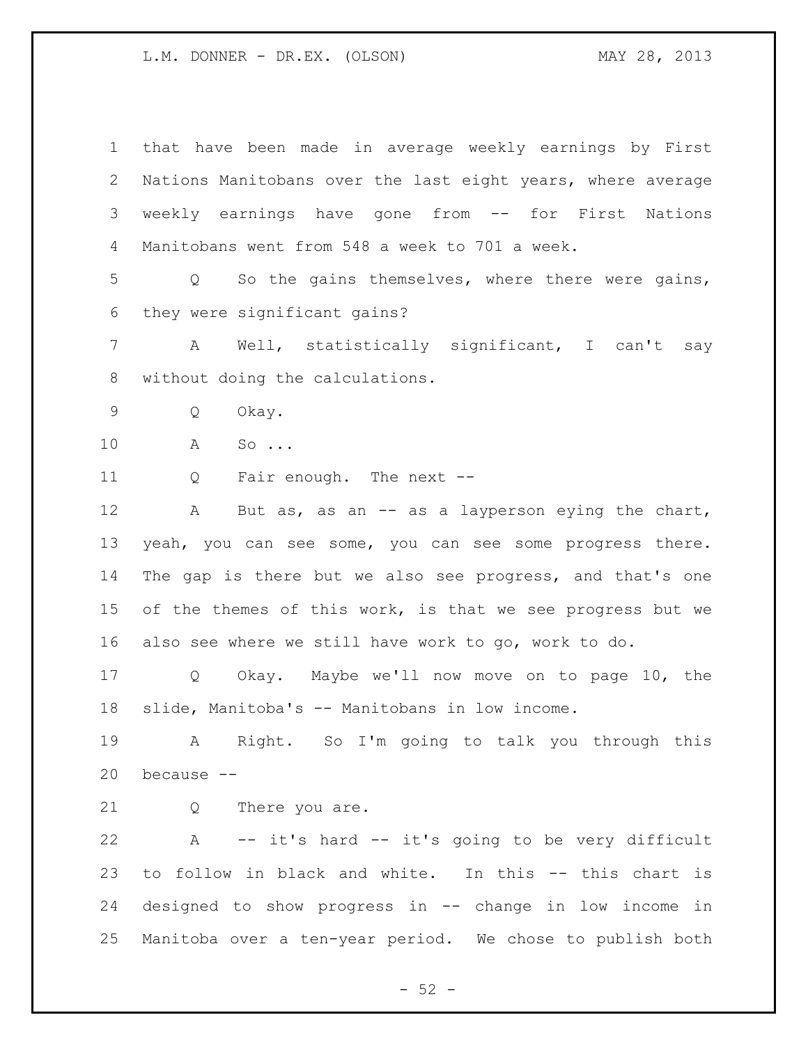that have been made in average weekly earnings by First Nations Manitobans over the last eight years, where average weekly earnings have gone from -- for First Nations Manitobans went from 548 a week to 701 a week.

Q So the gains themselves, where there were gains, they were significant gains?

A Well, statistically significant, I can't say without doing the calculations.

Q Okay.

A So ...

Q Fair enough. The next --

A But as, as an -- as a layperson eying the chart, yeah, you can see some, you can see some progress there. The gap is there but we also see progress, and that's one of the themes of this work, is that we see progress but we also see where we still have work to go, work to do.

Q Okay. Maybe we'll now move on to page 10, the slide, Manitoba's -- Manitobans in low income.

A Right. So I'm going to talk you through this because --

Q There you are.

A -- it's hard -- it's going to be very difficult to follow in black and white. In this -- this chart is designed to show progress in -- change in low income in Manitoba over a ten-year period. We chose to publish both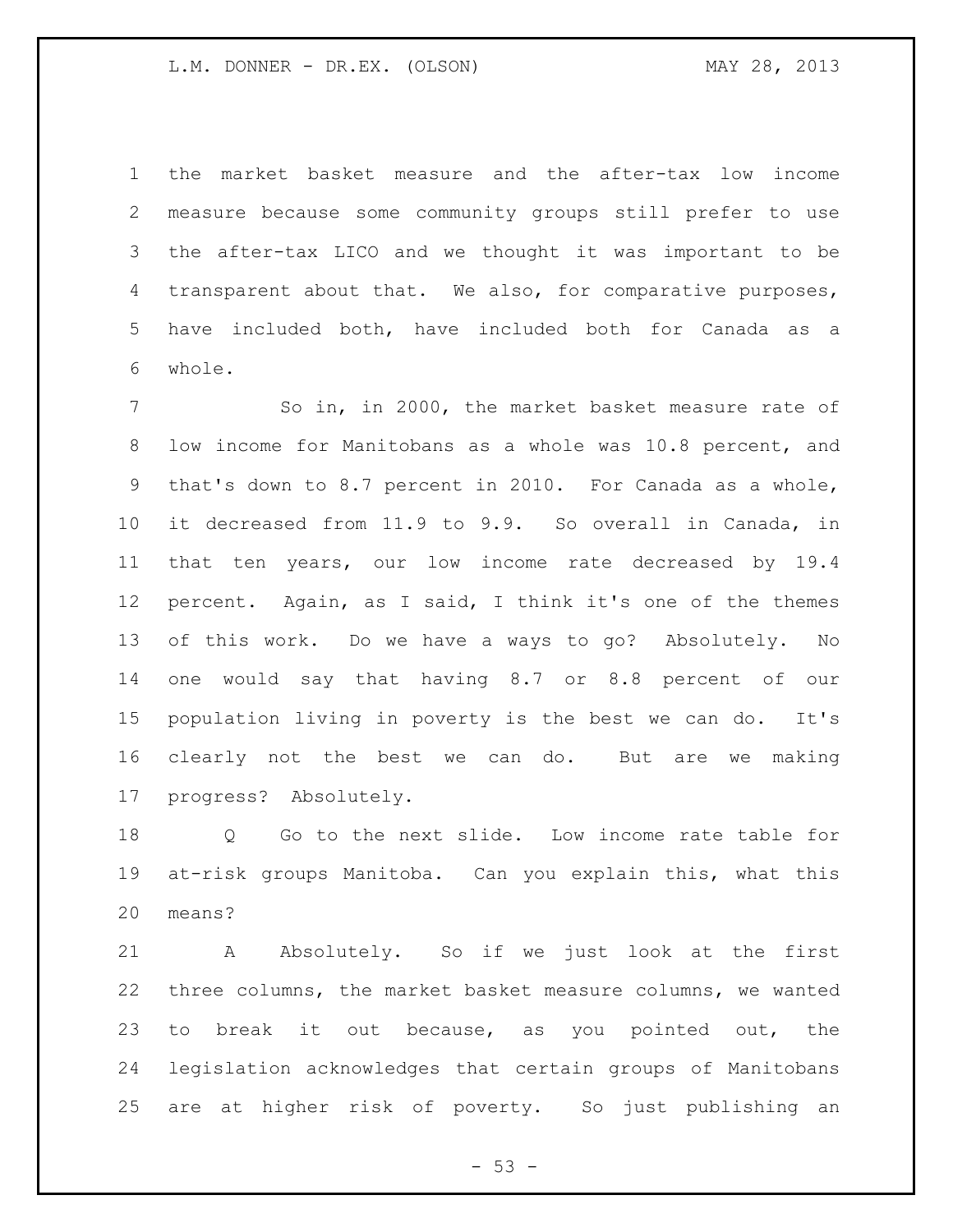the market basket measure and the after-tax low income measure because some community groups still prefer to use the after-tax LICO and we thought it was important to be transparent about that. We also, for comparative purposes, have included both, have included both for Canada as a whole.

So in, in 2000, the market basket measure rate of low income for Manitobans as a whole was 10.8 percent, and that's down to 8.7 percent in 2010. For Canada as a whole, it decreased from 11.9 to 9.9. So overall in Canada, in that ten years, our low income rate decreased by 19.4 percent. Again, as I said, I think it's one of the themes of this work. Do we have a ways to go? Absolutely. No one would say that having 8.7 or 8.8 percent of our population living in poverty is the best we can do. It's clearly not the best we can do. But are we making progress? Absolutely.

Q Go to the next slide. Low income rate table for at-risk groups Manitoba. Can you explain this, what this means?

A Absolutely. So if we just look at the first three columns, the market basket measure columns, we wanted to break it out because, as you pointed out, the legislation acknowledges that certain groups of Manitobans are at higher risk of poverty. So just publishing an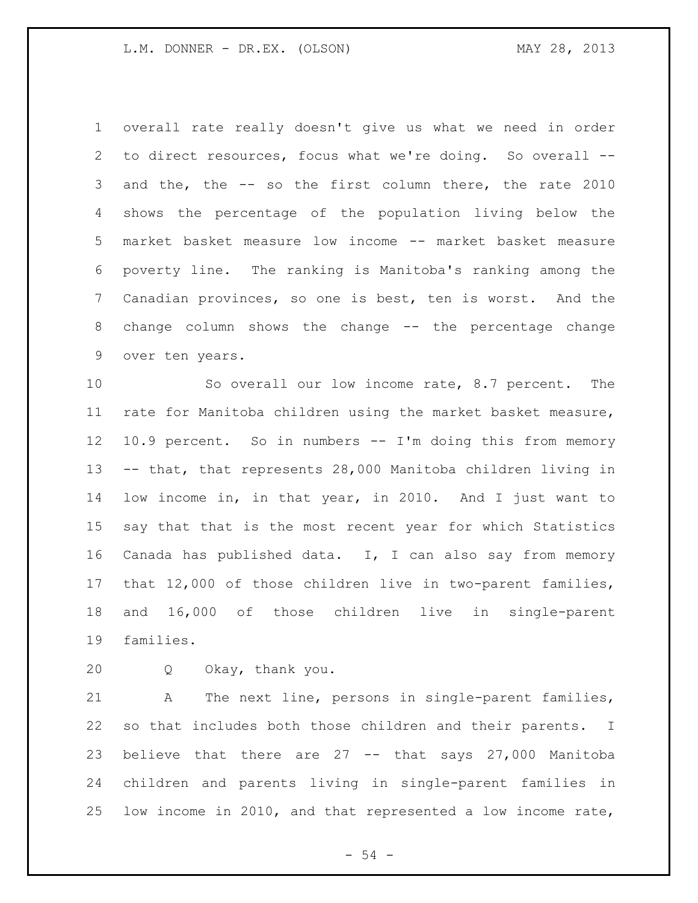overall rate really doesn't give us what we need in order to direct resources, focus what we're doing. So overall -- and the, the -- so the first column there, the rate 2010 shows the percentage of the population living below the market basket measure low income -- market basket measure poverty line. The ranking is Manitoba's ranking among the Canadian provinces, so one is best, ten is worst. And the change column shows the change -- the percentage change over ten years.

So overall our low income rate, 8.7 percent. The rate for Manitoba children using the market basket measure, 10.9 percent. So in numbers -- I'm doing this from memory -- that, that represents 28,000 Manitoba children living in low income in, in that year, in 2010. And I just want to say that that is the most recent year for which Statistics Canada has published data. I, I can also say from memory that 12,000 of those children live in two-parent families, and 16,000 of those children live in single-parent families.

Q Okay, thank you.

A The next line, persons in single-parent families, so that includes both those children and their parents. I believe that there are 27 -- that says 27,000 Manitoba children and parents living in single-parent families in low income in 2010, and that represented a low income rate,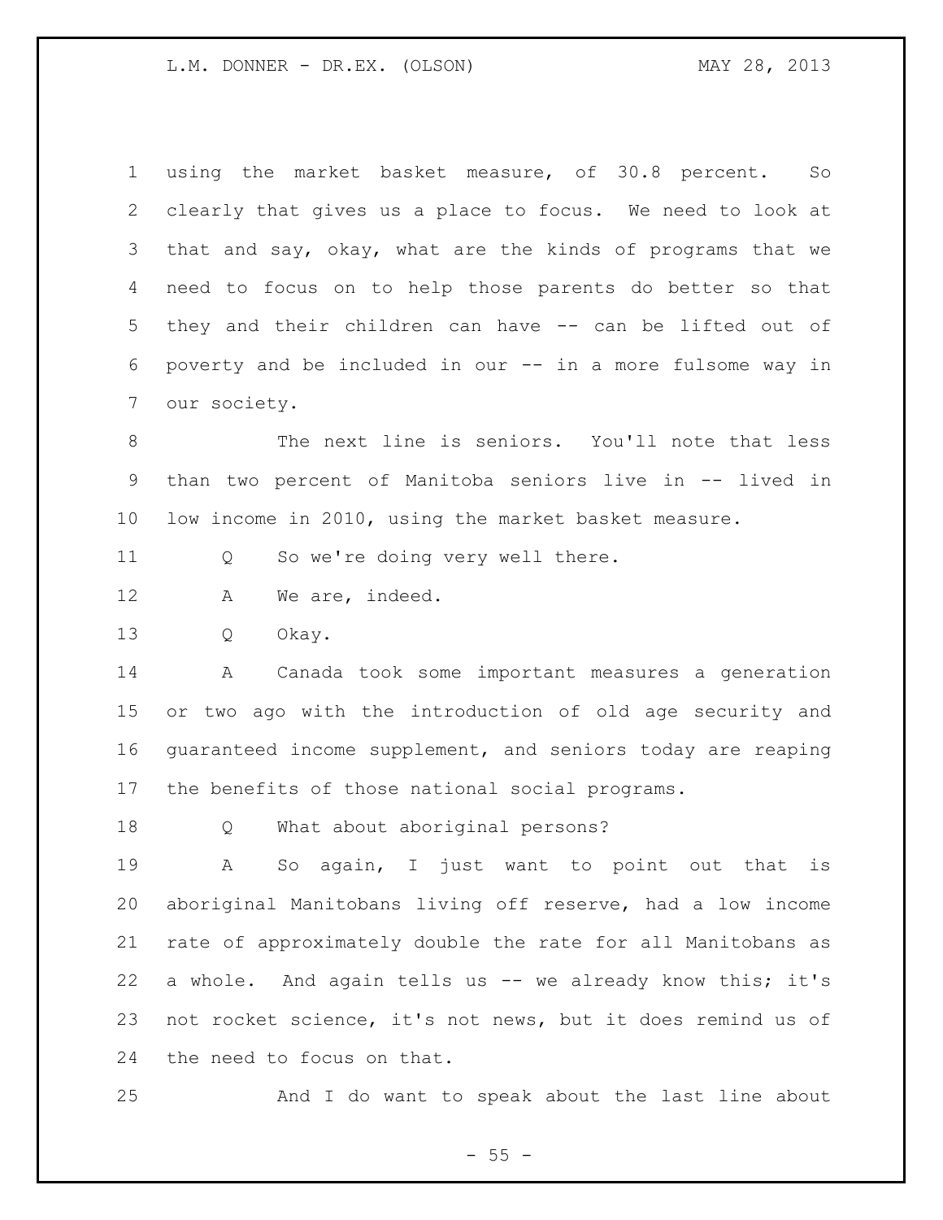using the market basket measure, of 30.8 percent. So clearly that gives us a place to focus. We need to look at that and say, okay, what are the kinds of programs that we need to focus on to help those parents do better so that they and their children can have -- can be lifted out of poverty and be included in our -- in a more fulsome way in our society.

The next line is seniors. You'll note that less than two percent of Manitoba seniors live in -- lived in low income in 2010, using the market basket measure.

Q So we're doing very well there.

A We are, indeed.

Q Okay.

A Canada took some important measures a generation or two ago with the introduction of old age security and guaranteed income supplement, and seniors today are reaping the benefits of those national social programs.

Q What about aboriginal persons?

A So again, I just want to point out that is aboriginal Manitobans living off reserve, had a low income rate of approximately double the rate for all Manitobans as a whole. And again tells us -- we already know this; it's not rocket science, it's not news, but it does remind us of the need to focus on that.

And I do want to speak about the last line about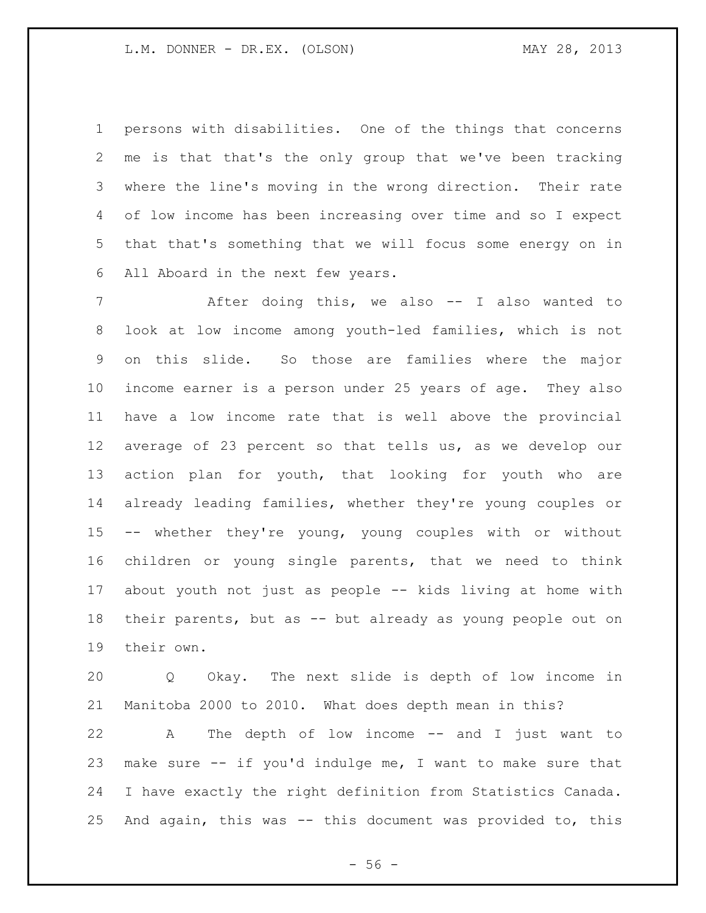persons with disabilities. One of the things that concerns me is that that's the only group that we've been tracking where the line's moving in the wrong direction. Their rate of low income has been increasing over time and so I expect that that's something that we will focus some energy on in All Aboard in the next few years.

After doing this, we also -- I also wanted to look at low income among youth-led families, which is not on this slide. So those are families where the major income earner is a person under 25 years of age. They also have a low income rate that is well above the provincial average of 23 percent so that tells us, as we develop our action plan for youth, that looking for youth who are already leading families, whether they're young couples or -- whether they're young, young couples with or without children or young single parents, that we need to think about youth not just as people -- kids living at home with their parents, but as -- but already as young people out on their own.

Q Okay. The next slide is depth of low income in Manitoba 2000 to 2010. What does depth mean in this?

A The depth of low income -- and I just want to make sure -- if you'd indulge me, I want to make sure that I have exactly the right definition from Statistics Canada. And again, this was -- this document was provided to, this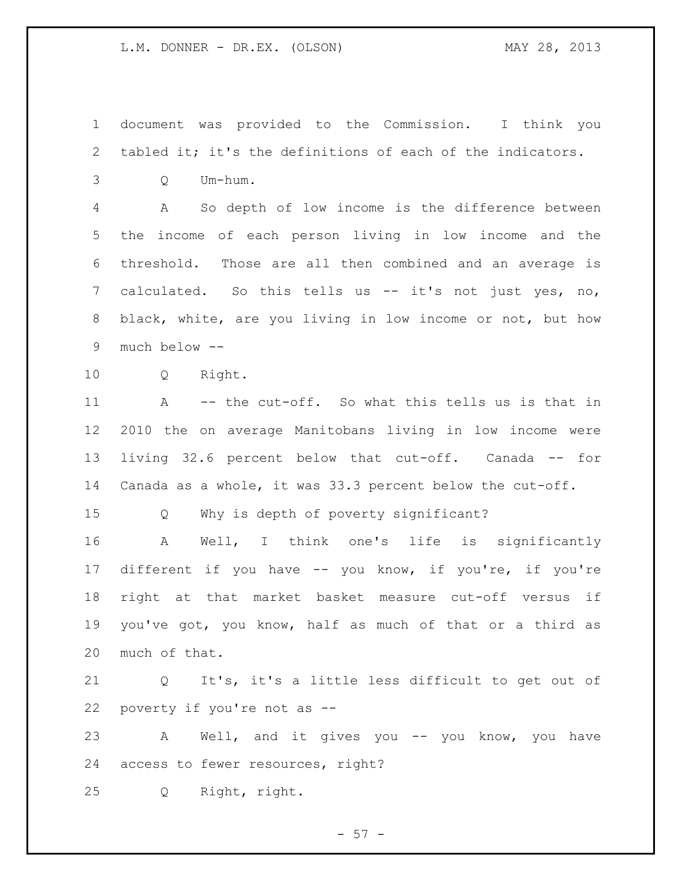document was provided to the Commission. I think you tabled it; it's the definitions of each of the indicators.

Q Um-hum.

A So depth of low income is the difference between the income of each person living in low income and the threshold. Those are all then combined and an average is calculated. So this tells us -- it's not just yes, no, black, white, are you living in low income or not, but how much below --

Q Right.

A -- the cut-off. So what this tells us is that in 2010 the on average Manitobans living in low income were living 32.6 percent below that cut-off. Canada -- for Canada as a whole, it was 33.3 percent below the cut-off.

Q Why is depth of poverty significant?

A Well, I think one's life is significantly different if you have -- you know, if you're, if you're right at that market basket measure cut-off versus if you've got, you know, half as much of that or a third as much of that.

Q It's, it's a little less difficult to get out of poverty if you're not as --

A Well, and it gives you -- you know, you have access to fewer resources, right?

Q Right, right.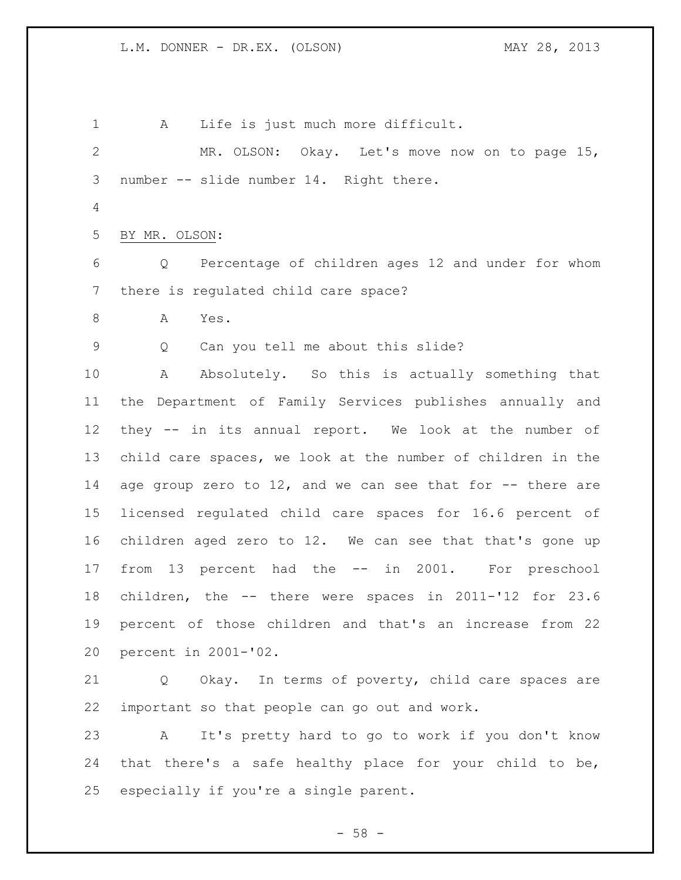A Life is just much more difficult.

MR. OLSON: Okay. Let's move now on to page 15, number -- slide number 14. Right there.

BY MR. OLSON:

Q Percentage of children ages 12 and under for whom there is regulated child care space?

A Yes.

Q Can you tell me about this slide?

A Absolutely. So this is actually something that the Department of Family Services publishes annually and they -- in its annual report. We look at the number of child care spaces, we look at the number of children in the age group zero to 12, and we can see that for -- there are licensed regulated child care spaces for 16.6 percent of children aged zero to 12. We can see that that's gone up from 13 percent had the -- in 2001. For preschool children, the -- there were spaces in 2011-'12 for 23.6 percent of those children and that's an increase from 22 percent in 2001-'02.

Q Okay. In terms of poverty, child care spaces are important so that people can go out and work.

A It's pretty hard to go to work if you don't know that there's a safe healthy place for your child to be, especially if you're a single parent.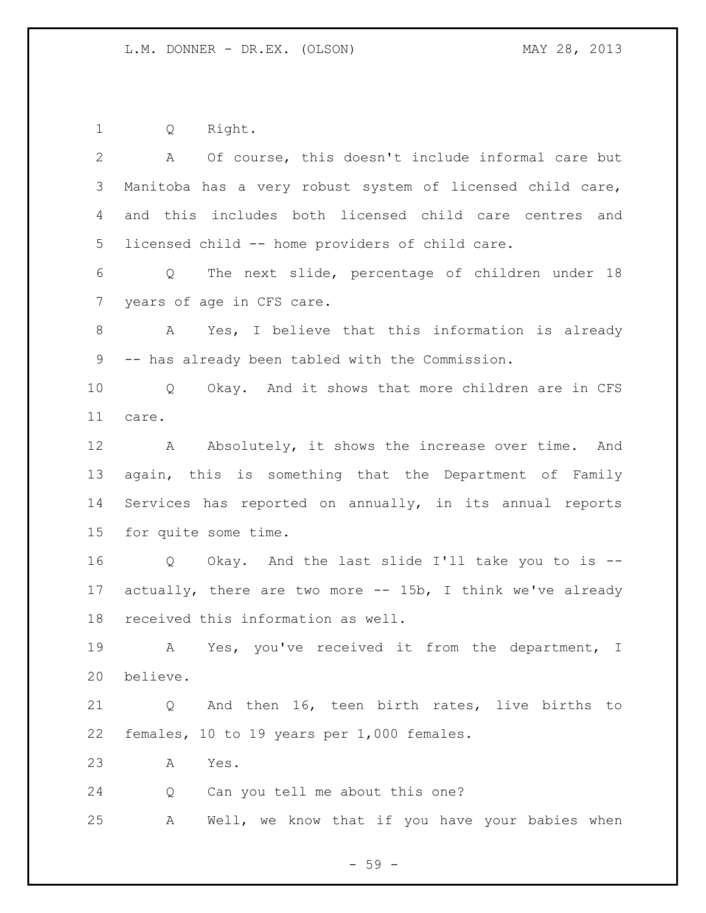Q Right.

A Of course, this doesn't include informal care but Manitoba has a very robust system of licensed child care, and this includes both licensed child care centres and licensed child -- home providers of child care.

Q The next slide, percentage of children under 18 years of age in CFS care.

A Yes, I believe that this information is already -- has already been tabled with the Commission.

Q Okay. And it shows that more children are in CFS care.

A Absolutely, it shows the increase over time. And again, this is something that the Department of Family Services has reported on annually, in its annual reports for quite some time.

Q Okay. And the last slide I'll take you to is -- actually, there are two more -- 15b, I think we've already received this information as well.

A Yes, you've received it from the department, I believe.

Q And then 16, teen birth rates, live births to females, 10 to 19 years per 1,000 females.

A Yes.

Q Can you tell me about this one?

A Well, we know that if you have your babies when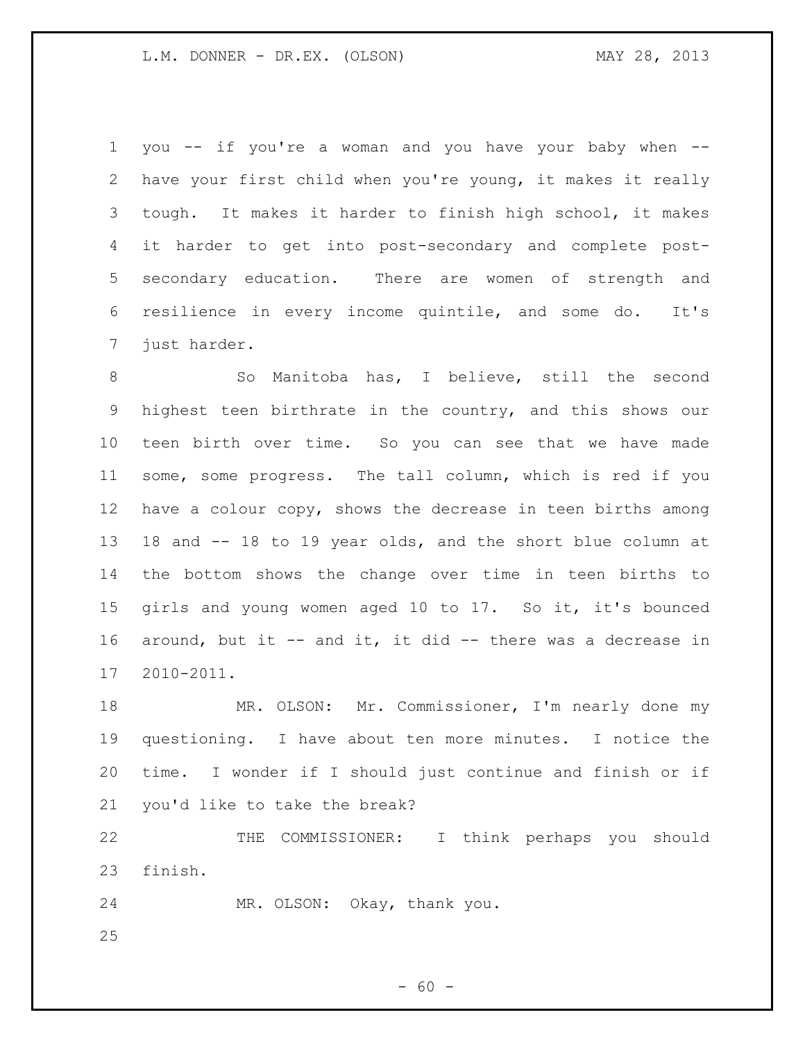you -- if you're a woman and you have your baby when -- have your first child when you're young, it makes it really tough. It makes it harder to finish high school, it makes it harder to get into post-secondary and complete post-secondary education. There are women of strength and resilience in every income quintile, and some do. It's just harder.

So Manitoba has, I believe, still the second highest teen birthrate in the country, and this shows our teen birth over time. So you can see that we have made some, some progress. The tall column, which is red if you have a colour copy, shows the decrease in teen births among 18 and -- 18 to 19 year olds, and the short blue column at the bottom shows the change over time in teen births to girls and young women aged 10 to 17. So it, it's bounced around, but it -- and it, it did -- there was a decrease in 2010-2011.

MR. OLSON: Mr. Commissioner, I'm nearly done my questioning. I have about ten more minutes. I notice the time. I wonder if I should just continue and finish or if you'd like to take the break?

THE COMMISSIONER: I think perhaps you should finish.

MR. OLSON: Okay, thank you.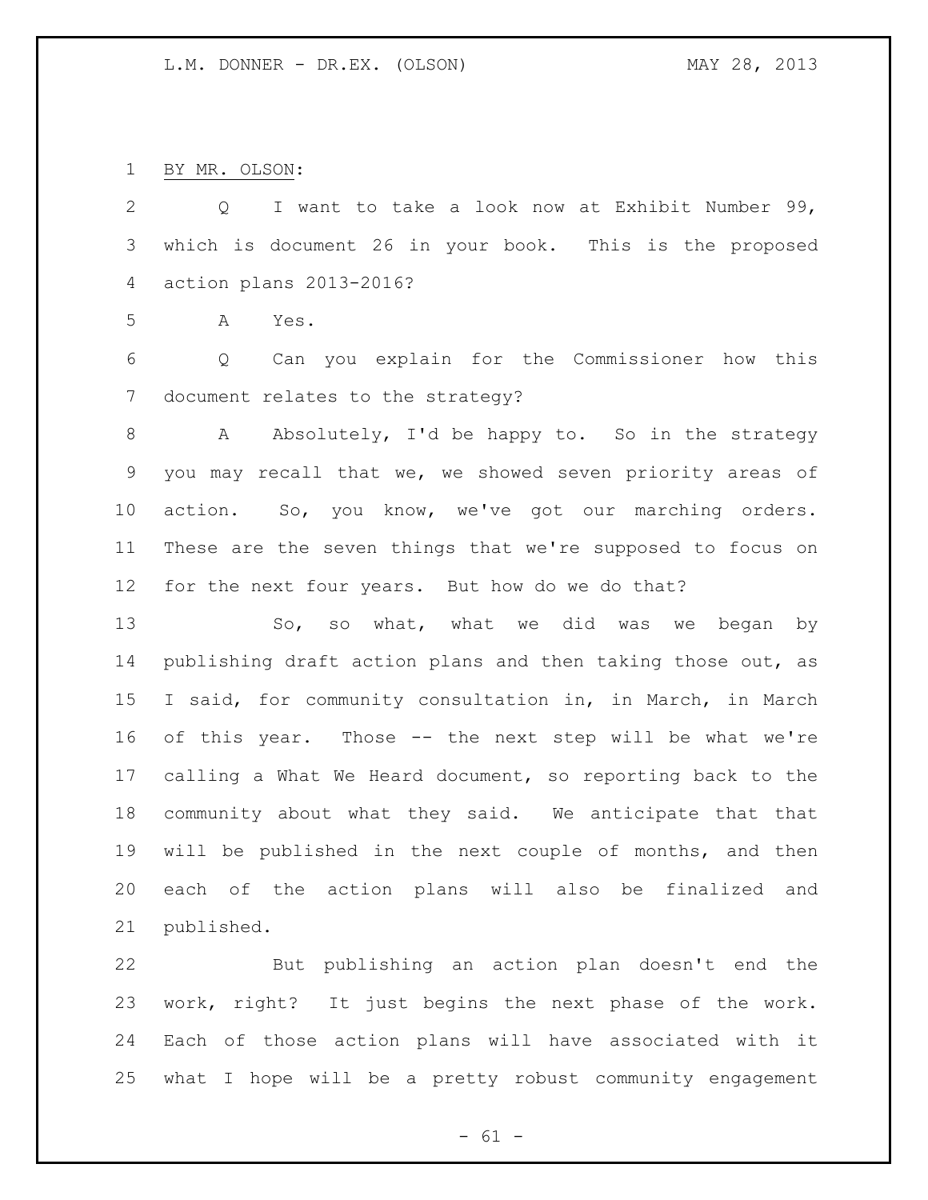BY MR. OLSON:

Q I want to take a look now at Exhibit Number 99, which is document 26 in your book. This is the proposed action plans 2013-2016?

A Yes.

Q Can you explain for the Commissioner how this document relates to the strategy?

A Absolutely, I'd be happy to. So in the strategy you may recall that we, we showed seven priority areas of action. So, you know, we've got our marching orders. These are the seven things that we're supposed to focus on for the next four years. But how do we do that?

So, so what, what we did was we began by publishing draft action plans and then taking those out, as I said, for community consultation in, in March, in March of this year. Those -- the next step will be what we're calling a What We Heard document, so reporting back to the community about what they said. We anticipate that that will be published in the next couple of months, and then each of the action plans will also be finalized and published.

But publishing an action plan doesn't end the work, right? It just begins the next phase of the work. Each of those action plans will have associated with it what I hope will be a pretty robust community engagement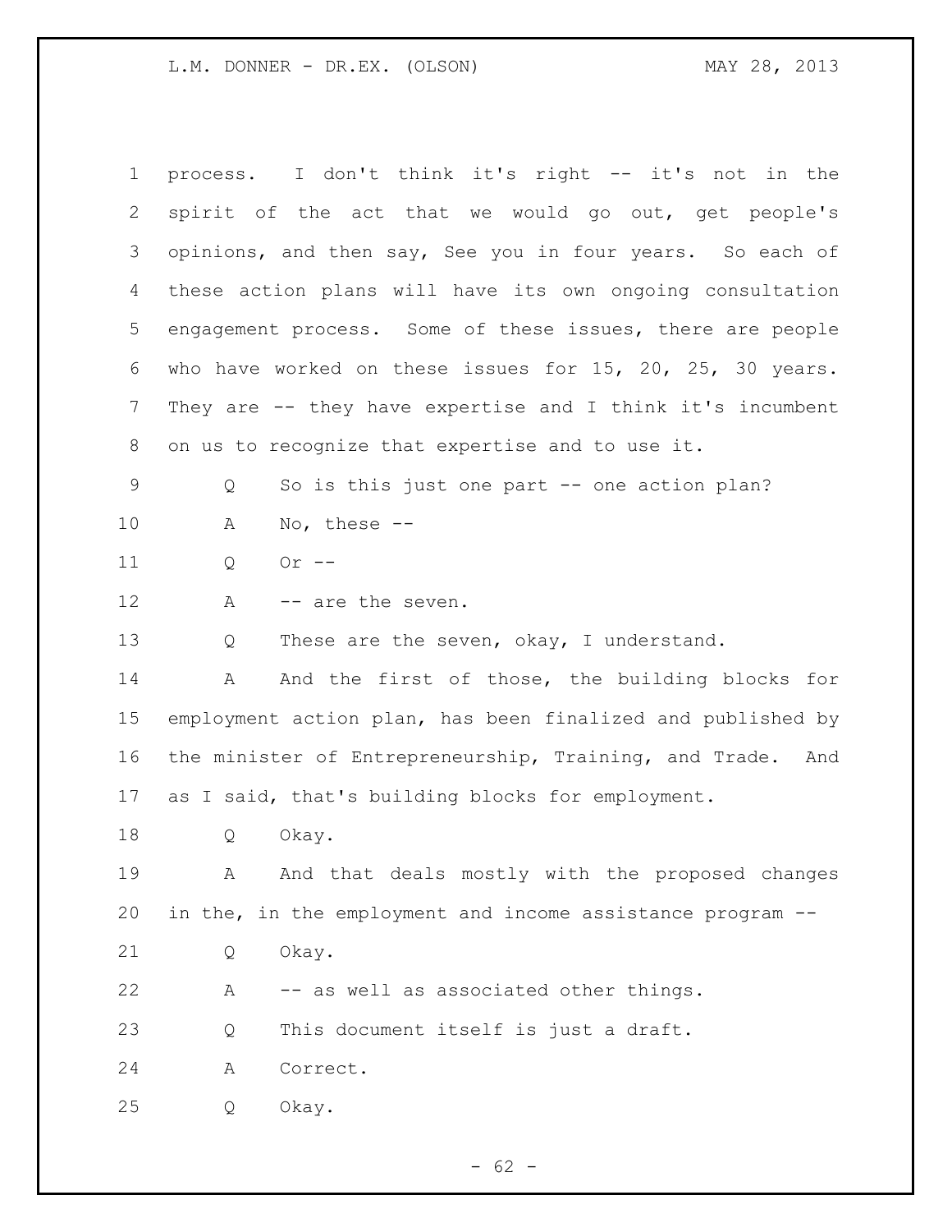process. I don't think it's right -- it's not in the spirit of the act that we would go out, get people's opinions, and then say, See you in four years. So each of these action plans will have its own ongoing consultation engagement process. Some of these issues, there are people who have worked on these issues for 15, 20, 25, 30 years. They are -- they have expertise and I think it's incumbent on us to recognize that expertise and to use it.

Q So is this just one part -- one action plan?

A No, these --

Q Or --

A -- are the seven.

Q These are the seven, okay, I understand.

A And the first of those, the building blocks for employment action plan, has been finalized and published by the minister of Entrepreneurship, Training, and Trade. And as I said, that's building blocks for employment.

Q Okay.

A And that deals mostly with the proposed changes in the, in the employment and income assistance program --

Q Okay.

A -- as well as associated other things.

Q This document itself is just a draft.

A Correct.

Q Okay.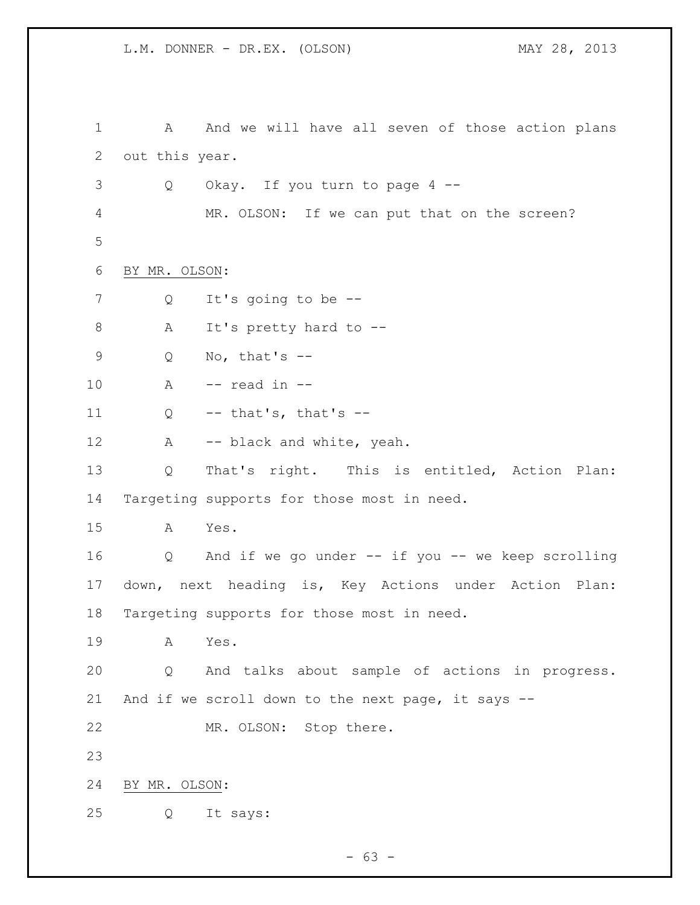A And we will have all seven of those action plans out this year.

Q Okay. If you turn to page 4 --

MR. OLSON: If we can put that on the screen?

BY MR. OLSON:

Q It's going to be --

A It's pretty hard to --

Q No, that's --

A -- read in --

Q -- that's, that's --

A -- black and white, yeah.

Q That's right. This is entitled, Action Plan: Targeting supports for those most in need.

A Yes.

Q And if we go under -- if you -- we keep scrolling down, next heading is, Key Actions under Action Plan: Targeting supports for those most in need.

A Yes.

Q And talks about sample of actions in progress. And if we scroll down to the next page, it says --

MR. OLSON: Stop there.

BY MR. OLSON:

Q It says: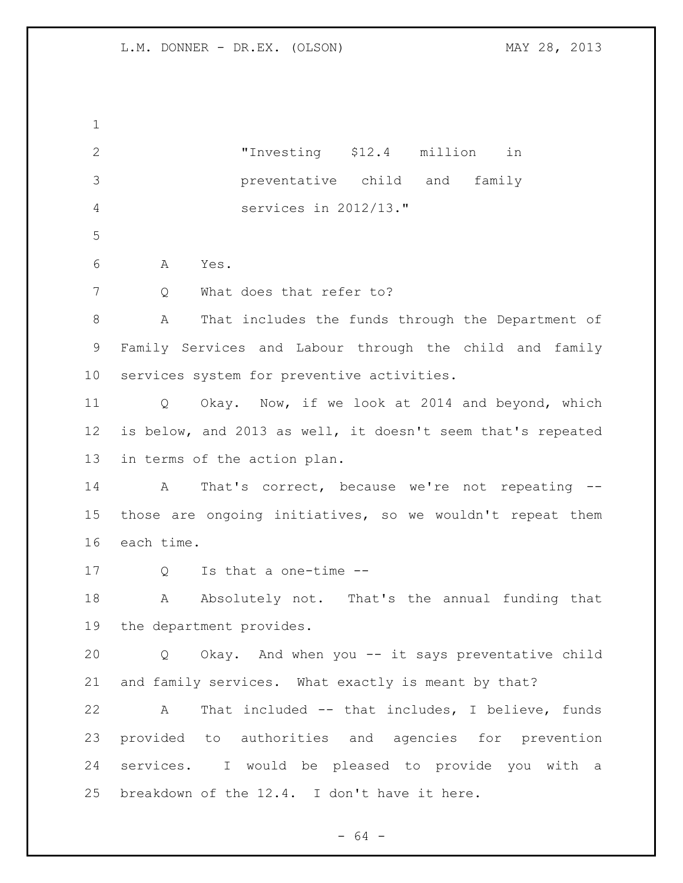"Investing $12.4 million in preventative child and family services in 2012/13."

A Yes.

Q What does that refer to?

A That includes the funds through the Department of Family Services and Labour through the child and family services system for preventive activities.

Q Okay. Now, if we look at 2014 and beyond, which is below, and 2013 as well, it doesn't seem that's repeated in terms of the action plan.

A That's correct, because we're not repeating -- those are ongoing initiatives, so we wouldn't repeat them each time.

Q Is that a one-time --

A Absolutely not. That's the annual funding that the department provides.

Q Okay. And when you -- it says preventative child and family services. What exactly is meant by that?

A That included -- that includes, I believe, funds provided to authorities and agencies for prevention services. I would be pleased to provide you with a breakdown of the 12.4. I don't have it here.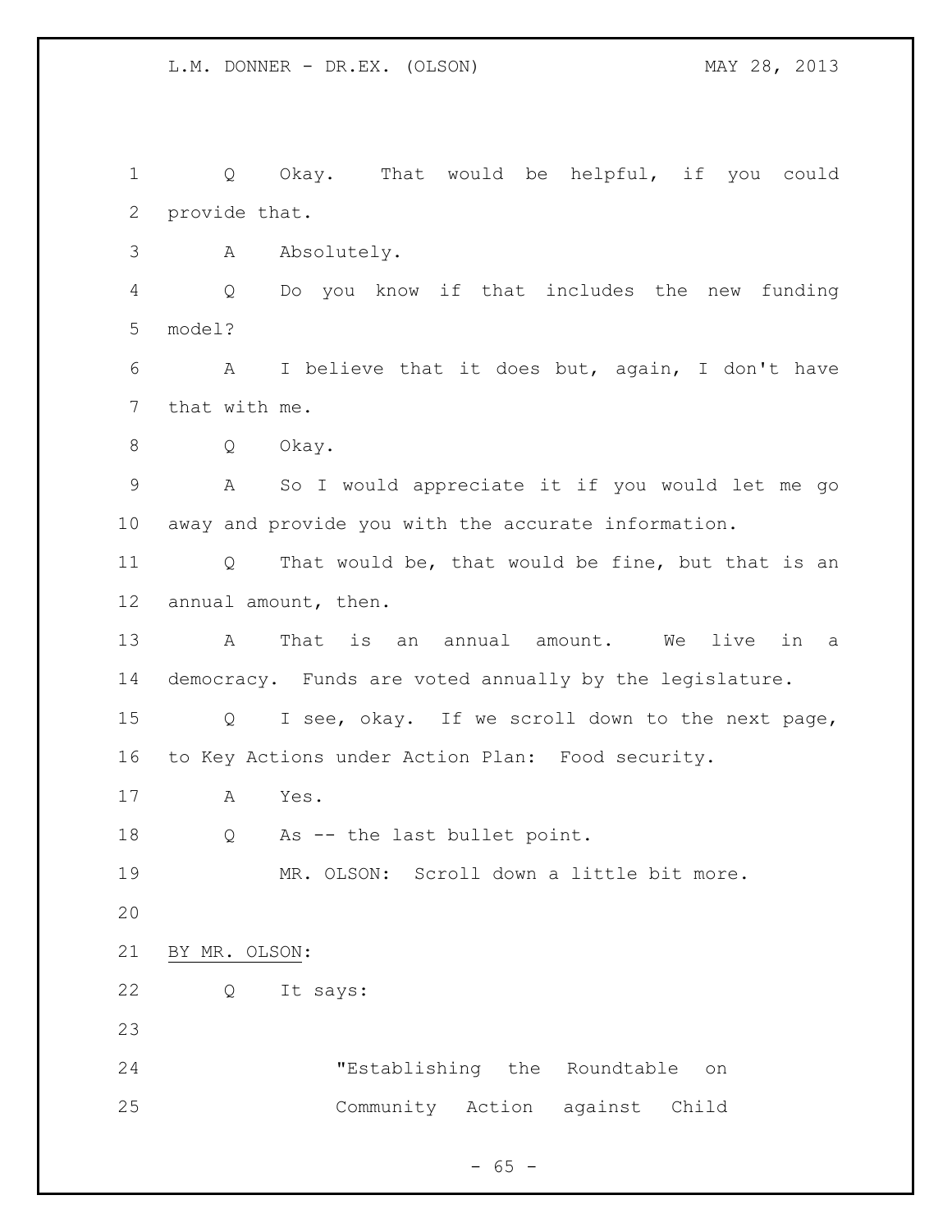Q Okay. That would be helpful, if you could provide that.

A Absolutely.

Q Do you know if that includes the new funding model?

A I believe that it does but, again, I don't have that with me.

Q Okay.

A So I would appreciate it if you would let me go away and provide you with the accurate information.

Q That would be, that would be fine, but that is an annual amount, then.

A That is an annual amount. We live in a democracy. Funds are voted annually by the legislature.

Q I see, okay. If we scroll down to the next page, to Key Actions under Action Plan: Food security.

A Yes.

Q As -- the last bullet point.

MR. OLSON: Scroll down a little bit more.

BY MR. OLSON:

Q It says:

> "Establishing the Roundtable on Community Action against Child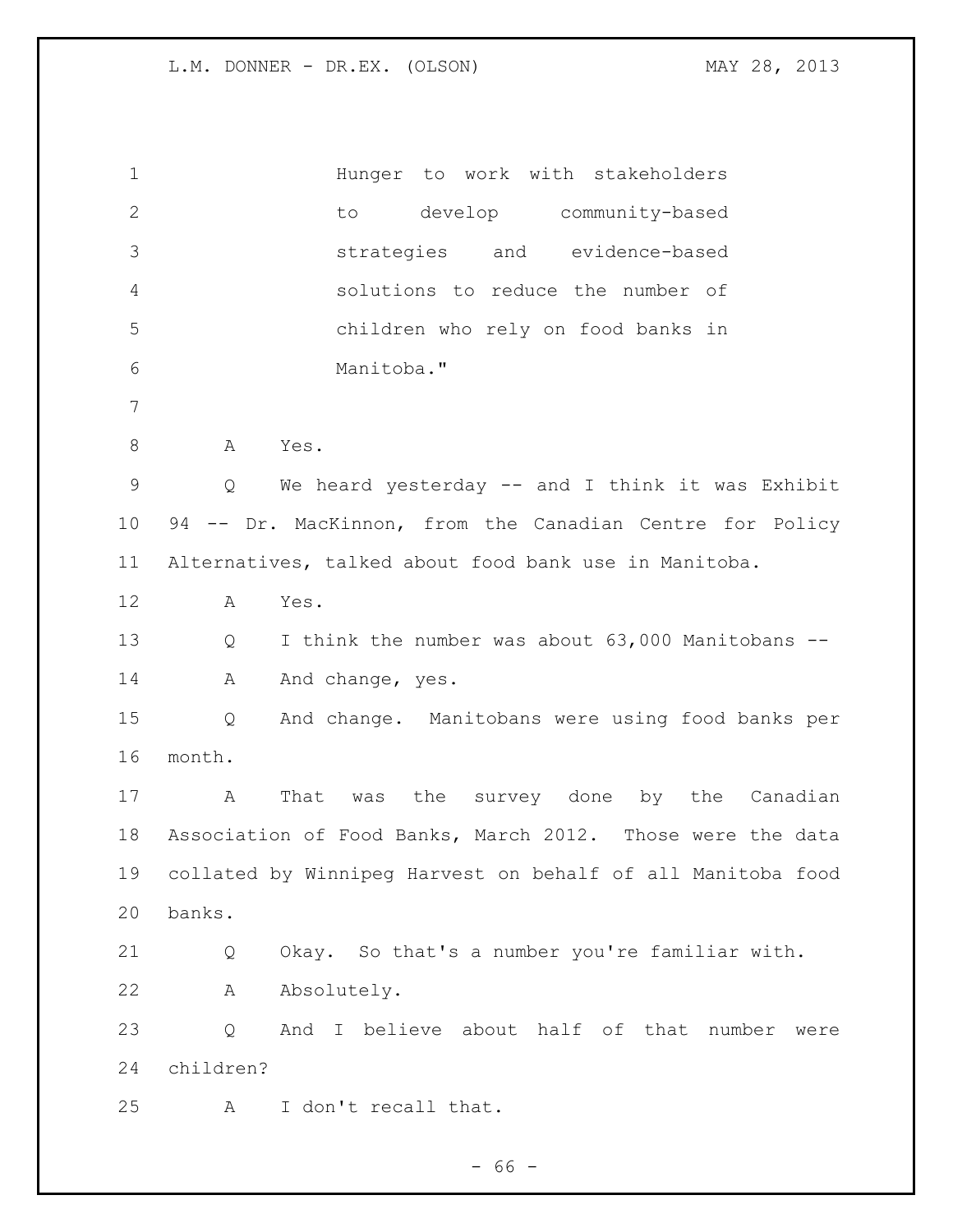Hunger to work with stakeholders to develop community-based strategies and evidence-based solutions to reduce the number of children who rely on food banks in Manitoba."

A Yes.

Q We heard yesterday -- and I think it was Exhibit 94 -- Dr. MacKinnon, from the Canadian Centre for Policy Alternatives, talked about food bank use in Manitoba.

A Yes.

Q I think the number was about 63,000 Manitobans --

A And change, yes.

Q And change. Manitobans were using food banks per month.

A That was the survey done by the Canadian Association of Food Banks, March 2012. Those were the data collated by Winnipeg Harvest on behalf of all Manitoba food banks.

Q Okay. So that's a number you're familiar with.

A Absolutely.

Q And I believe about half of that number were children?

A I don't recall that.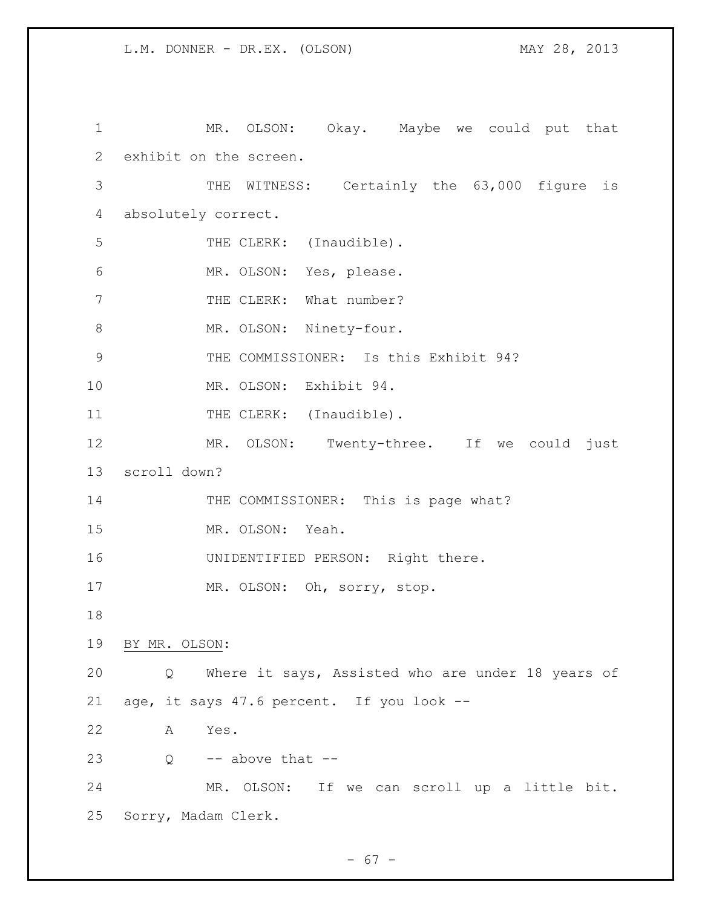MR. OLSON: Okay. Maybe we could put that exhibit on the screen.

THE WITNESS: Certainly the 63,000 figure is absolutely correct.

THE CLERK: (Inaudible).

MR. OLSON: Yes, please.

THE CLERK: What number?

MR. OLSON: Ninety-four.

THE COMMISSIONER: Is this Exhibit 94?

MR. OLSON: Exhibit 94.

THE CLERK: (Inaudible).

MR. OLSON: Twenty-three. If we could just scroll down?

THE COMMISSIONER: This is page what?

MR. OLSON: Yeah.

UNIDENTIFIED PERSON: Right there.

MR. OLSON: Oh, sorry, stop.

BY MR. OLSON:

Q Where it says, Assisted who are under 18 years of age, it says 47.6 percent. If you look --

A Yes.

Q -- above that --

MR. OLSON: If we can scroll up a little bit. Sorry, Madam Clerk.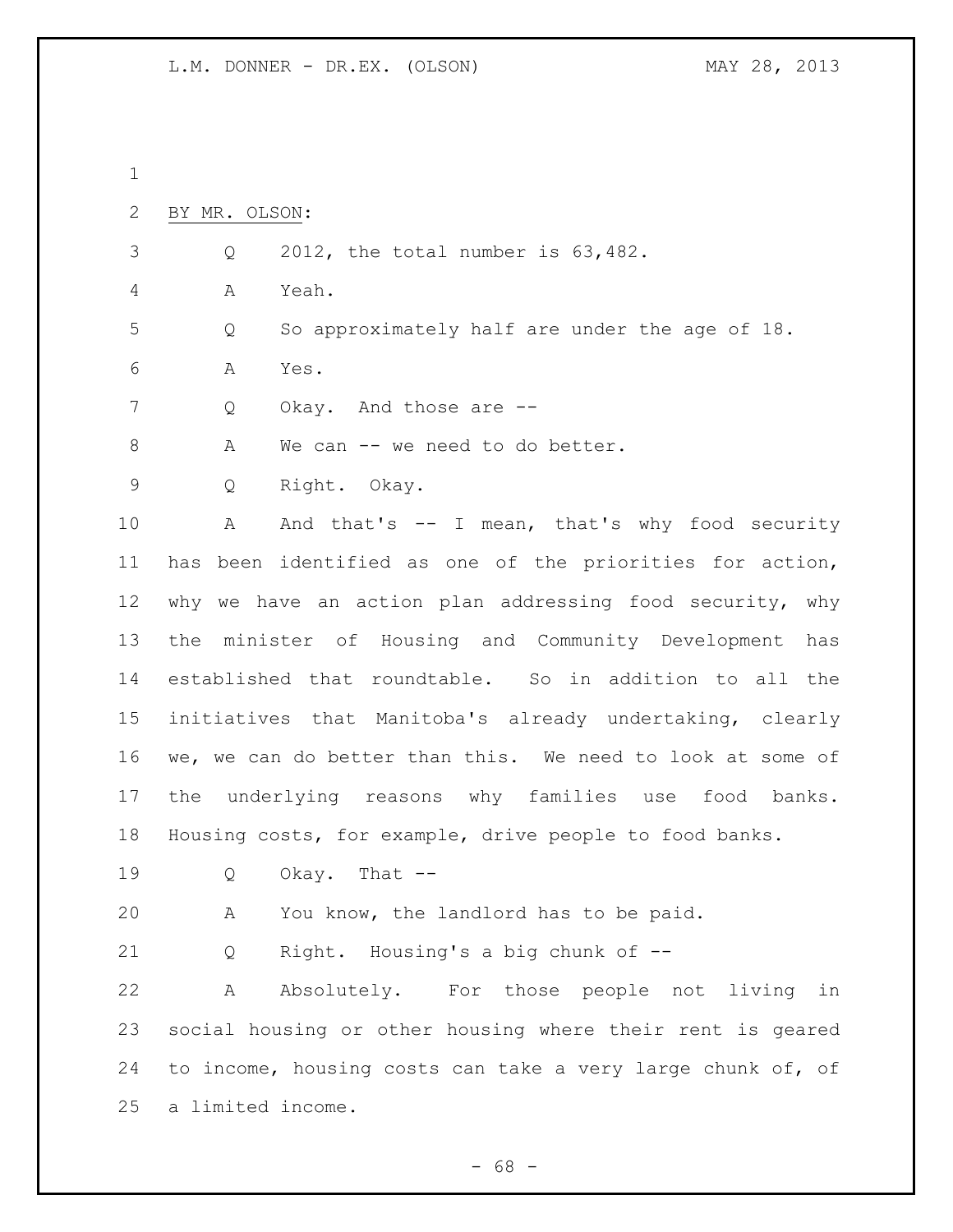BY MR. OLSON:

Q 2012, the total number is 63,482.

A Yeah.

Q So approximately half are under the age of 18.

A Yes.

Q Okay. And those are --

A We can -- we need to do better.

Q Right. Okay.

A And that's -- I mean, that's why food security has been identified as one of the priorities for action, why we have an action plan addressing food security, why the minister of Housing and Community Development has established that roundtable. So in addition to all the initiatives that Manitoba's already undertaking, clearly we, we can do better than this. We need to look at some of the underlying reasons why families use food banks. Housing costs, for example, drive people to food banks.

Q Okay. That --

A You know, the landlord has to be paid.

Q Right. Housing's a big chunk of --

A Absolutely. For those people not living in social housing or other housing where their rent is geared to income, housing costs can take a very large chunk of, of a limited income.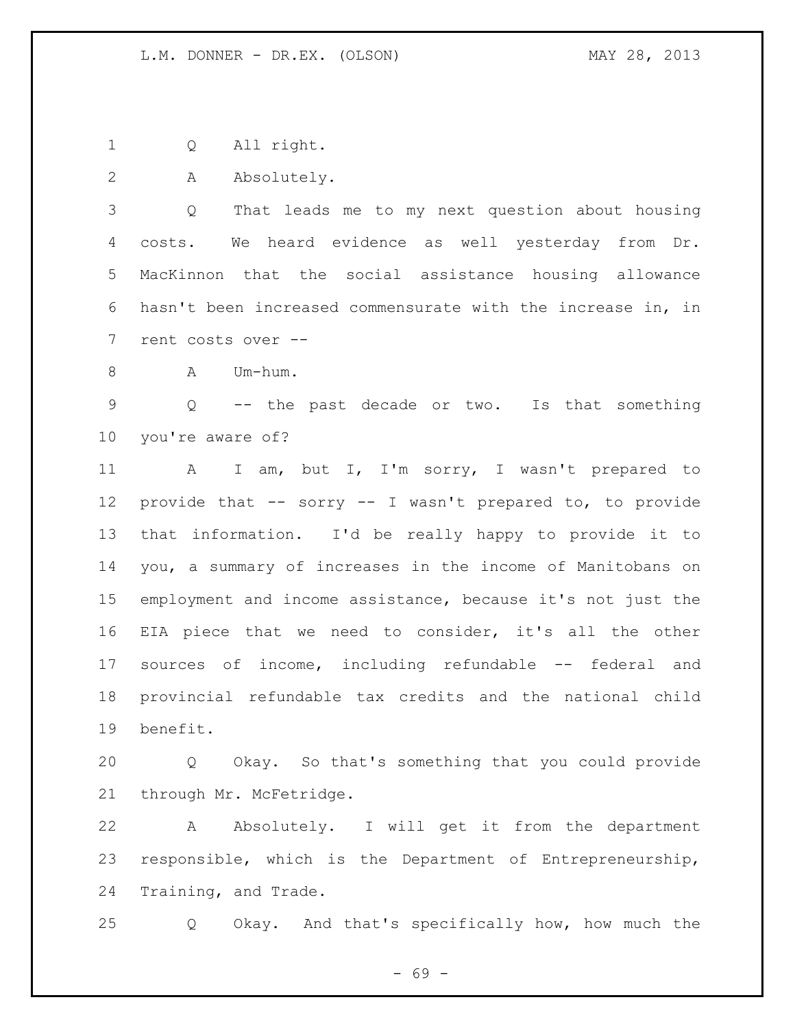Q All right.

A Absolutely.

Q That leads me to my next question about housing costs. We heard evidence as well yesterday from Dr. MacKinnon that the social assistance housing allowance hasn't been increased commensurate with the increase in, in rent costs over --

A Um-hum.

Q -- the past decade or two. Is that something you're aware of?

A I am, but I, I'm sorry, I wasn't prepared to provide that -- sorry -- I wasn't prepared to, to provide that information. I'd be really happy to provide it to you, a summary of increases in the income of Manitobans on employment and income assistance, because it's not just the EIA piece that we need to consider, it's all the other sources of income, including refundable -- federal and provincial refundable tax credits and the national child benefit.

Q Okay. So that's something that you could provide through Mr. McFetridge.

A Absolutely. I will get it from the department responsible, which is the Department of Entrepreneurship, Training, and Trade.

Q Okay. And that's specifically how, how much the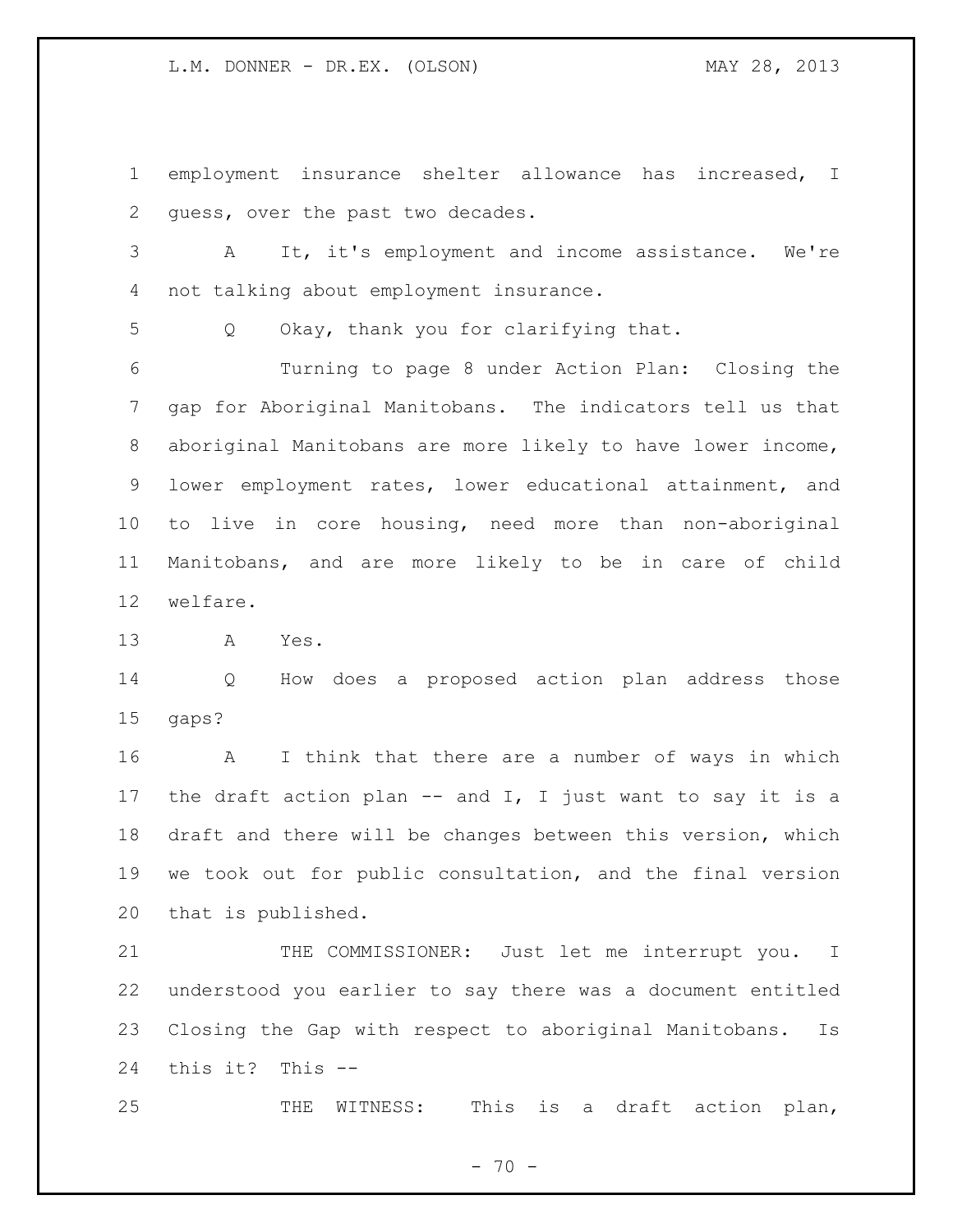employment insurance shelter allowance has increased, I guess, over the past two decades.

A It, it's employment and income assistance. We're not talking about employment insurance.

Q Okay, thank you for clarifying that.

Turning to page 8 under Action Plan: Closing the gap for Aboriginal Manitobans. The indicators tell us that aboriginal Manitobans are more likely to have lower income, lower employment rates, lower educational attainment, and to live in core housing, need more than non-aboriginal Manitobans, and are more likely to be in care of child welfare.

A Yes.

Q How does a proposed action plan address those gaps?

A I think that there are a number of ways in which the draft action plan -- and I, I just want to say it is a draft and there will be changes between this version, which we took out for public consultation, and the final version that is published.

THE COMMISSIONER: Just let me interrupt you. I understood you earlier to say there was a document entitled Closing the Gap with respect to aboriginal Manitobans. Is this it? This --

THE WITNESS: This is a draft action plan,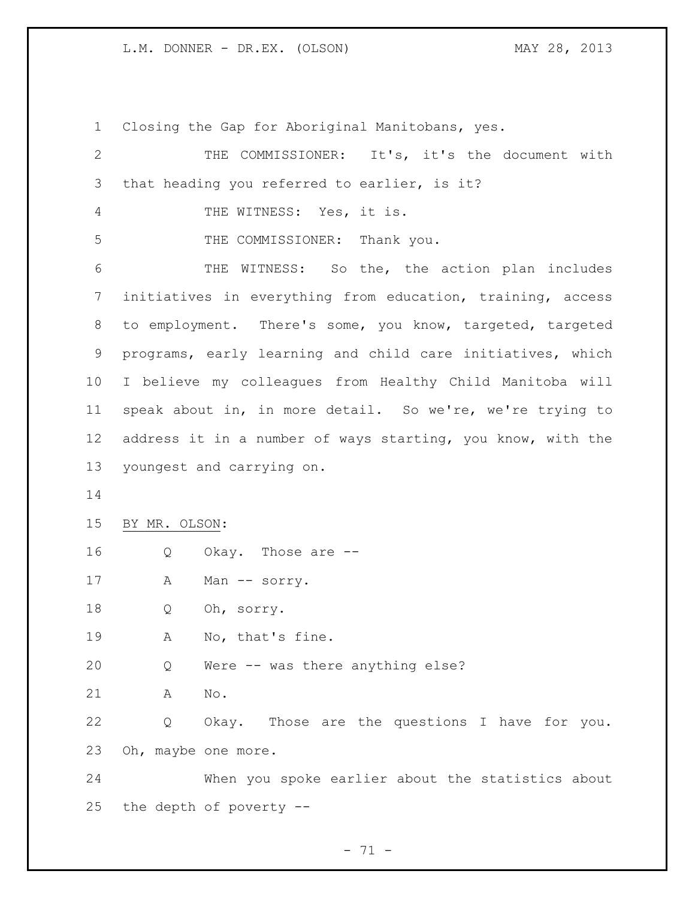Closing the Gap for Aboriginal Manitobans, yes.

THE COMMISSIONER: It's, it's the document with that heading you referred to earlier, is it?

THE WITNESS: Yes, it is.

THE COMMISSIONER: Thank you.

THE WITNESS: So the, the action plan includes initiatives in everything from education, training, access to employment. There's some, you know, targeted, targeted programs, early learning and child care initiatives, which I believe my colleagues from Healthy Child Manitoba will speak about in, in more detail. So we're, we're trying to address it in a number of ways starting, you know, with the youngest and carrying on.

BY MR. OLSON:

Q Okay. Those are --

A Man -- sorry.

Q Oh, sorry.

A No, that's fine.

Q Were -- was there anything else?

A No.

Q Okay. Those are the questions I have for you. Oh, maybe one more.

When you spoke earlier about the statistics about the depth of poverty --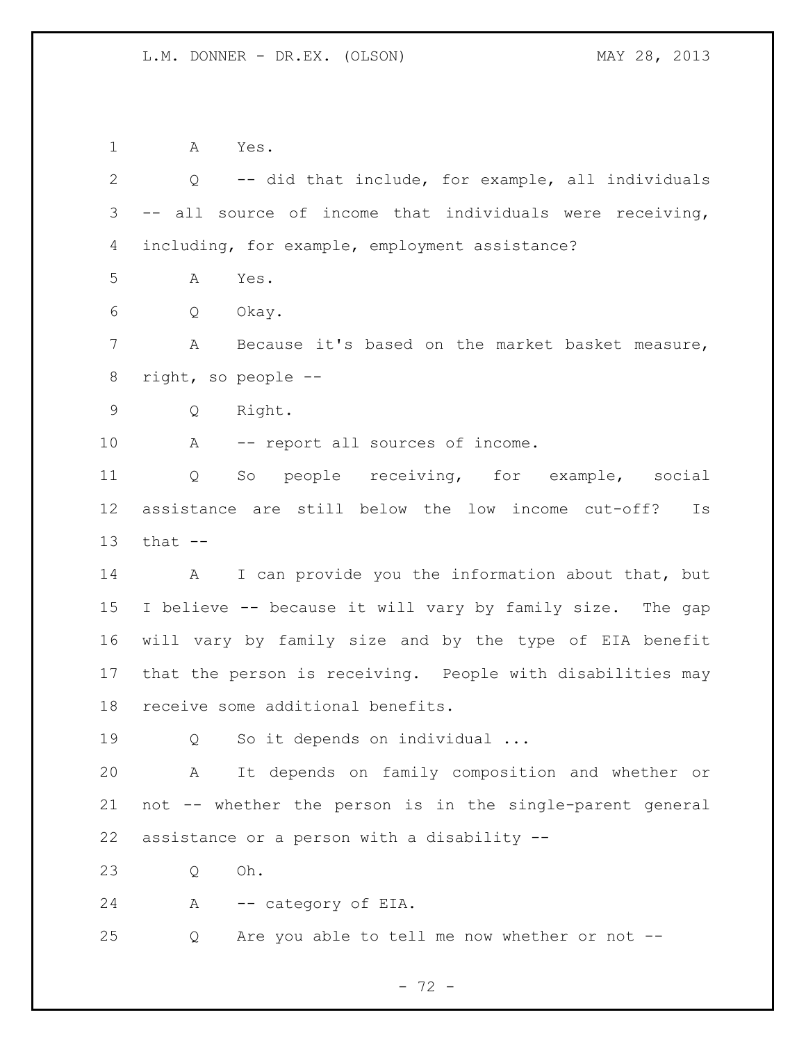A Yes.

Q -- did that include, for example, all individuals -- all source of income that individuals were receiving, including, for example, employment assistance?

A Yes.

Q Okay.

A Because it's based on the market basket measure, right, so people --

Q Right.

A -- report all sources of income.

Q So people receiving, for example, social assistance are still below the low income cut-off? Is that --

A I can provide you the information about that, but I believe -- because it will vary by family size. The gap will vary by family size and by the type of EIA benefit that the person is receiving. People with disabilities may receive some additional benefits.

Q So it depends on individual ...

A It depends on family composition and whether or not -- whether the person is in the single-parent general assistance or a person with a disability --

Q Oh.

A -- category of EIA.

Q Are you able to tell me now whether or not --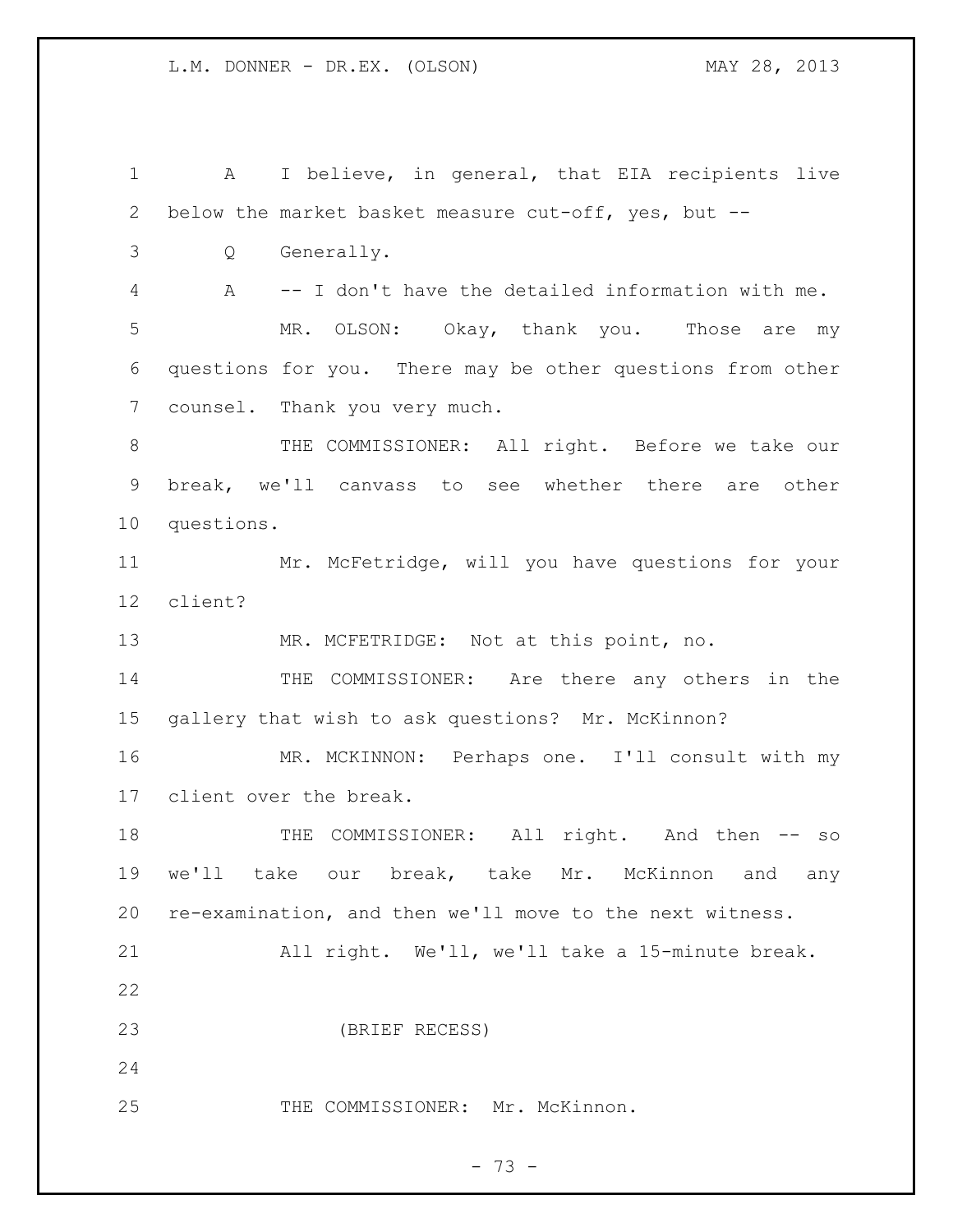A I believe, in general, that EIA recipients live below the market basket measure cut-off, yes, but --

Q Generally.

A -- I don't have the detailed information with me.

MR. OLSON: Okay, thank you. Those are my questions for you. There may be other questions from other counsel. Thank you very much.

THE COMMISSIONER: All right. Before we take our break, we'll canvass to see whether there are other questions.

Mr. McFetridge, will you have questions for your client?

MR. MCFETRIDGE: Not at this point, no.

THE COMMISSIONER: Are there any others in the gallery that wish to ask questions? Mr. McKinnon?

MR. MCKINNON: Perhaps one. I'll consult with my client over the break.

THE COMMISSIONER: All right. And then -- so we'll take our break, take Mr. McKinnon and any re-examination, and then we'll move to the next witness.

All right. We'll, we'll take a 15-minute break.

(BRIEF RECESS)

THE COMMISSIONER: Mr. McKinnon.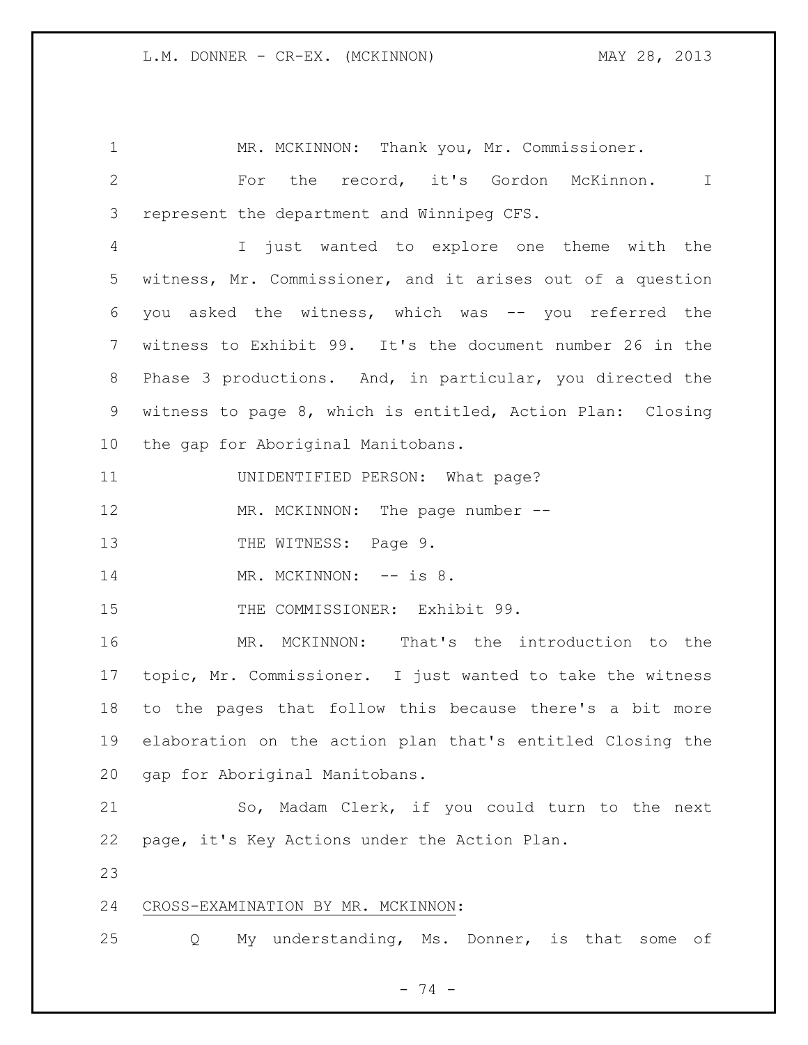MR. MCKINNON: Thank you, Mr. Commissioner.

For the record, it's Gordon McKinnon. I represent the department and Winnipeg CFS.

I just wanted to explore one theme with the witness, Mr. Commissioner, and it arises out of a question you asked the witness, which was -- you referred the witness to Exhibit 99. It's the document number 26 in the Phase 3 productions. And, in particular, you directed the witness to page 8, which is entitled, Action Plan: Closing the gap for Aboriginal Manitobans.

UNIDENTIFIED PERSON: What page?

MR. MCKINNON: The page number --

THE WITNESS: Page 9.

MR. MCKINNON: -- is 8.

THE COMMISSIONER: Exhibit 99.

MR. MCKINNON: That's the introduction to the topic, Mr. Commissioner. I just wanted to take the witness to the pages that follow this because there's a bit more elaboration on the action plan that's entitled Closing the gap for Aboriginal Manitobans.

So, Madam Clerk, if you could turn to the next page, it's Key Actions under the Action Plan.

CROSS-EXAMINATION BY MR. MCKINNON:

Q My understanding, Ms. Donner, is that some of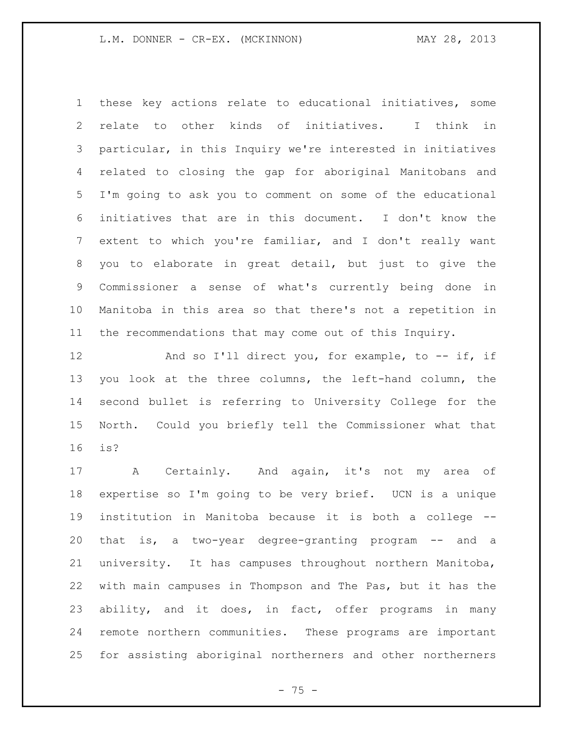these key actions relate to educational initiatives, some relate to other kinds of initiatives. I think in particular, in this Inquiry we're interested in initiatives related to closing the gap for aboriginal Manitobans and I'm going to ask you to comment on some of the educational initiatives that are in this document. I don't know the extent to which you're familiar, and I don't really want you to elaborate in great detail, but just to give the Commissioner a sense of what's currently being done in Manitoba in this area so that there's not a repetition in the recommendations that may come out of this Inquiry.

And so I'll direct you, for example, to -- if, if you look at the three columns, the left-hand column, the second bullet is referring to University College for the North. Could you briefly tell the Commissioner what that is?

A Certainly. And again, it's not my area of expertise so I'm going to be very brief. UCN is a unique institution in Manitoba because it is both a college -- that is, a two-year degree-granting program -- and a university. It has campuses throughout northern Manitoba, with main campuses in Thompson and The Pas, but it has the ability, and it does, in fact, offer programs in many remote northern communities. These programs are important for assisting aboriginal northerners and other northerners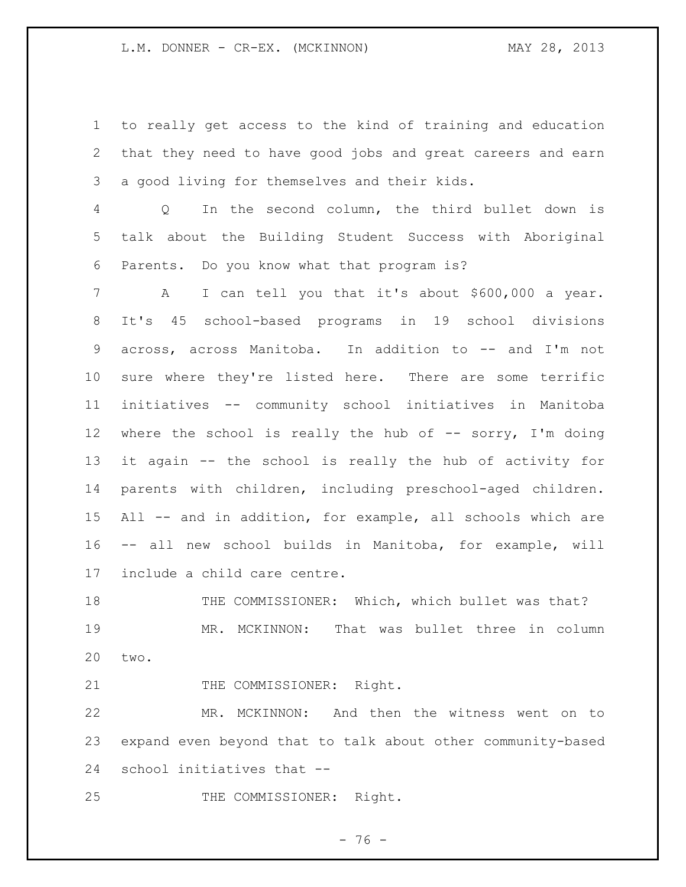to really get access to the kind of training and education that they need to have good jobs and great careers and earn a good living for themselves and their kids.

Q In the second column, the third bullet down is talk about the Building Student Success with Aboriginal Parents. Do you know what that program is?

A I can tell you that it's about $600,000 a year. It's 45 school-based programs in 19 school divisions across, across Manitoba. In addition to -- and I'm not sure where they're listed here. There are some terrific initiatives -- community school initiatives in Manitoba where the school is really the hub of -- sorry, I'm doing it again -- the school is really the hub of activity for parents with children, including preschool-aged children. All -- and in addition, for example, all schools which are -- all new school builds in Manitoba, for example, will include a child care centre.

THE COMMISSIONER: Which, which bullet was that?

MR. MCKINNON: That was bullet three in column two.

THE COMMISSIONER: Right.

MR. MCKINNON: And then the witness went on to expand even beyond that to talk about other community-based school initiatives that --

THE COMMISSIONER: Right.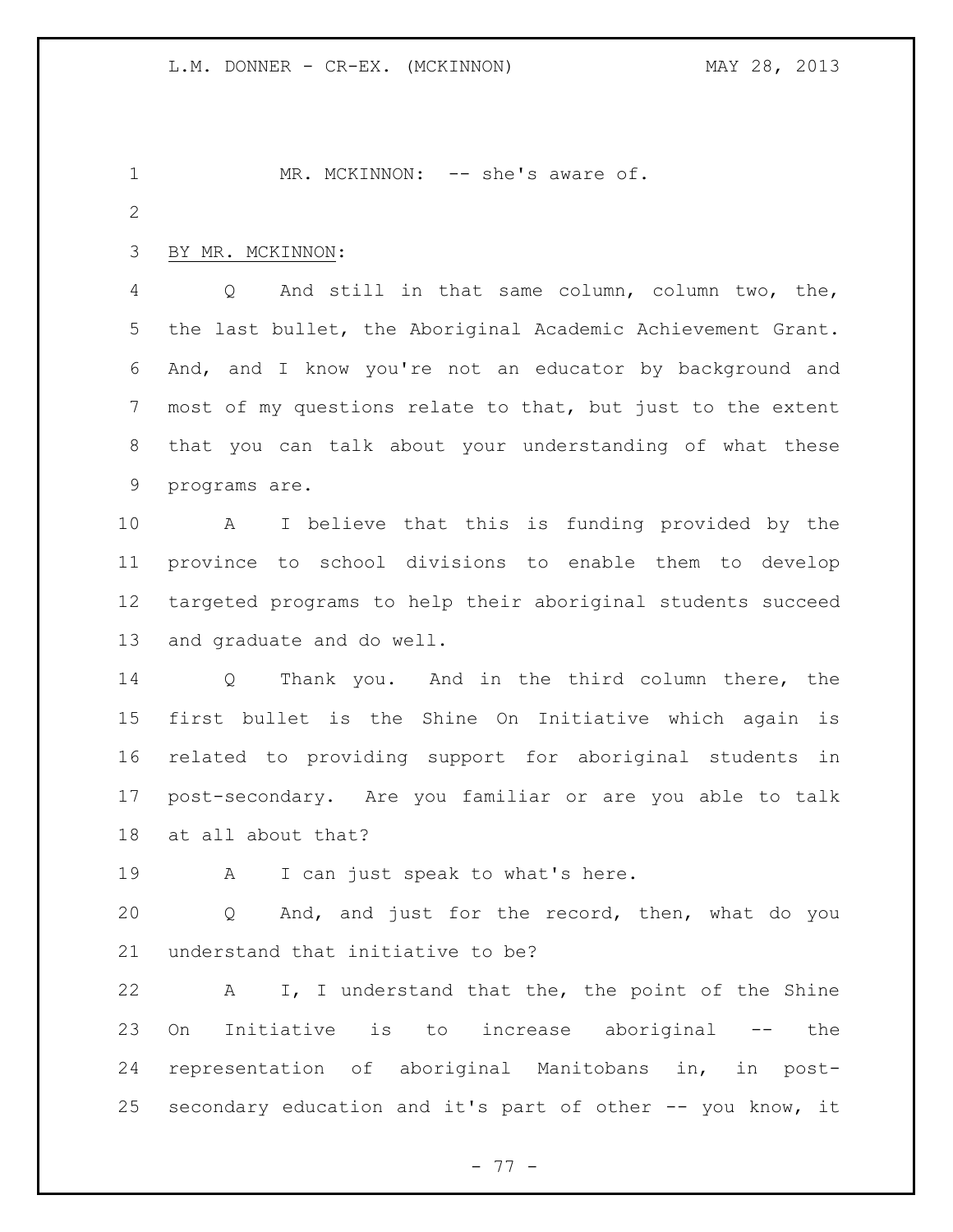MR. MCKINNON: -- she's aware of.

BY MR. MCKINNON:

Q And still in that same column, column two, the, the last bullet, the Aboriginal Academic Achievement Grant. And, and I know you're not an educator by background and most of my questions relate to that, but just to the extent that you can talk about your understanding of what these programs are.

A I believe that this is funding provided by the province to school divisions to enable them to develop targeted programs to help their aboriginal students succeed and graduate and do well.

Q Thank you. And in the third column there, the first bullet is the Shine On Initiative which again is related to providing support for aboriginal students in post-secondary. Are you familiar or are you able to talk at all about that?

A I can just speak to what's here.

Q And, and just for the record, then, what do you understand that initiative to be?

A I, I understand that the, the point of the Shine On Initiative is to increase aboriginal -- the representation of aboriginal Manitobans in, in post-secondary education and it's part of other -- you know, it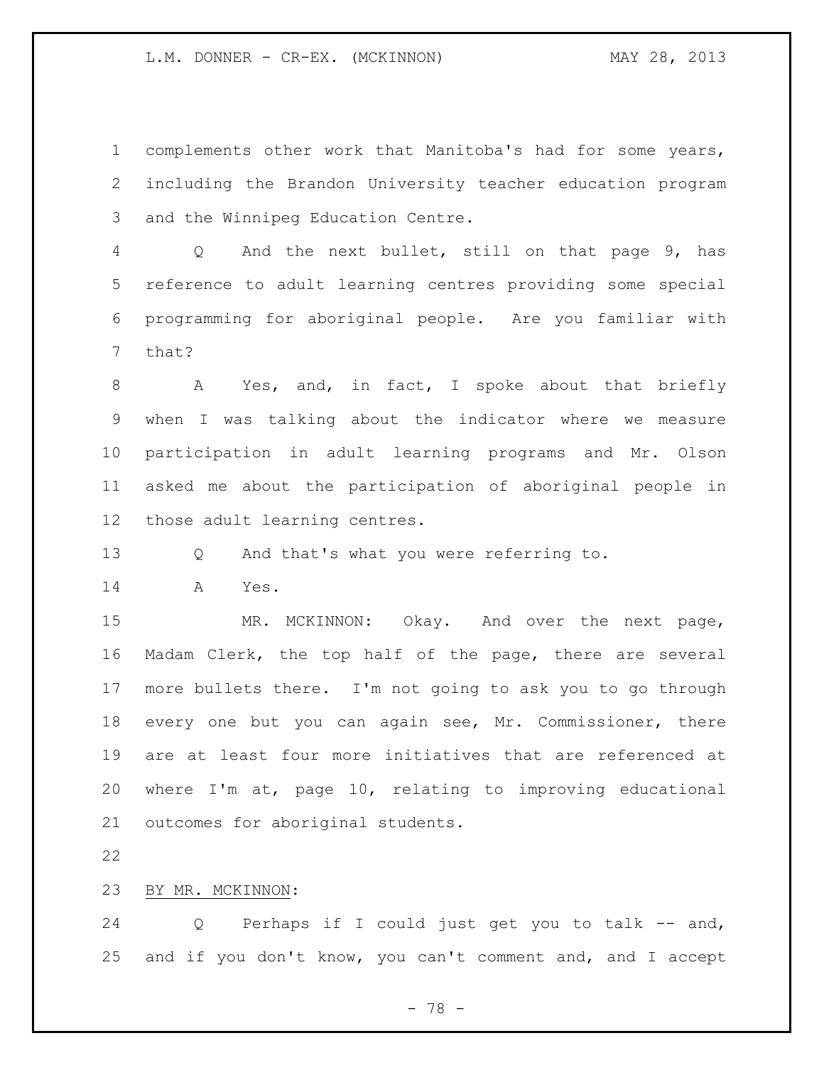complements other work that Manitoba's had for some years, including the Brandon University teacher education program and the Winnipeg Education Centre.

Q And the next bullet, still on that page 9, has reference to adult learning centres providing some special programming for aboriginal people. Are you familiar with that?

A Yes, and, in fact, I spoke about that briefly when I was talking about the indicator where we measure participation in adult learning programs and Mr. Olson asked me about the participation of aboriginal people in those adult learning centres.

Q And that's what you were referring to.

A Yes.

MR. MCKINNON: Okay. And over the next page, Madam Clerk, the top half of the page, there are several more bullets there. I'm not going to ask you to go through every one but you can again see, Mr. Commissioner, there are at least four more initiatives that are referenced at where I'm at, page 10, relating to improving educational outcomes for aboriginal students.

BY MR. MCKINNON:

Q Perhaps if I could just get you to talk -- and, and if you don't know, you can't comment and, and I accept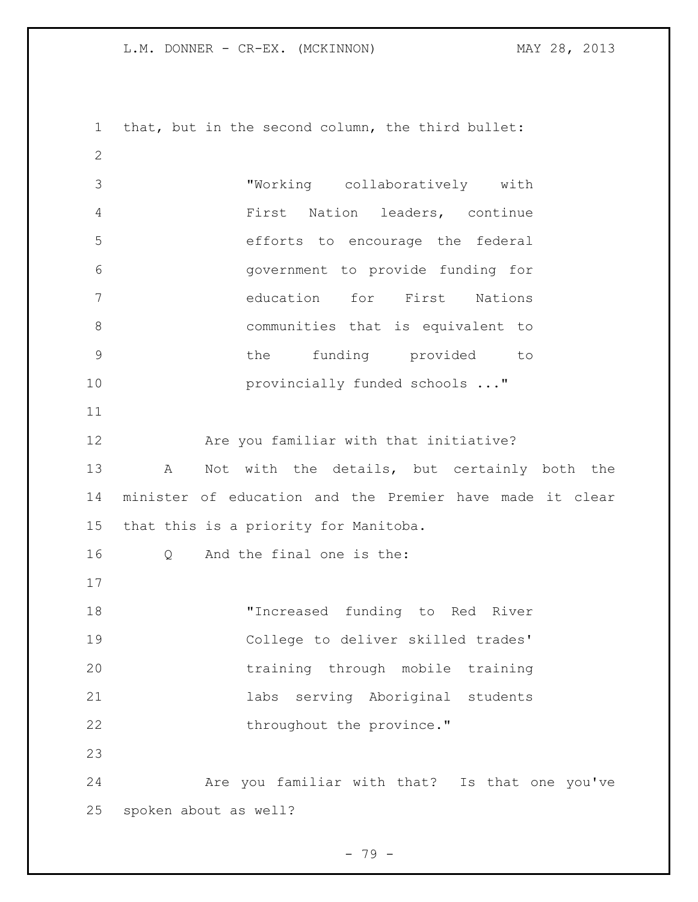that, but in the second column, the third bullet:

> "Working collaboratively with First Nation leaders, continue efforts to encourage the federal government to provide funding for education for First Nations communities that is equivalent to the funding provided to provincially funded schools ..."

Are you familiar with that initiative?

A Not with the details, but certainly both the minister of education and the Premier have made it clear that this is a priority for Manitoba.

Q And the final one is the:

> "Increased funding to Red River College to deliver skilled trades' training through mobile training labs serving Aboriginal students throughout the province."

Are you familiar with that? Is that one you've spoken about as well?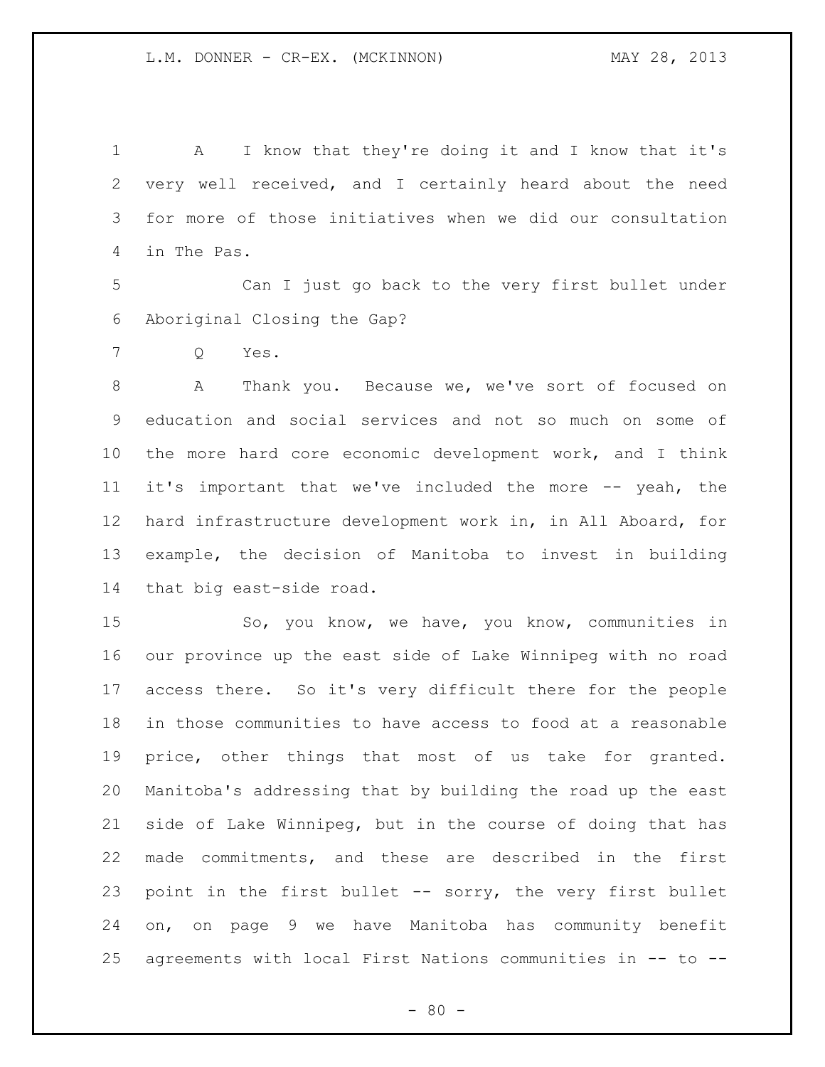A I know that they're doing it and I know that it's very well received, and I certainly heard about the need for more of those initiatives when we did our consultation in The Pas.

Can I just go back to the very first bullet under Aboriginal Closing the Gap?

Q Yes.

A Thank you. Because we, we've sort of focused on education and social services and not so much on some of the more hard core economic development work, and I think it's important that we've included the more -- yeah, the hard infrastructure development work in, in All Aboard, for example, the decision of Manitoba to invest in building that big east-side road.

So, you know, we have, you know, communities in our province up the east side of Lake Winnipeg with no road access there. So it's very difficult there for the people in those communities to have access to food at a reasonable price, other things that most of us take for granted. Manitoba's addressing that by building the road up the east side of Lake Winnipeg, but in the course of doing that has made commitments, and these are described in the first point in the first bullet -- sorry, the very first bullet on, on page 9 we have Manitoba has community benefit agreements with local First Nations communities in -- to --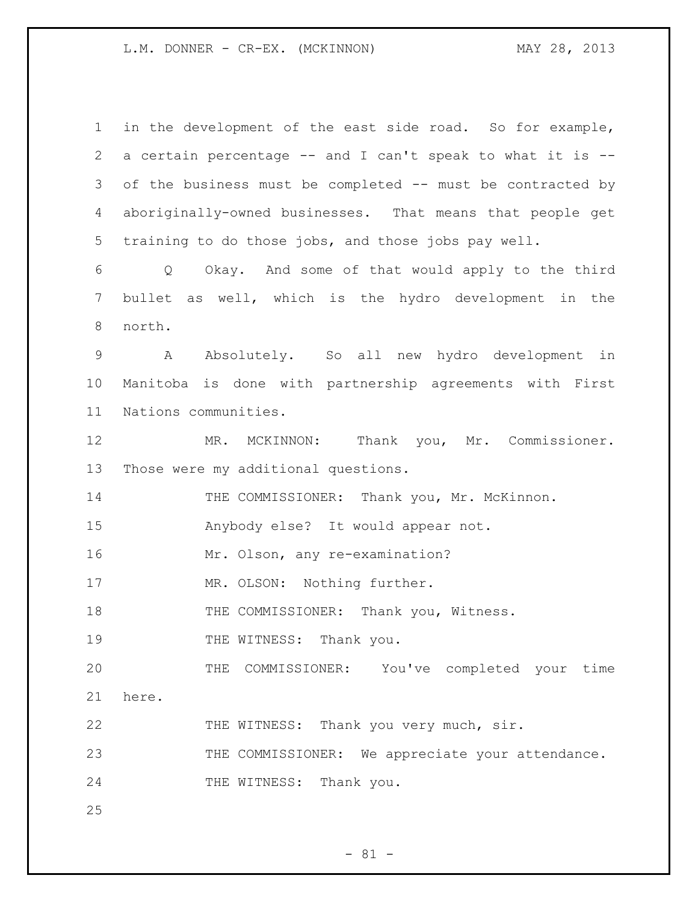in the development of the east side road. So for example, a certain percentage -- and I can't speak to what it is -- of the business must be completed -- must be contracted by aboriginally-owned businesses. That means that people get training to do those jobs, and those jobs pay well.

Q Okay. And some of that would apply to the third bullet as well, which is the hydro development in the north.

A Absolutely. So all new hydro development in Manitoba is done with partnership agreements with First Nations communities.

MR. MCKINNON: Thank you, Mr. Commissioner. Those were my additional questions.

THE COMMISSIONER: Thank you, Mr. McKinnon.

Anybody else? It would appear not.

Mr. Olson, any re-examination?

MR. OLSON: Nothing further.

THE COMMISSIONER: Thank you, Witness.

THE WITNESS: Thank you.

THE COMMISSIONER: You've completed your time here.

THE WITNESS: Thank you very much, sir.

THE COMMISSIONER: We appreciate your attendance.

THE WITNESS: Thank you.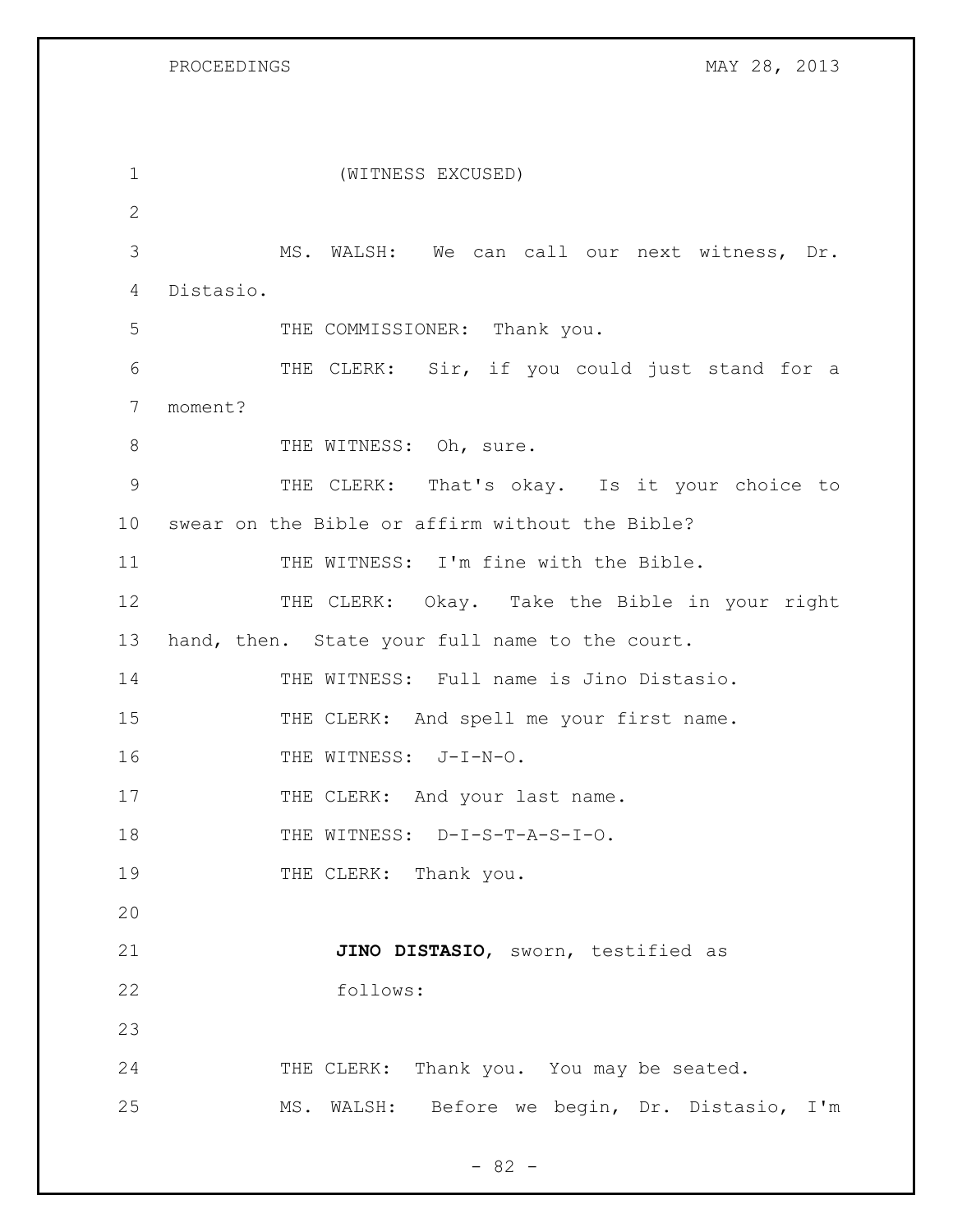(WITNESS EXCUSED)

MS. WALSH: We can call our next witness, Dr. Distasio.

THE COMMISSIONER: Thank you.

THE CLERK: Sir, if you could just stand for a moment?

THE WITNESS: Oh, sure.

THE CLERK: That's okay. Is it your choice to swear on the Bible or affirm without the Bible?

THE WITNESS: I'm fine with the Bible.

THE CLERK: Okay. Take the Bible in your right hand, then. State your full name to the court.

THE WITNESS: Full name is Jino Distasio.

THE CLERK: And spell me your first name.

THE WITNESS: J-I-N-O.

THE CLERK: And your last name.

THE WITNESS: D-I-S-T-A-S-I-O.

THE CLERK: Thank you.

**JINO DISTASIO**, sworn, testified as follows:

THE CLERK: Thank you. You may be seated.

MS. WALSH: Before we begin, Dr. Distasio, I'm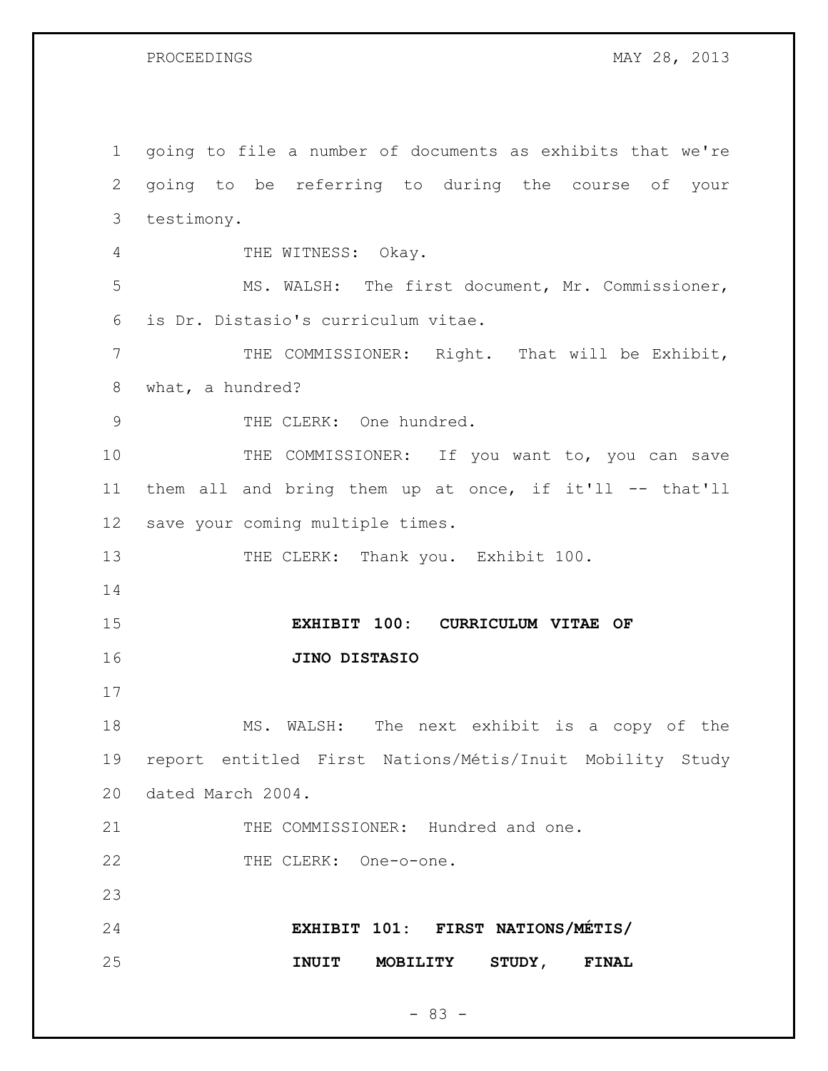going to file a number of documents as exhibits that we're going to be referring to during the course of your testimony.

THE WITNESS: Okay.

MS. WALSH: The first document, Mr. Commissioner, is Dr. Distasio's curriculum vitae.

THE COMMISSIONER: Right. That will be Exhibit, what, a hundred?

THE CLERK: One hundred.

THE COMMISSIONER: If you want to, you can save them all and bring them up at once, if it'll -- that'll save your coming multiple times.

THE CLERK: Thank you. Exhibit 100.

**EXHIBIT 100: CURRICULUM VITAE OF JINO DISTASIO**

MS. WALSH: The next exhibit is a copy of the report entitled First Nations/Métis/Inuit Mobility Study dated March 2004.

THE COMMISSIONER: Hundred and one.

THE CLERK: One-o-one.

**EXHIBIT 101: FIRST NATIONS/MÉTIS/ INUIT MOBILITY STUDY, FINAL**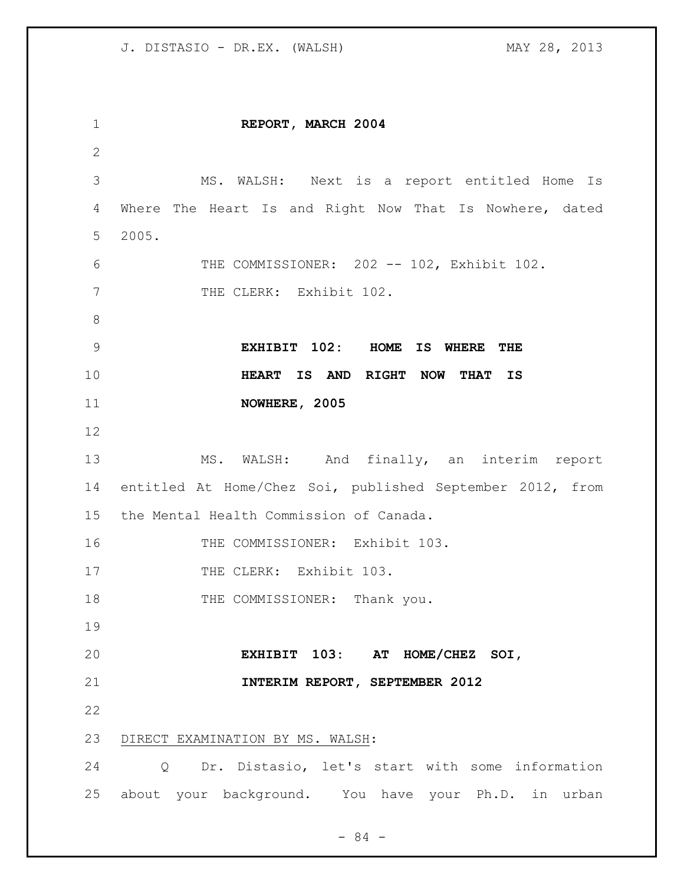**REPORT, MARCH 2004**

MS. WALSH: Next is a report entitled Home Is Where The Heart Is and Right Now That Is Nowhere, dated 2005.

THE COMMISSIONER: 202 -- 102, Exhibit 102.

THE CLERK: Exhibit 102.

**EXHIBIT 102: HOME IS WHERE THE HEART IS AND RIGHT NOW THAT IS NOWHERE, 2005**

MS. WALSH: And finally, an interim report entitled At Home/Chez Soi, published September 2012, from the Mental Health Commission of Canada.

THE COMMISSIONER: Exhibit 103.

THE CLERK: Exhibit 103.

THE COMMISSIONER: Thank you.

**EXHIBIT 103: AT HOME/CHEZ SOI, INTERIM REPORT, SEPTEMBER 2012**

DIRECT EXAMINATION BY MS. WALSH:

Q Dr. Distasio, let's start with some information about your background. You have your Ph.D. in urban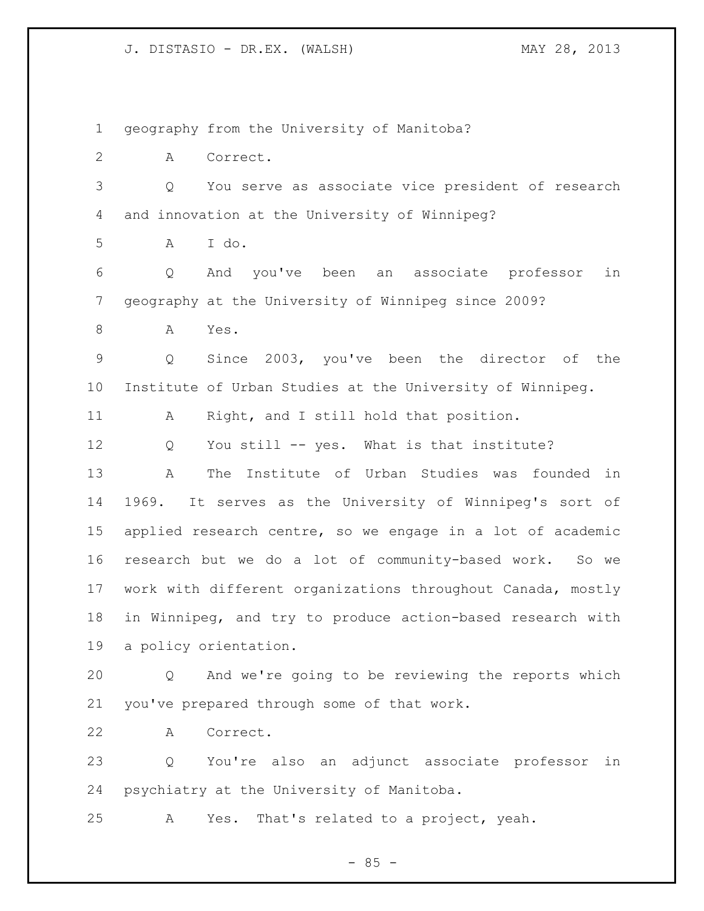geography from the University of Manitoba?

A Correct.

Q You serve as associate vice president of research and innovation at the University of Winnipeg?

A I do.

Q And you've been an associate professor in geography at the University of Winnipeg since 2009?

A Yes.

Q Since 2003, you've been the director of the Institute of Urban Studies at the University of Winnipeg.

A Right, and I still hold that position.

Q You still -- yes. What is that institute?

A The Institute of Urban Studies was founded in 1969. It serves as the University of Winnipeg's sort of applied research centre, so we engage in a lot of academic research but we do a lot of community-based work. So we work with different organizations throughout Canada, mostly in Winnipeg, and try to produce action-based research with a policy orientation.

Q And we're going to be reviewing the reports which you've prepared through some of that work.

A Correct.

Q You're also an adjunct associate professor in psychiatry at the University of Manitoba.

A Yes. That's related to a project, yeah.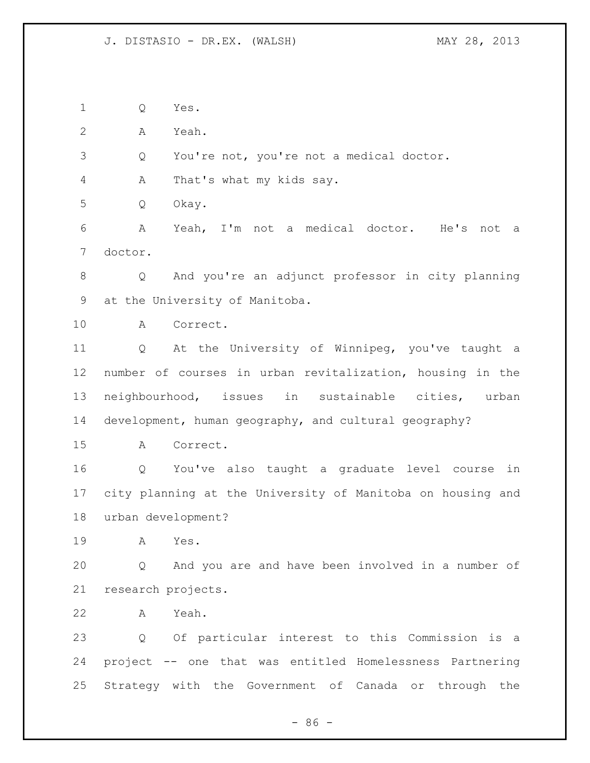Q Yes.

A Yeah.

Q You're not, you're not a medical doctor.

A That's what my kids say.

Q Okay.

A Yeah, I'm not a medical doctor. He's not a doctor.

Q And you're an adjunct professor in city planning at the University of Manitoba.

A Correct.

Q At the University of Winnipeg, you've taught a number of courses in urban revitalization, housing in the neighbourhood, issues in sustainable cities, urban development, human geography, and cultural geography?

A Correct.

Q You've also taught a graduate level course in city planning at the University of Manitoba on housing and urban development?

A Yes.

Q And you are and have been involved in a number of research projects.

A Yeah.

Q Of particular interest to this Commission is a project -- one that was entitled Homelessness Partnering Strategy with the Government of Canada or through the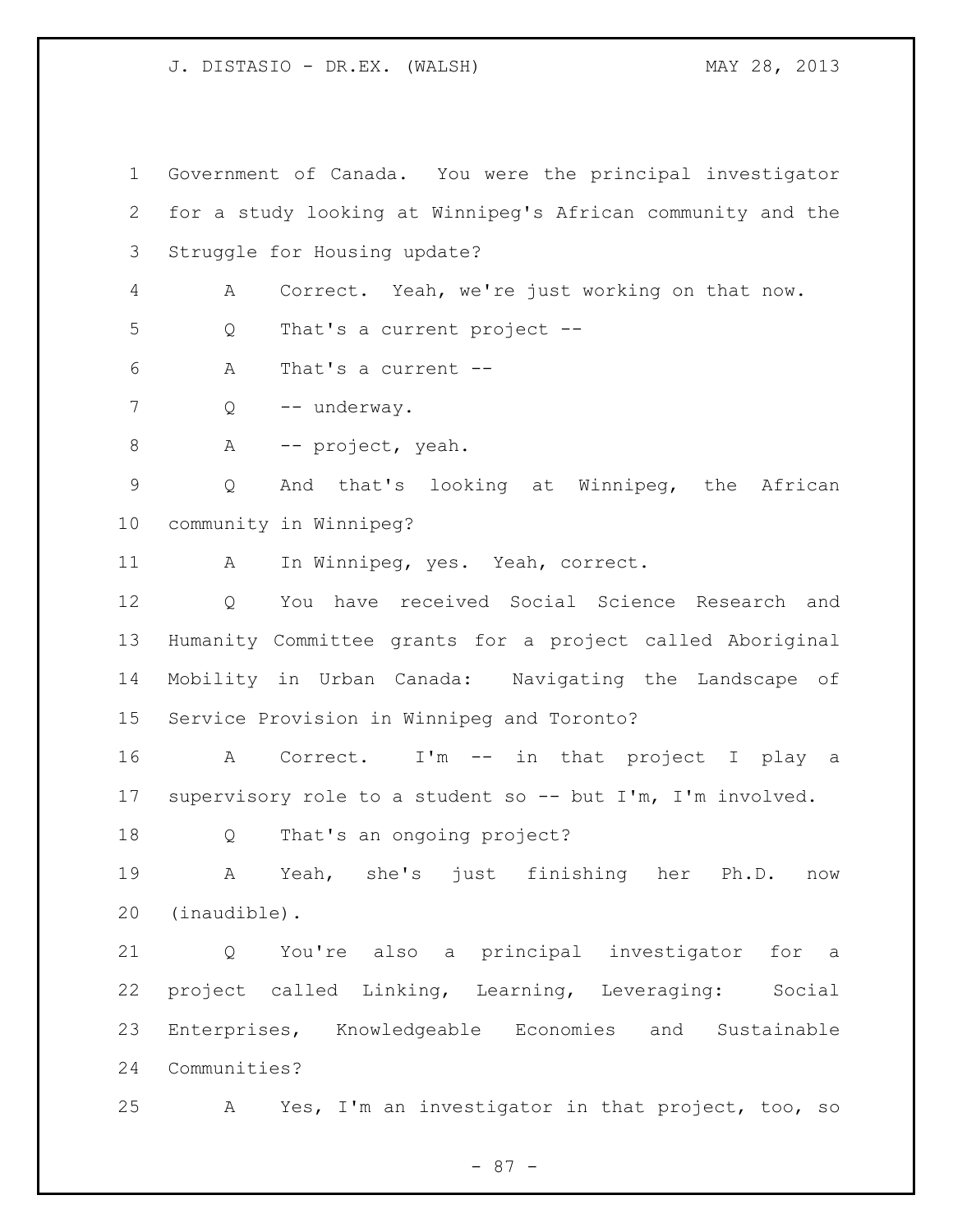Government of Canada. You were the principal investigator for a study looking at Winnipeg's African community and the Struggle for Housing update?

A Correct. Yeah, we're just working on that now.

Q That's a current project --

A That's a current --

Q -- underway.

A -- project, yeah.

Q And that's looking at Winnipeg, the African community in Winnipeg?

A In Winnipeg, yes. Yeah, correct.

Q You have received Social Science Research and Humanity Committee grants for a project called Aboriginal Mobility in Urban Canada: Navigating the Landscape of Service Provision in Winnipeg and Toronto?

A Correct. I'm -- in that project I play a supervisory role to a student so -- but I'm, I'm involved.

Q That's an ongoing project?

A Yeah, she's just finishing her Ph.D. now (inaudible).

Q You're also a principal investigator for a project called Linking, Learning, Leveraging: Social Enterprises, Knowledgeable Economies and Sustainable Communities?

A Yes, I'm an investigator in that project, too, so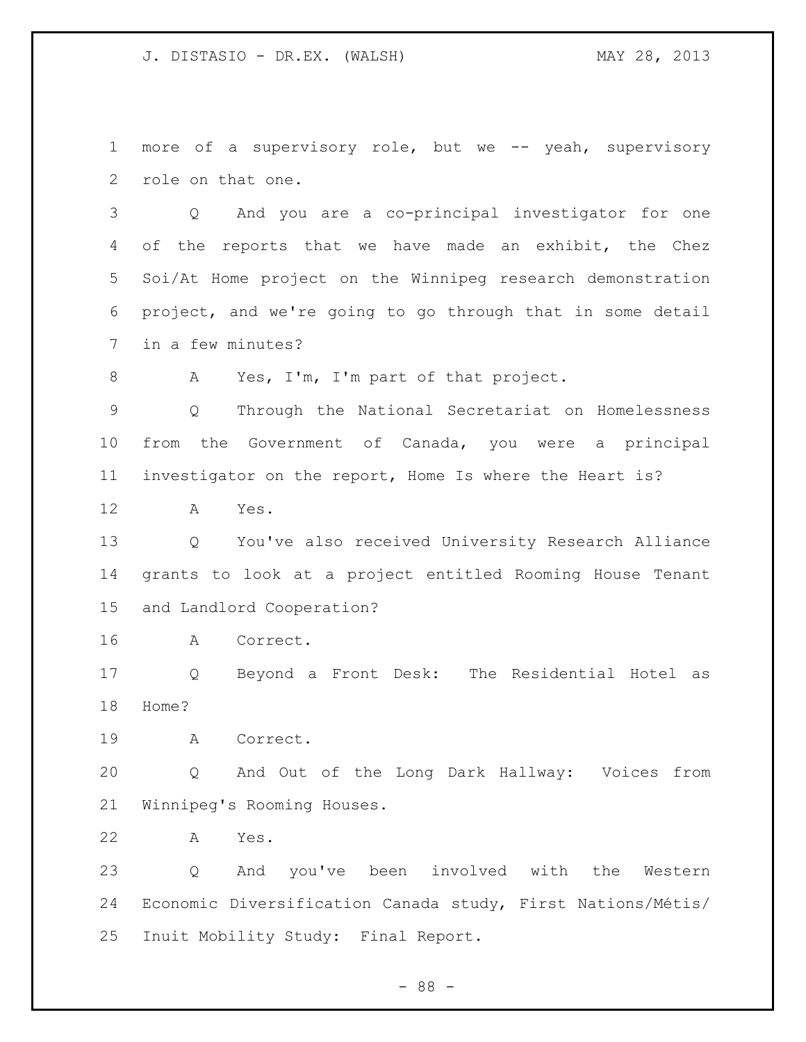more of a supervisory role, but we -- yeah, supervisory role on that one.

Q And you are a co-principal investigator for one of the reports that we have made an exhibit, the Chez Soi/At Home project on the Winnipeg research demonstration project, and we're going to go through that in some detail in a few minutes?

A Yes, I'm, I'm part of that project.

Q Through the National Secretariat on Homelessness from the Government of Canada, you were a principal investigator on the report, Home Is where the Heart is?

A Yes.

Q You've also received University Research Alliance grants to look at a project entitled Rooming House Tenant and Landlord Cooperation?

A Correct.

Q Beyond a Front Desk: The Residential Hotel as Home?

A Correct.

Q And Out of the Long Dark Hallway: Voices from Winnipeg's Rooming Houses.

A Yes.

Q And you've been involved with the Western Economic Diversification Canada study, First Nations/Métis/ Inuit Mobility Study: Final Report.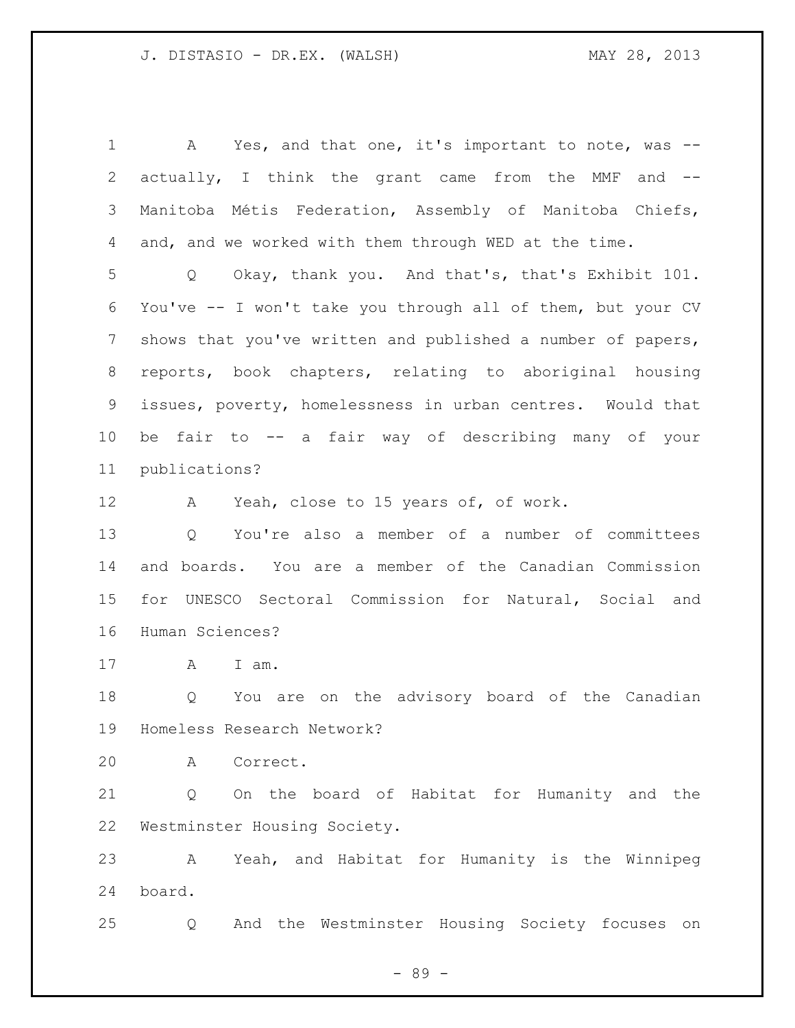A Yes, and that one, it's important to note, was -- actually, I think the grant came from the MMF and -- Manitoba Métis Federation, Assembly of Manitoba Chiefs, and, and we worked with them through WED at the time.

Q Okay, thank you. And that's, that's Exhibit 101. You've -- I won't take you through all of them, but your CV shows that you've written and published a number of papers, reports, book chapters, relating to aboriginal housing issues, poverty, homelessness in urban centres. Would that be fair to -- a fair way of describing many of your publications?

A Yeah, close to 15 years of, of work.

Q You're also a member of a number of committees and boards. You are a member of the Canadian Commission for UNESCO Sectoral Commission for Natural, Social and Human Sciences?

A I am.

Q You are on the advisory board of the Canadian Homeless Research Network?

A Correct.

Q On the board of Habitat for Humanity and the Westminster Housing Society.

A Yeah, and Habitat for Humanity is the Winnipeg board.

Q And the Westminster Housing Society focuses on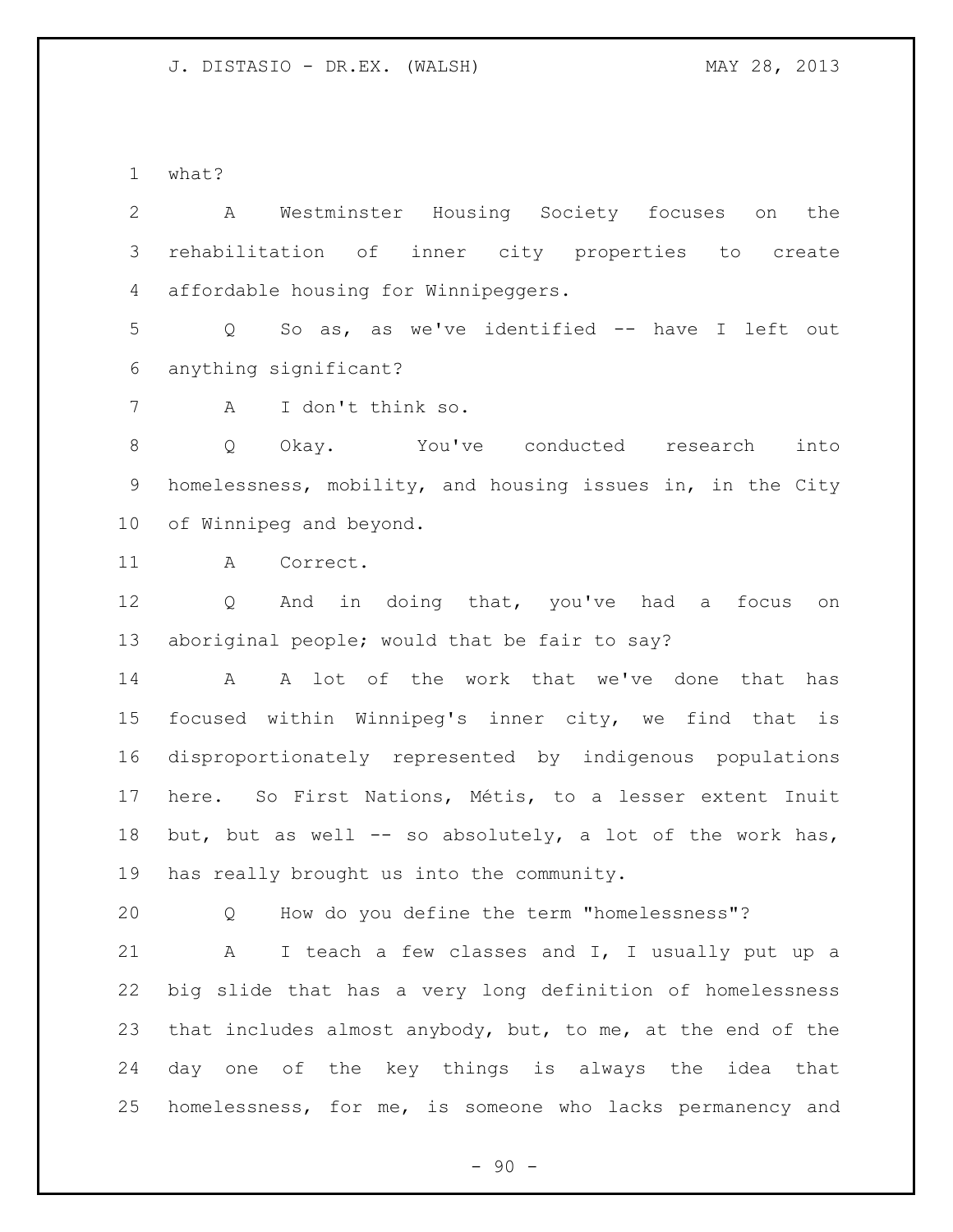what?

A Westminster Housing Society focuses on the rehabilitation of inner city properties to create affordable housing for Winnipeggers.

Q So as, as we've identified -- have I left out anything significant?

A I don't think so.

Q Okay. You've conducted research into homelessness, mobility, and housing issues in, in the City of Winnipeg and beyond.

A Correct.

Q And in doing that, you've had a focus on aboriginal people; would that be fair to say?

A A lot of the work that we've done that has focused within Winnipeg's inner city, we find that is disproportionately represented by indigenous populations here. So First Nations, Métis, to a lesser extent Inuit but, but as well -- so absolutely, a lot of the work has, has really brought us into the community.

Q How do you define the term "homelessness"?

A I teach a few classes and I, I usually put up a big slide that has a very long definition of homelessness that includes almost anybody, but, to me, at the end of the day one of the key things is always the idea that homelessness, for me, is someone who lacks permanency and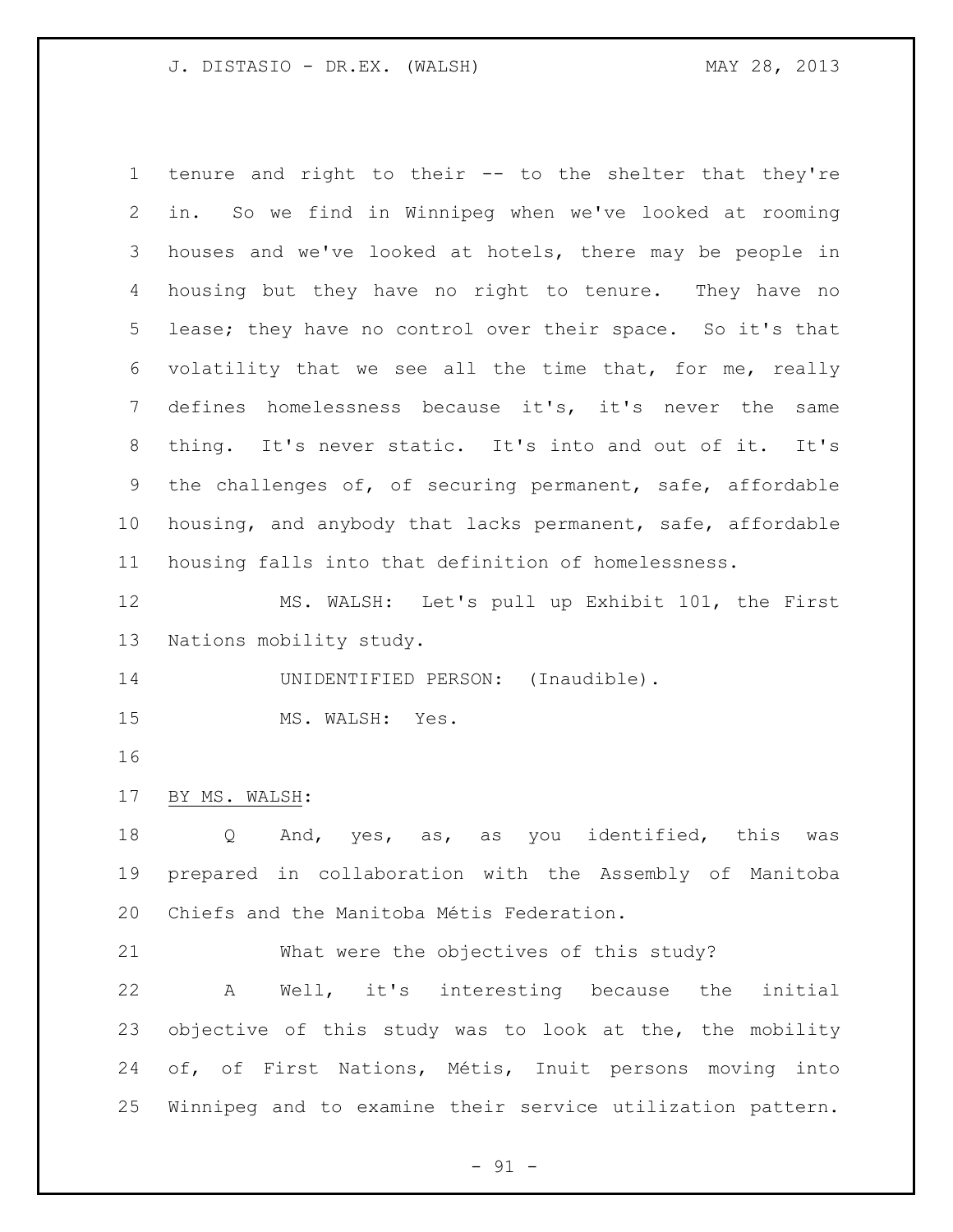tenure and right to their -- to the shelter that they're in. So we find in Winnipeg when we've looked at rooming houses and we've looked at hotels, there may be people in housing but they have no right to tenure. They have no lease; they have no control over their space. So it's that volatility that we see all the time that, for me, really defines homelessness because it's, it's never the same thing. It's never static. It's into and out of it. It's the challenges of, of securing permanent, safe, affordable housing, and anybody that lacks permanent, safe, affordable housing falls into that definition of homelessness.

MS. WALSH: Let's pull up Exhibit 101, the First Nations mobility study.

UNIDENTIFIED PERSON: (Inaudible).

MS. WALSH: Yes.

BY MS. WALSH:

Q And, yes, as, as you identified, this was prepared in collaboration with the Assembly of Manitoba Chiefs and the Manitoba Métis Federation.

What were the objectives of this study?

A Well, it's interesting because the initial objective of this study was to look at the, the mobility of, of First Nations, Métis, Inuit persons moving into Winnipeg and to examine their service utilization pattern.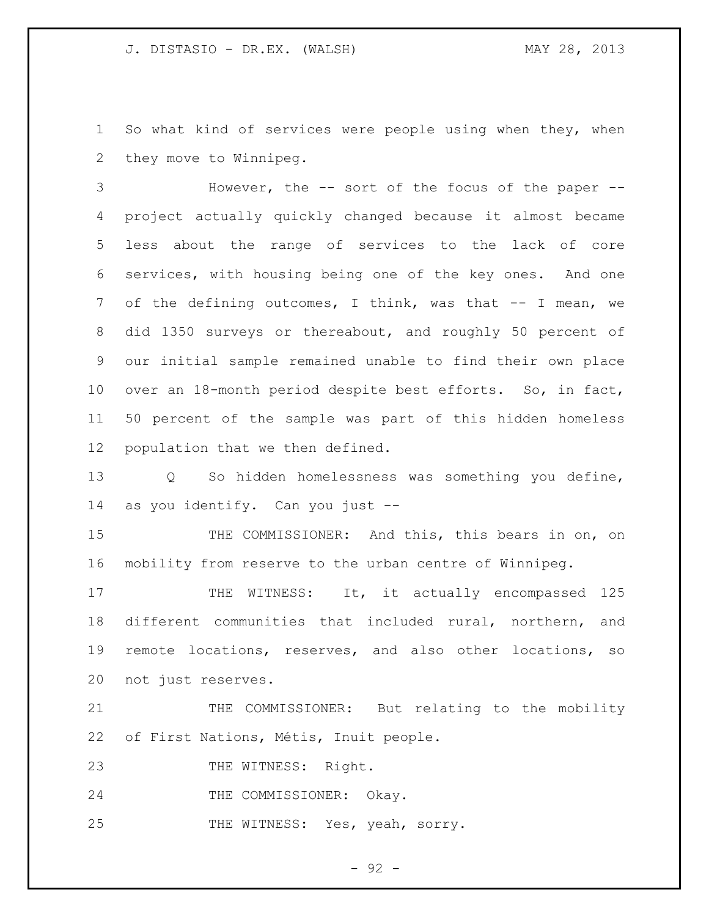So what kind of services were people using when they, when they move to Winnipeg.

However, the -- sort of the focus of the paper -- project actually quickly changed because it almost became less about the range of services to the lack of core services, with housing being one of the key ones. And one of the defining outcomes, I think, was that -- I mean, we did 1350 surveys or thereabout, and roughly 50 percent of our initial sample remained unable to find their own place over an 18-month period despite best efforts. So, in fact, 50 percent of the sample was part of this hidden homeless population that we then defined.

Q So hidden homelessness was something you define, as you identify. Can you just --

THE COMMISSIONER: And this, this bears in on, on mobility from reserve to the urban centre of Winnipeg.

THE WITNESS: It, it actually encompassed 125 different communities that included rural, northern, and remote locations, reserves, and also other locations, so not just reserves.

THE COMMISSIONER: But relating to the mobility of First Nations, Métis, Inuit people.

THE WITNESS: Right.

THE COMMISSIONER: Okay.

THE WITNESS: Yes, yeah, sorry.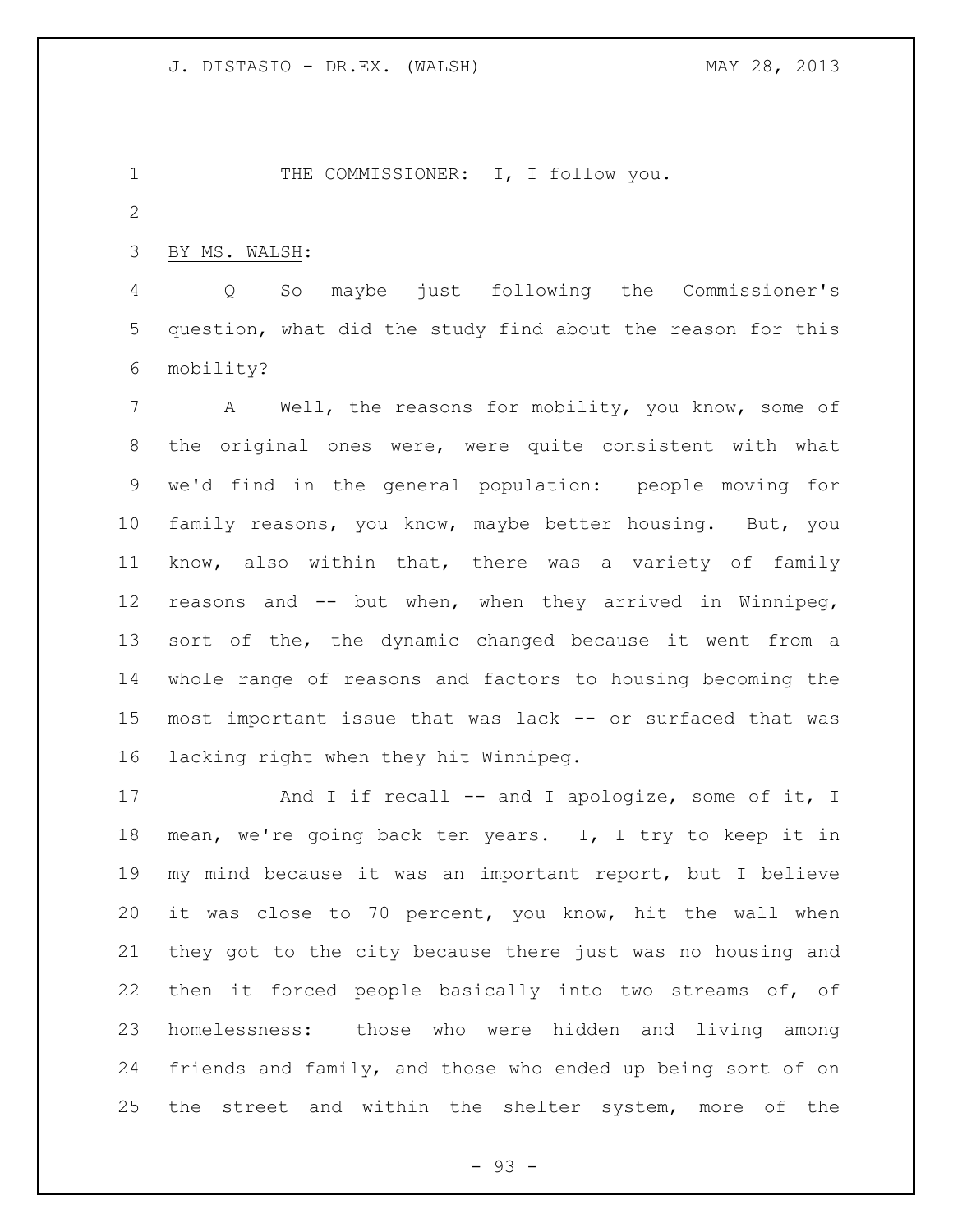THE COMMISSIONER: I, I follow you.

BY MS. WALSH:

Q So maybe just following the Commissioner's question, what did the study find about the reason for this mobility?

A Well, the reasons for mobility, you know, some of the original ones were, were quite consistent with what we'd find in the general population: people moving for family reasons, you know, maybe better housing. But, you know, also within that, there was a variety of family reasons and -- but when, when they arrived in Winnipeg, sort of the, the dynamic changed because it went from a whole range of reasons and factors to housing becoming the most important issue that was lack -- or surfaced that was lacking right when they hit Winnipeg.

And I if recall -- and I apologize, some of it, I mean, we're going back ten years. I, I try to keep it in my mind because it was an important report, but I believe it was close to 70 percent, you know, hit the wall when they got to the city because there just was no housing and then it forced people basically into two streams of, of homelessness: those who were hidden and living among friends and family, and those who ended up being sort of on the street and within the shelter system, more of the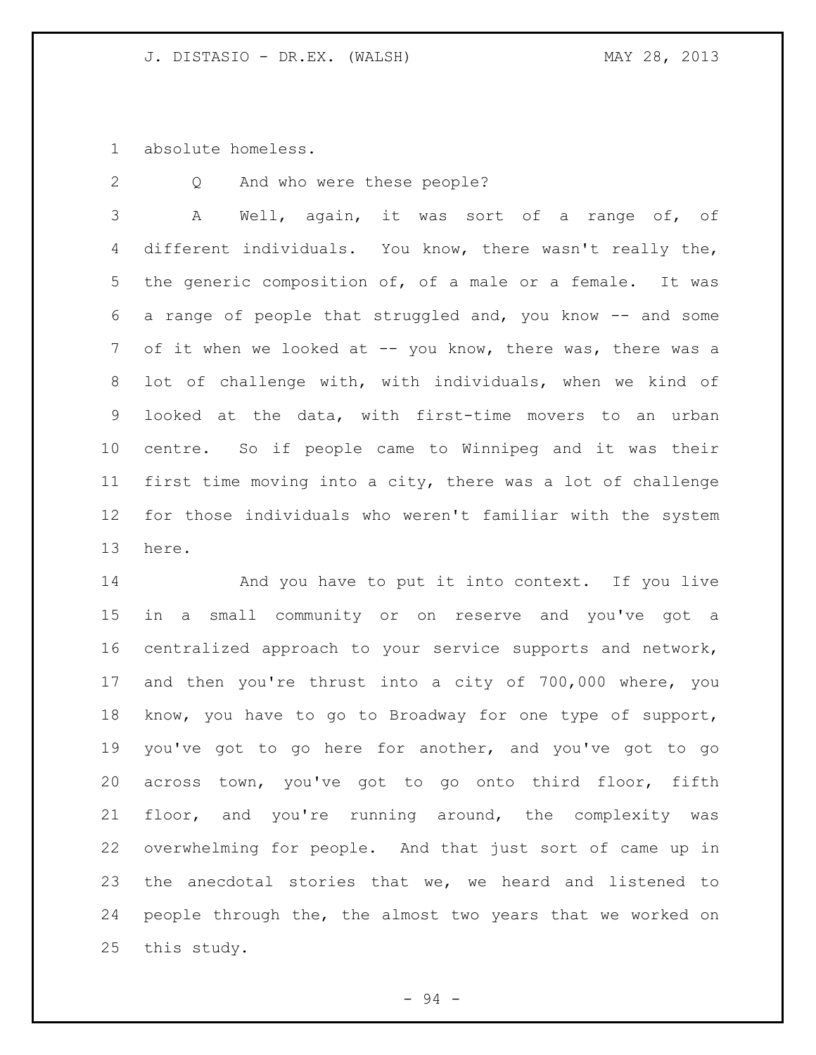absolute homeless.

Q And who were these people?

A Well, again, it was sort of a range of, of different individuals. You know, there wasn't really the, the generic composition of, of a male or a female. It was a range of people that struggled and, you know -- and some of it when we looked at -- you know, there was, there was a lot of challenge with, with individuals, when we kind of looked at the data, with first-time movers to an urban centre. So if people came to Winnipeg and it was their first time moving into a city, there was a lot of challenge for those individuals who weren't familiar with the system here.

And you have to put it into context. If you live in a small community or on reserve and you've got a centralized approach to your service supports and network, and then you're thrust into a city of 700,000 where, you know, you have to go to Broadway for one type of support, you've got to go here for another, and you've got to go across town, you've got to go onto third floor, fifth floor, and you're running around, the complexity was overwhelming for people. And that just sort of came up in the anecdotal stories that we, we heard and listened to people through the, the almost two years that we worked on this study.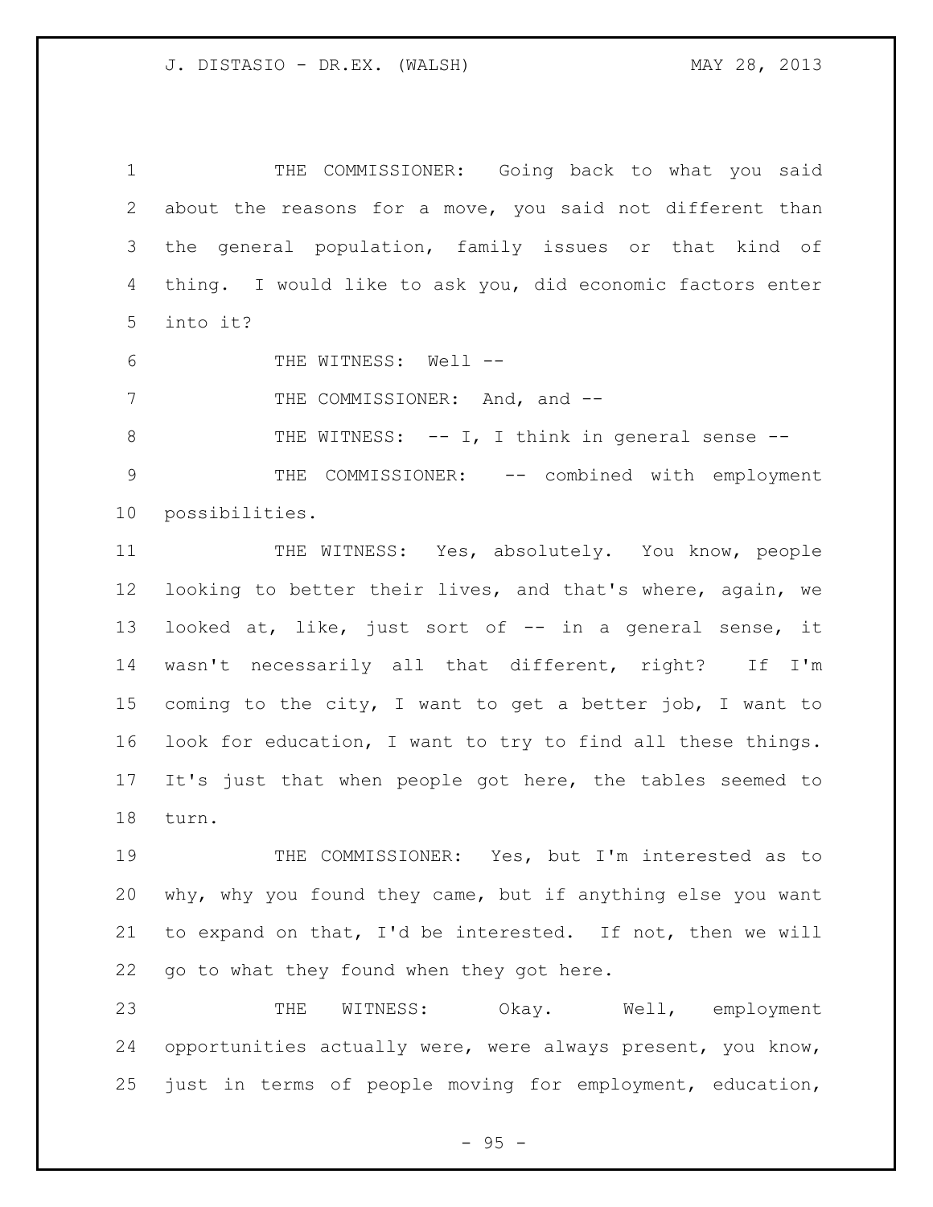THE COMMISSIONER: Going back to what you said about the reasons for a move, you said not different than the general population, family issues or that kind of thing. I would like to ask you, did economic factors enter into it?

THE WITNESS: Well --

THE COMMISSIONER: And, and --

THE WITNESS: -- I, I think in general sense --

THE COMMISSIONER: -- combined with employment possibilities.

THE WITNESS: Yes, absolutely. You know, people looking to better their lives, and that's where, again, we looked at, like, just sort of -- in a general sense, it wasn't necessarily all that different, right? If I'm coming to the city, I want to get a better job, I want to look for education, I want to try to find all these things. It's just that when people got here, the tables seemed to turn.

THE COMMISSIONER: Yes, but I'm interested as to why, why you found they came, but if anything else you want to expand on that, I'd be interested. If not, then we will go to what they found when they got here.

THE WITNESS: Okay. Well, employment opportunities actually were, were always present, you know, just in terms of people moving for employment, education,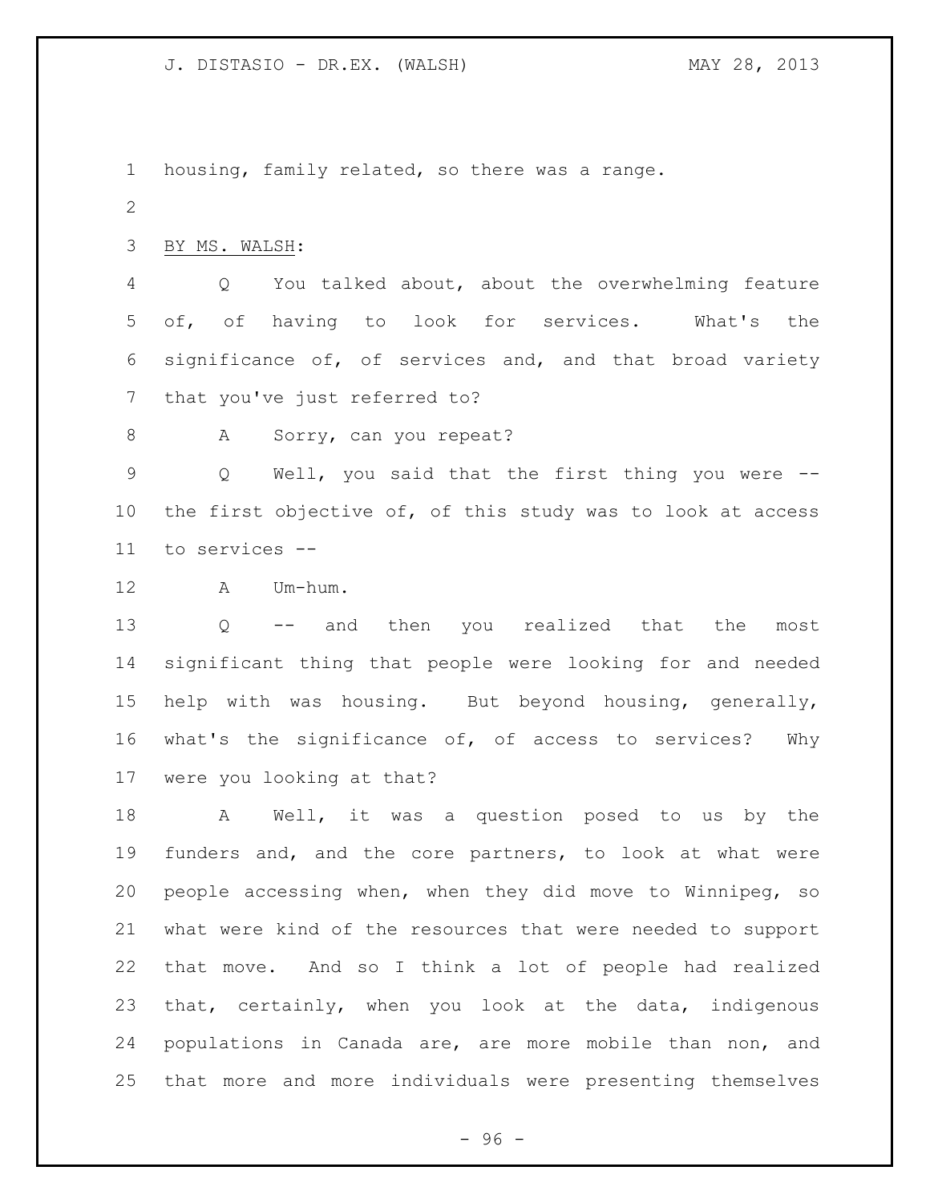housing, family related, so there was a range.

BY MS. WALSH:

Q You talked about, about the overwhelming feature of, of having to look for services. What's the significance of, of services and, and that broad variety that you've just referred to?

A Sorry, can you repeat?

Q Well, you said that the first thing you were -- the first objective of, of this study was to look at access to services --

A Um-hum.

Q -- and then you realized that the most significant thing that people were looking for and needed help with was housing. But beyond housing, generally, what's the significance of, of access to services? Why were you looking at that?

A Well, it was a question posed to us by the funders and, and the core partners, to look at what were people accessing when, when they did move to Winnipeg, so what were kind of the resources that were needed to support that move. And so I think a lot of people had realized that, certainly, when you look at the data, indigenous populations in Canada are, are more mobile than non, and that more and more individuals were presenting themselves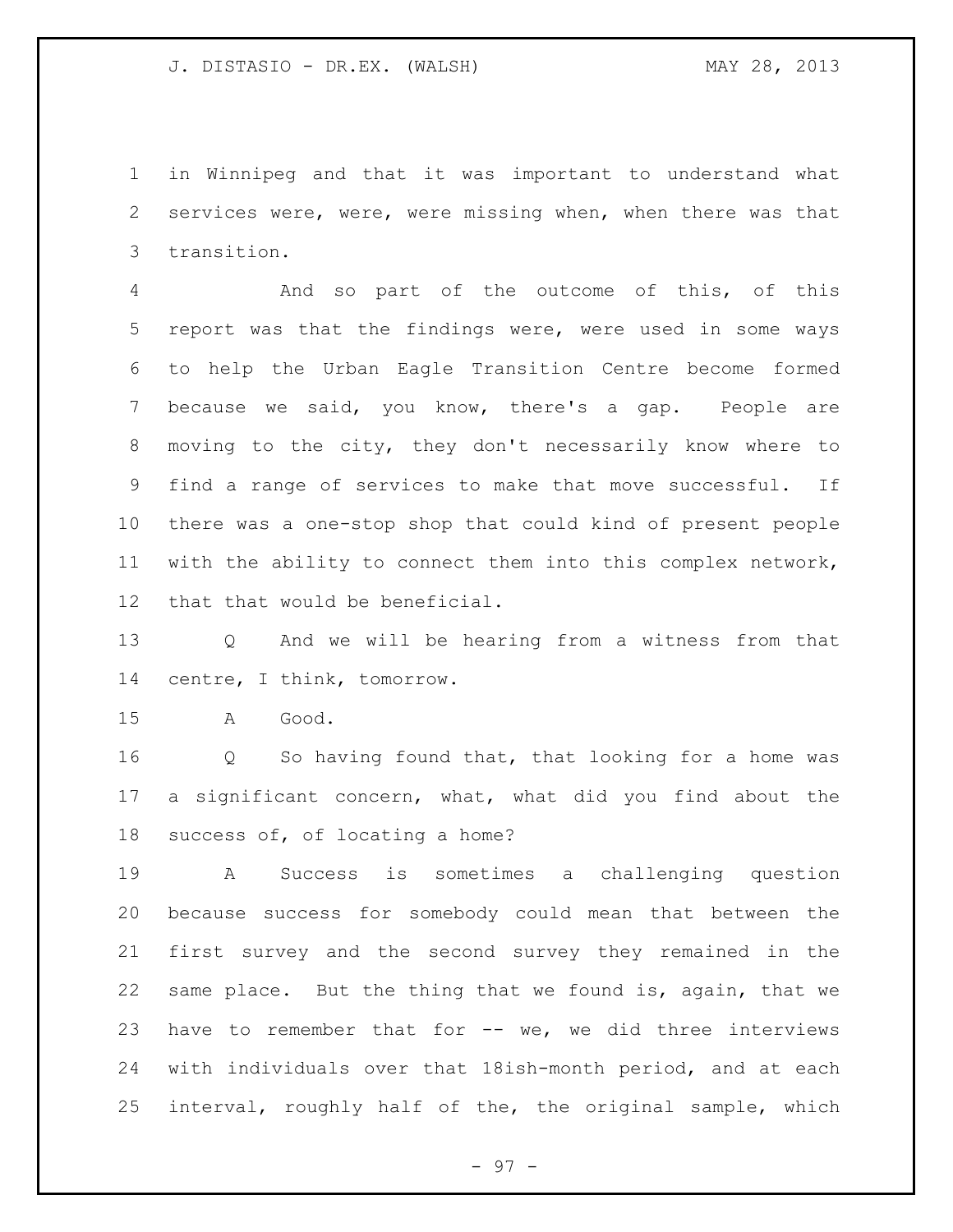in Winnipeg and that it was important to understand what services were, were, were missing when, when there was that transition.

And so part of the outcome of this, of this report was that the findings were, were used in some ways to help the Urban Eagle Transition Centre become formed because we said, you know, there's a gap. People are moving to the city, they don't necessarily know where to find a range of services to make that move successful. If there was a one-stop shop that could kind of present people with the ability to connect them into this complex network, that that would be beneficial.

Q And we will be hearing from a witness from that centre, I think, tomorrow.

A Good.

Q So having found that, that looking for a home was a significant concern, what, what did you find about the success of, of locating a home?

A Success is sometimes a challenging question because success for somebody could mean that between the first survey and the second survey they remained in the same place. But the thing that we found is, again, that we have to remember that for -- we, we did three interviews with individuals over that 18ish-month period, and at each interval, roughly half of the, the original sample, which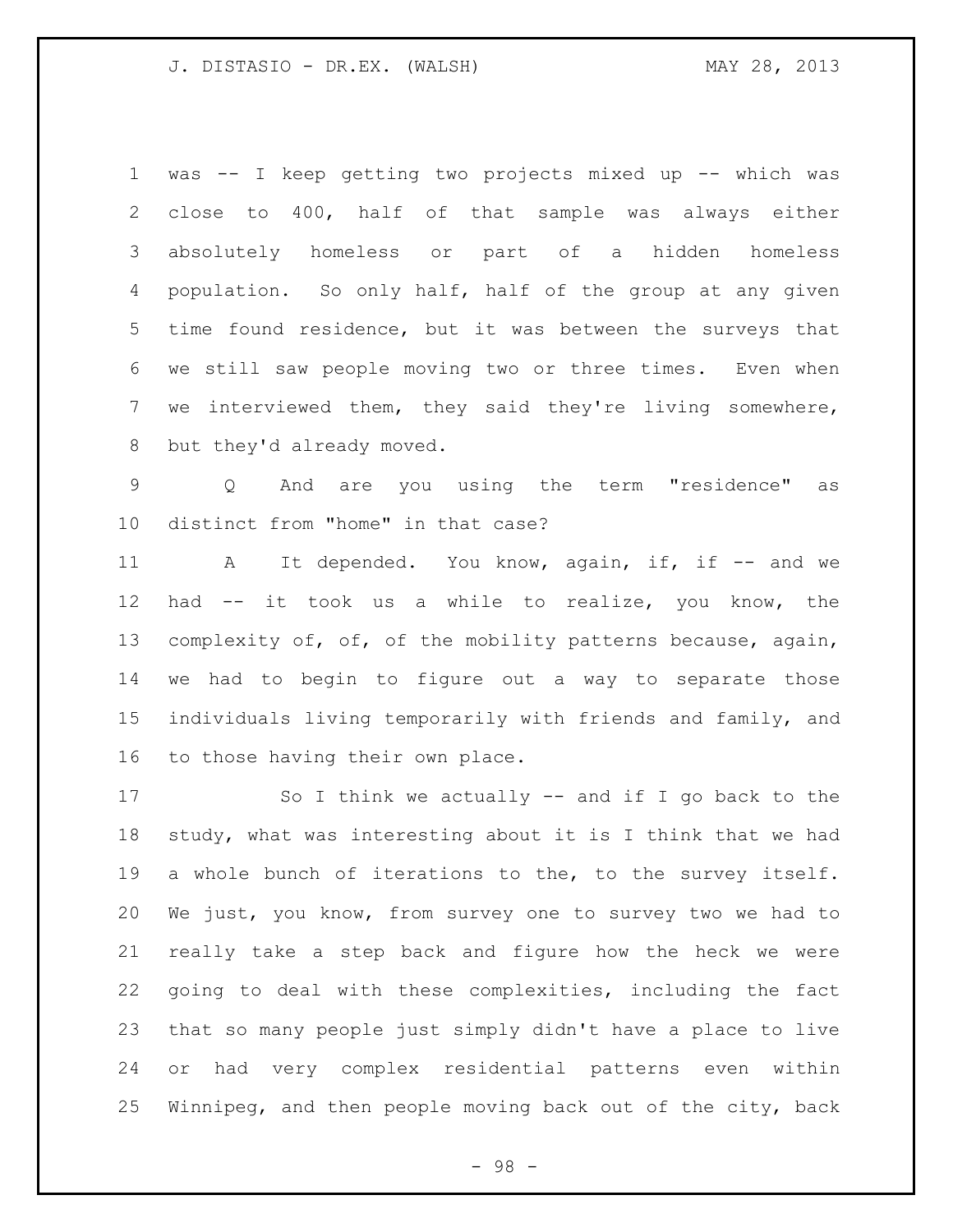was -- I keep getting two projects mixed up -- which was close to 400, half of that sample was always either absolutely homeless or part of a hidden homeless population. So only half, half of the group at any given time found residence, but it was between the surveys that we still saw people moving two or three times. Even when we interviewed them, they said they're living somewhere, but they'd already moved.

Q And are you using the term "residence" as distinct from "home" in that case?

A It depended. You know, again, if, if -- and we had -- it took us a while to realize, you know, the complexity of, of, of the mobility patterns because, again, we had to begin to figure out a way to separate those individuals living temporarily with friends and family, and to those having their own place.

So I think we actually -- and if I go back to the study, what was interesting about it is I think that we had a whole bunch of iterations to the, to the survey itself. We just, you know, from survey one to survey two we had to really take a step back and figure how the heck we were going to deal with these complexities, including the fact that so many people just simply didn't have a place to live or had very complex residential patterns even within Winnipeg, and then people moving back out of the city, back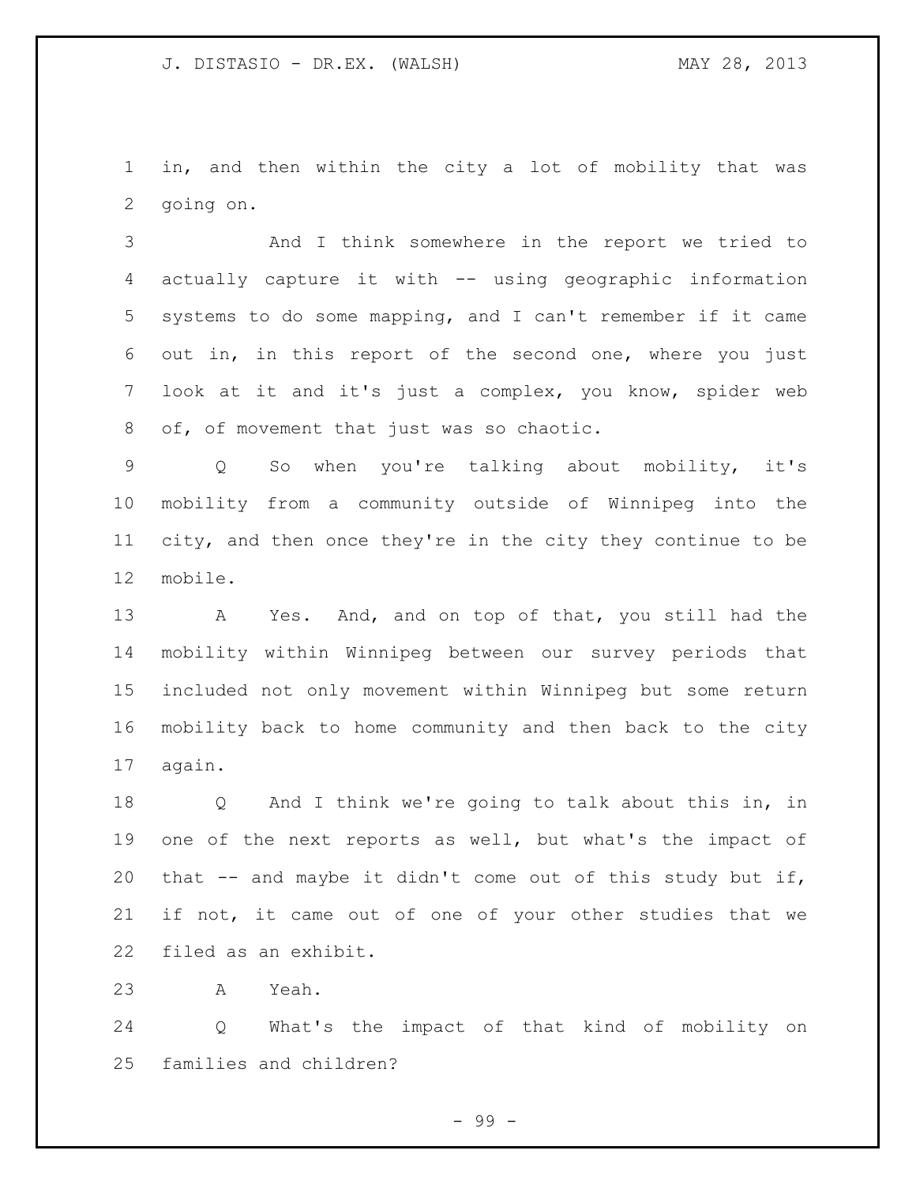in, and then within the city a lot of mobility that was going on.

And I think somewhere in the report we tried to actually capture it with -- using geographic information systems to do some mapping, and I can't remember if it came out in, in this report of the second one, where you just look at it and it's just a complex, you know, spider web of, of movement that just was so chaotic.

Q So when you're talking about mobility, it's mobility from a community outside of Winnipeg into the city, and then once they're in the city they continue to be mobile.

A Yes. And, and on top of that, you still had the mobility within Winnipeg between our survey periods that included not only movement within Winnipeg but some return mobility back to home community and then back to the city again.

Q And I think we're going to talk about this in, in one of the next reports as well, but what's the impact of that -- and maybe it didn't come out of this study but if, if not, it came out of one of your other studies that we filed as an exhibit.

A Yeah.

Q What's the impact of that kind of mobility on families and children?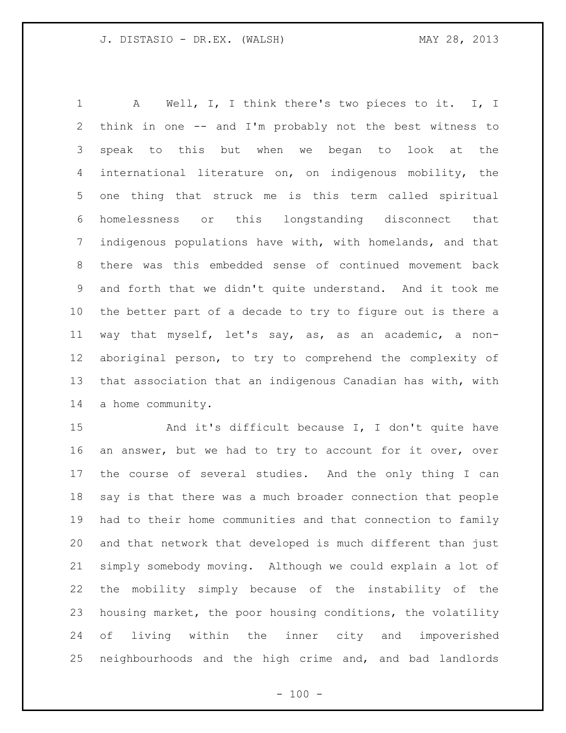A Well, I, I think there's two pieces to it. I, I think in one -- and I'm probably not the best witness to speak to this but when we began to look at the international literature on, on indigenous mobility, the one thing that struck me is this term called spiritual homelessness or this longstanding disconnect that indigenous populations have with, with homelands, and that there was this embedded sense of continued movement back and forth that we didn't quite understand. And it took me the better part of a decade to try to figure out is there a way that myself, let's say, as, as an academic, a non-aboriginal person, to try to comprehend the complexity of that association that an indigenous Canadian has with, with a home community.

And it's difficult because I, I don't quite have an answer, but we had to try to account for it over, over the course of several studies. And the only thing I can say is that there was a much broader connection that people had to their home communities and that connection to family and that network that developed is much different than just simply somebody moving. Although we could explain a lot of the mobility simply because of the instability of the housing market, the poor housing conditions, the volatility of living within the inner city and impoverished neighbourhoods and the high crime and, and bad landlords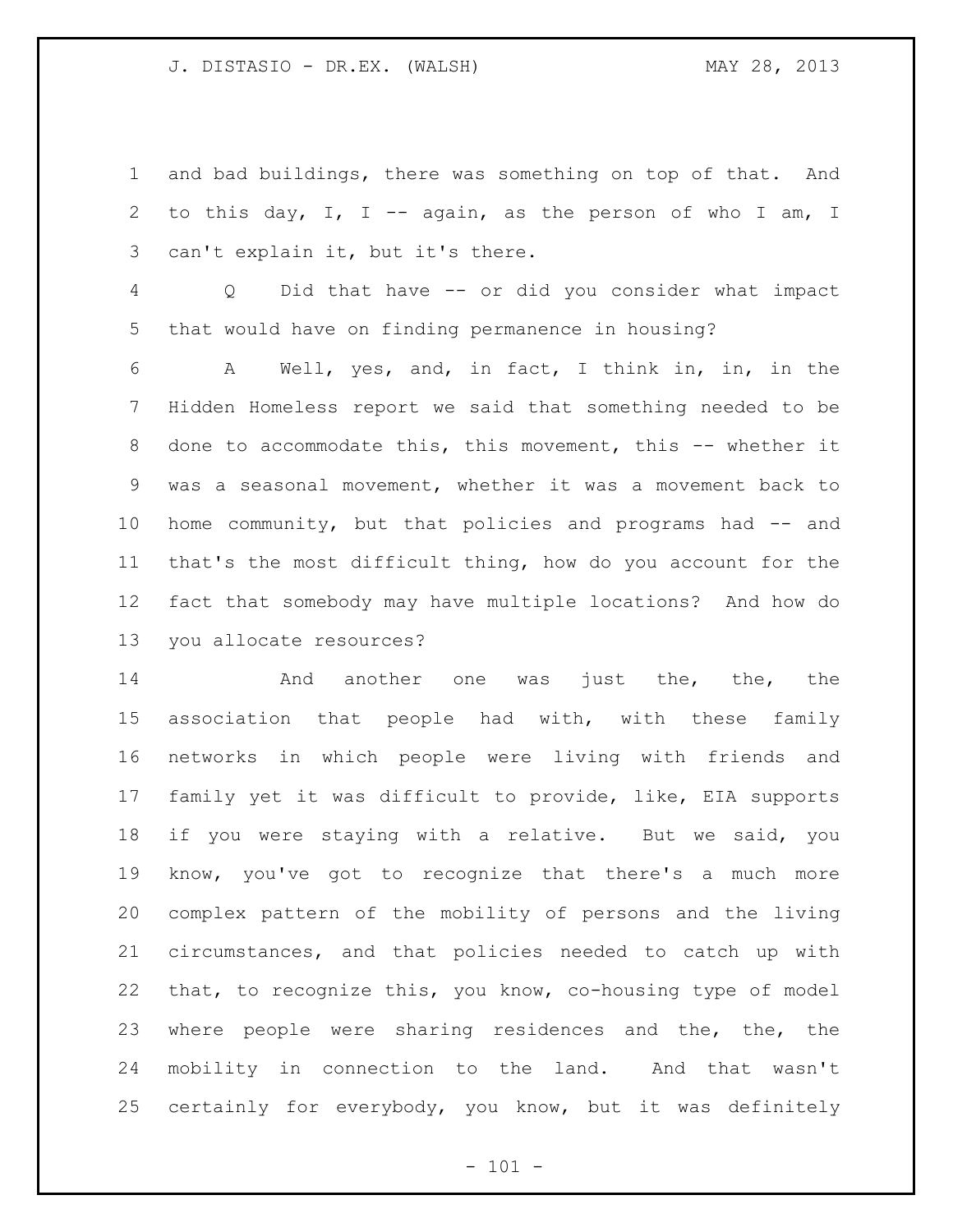and bad buildings, there was something on top of that. And to this day, I, I -- again, as the person of who I am, I can't explain it, but it's there.

Q Did that have -- or did you consider what impact that would have on finding permanence in housing?

A Well, yes, and, in fact, I think in, in, in the Hidden Homeless report we said that something needed to be done to accommodate this, this movement, this -- whether it was a seasonal movement, whether it was a movement back to home community, but that policies and programs had -- and that's the most difficult thing, how do you account for the fact that somebody may have multiple locations? And how do you allocate resources?

And another one was just the, the, the association that people had with, with these family networks in which people were living with friends and family yet it was difficult to provide, like, EIA supports if you were staying with a relative. But we said, you know, you've got to recognize that there's a much more complex pattern of the mobility of persons and the living circumstances, and that policies needed to catch up with that, to recognize this, you know, co-housing type of model where people were sharing residences and the, the, the mobility in connection to the land. And that wasn't certainly for everybody, you know, but it was definitely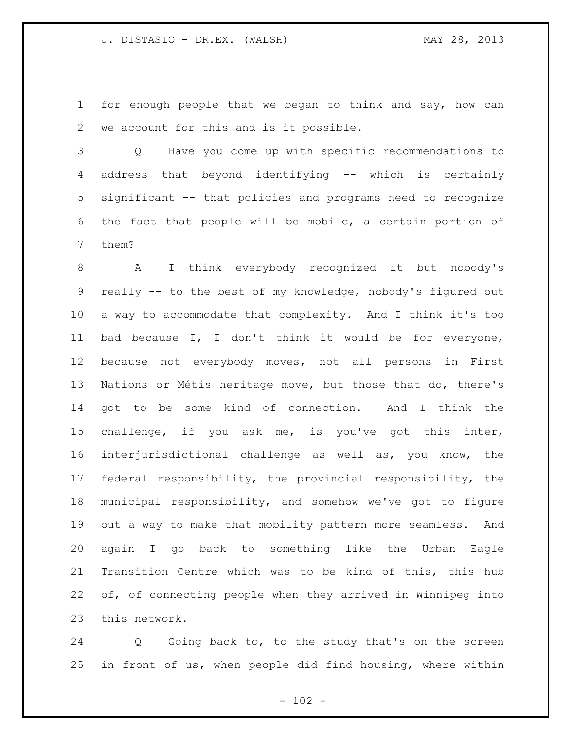for enough people that we began to think and say, how can we account for this and is it possible.

Q Have you come up with specific recommendations to address that beyond identifying -- which is certainly significant -- that policies and programs need to recognize the fact that people will be mobile, a certain portion of them?

A I think everybody recognized it but nobody's really -- to the best of my knowledge, nobody's figured out a way to accommodate that complexity. And I think it's too bad because I, I don't think it would be for everyone, because not everybody moves, not all persons in First Nations or Métis heritage move, but those that do, there's got to be some kind of connection. And I think the challenge, if you ask me, is you've got this inter, interjurisdictional challenge as well as, you know, the federal responsibility, the provincial responsibility, the municipal responsibility, and somehow we've got to figure out a way to make that mobility pattern more seamless. And again I go back to something like the Urban Eagle Transition Centre which was to be kind of this, this hub of, of connecting people when they arrived in Winnipeg into this network.

Q Going back to, to the study that's on the screen in front of us, when people did find housing, where within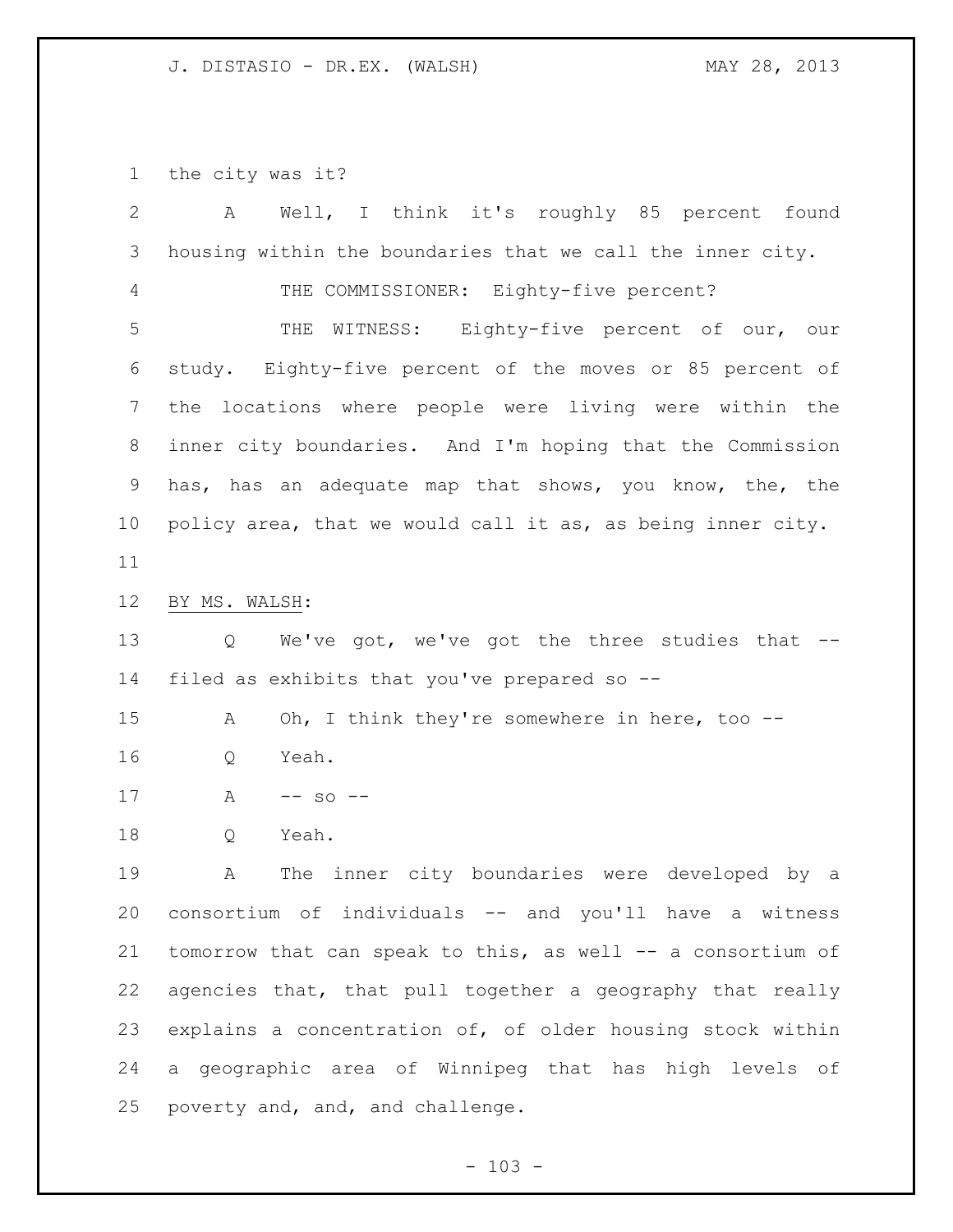the city was it?

A Well, I think it's roughly 85 percent found housing within the boundaries that we call the inner city.

THE COMMISSIONER: Eighty-five percent?

THE WITNESS: Eighty-five percent of our, our study. Eighty-five percent of the moves or 85 percent of the locations where people were living were within the inner city boundaries. And I'm hoping that the Commission has, has an adequate map that shows, you know, the, the policy area, that we would call it as, as being inner city.

BY MS. WALSH:

Q We've got, we've got the three studies that -- filed as exhibits that you've prepared so --

A Oh, I think they're somewhere in here, too --

Q Yeah.

A -- so --

Q Yeah.

A The inner city boundaries were developed by a consortium of individuals -- and you'll have a witness tomorrow that can speak to this, as well -- a consortium of agencies that, that pull together a geography that really explains a concentration of, of older housing stock within a geographic area of Winnipeg that has high levels of poverty and, and, and challenge.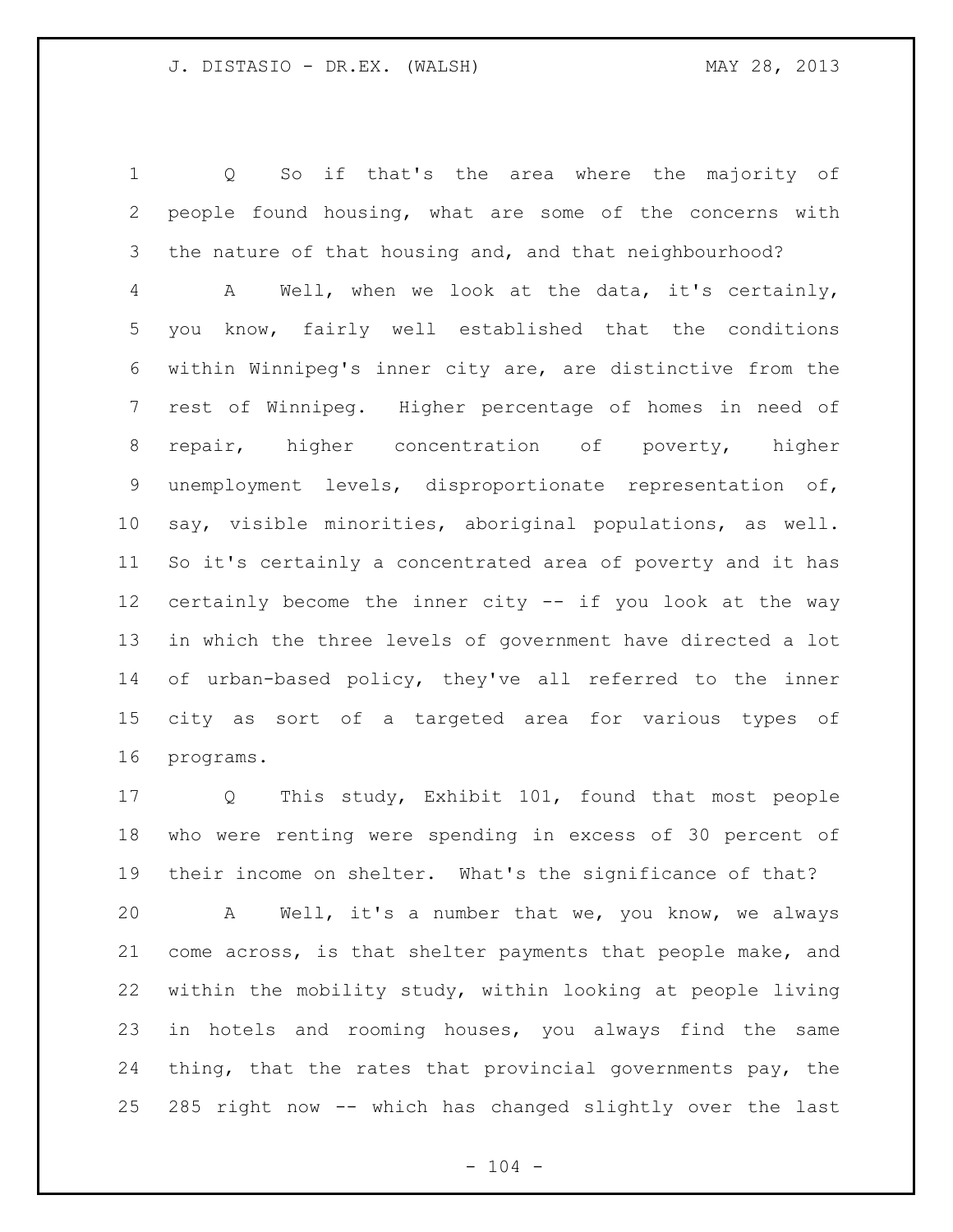Q So if that's the area where the majority of people found housing, what are some of the concerns with the nature of that housing and, and that neighbourhood?

A Well, when we look at the data, it's certainly, you know, fairly well established that the conditions within Winnipeg's inner city are, are distinctive from the rest of Winnipeg. Higher percentage of homes in need of repair, higher concentration of poverty, higher unemployment levels, disproportionate representation of, say, visible minorities, aboriginal populations, as well. So it's certainly a concentrated area of poverty and it has certainly become the inner city -- if you look at the way in which the three levels of government have directed a lot of urban-based policy, they've all referred to the inner city as sort of a targeted area for various types of programs.

Q This study, Exhibit 101, found that most people who were renting were spending in excess of 30 percent of their income on shelter. What's the significance of that?

A Well, it's a number that we, you know, we always come across, is that shelter payments that people make, and within the mobility study, within looking at people living in hotels and rooming houses, you always find the same thing, that the rates that provincial governments pay, the 285 right now -- which has changed slightly over the last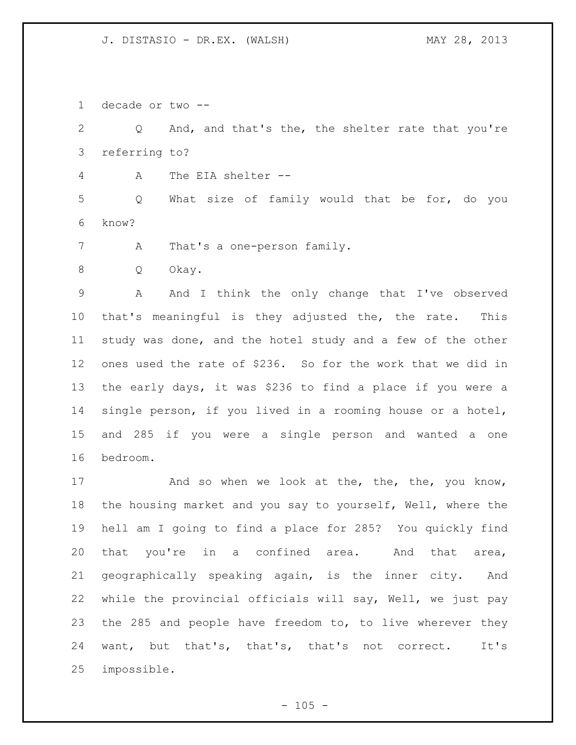decade or two --

Q And, and that's the, the shelter rate that you're referring to?

A The EIA shelter --

Q What size of family would that be for, do you know?

A That's a one-person family.

Q Okay.

A And I think the only change that I've observed that's meaningful is they adjusted the, the rate. This study was done, and the hotel study and a few of the other ones used the rate of $236. So for the work that we did in the early days, it was $236 to find a place if you were a single person, if you lived in a rooming house or a hotel, and 285 if you were a single person and wanted a one bedroom.

And so when we look at the, the, the, you know, the housing market and you say to yourself, Well, where the hell am I going to find a place for 285? You quickly find that you're in a confined area. And that area, geographically speaking again, is the inner city. And while the provincial officials will say, Well, we just pay the 285 and people have freedom to, to live wherever they want, but that's, that's, that's not correct. It's impossible.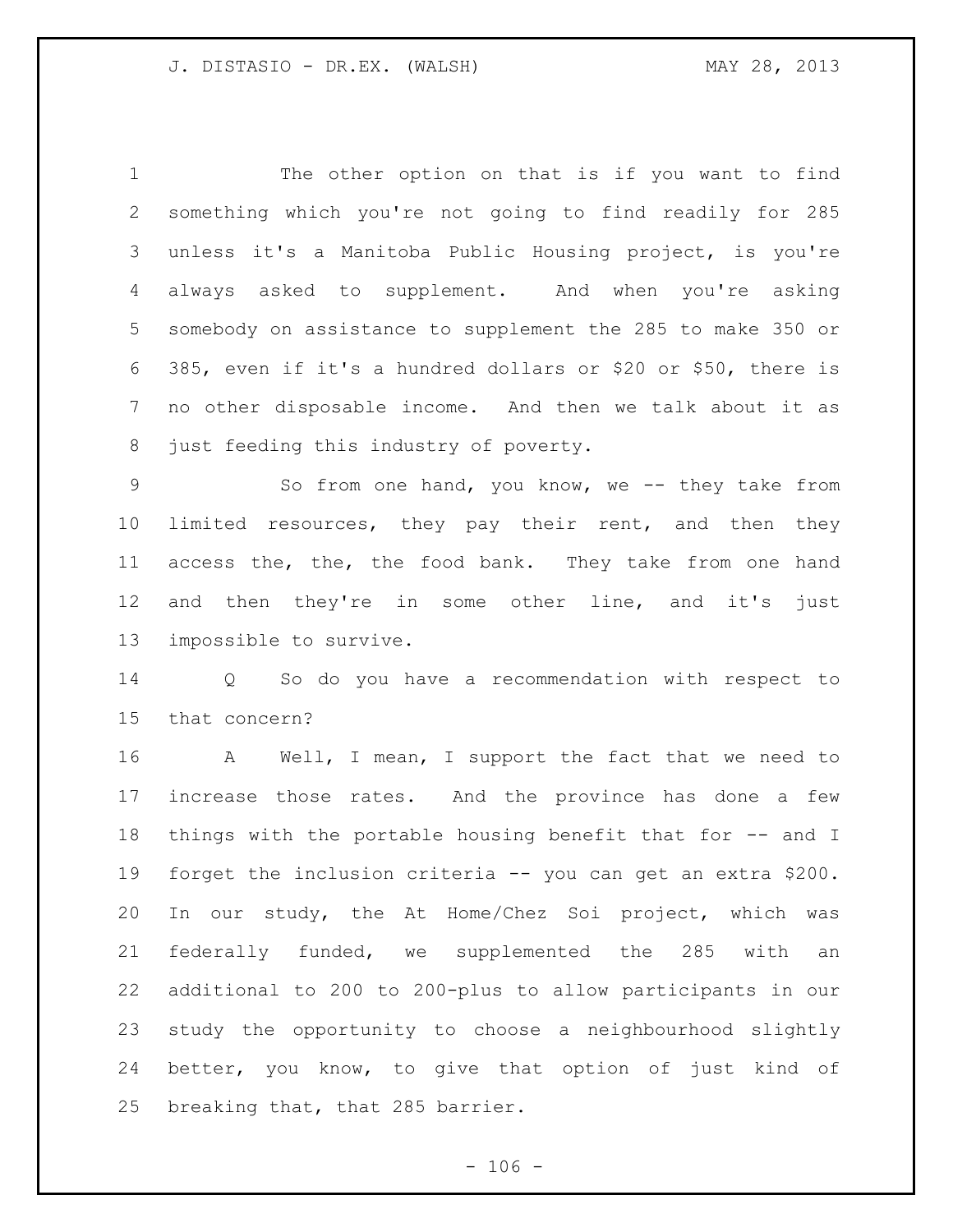The other option on that is if you want to find something which you're not going to find readily for 285 unless it's a Manitoba Public Housing project, is you're always asked to supplement. And when you're asking somebody on assistance to supplement the 285 to make 350 or 385, even if it's a hundred dollars or $20 or $50, there is no other disposable income. And then we talk about it as just feeding this industry of poverty.

So from one hand, you know, we -- they take from limited resources, they pay their rent, and then they access the, the, the food bank. They take from one hand and then they're in some other line, and it's just impossible to survive.

Q So do you have a recommendation with respect to that concern?

A Well, I mean, I support the fact that we need to increase those rates. And the province has done a few things with the portable housing benefit that for -- and I forget the inclusion criteria -- you can get an extra $200. In our study, the At Home/Chez Soi project, which was federally funded, we supplemented the 285 with an additional to 200 to 200-plus to allow participants in our study the opportunity to choose a neighbourhood slightly better, you know, to give that option of just kind of breaking that, that 285 barrier.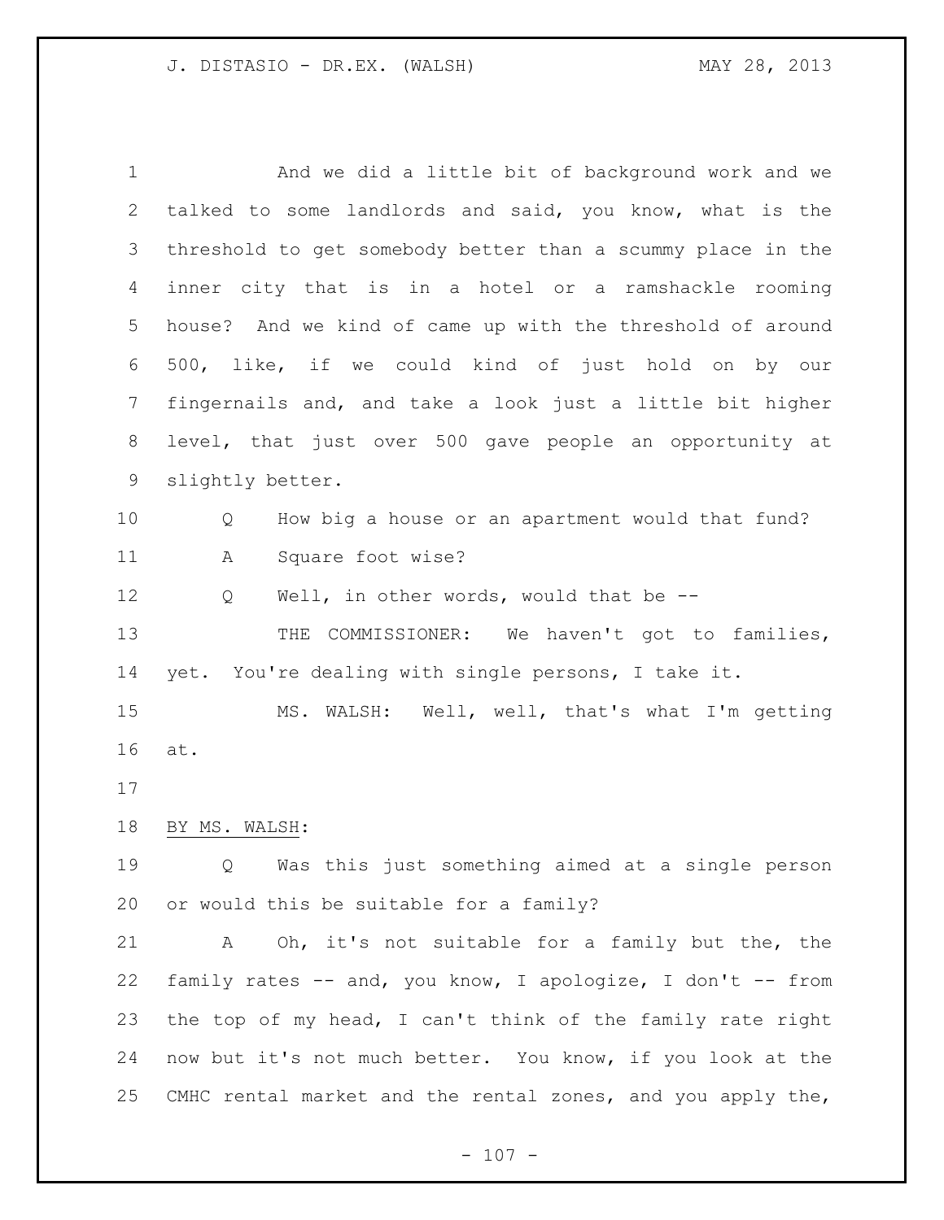And we did a little bit of background work and we talked to some landlords and said, you know, what is the threshold to get somebody better than a scummy place in the inner city that is in a hotel or a ramshackle rooming house? And we kind of came up with the threshold of around 500, like, if we could kind of just hold on by our fingernails and, and take a look just a little bit higher level, that just over 500 gave people an opportunity at slightly better.

Q How big a house or an apartment would that fund?

A Square foot wise?

Q Well, in other words, would that be --

THE COMMISSIONER: We haven't got to families, yet. You're dealing with single persons, I take it.

MS. WALSH: Well, well, that's what I'm getting at.

BY MS. WALSH:

Q Was this just something aimed at a single person or would this be suitable for a family?

A Oh, it's not suitable for a family but the, the family rates -- and, you know, I apologize, I don't -- from the top of my head, I can't think of the family rate right now but it's not much better. You know, if you look at the CMHC rental market and the rental zones, and you apply the,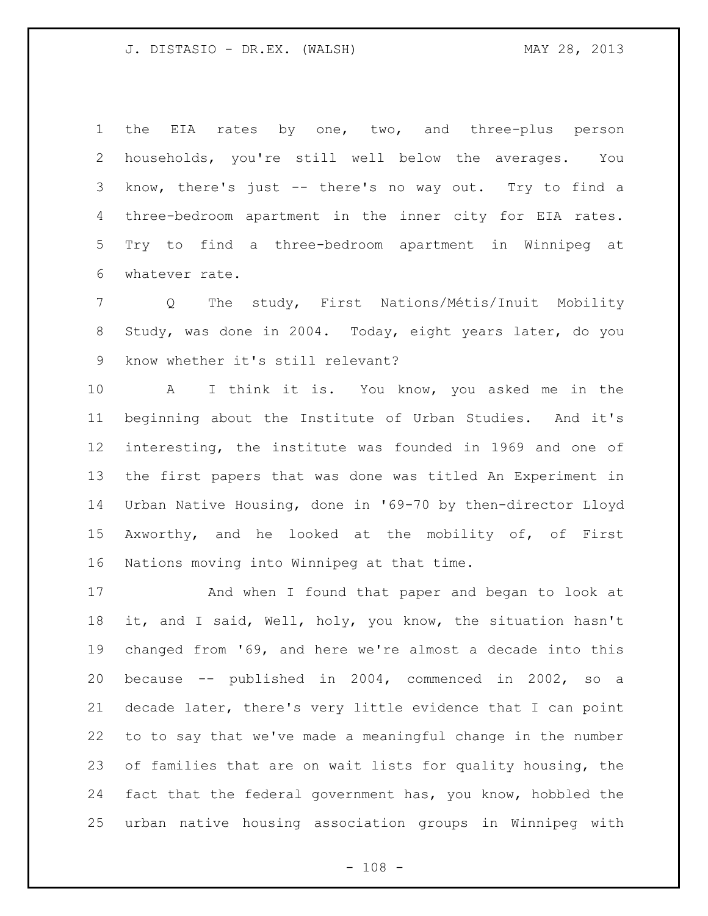the EIA rates by one, two, and three-plus person households, you're still well below the averages. You know, there's just -- there's no way out. Try to find a three-bedroom apartment in the inner city for EIA rates. Try to find a three-bedroom apartment in Winnipeg at whatever rate.

Q The study, First Nations/Métis/Inuit Mobility Study, was done in 2004. Today, eight years later, do you know whether it's still relevant?

A I think it is. You know, you asked me in the beginning about the Institute of Urban Studies. And it's interesting, the institute was founded in 1969 and one of the first papers that was done was titled An Experiment in Urban Native Housing, done in '69-70 by then-director Lloyd Axworthy, and he looked at the mobility of, of First Nations moving into Winnipeg at that time.

And when I found that paper and began to look at it, and I said, Well, holy, you know, the situation hasn't changed from '69, and here we're almost a decade into this because -- published in 2004, commenced in 2002, so a decade later, there's very little evidence that I can point to to say that we've made a meaningful change in the number of families that are on wait lists for quality housing, the fact that the federal government has, you know, hobbled the urban native housing association groups in Winnipeg with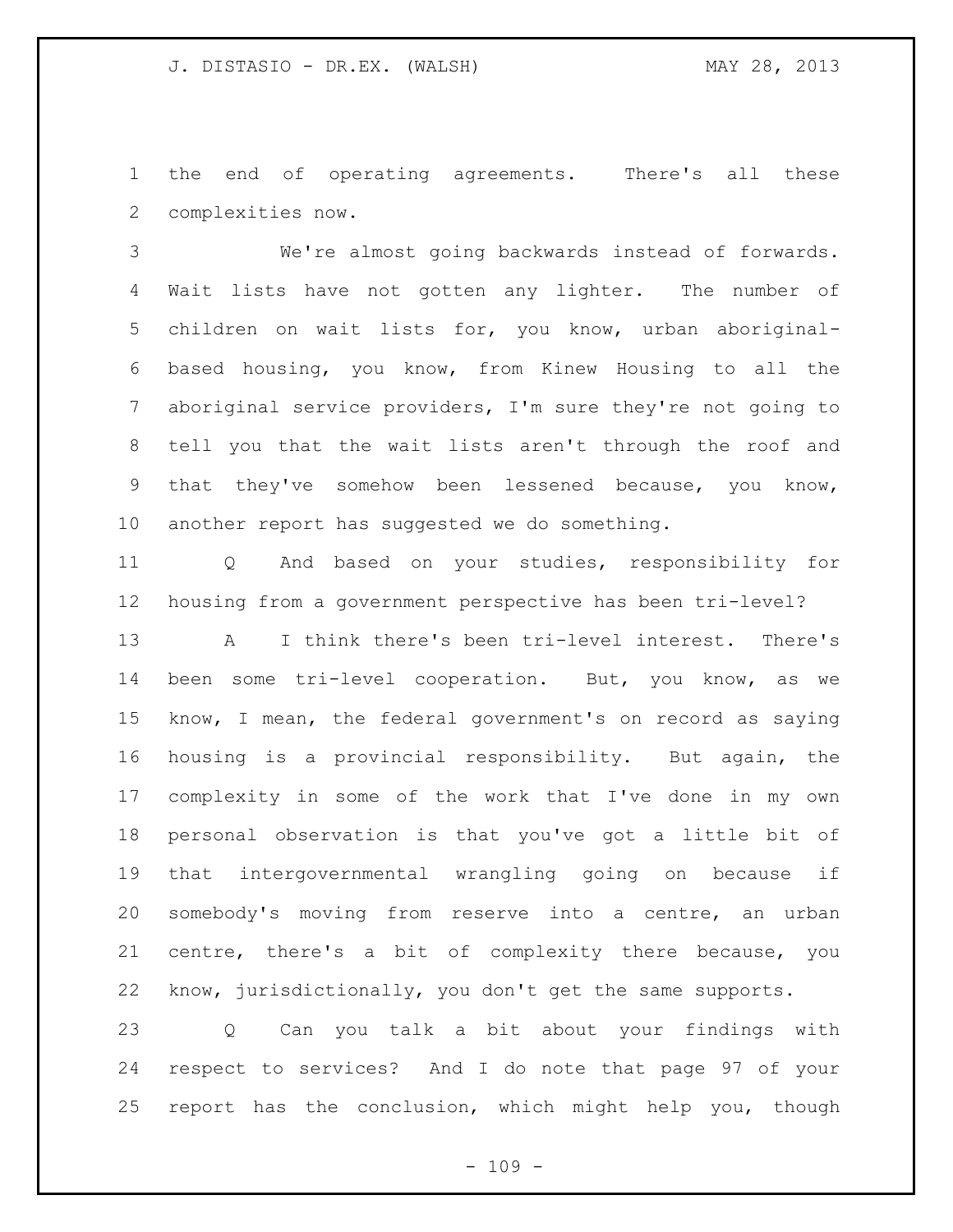the end of operating agreements. There's all these complexities now.

We're almost going backwards instead of forwards. Wait lists have not gotten any lighter. The number of children on wait lists for, you know, urban aboriginal-based housing, you know, from Kinew Housing to all the aboriginal service providers, I'm sure they're not going to tell you that the wait lists aren't through the roof and that they've somehow been lessened because, you know, another report has suggested we do something.

Q And based on your studies, responsibility for housing from a government perspective has been tri-level?

A I think there's been tri-level interest. There's been some tri-level cooperation. But, you know, as we know, I mean, the federal government's on record as saying housing is a provincial responsibility. But again, the complexity in some of the work that I've done in my own personal observation is that you've got a little bit of that intergovernmental wrangling going on because if somebody's moving from reserve into a centre, an urban centre, there's a bit of complexity there because, you know, jurisdictionally, you don't get the same supports.

Q Can you talk a bit about your findings with respect to services? And I do note that page 97 of your report has the conclusion, which might help you, though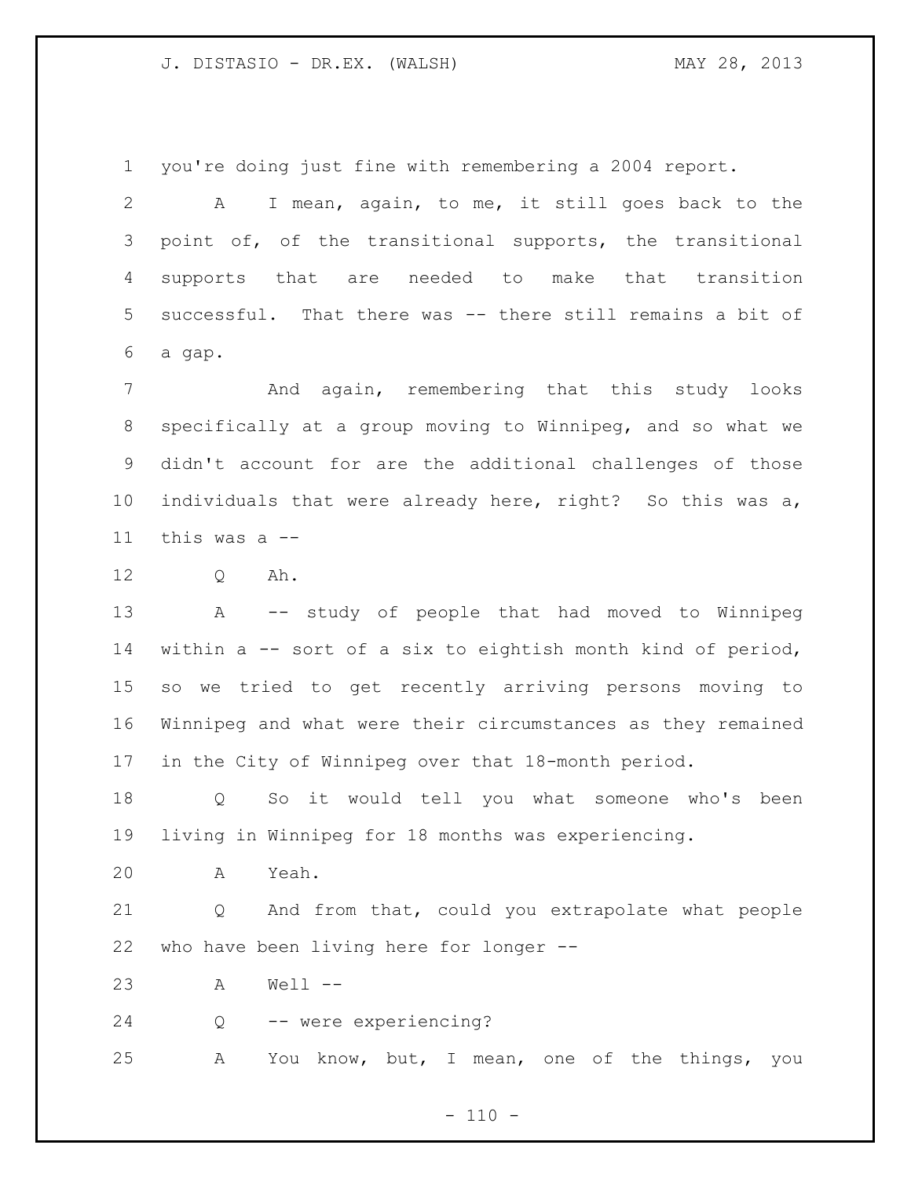you're doing just fine with remembering a 2004 report.

A I mean, again, to me, it still goes back to the point of, of the transitional supports, the transitional supports that are needed to make that transition successful. That there was -- there still remains a bit of a gap.

And again, remembering that this study looks specifically at a group moving to Winnipeg, and so what we didn't account for are the additional challenges of those individuals that were already here, right? So this was a, this was a --

Q Ah.

A -- study of people that had moved to Winnipeg within a -- sort of a six to eightish month kind of period, so we tried to get recently arriving persons moving to Winnipeg and what were their circumstances as they remained in the City of Winnipeg over that 18-month period.

Q So it would tell you what someone who's been living in Winnipeg for 18 months was experiencing.

A Yeah.

Q And from that, could you extrapolate what people who have been living here for longer --

A Well --

Q -- were experiencing?

A You know, but, I mean, one of the things, you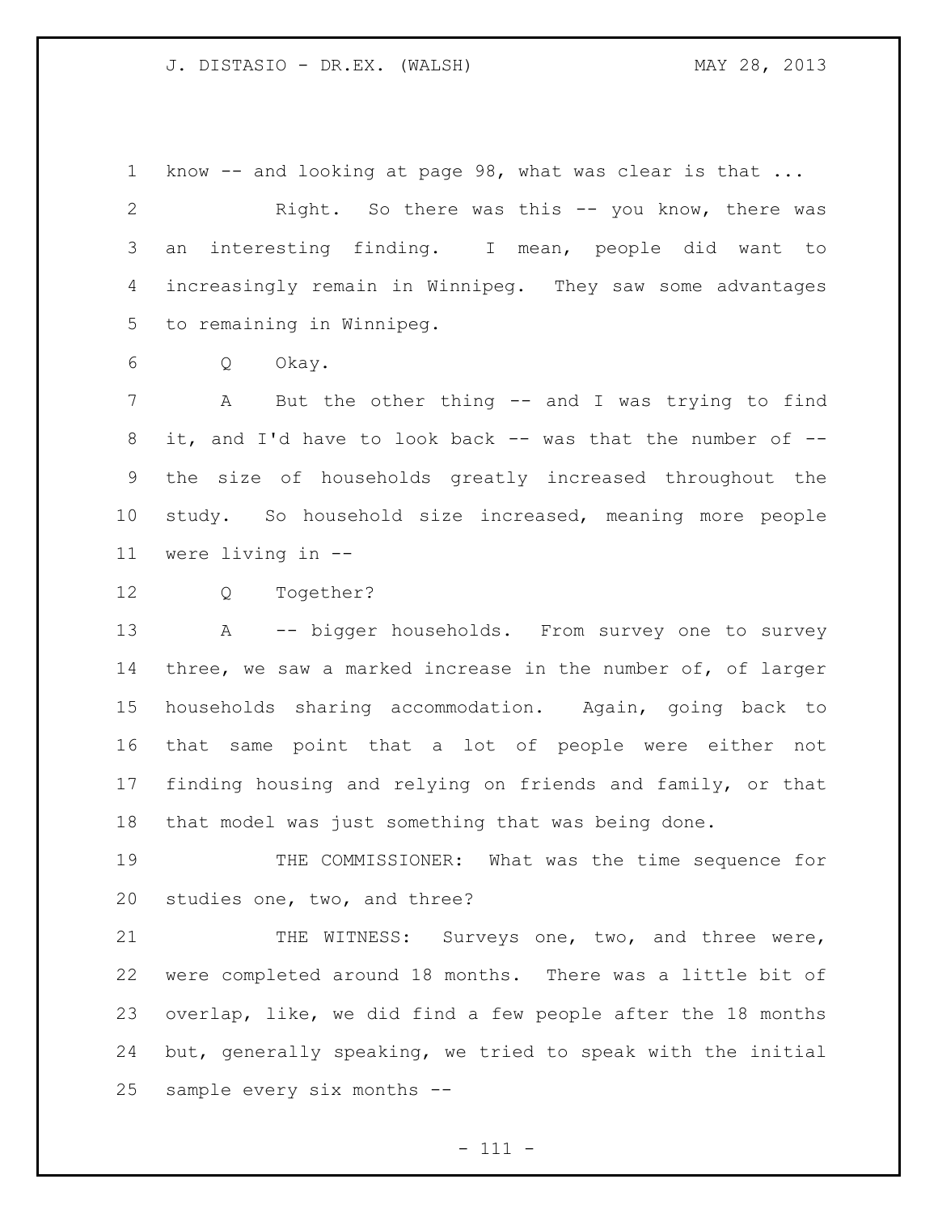know -- and looking at page 98, what was clear is that ...

Right. So there was this -- you know, there was an interesting finding. I mean, people did want to increasingly remain in Winnipeg. They saw some advantages to remaining in Winnipeg.

Q Okay.

A But the other thing -- and I was trying to find it, and I'd have to look back -- was that the number of -- the size of households greatly increased throughout the study. So household size increased, meaning more people were living in --

Q Together?

A -- bigger households. From survey one to survey three, we saw a marked increase in the number of, of larger households sharing accommodation. Again, going back to that same point that a lot of people were either not finding housing and relying on friends and family, or that that model was just something that was being done.

THE COMMISSIONER: What was the time sequence for studies one, two, and three?

THE WITNESS: Surveys one, two, and three were, were completed around 18 months. There was a little bit of overlap, like, we did find a few people after the 18 months but, generally speaking, we tried to speak with the initial sample every six months --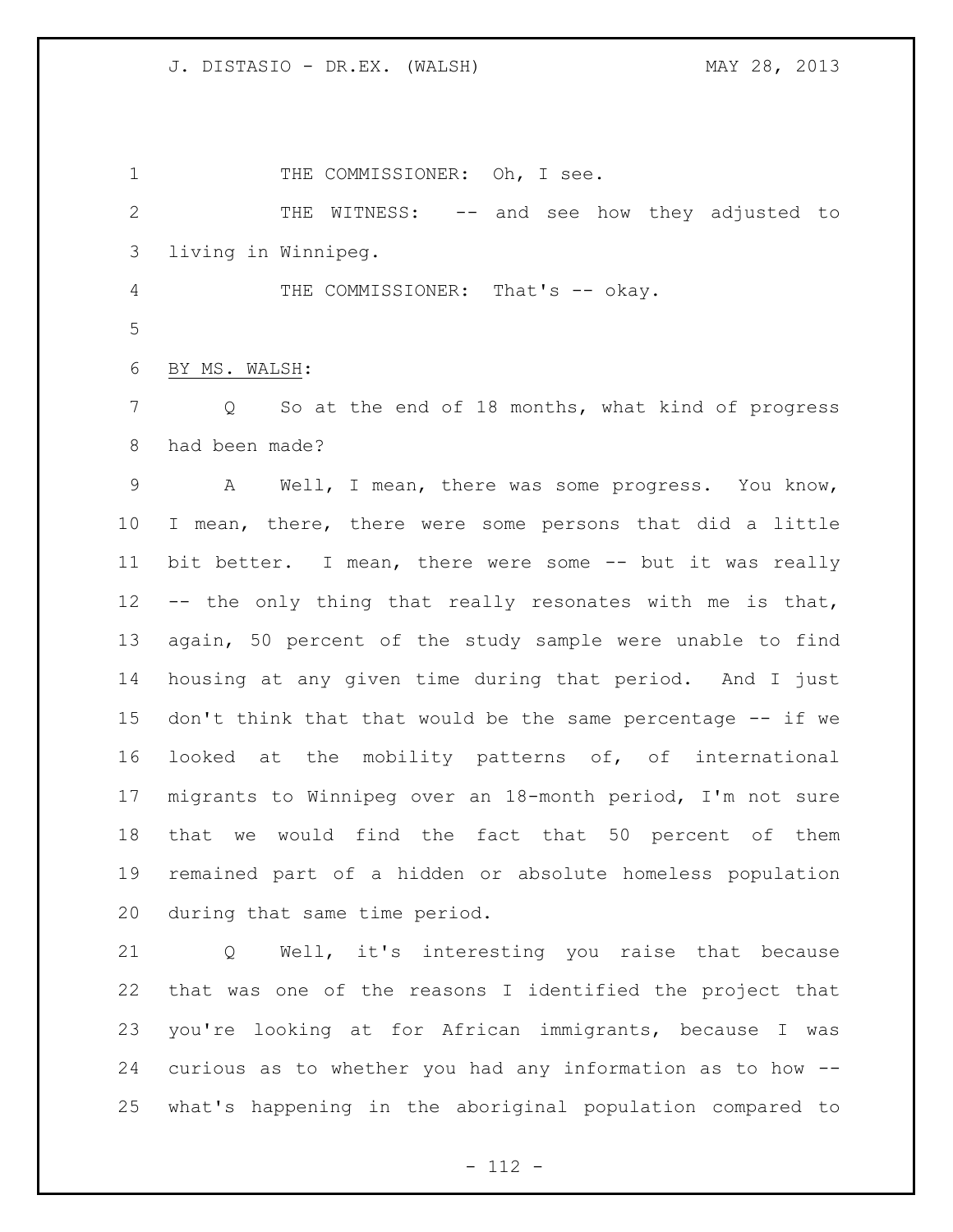THE COMMISSIONER: Oh, I see.

THE WITNESS: -- and see how they adjusted to living in Winnipeg.

THE COMMISSIONER: That's -- okay.

BY MS. WALSH:

Q So at the end of 18 months, what kind of progress had been made?

A Well, I mean, there was some progress. You know, I mean, there, there were some persons that did a little bit better. I mean, there were some -- but it was really -- the only thing that really resonates with me is that, again, 50 percent of the study sample were unable to find housing at any given time during that period. And I just don't think that that would be the same percentage -- if we looked at the mobility patterns of, of international migrants to Winnipeg over an 18-month period, I'm not sure that we would find the fact that 50 percent of them remained part of a hidden or absolute homeless population during that same time period.

Q Well, it's interesting you raise that because that was one of the reasons I identified the project that you're looking at for African immigrants, because I was curious as to whether you had any information as to how -- what's happening in the aboriginal population compared to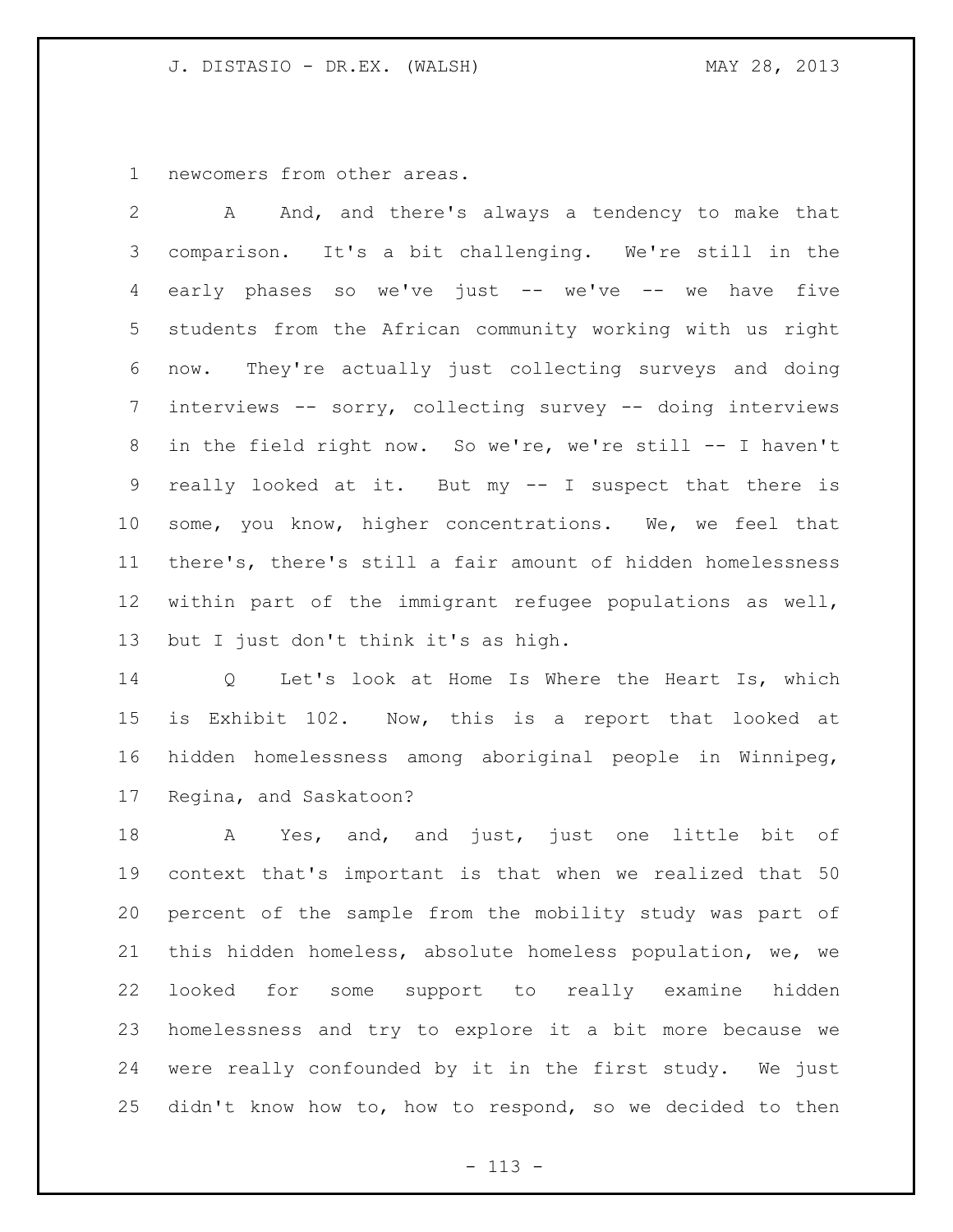newcomers from other areas.

A And, and there's always a tendency to make that comparison. It's a bit challenging. We're still in the early phases so we've just -- we've -- we have five students from the African community working with us right now. They're actually just collecting surveys and doing interviews -- sorry, collecting survey -- doing interviews in the field right now. So we're, we're still -- I haven't really looked at it. But my -- I suspect that there is some, you know, higher concentrations. We, we feel that there's, there's still a fair amount of hidden homelessness within part of the immigrant refugee populations as well, but I just don't think it's as high.

Q Let's look at Home Is Where the Heart Is, which is Exhibit 102. Now, this is a report that looked at hidden homelessness among aboriginal people in Winnipeg, Regina, and Saskatoon?

A Yes, and, and just, just one little bit of context that's important is that when we realized that 50 percent of the sample from the mobility study was part of this hidden homeless, absolute homeless population, we, we looked for some support to really examine hidden homelessness and try to explore it a bit more because we were really confounded by it in the first study. We just didn't know how to, how to respond, so we decided to then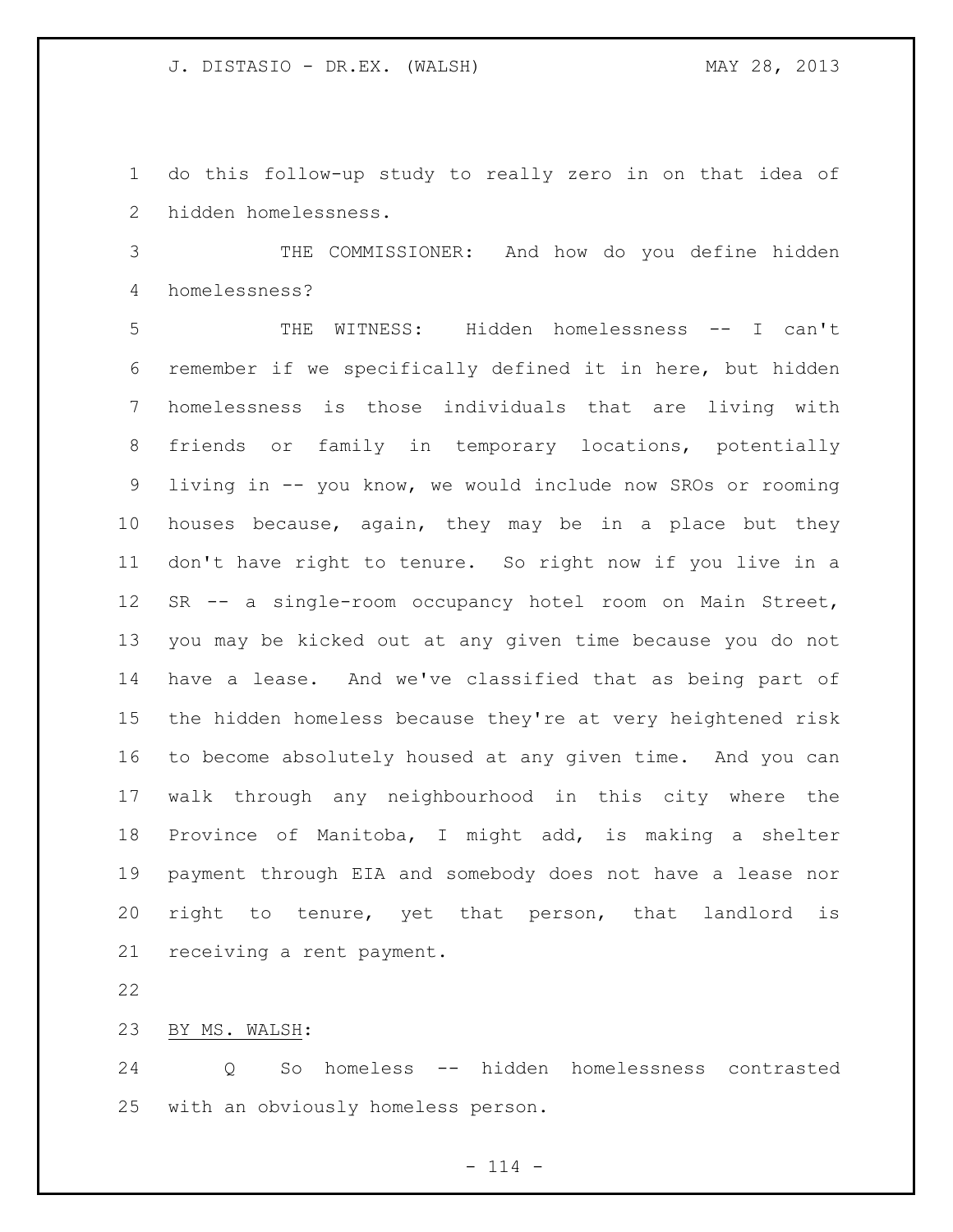do this follow-up study to really zero in on that idea of hidden homelessness.

THE COMMISSIONER: And how do you define hidden homelessness?

THE WITNESS: Hidden homelessness -- I can't remember if we specifically defined it in here, but hidden homelessness is those individuals that are living with friends or family in temporary locations, potentially living in -- you know, we would include now SROs or rooming houses because, again, they may be in a place but they don't have right to tenure. So right now if you live in a SR -- a single-room occupancy hotel room on Main Street, you may be kicked out at any given time because you do not have a lease. And we've classified that as being part of the hidden homeless because they're at very heightened risk to become absolutely housed at any given time. And you can walk through any neighbourhood in this city where the Province of Manitoba, I might add, is making a shelter payment through EIA and somebody does not have a lease nor right to tenure, yet that person, that landlord is receiving a rent payment.

BY MS. WALSH:

Q So homeless -- hidden homelessness contrasted with an obviously homeless person.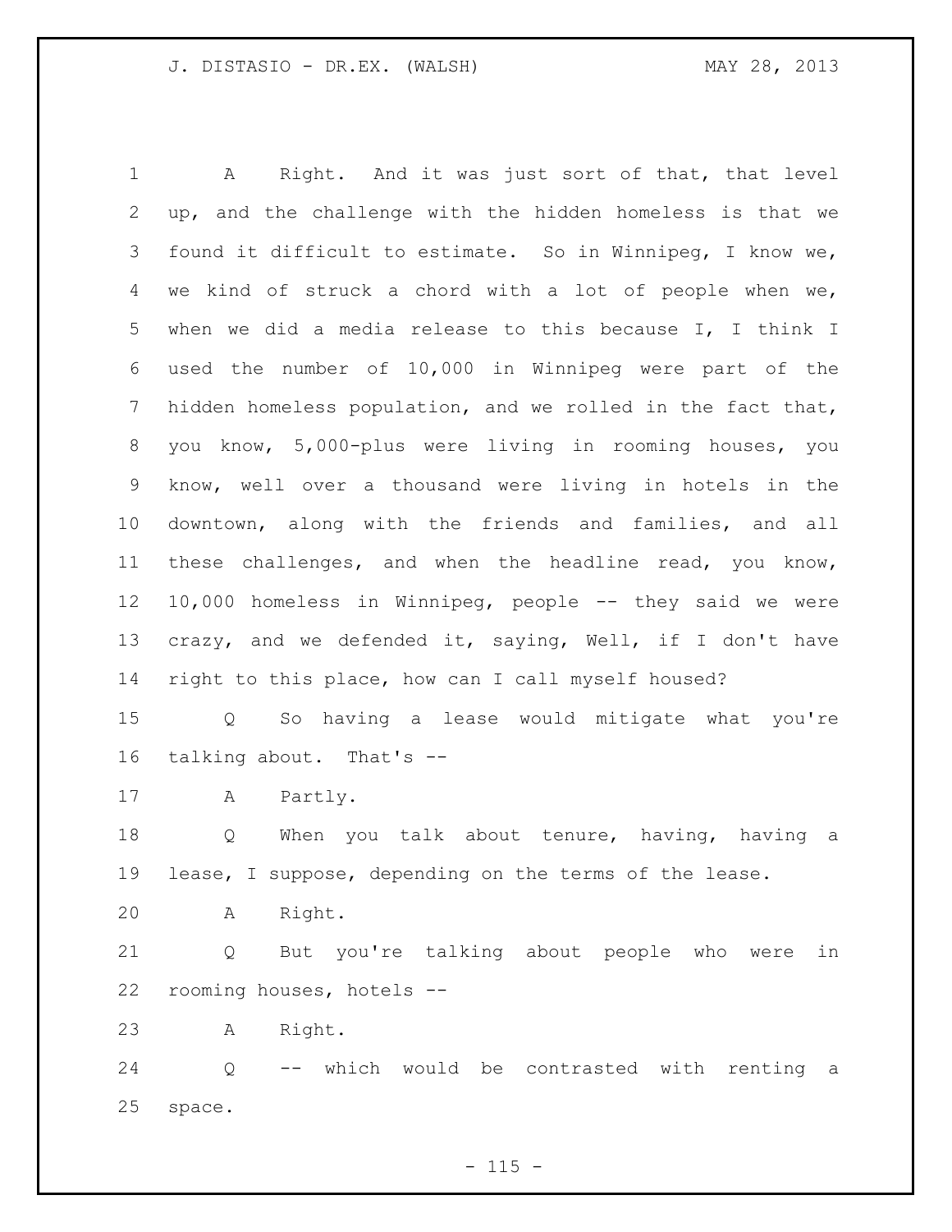A Right. And it was just sort of that, that level up, and the challenge with the hidden homeless is that we found it difficult to estimate. So in Winnipeg, I know we, we kind of struck a chord with a lot of people when we, when we did a media release to this because I, I think I used the number of 10,000 in Winnipeg were part of the hidden homeless population, and we rolled in the fact that, you know, 5,000-plus were living in rooming houses, you know, well over a thousand were living in hotels in the downtown, along with the friends and families, and all these challenges, and when the headline read, you know, 10,000 homeless in Winnipeg, people -- they said we were crazy, and we defended it, saying, Well, if I don't have right to this place, how can I call myself housed?

Q So having a lease would mitigate what you're talking about. That's --

A Partly.

Q When you talk about tenure, having, having a lease, I suppose, depending on the terms of the lease.

A Right.

Q But you're talking about people who were in rooming houses, hotels --

A Right.

Q -- which would be contrasted with renting a space.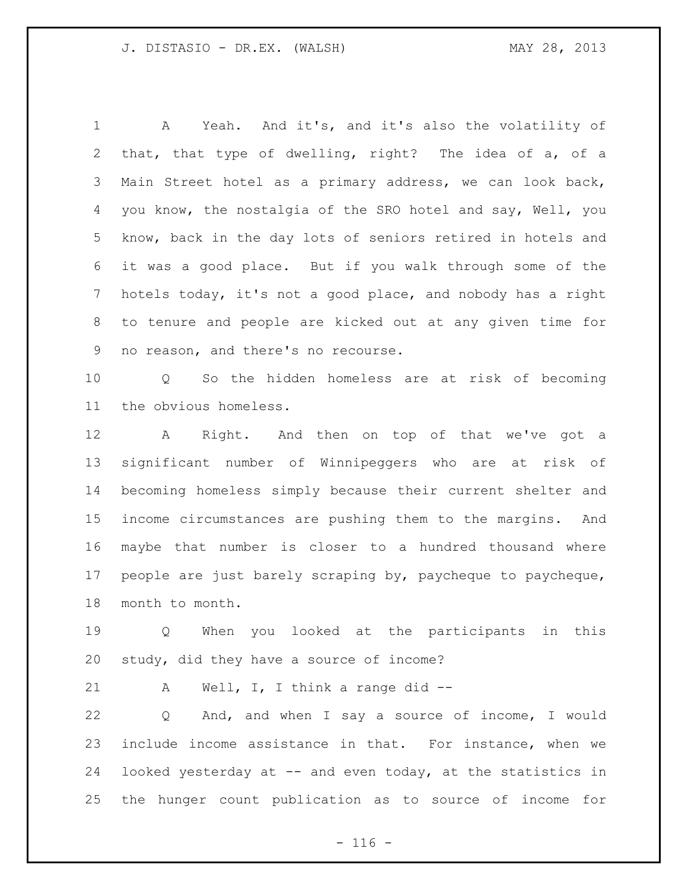A Yeah. And it's, and it's also the volatility of that, that type of dwelling, right? The idea of a, of a Main Street hotel as a primary address, we can look back, you know, the nostalgia of the SRO hotel and say, Well, you know, back in the day lots of seniors retired in hotels and it was a good place. But if you walk through some of the hotels today, it's not a good place, and nobody has a right to tenure and people are kicked out at any given time for no reason, and there's no recourse.

Q So the hidden homeless are at risk of becoming the obvious homeless.

A Right. And then on top of that we've got a significant number of Winnipeggers who are at risk of becoming homeless simply because their current shelter and income circumstances are pushing them to the margins. And maybe that number is closer to a hundred thousand where people are just barely scraping by, paycheque to paycheque, month to month.

Q When you looked at the participants in this study, did they have a source of income?

A Well, I, I think a range did --

Q And, and when I say a source of income, I would include income assistance in that. For instance, when we looked yesterday at -- and even today, at the statistics in the hunger count publication as to source of income for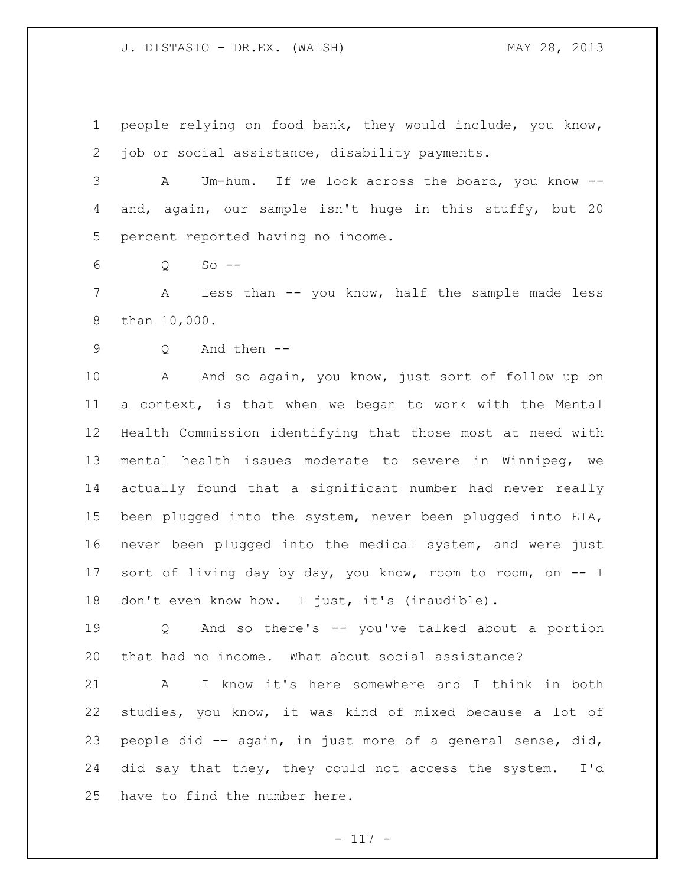people relying on food bank, they would include, you know, job or social assistance, disability payments.

A Um-hum. If we look across the board, you know -- and, again, our sample isn't huge in this stuffy, but 20 percent reported having no income.

Q So --

A Less than -- you know, half the sample made less than 10,000.

Q And then --

A And so again, you know, just sort of follow up on a context, is that when we began to work with the Mental Health Commission identifying that those most at need with mental health issues moderate to severe in Winnipeg, we actually found that a significant number had never really been plugged into the system, never been plugged into EIA, never been plugged into the medical system, and were just sort of living day by day, you know, room to room, on -- I don't even know how. I just, it's (inaudible).

Q And so there's -- you've talked about a portion that had no income. What about social assistance?

A I know it's here somewhere and I think in both studies, you know, it was kind of mixed because a lot of people did -- again, in just more of a general sense, did, did say that they, they could not access the system. I'd have to find the number here.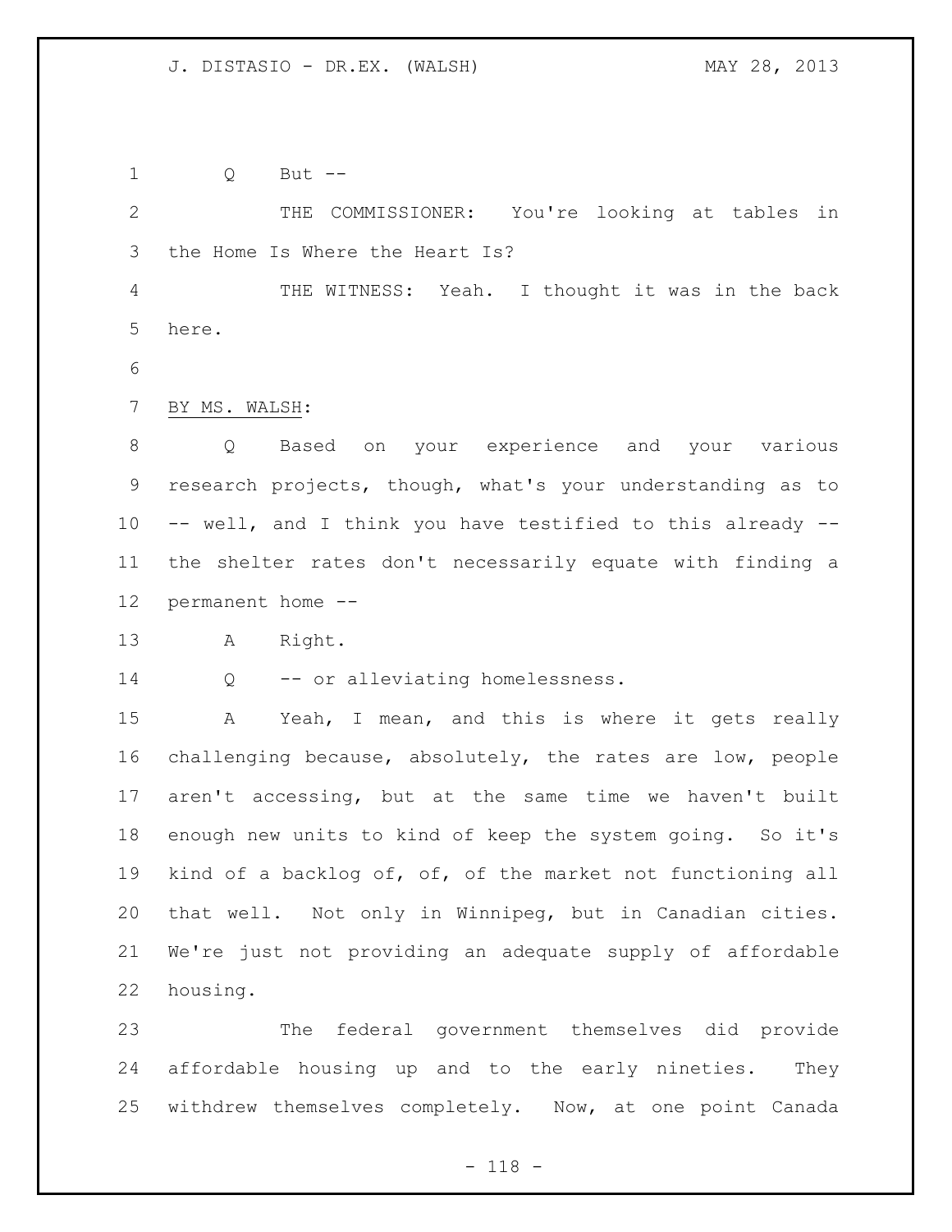Q But --

THE COMMISSIONER: You're looking at tables in the Home Is Where the Heart Is?

THE WITNESS: Yeah. I thought it was in the back here.

BY MS. WALSH:

Q Based on your experience and your various research projects, though, what's your understanding as to -- well, and I think you have testified to this already -- the shelter rates don't necessarily equate with finding a permanent home --

A Right.

Q -- or alleviating homelessness.

A Yeah, I mean, and this is where it gets really challenging because, absolutely, the rates are low, people aren't accessing, but at the same time we haven't built enough new units to kind of keep the system going. So it's kind of a backlog of, of, of the market not functioning all that well. Not only in Winnipeg, but in Canadian cities. We're just not providing an adequate supply of affordable housing.

The federal government themselves did provide affordable housing up and to the early nineties. They withdrew themselves completely. Now, at one point Canada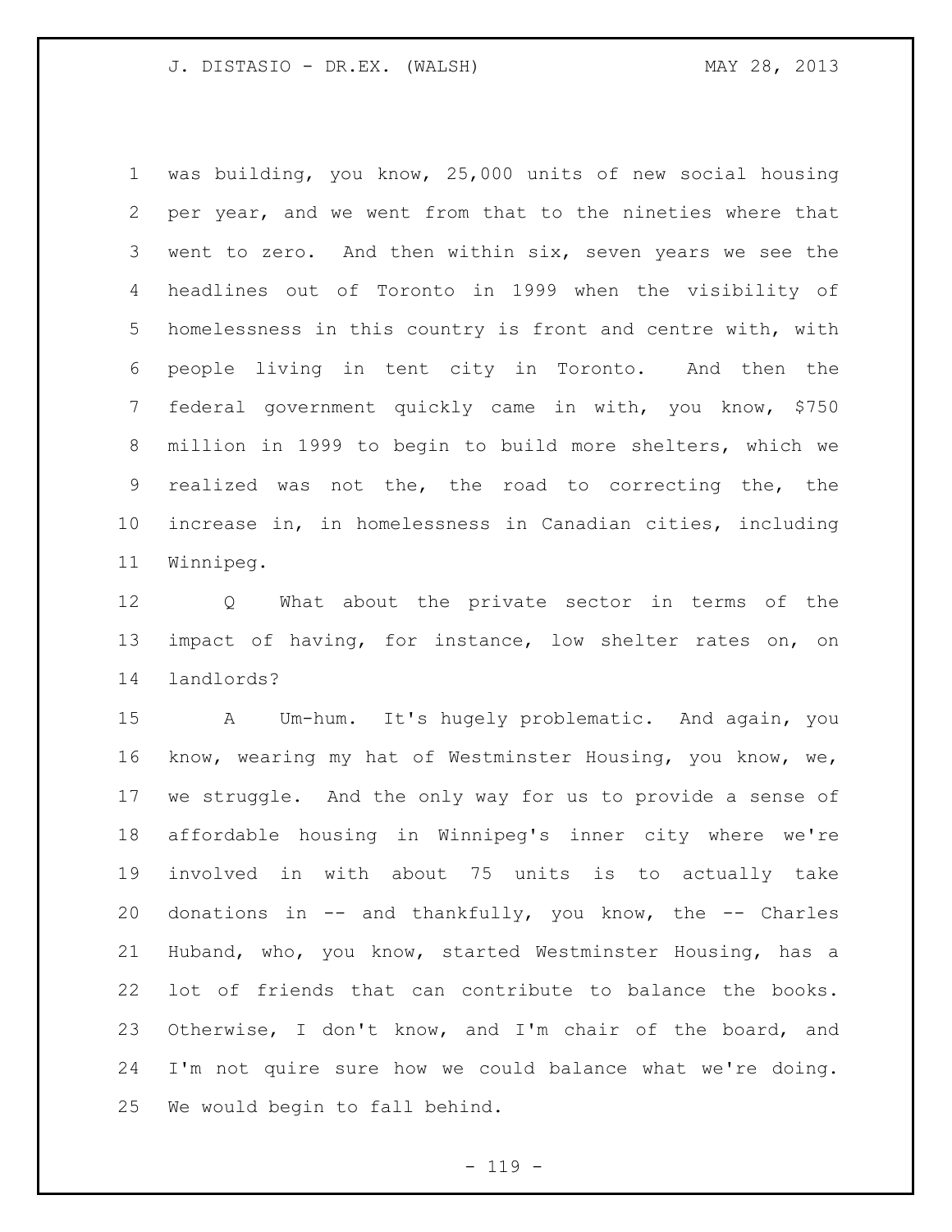was building, you know, 25,000 units of new social housing per year, and we went from that to the nineties where that went to zero. And then within six, seven years we see the headlines out of Toronto in 1999 when the visibility of homelessness in this country is front and centre with, with people living in tent city in Toronto. And then the federal government quickly came in with, you know, $750 million in 1999 to begin to build more shelters, which we realized was not the, the road to correcting the, the increase in, in homelessness in Canadian cities, including Winnipeg.

Q What about the private sector in terms of the impact of having, for instance, low shelter rates on, on landlords?

A Um-hum. It's hugely problematic. And again, you know, wearing my hat of Westminster Housing, you know, we, we struggle. And the only way for us to provide a sense of affordable housing in Winnipeg's inner city where we're involved in with about 75 units is to actually take donations in -- and thankfully, you know, the -- Charles Huband, who, you know, started Westminster Housing, has a lot of friends that can contribute to balance the books. Otherwise, I don't know, and I'm chair of the board, and I'm not quire sure how we could balance what we're doing. We would begin to fall behind.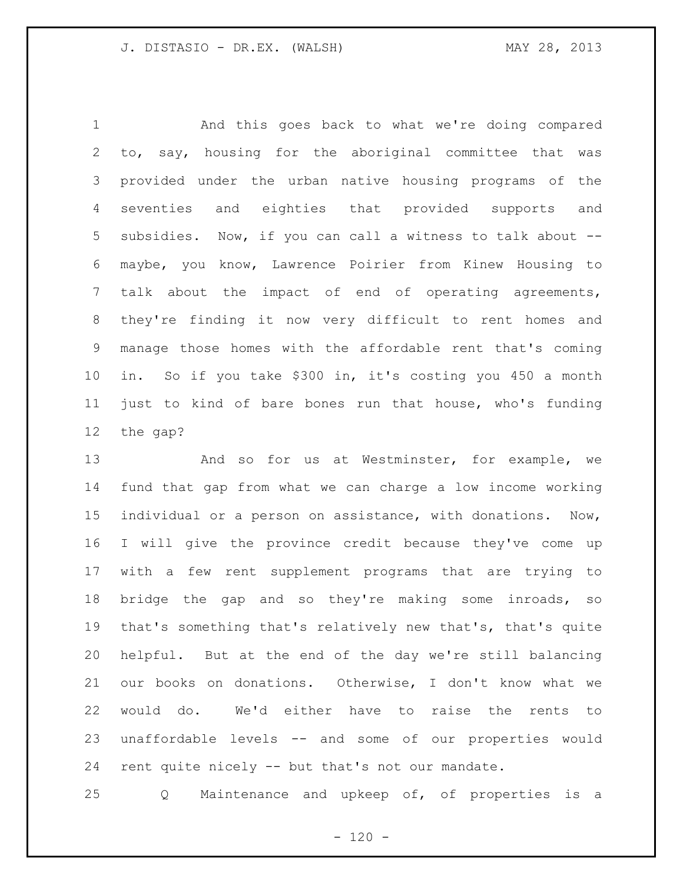And this goes back to what we're doing compared to, say, housing for the aboriginal committee that was provided under the urban native housing programs of the seventies and eighties that provided supports and subsidies. Now, if you can call a witness to talk about -- maybe, you know, Lawrence Poirier from Kinew Housing to talk about the impact of end of operating agreements, they're finding it now very difficult to rent homes and manage those homes with the affordable rent that's coming in. So if you take $300 in, it's costing you 450 a month just to kind of bare bones run that house, who's funding the gap?

And so for us at Westminster, for example, we fund that gap from what we can charge a low income working individual or a person on assistance, with donations. Now, I will give the province credit because they've come up with a few rent supplement programs that are trying to bridge the gap and so they're making some inroads, so that's something that's relatively new that's, that's quite helpful. But at the end of the day we're still balancing our books on donations. Otherwise, I don't know what we would do. We'd either have to raise the rents to unaffordable levels -- and some of our properties would rent quite nicely -- but that's not our mandate.

Q Maintenance and upkeep of, of properties is a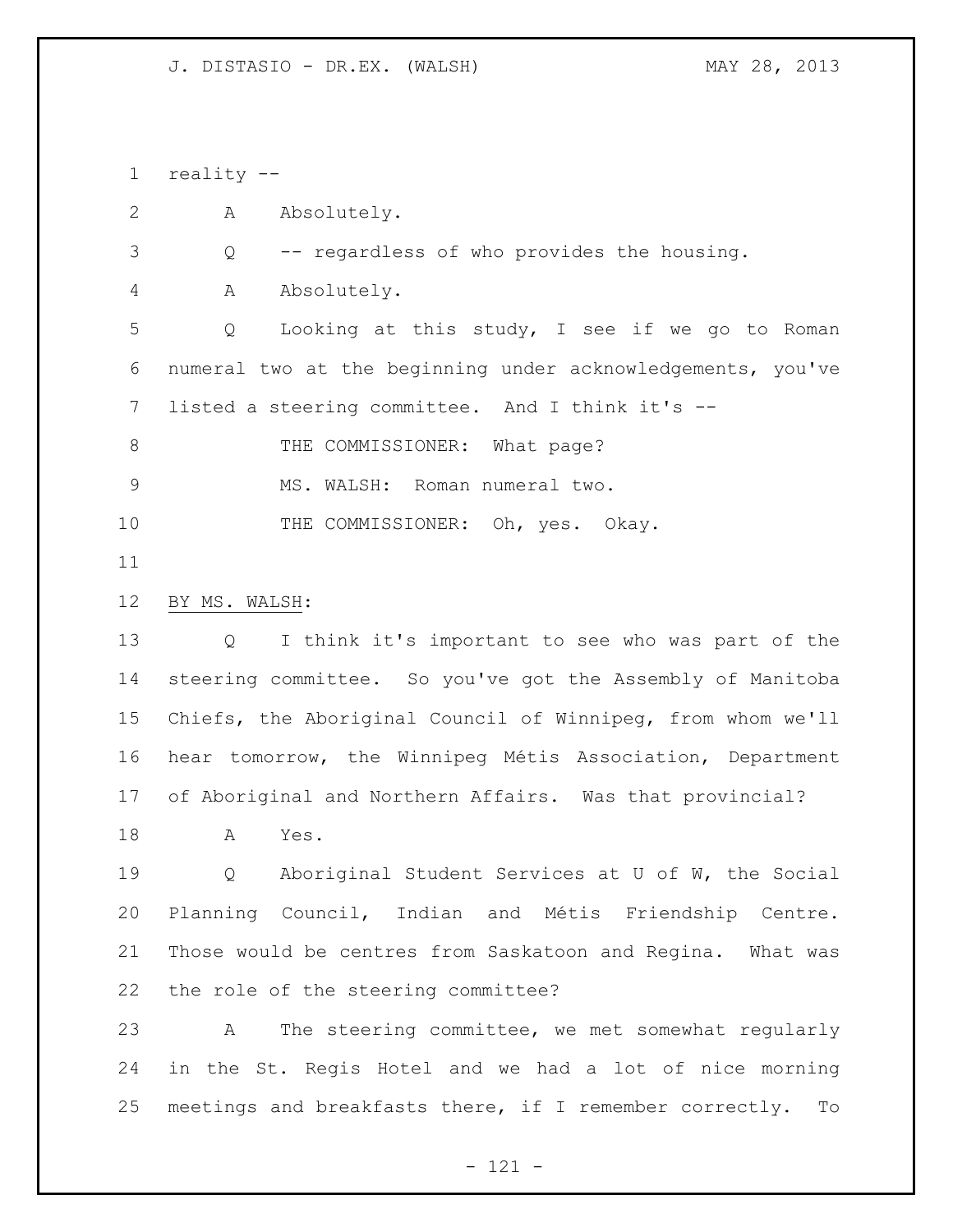reality --

A Absolutely.

Q -- regardless of who provides the housing.

A Absolutely.

Q Looking at this study, I see if we go to Roman numeral two at the beginning under acknowledgements, you've listed a steering committee. And I think it's --

THE COMMISSIONER: What page?

MS. WALSH: Roman numeral two.

THE COMMISSIONER: Oh, yes. Okay.

BY MS. WALSH:

Q I think it's important to see who was part of the steering committee. So you've got the Assembly of Manitoba Chiefs, the Aboriginal Council of Winnipeg, from whom we'll hear tomorrow, the Winnipeg Métis Association, Department of Aboriginal and Northern Affairs. Was that provincial?

A Yes.

Q Aboriginal Student Services at U of W, the Social Planning Council, Indian and Métis Friendship Centre. Those would be centres from Saskatoon and Regina. What was the role of the steering committee?

A The steering committee, we met somewhat regularly in the St. Regis Hotel and we had a lot of nice morning meetings and breakfasts there, if I remember correctly. To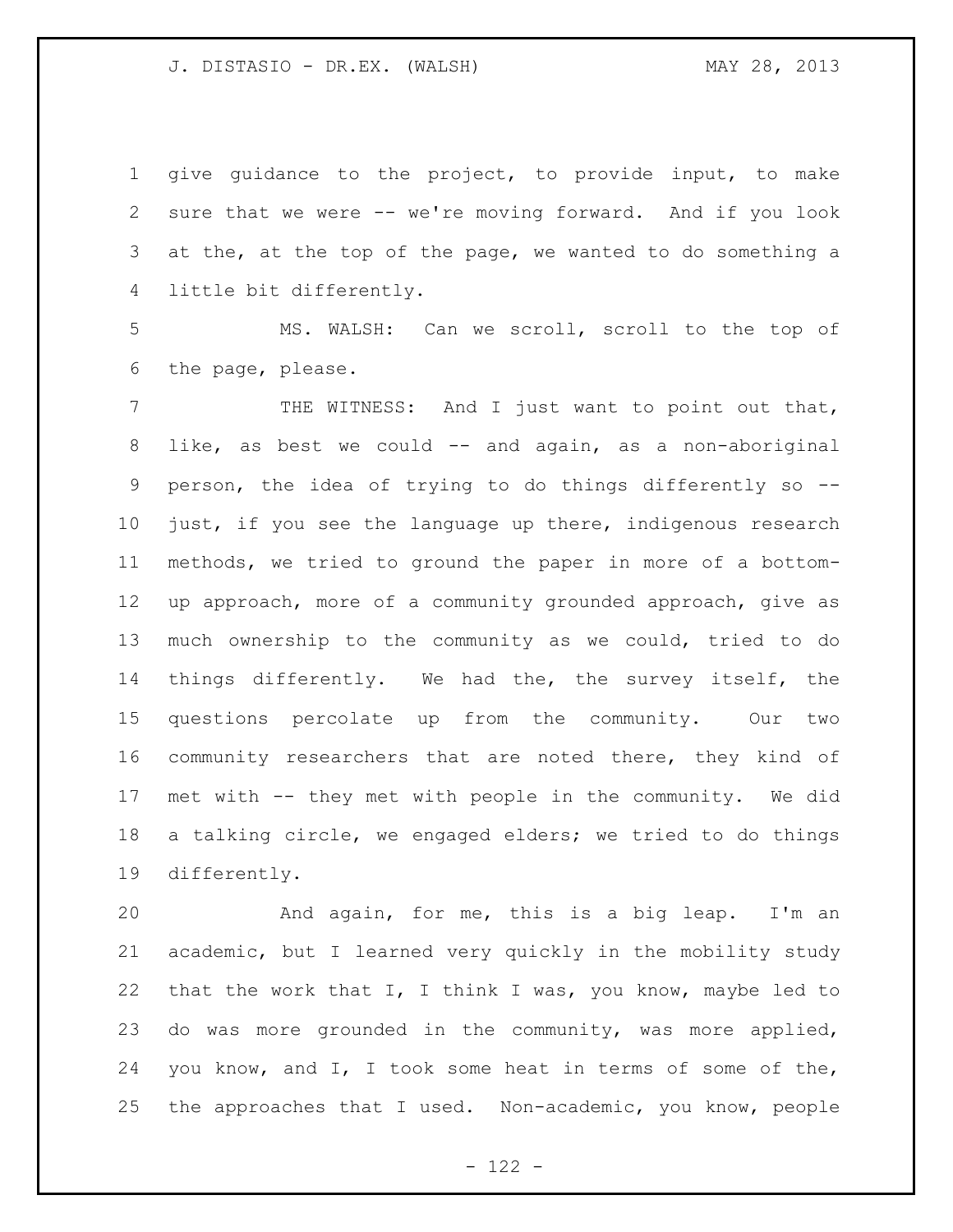give guidance to the project, to provide input, to make sure that we were -- we're moving forward. And if you look at the, at the top of the page, we wanted to do something a little bit differently.

MS. WALSH: Can we scroll, scroll to the top of the page, please.

THE WITNESS: And I just want to point out that, like, as best we could -- and again, as a non-aboriginal person, the idea of trying to do things differently so -- just, if you see the language up there, indigenous research methods, we tried to ground the paper in more of a bottom-up approach, more of a community grounded approach, give as much ownership to the community as we could, tried to do things differently. We had the, the survey itself, the questions percolate up from the community. Our two community researchers that are noted there, they kind of met with -- they met with people in the community. We did a talking circle, we engaged elders; we tried to do things differently.

And again, for me, this is a big leap. I'm an academic, but I learned very quickly in the mobility study that the work that I, I think I was, you know, maybe led to do was more grounded in the community, was more applied, you know, and I, I took some heat in terms of some of the, the approaches that I used. Non-academic, you know, people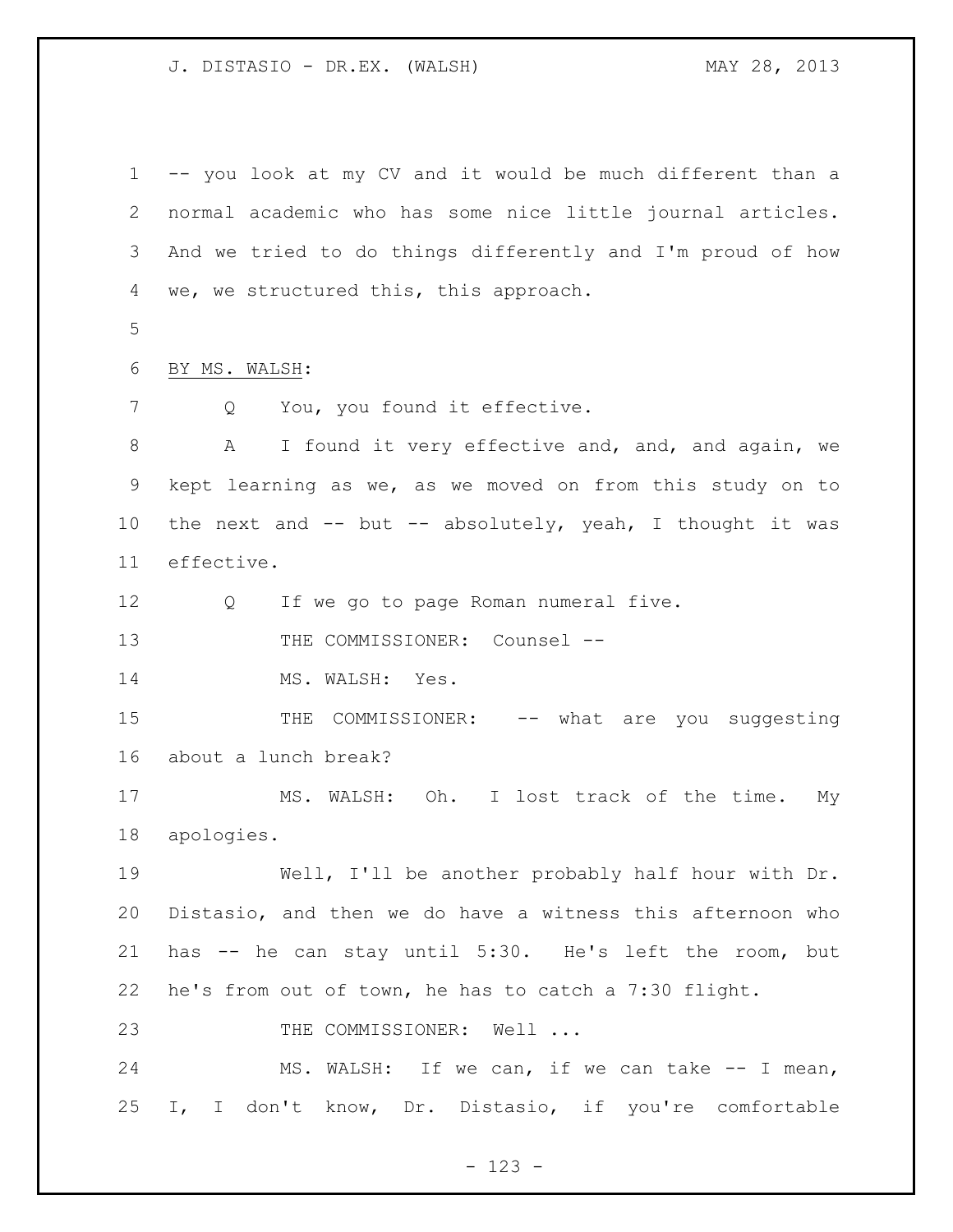-- you look at my CV and it would be much different than a normal academic who has some nice little journal articles. And we tried to do things differently and I'm proud of how we, we structured this, this approach.

BY MS. WALSH:

Q You, you found it effective.

A I found it very effective and, and, and again, we kept learning as we, as we moved on from this study on to the next and -- but -- absolutely, yeah, I thought it was effective.

Q If we go to page Roman numeral five.

THE COMMISSIONER: Counsel --

MS. WALSH: Yes.

THE COMMISSIONER: -- what are you suggesting about a lunch break?

MS. WALSH: Oh. I lost track of the time. My apologies.

Well, I'll be another probably half hour with Dr. Distasio, and then we do have a witness this afternoon who has -- he can stay until 5:30. He's left the room, but he's from out of town, he has to catch a 7:30 flight.

THE COMMISSIONER: Well ...

MS. WALSH: If we can, if we can take -- I mean, I, I don't know, Dr. Distasio, if you're comfortable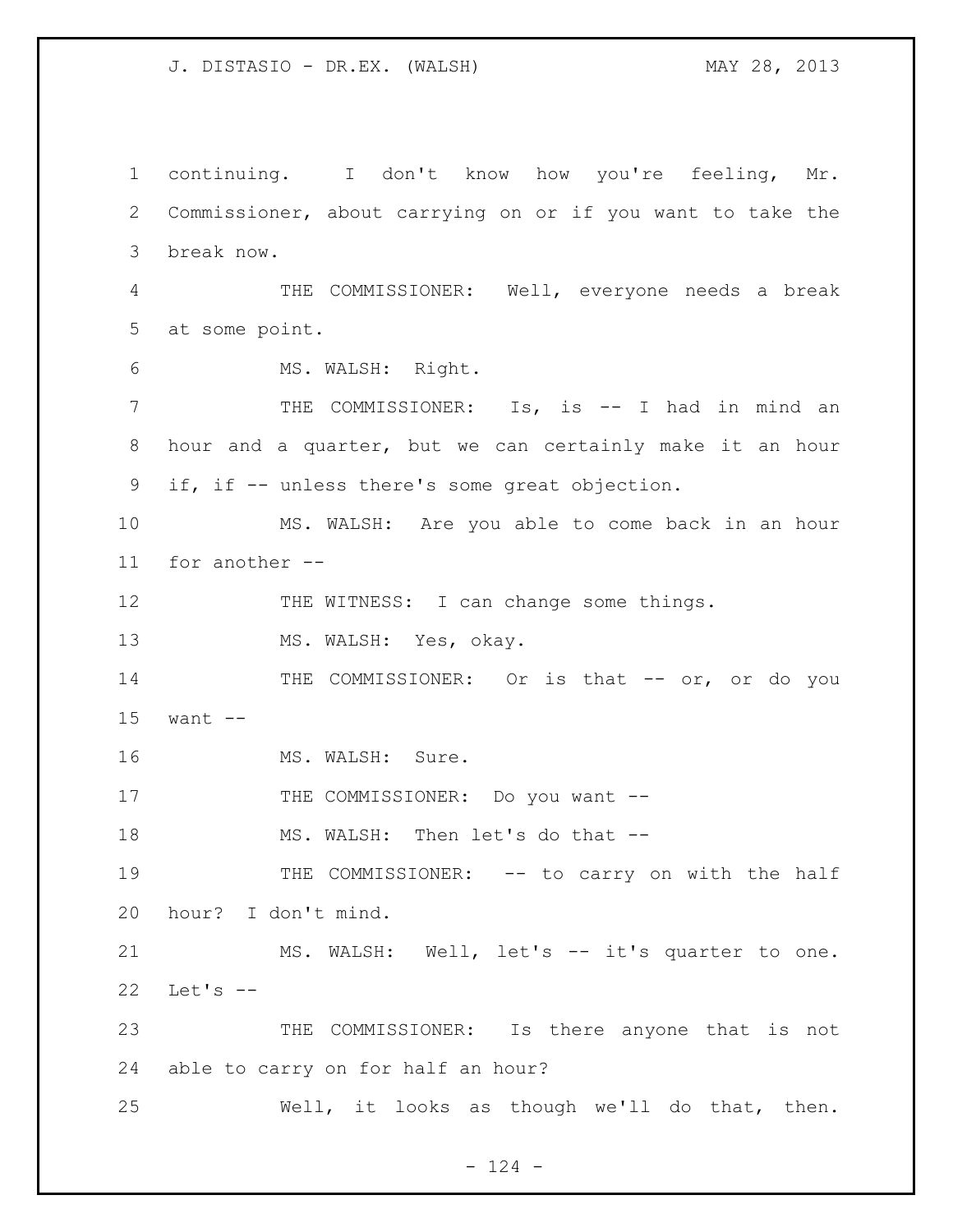continuing. I don't know how you're feeling, Mr. Commissioner, about carrying on or if you want to take the break now.

THE COMMISSIONER: Well, everyone needs a break at some point.

MS. WALSH: Right.

THE COMMISSIONER: Is, is -- I had in mind an hour and a quarter, but we can certainly make it an hour if, if -- unless there's some great objection.

MS. WALSH: Are you able to come back in an hour for another --

THE WITNESS: I can change some things.

MS. WALSH: Yes, okay.

THE COMMISSIONER: Or is that -- or, or do you want --

MS. WALSH: Sure.

THE COMMISSIONER: Do you want --

MS. WALSH: Then let's do that --

THE COMMISSIONER: -- to carry on with the half hour? I don't mind.

MS. WALSH: Well, let's -- it's quarter to one. Let's --

THE COMMISSIONER: Is there anyone that is not able to carry on for half an hour?

Well, it looks as though we'll do that, then.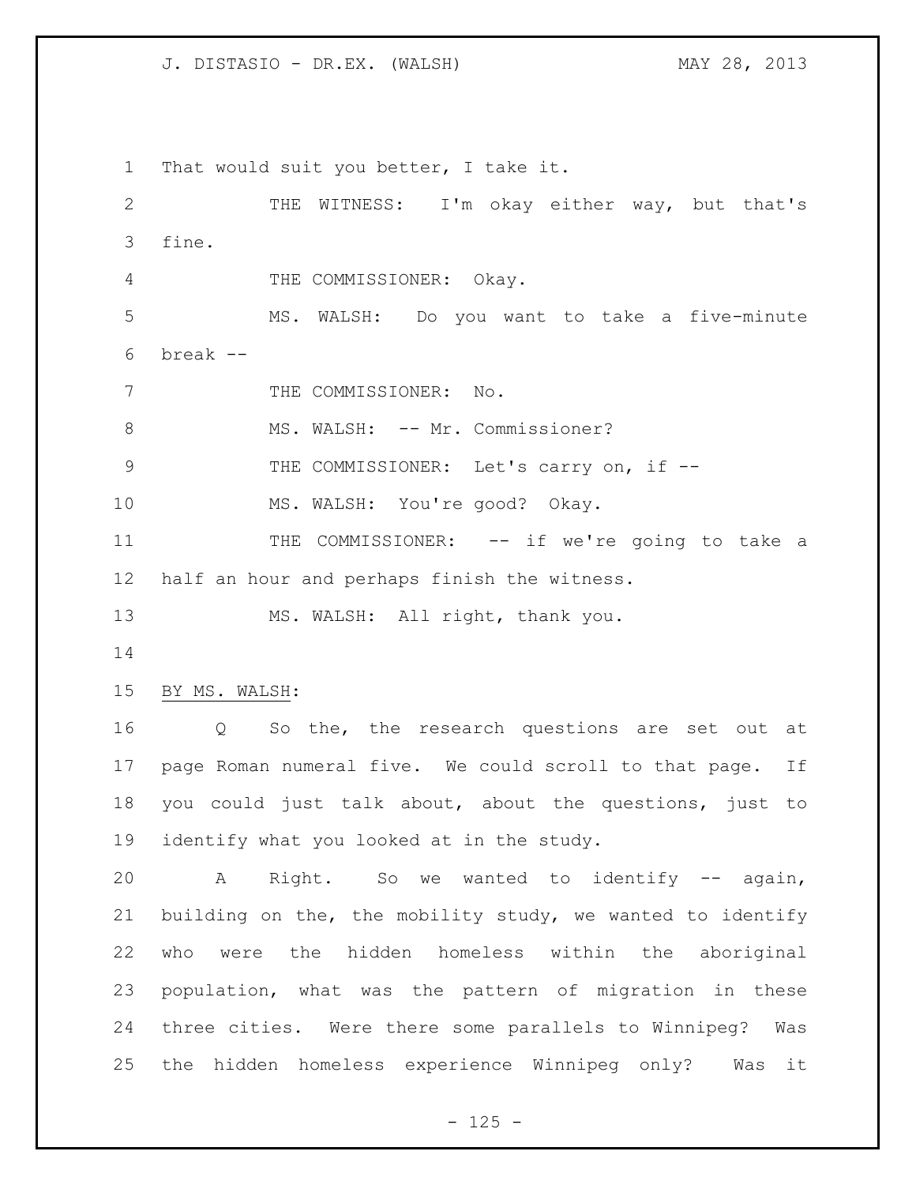That would suit you better, I take it.

THE WITNESS: I'm okay either way, but that's fine.

THE COMMISSIONER: Okay.

MS. WALSH: Do you want to take a five-minute break --

THE COMMISSIONER: No.

MS. WALSH: -- Mr. Commissioner?

THE COMMISSIONER: Let's carry on, if --

MS. WALSH: You're good? Okay.

THE COMMISSIONER: -- if we're going to take a half an hour and perhaps finish the witness.

MS. WALSH: All right, thank you.

BY MS. WALSH:

Q So the, the research questions are set out at page Roman numeral five. We could scroll to that page. If you could just talk about, about the questions, just to identify what you looked at in the study.

A Right. So we wanted to identify -- again, building on the, the mobility study, we wanted to identify who were the hidden homeless within the aboriginal population, what was the pattern of migration in these three cities. Were there some parallels to Winnipeg? Was the hidden homeless experience Winnipeg only? Was it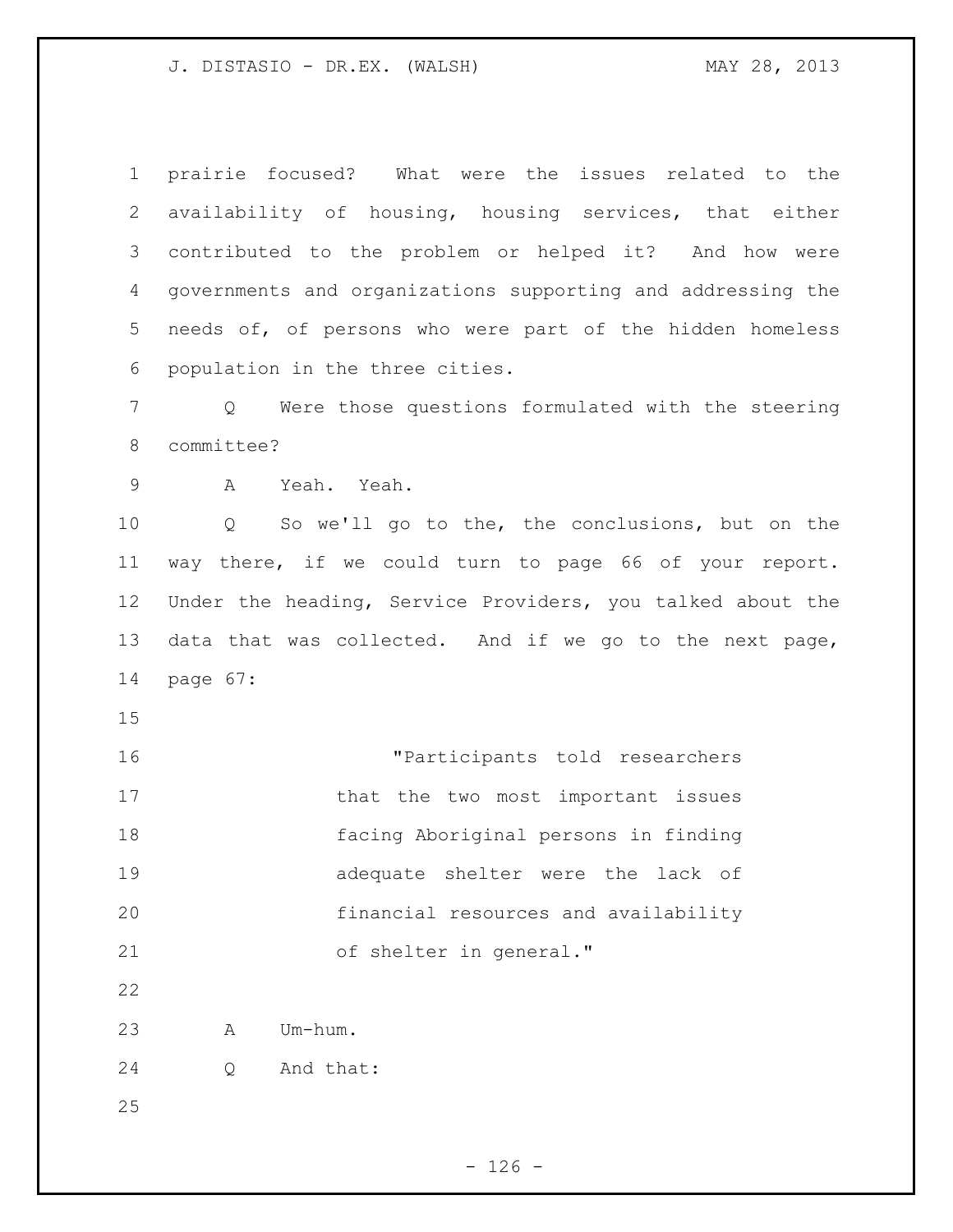prairie focused? What were the issues related to the availability of housing, housing services, that either contributed to the problem or helped it? And how were governments and organizations supporting and addressing the needs of, of persons who were part of the hidden homeless population in the three cities.

Q Were those questions formulated with the steering committee?

A Yeah. Yeah.

Q So we'll go to the, the conclusions, but on the way there, if we could turn to page 66 of your report. Under the heading, Service Providers, you talked about the data that was collected. And if we go to the next page, page 67:

> "Participants told researchers that the two most important issues facing Aboriginal persons in finding adequate shelter were the lack of financial resources and availability of shelter in general."

A Um-hum.

Q And that: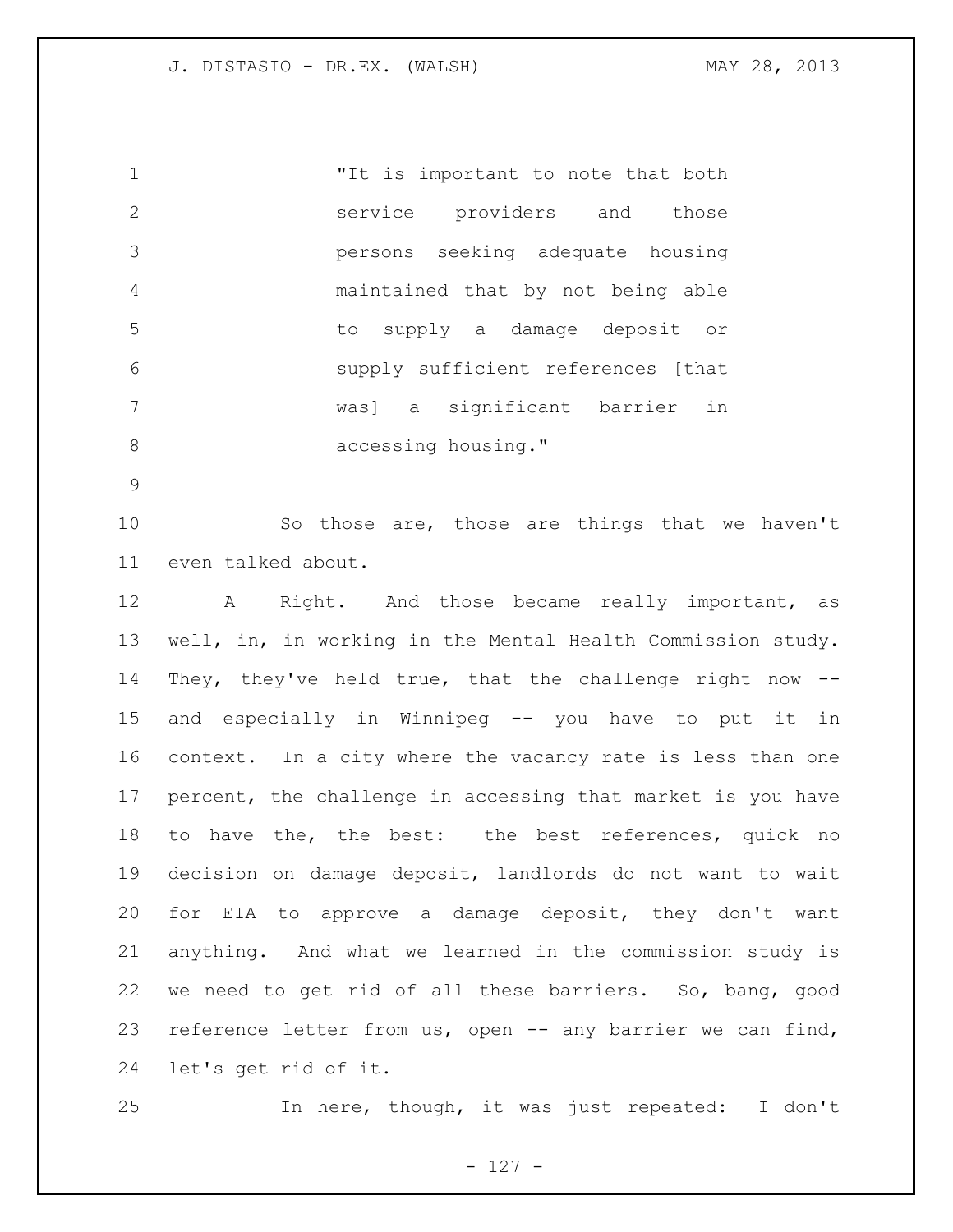> "It is important to note that both service providers and those persons seeking adequate housing maintained that by not being able to supply a damage deposit or supply sufficient references [that was] a significant barrier in accessing housing."

So those are, those are things that we haven't even talked about.

A Right. And those became really important, as well, in, in working in the Mental Health Commission study. They, they've held true, that the challenge right now -- and especially in Winnipeg -- you have to put it in context. In a city where the vacancy rate is less than one percent, the challenge in accessing that market is you have to have the, the best: the best references, quick no decision on damage deposit, landlords do not want to wait for EIA to approve a damage deposit, they don't want anything. And what we learned in the commission study is we need to get rid of all these barriers. So, bang, good reference letter from us, open -- any barrier we can find, let's get rid of it.

In here, though, it was just repeated: I don't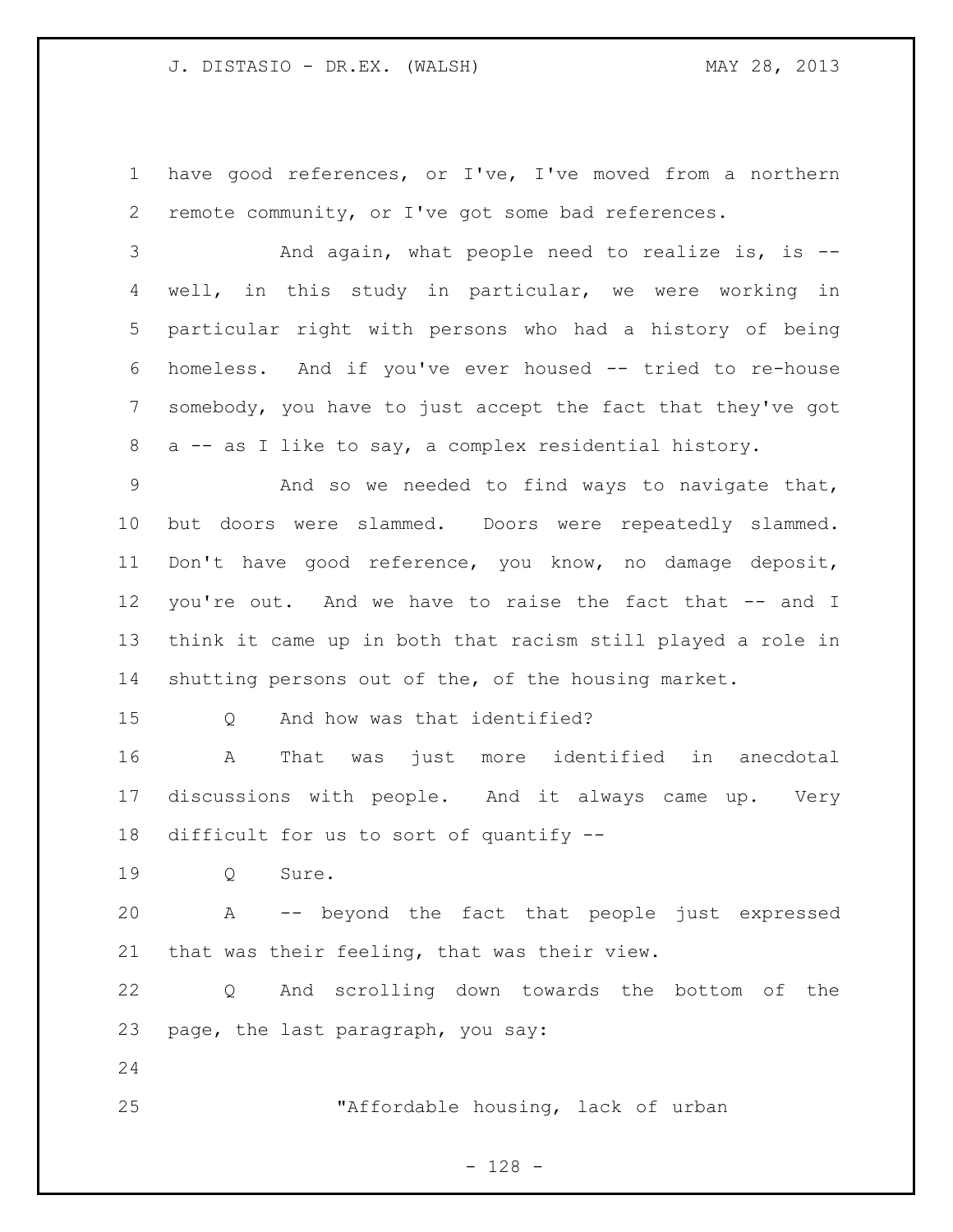have good references, or I've, I've moved from a northern remote community, or I've got some bad references.

And again, what people need to realize is, is -- well, in this study in particular, we were working in particular right with persons who had a history of being homeless. And if you've ever housed -- tried to re-house somebody, you have to just accept the fact that they've got a -- as I like to say, a complex residential history.

And so we needed to find ways to navigate that, but doors were slammed. Doors were repeatedly slammed. Don't have good reference, you know, no damage deposit, you're out. And we have to raise the fact that -- and I think it came up in both that racism still played a role in shutting persons out of the, of the housing market.

Q And how was that identified?

A That was just more identified in anecdotal discussions with people. And it always came up. Very difficult for us to sort of quantify --

Q Sure.

A -- beyond the fact that people just expressed that was their feeling, that was their view.

Q And scrolling down towards the bottom of the page, the last paragraph, you say:

> "Affordable housing, lack of urban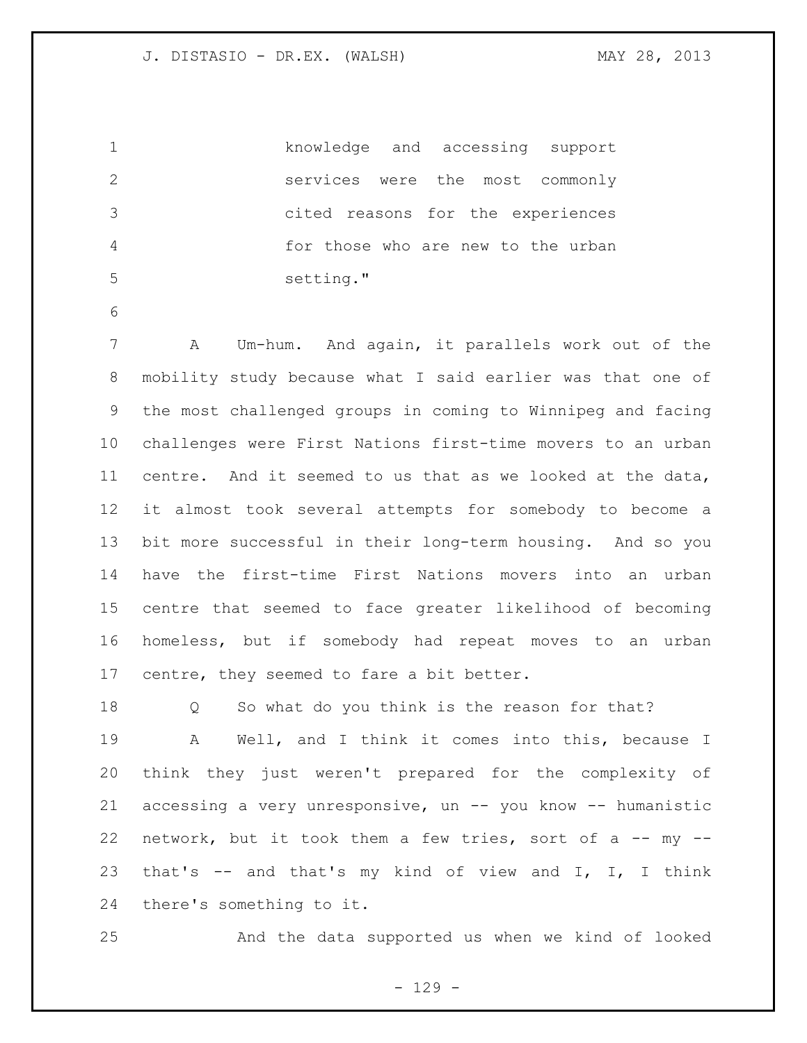knowledge and accessing support services were the most commonly cited reasons for the experiences for those who are new to the urban setting."

A Um-hum. And again, it parallels work out of the mobility study because what I said earlier was that one of the most challenged groups in coming to Winnipeg and facing challenges were First Nations first-time movers to an urban centre. And it seemed to us that as we looked at the data, it almost took several attempts for somebody to become a bit more successful in their long-term housing. And so you have the first-time First Nations movers into an urban centre that seemed to face greater likelihood of becoming homeless, but if somebody had repeat moves to an urban centre, they seemed to fare a bit better.

Q So what do you think is the reason for that?

A Well, and I think it comes into this, because I think they just weren't prepared for the complexity of accessing a very unresponsive, un -- you know -- humanistic network, but it took them a few tries, sort of a -- my -- that's -- and that's my kind of view and I, I, I think there's something to it.

And the data supported us when we kind of looked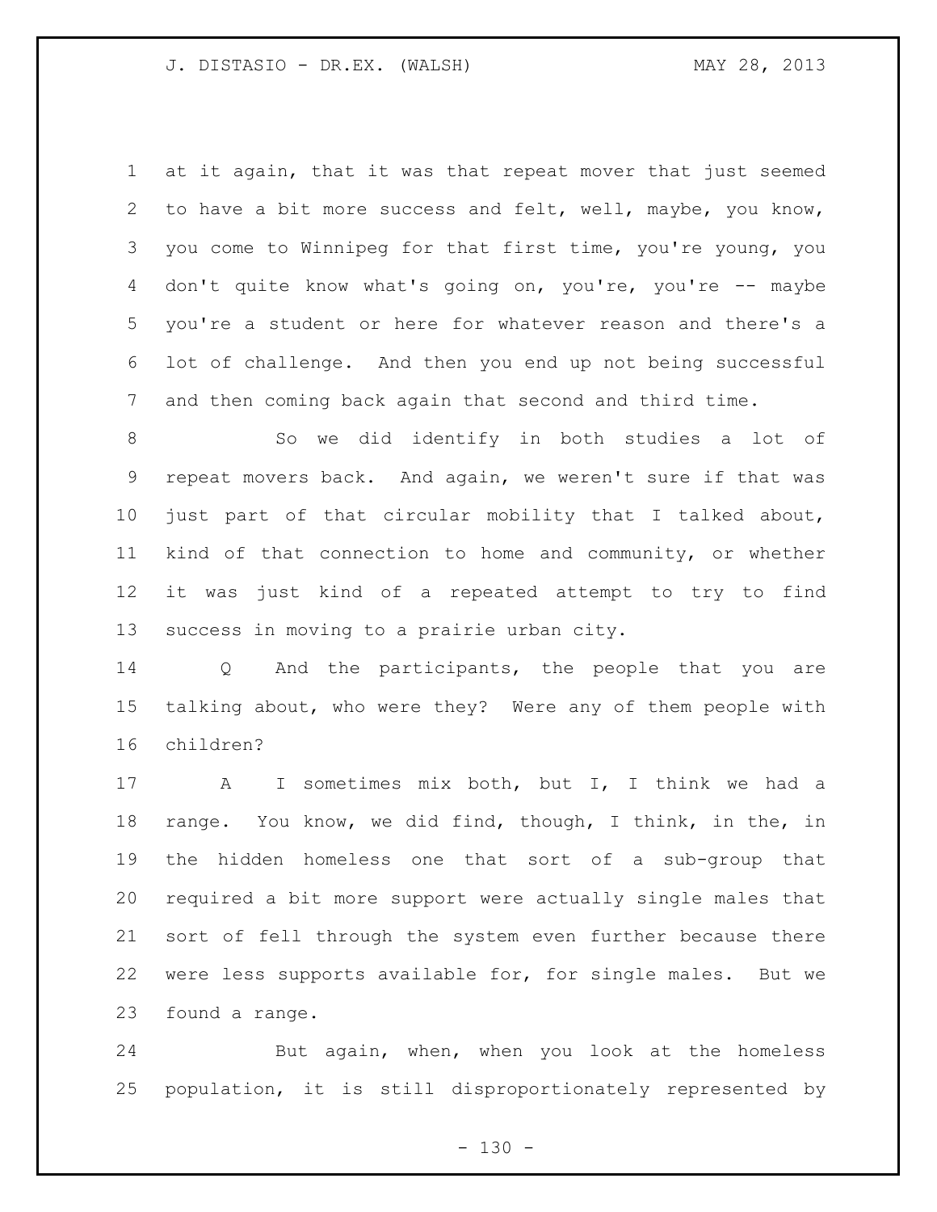at it again, that it was that repeat mover that just seemed to have a bit more success and felt, well, maybe, you know, you come to Winnipeg for that first time, you're young, you don't quite know what's going on, you're, you're -- maybe you're a student or here for whatever reason and there's a lot of challenge. And then you end up not being successful and then coming back again that second and third time.

So we did identify in both studies a lot of repeat movers back. And again, we weren't sure if that was just part of that circular mobility that I talked about, kind of that connection to home and community, or whether it was just kind of a repeated attempt to try to find success in moving to a prairie urban city.

Q And the participants, the people that you are talking about, who were they? Were any of them people with children?

A I sometimes mix both, but I, I think we had a range. You know, we did find, though, I think, in the, in the hidden homeless one that sort of a sub-group that required a bit more support were actually single males that sort of fell through the system even further because there were less supports available for, for single males. But we found a range.

But again, when, when you look at the homeless population, it is still disproportionately represented by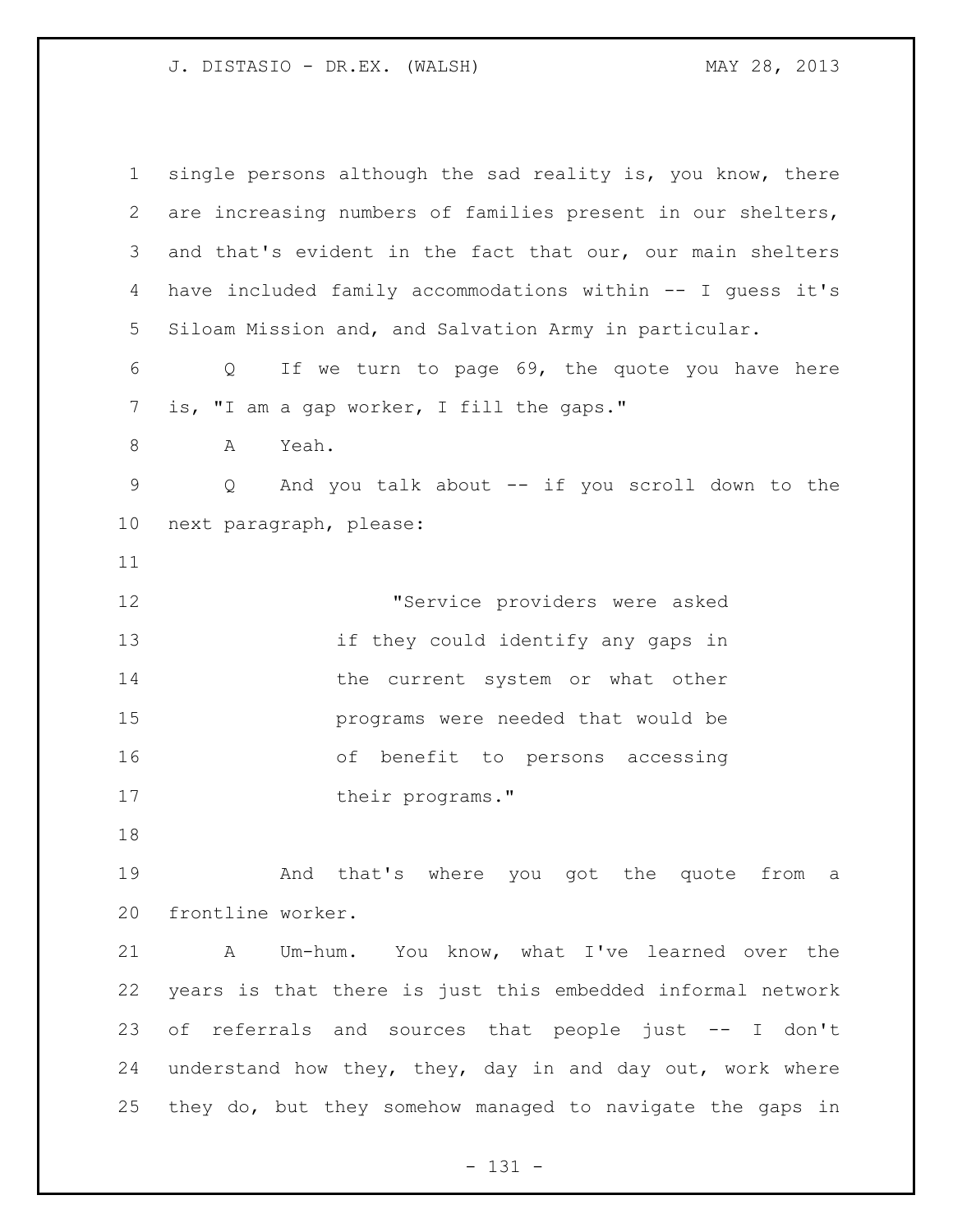single persons although the sad reality is, you know, there are increasing numbers of families present in our shelters, and that's evident in the fact that our, our main shelters have included family accommodations within -- I guess it's Siloam Mission and, and Salvation Army in particular.

Q If we turn to page 69, the quote you have here is, "I am a gap worker, I fill the gaps."

A Yeah.

Q And you talk about -- if you scroll down to the next paragraph, please:

> "Service providers were asked if they could identify any gaps in the current system or what other programs were needed that would be of benefit to persons accessing their programs."

And that's where you got the quote from a frontline worker.

A Um-hum. You know, what I've learned over the years is that there is just this embedded informal network of referrals and sources that people just -- I don't understand how they, they, day in and day out, work where they do, but they somehow managed to navigate the gaps in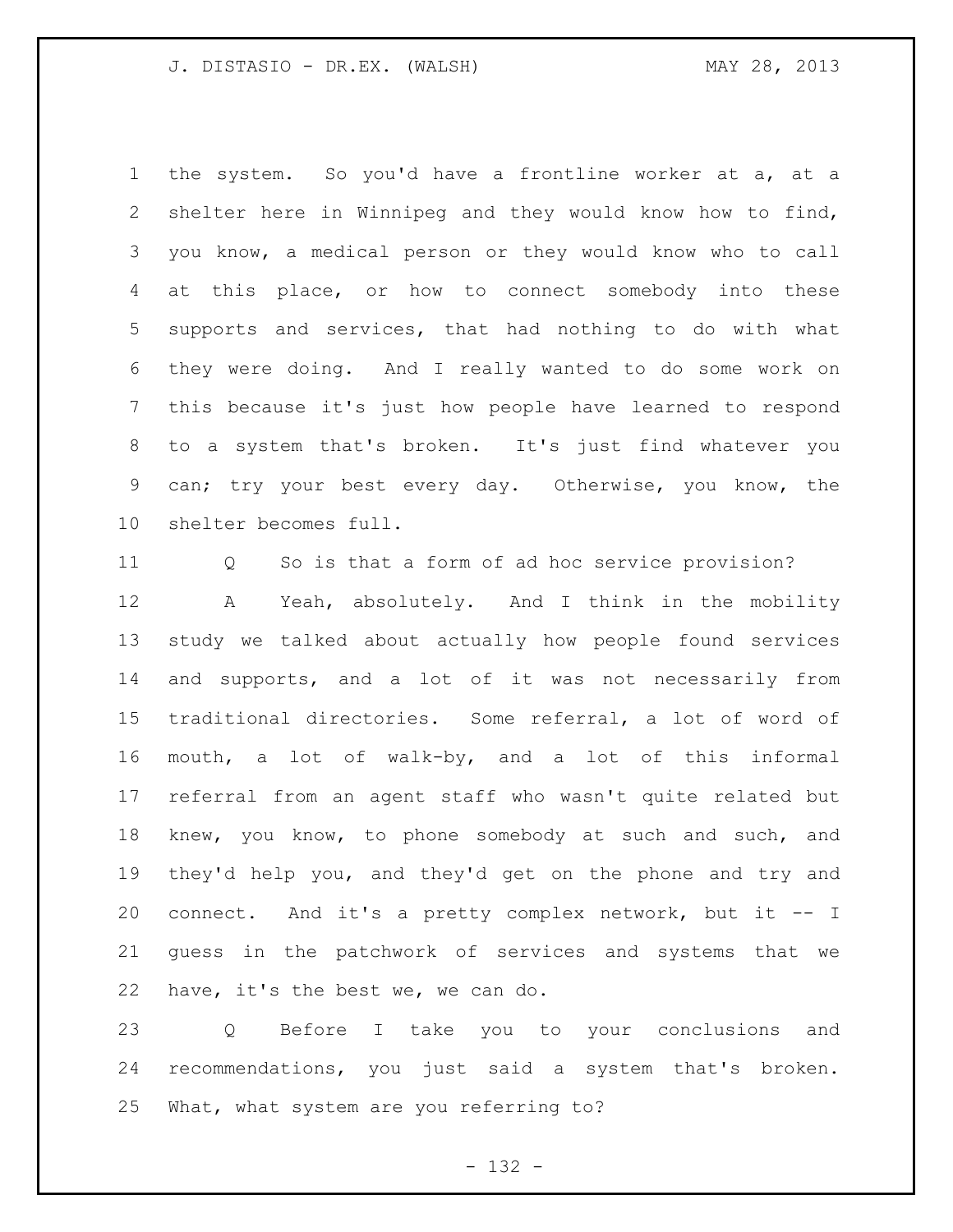the system. So you'd have a frontline worker at a, at a shelter here in Winnipeg and they would know how to find, you know, a medical person or they would know who to call at this place, or how to connect somebody into these supports and services, that had nothing to do with what they were doing. And I really wanted to do some work on this because it's just how people have learned to respond to a system that's broken. It's just find whatever you can; try your best every day. Otherwise, you know, the shelter becomes full.

Q So is that a form of ad hoc service provision?

A Yeah, absolutely. And I think in the mobility study we talked about actually how people found services and supports, and a lot of it was not necessarily from traditional directories. Some referral, a lot of word of mouth, a lot of walk-by, and a lot of this informal referral from an agent staff who wasn't quite related but knew, you know, to phone somebody at such and such, and they'd help you, and they'd get on the phone and try and connect. And it's a pretty complex network, but it -- I guess in the patchwork of services and systems that we have, it's the best we, we can do.

Q Before I take you to your conclusions and recommendations, you just said a system that's broken. What, what system are you referring to?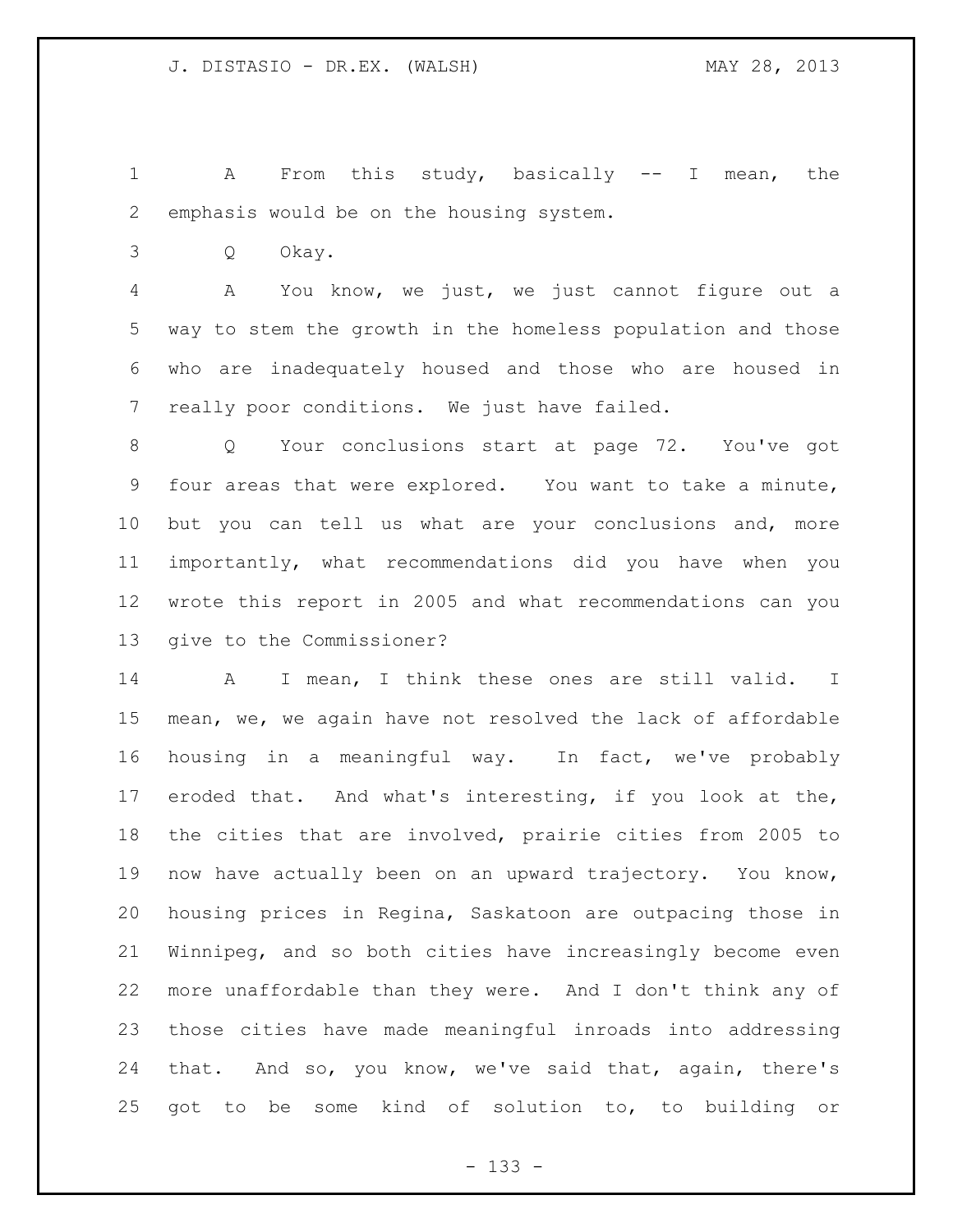A From this study, basically -- I mean, the emphasis would be on the housing system.

Q Okay.

A You know, we just, we just cannot figure out a way to stem the growth in the homeless population and those who are inadequately housed and those who are housed in really poor conditions. We just have failed.

Q Your conclusions start at page 72. You've got four areas that were explored. You want to take a minute, but you can tell us what are your conclusions and, more importantly, what recommendations did you have when you wrote this report in 2005 and what recommendations can you give to the Commissioner?

A I mean, I think these ones are still valid. I mean, we, we again have not resolved the lack of affordable housing in a meaningful way. In fact, we've probably eroded that. And what's interesting, if you look at the, the cities that are involved, prairie cities from 2005 to now have actually been on an upward trajectory. You know, housing prices in Regina, Saskatoon are outpacing those in Winnipeg, and so both cities have increasingly become even more unaffordable than they were. And I don't think any of those cities have made meaningful inroads into addressing that. And so, you know, we've said that, again, there's got to be some kind of solution to, to building or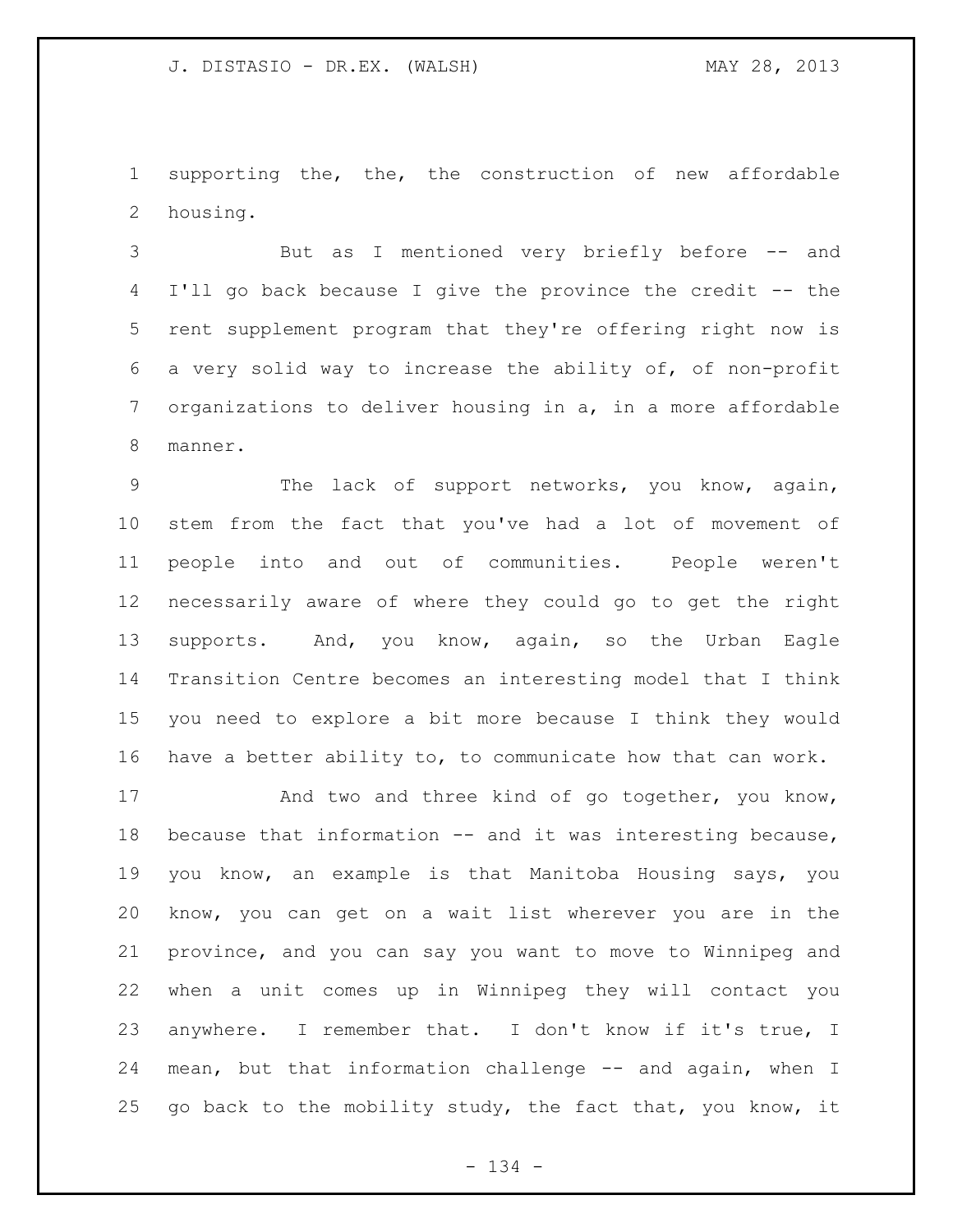supporting the, the, the construction of new affordable housing.

But as I mentioned very briefly before -- and I'll go back because I give the province the credit -- the rent supplement program that they're offering right now is a very solid way to increase the ability of, of non-profit organizations to deliver housing in a, in a more affordable manner.

The lack of support networks, you know, again, stem from the fact that you've had a lot of movement of people into and out of communities. People weren't necessarily aware of where they could go to get the right supports. And, you know, again, so the Urban Eagle Transition Centre becomes an interesting model that I think you need to explore a bit more because I think they would have a better ability to, to communicate how that can work.

And two and three kind of go together, you know, because that information -- and it was interesting because, you know, an example is that Manitoba Housing says, you know, you can get on a wait list wherever you are in the province, and you can say you want to move to Winnipeg and when a unit comes up in Winnipeg they will contact you anywhere. I remember that. I don't know if it's true, I mean, but that information challenge -- and again, when I go back to the mobility study, the fact that, you know, it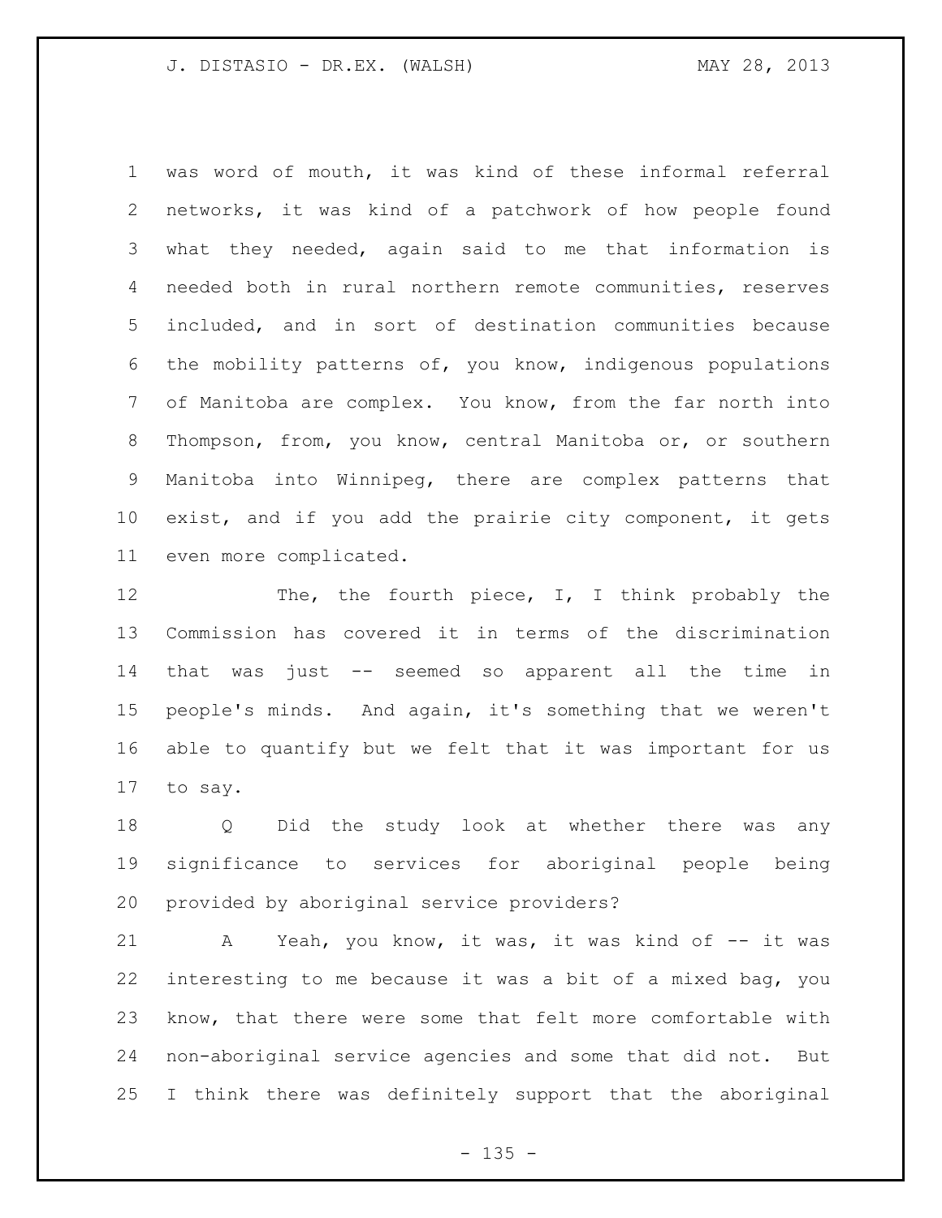was word of mouth, it was kind of these informal referral networks, it was kind of a patchwork of how people found what they needed, again said to me that information is needed both in rural northern remote communities, reserves included, and in sort of destination communities because the mobility patterns of, you know, indigenous populations of Manitoba are complex. You know, from the far north into Thompson, from, you know, central Manitoba or, or southern Manitoba into Winnipeg, there are complex patterns that exist, and if you add the prairie city component, it gets even more complicated.

The, the fourth piece, I, I think probably the Commission has covered it in terms of the discrimination that was just -- seemed so apparent all the time in people's minds. And again, it's something that we weren't able to quantify but we felt that it was important for us to say.

Q Did the study look at whether there was any significance to services for aboriginal people being provided by aboriginal service providers?

A Yeah, you know, it was, it was kind of -- it was interesting to me because it was a bit of a mixed bag, you know, that there were some that felt more comfortable with non-aboriginal service agencies and some that did not. But I think there was definitely support that the aboriginal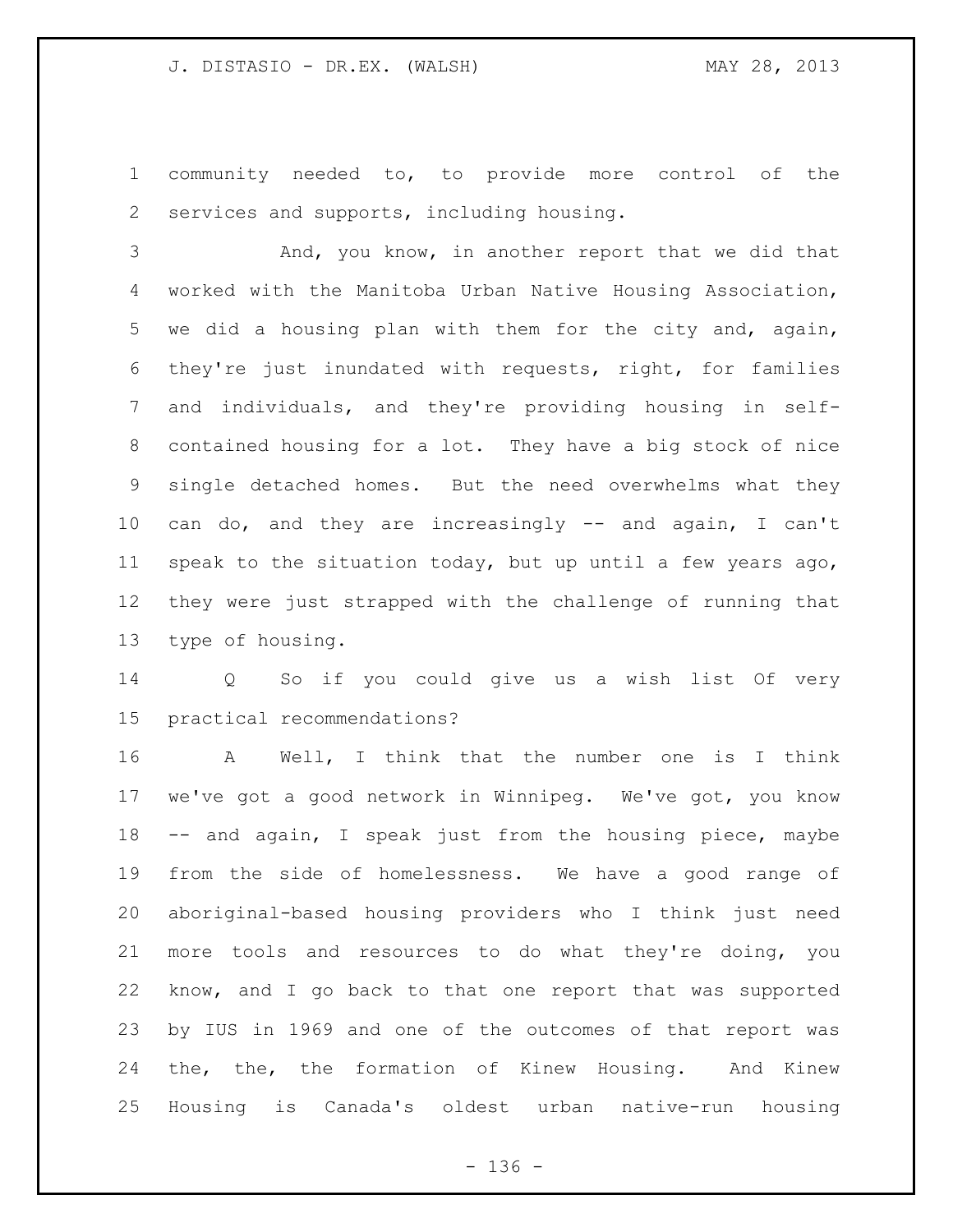community needed to, to provide more control of the services and supports, including housing.

And, you know, in another report that we did that worked with the Manitoba Urban Native Housing Association, we did a housing plan with them for the city and, again, they're just inundated with requests, right, for families and individuals, and they're providing housing in self-contained housing for a lot. They have a big stock of nice single detached homes. But the need overwhelms what they can do, and they are increasingly -- and again, I can't speak to the situation today, but up until a few years ago, they were just strapped with the challenge of running that type of housing.

Q So if you could give us a wish list Of very practical recommendations?

A Well, I think that the number one is I think we've got a good network in Winnipeg. We've got, you know -- and again, I speak just from the housing piece, maybe from the side of homelessness. We have a good range of aboriginal-based housing providers who I think just need more tools and resources to do what they're doing, you know, and I go back to that one report that was supported by IUS in 1969 and one of the outcomes of that report was the, the, the formation of Kinew Housing. And Kinew Housing is Canada's oldest urban native-run housing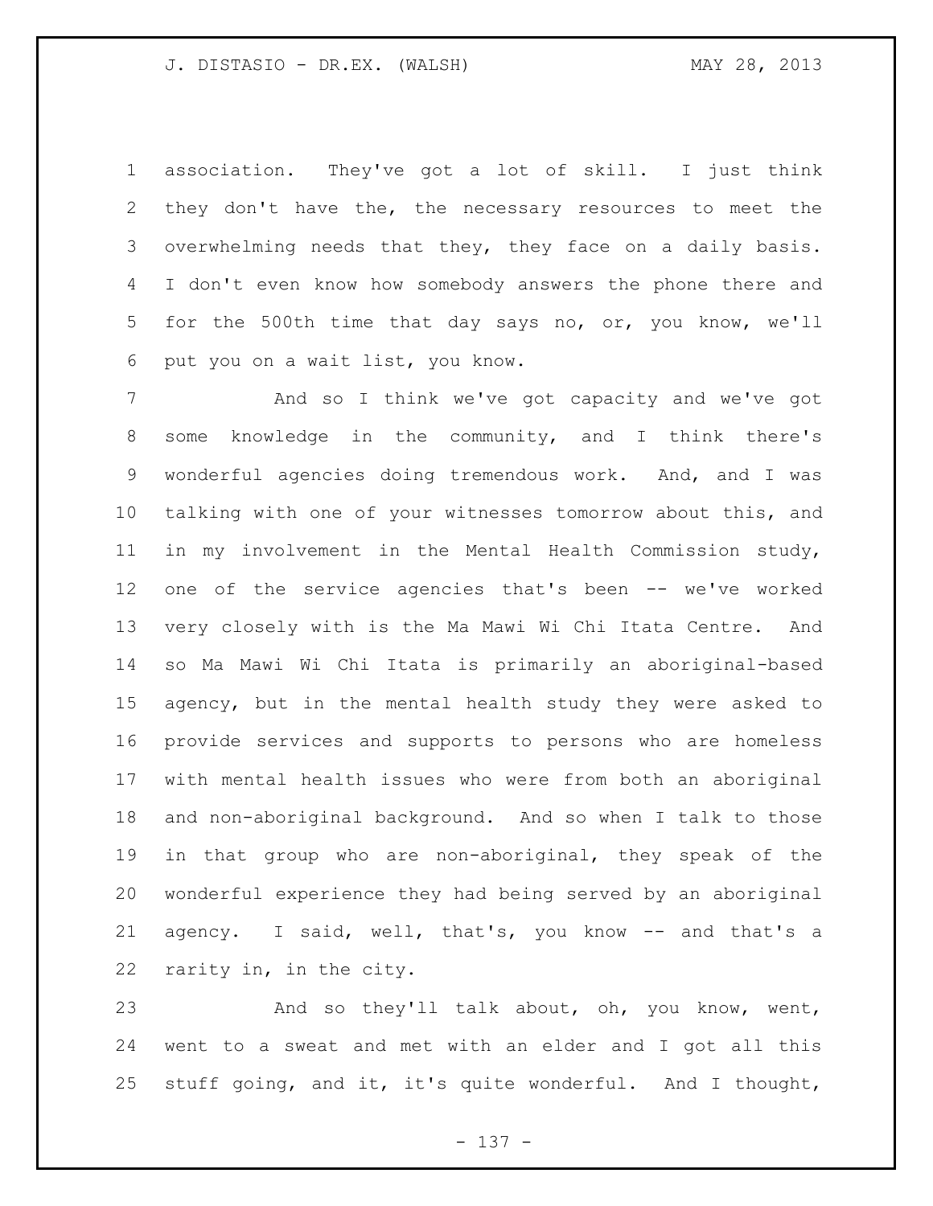association. They've got a lot of skill. I just think they don't have the, the necessary resources to meet the overwhelming needs that they, they face on a daily basis. I don't even know how somebody answers the phone there and for the 500th time that day says no, or, you know, we'll put you on a wait list, you know.

And so I think we've got capacity and we've got some knowledge in the community, and I think there's wonderful agencies doing tremendous work. And, and I was talking with one of your witnesses tomorrow about this, and in my involvement in the Mental Health Commission study, one of the service agencies that's been -- we've worked very closely with is the Ma Mawi Wi Chi Itata Centre. And so Ma Mawi Wi Chi Itata is primarily an aboriginal-based agency, but in the mental health study they were asked to provide services and supports to persons who are homeless with mental health issues who were from both an aboriginal and non-aboriginal background. And so when I talk to those in that group who are non-aboriginal, they speak of the wonderful experience they had being served by an aboriginal agency. I said, well, that's, you know -- and that's a rarity in, in the city.

And so they'll talk about, oh, you know, went, went to a sweat and met with an elder and I got all this stuff going, and it, it's quite wonderful. And I thought,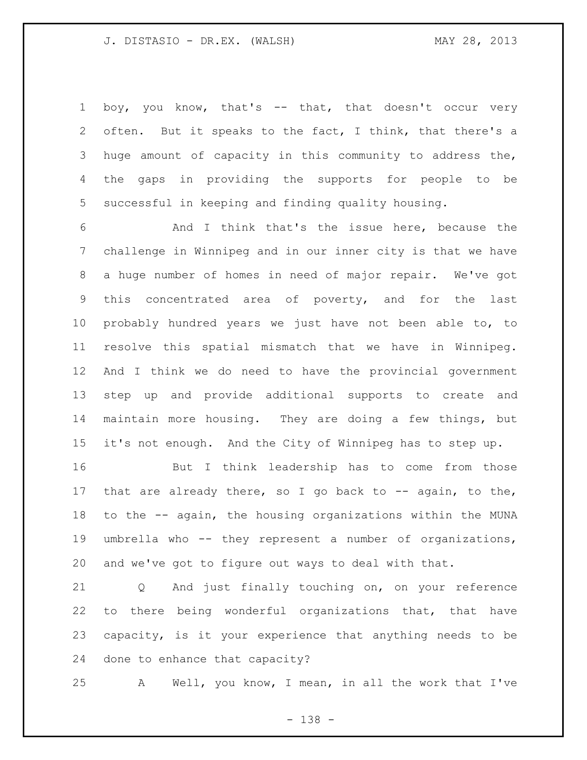boy, you know, that's -- that, that doesn't occur very often. But it speaks to the fact, I think, that there's a huge amount of capacity in this community to address the, the gaps in providing the supports for people to be successful in keeping and finding quality housing.

And I think that's the issue here, because the challenge in Winnipeg and in our inner city is that we have a huge number of homes in need of major repair. We've got this concentrated area of poverty, and for the last probably hundred years we just have not been able to, to resolve this spatial mismatch that we have in Winnipeg. And I think we do need to have the provincial government step up and provide additional supports to create and maintain more housing. They are doing a few things, but it's not enough. And the City of Winnipeg has to step up.

But I think leadership has to come from those that are already there, so I go back to -- again, to the, to the -- again, the housing organizations within the MUNA umbrella who -- they represent a number of organizations, and we've got to figure out ways to deal with that.

Q And just finally touching on, on your reference to there being wonderful organizations that, that have capacity, is it your experience that anything needs to be done to enhance that capacity?

A Well, you know, I mean, in all the work that I've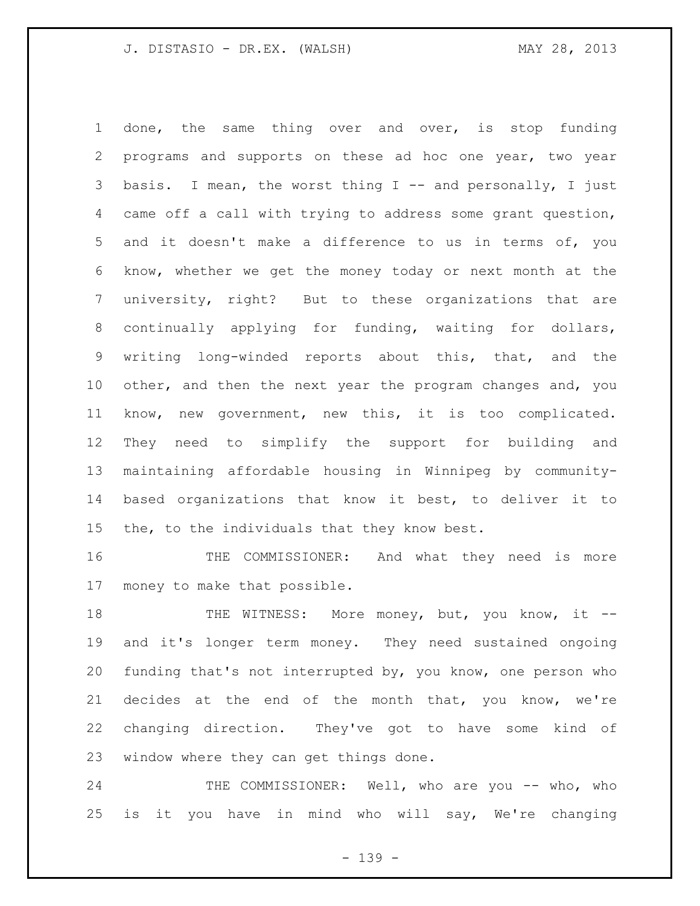done, the same thing over and over, is stop funding programs and supports on these ad hoc one year, two year basis. I mean, the worst thing I -- and personally, I just came off a call with trying to address some grant question, and it doesn't make a difference to us in terms of, you know, whether we get the money today or next month at the university, right? But to these organizations that are continually applying for funding, waiting for dollars, writing long-winded reports about this, that, and the other, and then the next year the program changes and, you know, new government, new this, it is too complicated. They need to simplify the support for building and maintaining affordable housing in Winnipeg by community-based organizations that know it best, to deliver it to the, to the individuals that they know best.

THE COMMISSIONER: And what they need is more money to make that possible.

THE WITNESS: More money, but, you know, it -- and it's longer term money. They need sustained ongoing funding that's not interrupted by, you know, one person who decides at the end of the month that, you know, we're changing direction. They've got to have some kind of window where they can get things done.

THE COMMISSIONER: Well, who are you -- who, who is it you have in mind who will say, We're changing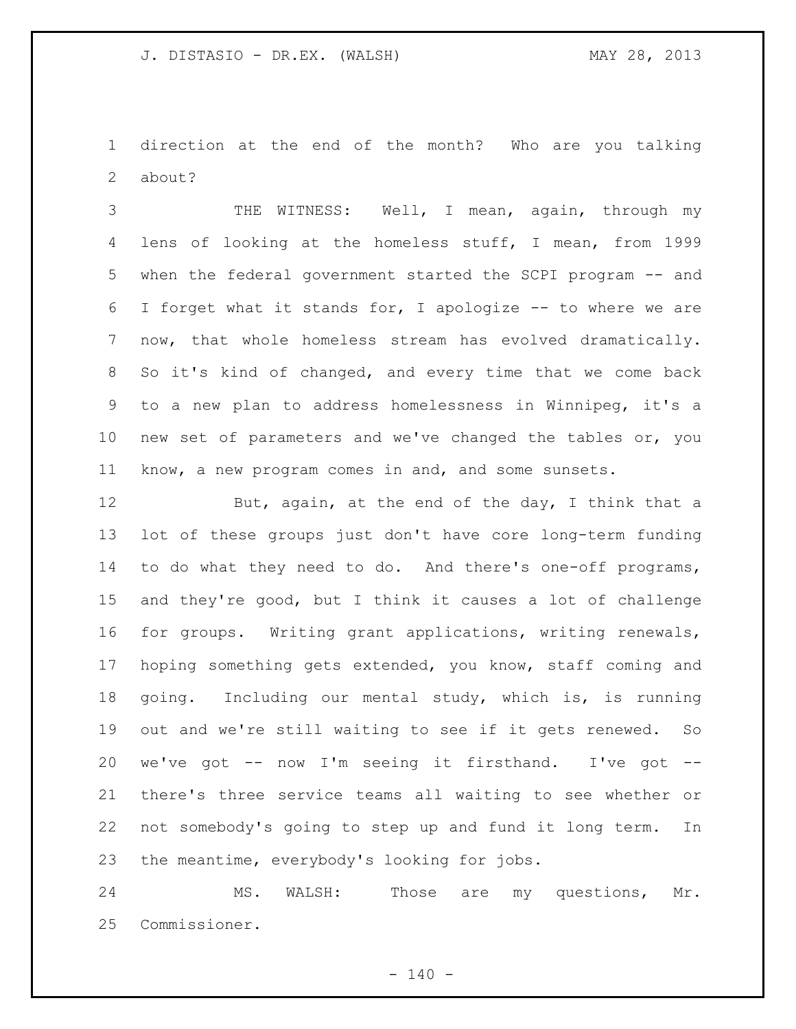direction at the end of the month? Who are you talking about?

THE WITNESS: Well, I mean, again, through my lens of looking at the homeless stuff, I mean, from 1999 when the federal government started the SCPI program -- and I forget what it stands for, I apologize -- to where we are now, that whole homeless stream has evolved dramatically. So it's kind of changed, and every time that we come back to a new plan to address homelessness in Winnipeg, it's a new set of parameters and we've changed the tables or, you know, a new program comes in and, and some sunsets.

But, again, at the end of the day, I think that a lot of these groups just don't have core long-term funding to do what they need to do. And there's one-off programs, and they're good, but I think it causes a lot of challenge for groups. Writing grant applications, writing renewals, hoping something gets extended, you know, staff coming and going. Including our mental study, which is, is running out and we're still waiting to see if it gets renewed. So we've got -- now I'm seeing it firsthand. I've got -- there's three service teams all waiting to see whether or not somebody's going to step up and fund it long term. In the meantime, everybody's looking for jobs.

MS. WALSH: Those are my questions, Mr. Commissioner.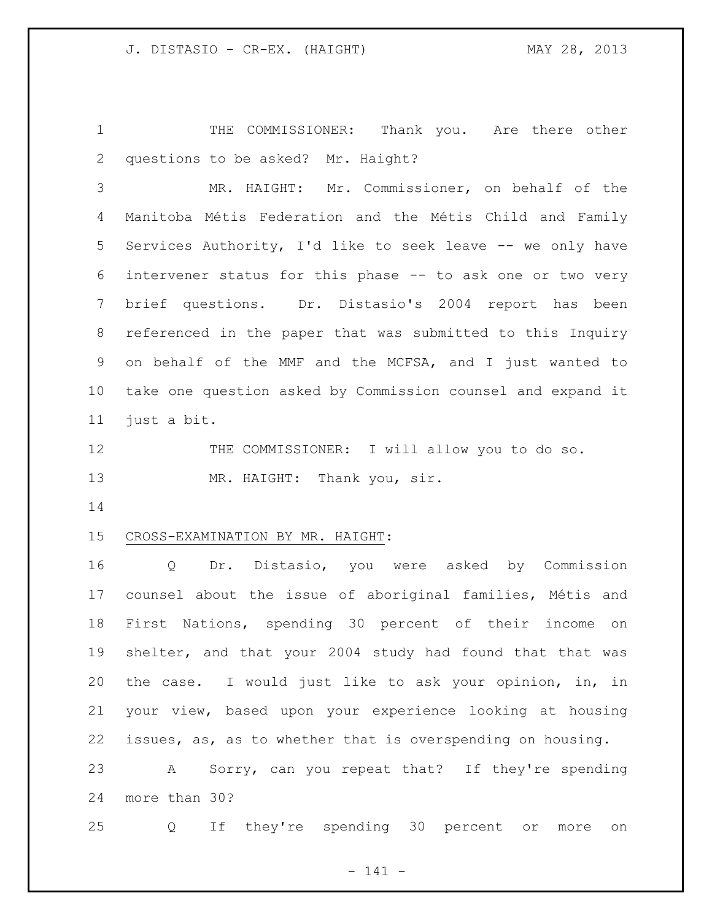THE COMMISSIONER: Thank you. Are there other questions to be asked? Mr. Haight?

MR. HAIGHT: Mr. Commissioner, on behalf of the Manitoba Métis Federation and the Métis Child and Family Services Authority, I'd like to seek leave -- we only have intervener status for this phase -- to ask one or two very brief questions. Dr. Distasio's 2004 report has been referenced in the paper that was submitted to this Inquiry on behalf of the MMF and the MCFSA, and I just wanted to take one question asked by Commission counsel and expand it just a bit.

THE COMMISSIONER: I will allow you to do so.

MR. HAIGHT: Thank you, sir.

CROSS-EXAMINATION BY MR. HAIGHT:

Q Dr. Distasio, you were asked by Commission counsel about the issue of aboriginal families, Métis and First Nations, spending 30 percent of their income on shelter, and that your 2004 study had found that that was the case. I would just like to ask your opinion, in, in your view, based upon your experience looking at housing issues, as, as to whether that is overspending on housing.

A Sorry, can you repeat that? If they're spending more than 30?

Q If they're spending 30 percent or more on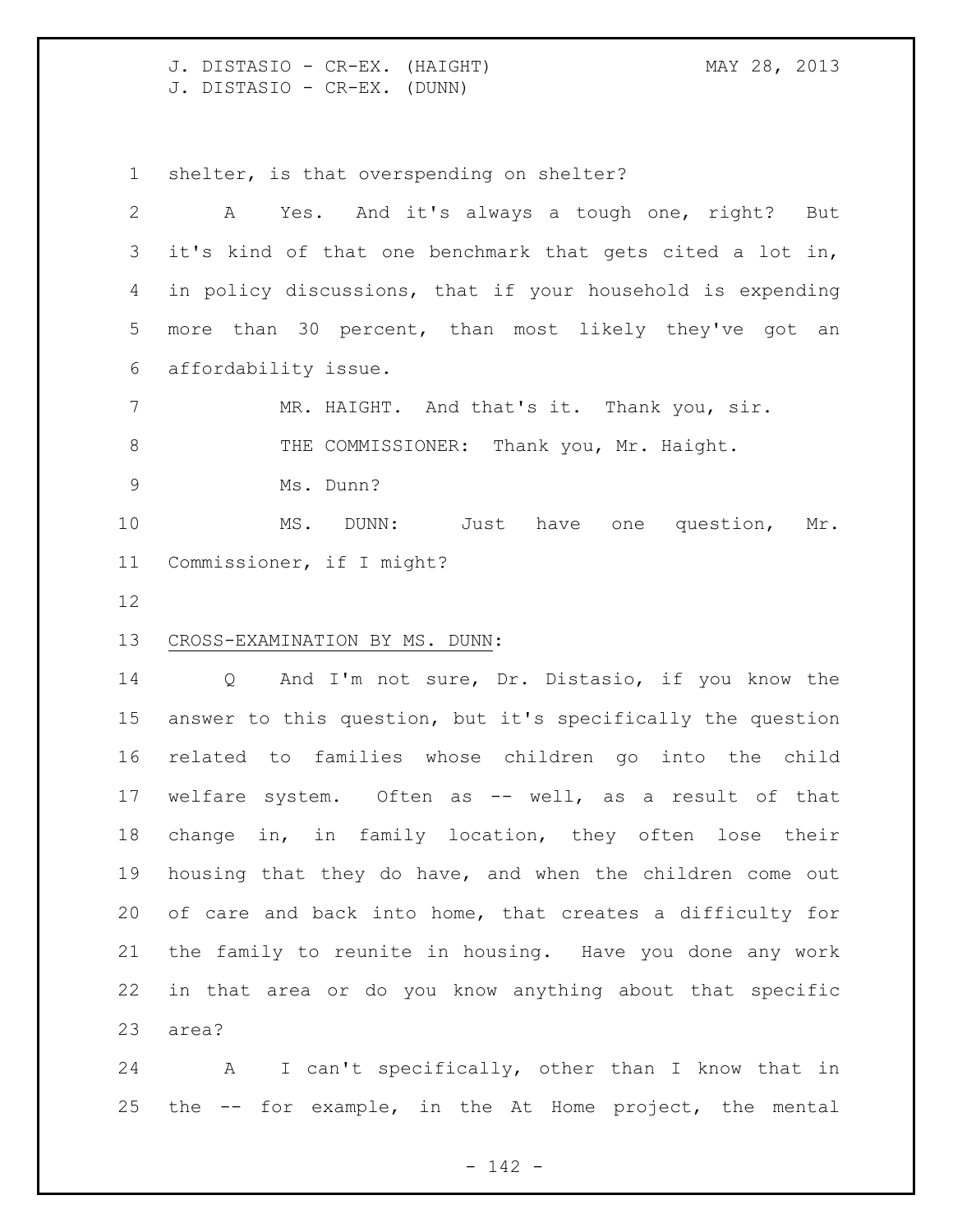shelter, is that overspending on shelter?

A Yes. And it's always a tough one, right? But it's kind of that one benchmark that gets cited a lot in, in policy discussions, that if your household is expending more than 30 percent, than most likely they've got an affordability issue.

MR. HAIGHT. And that's it. Thank you, sir.

THE COMMISSIONER: Thank you, Mr. Haight.

Ms. Dunn?

MS. DUNN: Just have one question, Mr. Commissioner, if I might?

CROSS-EXAMINATION BY MS. DUNN:

Q And I'm not sure, Dr. Distasio, if you know the answer to this question, but it's specifically the question related to families whose children go into the child welfare system. Often as -- well, as a result of that change in, in family location, they often lose their housing that they do have, and when the children come out of care and back into home, that creates a difficulty for the family to reunite in housing. Have you done any work in that area or do you know anything about that specific area?

A I can't specifically, other than I know that in the -- for example, in the At Home project, the mental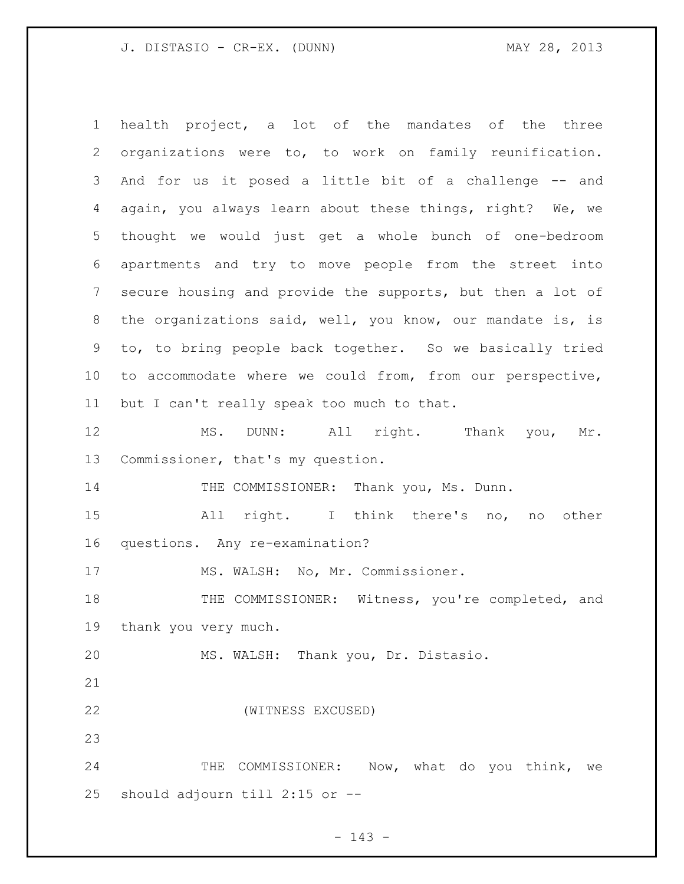health project, a lot of the mandates of the three organizations were to, to work on family reunification. And for us it posed a little bit of a challenge -- and again, you always learn about these things, right? We, we thought we would just get a whole bunch of one-bedroom apartments and try to move people from the street into secure housing and provide the supports, but then a lot of the organizations said, well, you know, our mandate is, is to, to bring people back together. So we basically tried to accommodate where we could from, from our perspective, but I can't really speak too much to that.

MS. DUNN: All right. Thank you, Mr. Commissioner, that's my question.

THE COMMISSIONER: Thank you, Ms. Dunn.

All right. I think there's no, no other questions. Any re-examination?

MS. WALSH: No, Mr. Commissioner.

THE COMMISSIONER: Witness, you're completed, and thank you very much.

MS. WALSH: Thank you, Dr. Distasio.

(WITNESS EXCUSED)

THE COMMISSIONER: Now, what do you think, we should adjourn till 2:15 or --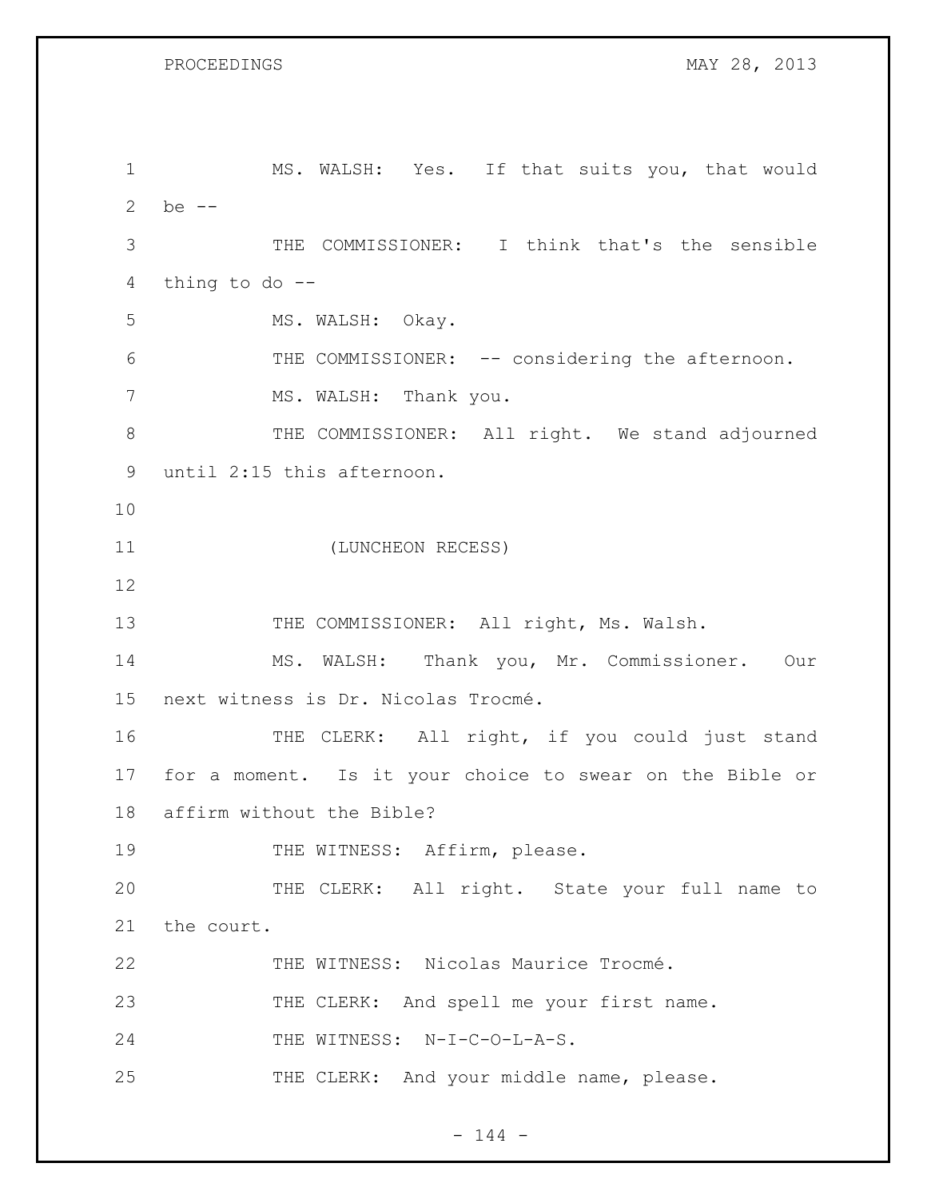MS. WALSH: Yes. If that suits you, that would be --

THE COMMISSIONER: I think that's the sensible thing to do --

MS. WALSH: Okay.

THE COMMISSIONER: -- considering the afternoon.

MS. WALSH: Thank you.

THE COMMISSIONER: All right. We stand adjourned until 2:15 this afternoon.

(LUNCHEON RECESS)

THE COMMISSIONER: All right, Ms. Walsh.

MS. WALSH: Thank you, Mr. Commissioner. Our next witness is Dr. Nicolas Trocmé.

THE CLERK: All right, if you could just stand for a moment. Is it your choice to swear on the Bible or affirm without the Bible?

THE WITNESS: Affirm, please.

THE CLERK: All right. State your full name to the court.

THE WITNESS: Nicolas Maurice Trocmé.

THE CLERK: And spell me your first name.

THE WITNESS: N-I-C-O-L-A-S.

THE CLERK: And your middle name, please.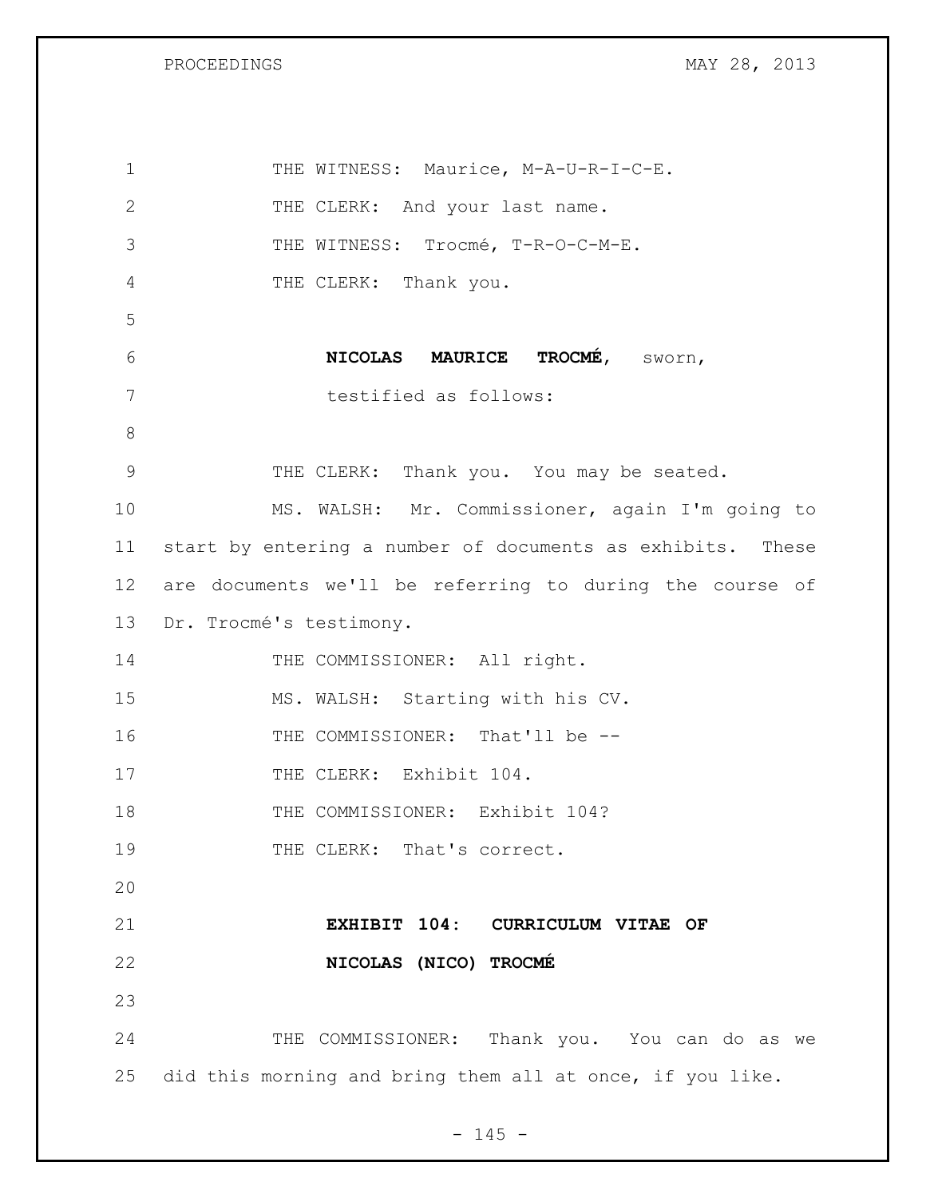THE WITNESS: Maurice, M-A-U-R-I-C-E.

THE CLERK: And your last name.

THE WITNESS: Trocmé, T-R-O-C-M-E.

THE CLERK: Thank you.

**NICOLAS MAURICE TROCMÉ**, sworn,
testified as follows:

THE CLERK: Thank you. You may be seated.

MS. WALSH: Mr. Commissioner, again I'm going to start by entering a number of documents as exhibits. These are documents we'll be referring to during the course of Dr. Trocmé's testimony.

THE COMMISSIONER: All right.

MS. WALSH: Starting with his CV.

THE COMMISSIONER: That'll be --

THE CLERK: Exhibit 104.

THE COMMISSIONER: Exhibit 104?

THE CLERK: That's correct.

**EXHIBIT 104: CURRICULUM VITAE OF NICOLAS (NICO) TROCMÉ**

THE COMMISSIONER: Thank you. You can do as we did this morning and bring them all at once, if you like.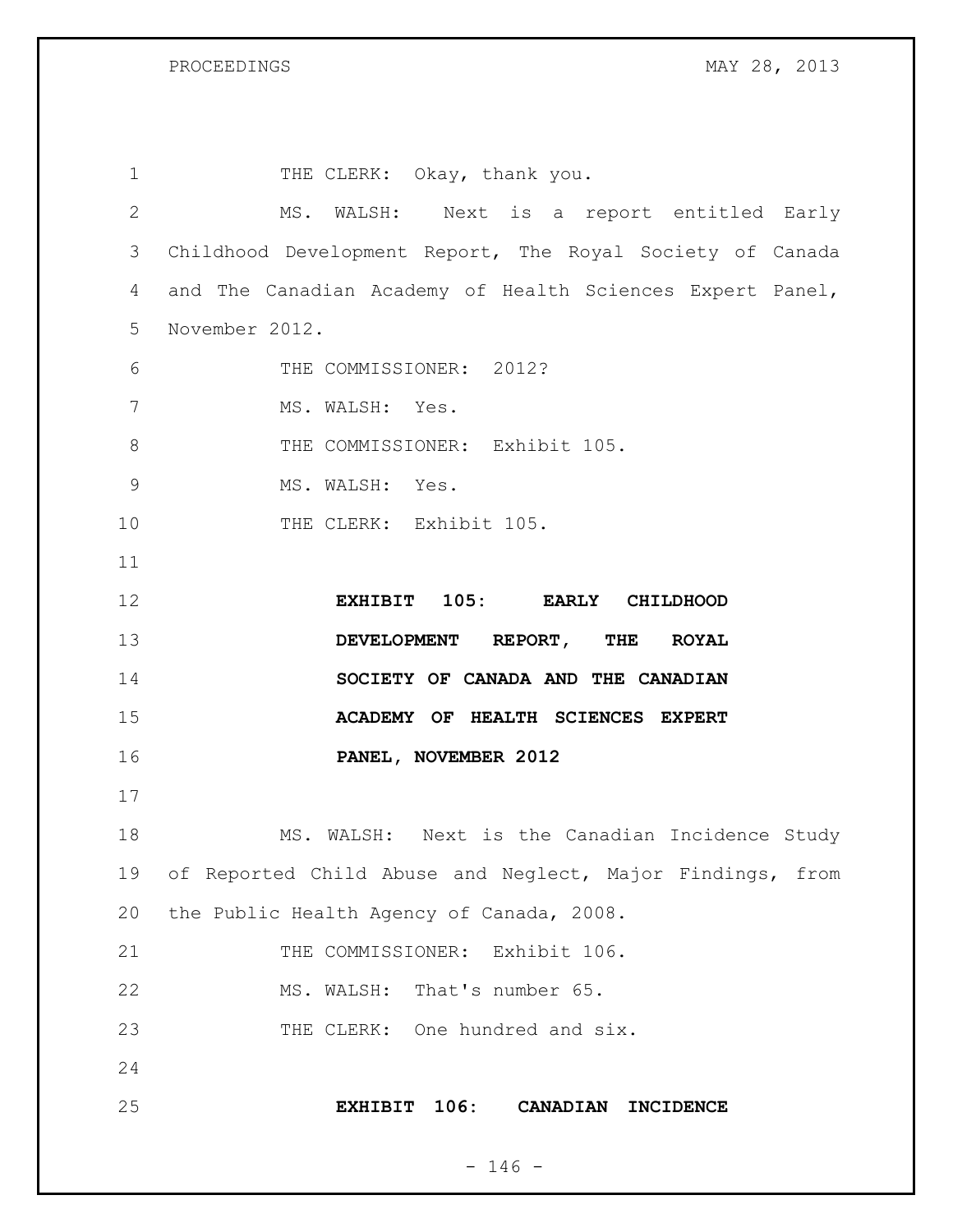THE CLERK: Okay, thank you.

MS. WALSH: Next is a report entitled Early Childhood Development Report, The Royal Society of Canada and The Canadian Academy of Health Sciences Expert Panel, November 2012.

THE COMMISSIONER: 2012?

MS. WALSH: Yes.

THE COMMISSIONER: Exhibit 105.

MS. WALSH: Yes.

THE CLERK: Exhibit 105.

**EXHIBIT 105: EARLY CHILDHOOD DEVELOPMENT REPORT, THE ROYAL SOCIETY OF CANADA AND THE CANADIAN ACADEMY OF HEALTH SCIENCES EXPERT PANEL, NOVEMBER 2012**

MS. WALSH: Next is the Canadian Incidence Study of Reported Child Abuse and Neglect, Major Findings, from the Public Health Agency of Canada, 2008.

THE COMMISSIONER: Exhibit 106.

MS. WALSH: That's number 65.

THE CLERK: One hundred and six.

**EXHIBIT 106: CANADIAN INCIDENCE**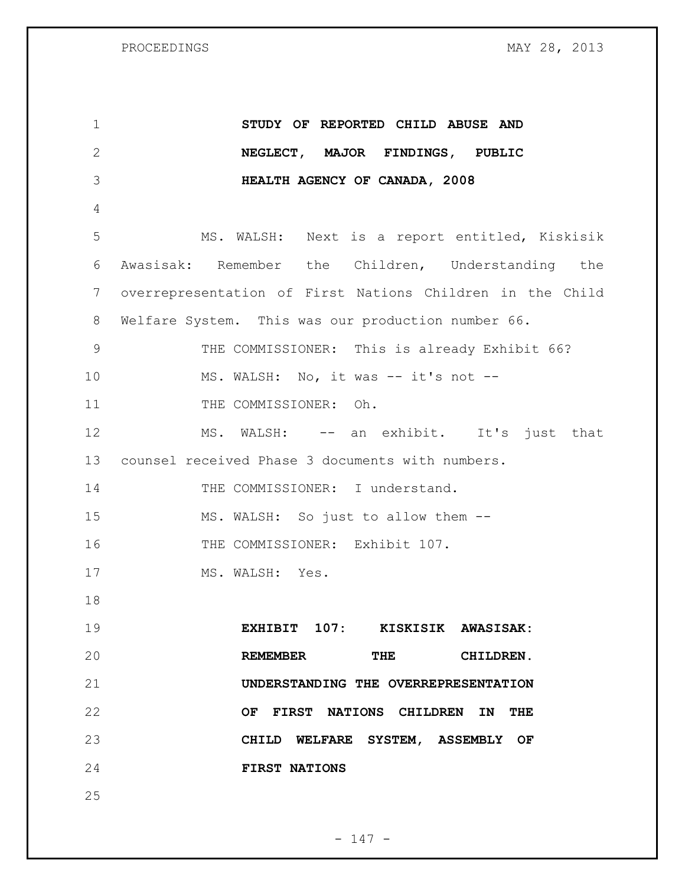**STUDY OF REPORTED CHILD ABUSE AND NEGLECT, MAJOR FINDINGS, PUBLIC HEALTH AGENCY OF CANADA, 2008**

MS. WALSH: Next is a report entitled, Kiskisik Awasisak: Remember the Children, Understanding the overrepresentation of First Nations Children in the Child Welfare System. This was our production number 66.

THE COMMISSIONER: This is already Exhibit 66?

MS. WALSH: No, it was -- it's not --

THE COMMISSIONER: Oh.

MS. WALSH: -- an exhibit. It's just that counsel received Phase 3 documents with numbers.

THE COMMISSIONER: I understand.

MS. WALSH: So just to allow them --

THE COMMISSIONER: Exhibit 107.

MS. WALSH: Yes.

**EXHIBIT 107: KISKISIK AWASISAK: REMEMBER THE CHILDREN. UNDERSTANDING THE OVERREPRESENTATION OF FIRST NATIONS CHILDREN IN THE CHILD WELFARE SYSTEM, ASSEMBLY OF FIRST NATIONS**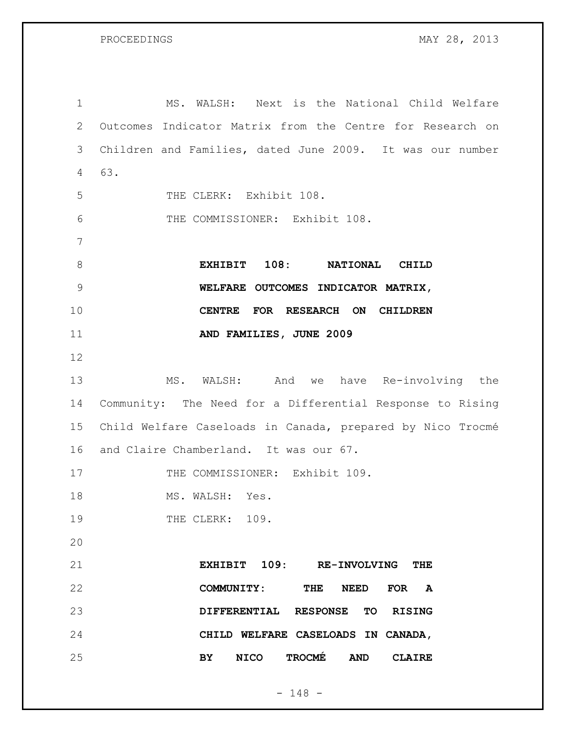MS. WALSH: Next is the National Child Welfare Outcomes Indicator Matrix from the Centre for Research on Children and Families, dated June 2009. It was our number 63.

THE CLERK: Exhibit 108.

THE COMMISSIONER: Exhibit 108.

**EXHIBIT 108: NATIONAL CHILD WELFARE OUTCOMES INDICATOR MATRIX, CENTRE FOR RESEARCH ON CHILDREN AND FAMILIES, JUNE 2009**

MS. WALSH: And we have Re-involving the Community: The Need for a Differential Response to Rising Child Welfare Caseloads in Canada, prepared by Nico Trocmé and Claire Chamberland. It was our 67.

THE COMMISSIONER: Exhibit 109.

MS. WALSH: Yes.

THE CLERK: 109.

**EXHIBIT 109: RE-INVOLVING THE COMMUNITY: THE NEED FOR A DIFFERENTIAL RESPONSE TO RISING CHILD WELFARE CASELOADS IN CANADA, BY NICO TROCMÉ AND CLAIRE**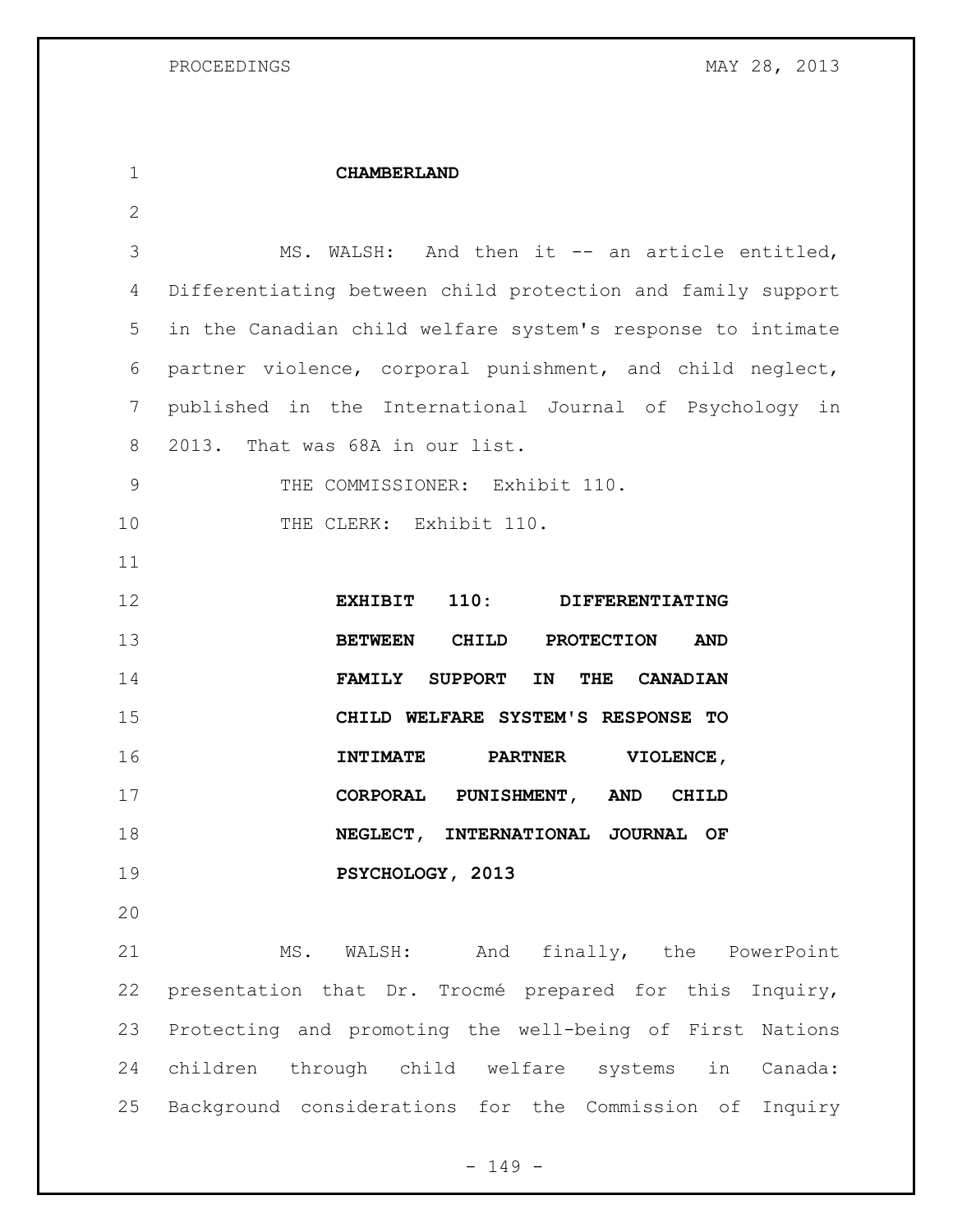**CHAMBERLAND**

MS. WALSH: And then it -- an article entitled, Differentiating between child protection and family support in the Canadian child welfare system's response to intimate partner violence, corporal punishment, and child neglect, published in the International Journal of Psychology in 2013. That was 68A in our list.

THE COMMISSIONER: Exhibit 110.

THE CLERK: Exhibit 110.

**EXHIBIT 110: DIFFERENTIATING BETWEEN CHILD PROTECTION AND FAMILY SUPPORT IN THE CANADIAN CHILD WELFARE SYSTEM'S RESPONSE TO INTIMATE PARTNER VIOLENCE, CORPORAL PUNISHMENT, AND CHILD NEGLECT, INTERNATIONAL JOURNAL OF PSYCHOLOGY, 2013**

MS. WALSH: And finally, the PowerPoint presentation that Dr. Trocmé prepared for this Inquiry, Protecting and promoting the well-being of First Nations children through child welfare systems in Canada: Background considerations for the Commission of Inquiry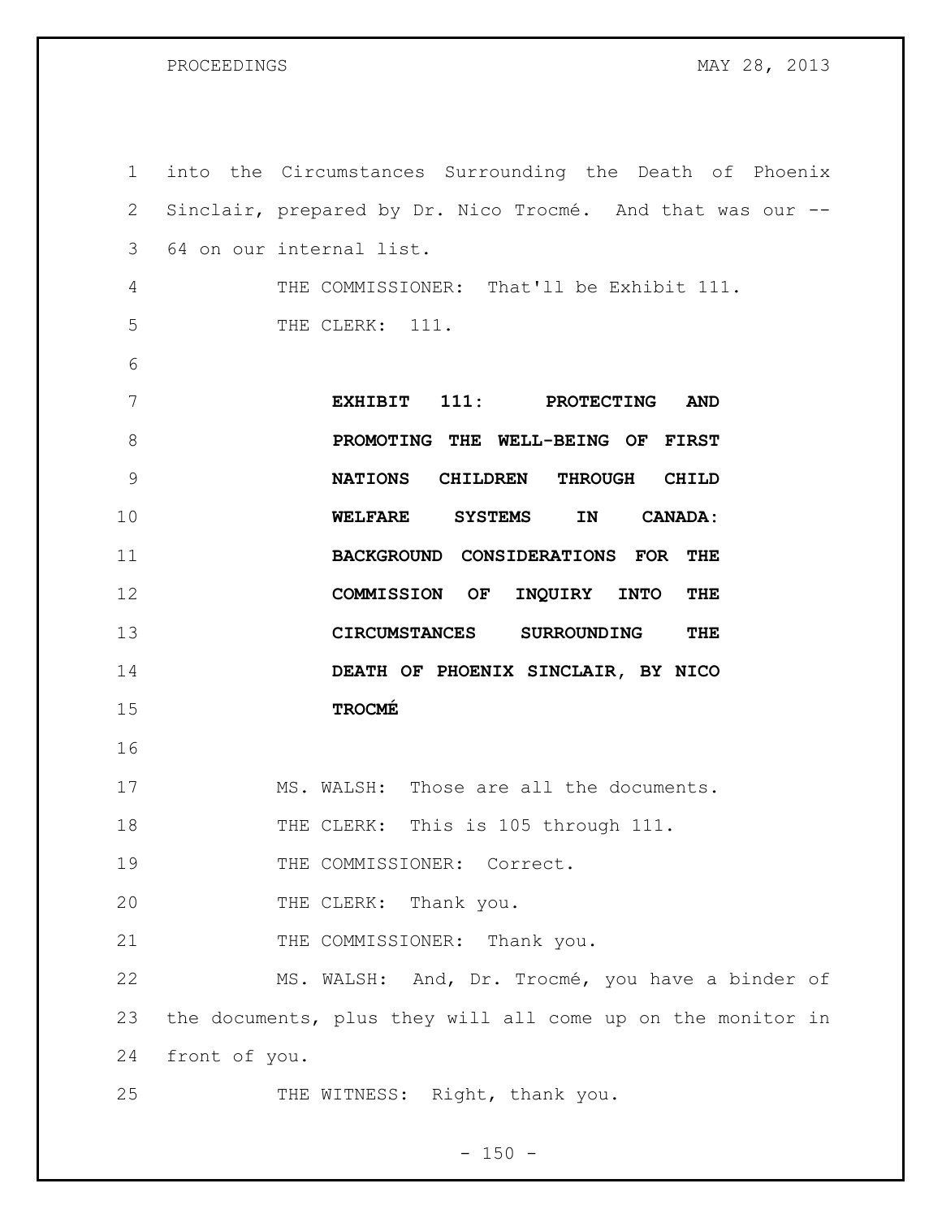into the Circumstances Surrounding the Death of Phoenix Sinclair, prepared by Dr. Nico Trocmé. And that was our -- 64 on our internal list.

THE COMMISSIONER: That'll be Exhibit 111.

THE CLERK: 111.

**EXHIBIT 111: PROTECTING AND PROMOTING THE WELL-BEING OF FIRST NATIONS CHILDREN THROUGH CHILD WELFARE SYSTEMS IN CANADA: BACKGROUND CONSIDERATIONS FOR THE COMMISSION OF INQUIRY INTO THE CIRCUMSTANCES SURROUNDING THE DEATH OF PHOENIX SINCLAIR, BY NICO TROCMÉ**

MS. WALSH: Those are all the documents.

THE CLERK: This is 105 through 111.

THE COMMISSIONER: Correct.

THE CLERK: Thank you.

THE COMMISSIONER: Thank you.

MS. WALSH: And, Dr. Trocmé, you have a binder of the documents, plus they will all come up on the monitor in front of you.

THE WITNESS: Right, thank you.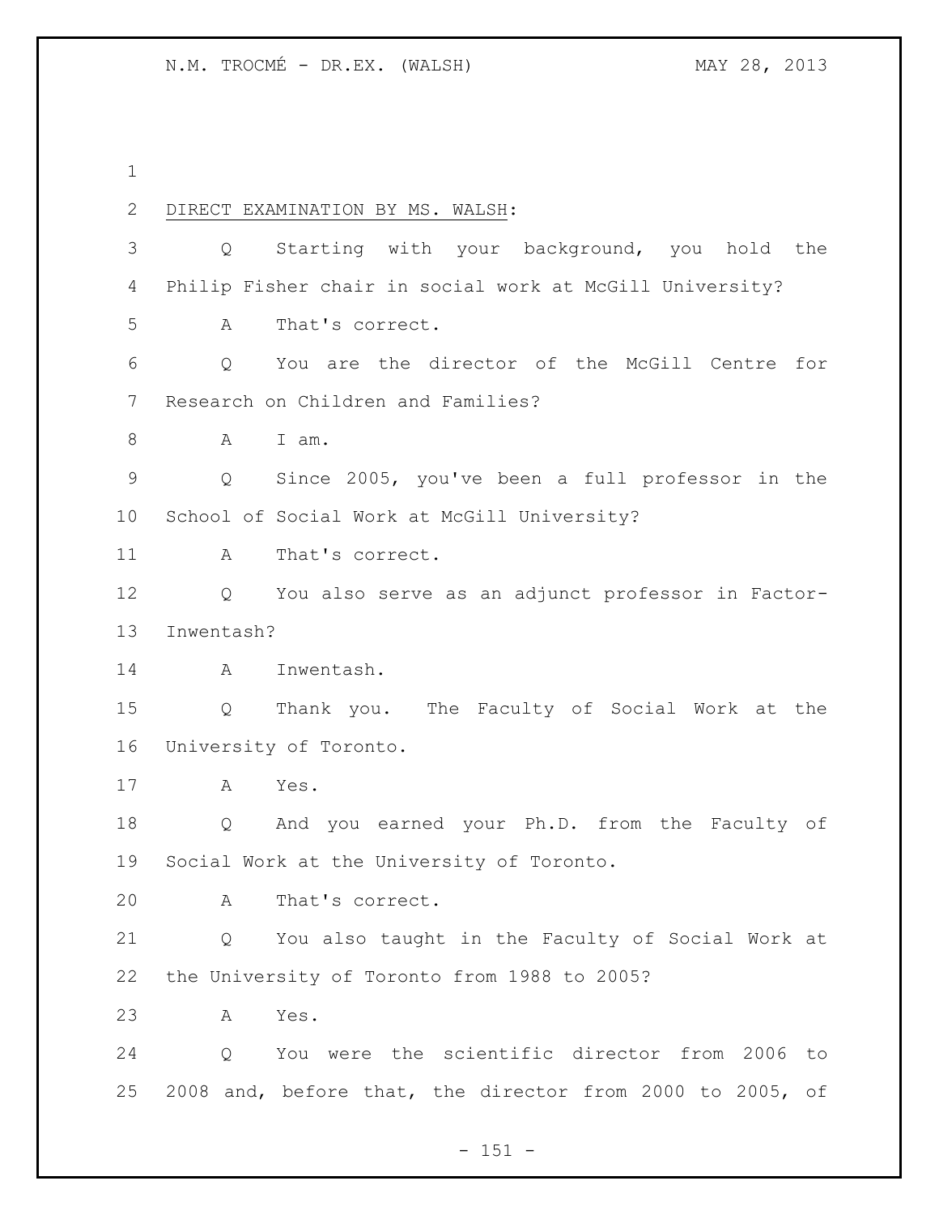DIRECT EXAMINATION BY MS. WALSH:

Q Starting with your background, you hold the Philip Fisher chair in social work at McGill University?

A That's correct.

Q You are the director of the McGill Centre for Research on Children and Families?

A I am.

Q Since 2005, you've been a full professor in the School of Social Work at McGill University?

A That's correct.

Q You also serve as an adjunct professor in Factor-Inwentash?

A Inwentash.

Q Thank you. The Faculty of Social Work at the University of Toronto.

A Yes.

Q And you earned your Ph.D. from the Faculty of Social Work at the University of Toronto.

A That's correct.

Q You also taught in the Faculty of Social Work at the University of Toronto from 1988 to 2005?

A Yes.

Q You were the scientific director from 2006 to 2008 and, before that, the director from 2000 to 2005, of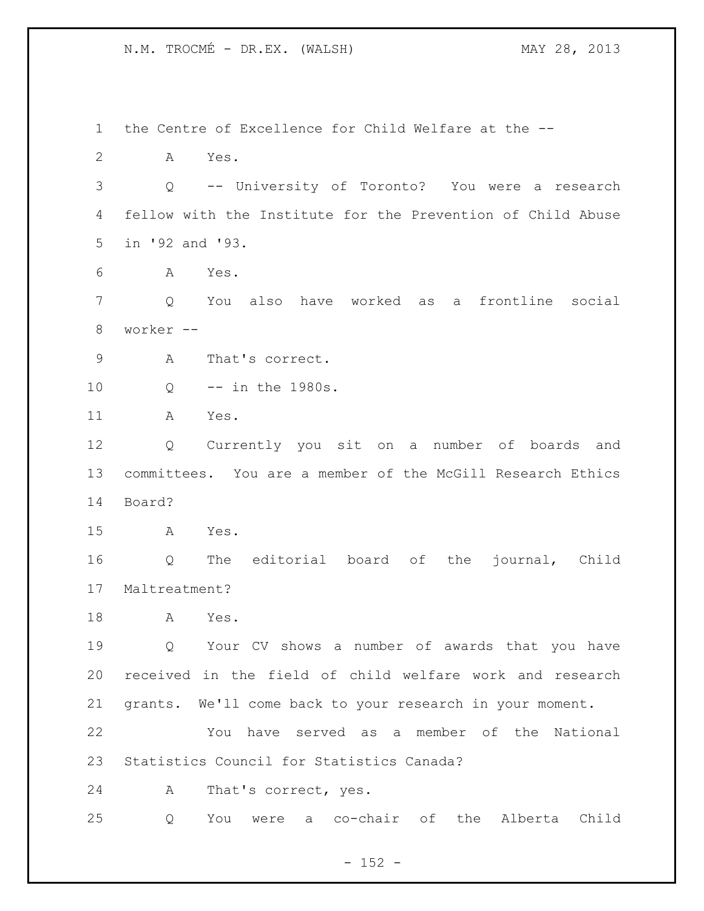the Centre of Excellence for Child Welfare at the --

A Yes.

Q -- University of Toronto? You were a research fellow with the Institute for the Prevention of Child Abuse in '92 and '93.

A Yes.

Q You also have worked as a frontline social worker --

A That's correct.

Q -- in the 1980s.

A Yes.

Q Currently you sit on a number of boards and committees. You are a member of the McGill Research Ethics Board?

A Yes.

Q The editorial board of the journal, Child Maltreatment?

A Yes.

Q Your CV shows a number of awards that you have received in the field of child welfare work and research grants. We'll come back to your research in your moment.

You have served as a member of the National Statistics Council for Statistics Canada?

A That's correct, yes.

Q You were a co-chair of the Alberta Child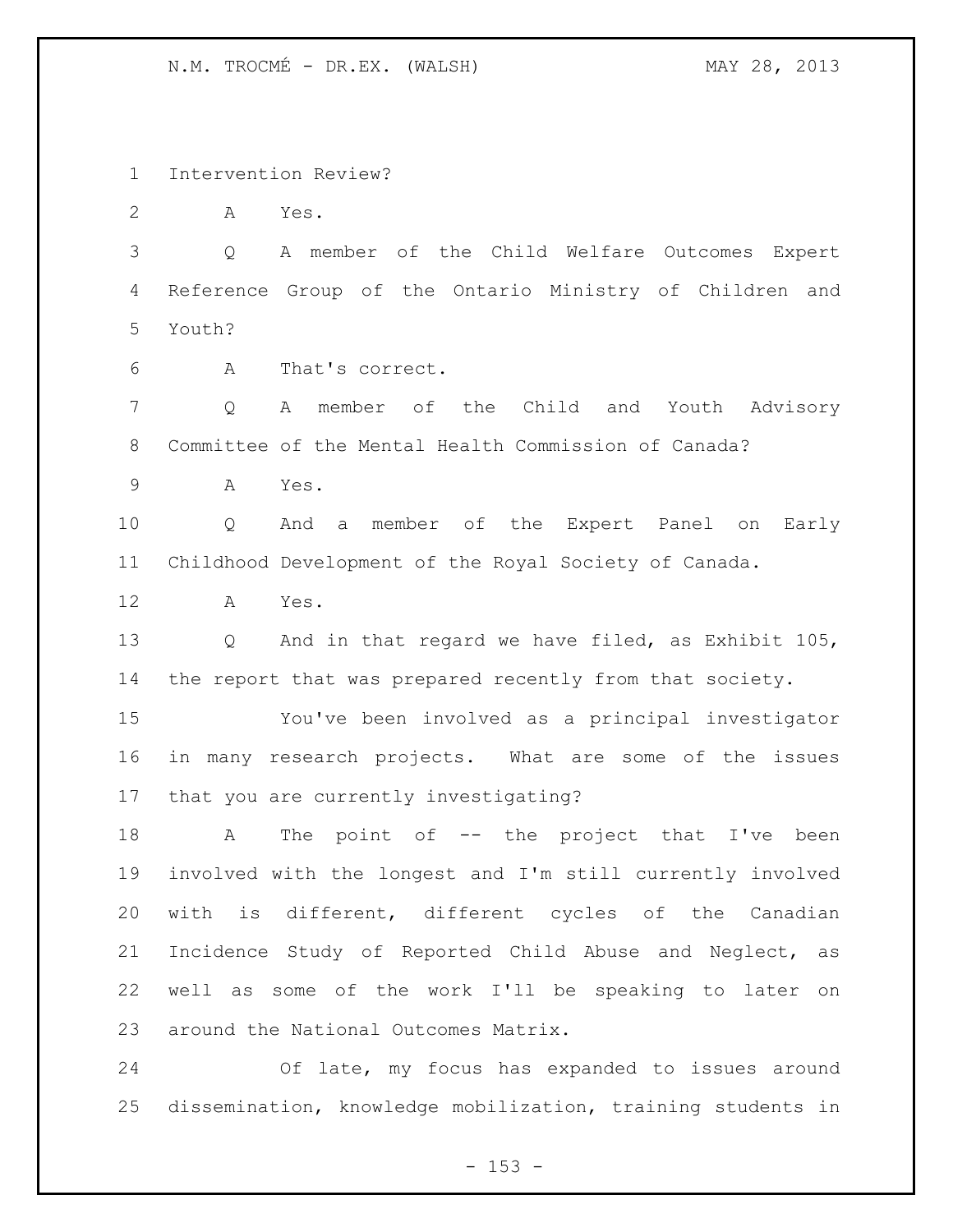Intervention Review?

A Yes.

Q A member of the Child Welfare Outcomes Expert Reference Group of the Ontario Ministry of Children and Youth?

A That's correct.

Q A member of the Child and Youth Advisory Committee of the Mental Health Commission of Canada?

A Yes.

Q And a member of the Expert Panel on Early Childhood Development of the Royal Society of Canada.

A Yes.

Q And in that regard we have filed, as Exhibit 105, the report that was prepared recently from that society.

You've been involved as a principal investigator in many research projects. What are some of the issues that you are currently investigating?

A The point of -- the project that I've been involved with the longest and I'm still currently involved with is different, different cycles of the Canadian Incidence Study of Reported Child Abuse and Neglect, as well as some of the work I'll be speaking to later on around the National Outcomes Matrix.

Of late, my focus has expanded to issues around dissemination, knowledge mobilization, training students in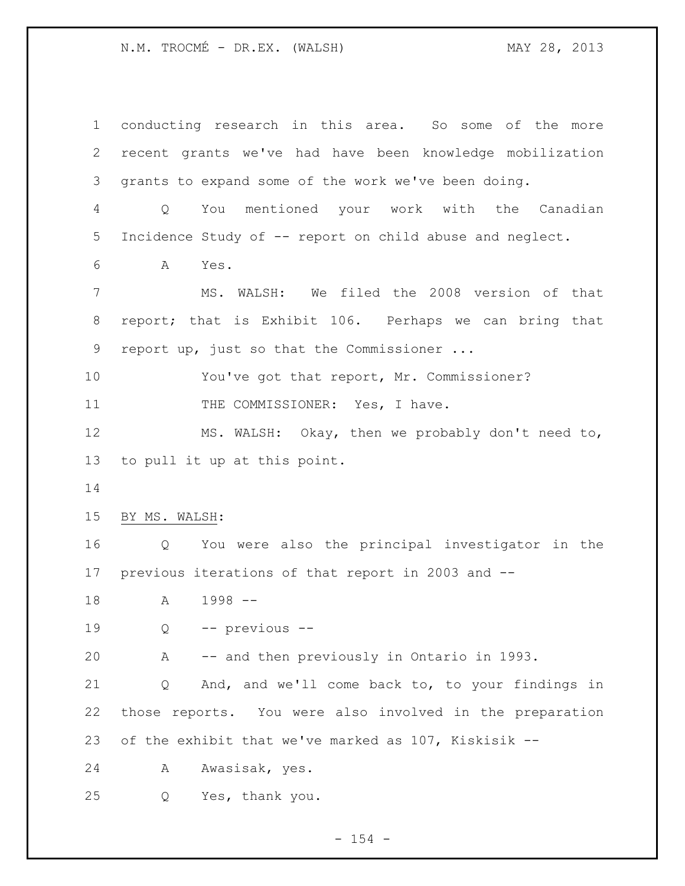conducting research in this area. So some of the more recent grants we've had have been knowledge mobilization grants to expand some of the work we've been doing.

Q You mentioned your work with the Canadian Incidence Study of -- report on child abuse and neglect.

A Yes.

MS. WALSH: We filed the 2008 version of that report; that is Exhibit 106. Perhaps we can bring that report up, just so that the Commissioner ...

You've got that report, Mr. Commissioner?

THE COMMISSIONER: Yes, I have.

MS. WALSH: Okay, then we probably don't need to, to pull it up at this point.

BY MS. WALSH:

Q You were also the principal investigator in the previous iterations of that report in 2003 and --

A 1998 --

Q -- previous --

A -- and then previously in Ontario in 1993.

Q And, and we'll come back to, to your findings in those reports. You were also involved in the preparation of the exhibit that we've marked as 107, Kiskisik --

A Awasisak, yes.

Q Yes, thank you.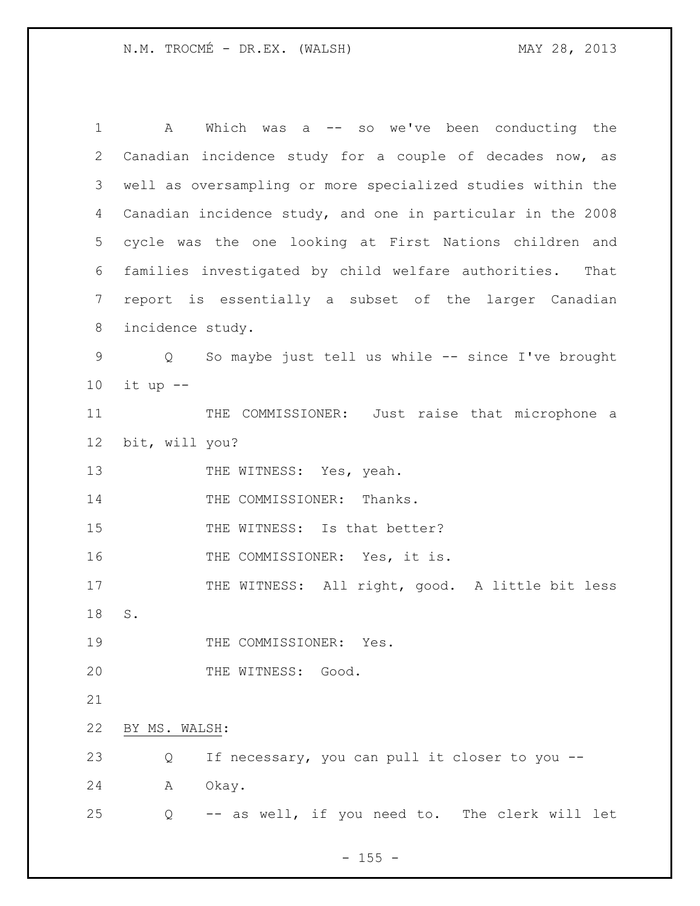A Which was a -- so we've been conducting the Canadian incidence study for a couple of decades now, as well as oversampling or more specialized studies within the Canadian incidence study, and one in particular in the 2008 cycle was the one looking at First Nations children and families investigated by child welfare authorities. That report is essentially a subset of the larger Canadian incidence study.

Q So maybe just tell us while -- since I've brought it up --

THE COMMISSIONER: Just raise that microphone a bit, will you?

THE WITNESS: Yes, yeah.

THE COMMISSIONER: Thanks.

THE WITNESS: Is that better?

THE COMMISSIONER: Yes, it is.

THE WITNESS: All right, good. A little bit less S.

THE COMMISSIONER: Yes.

THE WITNESS: Good.

BY MS. WALSH:

Q If necessary, you can pull it closer to you --

A Okay.

Q -- as well, if you need to. The clerk will let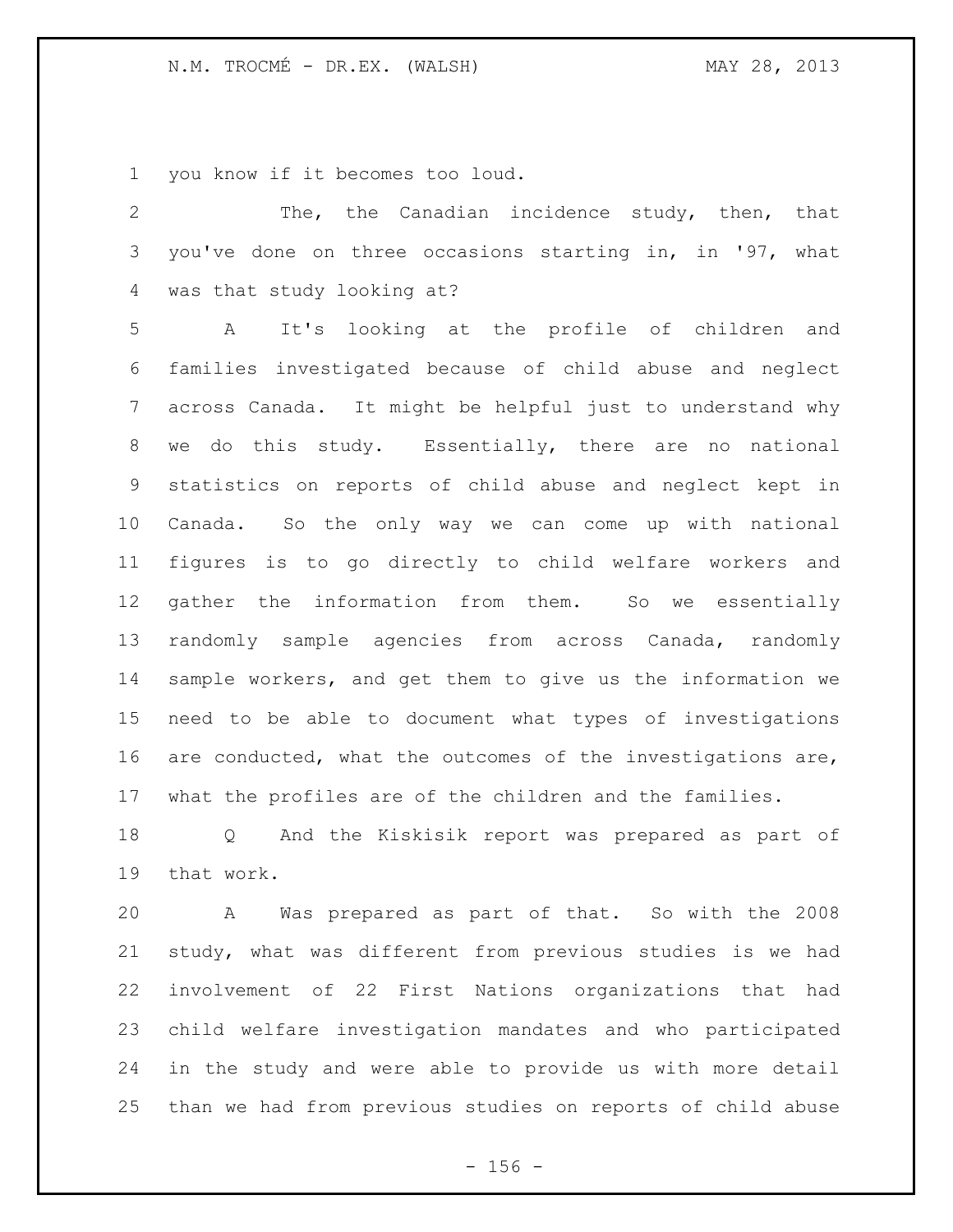you know if it becomes too loud.

The, the Canadian incidence study, then, that you've done on three occasions starting in, in '97, what was that study looking at?

A It's looking at the profile of children and families investigated because of child abuse and neglect across Canada. It might be helpful just to understand why we do this study. Essentially, there are no national statistics on reports of child abuse and neglect kept in Canada. So the only way we can come up with national figures is to go directly to child welfare workers and gather the information from them. So we essentially randomly sample agencies from across Canada, randomly sample workers, and get them to give us the information we need to be able to document what types of investigations are conducted, what the outcomes of the investigations are, what the profiles are of the children and the families.

Q And the Kiskisik report was prepared as part of that work.

A Was prepared as part of that. So with the 2008 study, what was different from previous studies is we had involvement of 22 First Nations organizations that had child welfare investigation mandates and who participated in the study and were able to provide us with more detail than we had from previous studies on reports of child abuse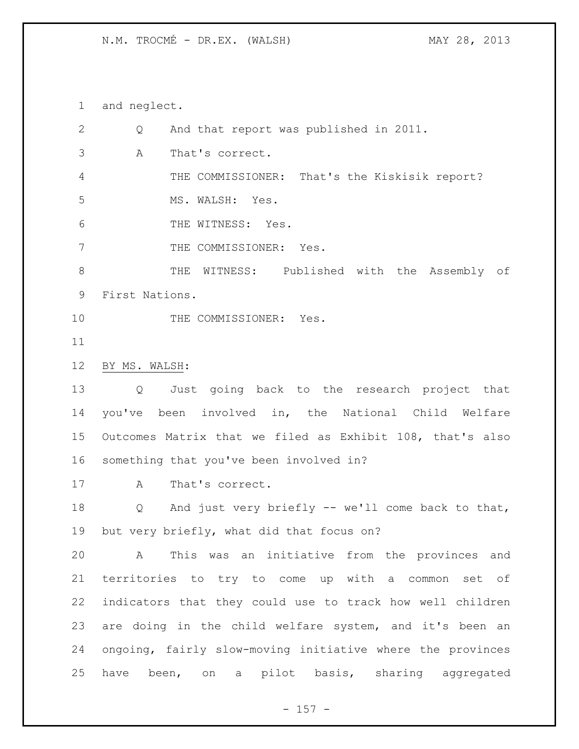and neglect.

Q And that report was published in 2011.

A That's correct.

THE COMMISSIONER: That's the Kiskisik report?

MS. WALSH: Yes.

THE WITNESS: Yes.

THE COMMISSIONER: Yes.

THE WITNESS: Published with the Assembly of First Nations.

THE COMMISSIONER: Yes.

BY MS. WALSH:

Q Just going back to the research project that you've been involved in, the National Child Welfare Outcomes Matrix that we filed as Exhibit 108, that's also something that you've been involved in?

A That's correct.

Q And just very briefly -- we'll come back to that, but very briefly, what did that focus on?

A This was an initiative from the provinces and territories to try to come up with a common set of indicators that they could use to track how well children are doing in the child welfare system, and it's been an ongoing, fairly slow-moving initiative where the provinces have been, on a pilot basis, sharing aggregated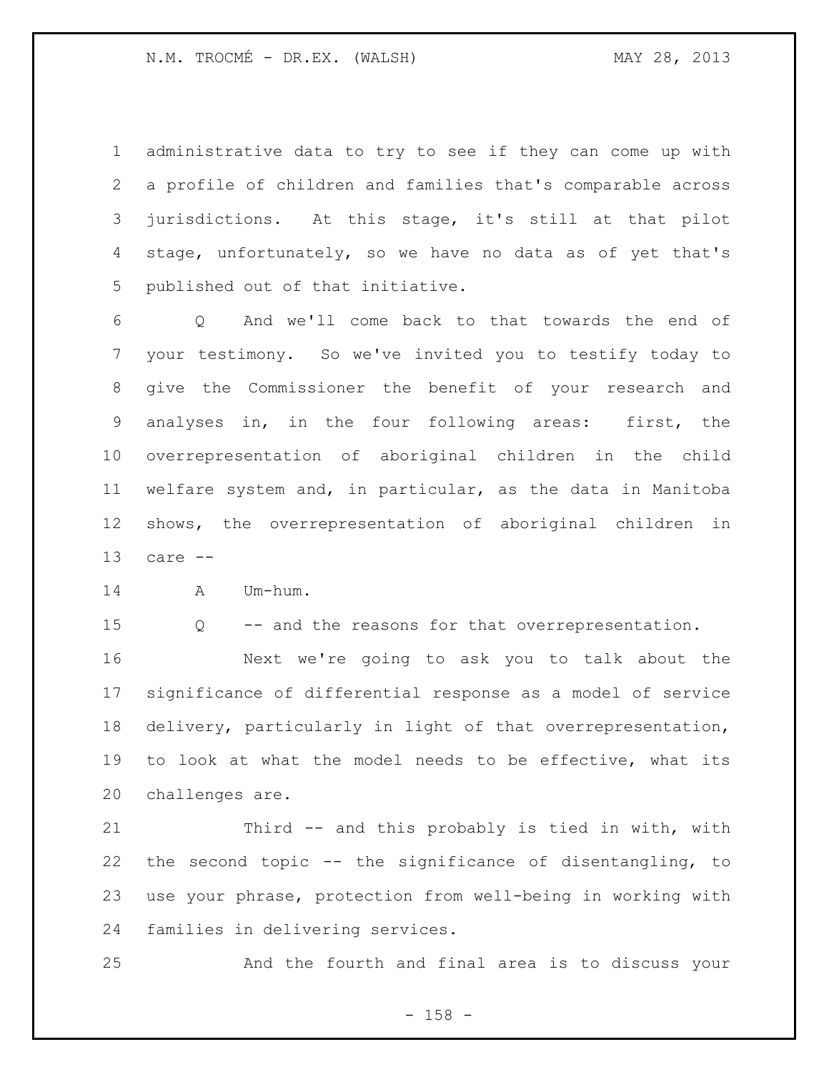administrative data to try to see if they can come up with a profile of children and families that's comparable across jurisdictions. At this stage, it's still at that pilot stage, unfortunately, so we have no data as of yet that's published out of that initiative.

Q And we'll come back to that towards the end of your testimony. So we've invited you to testify today to give the Commissioner the benefit of your research and analyses in, in the four following areas: first, the overrepresentation of aboriginal children in the child welfare system and, in particular, as the data in Manitoba shows, the overrepresentation of aboriginal children in care --

A Um-hum.

Q -- and the reasons for that overrepresentation.

Next we're going to ask you to talk about the significance of differential response as a model of service delivery, particularly in light of that overrepresentation, to look at what the model needs to be effective, what its challenges are.

Third -- and this probably is tied in with, with the second topic -- the significance of disentangling, to use your phrase, protection from well-being in working with families in delivering services.

And the fourth and final area is to discuss your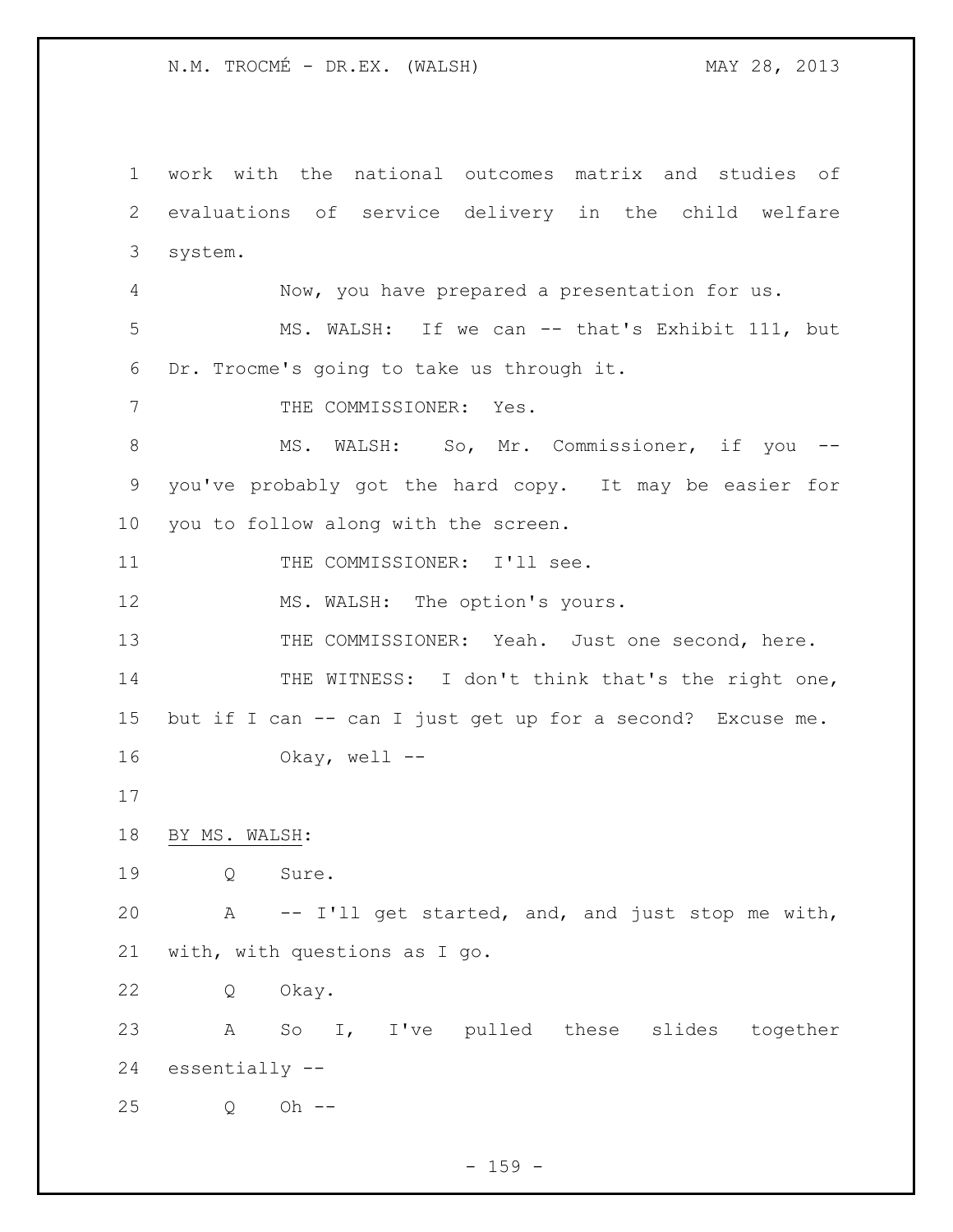work with the national outcomes matrix and studies of evaluations of service delivery in the child welfare system.

Now, you have prepared a presentation for us.

MS. WALSH: If we can -- that's Exhibit 111, but Dr. Trocme's going to take us through it.

THE COMMISSIONER: Yes.

MS. WALSH: So, Mr. Commissioner, if you -- you've probably got the hard copy. It may be easier for you to follow along with the screen.

THE COMMISSIONER: I'll see.

MS. WALSH: The option's yours.

THE COMMISSIONER: Yeah. Just one second, here.

THE WITNESS: I don't think that's the right one, but if I can -- can I just get up for a second? Excuse me.

Okay, well --

BY MS. WALSH:

Q Sure.

A -- I'll get started, and, and just stop me with, with, with questions as I go.

Q Okay.

A So I, I've pulled these slides together essentially --

Q Oh --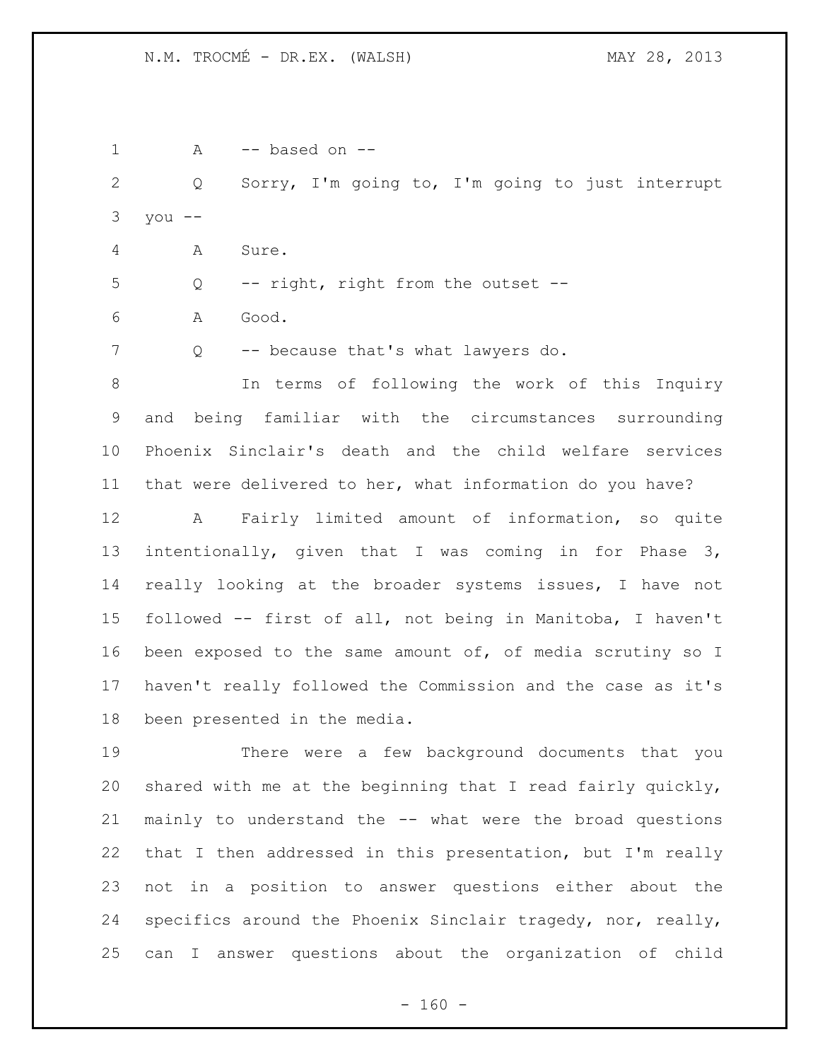A -- based on --

Q Sorry, I'm going to, I'm going to just interrupt you --

A Sure.

Q -- right, right from the outset --

A Good.

Q -- because that's what lawyers do.

In terms of following the work of this Inquiry and being familiar with the circumstances surrounding Phoenix Sinclair's death and the child welfare services that were delivered to her, what information do you have?

A Fairly limited amount of information, so quite intentionally, given that I was coming in for Phase 3, really looking at the broader systems issues, I have not followed -- first of all, not being in Manitoba, I haven't been exposed to the same amount of, of media scrutiny so I haven't really followed the Commission and the case as it's been presented in the media.

There were a few background documents that you shared with me at the beginning that I read fairly quickly, mainly to understand the -- what were the broad questions that I then addressed in this presentation, but I'm really not in a position to answer questions either about the specifics around the Phoenix Sinclair tragedy, nor, really, can I answer questions about the organization of child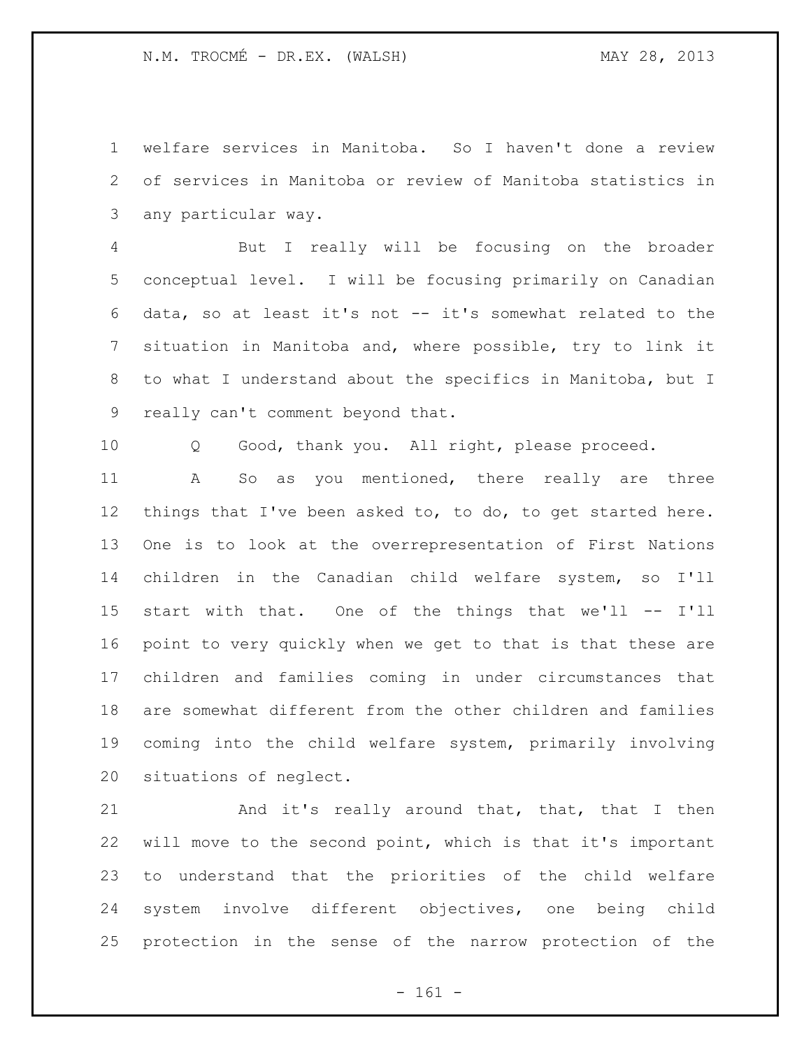welfare services in Manitoba. So I haven't done a review of services in Manitoba or review of Manitoba statistics in any particular way.

But I really will be focusing on the broader conceptual level. I will be focusing primarily on Canadian data, so at least it's not -- it's somewhat related to the situation in Manitoba and, where possible, try to link it to what I understand about the specifics in Manitoba, but I really can't comment beyond that.

Q Good, thank you. All right, please proceed.

A So as you mentioned, there really are three things that I've been asked to, to do, to get started here. One is to look at the overrepresentation of First Nations children in the Canadian child welfare system, so I'll start with that. One of the things that we'll -- I'll point to very quickly when we get to that is that these are children and families coming in under circumstances that are somewhat different from the other children and families coming into the child welfare system, primarily involving situations of neglect.

And it's really around that, that, that I then will move to the second point, which is that it's important to understand that the priorities of the child welfare system involve different objectives, one being child protection in the sense of the narrow protection of the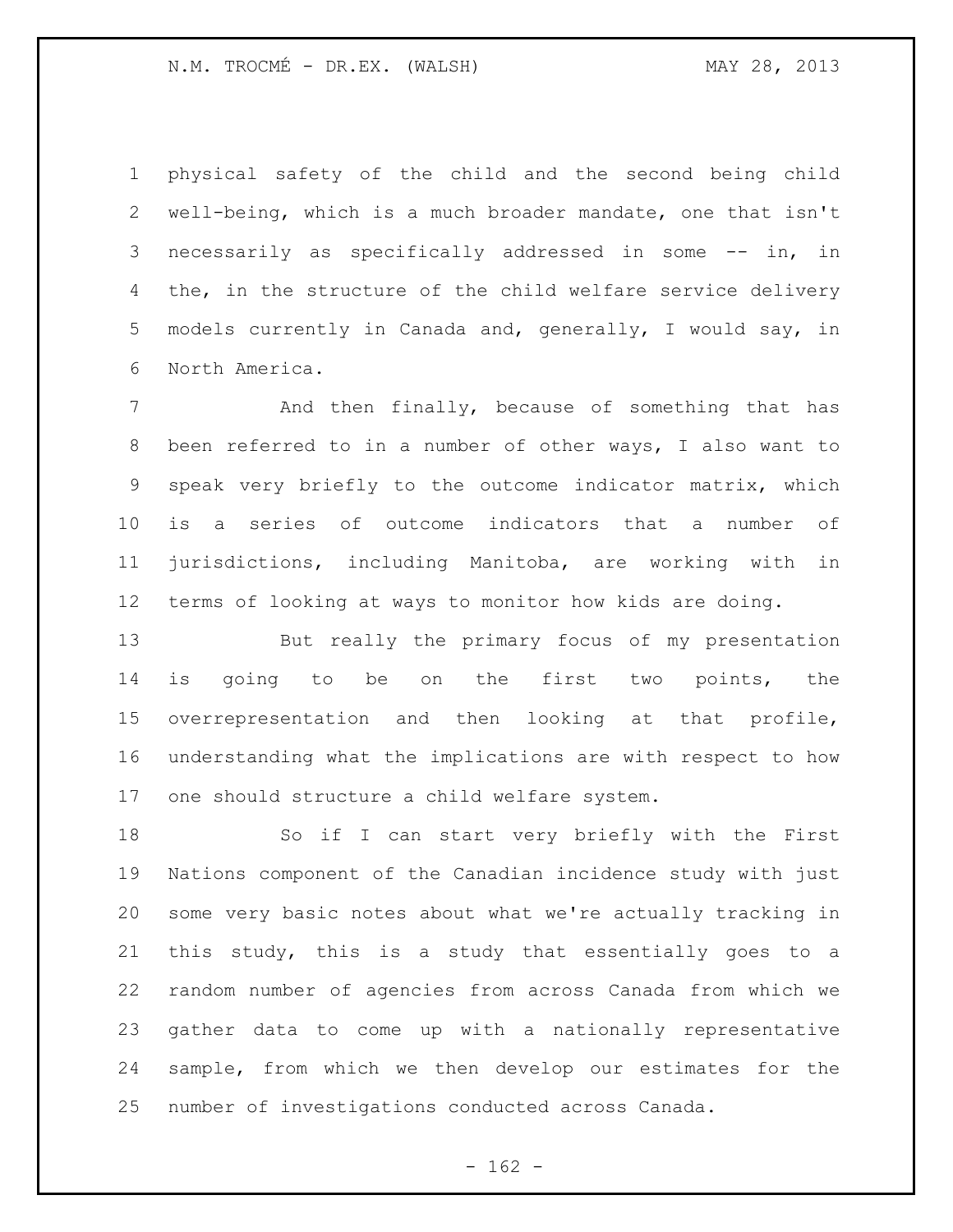physical safety of the child and the second being child well-being, which is a much broader mandate, one that isn't necessarily as specifically addressed in some -- in, in the, in the structure of the child welfare service delivery models currently in Canada and, generally, I would say, in North America.

And then finally, because of something that has been referred to in a number of other ways, I also want to speak very briefly to the outcome indicator matrix, which is a series of outcome indicators that a number of jurisdictions, including Manitoba, are working with in terms of looking at ways to monitor how kids are doing.

But really the primary focus of my presentation is going to be on the first two points, the overrepresentation and then looking at that profile, understanding what the implications are with respect to how one should structure a child welfare system.

So if I can start very briefly with the First Nations component of the Canadian incidence study with just some very basic notes about what we're actually tracking in this study, this is a study that essentially goes to a random number of agencies from across Canada from which we gather data to come up with a nationally representative sample, from which we then develop our estimates for the number of investigations conducted across Canada.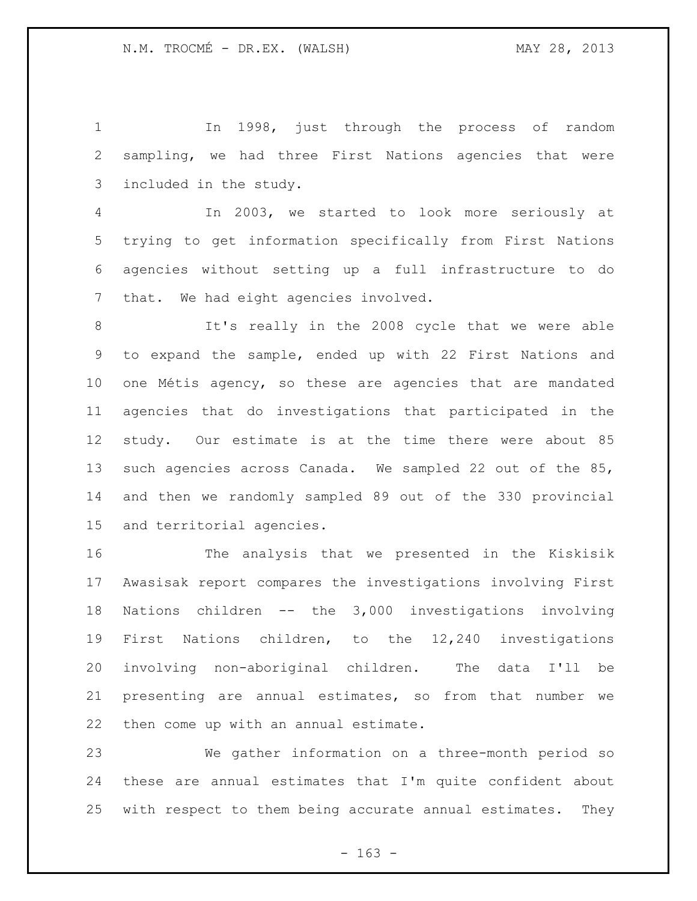In 1998, just through the process of random sampling, we had three First Nations agencies that were included in the study.

In 2003, we started to look more seriously at trying to get information specifically from First Nations agencies without setting up a full infrastructure to do that. We had eight agencies involved.

It's really in the 2008 cycle that we were able to expand the sample, ended up with 22 First Nations and one Métis agency, so these are agencies that are mandated agencies that do investigations that participated in the study. Our estimate is at the time there were about 85 such agencies across Canada. We sampled 22 out of the 85, and then we randomly sampled 89 out of the 330 provincial and territorial agencies.

The analysis that we presented in the Kiskisik Awasisak report compares the investigations involving First Nations children -- the 3,000 investigations involving First Nations children, to the 12,240 investigations involving non-aboriginal children. The data I'll be presenting are annual estimates, so from that number we then come up with an annual estimate.

We gather information on a three-month period so these are annual estimates that I'm quite confident about with respect to them being accurate annual estimates. They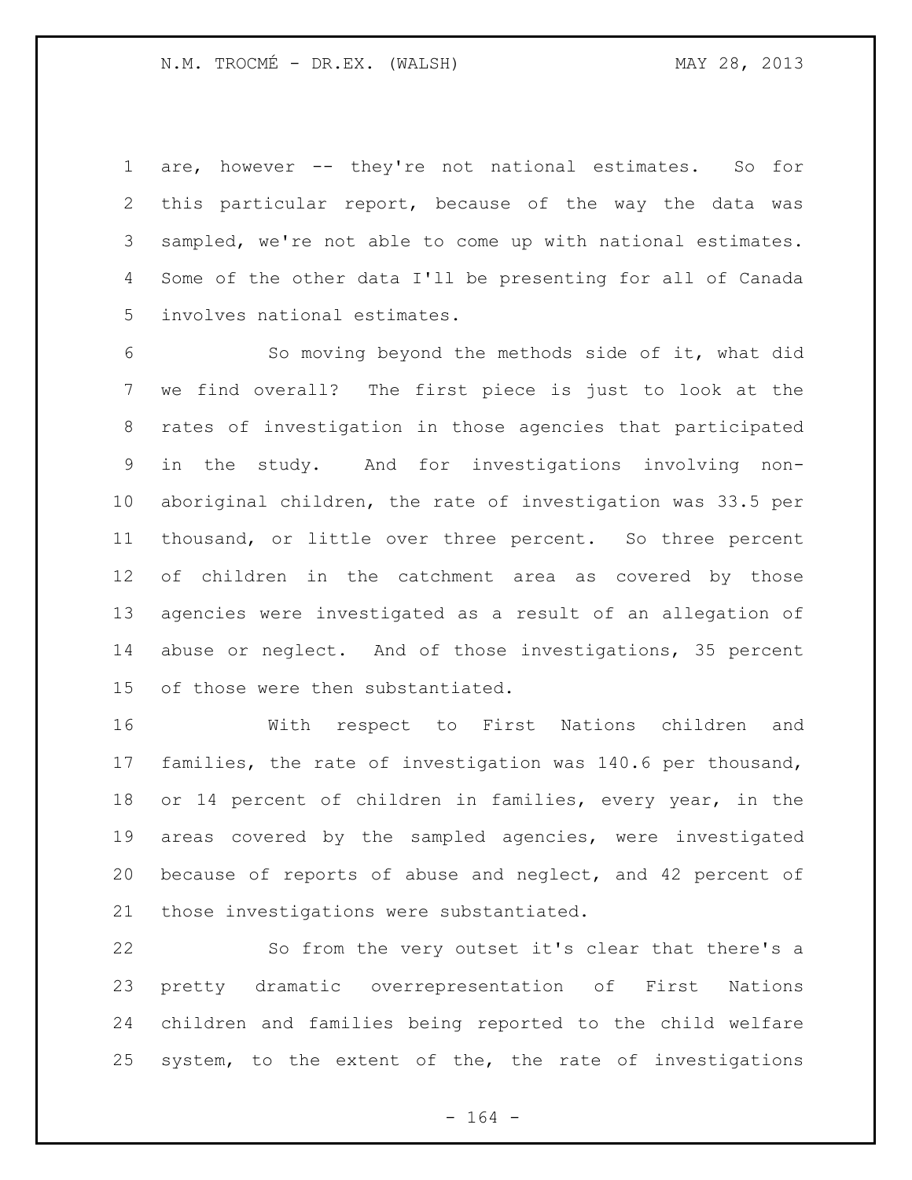are, however -- they're not national estimates. So for this particular report, because of the way the data was sampled, we're not able to come up with national estimates. Some of the other data I'll be presenting for all of Canada involves national estimates.

So moving beyond the methods side of it, what did we find overall? The first piece is just to look at the rates of investigation in those agencies that participated in the study. And for investigations involving non-aboriginal children, the rate of investigation was 33.5 per thousand, or little over three percent. So three percent of children in the catchment area as covered by those agencies were investigated as a result of an allegation of abuse or neglect. And of those investigations, 35 percent of those were then substantiated.

With respect to First Nations children and families, the rate of investigation was 140.6 per thousand, or 14 percent of children in families, every year, in the areas covered by the sampled agencies, were investigated because of reports of abuse and neglect, and 42 percent of those investigations were substantiated.

So from the very outset it's clear that there's a pretty dramatic overrepresentation of First Nations children and families being reported to the child welfare system, to the extent of the, the rate of investigations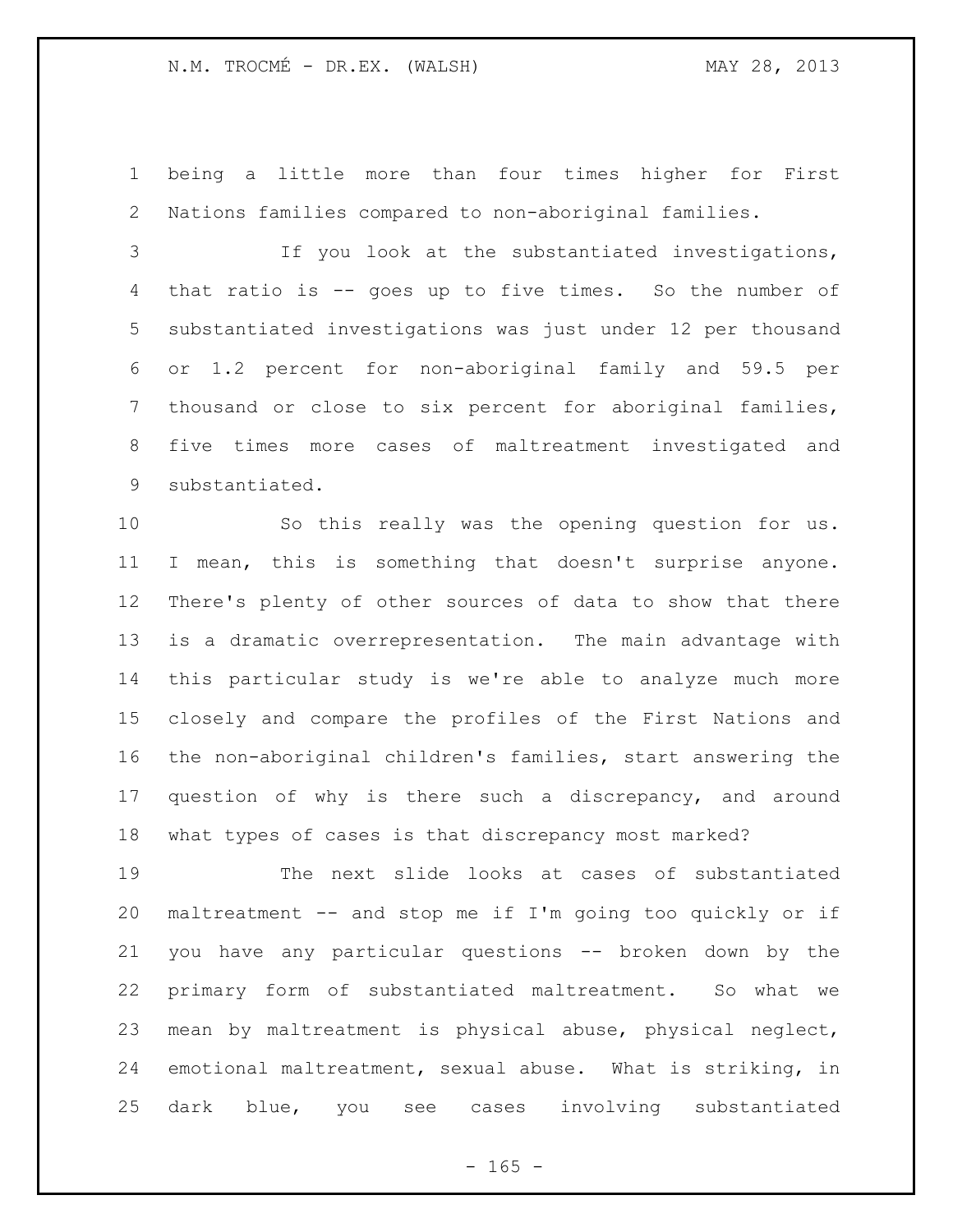being a little more than four times higher for First Nations families compared to non-aboriginal families.

If you look at the substantiated investigations, that ratio is -- goes up to five times. So the number of substantiated investigations was just under 12 per thousand or 1.2 percent for non-aboriginal family and 59.5 per thousand or close to six percent for aboriginal families, five times more cases of maltreatment investigated and substantiated.

So this really was the opening question for us. I mean, this is something that doesn't surprise anyone. There's plenty of other sources of data to show that there is a dramatic overrepresentation. The main advantage with this particular study is we're able to analyze much more closely and compare the profiles of the First Nations and the non-aboriginal children's families, start answering the question of why is there such a discrepancy, and around what types of cases is that discrepancy most marked?

The next slide looks at cases of substantiated maltreatment -- and stop me if I'm going too quickly or if you have any particular questions -- broken down by the primary form of substantiated maltreatment. So what we mean by maltreatment is physical abuse, physical neglect, emotional maltreatment, sexual abuse. What is striking, in dark blue, you see cases involving substantiated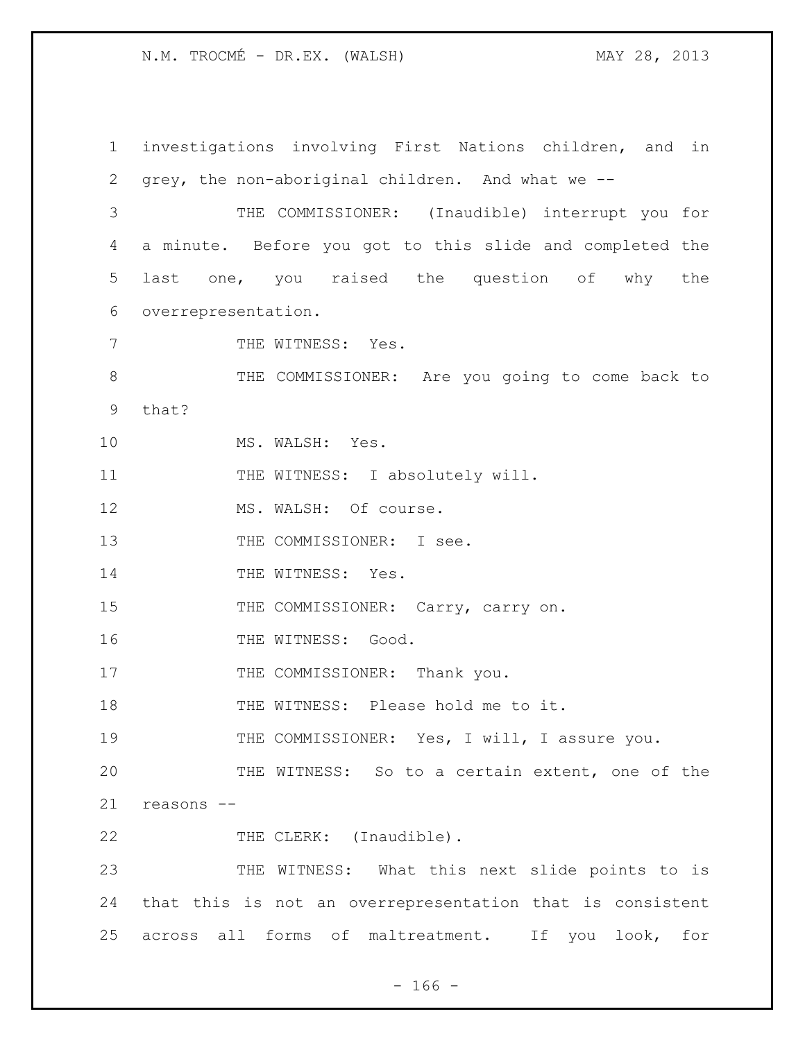investigations involving First Nations children, and in grey, the non-aboriginal children. And what we --

THE COMMISSIONER: (Inaudible) interrupt you for a minute. Before you got to this slide and completed the last one, you raised the question of why the overrepresentation.

THE WITNESS: Yes.

THE COMMISSIONER: Are you going to come back to that?

MS. WALSH: Yes.

THE WITNESS: I absolutely will.

MS. WALSH: Of course.

THE COMMISSIONER: I see.

THE WITNESS: Yes.

THE COMMISSIONER: Carry, carry on.

THE WITNESS: Good.

THE COMMISSIONER: Thank you.

THE WITNESS: Please hold me to it.

THE COMMISSIONER: Yes, I will, I assure you.

THE WITNESS: So to a certain extent, one of the reasons --

THE CLERK: (Inaudible).

THE WITNESS: What this next slide points to is that this is not an overrepresentation that is consistent across all forms of maltreatment. If you look, for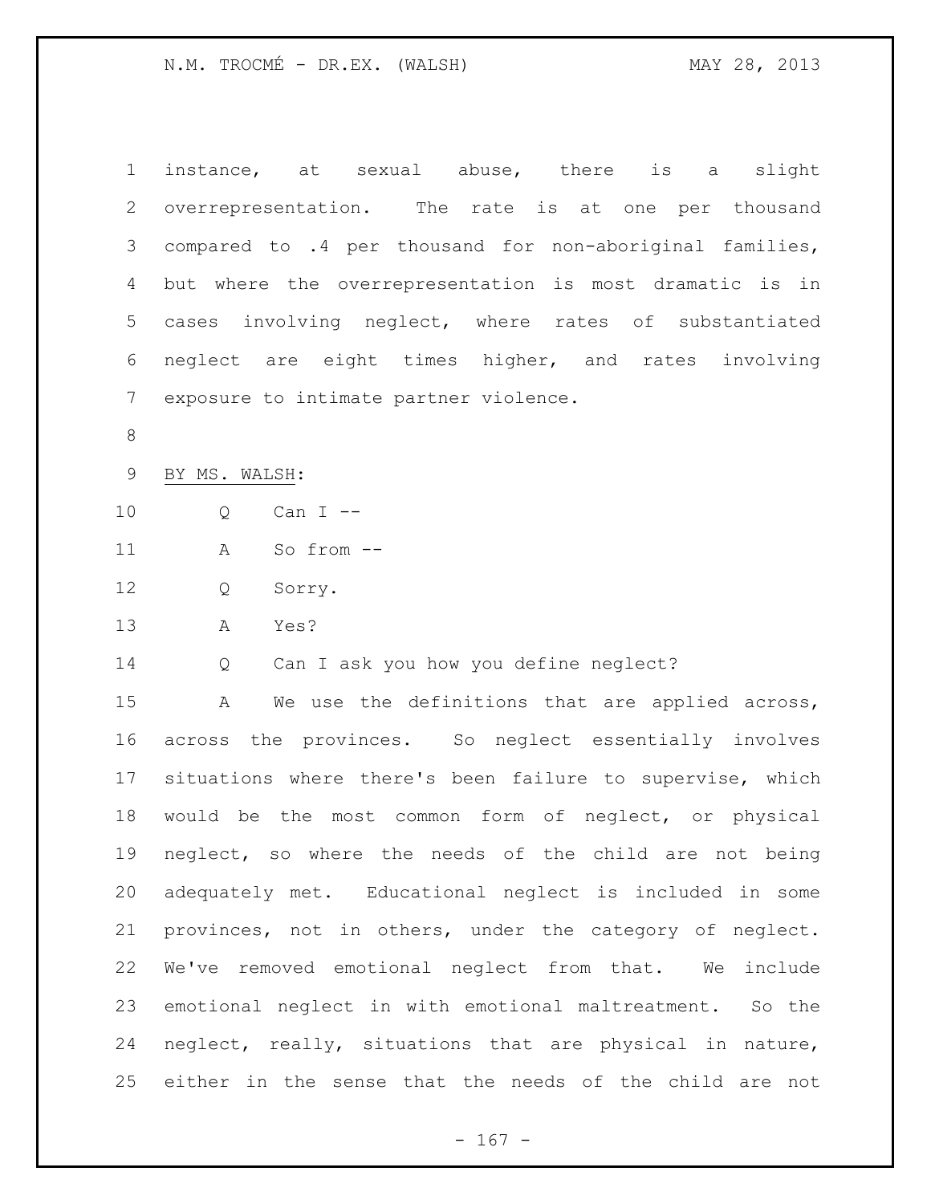instance, at sexual abuse, there is a slight overrepresentation. The rate is at one per thousand compared to .4 per thousand for non-aboriginal families, but where the overrepresentation is most dramatic is in cases involving neglect, where rates of substantiated neglect are eight times higher, and rates involving exposure to intimate partner violence.

BY MS. WALSH:

Q Can I --

A So from --

Q Sorry.

A Yes?

Q Can I ask you how you define neglect?

A We use the definitions that are applied across, across the provinces. So neglect essentially involves situations where there's been failure to supervise, which would be the most common form of neglect, or physical neglect, so where the needs of the child are not being adequately met. Educational neglect is included in some provinces, not in others, under the category of neglect. We've removed emotional neglect from that. We include emotional neglect in with emotional maltreatment. So the neglect, really, situations that are physical in nature, either in the sense that the needs of the child are not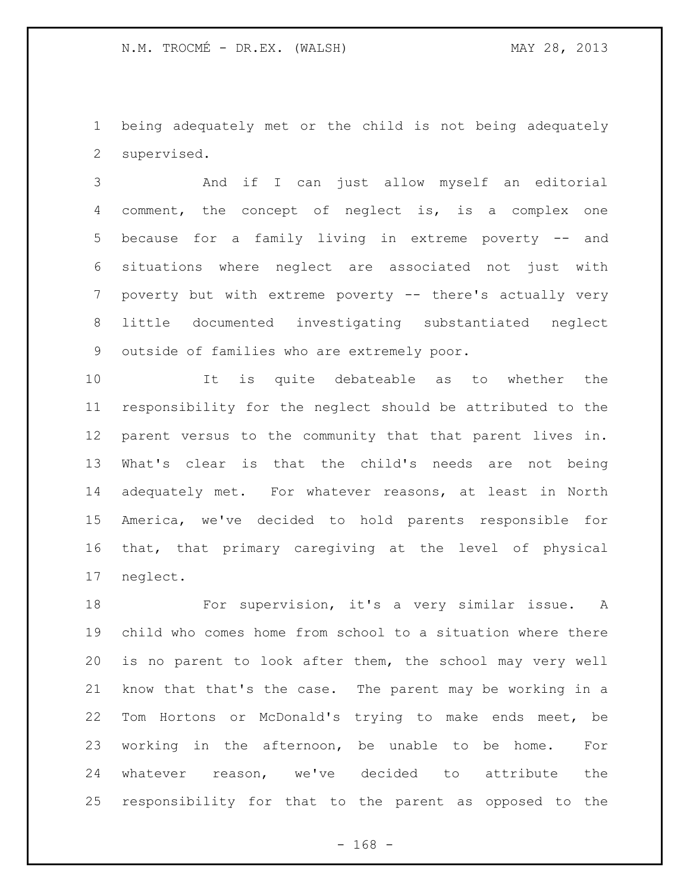being adequately met or the child is not being adequately supervised.

And if I can just allow myself an editorial comment, the concept of neglect is, is a complex one because for a family living in extreme poverty -- and situations where neglect are associated not just with poverty but with extreme poverty -- there's actually very little documented investigating substantiated neglect outside of families who are extremely poor.

It is quite debateable as to whether the responsibility for the neglect should be attributed to the parent versus to the community that that parent lives in. What's clear is that the child's needs are not being adequately met. For whatever reasons, at least in North America, we've decided to hold parents responsible for that, that primary caregiving at the level of physical neglect.

For supervision, it's a very similar issue. A child who comes home from school to a situation where there is no parent to look after them, the school may very well know that that's the case. The parent may be working in a Tom Hortons or McDonald's trying to make ends meet, be working in the afternoon, be unable to be home. For whatever reason, we've decided to attribute the responsibility for that to the parent as opposed to the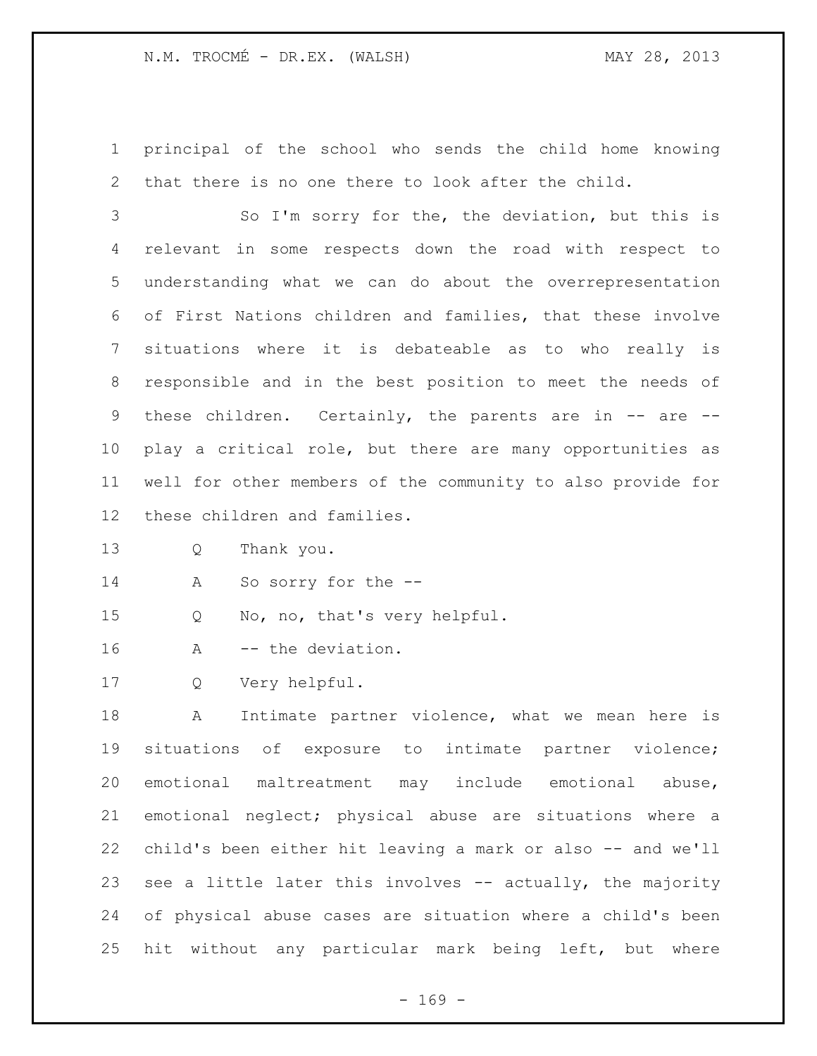principal of the school who sends the child home knowing that there is no one there to look after the child.

So I'm sorry for the, the deviation, but this is relevant in some respects down the road with respect to understanding what we can do about the overrepresentation of First Nations children and families, that these involve situations where it is debateable as to who really is responsible and in the best position to meet the needs of these children. Certainly, the parents are in -- are -- play a critical role, but there are many opportunities as well for other members of the community to also provide for these children and families.

Q Thank you.

A So sorry for the --

Q No, no, that's very helpful.

A -- the deviation.

Q Very helpful.

A Intimate partner violence, what we mean here is situations of exposure to intimate partner violence; emotional maltreatment may include emotional abuse, emotional neglect; physical abuse are situations where a child's been either hit leaving a mark or also -- and we'll see a little later this involves -- actually, the majority of physical abuse cases are situation where a child's been hit without any particular mark being left, but where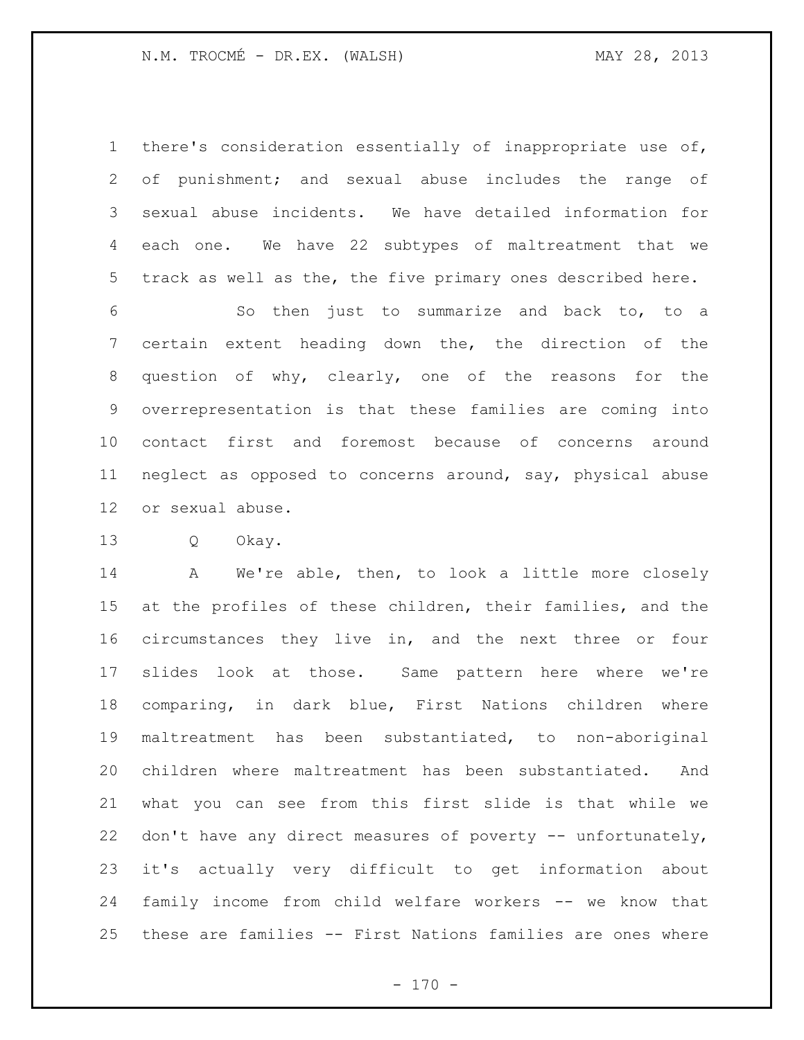there's consideration essentially of inappropriate use of, of punishment; and sexual abuse includes the range of sexual abuse incidents. We have detailed information for each one. We have 22 subtypes of maltreatment that we track as well as the, the five primary ones described here.

So then just to summarize and back to, to a certain extent heading down the, the direction of the question of why, clearly, one of the reasons for the overrepresentation is that these families are coming into contact first and foremost because of concerns around neglect as opposed to concerns around, say, physical abuse or sexual abuse.

Q Okay.

A We're able, then, to look a little more closely at the profiles of these children, their families, and the circumstances they live in, and the next three or four slides look at those. Same pattern here where we're comparing, in dark blue, First Nations children where maltreatment has been substantiated, to non-aboriginal children where maltreatment has been substantiated. And what you can see from this first slide is that while we don't have any direct measures of poverty -- unfortunately, it's actually very difficult to get information about family income from child welfare workers -- we know that these are families -- First Nations families are ones where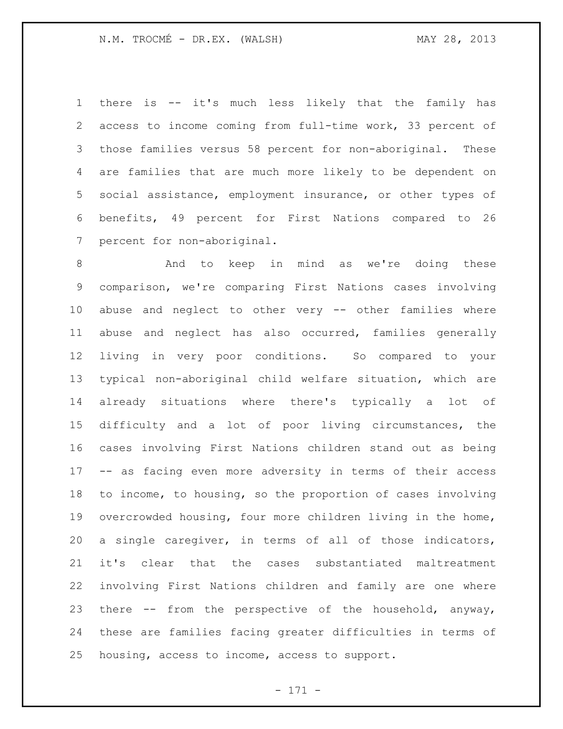there is -- it's much less likely that the family has access to income coming from full-time work, 33 percent of those families versus 58 percent for non-aboriginal. These are families that are much more likely to be dependent on social assistance, employment insurance, or other types of benefits, 49 percent for First Nations compared to 26 percent for non-aboriginal.

And to keep in mind as we're doing these comparison, we're comparing First Nations cases involving abuse and neglect to other very -- other families where abuse and neglect has also occurred, families generally living in very poor conditions. So compared to your typical non-aboriginal child welfare situation, which are already situations where there's typically a lot of difficulty and a lot of poor living circumstances, the cases involving First Nations children stand out as being -- as facing even more adversity in terms of their access to income, to housing, so the proportion of cases involving overcrowded housing, four more children living in the home, a single caregiver, in terms of all of those indicators, it's clear that the cases substantiated maltreatment involving First Nations children and family are one where there -- from the perspective of the household, anyway, these are families facing greater difficulties in terms of housing, access to income, access to support.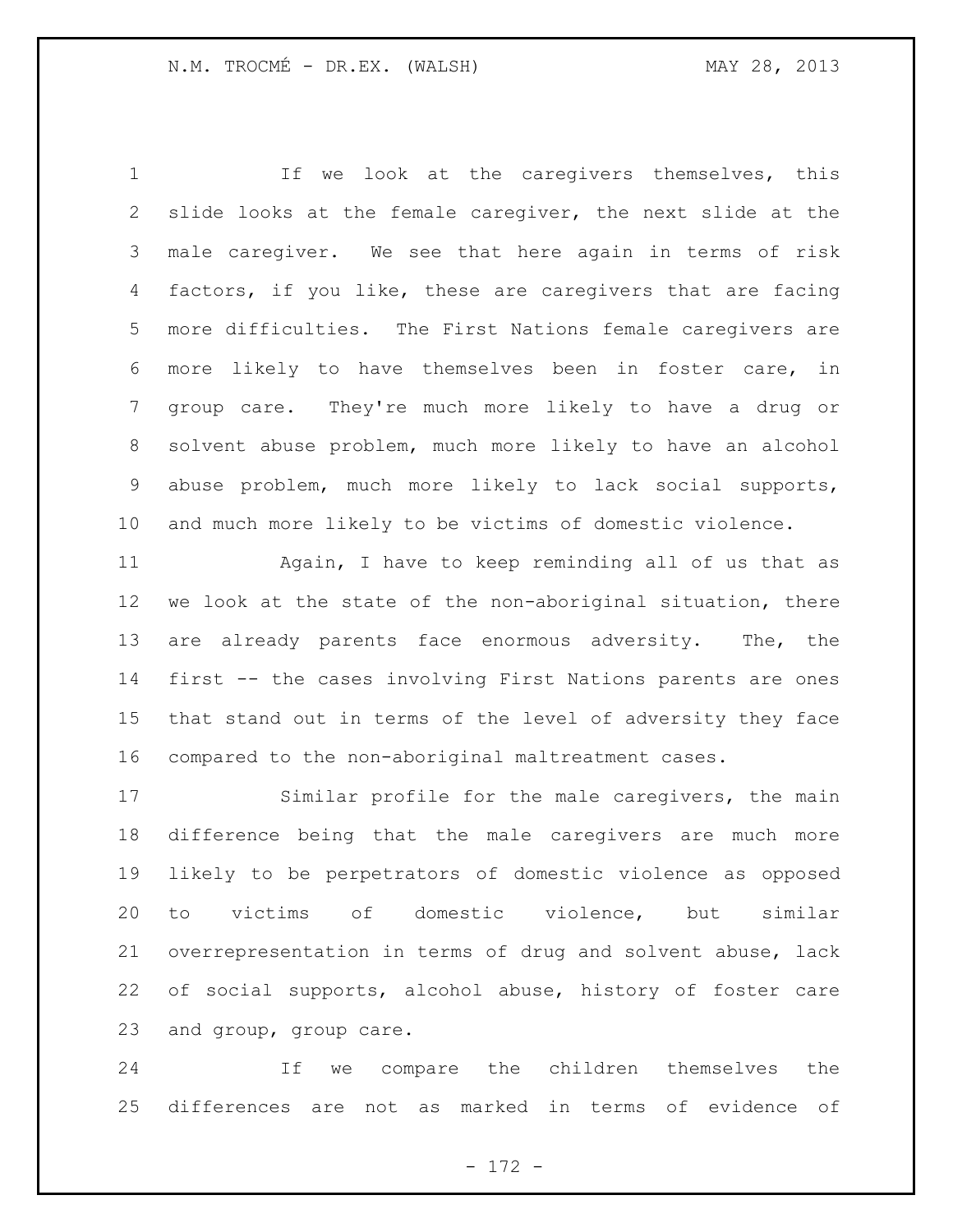If we look at the caregivers themselves, this slide looks at the female caregiver, the next slide at the male caregiver. We see that here again in terms of risk factors, if you like, these are caregivers that are facing more difficulties. The First Nations female caregivers are more likely to have themselves been in foster care, in group care. They're much more likely to have a drug or solvent abuse problem, much more likely to have an alcohol abuse problem, much more likely to lack social supports, and much more likely to be victims of domestic violence.

Again, I have to keep reminding all of us that as we look at the state of the non-aboriginal situation, there are already parents face enormous adversity. The, the first -- the cases involving First Nations parents are ones that stand out in terms of the level of adversity they face compared to the non-aboriginal maltreatment cases.

Similar profile for the male caregivers, the main difference being that the male caregivers are much more likely to be perpetrators of domestic violence as opposed to victims of domestic violence, but similar overrepresentation in terms of drug and solvent abuse, lack of social supports, alcohol abuse, history of foster care and group, group care.

If we compare the children themselves the differences are not as marked in terms of evidence of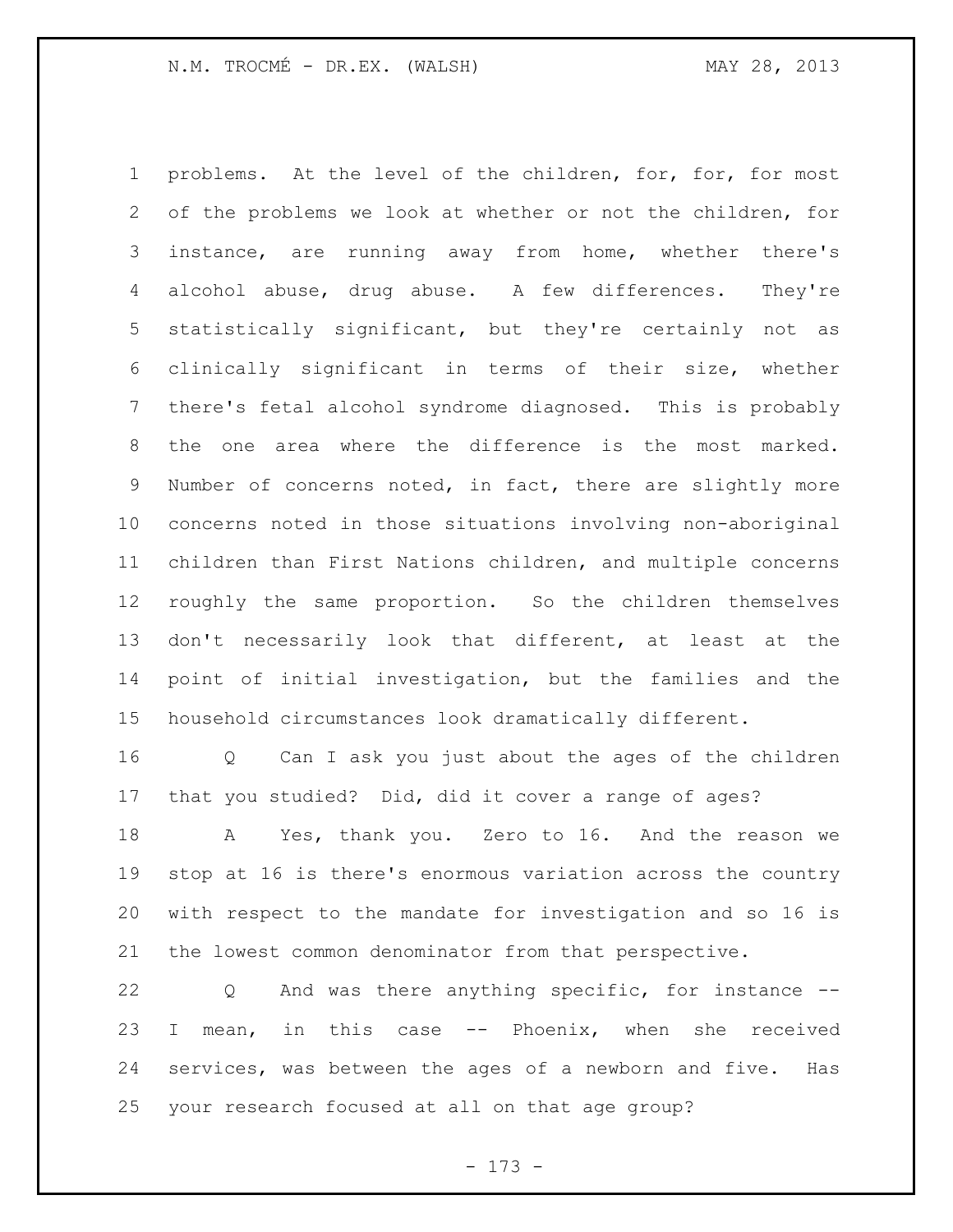problems. At the level of the children, for, for, for most of the problems we look at whether or not the children, for instance, are running away from home, whether there's alcohol abuse, drug abuse. A few differences. They're statistically significant, but they're certainly not as clinically significant in terms of their size, whether there's fetal alcohol syndrome diagnosed. This is probably the one area where the difference is the most marked. Number of concerns noted, in fact, there are slightly more concerns noted in those situations involving non-aboriginal children than First Nations children, and multiple concerns roughly the same proportion. So the children themselves don't necessarily look that different, at least at the point of initial investigation, but the families and the household circumstances look dramatically different.

Q Can I ask you just about the ages of the children that you studied? Did, did it cover a range of ages?

A Yes, thank you. Zero to 16. And the reason we stop at 16 is there's enormous variation across the country with respect to the mandate for investigation and so 16 is the lowest common denominator from that perspective.

Q And was there anything specific, for instance -- I mean, in this case -- Phoenix, when she received services, was between the ages of a newborn and five. Has your research focused at all on that age group?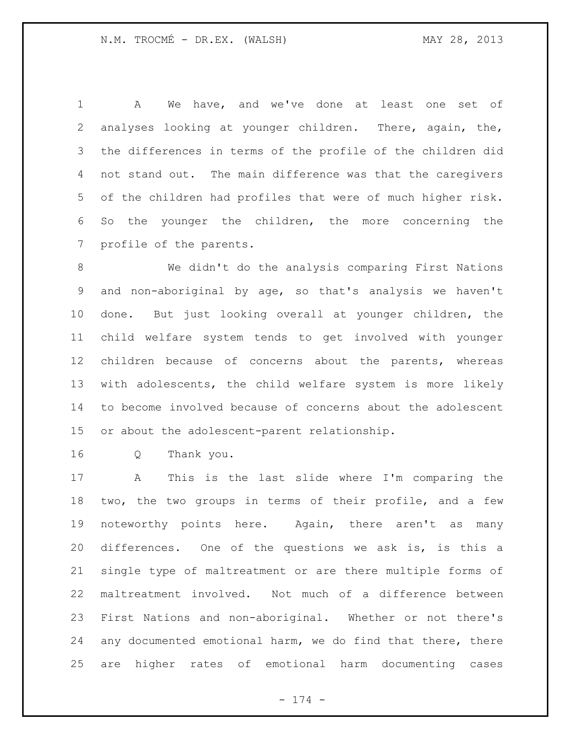A We have, and we've done at least one set of analyses looking at younger children. There, again, the, the differences in terms of the profile of the children did not stand out. The main difference was that the caregivers of the children had profiles that were of much higher risk. So the younger the children, the more concerning the profile of the parents.

We didn't do the analysis comparing First Nations and non-aboriginal by age, so that's analysis we haven't done. But just looking overall at younger children, the child welfare system tends to get involved with younger children because of concerns about the parents, whereas with adolescents, the child welfare system is more likely to become involved because of concerns about the adolescent or about the adolescent-parent relationship.

Q Thank you.

A This is the last slide where I'm comparing the two, the two groups in terms of their profile, and a few noteworthy points here. Again, there aren't as many differences. One of the questions we ask is, is this a single type of maltreatment or are there multiple forms of maltreatment involved. Not much of a difference between First Nations and non-aboriginal. Whether or not there's any documented emotional harm, we do find that there, there are higher rates of emotional harm documenting cases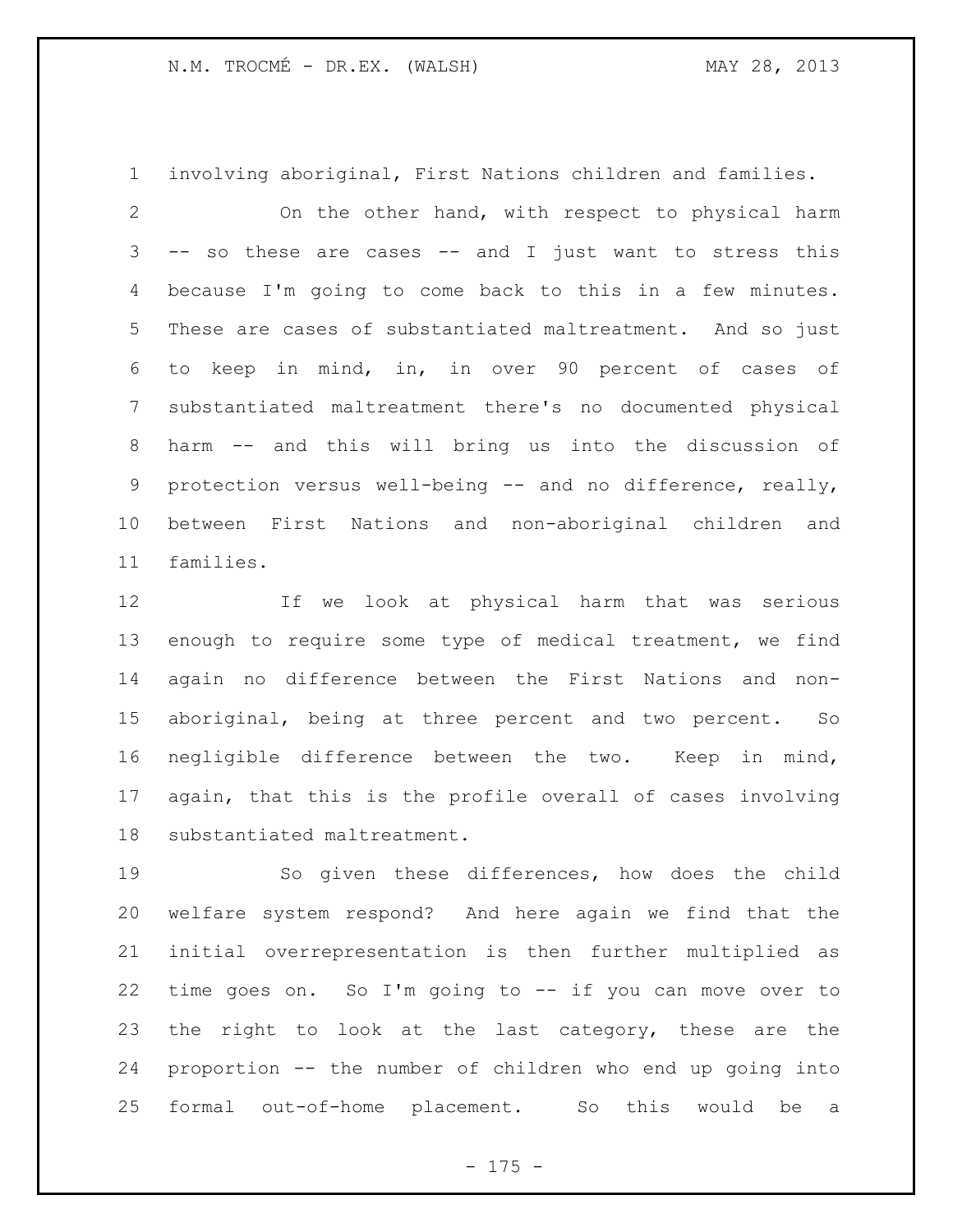involving aboriginal, First Nations children and families.

On the other hand, with respect to physical harm -- so these are cases -- and I just want to stress this because I'm going to come back to this in a few minutes. These are cases of substantiated maltreatment. And so just to keep in mind, in, in over 90 percent of cases of substantiated maltreatment there's no documented physical harm -- and this will bring us into the discussion of protection versus well-being -- and no difference, really, between First Nations and non-aboriginal children and families.

If we look at physical harm that was serious enough to require some type of medical treatment, we find again no difference between the First Nations and non-aboriginal, being at three percent and two percent. So negligible difference between the two. Keep in mind, again, that this is the profile overall of cases involving substantiated maltreatment.

So given these differences, how does the child welfare system respond? And here again we find that the initial overrepresentation is then further multiplied as time goes on. So I'm going to -- if you can move over to the right to look at the last category, these are the proportion -- the number of children who end up going into formal out-of-home placement. So this would be a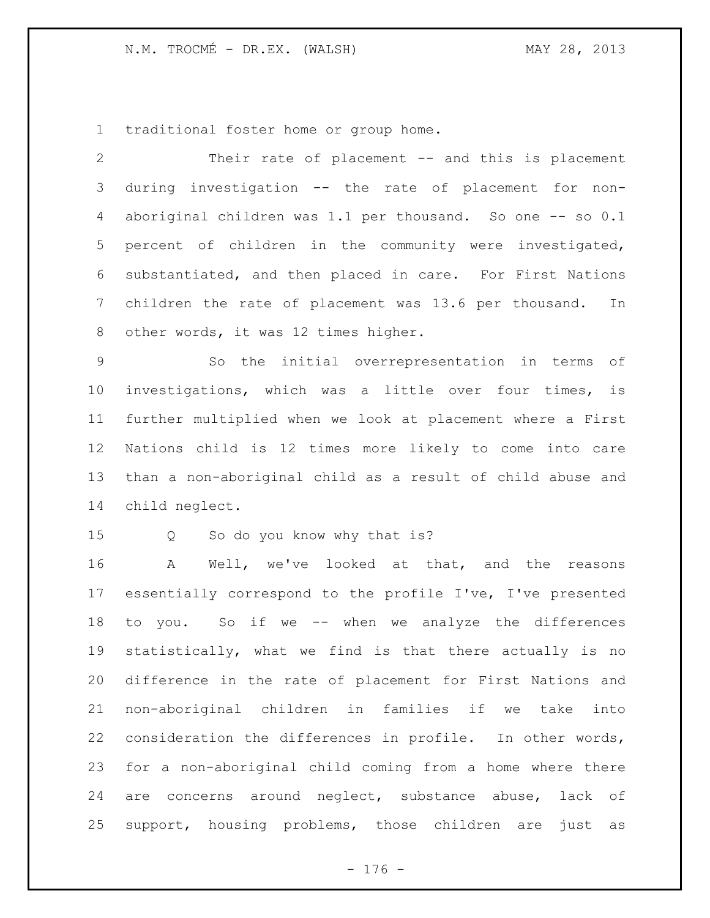traditional foster home or group home.

Their rate of placement -- and this is placement during investigation -- the rate of placement for non-aboriginal children was 1.1 per thousand. So one -- so 0.1 percent of children in the community were investigated, substantiated, and then placed in care. For First Nations children the rate of placement was 13.6 per thousand. In other words, it was 12 times higher.

So the initial overrepresentation in terms of investigations, which was a little over four times, is further multiplied when we look at placement where a First Nations child is 12 times more likely to come into care than a non-aboriginal child as a result of child abuse and child neglect.

Q So do you know why that is?

A Well, we've looked at that, and the reasons essentially correspond to the profile I've, I've presented to you. So if we -- when we analyze the differences statistically, what we find is that there actually is no difference in the rate of placement for First Nations and non-aboriginal children in families if we take into consideration the differences in profile. In other words, for a non-aboriginal child coming from a home where there are concerns around neglect, substance abuse, lack of support, housing problems, those children are just as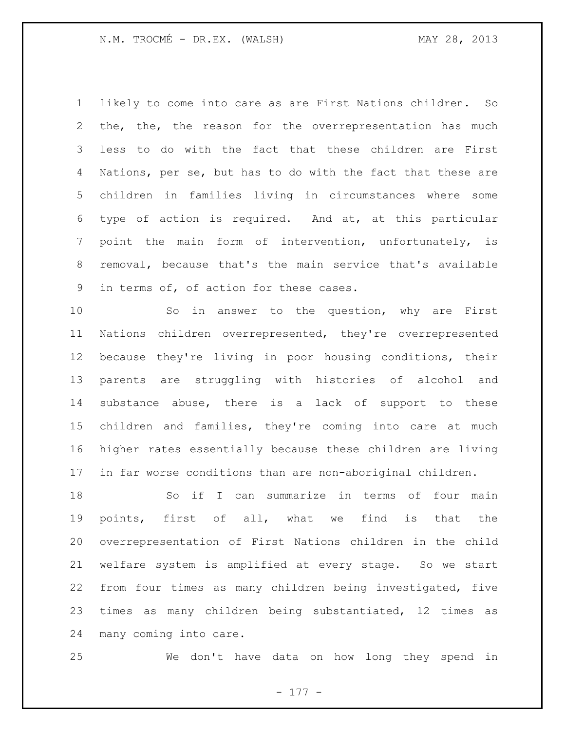likely to come into care as are First Nations children. So the, the, the reason for the overrepresentation has much less to do with the fact that these children are First Nations, per se, but has to do with the fact that these are children in families living in circumstances where some type of action is required. And at, at this particular point the main form of intervention, unfortunately, is removal, because that's the main service that's available in terms of, of action for these cases.

So in answer to the question, why are First Nations children overrepresented, they're overrepresented because they're living in poor housing conditions, their parents are struggling with histories of alcohol and substance abuse, there is a lack of support to these children and families, they're coming into care at much higher rates essentially because these children are living in far worse conditions than are non-aboriginal children.

So if I can summarize in terms of four main points, first of all, what we find is that the overrepresentation of First Nations children in the child welfare system is amplified at every stage. So we start from four times as many children being investigated, five times as many children being substantiated, 12 times as many coming into care.

We don't have data on how long they spend in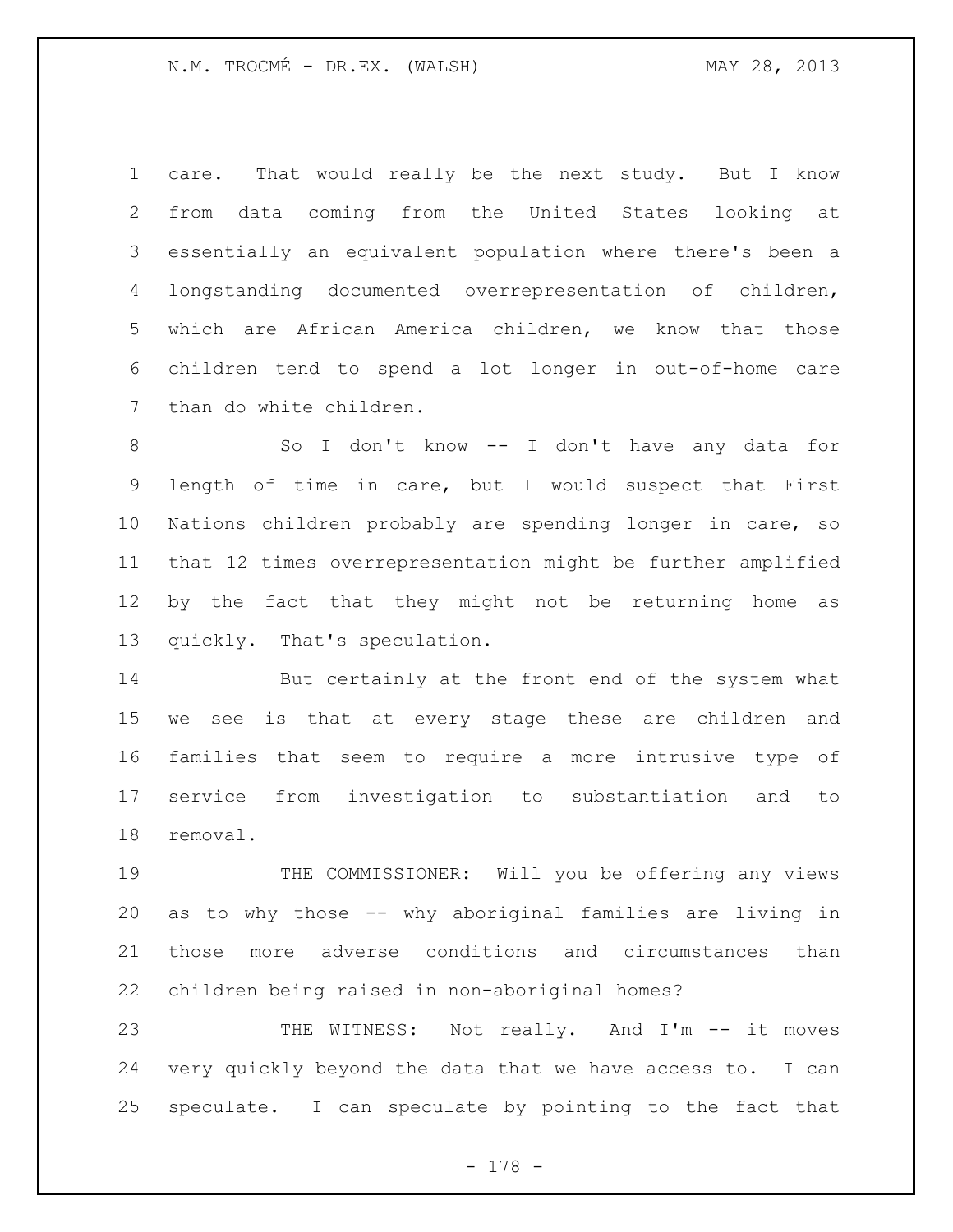care. That would really be the next study. But I know from data coming from the United States looking at essentially an equivalent population where there's been a longstanding documented overrepresentation of children, which are African America children, we know that those children tend to spend a lot longer in out-of-home care than do white children.

So I don't know -- I don't have any data for length of time in care, but I would suspect that First Nations children probably are spending longer in care, so that 12 times overrepresentation might be further amplified by the fact that they might not be returning home as quickly. That's speculation.

But certainly at the front end of the system what we see is that at every stage these are children and families that seem to require a more intrusive type of service from investigation to substantiation and to removal.

THE COMMISSIONER: Will you be offering any views as to why those -- why aboriginal families are living in those more adverse conditions and circumstances than children being raised in non-aboriginal homes?

THE WITNESS: Not really. And I'm -- it moves very quickly beyond the data that we have access to. I can speculate. I can speculate by pointing to the fact that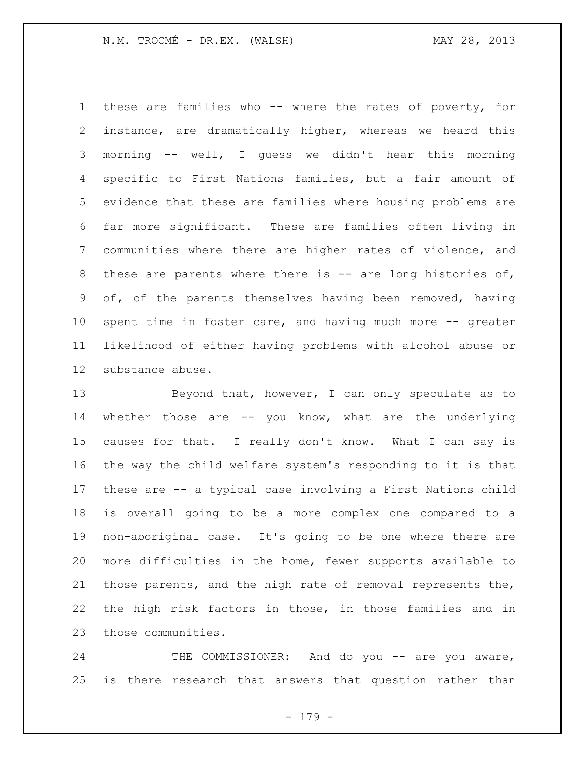these are families who -- where the rates of poverty, for instance, are dramatically higher, whereas we heard this morning -- well, I guess we didn't hear this morning specific to First Nations families, but a fair amount of evidence that these are families where housing problems are far more significant. These are families often living in communities where there are higher rates of violence, and these are parents where there is -- are long histories of, of, of the parents themselves having been removed, having spent time in foster care, and having much more -- greater likelihood of either having problems with alcohol abuse or substance abuse.

Beyond that, however, I can only speculate as to whether those are -- you know, what are the underlying causes for that. I really don't know. What I can say is the way the child welfare system's responding to it is that these are -- a typical case involving a First Nations child is overall going to be a more complex one compared to a non-aboriginal case. It's going to be one where there are more difficulties in the home, fewer supports available to those parents, and the high rate of removal represents the, the high risk factors in those, in those families and in those communities.

THE COMMISSIONER: And do you -- are you aware, is there research that answers that question rather than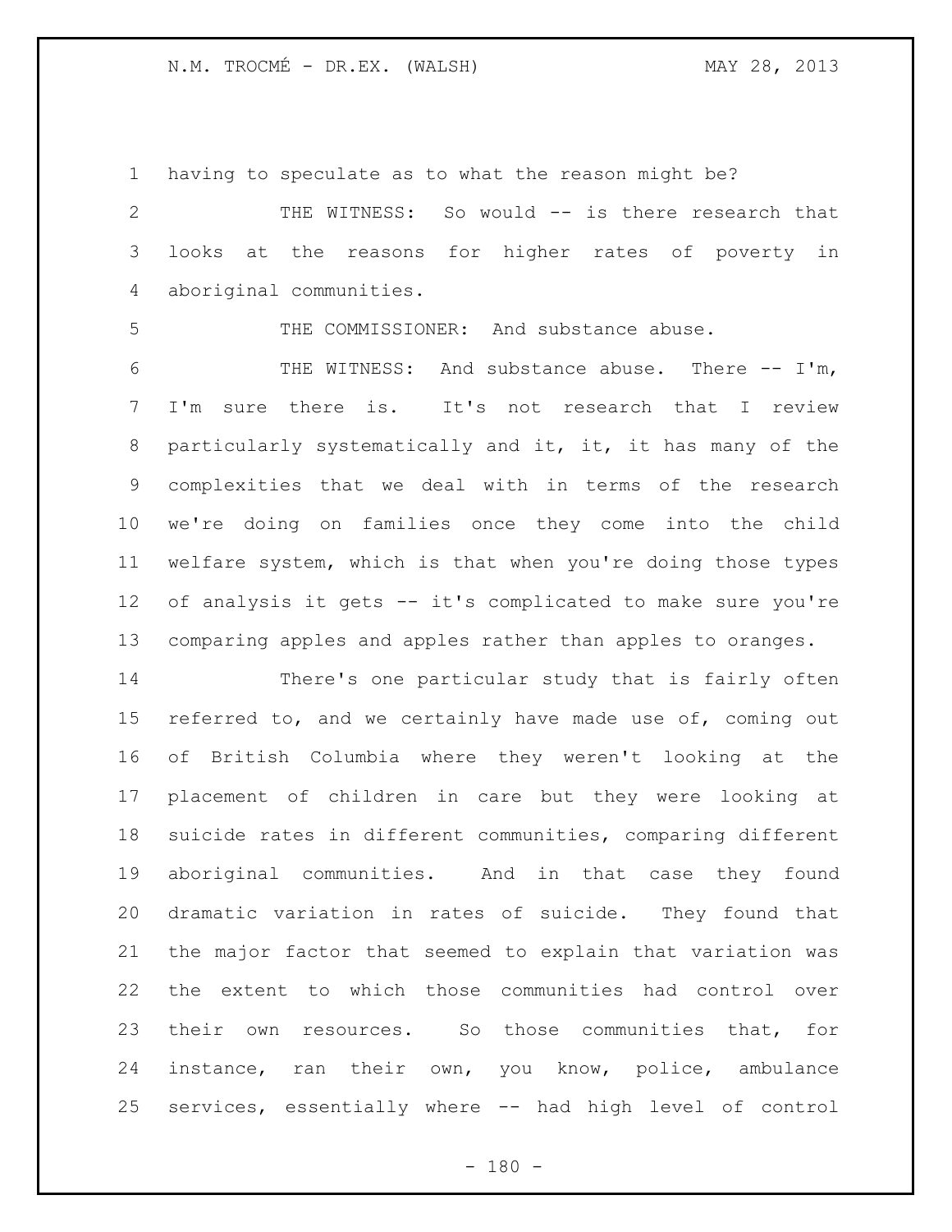having to speculate as to what the reason might be?

THE WITNESS: So would -- is there research that looks at the reasons for higher rates of poverty in aboriginal communities.

THE COMMISSIONER: And substance abuse.

THE WITNESS: And substance abuse. There -- I'm, I'm sure there is. It's not research that I review particularly systematically and it, it, it has many of the complexities that we deal with in terms of the research we're doing on families once they come into the child welfare system, which is that when you're doing those types of analysis it gets -- it's complicated to make sure you're comparing apples and apples rather than apples to oranges.

There's one particular study that is fairly often referred to, and we certainly have made use of, coming out of British Columbia where they weren't looking at the placement of children in care but they were looking at suicide rates in different communities, comparing different aboriginal communities. And in that case they found dramatic variation in rates of suicide. They found that the major factor that seemed to explain that variation was the extent to which those communities had control over their own resources. So those communities that, for instance, ran their own, you know, police, ambulance services, essentially where -- had high level of control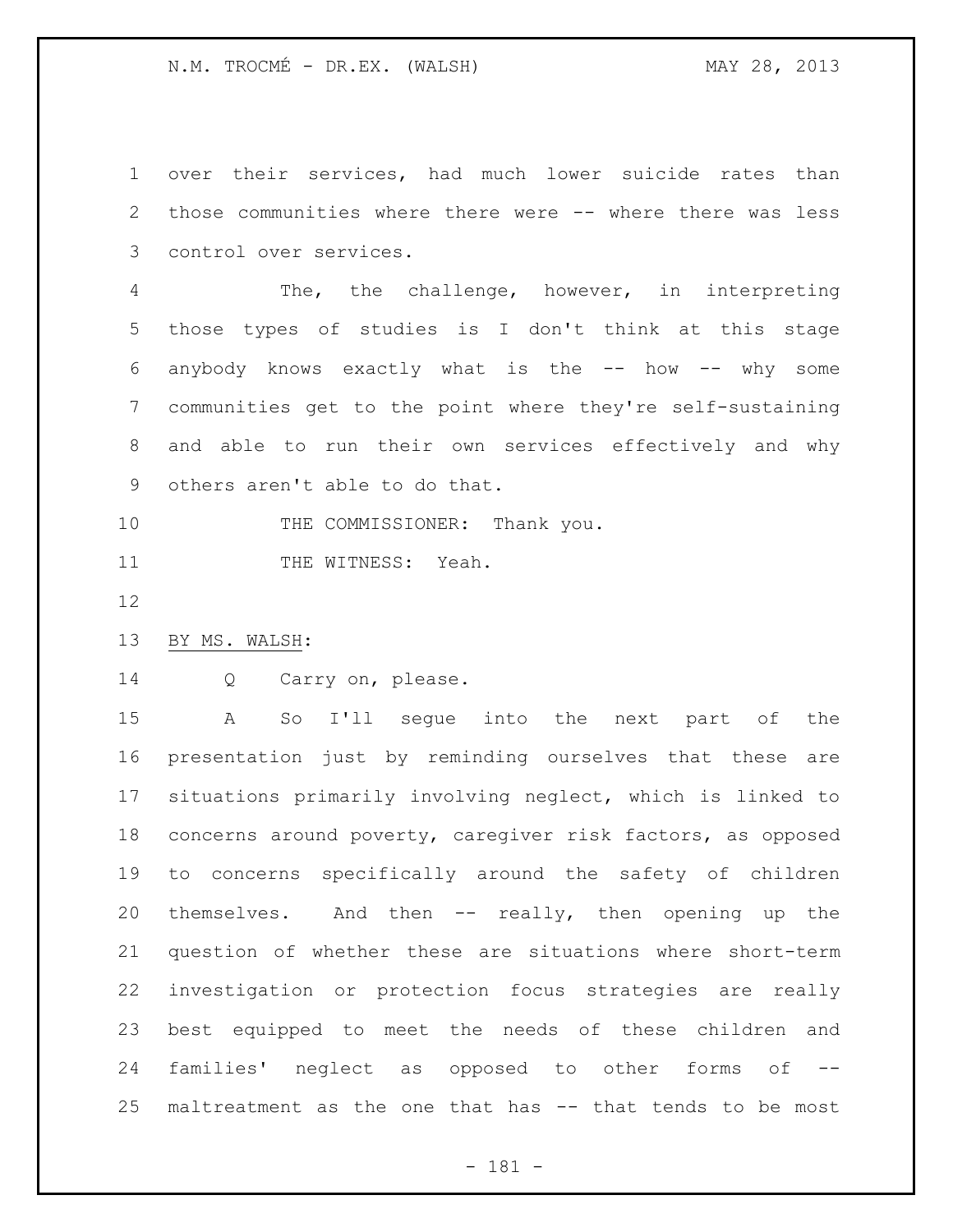over their services, had much lower suicide rates than those communities where there were -- where there was less control over services.

The, the challenge, however, in interpreting those types of studies is I don't think at this stage anybody knows exactly what is the -- how -- why some communities get to the point where they're self-sustaining and able to run their own services effectively and why others aren't able to do that.

THE COMMISSIONER: Thank you.

THE WITNESS: Yeah.

BY MS. WALSH:

Q Carry on, please.

A So I'll segue into the next part of the presentation just by reminding ourselves that these are situations primarily involving neglect, which is linked to concerns around poverty, caregiver risk factors, as opposed to concerns specifically around the safety of children themselves. And then -- really, then opening up the question of whether these are situations where short-term investigation or protection focus strategies are really best equipped to meet the needs of these children and families' neglect as opposed to other forms of -- maltreatment as the one that has -- that tends to be most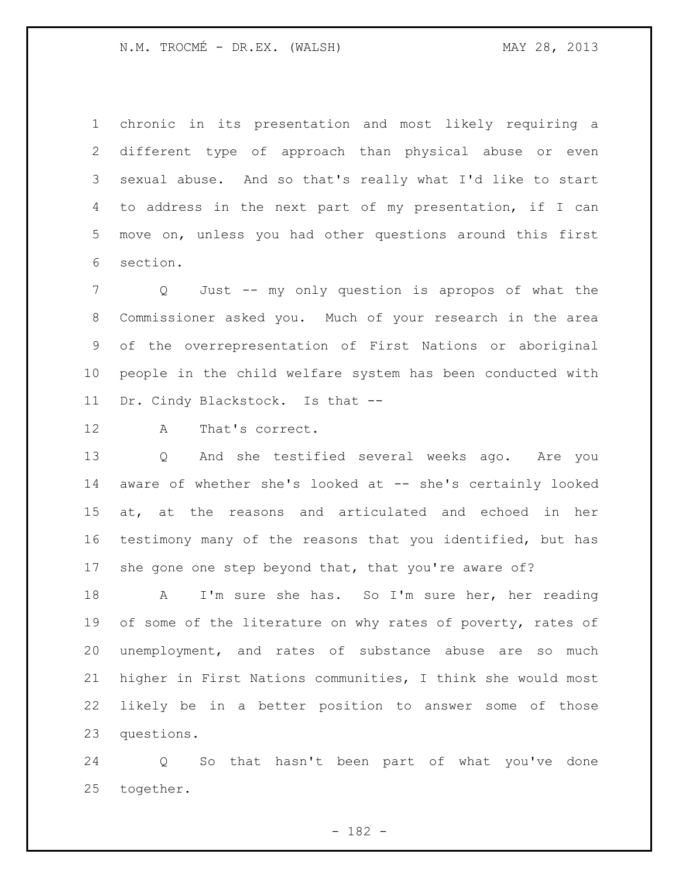chronic in its presentation and most likely requiring a different type of approach than physical abuse or even sexual abuse. And so that's really what I'd like to start to address in the next part of my presentation, if I can move on, unless you had other questions around this first section.

Q Just -- my only question is apropos of what the Commissioner asked you. Much of your research in the area of the overrepresentation of First Nations or aboriginal people in the child welfare system has been conducted with Dr. Cindy Blackstock. Is that --

A That's correct.

Q And she testified several weeks ago. Are you aware of whether she's looked at -- she's certainly looked at, at the reasons and articulated and echoed in her testimony many of the reasons that you identified, but has she gone one step beyond that, that you're aware of?

A I'm sure she has. So I'm sure her, her reading of some of the literature on why rates of poverty, rates of unemployment, and rates of substance abuse are so much higher in First Nations communities, I think she would most likely be in a better position to answer some of those questions.

Q So that hasn't been part of what you've done together.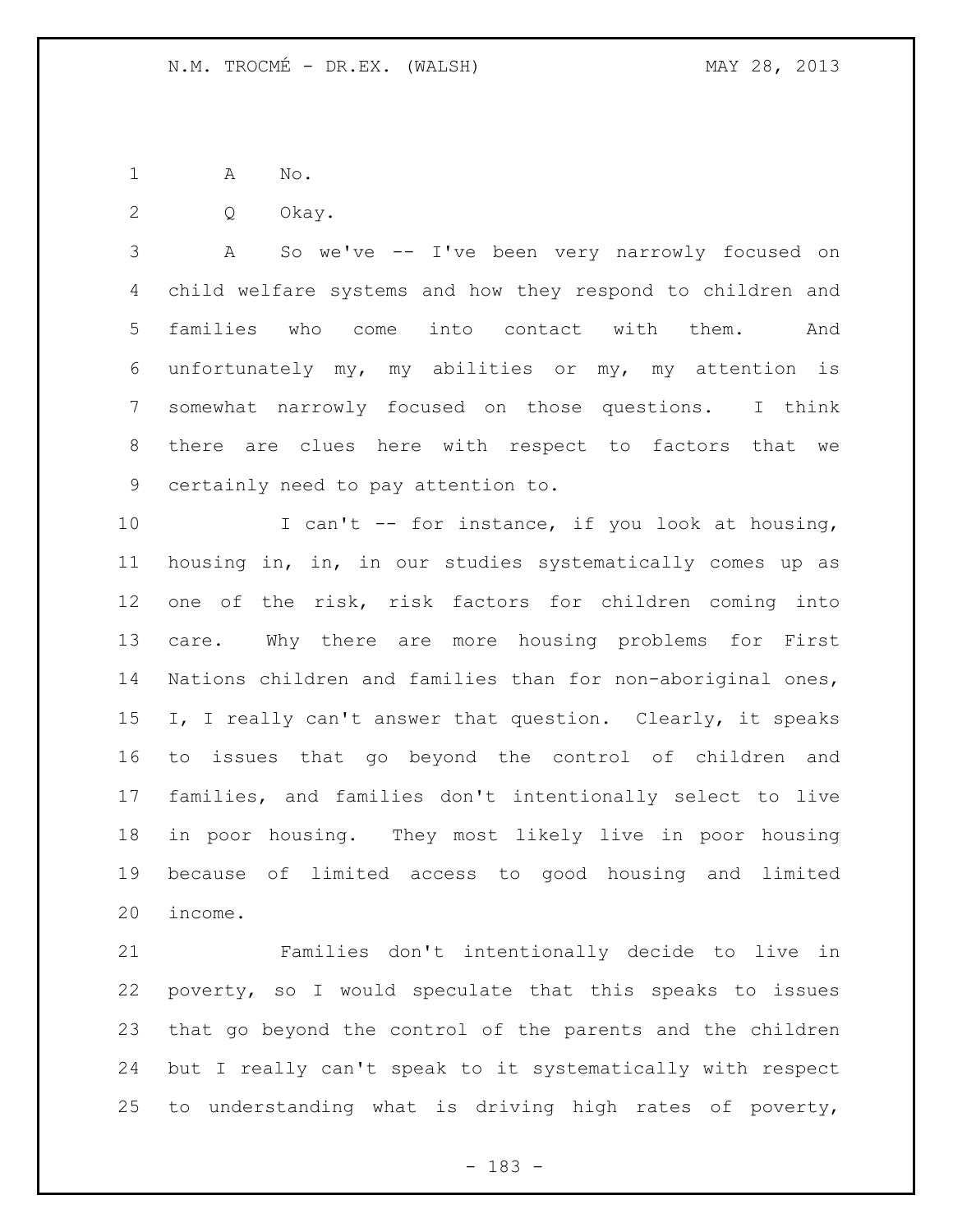A No.

Q Okay.

A So we've -- I've been very narrowly focused on child welfare systems and how they respond to children and families who come into contact with them. And unfortunately my, my abilities or my, my attention is somewhat narrowly focused on those questions. I think there are clues here with respect to factors that we certainly need to pay attention to.

I can't -- for instance, if you look at housing, housing in, in, in our studies systematically comes up as one of the risk, risk factors for children coming into care. Why there are more housing problems for First Nations children and families than for non-aboriginal ones, I, I really can't answer that question. Clearly, it speaks to issues that go beyond the control of children and families, and families don't intentionally select to live in poor housing. They most likely live in poor housing because of limited access to good housing and limited income.

Families don't intentionally decide to live in poverty, so I would speculate that this speaks to issues that go beyond the control of the parents and the children but I really can't speak to it systematically with respect to understanding what is driving high rates of poverty,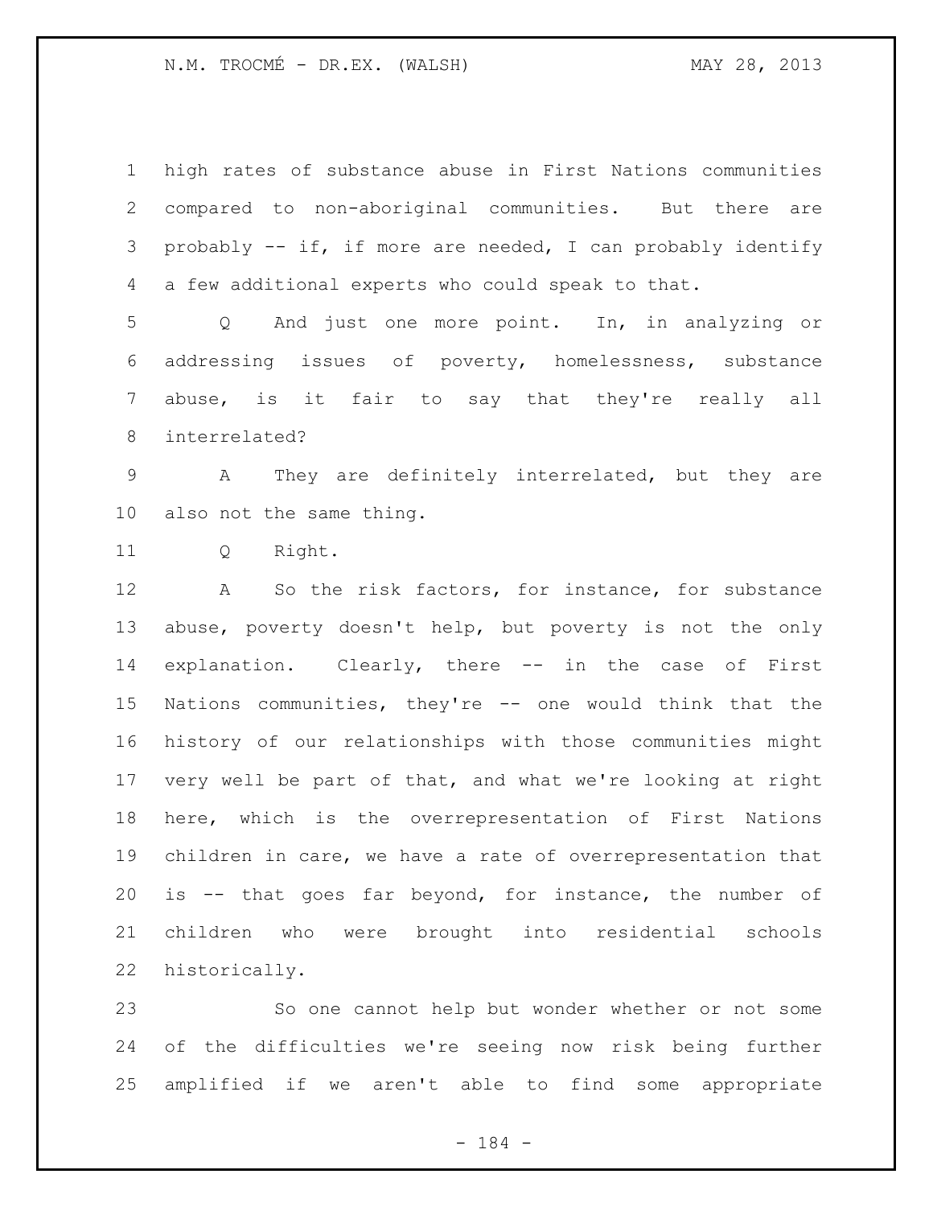high rates of substance abuse in First Nations communities compared to non-aboriginal communities. But there are probably -- if, if more are needed, I can probably identify a few additional experts who could speak to that.

Q And just one more point. In, in analyzing or addressing issues of poverty, homelessness, substance abuse, is it fair to say that they're really all interrelated?

A They are definitely interrelated, but they are also not the same thing.

Q Right.

A So the risk factors, for instance, for substance abuse, poverty doesn't help, but poverty is not the only explanation. Clearly, there -- in the case of First Nations communities, they're -- one would think that the history of our relationships with those communities might very well be part of that, and what we're looking at right here, which is the overrepresentation of First Nations children in care, we have a rate of overrepresentation that is -- that goes far beyond, for instance, the number of children who were brought into residential schools historically.

So one cannot help but wonder whether or not some of the difficulties we're seeing now risk being further amplified if we aren't able to find some appropriate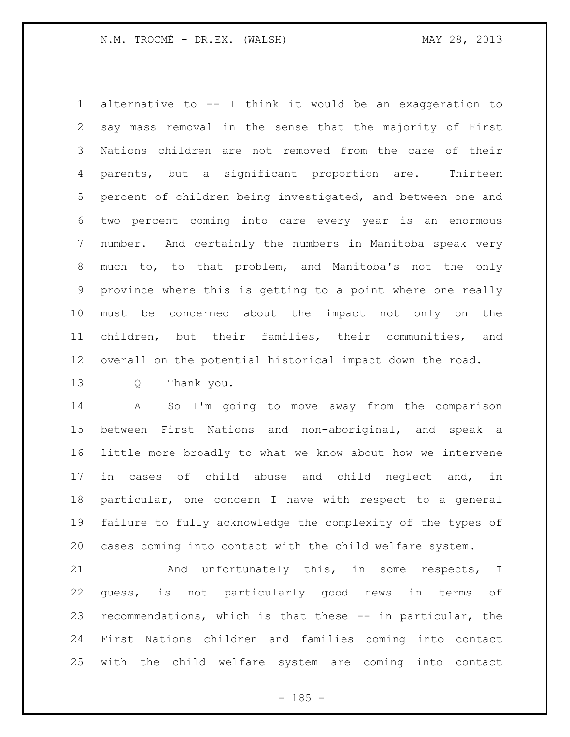alternative to -- I think it would be an exaggeration to say mass removal in the sense that the majority of First Nations children are not removed from the care of their parents, but a significant proportion are. Thirteen percent of children being investigated, and between one and two percent coming into care every year is an enormous number. And certainly the numbers in Manitoba speak very much to, to that problem, and Manitoba's not the only province where this is getting to a point where one really must be concerned about the impact not only on the children, but their families, their communities, and overall on the potential historical impact down the road.

Q Thank you.

A So I'm going to move away from the comparison between First Nations and non-aboriginal, and speak a little more broadly to what we know about how we intervene in cases of child abuse and child neglect and, in particular, one concern I have with respect to a general failure to fully acknowledge the complexity of the types of cases coming into contact with the child welfare system.

And unfortunately this, in some respects, I guess, is not particularly good news in terms of recommendations, which is that these -- in particular, the First Nations children and families coming into contact with the child welfare system are coming into contact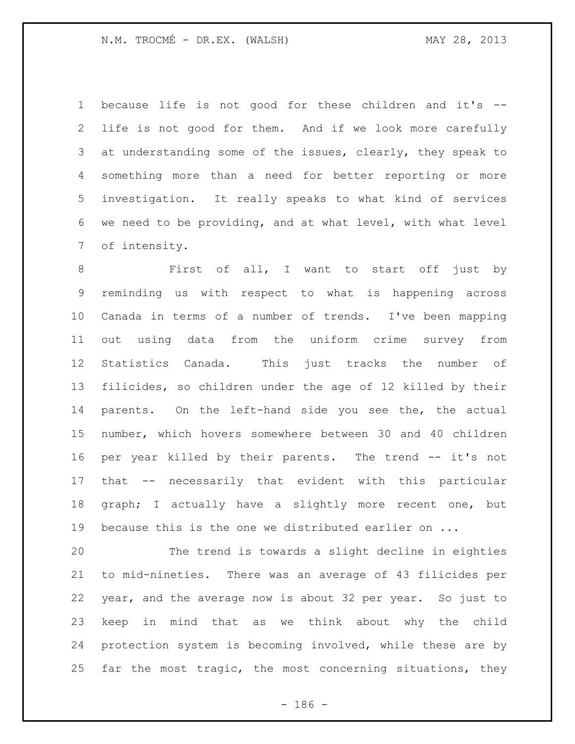because life is not good for these children and it's -- life is not good for them. And if we look more carefully at understanding some of the issues, clearly, they speak to something more than a need for better reporting or more investigation. It really speaks to what kind of services we need to be providing, and at what level, with what level of intensity.

First of all, I want to start off just by reminding us with respect to what is happening across Canada in terms of a number of trends. I've been mapping out using data from the uniform crime survey from Statistics Canada. This just tracks the number of filicides, so children under the age of 12 killed by their parents. On the left-hand side you see the, the actual number, which hovers somewhere between 30 and 40 children per year killed by their parents. The trend -- it's not that -- necessarily that evident with this particular graph; I actually have a slightly more recent one, but because this is the one we distributed earlier on ...

The trend is towards a slight decline in eighties to mid-nineties. There was an average of 43 filicides per year, and the average now is about 32 per year. So just to keep in mind that as we think about why the child protection system is becoming involved, while these are by far the most tragic, the most concerning situations, they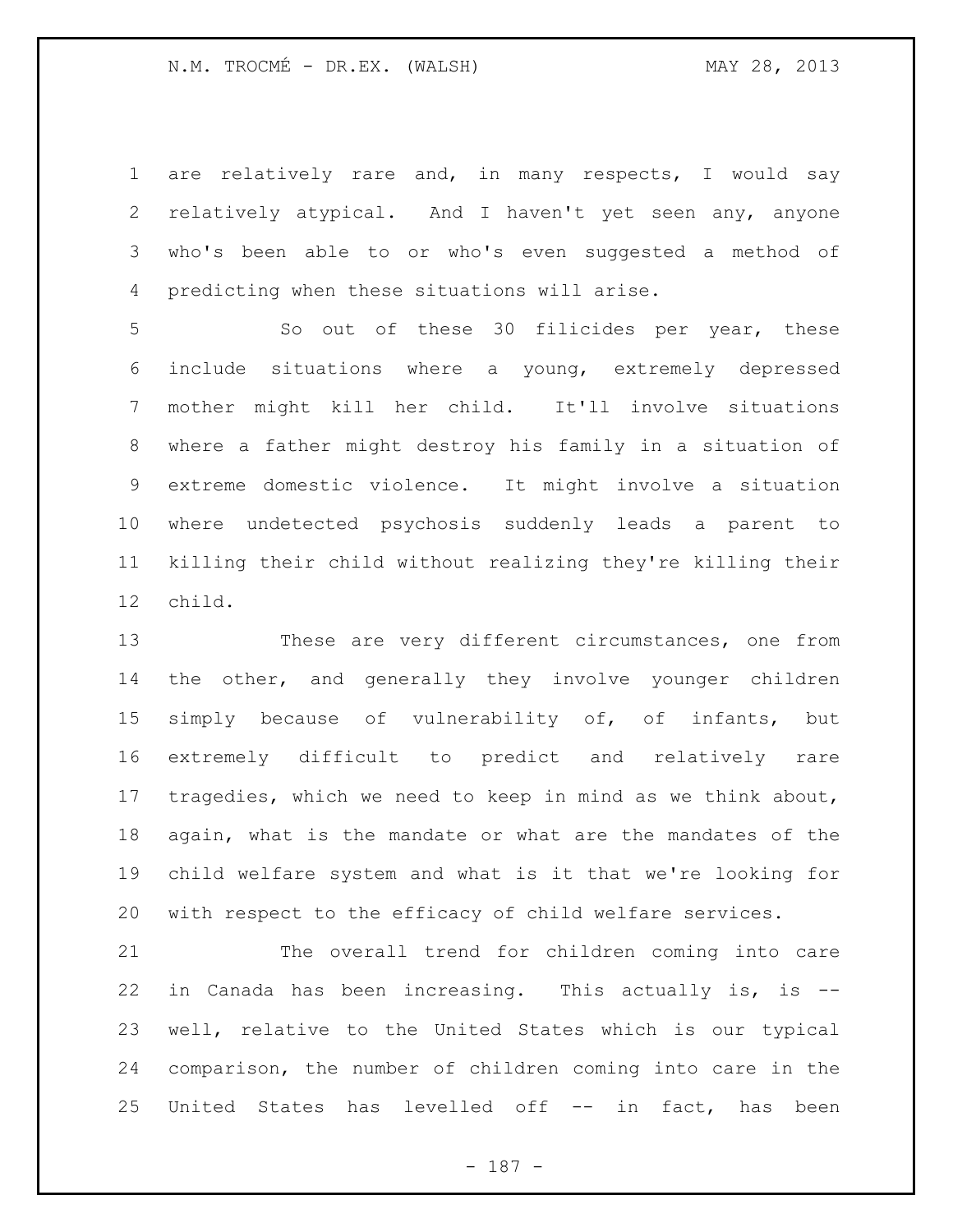are relatively rare and, in many respects, I would say relatively atypical. And I haven't yet seen any, anyone who's been able to or who's even suggested a method of predicting when these situations will arise.

So out of these 30 filicides per year, these include situations where a young, extremely depressed mother might kill her child. It'll involve situations where a father might destroy his family in a situation of extreme domestic violence. It might involve a situation where undetected psychosis suddenly leads a parent to killing their child without realizing they're killing their child.

These are very different circumstances, one from the other, and generally they involve younger children simply because of vulnerability of, of infants, but extremely difficult to predict and relatively rare tragedies, which we need to keep in mind as we think about, again, what is the mandate or what are the mandates of the child welfare system and what is it that we're looking for with respect to the efficacy of child welfare services.

The overall trend for children coming into care in Canada has been increasing. This actually is, is -- well, relative to the United States which is our typical comparison, the number of children coming into care in the United States has levelled off -- in fact, has been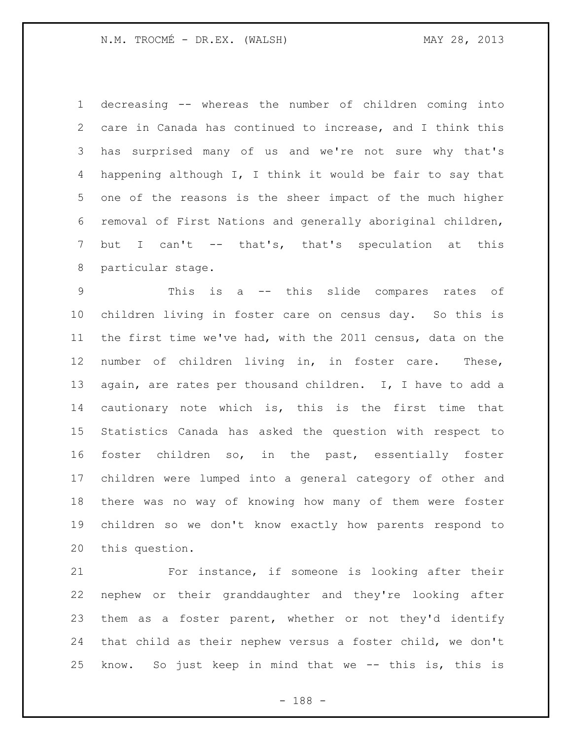decreasing -- whereas the number of children coming into care in Canada has continued to increase, and I think this has surprised many of us and we're not sure why that's happening although I, I think it would be fair to say that one of the reasons is the sheer impact of the much higher removal of First Nations and generally aboriginal children, but I can't -- that's, that's speculation at this particular stage.

This is a -- this slide compares rates of children living in foster care on census day. So this is the first time we've had, with the 2011 census, data on the number of children living in, in foster care. These, again, are rates per thousand children. I, I have to add a cautionary note which is, this is the first time that Statistics Canada has asked the question with respect to foster children so, in the past, essentially foster children were lumped into a general category of other and there was no way of knowing how many of them were foster children so we don't know exactly how parents respond to this question.

For instance, if someone is looking after their nephew or their granddaughter and they're looking after them as a foster parent, whether or not they'd identify that child as their nephew versus a foster child, we don't know. So just keep in mind that we -- this is, this is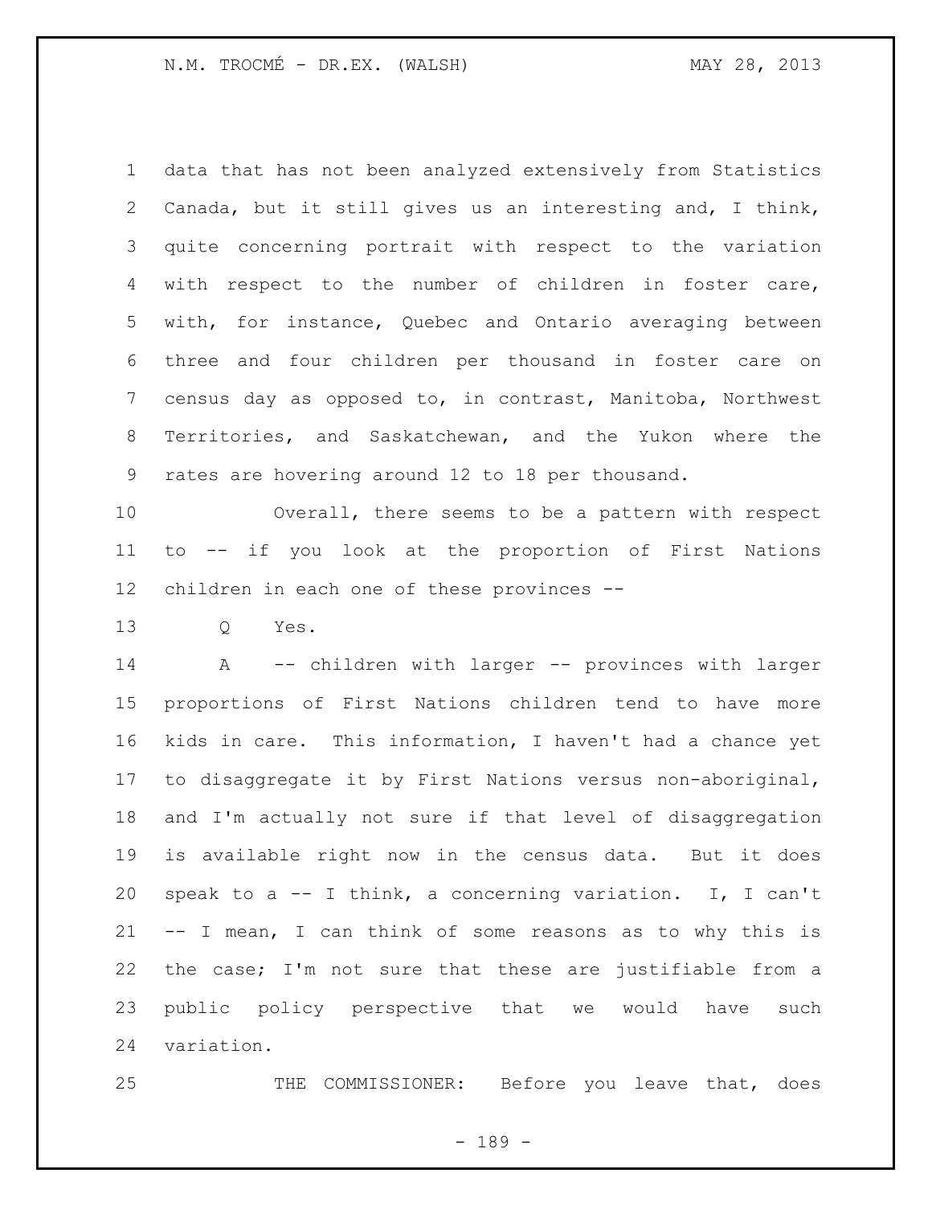data that has not been analyzed extensively from Statistics Canada, but it still gives us an interesting and, I think, quite concerning portrait with respect to the variation with respect to the number of children in foster care, with, for instance, Quebec and Ontario averaging between three and four children per thousand in foster care on census day as opposed to, in contrast, Manitoba, Northwest Territories, and Saskatchewan, and the Yukon where the rates are hovering around 12 to 18 per thousand.

Overall, there seems to be a pattern with respect to -- if you look at the proportion of First Nations children in each one of these provinces --

Q Yes.

A -- children with larger -- provinces with larger proportions of First Nations children tend to have more kids in care. This information, I haven't had a chance yet to disaggregate it by First Nations versus non-aboriginal, and I'm actually not sure if that level of disaggregation is available right now in the census data. But it does speak to a -- I think, a concerning variation. I, I can't -- I mean, I can think of some reasons as to why this is the case; I'm not sure that these are justifiable from a public policy perspective that we would have such variation.

THE COMMISSIONER: Before you leave that, does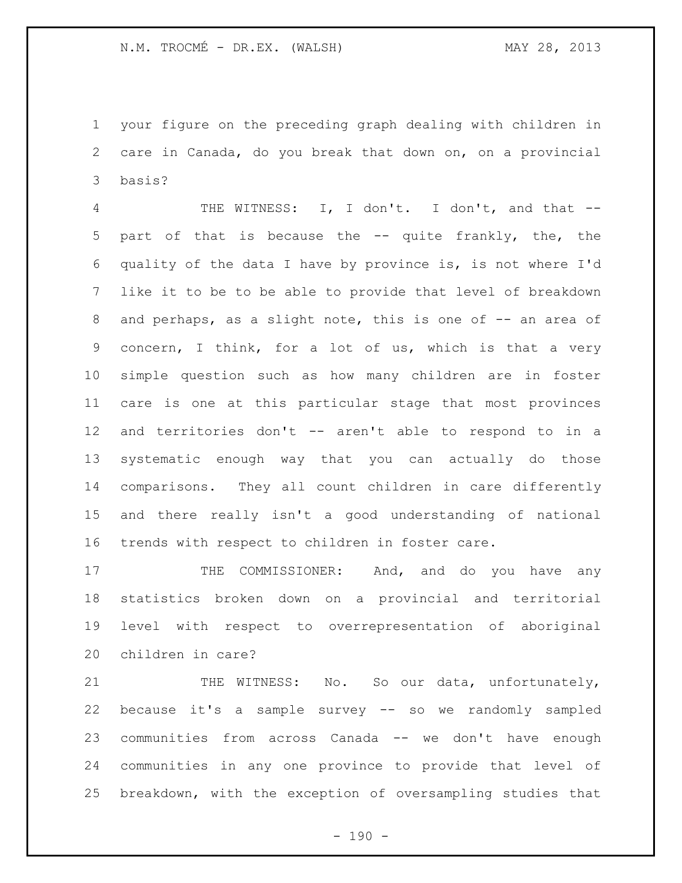your figure on the preceding graph dealing with children in care in Canada, do you break that down on, on a provincial basis?

THE WITNESS: I, I don't. I don't, and that -- part of that is because the -- quite frankly, the, the quality of the data I have by province is, is not where I'd like it to be to be able to provide that level of breakdown and perhaps, as a slight note, this is one of -- an area of concern, I think, for a lot of us, which is that a very simple question such as how many children are in foster care is one at this particular stage that most provinces and territories don't -- aren't able to respond to in a systematic enough way that you can actually do those comparisons. They all count children in care differently and there really isn't a good understanding of national trends with respect to children in foster care.

THE COMMISSIONER: And, and do you have any statistics broken down on a provincial and territorial level with respect to overrepresentation of aboriginal children in care?

THE WITNESS: No. So our data, unfortunately, because it's a sample survey -- so we randomly sampled communities from across Canada -- we don't have enough communities in any one province to provide that level of breakdown, with the exception of oversampling studies that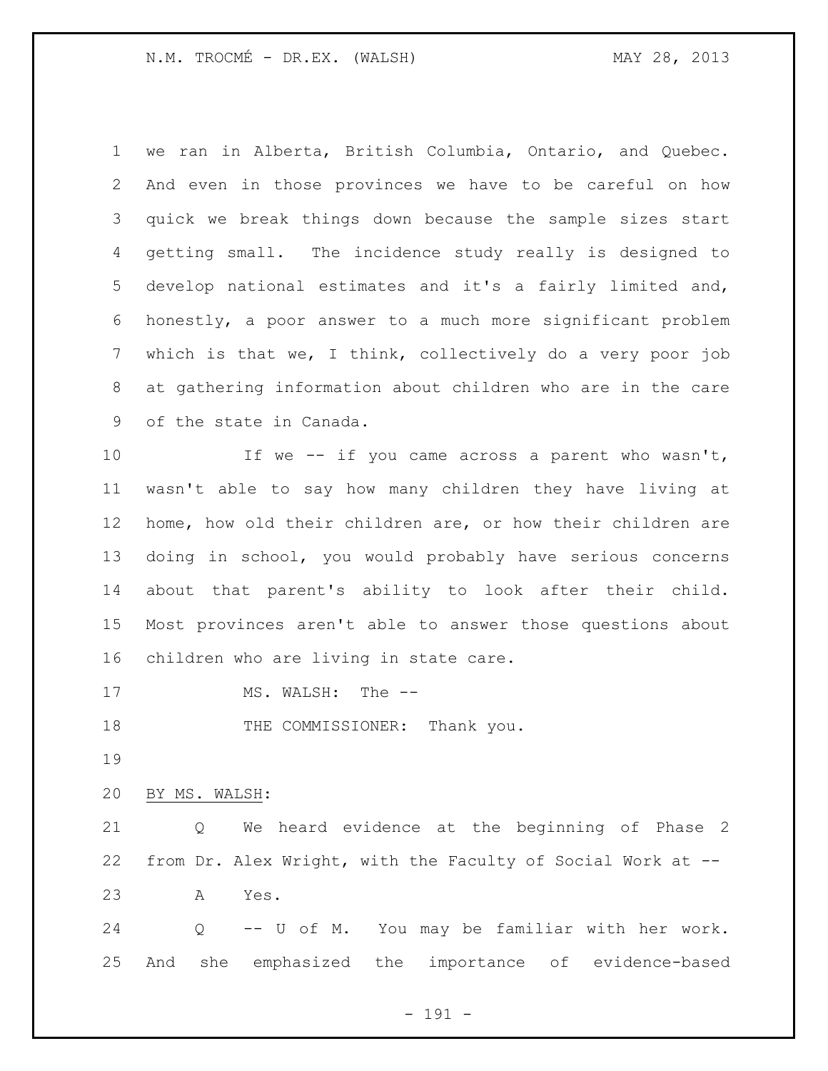we ran in Alberta, British Columbia, Ontario, and Quebec. And even in those provinces we have to be careful on how quick we break things down because the sample sizes start getting small. The incidence study really is designed to develop national estimates and it's a fairly limited and, honestly, a poor answer to a much more significant problem which is that we, I think, collectively do a very poor job at gathering information about children who are in the care of the state in Canada.

If we -- if you came across a parent who wasn't, wasn't able to say how many children they have living at home, how old their children are, or how their children are doing in school, you would probably have serious concerns about that parent's ability to look after their child. Most provinces aren't able to answer those questions about children who are living in state care.

MS. WALSH: The --

THE COMMISSIONER: Thank you.

BY MS. WALSH:

Q We heard evidence at the beginning of Phase 2 from Dr. Alex Wright, with the Faculty of Social Work at --

A Yes.

Q -- U of M. You may be familiar with her work. And she emphasized the importance of evidence-based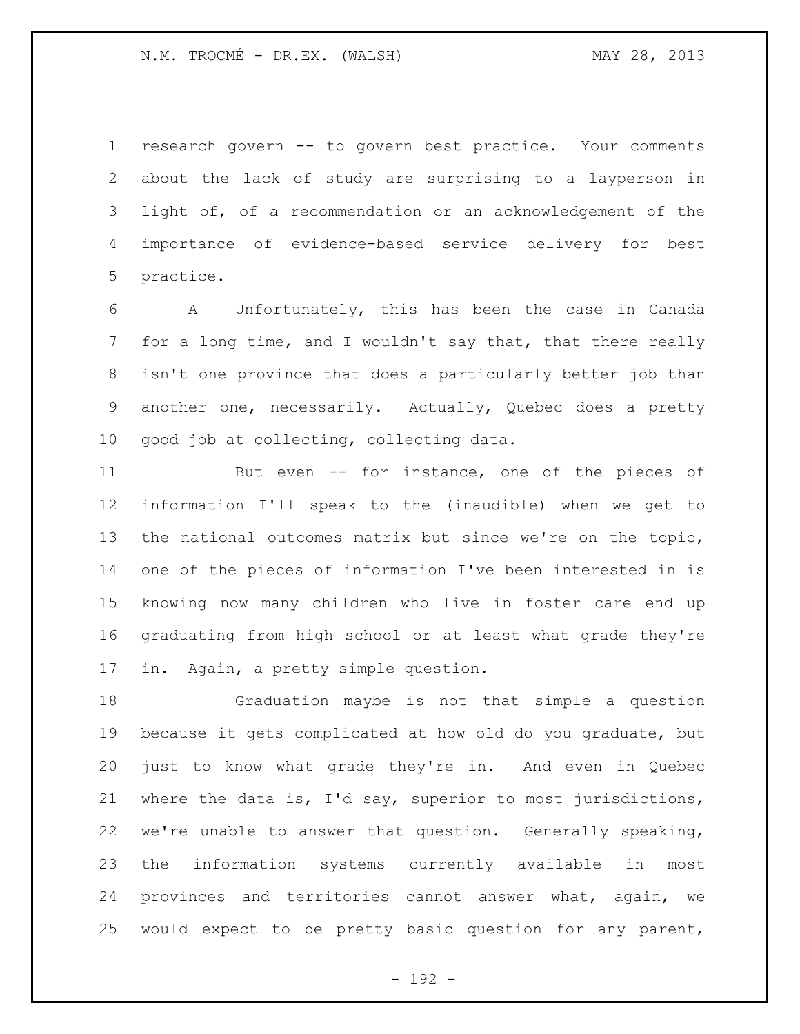research govern -- to govern best practice. Your comments about the lack of study are surprising to a layperson in light of, of a recommendation or an acknowledgement of the importance of evidence-based service delivery for best practice.

A Unfortunately, this has been the case in Canada for a long time, and I wouldn't say that, that there really isn't one province that does a particularly better job than another one, necessarily. Actually, Quebec does a pretty good job at collecting, collecting data.

But even -- for instance, one of the pieces of information I'll speak to the (inaudible) when we get to the national outcomes matrix but since we're on the topic, one of the pieces of information I've been interested in is knowing now many children who live in foster care end up graduating from high school or at least what grade they're in. Again, a pretty simple question.

Graduation maybe is not that simple a question because it gets complicated at how old do you graduate, but just to know what grade they're in. And even in Quebec where the data is, I'd say, superior to most jurisdictions, we're unable to answer that question. Generally speaking, the information systems currently available in most provinces and territories cannot answer what, again, we would expect to be pretty basic question for any parent,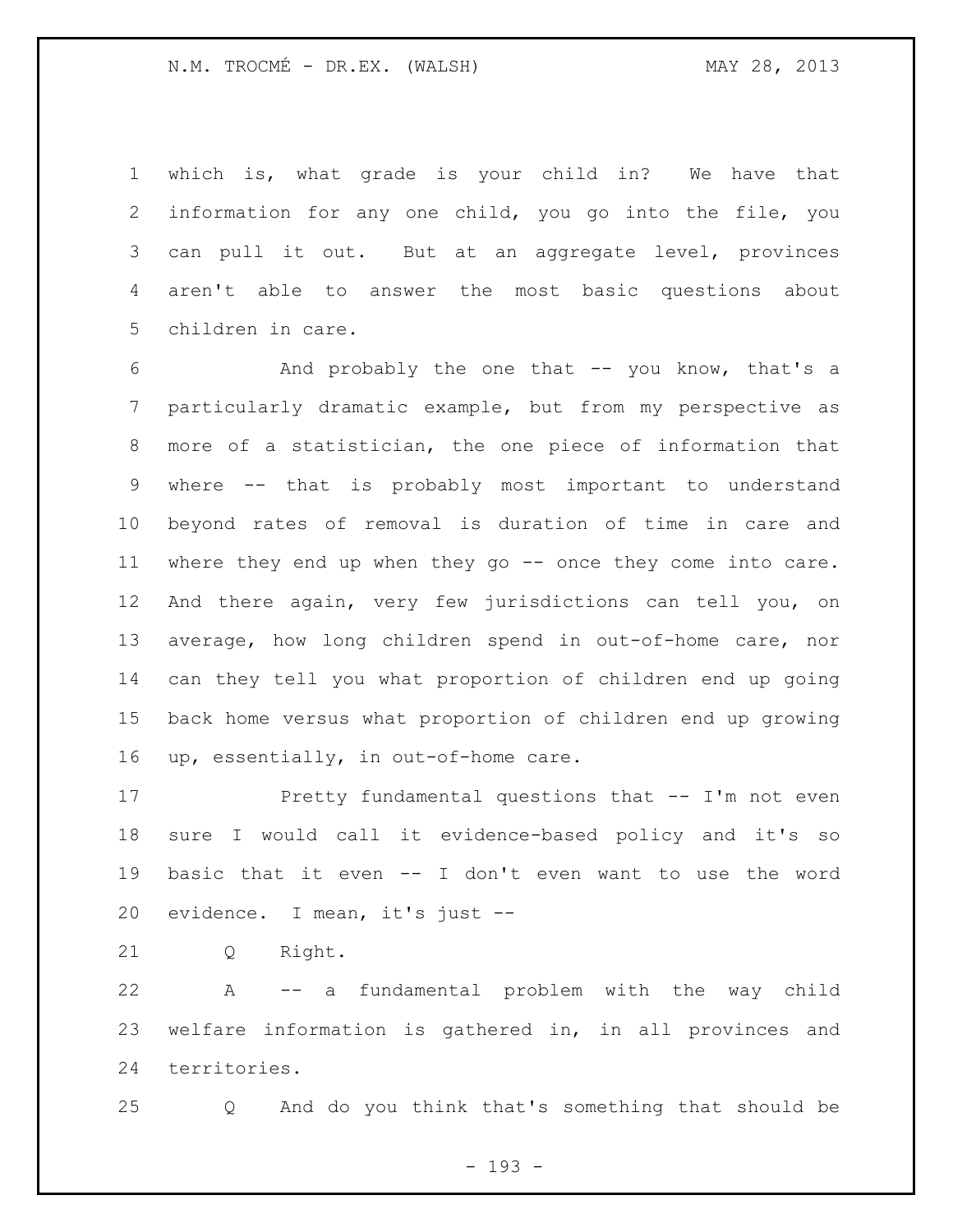which is, what grade is your child in? We have that information for any one child, you go into the file, you can pull it out. But at an aggregate level, provinces aren't able to answer the most basic questions about children in care.

And probably the one that -- you know, that's a particularly dramatic example, but from my perspective as more of a statistician, the one piece of information that where -- that is probably most important to understand beyond rates of removal is duration of time in care and where they end up when they go -- once they come into care. And there again, very few jurisdictions can tell you, on average, how long children spend in out-of-home care, nor can they tell you what proportion of children end up going back home versus what proportion of children end up growing up, essentially, in out-of-home care.

Pretty fundamental questions that -- I'm not even sure I would call it evidence-based policy and it's so basic that it even -- I don't even want to use the word evidence. I mean, it's just --

Q Right.

A -- a fundamental problem with the way child welfare information is gathered in, in all provinces and territories.

Q And do you think that's something that should be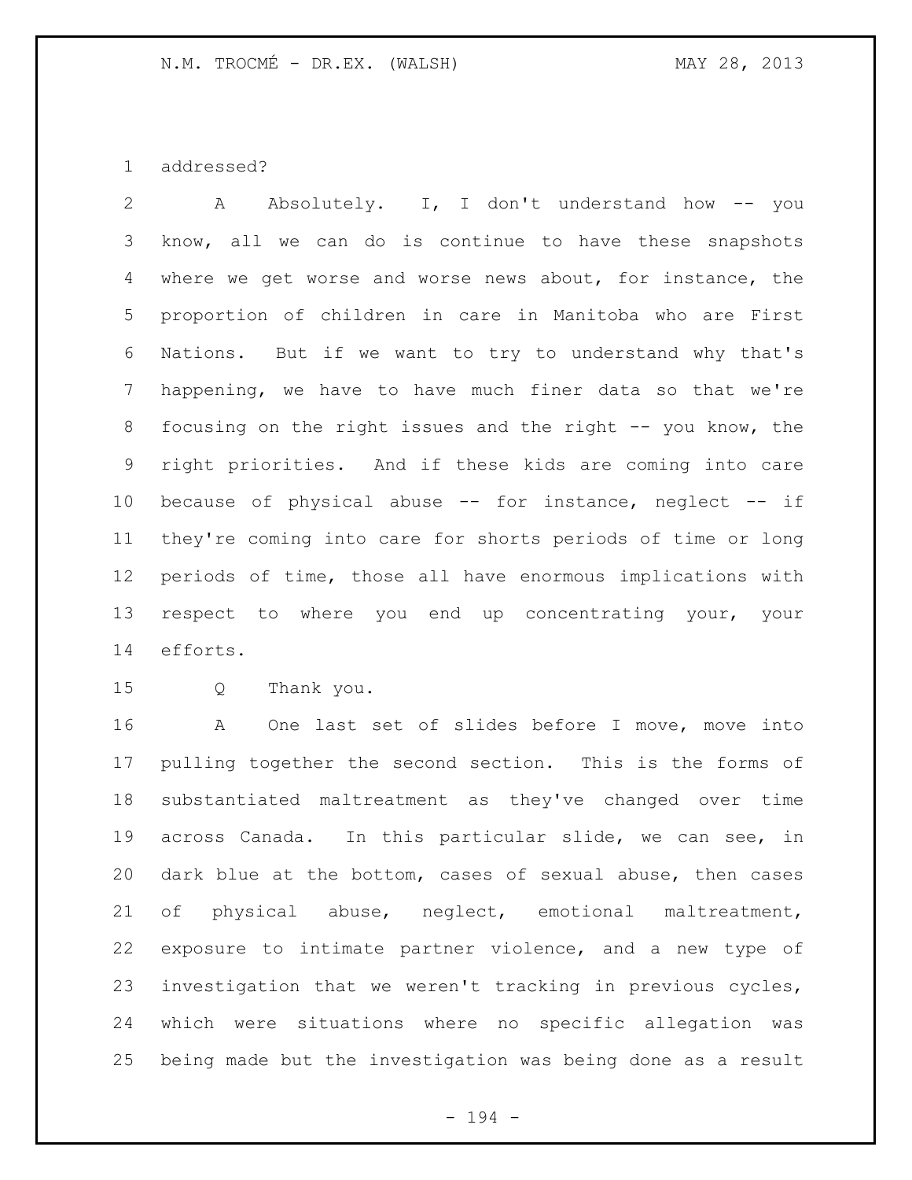addressed?

A Absolutely. I, I don't understand how -- you know, all we can do is continue to have these snapshots where we get worse and worse news about, for instance, the proportion of children in care in Manitoba who are First Nations. But if we want to try to understand why that's happening, we have to have much finer data so that we're focusing on the right issues and the right -- you know, the right priorities. And if these kids are coming into care because of physical abuse -- for instance, neglect -- if they're coming into care for shorts periods of time or long periods of time, those all have enormous implications with respect to where you end up concentrating your, your efforts.

Q Thank you.

A One last set of slides before I move, move into pulling together the second section. This is the forms of substantiated maltreatment as they've changed over time across Canada. In this particular slide, we can see, in dark blue at the bottom, cases of sexual abuse, then cases of physical abuse, neglect, emotional maltreatment, exposure to intimate partner violence, and a new type of investigation that we weren't tracking in previous cycles, which were situations where no specific allegation was being made but the investigation was being done as a result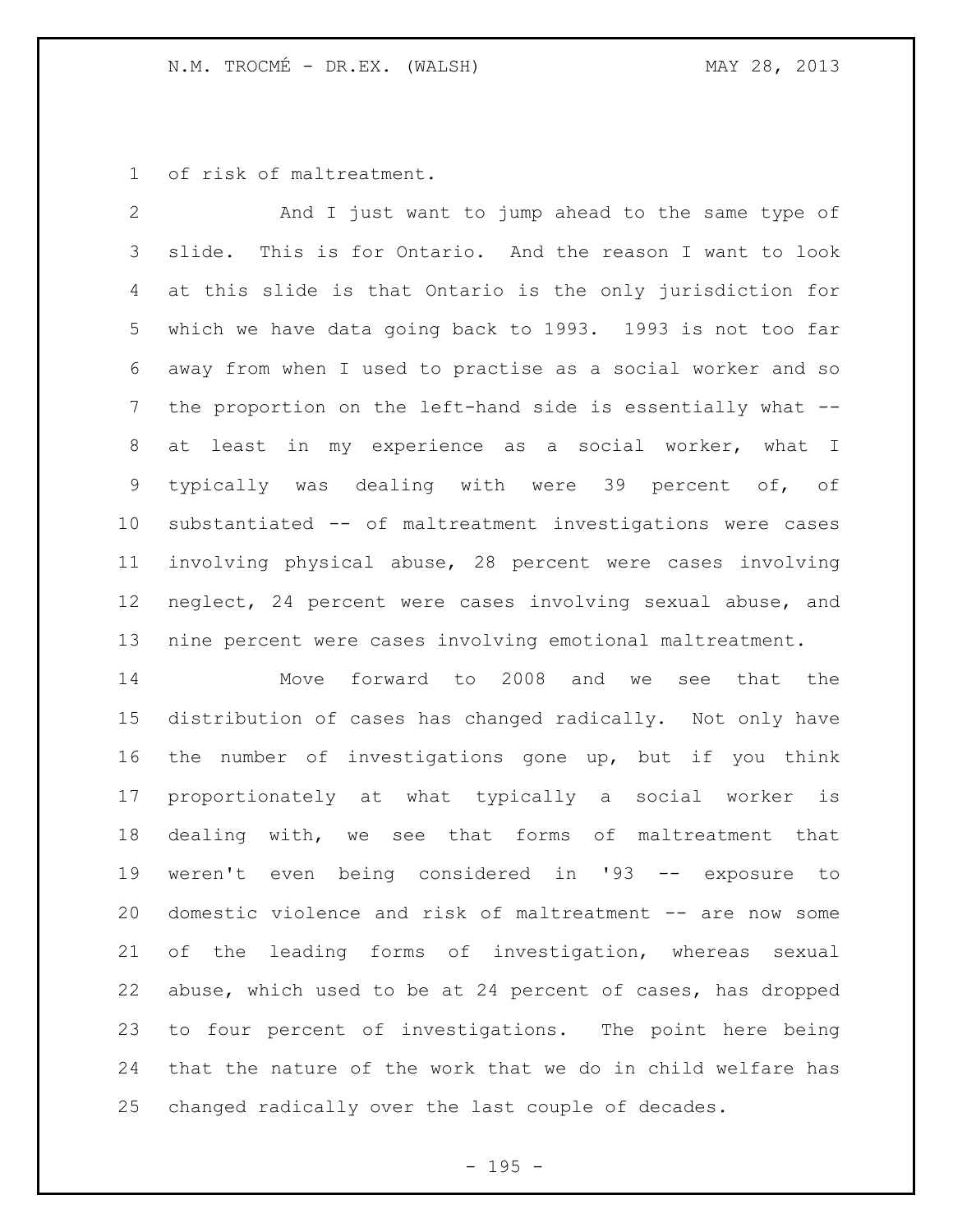of risk of maltreatment.

And I just want to jump ahead to the same type of slide. This is for Ontario. And the reason I want to look at this slide is that Ontario is the only jurisdiction for which we have data going back to 1993. 1993 is not too far away from when I used to practise as a social worker and so the proportion on the left-hand side is essentially what -- at least in my experience as a social worker, what I typically was dealing with were 39 percent of, of substantiated -- of maltreatment investigations were cases involving physical abuse, 28 percent were cases involving neglect, 24 percent were cases involving sexual abuse, and nine percent were cases involving emotional maltreatment.

Move forward to 2008 and we see that the distribution of cases has changed radically. Not only have the number of investigations gone up, but if you think proportionately at what typically a social worker is dealing with, we see that forms of maltreatment that weren't even being considered in '93 -- exposure to domestic violence and risk of maltreatment -- are now some of the leading forms of investigation, whereas sexual abuse, which used to be at 24 percent of cases, has dropped to four percent of investigations. The point here being that the nature of the work that we do in child welfare has changed radically over the last couple of decades.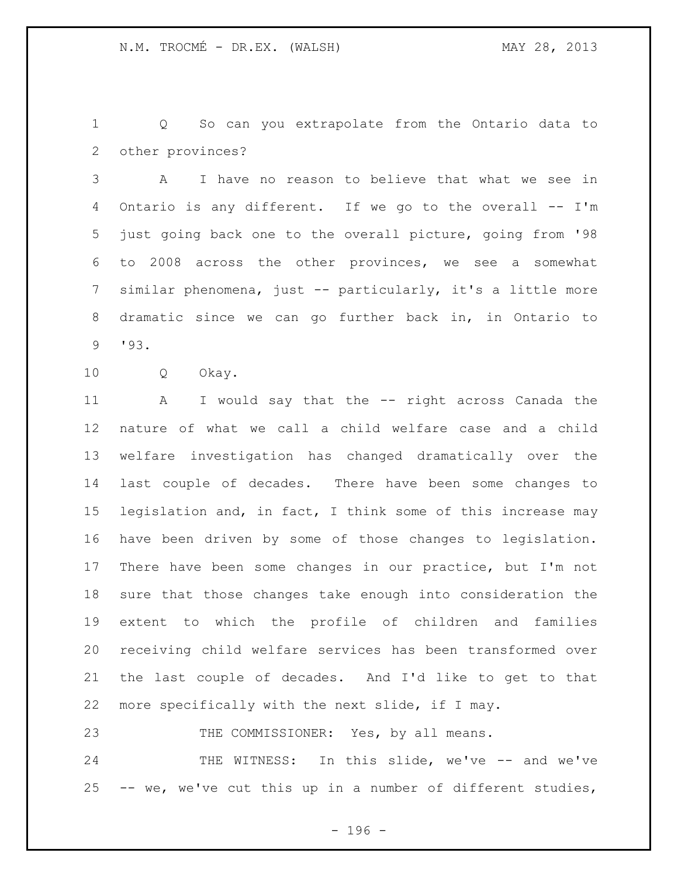Q So can you extrapolate from the Ontario data to other provinces?

A I have no reason to believe that what we see in Ontario is any different. If we go to the overall -- I'm just going back one to the overall picture, going from '98 to 2008 across the other provinces, we see a somewhat similar phenomena, just -- particularly, it's a little more dramatic since we can go further back in, in Ontario to '93.

Q Okay.

A I would say that the -- right across Canada the nature of what we call a child welfare case and a child welfare investigation has changed dramatically over the last couple of decades. There have been some changes to legislation and, in fact, I think some of this increase may have been driven by some of those changes to legislation. There have been some changes in our practice, but I'm not sure that those changes take enough into consideration the extent to which the profile of children and families receiving child welfare services has been transformed over the last couple of decades. And I'd like to get to that more specifically with the next slide, if I may.

THE COMMISSIONER: Yes, by all means.

THE WITNESS: In this slide, we've -- and we've -- we, we've cut this up in a number of different studies,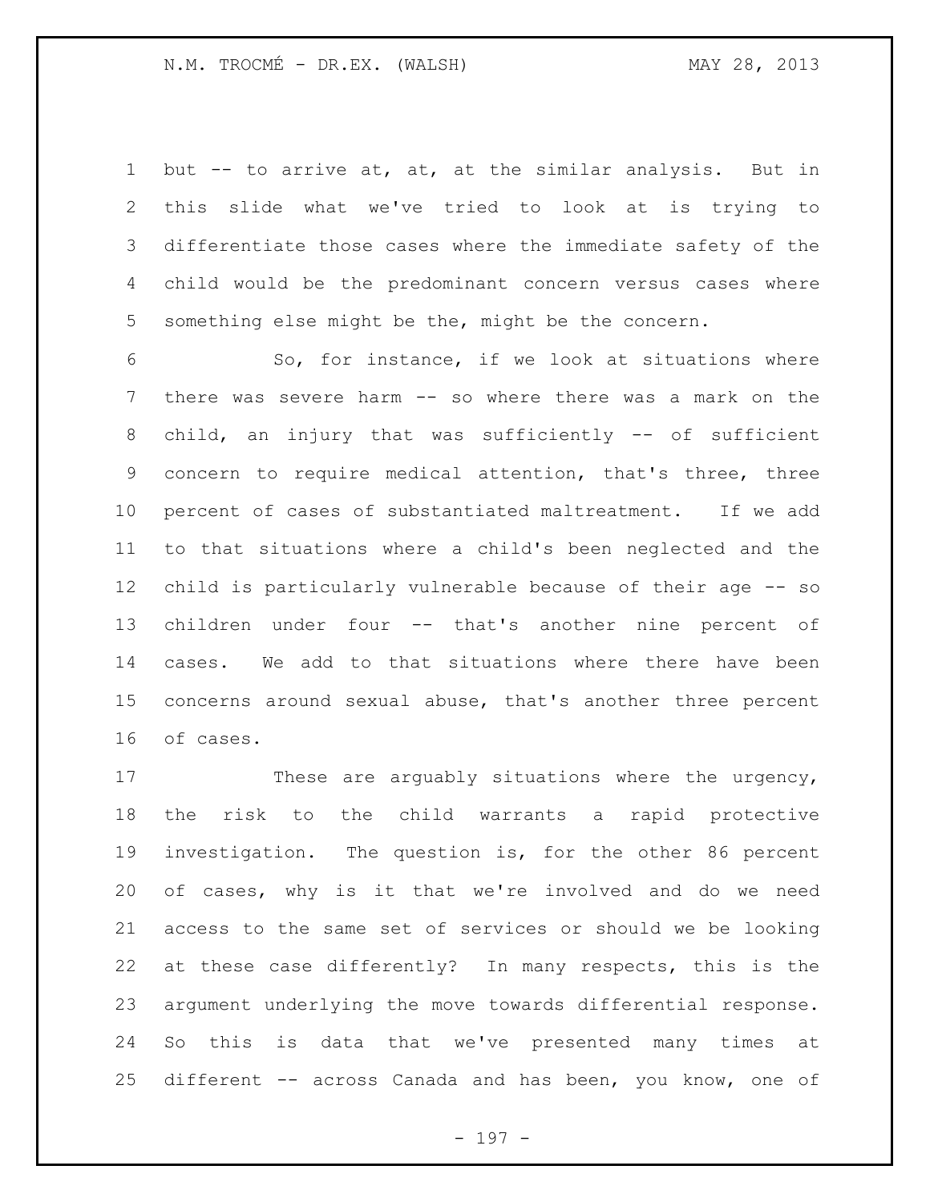but -- to arrive at, at, at the similar analysis. But in this slide what we've tried to look at is trying to differentiate those cases where the immediate safety of the child would be the predominant concern versus cases where something else might be the, might be the concern.

So, for instance, if we look at situations where there was severe harm -- so where there was a mark on the child, an injury that was sufficiently -- of sufficient concern to require medical attention, that's three, three percent of cases of substantiated maltreatment. If we add to that situations where a child's been neglected and the child is particularly vulnerable because of their age -- so children under four -- that's another nine percent of cases. We add to that situations where there have been concerns around sexual abuse, that's another three percent of cases.

These are arguably situations where the urgency, the risk to the child warrants a rapid protective investigation. The question is, for the other 86 percent of cases, why is it that we're involved and do we need access to the same set of services or should we be looking at these case differently? In many respects, this is the argument underlying the move towards differential response. So this is data that we've presented many times at different -- across Canada and has been, you know, one of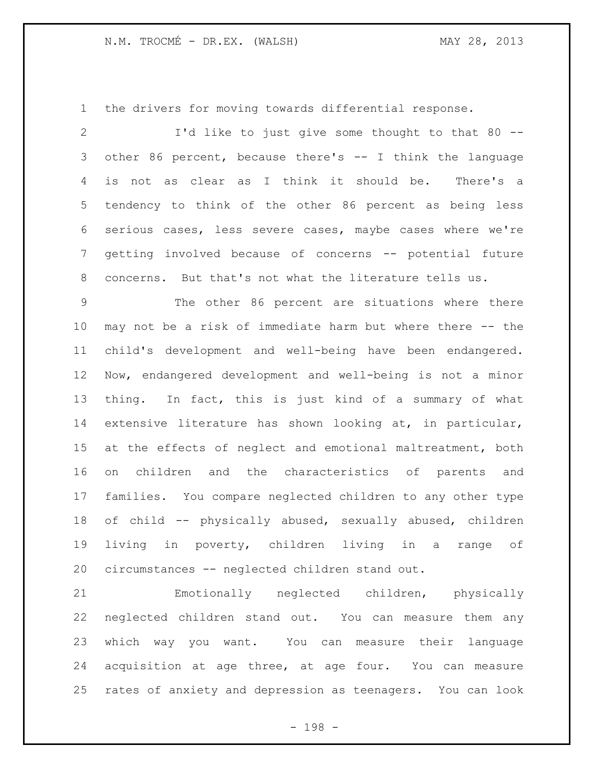the drivers for moving towards differential response.

I'd like to just give some thought to that 80 -- other 86 percent, because there's -- I think the language is not as clear as I think it should be. There's a tendency to think of the other 86 percent as being less serious cases, less severe cases, maybe cases where we're getting involved because of concerns -- potential future concerns. But that's not what the literature tells us.

The other 86 percent are situations where there may not be a risk of immediate harm but where there -- the child's development and well-being have been endangered. Now, endangered development and well-being is not a minor thing. In fact, this is just kind of a summary of what extensive literature has shown looking at, in particular, at the effects of neglect and emotional maltreatment, both on children and the characteristics of parents and families. You compare neglected children to any other type of child -- physically abused, sexually abused, children living in poverty, children living in a range of circumstances -- neglected children stand out.

Emotionally neglected children, physically neglected children stand out. You can measure them any which way you want. You can measure their language acquisition at age three, at age four. You can measure rates of anxiety and depression as teenagers. You can look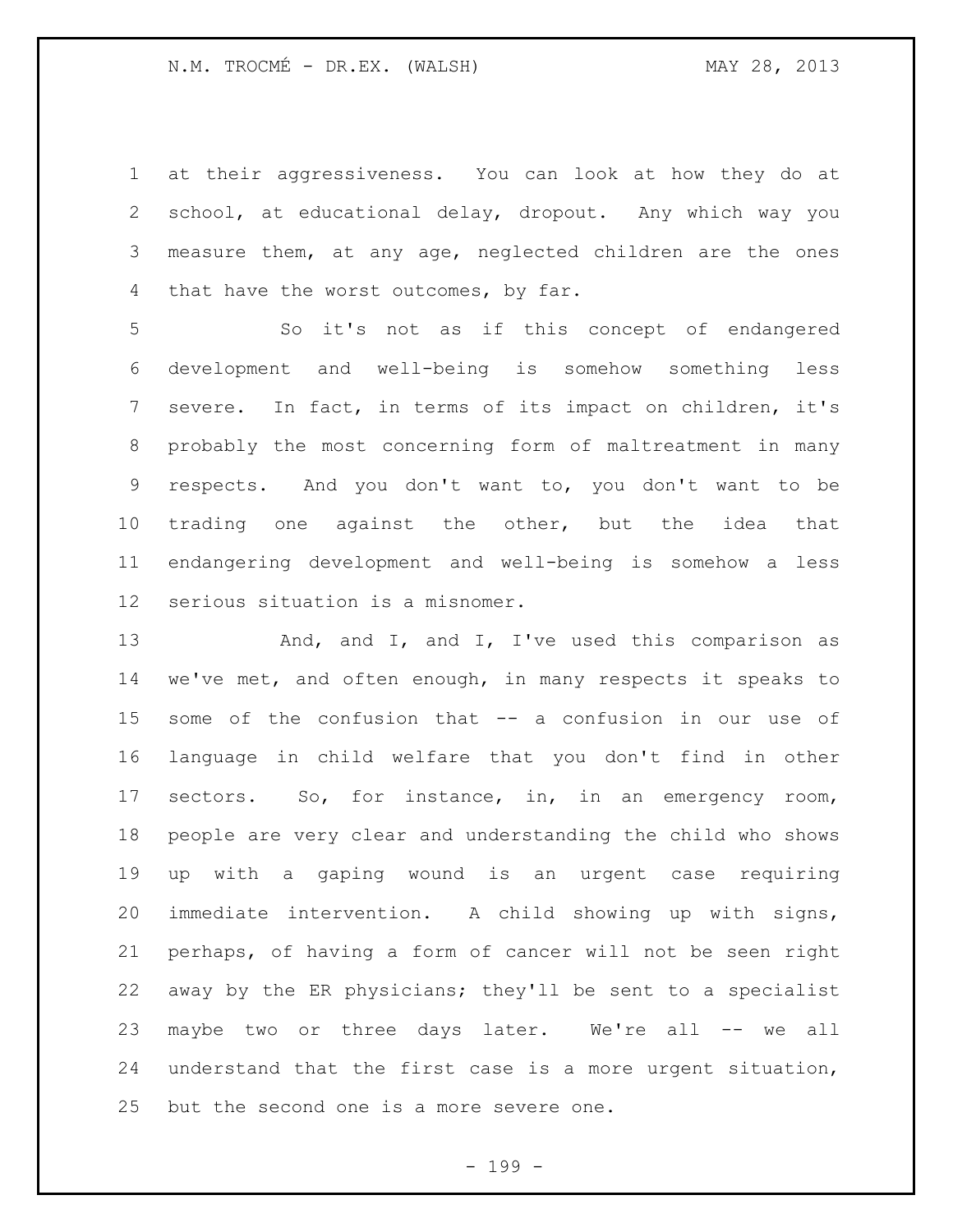at their aggressiveness. You can look at how they do at school, at educational delay, dropout. Any which way you measure them, at any age, neglected children are the ones that have the worst outcomes, by far.

So it's not as if this concept of endangered development and well-being is somehow something less severe. In fact, in terms of its impact on children, it's probably the most concerning form of maltreatment in many respects. And you don't want to, you don't want to be trading one against the other, but the idea that endangering development and well-being is somehow a less serious situation is a misnomer.

And, and I, and I, I've used this comparison as we've met, and often enough, in many respects it speaks to some of the confusion that -- a confusion in our use of language in child welfare that you don't find in other sectors. So, for instance, in, in an emergency room, people are very clear and understanding the child who shows up with a gaping wound is an urgent case requiring immediate intervention. A child showing up with signs, perhaps, of having a form of cancer will not be seen right away by the ER physicians; they'll be sent to a specialist maybe two or three days later. We're all -- we all understand that the first case is a more urgent situation, but the second one is a more severe one.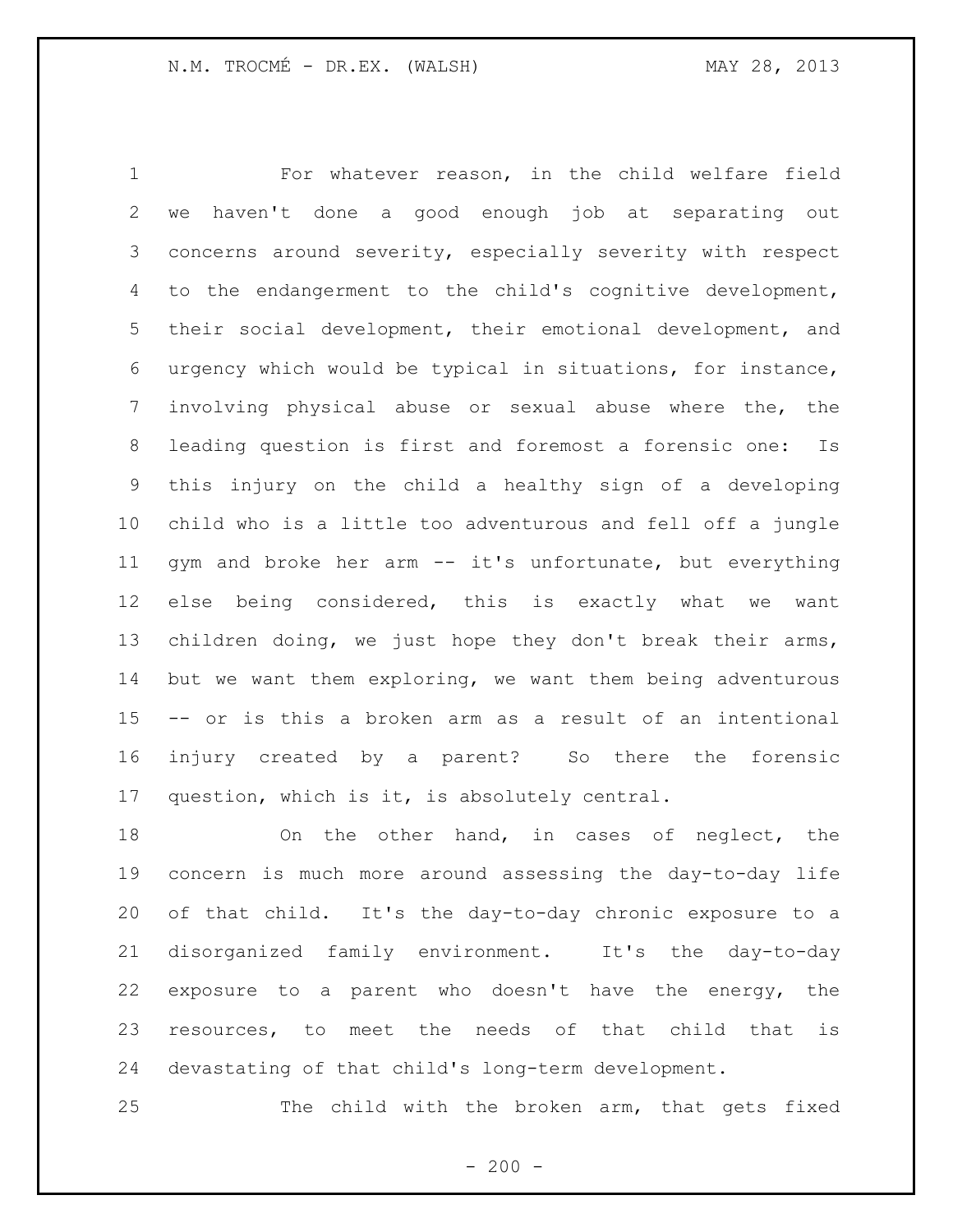For whatever reason, in the child welfare field we haven't done a good enough job at separating out concerns around severity, especially severity with respect to the endangerment to the child's cognitive development, their social development, their emotional development, and urgency which would be typical in situations, for instance, involving physical abuse or sexual abuse where the, the leading question is first and foremost a forensic one: Is this injury on the child a healthy sign of a developing child who is a little too adventurous and fell off a jungle gym and broke her arm -- it's unfortunate, but everything else being considered, this is exactly what we want children doing, we just hope they don't break their arms, but we want them exploring, we want them being adventurous -- or is this a broken arm as a result of an intentional injury created by a parent? So there the forensic question, which is it, is absolutely central.

On the other hand, in cases of neglect, the concern is much more around assessing the day-to-day life of that child. It's the day-to-day chronic exposure to a disorganized family environment. It's the day-to-day exposure to a parent who doesn't have the energy, the resources, to meet the needs of that child that is devastating of that child's long-term development.

The child with the broken arm, that gets fixed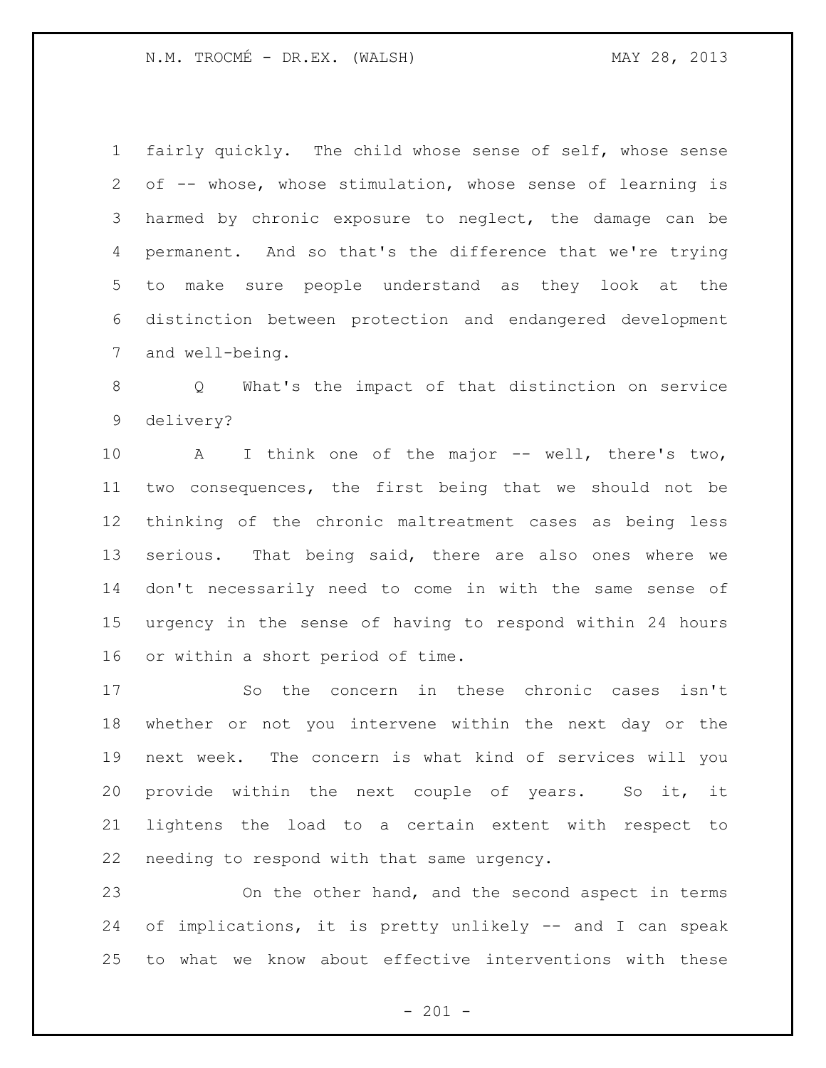fairly quickly. The child whose sense of self, whose sense of -- whose, whose stimulation, whose sense of learning is harmed by chronic exposure to neglect, the damage can be permanent. And so that's the difference that we're trying to make sure people understand as they look at the distinction between protection and endangered development and well-being.

Q What's the impact of that distinction on service delivery?

A I think one of the major -- well, there's two, two consequences, the first being that we should not be thinking of the chronic maltreatment cases as being less serious. That being said, there are also ones where we don't necessarily need to come in with the same sense of urgency in the sense of having to respond within 24 hours or within a short period of time.

So the concern in these chronic cases isn't whether or not you intervene within the next day or the next week. The concern is what kind of services will you provide within the next couple of years. So it, it lightens the load to a certain extent with respect to needing to respond with that same urgency.

On the other hand, and the second aspect in terms of implications, it is pretty unlikely -- and I can speak to what we know about effective interventions with these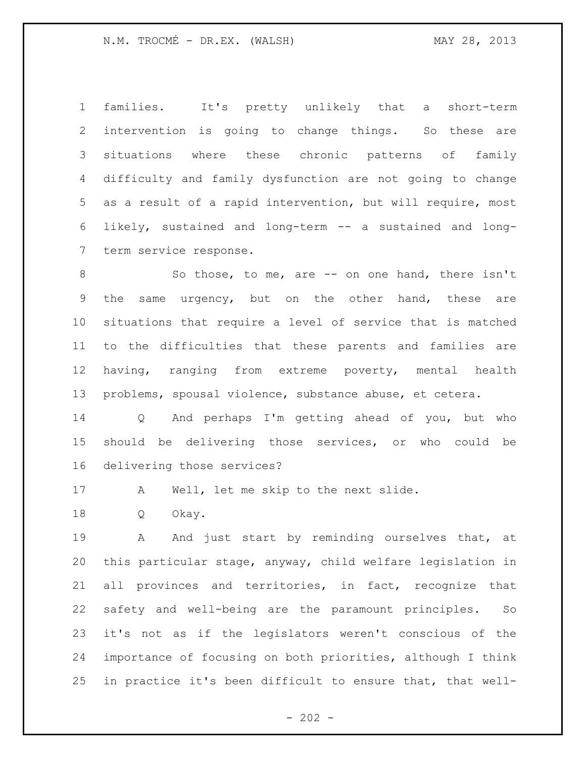families. It's pretty unlikely that a short-term intervention is going to change things. So these are situations where these chronic patterns of family difficulty and family dysfunction are not going to change as a result of a rapid intervention, but will require, most likely, sustained and long-term -- a sustained and long-term service response.

So those, to me, are -- on one hand, there isn't the same urgency, but on the other hand, these are situations that require a level of service that is matched to the difficulties that these parents and families are having, ranging from extreme poverty, mental health problems, spousal violence, substance abuse, et cetera.

Q And perhaps I'm getting ahead of you, but who should be delivering those services, or who could be delivering those services?

A Well, let me skip to the next slide.

Q Okay.

A And just start by reminding ourselves that, at this particular stage, anyway, child welfare legislation in all provinces and territories, in fact, recognize that safety and well-being are the paramount principles. So it's not as if the legislators weren't conscious of the importance of focusing on both priorities, although I think in practice it's been difficult to ensure that, that well-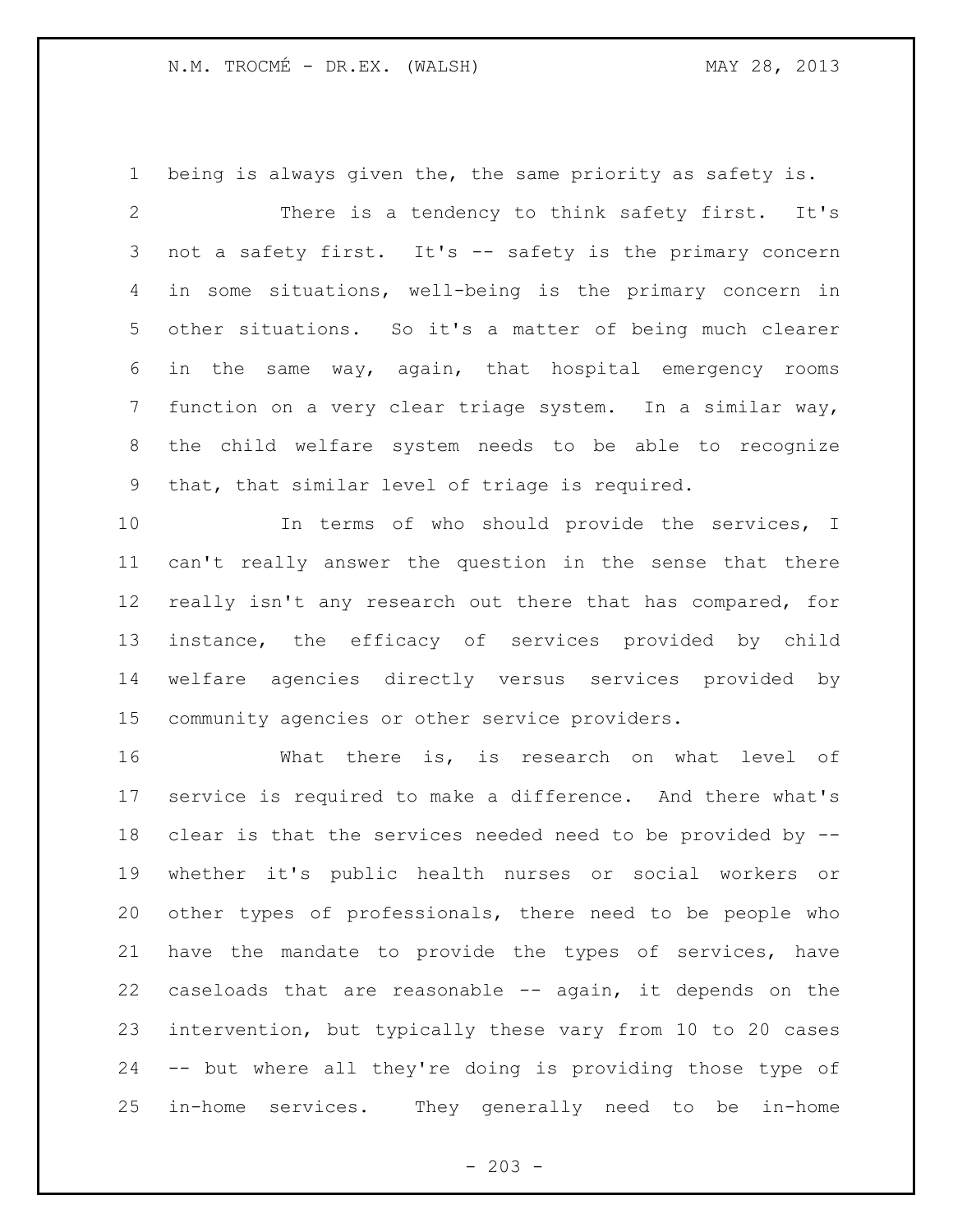being is always given the, the same priority as safety is.

There is a tendency to think safety first. It's not a safety first. It's -- safety is the primary concern in some situations, well-being is the primary concern in other situations. So it's a matter of being much clearer in the same way, again, that hospital emergency rooms function on a very clear triage system. In a similar way, the child welfare system needs to be able to recognize that, that similar level of triage is required.

In terms of who should provide the services, I can't really answer the question in the sense that there really isn't any research out there that has compared, for instance, the efficacy of services provided by child welfare agencies directly versus services provided by community agencies or other service providers.

What there is, is research on what level of service is required to make a difference. And there what's clear is that the services needed need to be provided by -- whether it's public health nurses or social workers or other types of professionals, there need to be people who have the mandate to provide the types of services, have caseloads that are reasonable -- again, it depends on the intervention, but typically these vary from 10 to 20 cases -- but where all they're doing is providing those type of in-home services. They generally need to be in-home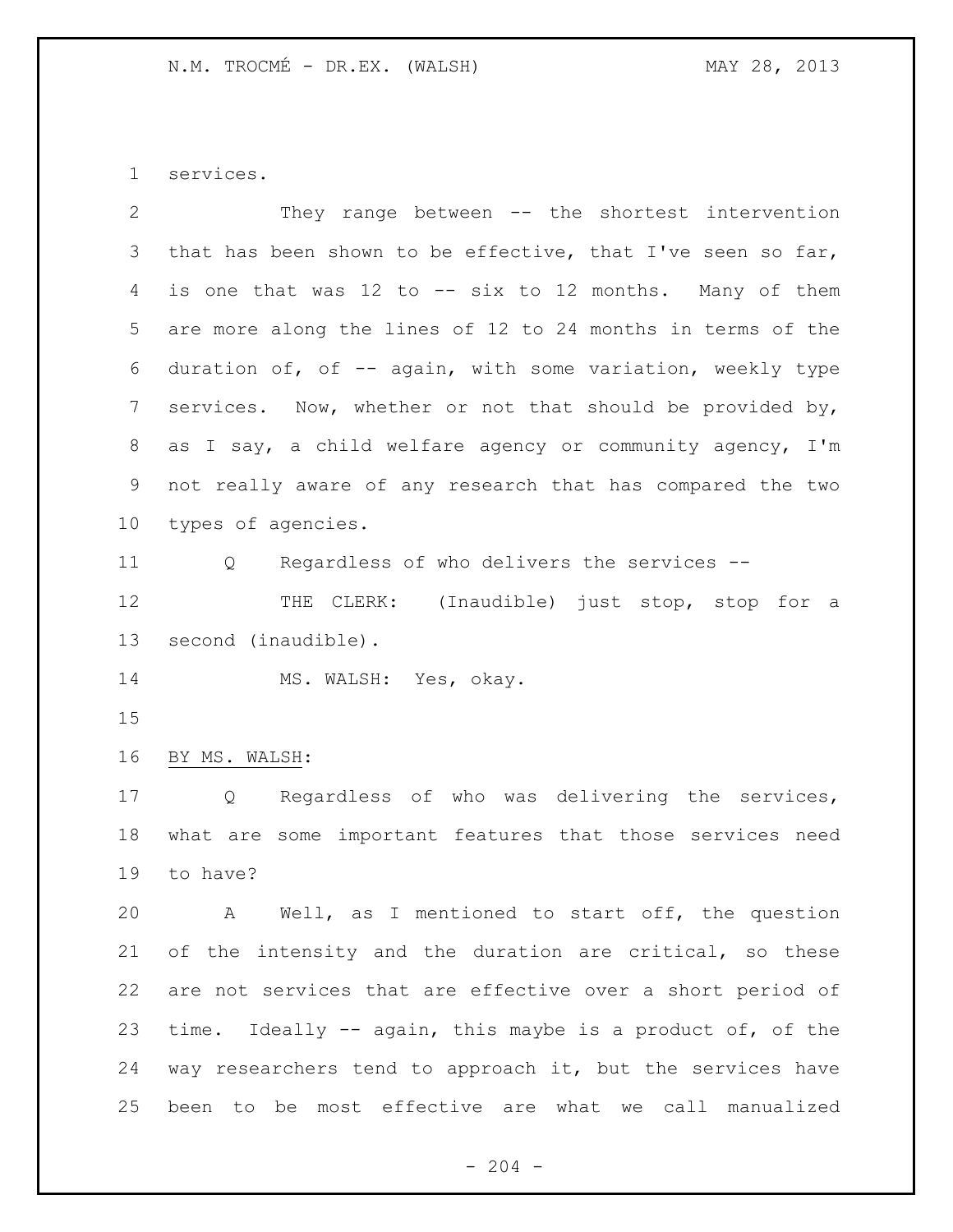services.

They range between -- the shortest intervention that has been shown to be effective, that I've seen so far, is one that was 12 to -- six to 12 months. Many of them are more along the lines of 12 to 24 months in terms of the duration of, of -- again, with some variation, weekly type services. Now, whether or not that should be provided by, as I say, a child welfare agency or community agency, I'm not really aware of any research that has compared the two types of agencies.

Q Regardless of who delivers the services --

THE CLERK: (Inaudible) just stop, stop for a second (inaudible).

MS. WALSH: Yes, okay.

BY MS. WALSH:

Q Regardless of who was delivering the services, what are some important features that those services need to have?

A Well, as I mentioned to start off, the question of the intensity and the duration are critical, so these are not services that are effective over a short period of time. Ideally -- again, this maybe is a product of, of the way researchers tend to approach it, but the services have been to be most effective are what we call manualized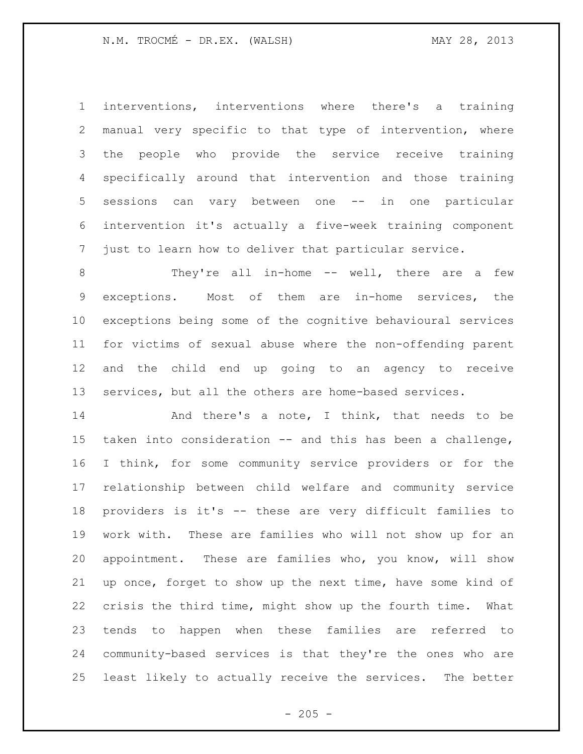interventions, interventions where there's a training manual very specific to that type of intervention, where the people who provide the service receive training specifically around that intervention and those training sessions can vary between one -- in one particular intervention it's actually a five-week training component just to learn how to deliver that particular service.

They're all in-home -- well, there are a few exceptions. Most of them are in-home services, the exceptions being some of the cognitive behavioural services for victims of sexual abuse where the non-offending parent and the child end up going to an agency to receive services, but all the others are home-based services.

And there's a note, I think, that needs to be taken into consideration -- and this has been a challenge, I think, for some community service providers or for the relationship between child welfare and community service providers is it's -- these are very difficult families to work with. These are families who will not show up for an appointment. These are families who, you know, will show up once, forget to show up the next time, have some kind of crisis the third time, might show up the fourth time. What tends to happen when these families are referred to community-based services is that they're the ones who are least likely to actually receive the services. The better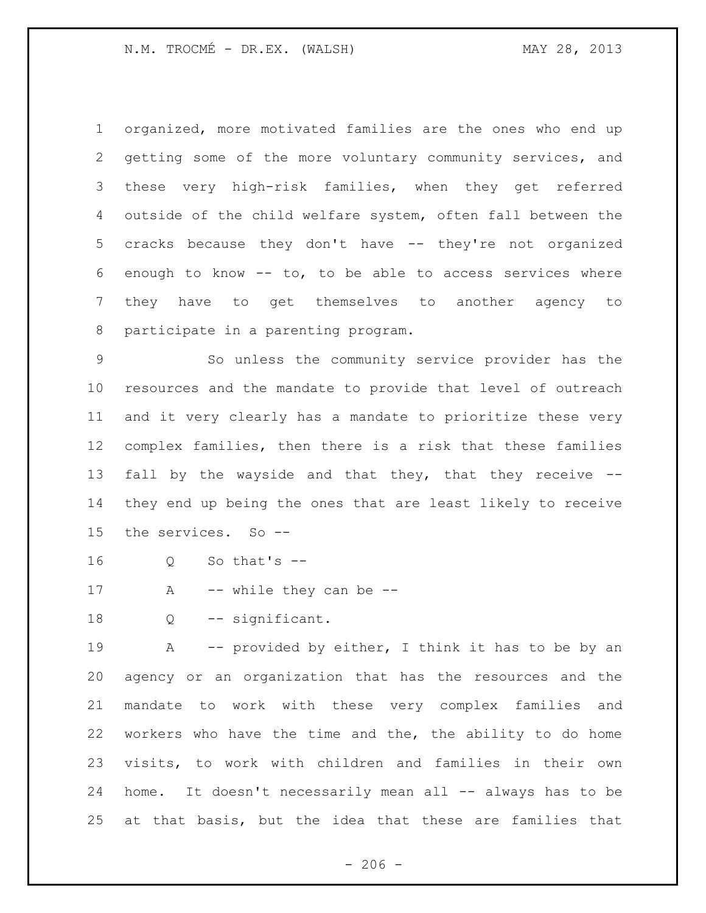organized, more motivated families are the ones who end up getting some of the more voluntary community services, and these very high-risk families, when they get referred outside of the child welfare system, often fall between the cracks because they don't have -- they're not organized enough to know -- to, to be able to access services where they have to get themselves to another agency to participate in a parenting program.

So unless the community service provider has the resources and the mandate to provide that level of outreach and it very clearly has a mandate to prioritize these very complex families, then there is a risk that these families fall by the wayside and that they, that they receive -- they end up being the ones that are least likely to receive the services. So --

Q So that's --

A -- while they can be --

Q -- significant.

A -- provided by either, I think it has to be by an agency or an organization that has the resources and the mandate to work with these very complex families and workers who have the time and the, the ability to do home visits, to work with children and families in their own home. It doesn't necessarily mean all -- always has to be at that basis, but the idea that these are families that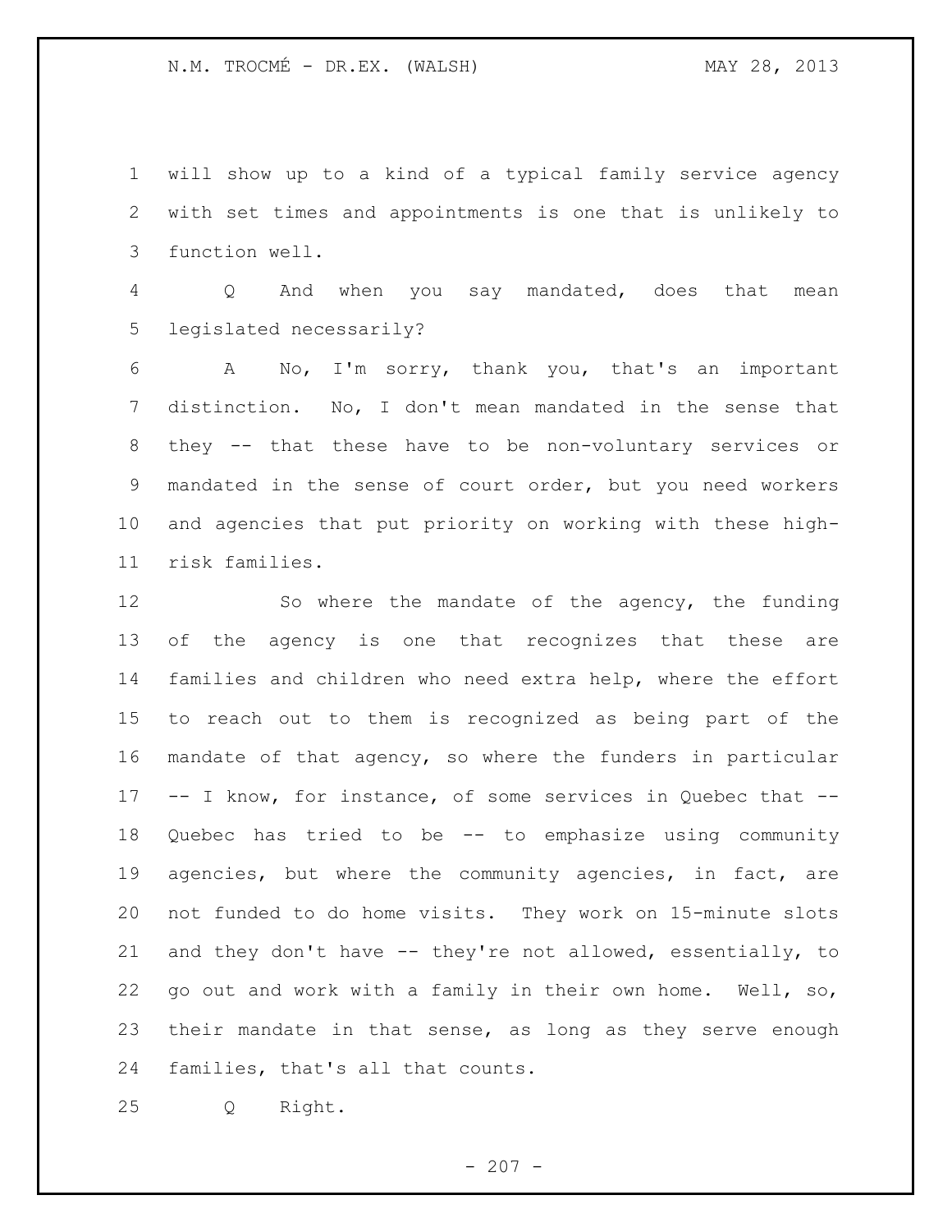will show up to a kind of a typical family service agency with set times and appointments is one that is unlikely to function well.

Q And when you say mandated, does that mean legislated necessarily?

A No, I'm sorry, thank you, that's an important distinction. No, I don't mean mandated in the sense that they -- that these have to be non-voluntary services or mandated in the sense of court order, but you need workers and agencies that put priority on working with these high-risk families.

So where the mandate of the agency, the funding of the agency is one that recognizes that these are families and children who need extra help, where the effort to reach out to them is recognized as being part of the mandate of that agency, so where the funders in particular -- I know, for instance, of some services in Quebec that -- Quebec has tried to be -- to emphasize using community agencies, but where the community agencies, in fact, are not funded to do home visits. They work on 15-minute slots and they don't have -- they're not allowed, essentially, to go out and work with a family in their own home. Well, so, their mandate in that sense, as long as they serve enough families, that's all that counts.

Q Right.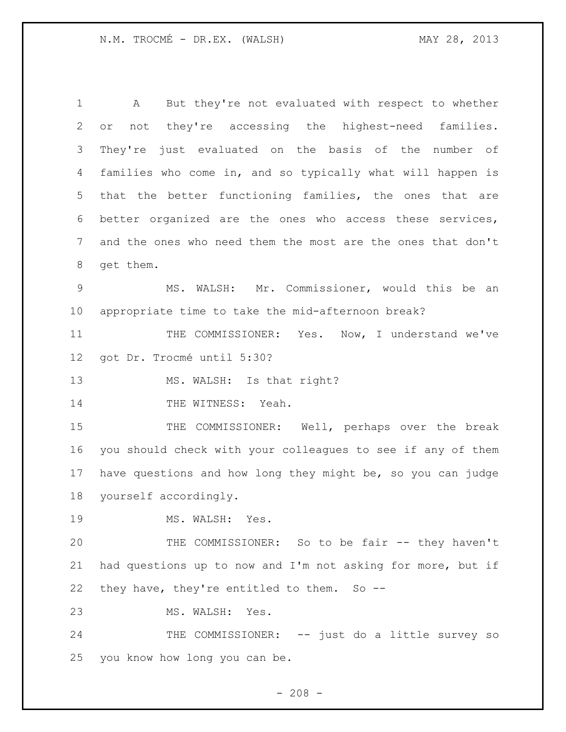A But they're not evaluated with respect to whether or not they're accessing the highest-need families. They're just evaluated on the basis of the number of families who come in, and so typically what will happen is that the better functioning families, the ones that are better organized are the ones who access these services, and the ones who need them the most are the ones that don't get them.

MS. WALSH: Mr. Commissioner, would this be an appropriate time to take the mid-afternoon break?

THE COMMISSIONER: Yes. Now, I understand we've got Dr. Trocmé until 5:30?

MS. WALSH: Is that right?

THE WITNESS: Yeah.

THE COMMISSIONER: Well, perhaps over the break you should check with your colleagues to see if any of them have questions and how long they might be, so you can judge yourself accordingly.

MS. WALSH: Yes.

THE COMMISSIONER: So to be fair -- they haven't had questions up to now and I'm not asking for more, but if they have, they're entitled to them. So --

MS. WALSH: Yes.

THE COMMISSIONER: -- just do a little survey so you know how long you can be.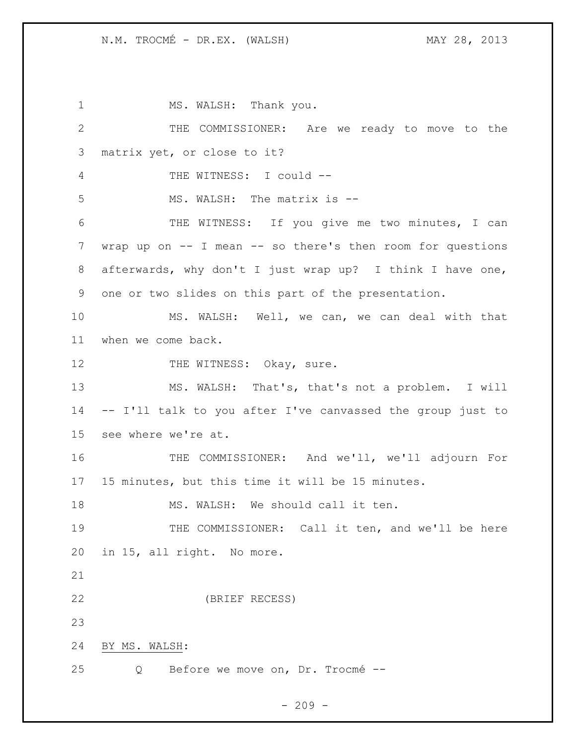1 MS. WALSH: Thank you.

2 THE COMMISSIONER: Are we ready to move to the

3 matrix yet, or close to it?

4 THE WITNESS: I could --

5 MS. WALSH: The matrix is --

6 THE WITNESS: If you give me two minutes, I can

7 wrap up on -- I mean -- so there's then room for questions

8 afterwards, why don't I just wrap up? I think I have one,

9 one or two slides on this part of the presentation.

10 MS. WALSH: Well, we can, we can deal with that

11 when we come back.

12 THE WITNESS: Okay, sure.

13 MS. WALSH: That's, that's not a problem. I will

14 -- I'll talk to you after I've canvassed the group just to

15 see where we're at.

16 THE COMMISSIONER: And we'll, we'll adjourn For

17 15 minutes, but this time it will be 15 minutes.

18 MS. WALSH: We should call it ten.

19 THE COMMISSIONER: Call it ten, and we'll be here

20 in 15, all right. No more.

21

22 (BRIEF RECESS)

23

24 BY MS. WALSH:

25 Q Before we move on, Dr. Trocmé --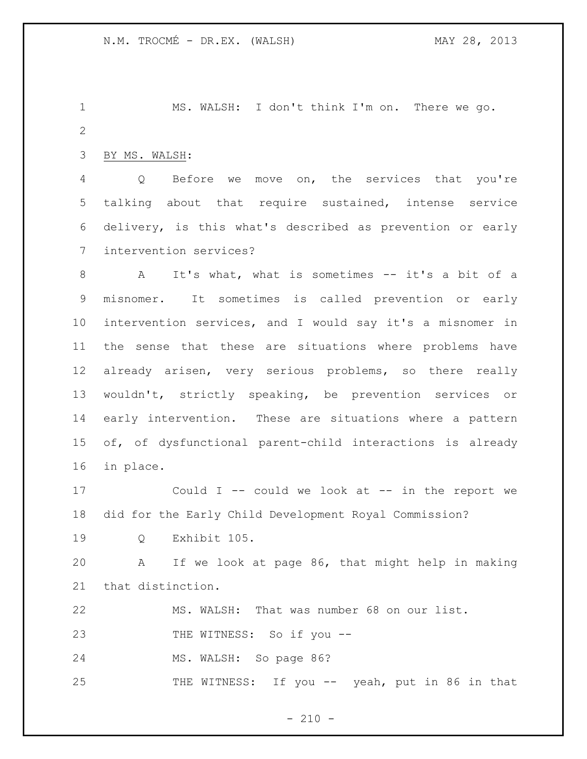MS. WALSH: I don't think I'm on. There we go.

BY MS. WALSH:

Q Before we move on, the services that you're talking about that require sustained, intense service delivery, is this what's described as prevention or early intervention services?

A It's what, what is sometimes -- it's a bit of a misnomer. It sometimes is called prevention or early intervention services, and I would say it's a misnomer in the sense that these are situations where problems have already arisen, very serious problems, so there really wouldn't, strictly speaking, be prevention services or early intervention. These are situations where a pattern of, of dysfunctional parent-child interactions is already in place.

Could I -- could we look at -- in the report we did for the Early Child Development Royal Commission?

Q Exhibit 105.

A If we look at page 86, that might help in making that distinction.

MS. WALSH: That was number 68 on our list.

THE WITNESS: So if you --

MS. WALSH: So page 86?

THE WITNESS: If you -- yeah, put in 86 in that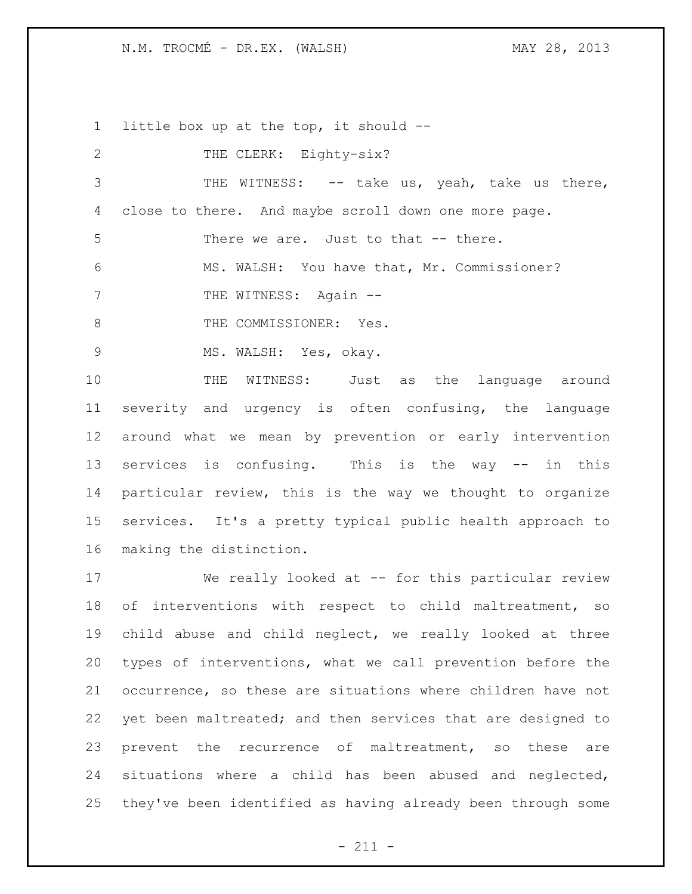little box up at the top, it should --

THE CLERK: Eighty-six?

THE WITNESS: -- take us, yeah, take us there, close to there. And maybe scroll down one more page.

There we are. Just to that -- there.

MS. WALSH: You have that, Mr. Commissioner?

THE WITNESS: Again --

THE COMMISSIONER: Yes.

MS. WALSH: Yes, okay.

THE WITNESS: Just as the language around severity and urgency is often confusing, the language around what we mean by prevention or early intervention services is confusing. This is the way -- in this particular review, this is the way we thought to organize services. It's a pretty typical public health approach to making the distinction.

We really looked at -- for this particular review of interventions with respect to child maltreatment, so child abuse and child neglect, we really looked at three types of interventions, what we call prevention before the occurrence, so these are situations where children have not yet been maltreated; and then services that are designed to prevent the recurrence of maltreatment, so these are situations where a child has been abused and neglected, they've been identified as having already been through some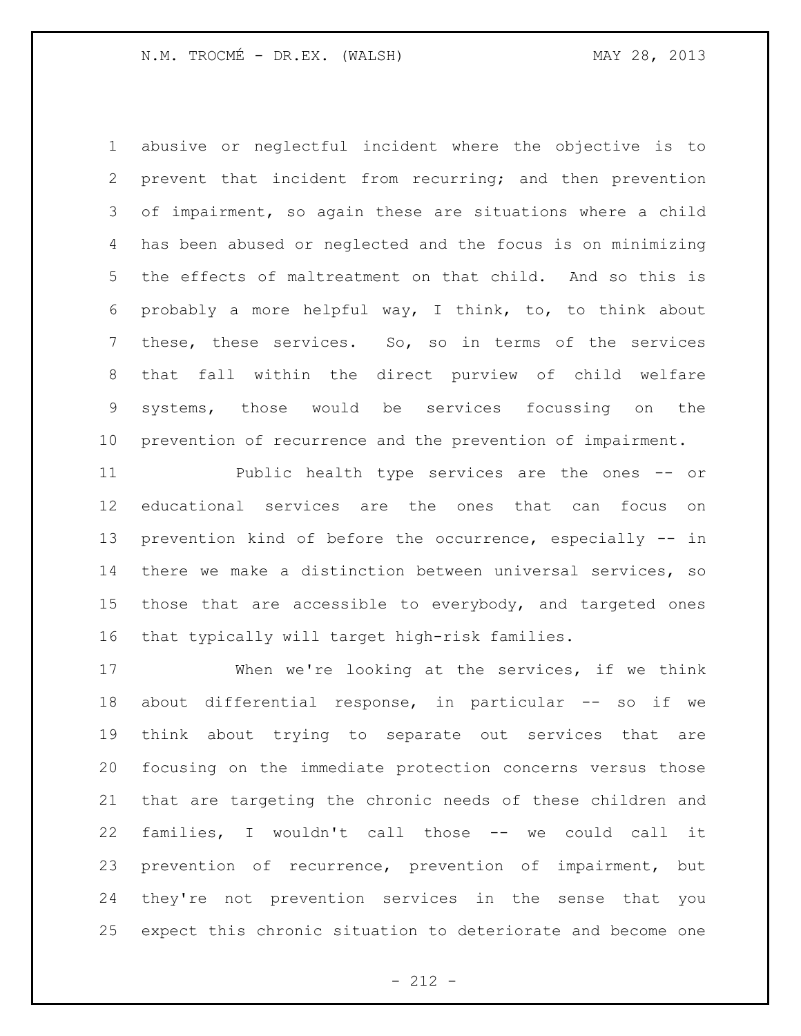abusive or neglectful incident where the objective is to prevent that incident from recurring; and then prevention of impairment, so again these are situations where a child has been abused or neglected and the focus is on minimizing the effects of maltreatment on that child. And so this is probably a more helpful way, I think, to, to think about these, these services. So, so in terms of the services that fall within the direct purview of child welfare systems, those would be services focussing on the prevention of recurrence and the prevention of impairment.

Public health type services are the ones -- or educational services are the ones that can focus on prevention kind of before the occurrence, especially -- in there we make a distinction between universal services, so those that are accessible to everybody, and targeted ones that typically will target high-risk families.

When we're looking at the services, if we think about differential response, in particular -- so if we think about trying to separate out services that are focusing on the immediate protection concerns versus those that are targeting the chronic needs of these children and families, I wouldn't call those -- we could call it prevention of recurrence, prevention of impairment, but they're not prevention services in the sense that you expect this chronic situation to deteriorate and become one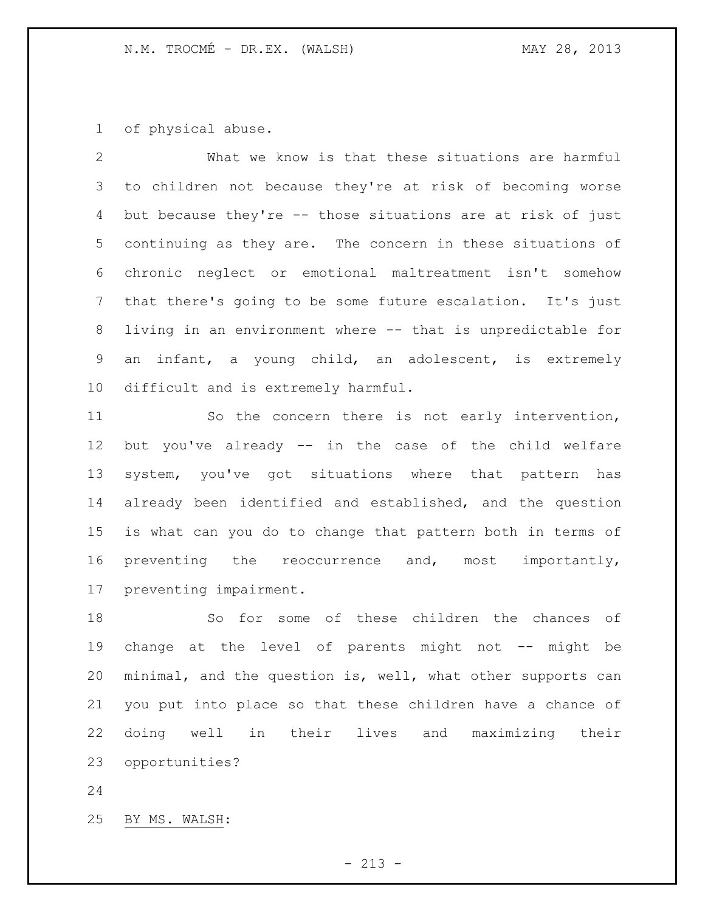of physical abuse.

What we know is that these situations are harmful to children not because they're at risk of becoming worse but because they're -- those situations are at risk of just continuing as they are. The concern in these situations of chronic neglect or emotional maltreatment isn't somehow that there's going to be some future escalation. It's just living in an environment where -- that is unpredictable for an infant, a young child, an adolescent, is extremely difficult and is extremely harmful.

So the concern there is not early intervention, but you've already -- in the case of the child welfare system, you've got situations where that pattern has already been identified and established, and the question is what can you do to change that pattern both in terms of preventing the reoccurrence and, most importantly, preventing impairment.

So for some of these children the chances of change at the level of parents might not -- might be minimal, and the question is, well, what other supports can you put into place so that these children have a chance of doing well in their lives and maximizing their opportunities?

BY MS. WALSH: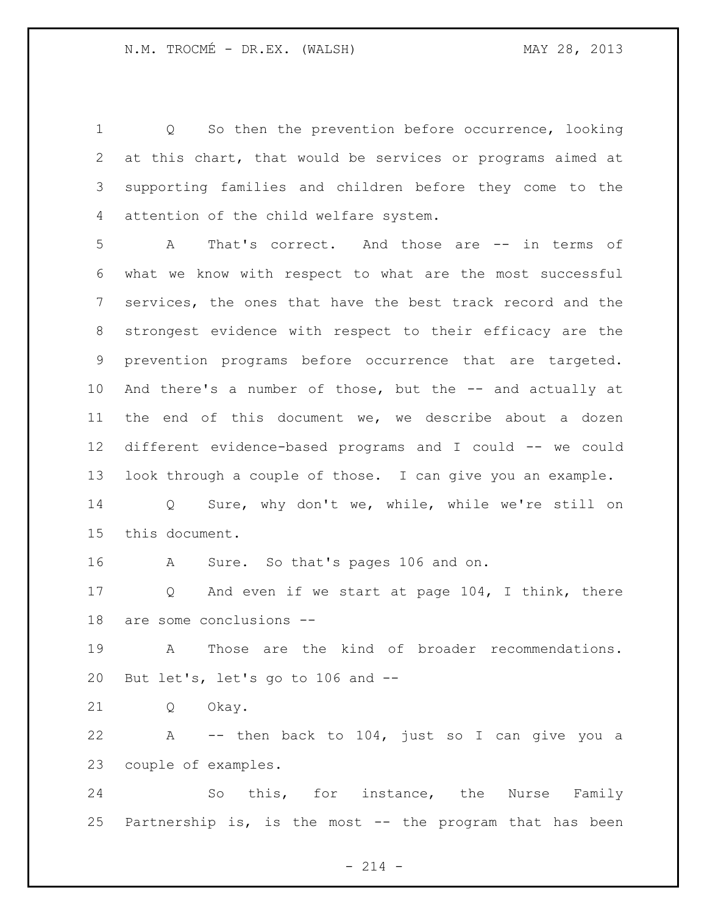Q So then the prevention before occurrence, looking at this chart, that would be services or programs aimed at supporting families and children before they come to the attention of the child welfare system.

A That's correct. And those are -- in terms of what we know with respect to what are the most successful services, the ones that have the best track record and the strongest evidence with respect to their efficacy are the prevention programs before occurrence that are targeted. And there's a number of those, but the -- and actually at the end of this document we, we describe about a dozen different evidence-based programs and I could -- we could look through a couple of those. I can give you an example.

Q Sure, why don't we, while, while we're still on this document.

A Sure. So that's pages 106 and on.

Q And even if we start at page 104, I think, there are some conclusions --

A Those are the kind of broader recommendations. But let's, let's go to 106 and --

Q Okay.

A -- then back to 104, just so I can give you a couple of examples.

So this, for instance, the Nurse Family Partnership is, is the most -- the program that has been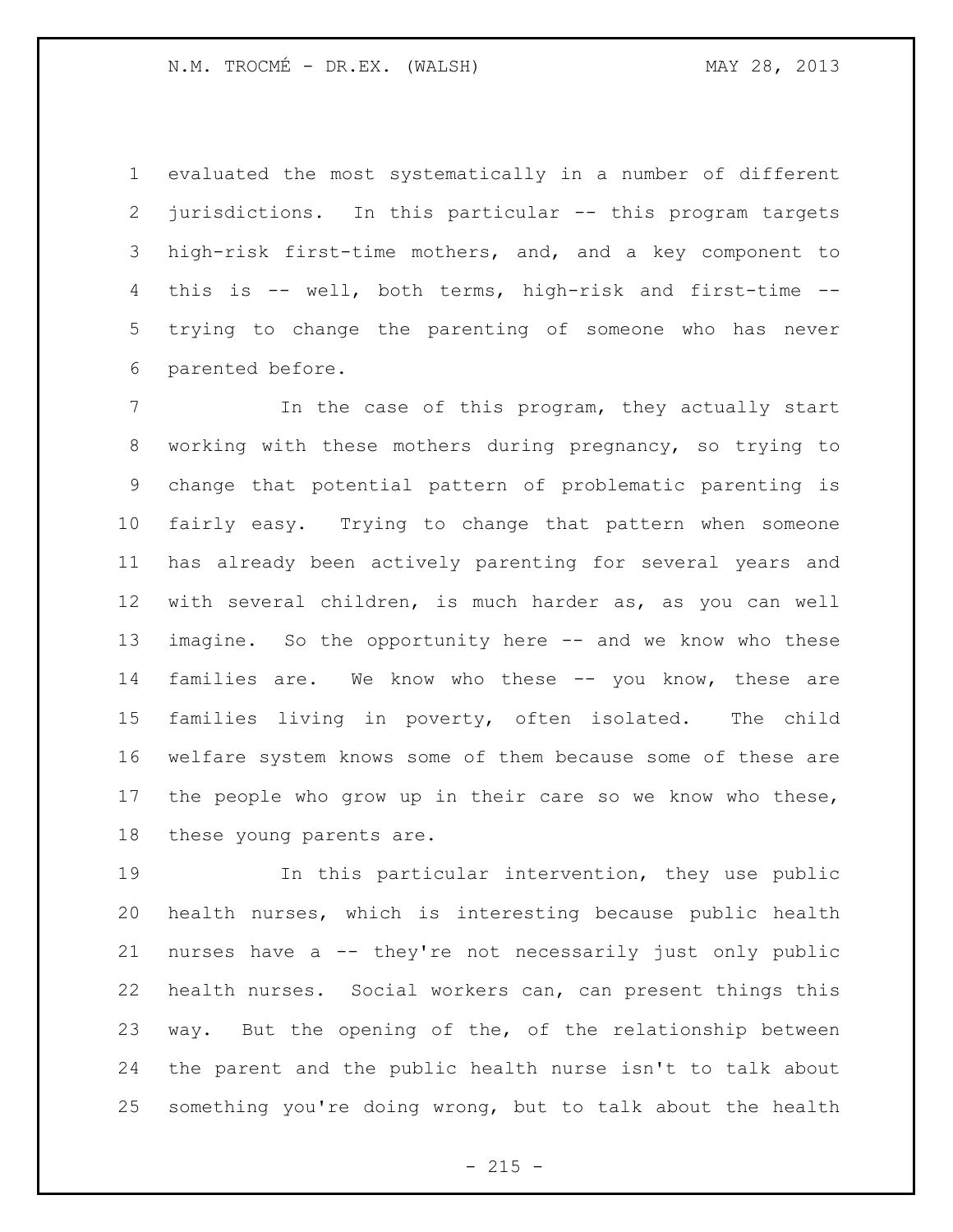evaluated the most systematically in a number of different jurisdictions. In this particular -- this program targets high-risk first-time mothers, and, and a key component to this is -- well, both terms, high-risk and first-time -- trying to change the parenting of someone who has never parented before.

In the case of this program, they actually start working with these mothers during pregnancy, so trying to change that potential pattern of problematic parenting is fairly easy. Trying to change that pattern when someone has already been actively parenting for several years and with several children, is much harder as, as you can well imagine. So the opportunity here -- and we know who these families are. We know who these -- you know, these are families living in poverty, often isolated. The child welfare system knows some of them because some of these are the people who grow up in their care so we know who these, these young parents are.

In this particular intervention, they use public health nurses, which is interesting because public health nurses have a -- they're not necessarily just only public health nurses. Social workers can, can present things this way. But the opening of the, of the relationship between the parent and the public health nurse isn't to talk about something you're doing wrong, but to talk about the health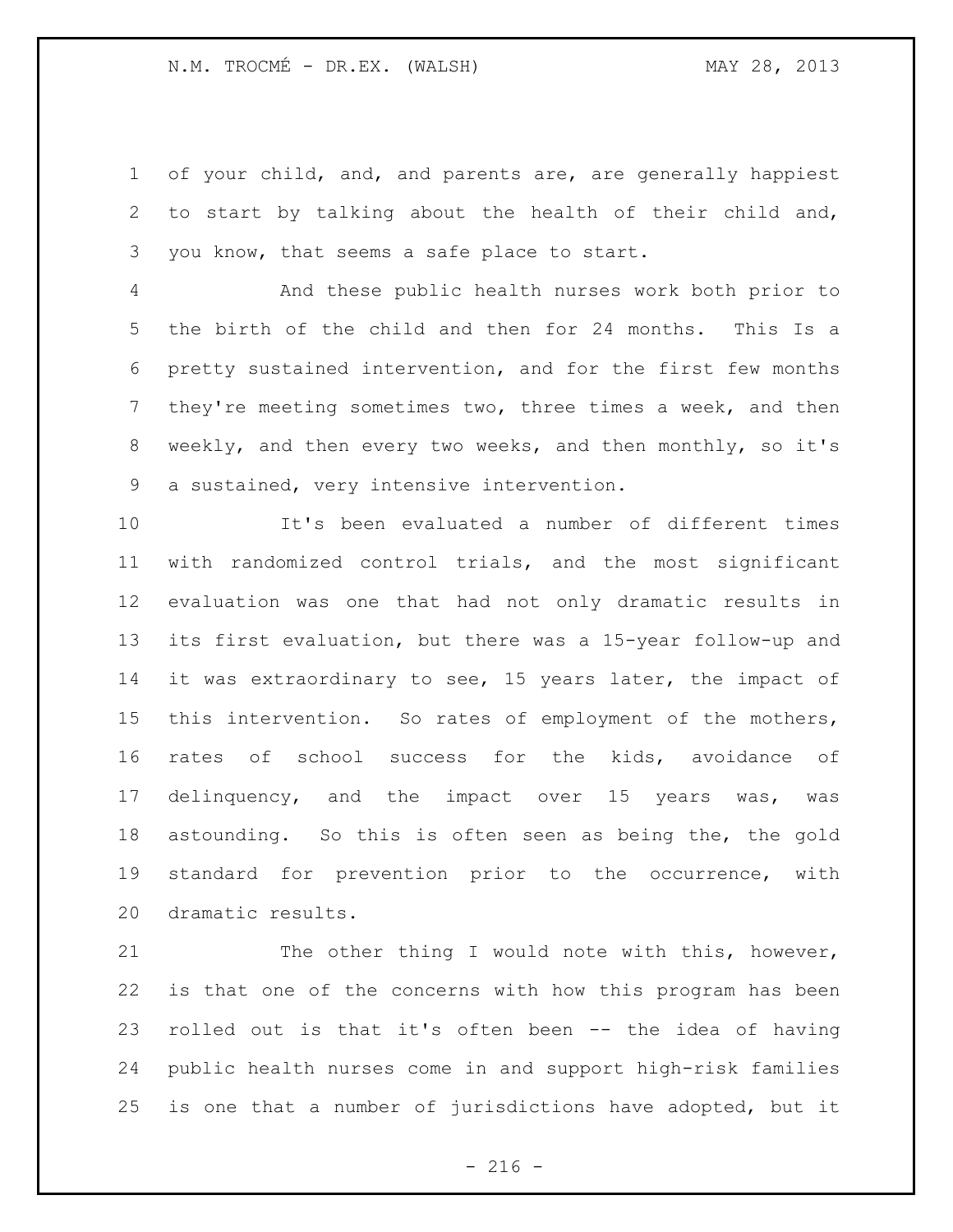of your child, and, and parents are, are generally happiest to start by talking about the health of their child and, you know, that seems a safe place to start.

And these public health nurses work both prior to the birth of the child and then for 24 months. This Is a pretty sustained intervention, and for the first few months they're meeting sometimes two, three times a week, and then weekly, and then every two weeks, and then monthly, so it's a sustained, very intensive intervention.

It's been evaluated a number of different times with randomized control trials, and the most significant evaluation was one that had not only dramatic results in its first evaluation, but there was a 15-year follow-up and it was extraordinary to see, 15 years later, the impact of this intervention. So rates of employment of the mothers, rates of school success for the kids, avoidance of delinquency, and the impact over 15 years was, was astounding. So this is often seen as being the, the gold standard for prevention prior to the occurrence, with dramatic results.

The other thing I would note with this, however, is that one of the concerns with how this program has been rolled out is that it's often been -- the idea of having public health nurses come in and support high-risk families is one that a number of jurisdictions have adopted, but it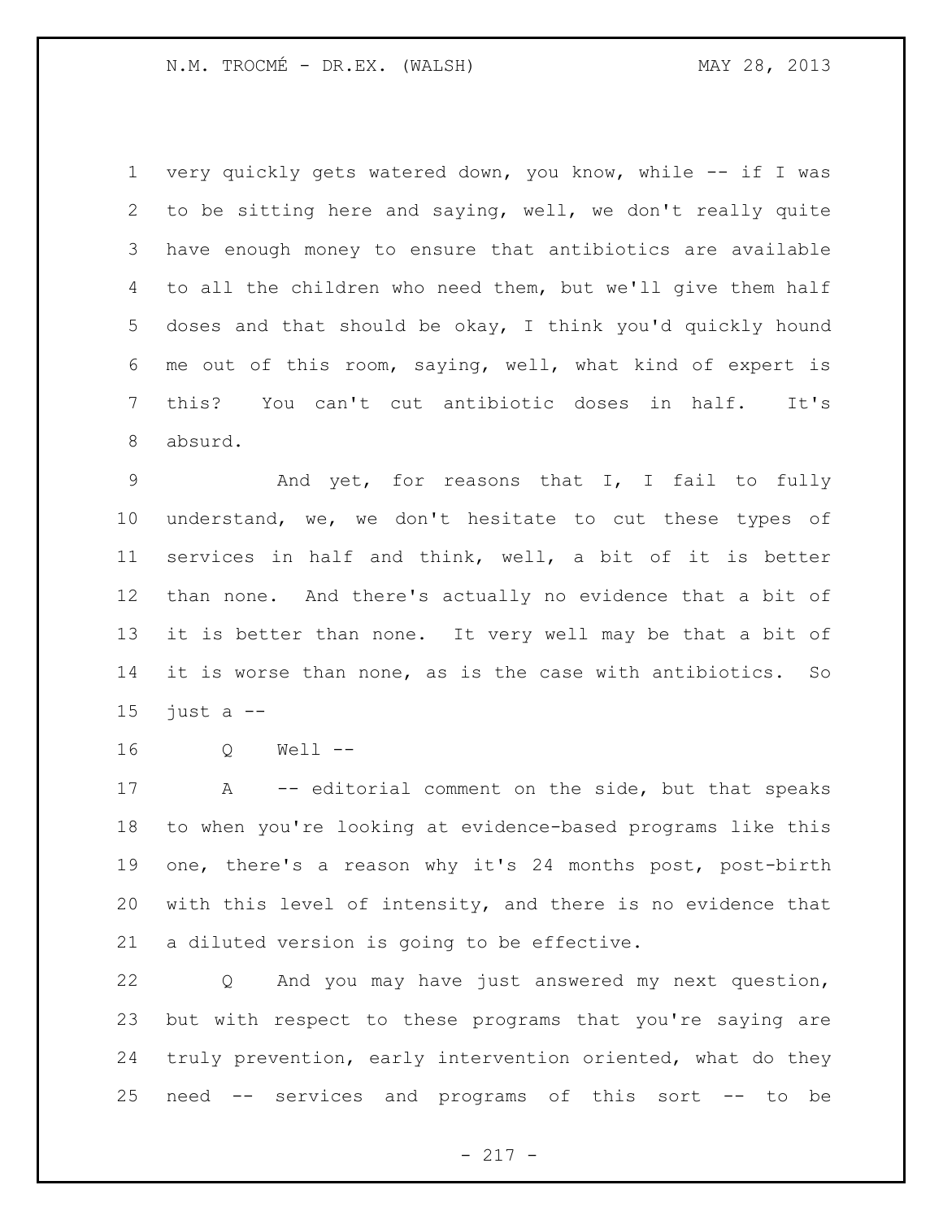very quickly gets watered down, you know, while -- if I was to be sitting here and saying, well, we don't really quite have enough money to ensure that antibiotics are available to all the children who need them, but we'll give them half doses and that should be okay, I think you'd quickly hound me out of this room, saying, well, what kind of expert is this? You can't cut antibiotic doses in half. It's absurd.

And yet, for reasons that I, I fail to fully understand, we, we don't hesitate to cut these types of services in half and think, well, a bit of it is better than none. And there's actually no evidence that a bit of it is better than none. It very well may be that a bit of it is worse than none, as is the case with antibiotics. So just a --

Q Well --

A -- editorial comment on the side, but that speaks to when you're looking at evidence-based programs like this one, there's a reason why it's 24 months post, post-birth with this level of intensity, and there is no evidence that a diluted version is going to be effective.

Q And you may have just answered my next question, but with respect to these programs that you're saying are truly prevention, early intervention oriented, what do they need -- services and programs of this sort -- to be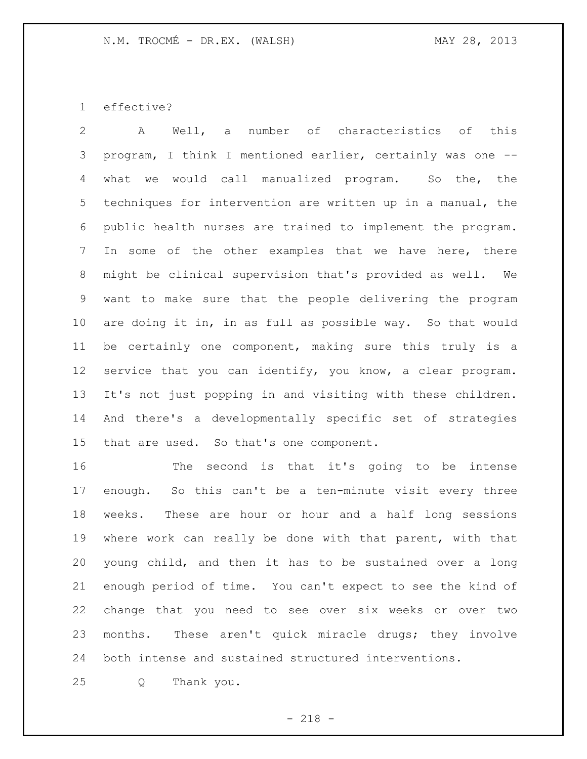effective?

A Well, a number of characteristics of this program, I think I mentioned earlier, certainly was one -- what we would call manualized program. So the, the techniques for intervention are written up in a manual, the public health nurses are trained to implement the program. In some of the other examples that we have here, there might be clinical supervision that's provided as well. We want to make sure that the people delivering the program are doing it in, in as full as possible way. So that would be certainly one component, making sure this truly is a service that you can identify, you know, a clear program. It's not just popping in and visiting with these children. And there's a developmentally specific set of strategies that are used. So that's one component.

The second is that it's going to be intense enough. So this can't be a ten-minute visit every three weeks. These are hour or hour and a half long sessions where work can really be done with that parent, with that young child, and then it has to be sustained over a long enough period of time. You can't expect to see the kind of change that you need to see over six weeks or over two months. These aren't quick miracle drugs; they involve both intense and sustained structured interventions.

Q Thank you.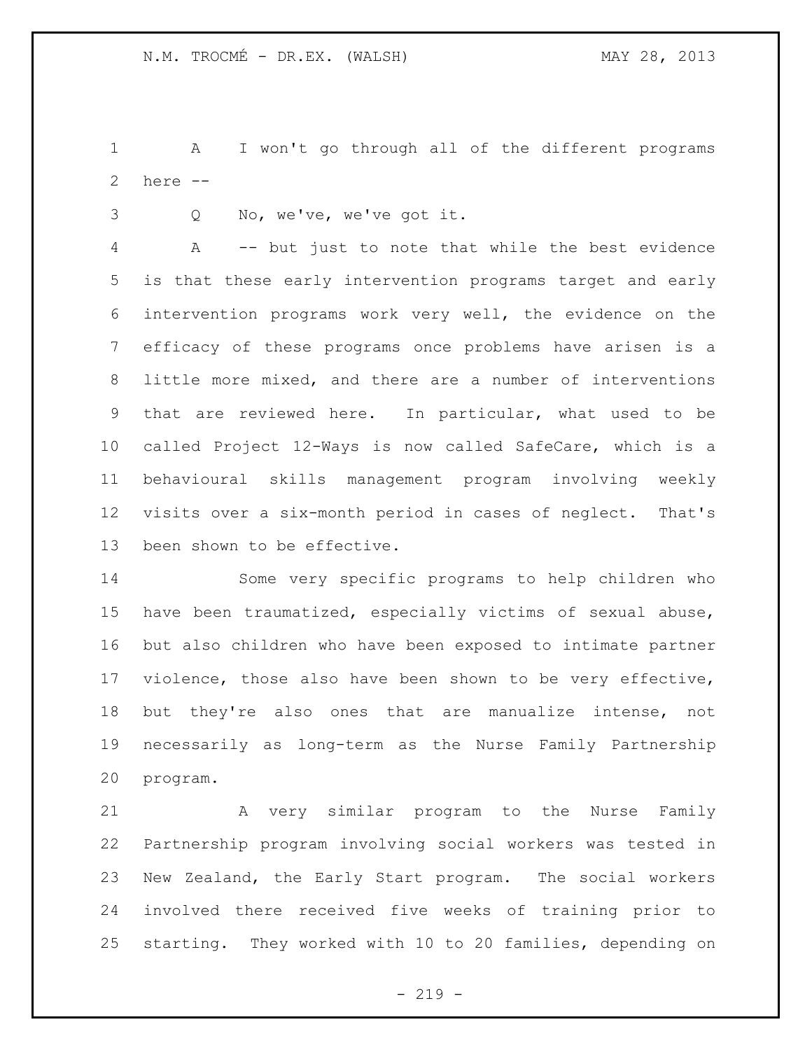A I won't go through all of the different programs here --

Q No, we've, we've got it.

A -- but just to note that while the best evidence is that these early intervention programs target and early intervention programs work very well, the evidence on the efficacy of these programs once problems have arisen is a little more mixed, and there are a number of interventions that are reviewed here. In particular, what used to be called Project 12-Ways is now called SafeCare, which is a behavioural skills management program involving weekly visits over a six-month period in cases of neglect. That's been shown to be effective.

Some very specific programs to help children who have been traumatized, especially victims of sexual abuse, but also children who have been exposed to intimate partner violence, those also have been shown to be very effective, but they're also ones that are manualize intense, not necessarily as long-term as the Nurse Family Partnership program.

A very similar program to the Nurse Family Partnership program involving social workers was tested in New Zealand, the Early Start program. The social workers involved there received five weeks of training prior to starting. They worked with 10 to 20 families, depending on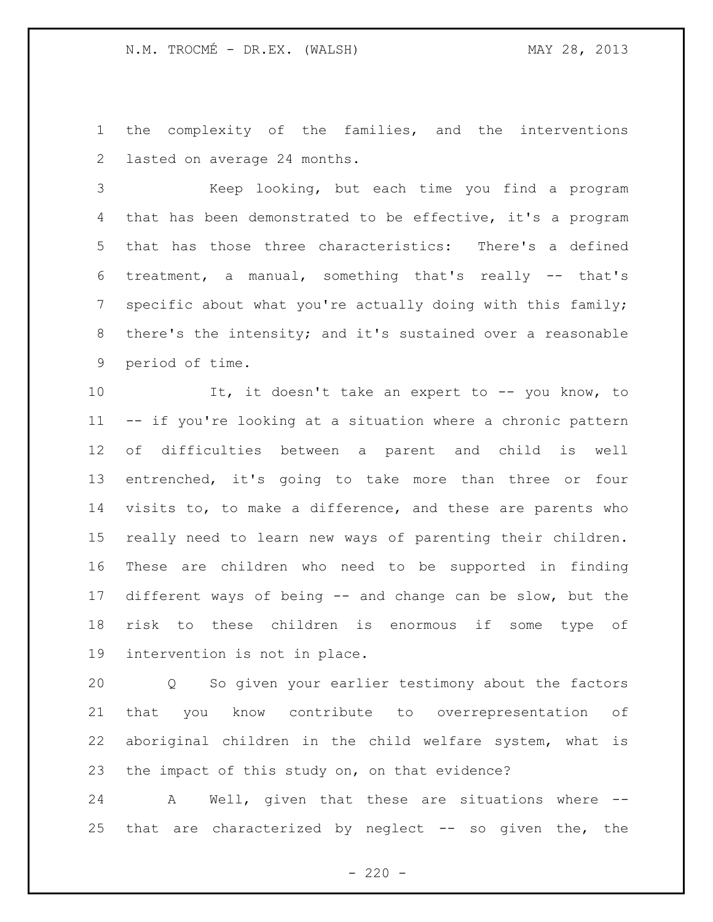the complexity of the families, and the interventions lasted on average 24 months.

Keep looking, but each time you find a program that has been demonstrated to be effective, it's a program that has those three characteristics: There's a defined treatment, a manual, something that's really -- that's specific about what you're actually doing with this family; there's the intensity; and it's sustained over a reasonable period of time.

It, it doesn't take an expert to -- you know, to -- if you're looking at a situation where a chronic pattern of difficulties between a parent and child is well entrenched, it's going to take more than three or four visits to, to make a difference, and these are parents who really need to learn new ways of parenting their children. These are children who need to be supported in finding different ways of being -- and change can be slow, but the risk to these children is enormous if some type of intervention is not in place.

Q So given your earlier testimony about the factors that you know contribute to overrepresentation of aboriginal children in the child welfare system, what is the impact of this study on, on that evidence?

A Well, given that these are situations where -- that are characterized by neglect -- so given the, the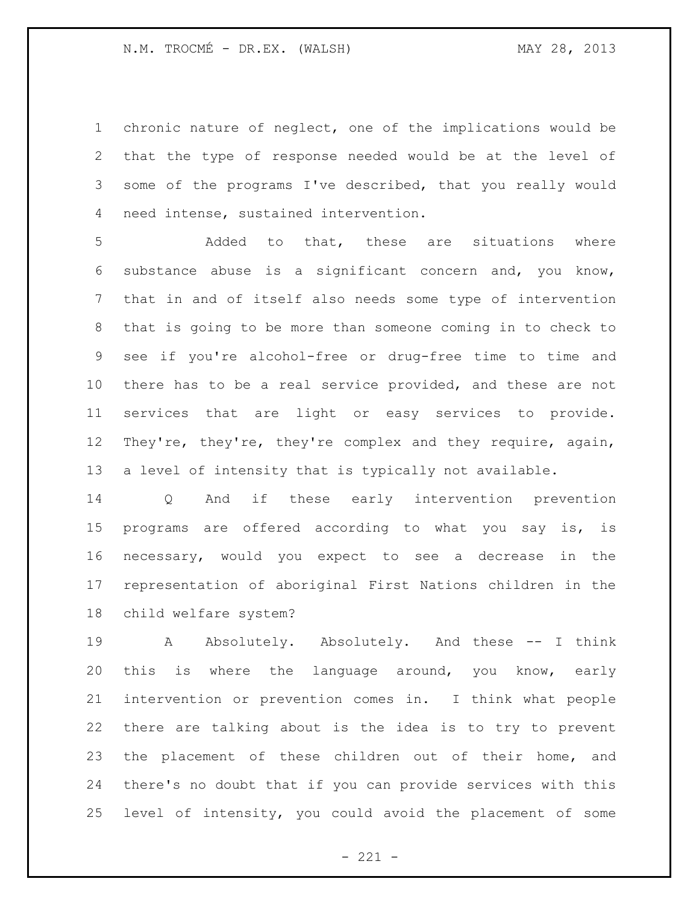chronic nature of neglect, one of the implications would be that the type of response needed would be at the level of some of the programs I've described, that you really would need intense, sustained intervention.

Added to that, these are situations where substance abuse is a significant concern and, you know, that in and of itself also needs some type of intervention that is going to be more than someone coming in to check to see if you're alcohol-free or drug-free time to time and there has to be a real service provided, and these are not services that are light or easy services to provide. They're, they're, they're complex and they require, again, a level of intensity that is typically not available.

Q And if these early intervention prevention programs are offered according to what you say is, is necessary, would you expect to see a decrease in the representation of aboriginal First Nations children in the child welfare system?

A Absolutely. Absolutely. And these -- I think this is where the language around, you know, early intervention or prevention comes in. I think what people there are talking about is the idea is to try to prevent the placement of these children out of their home, and there's no doubt that if you can provide services with this level of intensity, you could avoid the placement of some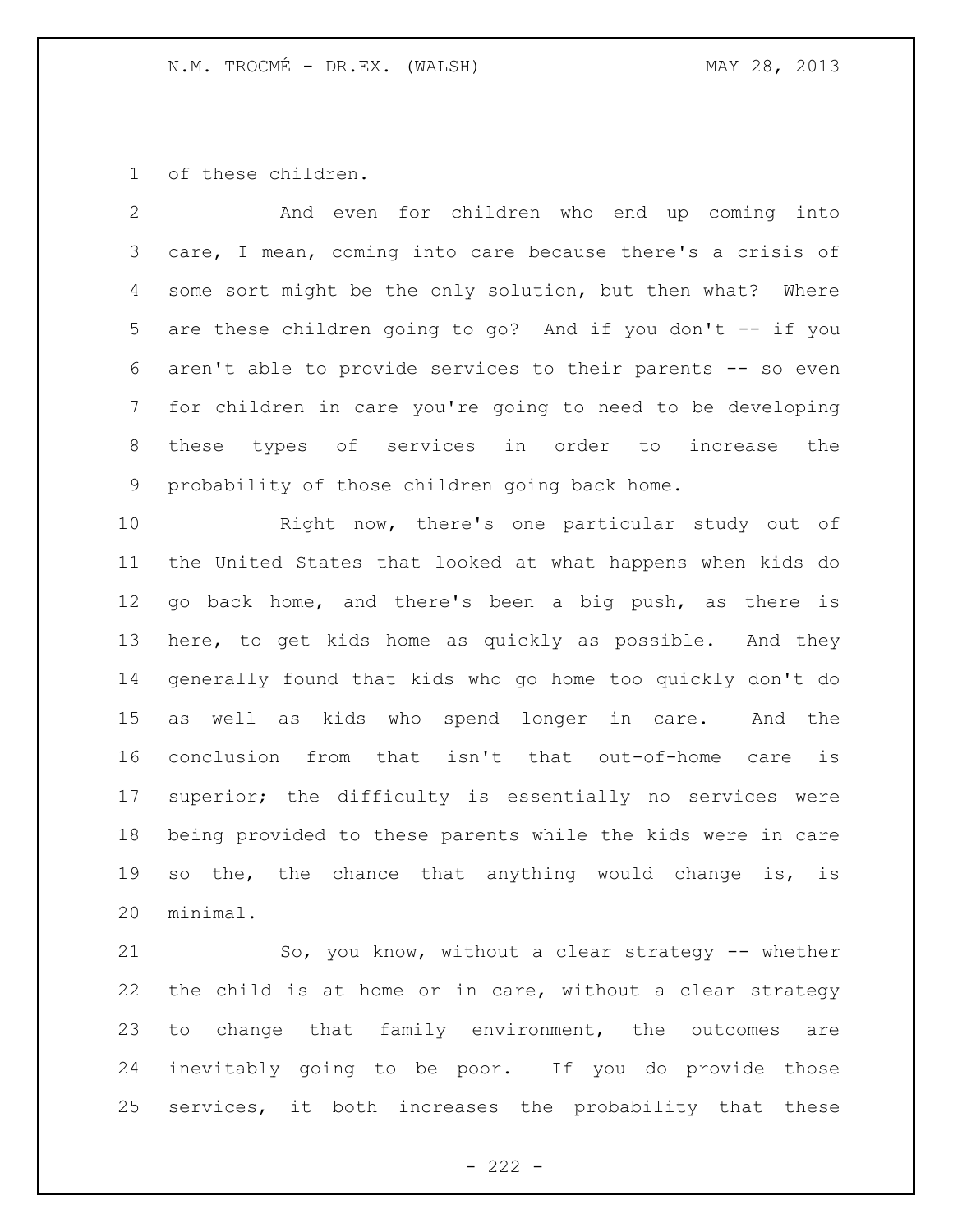of these children.

And even for children who end up coming into care, I mean, coming into care because there's a crisis of some sort might be the only solution, but then what? Where are these children going to go? And if you don't -- if you aren't able to provide services to their parents -- so even for children in care you're going to need to be developing these types of services in order to increase the probability of those children going back home.

Right now, there's one particular study out of the United States that looked at what happens when kids do go back home, and there's been a big push, as there is here, to get kids home as quickly as possible. And they generally found that kids who go home too quickly don't do as well as kids who spend longer in care. And the conclusion from that isn't that out-of-home care is superior; the difficulty is essentially no services were being provided to these parents while the kids were in care so the, the chance that anything would change is, is minimal.

So, you know, without a clear strategy -- whether the child is at home or in care, without a clear strategy to change that family environment, the outcomes are inevitably going to be poor. If you do provide those services, it both increases the probability that these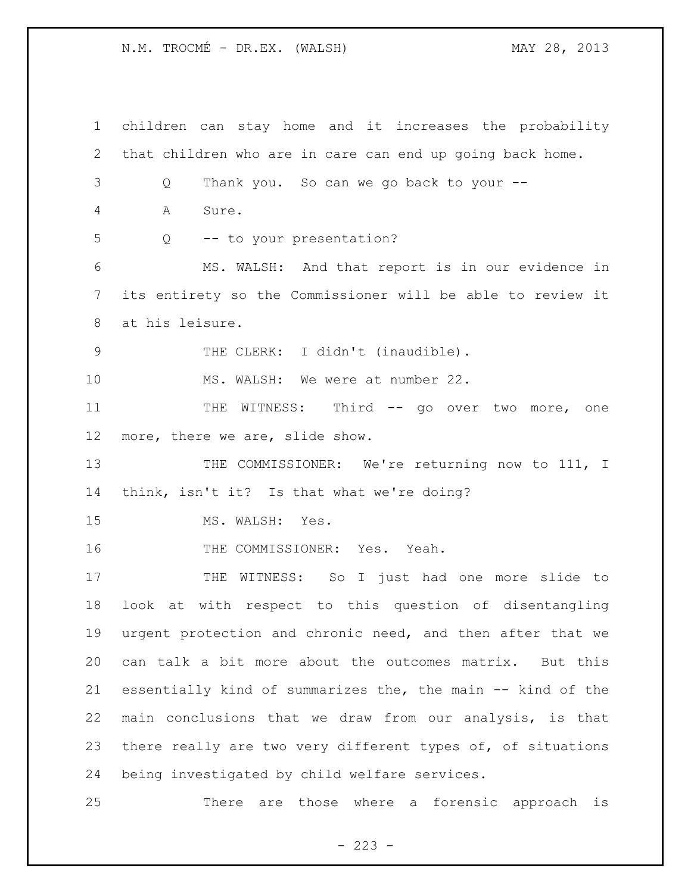children can stay home and it increases the probability that children who are in care can end up going back home.

Q Thank you. So can we go back to your --

A Sure.

Q -- to your presentation?

MS. WALSH: And that report is in our evidence in its entirety so the Commissioner will be able to review it at his leisure.

THE CLERK: I didn't (inaudible).

MS. WALSH: We were at number 22.

THE WITNESS: Third -- go over two more, one more, there we are, slide show.

THE COMMISSIONER: We're returning now to 111, I think, isn't it? Is that what we're doing?

MS. WALSH: Yes.

THE COMMISSIONER: Yes. Yeah.

THE WITNESS: So I just had one more slide to look at with respect to this question of disentangling urgent protection and chronic need, and then after that we can talk a bit more about the outcomes matrix. But this essentially kind of summarizes the, the main -- kind of the main conclusions that we draw from our analysis, is that there really are two very different types of, of situations being investigated by child welfare services.

There are those where a forensic approach is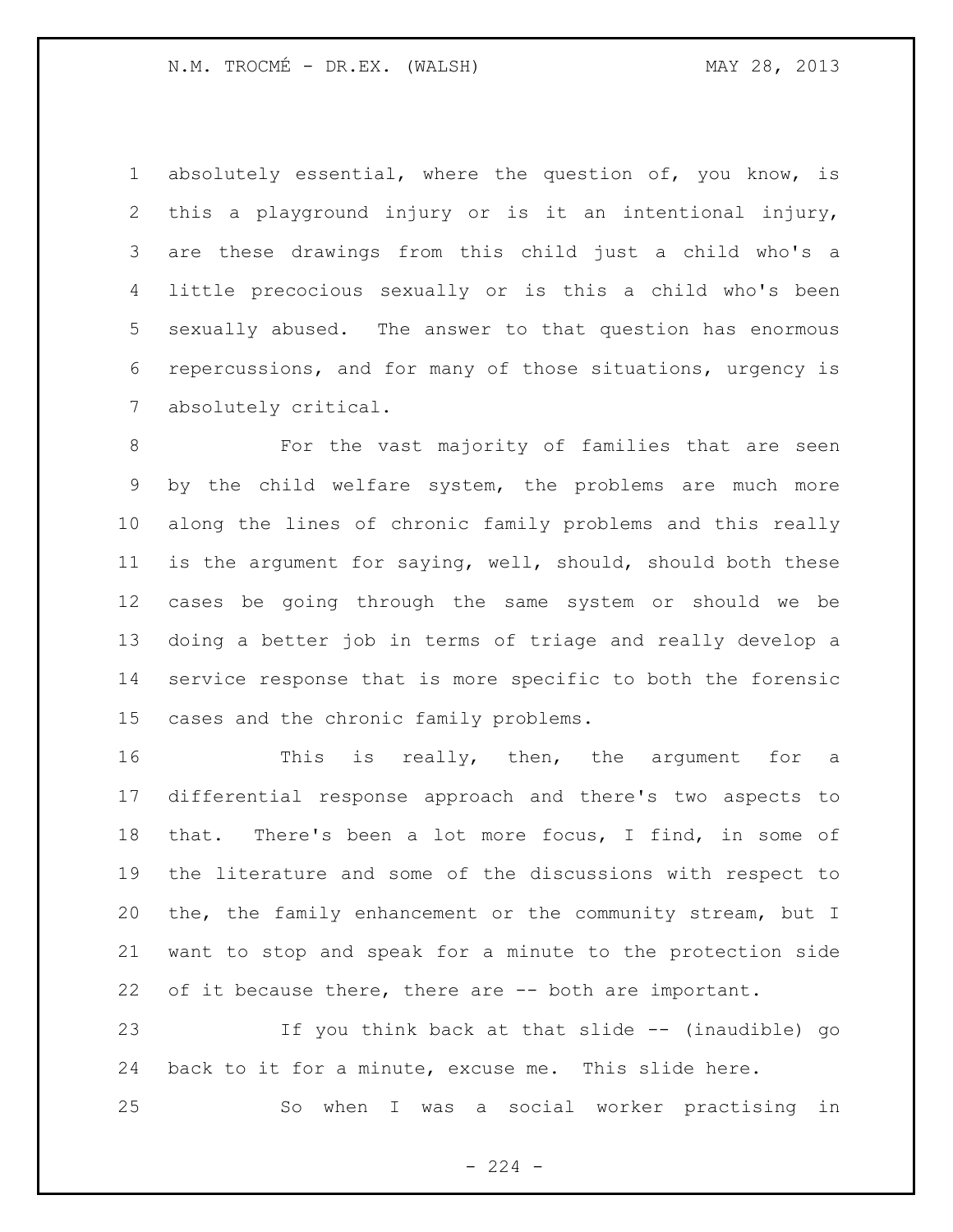absolutely essential, where the question of, you know, is this a playground injury or is it an intentional injury, are these drawings from this child just a child who's a little precocious sexually or is this a child who's been sexually abused. The answer to that question has enormous repercussions, and for many of those situations, urgency is absolutely critical.

For the vast majority of families that are seen by the child welfare system, the problems are much more along the lines of chronic family problems and this really is the argument for saying, well, should, should both these cases be going through the same system or should we be doing a better job in terms of triage and really develop a service response that is more specific to both the forensic cases and the chronic family problems.

This is really, then, the argument for a differential response approach and there's two aspects to that. There's been a lot more focus, I find, in some of the literature and some of the discussions with respect to the, the family enhancement or the community stream, but I want to stop and speak for a minute to the protection side of it because there, there are -- both are important.

If you think back at that slide -- (inaudible) go back to it for a minute, excuse me. This slide here.

So when I was a social worker practising in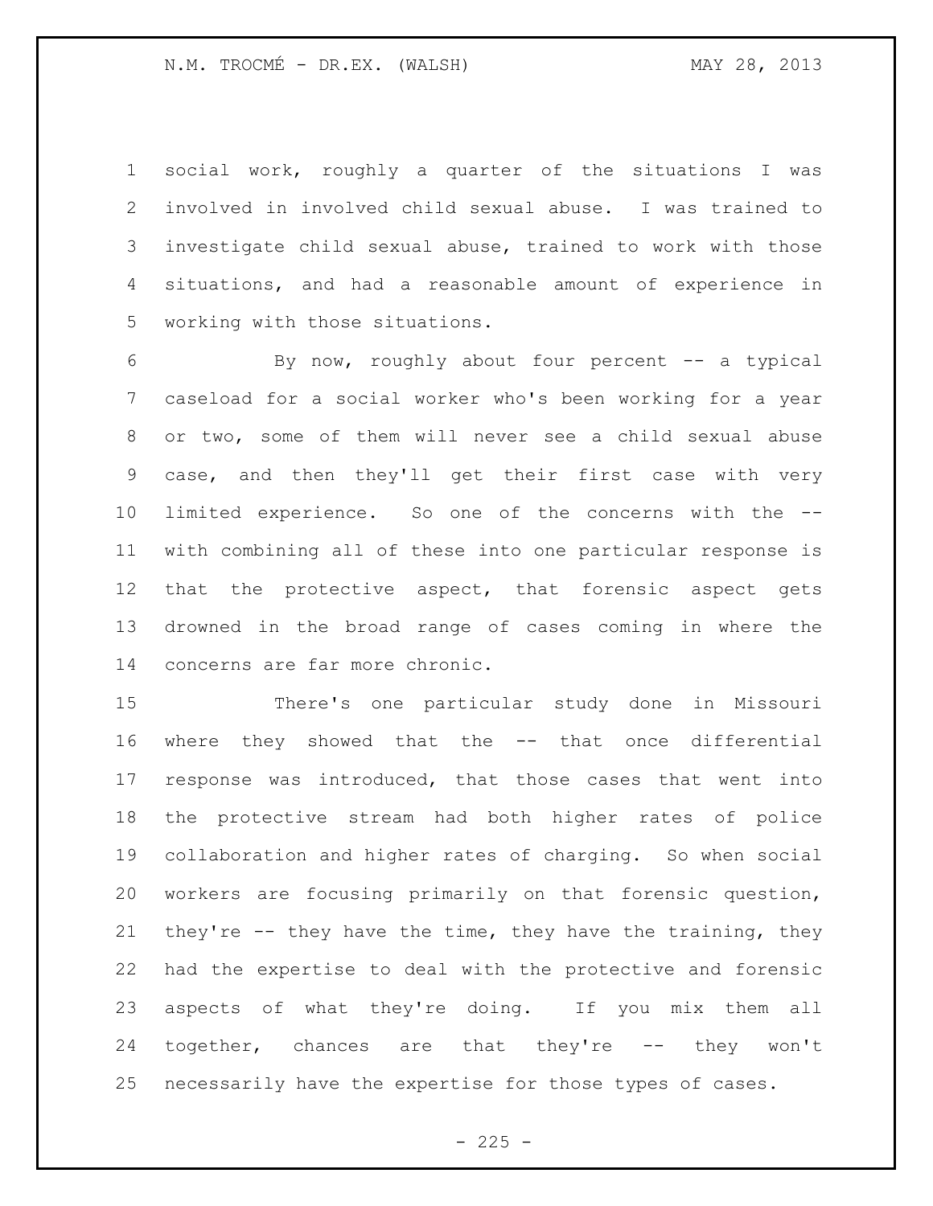social work, roughly a quarter of the situations I was involved in involved child sexual abuse. I was trained to investigate child sexual abuse, trained to work with those situations, and had a reasonable amount of experience in working with those situations.

By now, roughly about four percent -- a typical caseload for a social worker who's been working for a year or two, some of them will never see a child sexual abuse case, and then they'll get their first case with very limited experience. So one of the concerns with the -- with combining all of these into one particular response is that the protective aspect, that forensic aspect gets drowned in the broad range of cases coming in where the concerns are far more chronic.

There's one particular study done in Missouri where they showed that the -- that once differential response was introduced, that those cases that went into the protective stream had both higher rates of police collaboration and higher rates of charging. So when social workers are focusing primarily on that forensic question, they're -- they have the time, they have the training, they had the expertise to deal with the protective and forensic aspects of what they're doing. If you mix them all together, chances are that they're -- they won't necessarily have the expertise for those types of cases.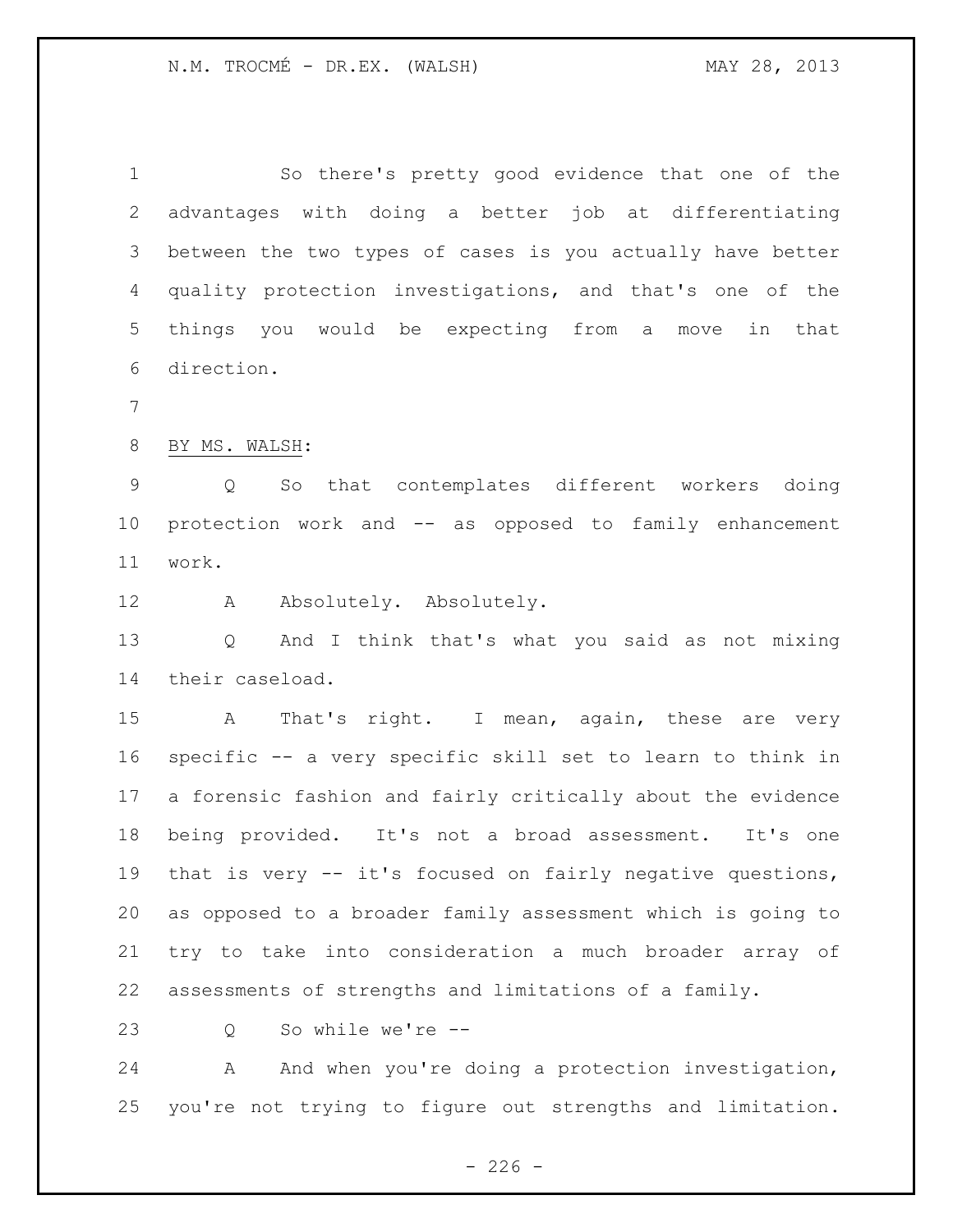So there's pretty good evidence that one of the advantages with doing a better job at differentiating between the two types of cases is you actually have better quality protection investigations, and that's one of the things you would be expecting from a move in that direction.

BY MS. WALSH:

Q So that contemplates different workers doing protection work and -- as opposed to family enhancement work.

A Absolutely. Absolutely.

Q And I think that's what you said as not mixing their caseload.

A That's right. I mean, again, these are very specific -- a very specific skill set to learn to think in a forensic fashion and fairly critically about the evidence being provided. It's not a broad assessment. It's one that is very -- it's focused on fairly negative questions, as opposed to a broader family assessment which is going to try to take into consideration a much broader array of assessments of strengths and limitations of a family.

Q So while we're --

A And when you're doing a protection investigation, you're not trying to figure out strengths and limitation.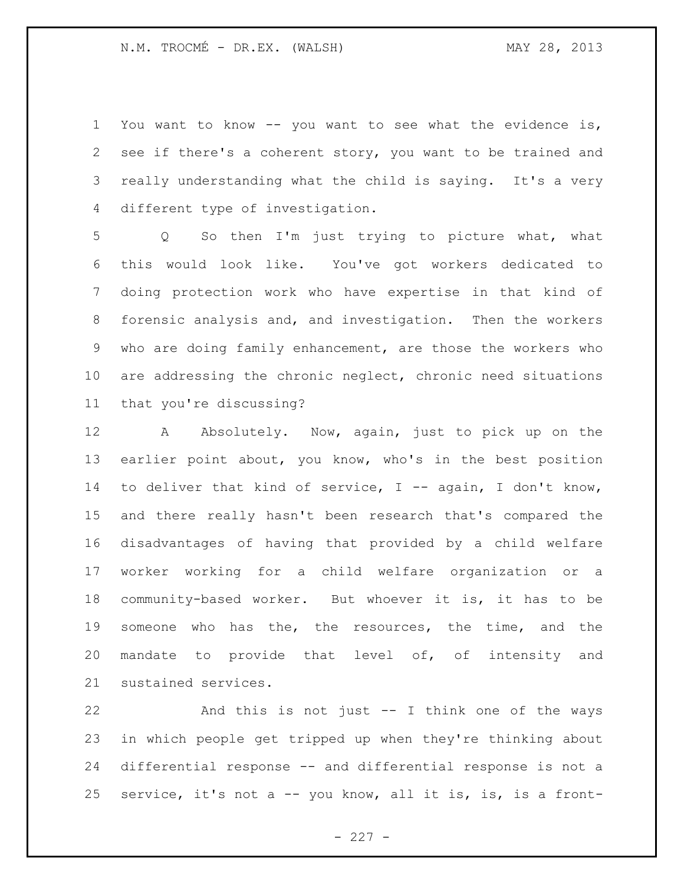You want to know -- you want to see what the evidence is, see if there's a coherent story, you want to be trained and really understanding what the child is saying. It's a very different type of investigation.

Q So then I'm just trying to picture what, what this would look like. You've got workers dedicated to doing protection work who have expertise in that kind of forensic analysis and, and investigation. Then the workers who are doing family enhancement, are those the workers who are addressing the chronic neglect, chronic need situations that you're discussing?

A Absolutely. Now, again, just to pick up on the earlier point about, you know, who's in the best position to deliver that kind of service, I -- again, I don't know, and there really hasn't been research that's compared the disadvantages of having that provided by a child welfare worker working for a child welfare organization or a community-based worker. But whoever it is, it has to be someone who has the, the resources, the time, and the mandate to provide that level of, of intensity and sustained services.

And this is not just -- I think one of the ways in which people get tripped up when they're thinking about differential response -- and differential response is not a service, it's not a -- you know, all it is, is, is a front-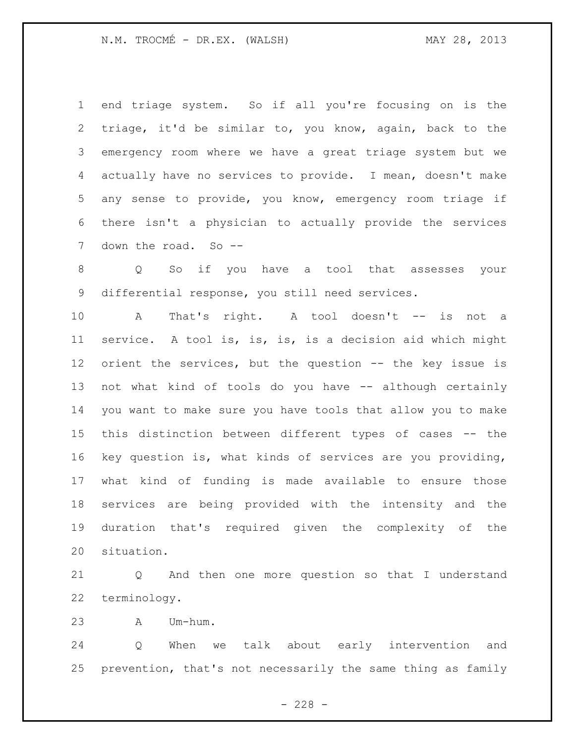end triage system. So if all you're focusing on is the triage, it'd be similar to, you know, again, back to the emergency room where we have a great triage system but we actually have no services to provide. I mean, doesn't make any sense to provide, you know, emergency room triage if there isn't a physician to actually provide the services down the road. So --

Q So if you have a tool that assesses your differential response, you still need services.

A That's right. A tool doesn't -- is not a service. A tool is, is, is, is a decision aid which might orient the services, but the question -- the key issue is not what kind of tools do you have -- although certainly you want to make sure you have tools that allow you to make this distinction between different types of cases -- the key question is, what kinds of services are you providing, what kind of funding is made available to ensure those services are being provided with the intensity and the duration that's required given the complexity of the situation.

Q And then one more question so that I understand terminology.

A Um-hum.

Q When we talk about early intervention and prevention, that's not necessarily the same thing as family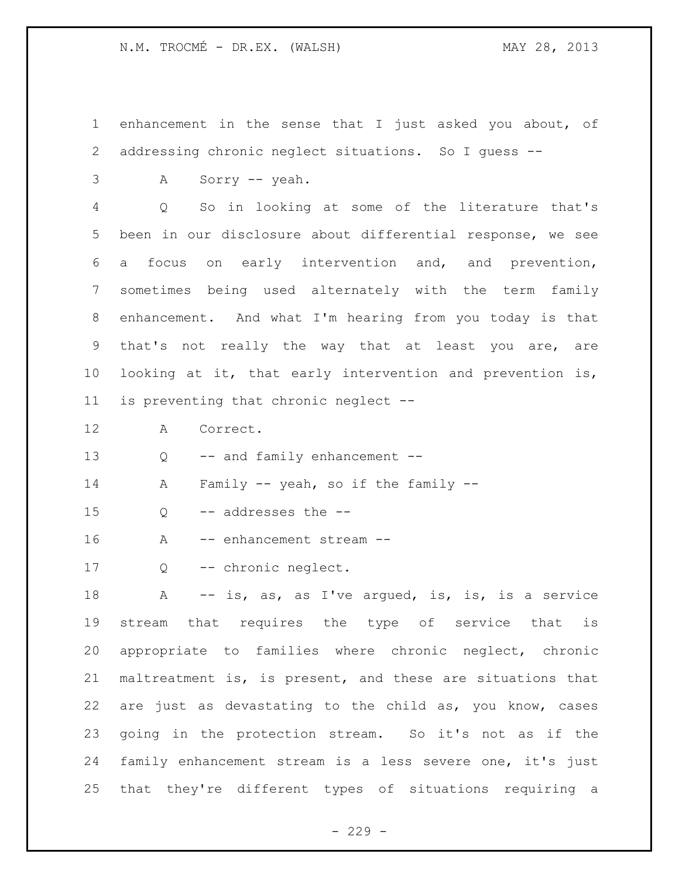enhancement in the sense that I just asked you about, of addressing chronic neglect situations. So I guess --

A Sorry -- yeah.

Q So in looking at some of the literature that's been in our disclosure about differential response, we see a focus on early intervention and, and prevention, sometimes being used alternately with the term family enhancement. And what I'm hearing from you today is that that's not really the way that at least you are, are looking at it, that early intervention and prevention is, is preventing that chronic neglect --

A Correct.

Q -- and family enhancement --

A Family -- yeah, so if the family --

Q -- addresses the --

A -- enhancement stream --

Q -- chronic neglect.

A -- is, as, as I've argued, is, is, is a service stream that requires the type of service that is appropriate to families where chronic neglect, chronic maltreatment is, is present, and these are situations that are just as devastating to the child as, you know, cases going in the protection stream. So it's not as if the family enhancement stream is a less severe one, it's just that they're different types of situations requiring a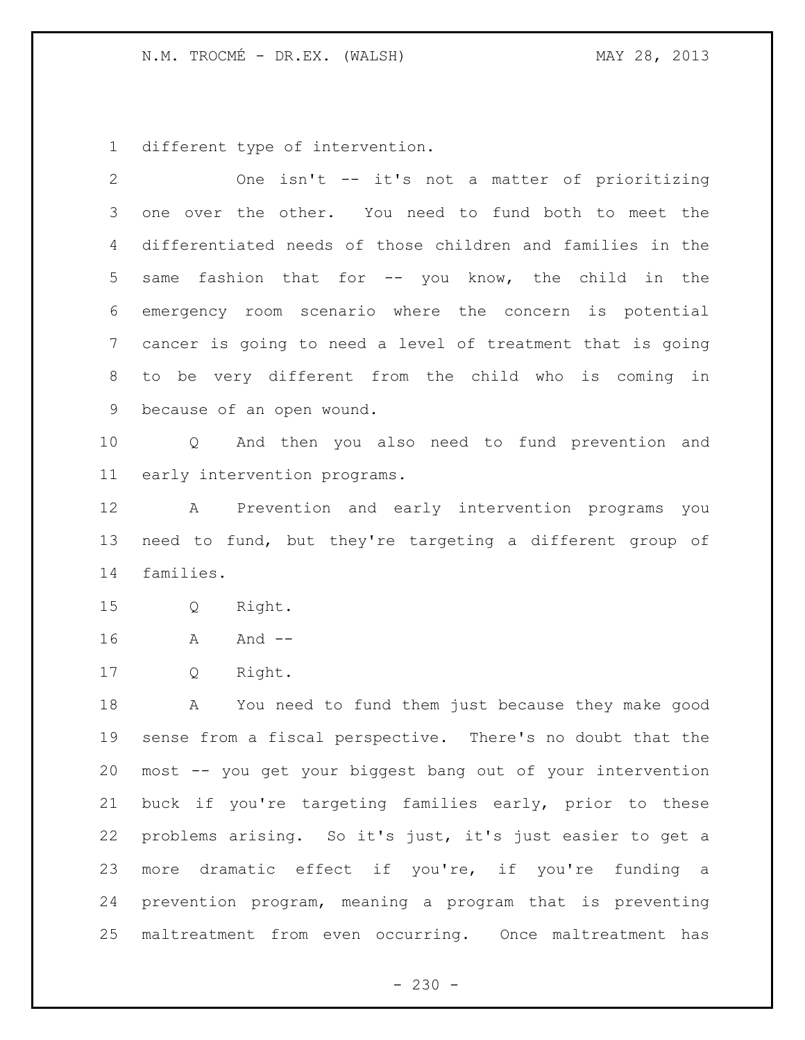different type of intervention.

One isn't -- it's not a matter of prioritizing one over the other. You need to fund both to meet the differentiated needs of those children and families in the same fashion that for -- you know, the child in the emergency room scenario where the concern is potential cancer is going to need a level of treatment that is going to be very different from the child who is coming in because of an open wound.

Q And then you also need to fund prevention and early intervention programs.

A Prevention and early intervention programs you need to fund, but they're targeting a different group of families.

Q Right.

A And --

Q Right.

A You need to fund them just because they make good sense from a fiscal perspective. There's no doubt that the most -- you get your biggest bang out of your intervention buck if you're targeting families early, prior to these problems arising. So it's just, it's just easier to get a more dramatic effect if you're, if you're funding a prevention program, meaning a program that is preventing maltreatment from even occurring. Once maltreatment has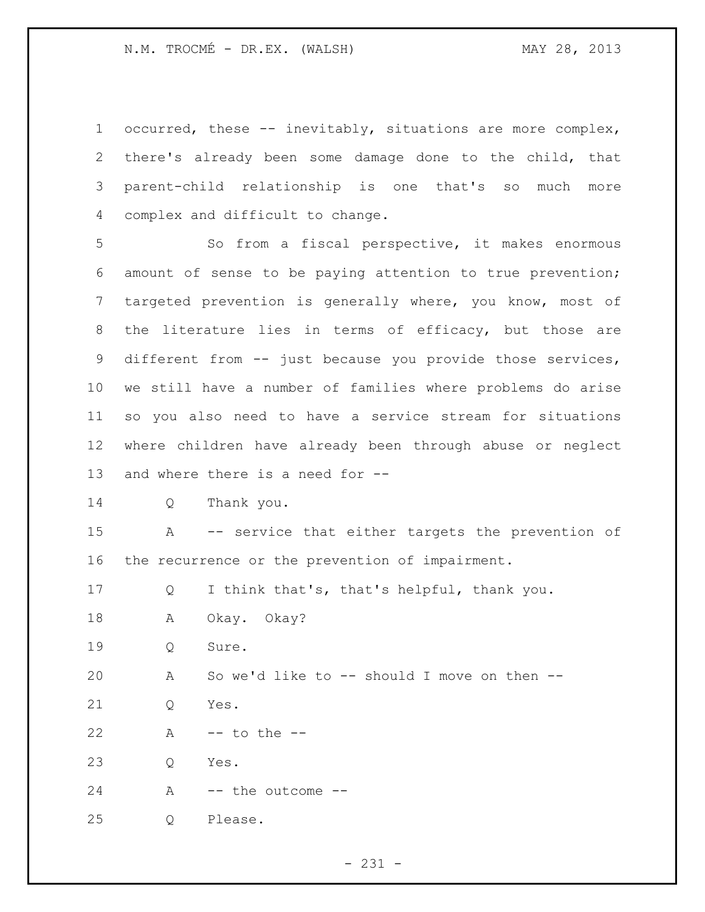occurred, these -- inevitably, situations are more complex, there's already been some damage done to the child, that parent-child relationship is one that's so much more complex and difficult to change.

So from a fiscal perspective, it makes enormous amount of sense to be paying attention to true prevention; targeted prevention is generally where, you know, most of the literature lies in terms of efficacy, but those are different from -- just because you provide those services, we still have a number of families where problems do arise so you also need to have a service stream for situations where children have already been through abuse or neglect and where there is a need for --

Q Thank you.

A -- service that either targets the prevention of the recurrence or the prevention of impairment.

Q I think that's, that's helpful, thank you.

A Okay. Okay?

Q Sure.

A So we'd like to -- should I move on then --

Q Yes.

A -- to the --

Q Yes.

A -- the outcome --

Q Please.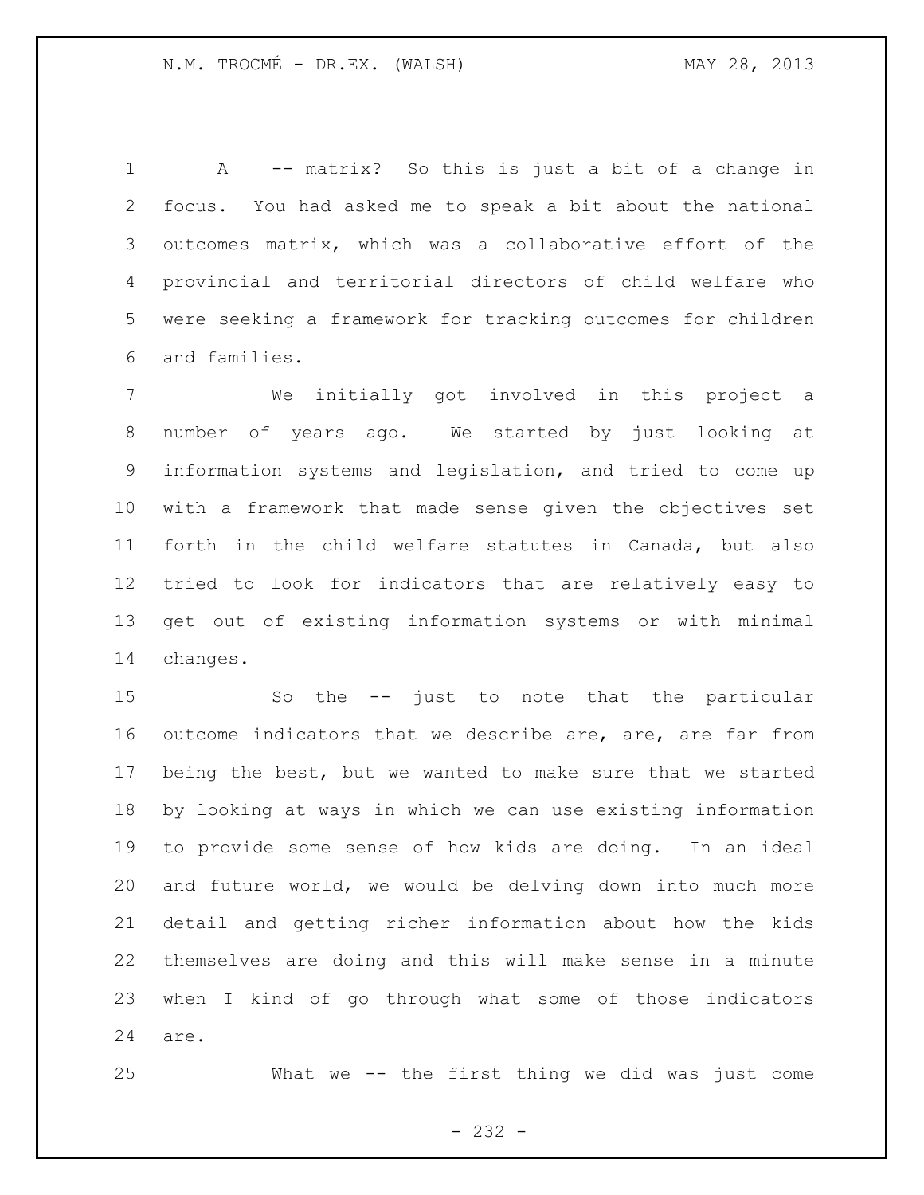A -- matrix? So this is just a bit of a change in focus. You had asked me to speak a bit about the national outcomes matrix, which was a collaborative effort of the provincial and territorial directors of child welfare who were seeking a framework for tracking outcomes for children and families.

We initially got involved in this project a number of years ago. We started by just looking at information systems and legislation, and tried to come up with a framework that made sense given the objectives set forth in the child welfare statutes in Canada, but also tried to look for indicators that are relatively easy to get out of existing information systems or with minimal changes.

So the -- just to note that the particular outcome indicators that we describe are, are, are far from being the best, but we wanted to make sure that we started by looking at ways in which we can use existing information to provide some sense of how kids are doing. In an ideal and future world, we would be delving down into much more detail and getting richer information about how the kids themselves are doing and this will make sense in a minute when I kind of go through what some of those indicators are.

What we -- the first thing we did was just come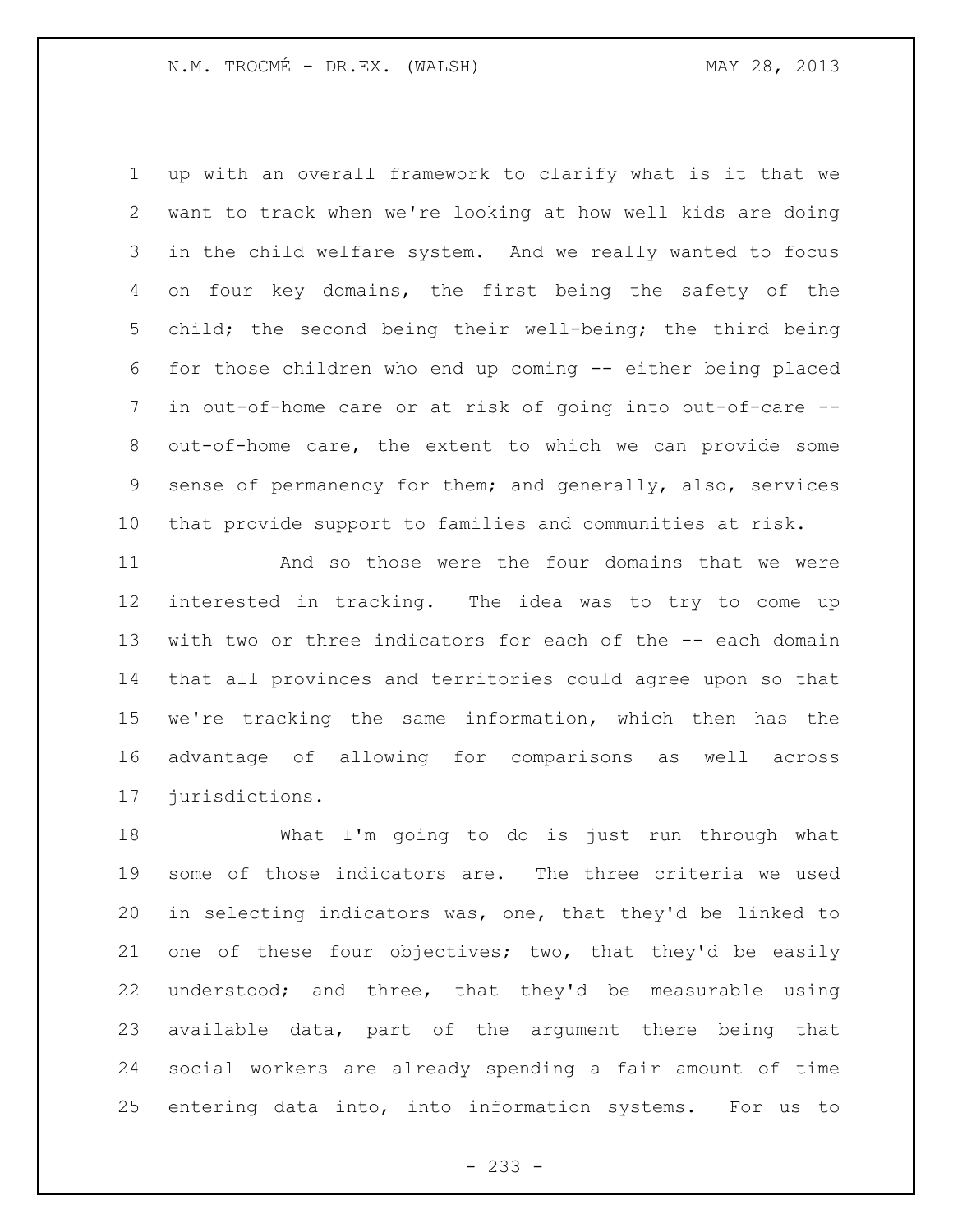up with an overall framework to clarify what is it that we want to track when we're looking at how well kids are doing in the child welfare system. And we really wanted to focus on four key domains, the first being the safety of the child; the second being their well-being; the third being for those children who end up coming -- either being placed in out-of-home care or at risk of going into out-of-care -- out-of-home care, the extent to which we can provide some sense of permanency for them; and generally, also, services that provide support to families and communities at risk.

And so those were the four domains that we were interested in tracking. The idea was to try to come up with two or three indicators for each of the -- each domain that all provinces and territories could agree upon so that we're tracking the same information, which then has the advantage of allowing for comparisons as well across jurisdictions.

What I'm going to do is just run through what some of those indicators are. The three criteria we used in selecting indicators was, one, that they'd be linked to one of these four objectives; two, that they'd be easily understood; and three, that they'd be measurable using available data, part of the argument there being that social workers are already spending a fair amount of time entering data into, into information systems. For us to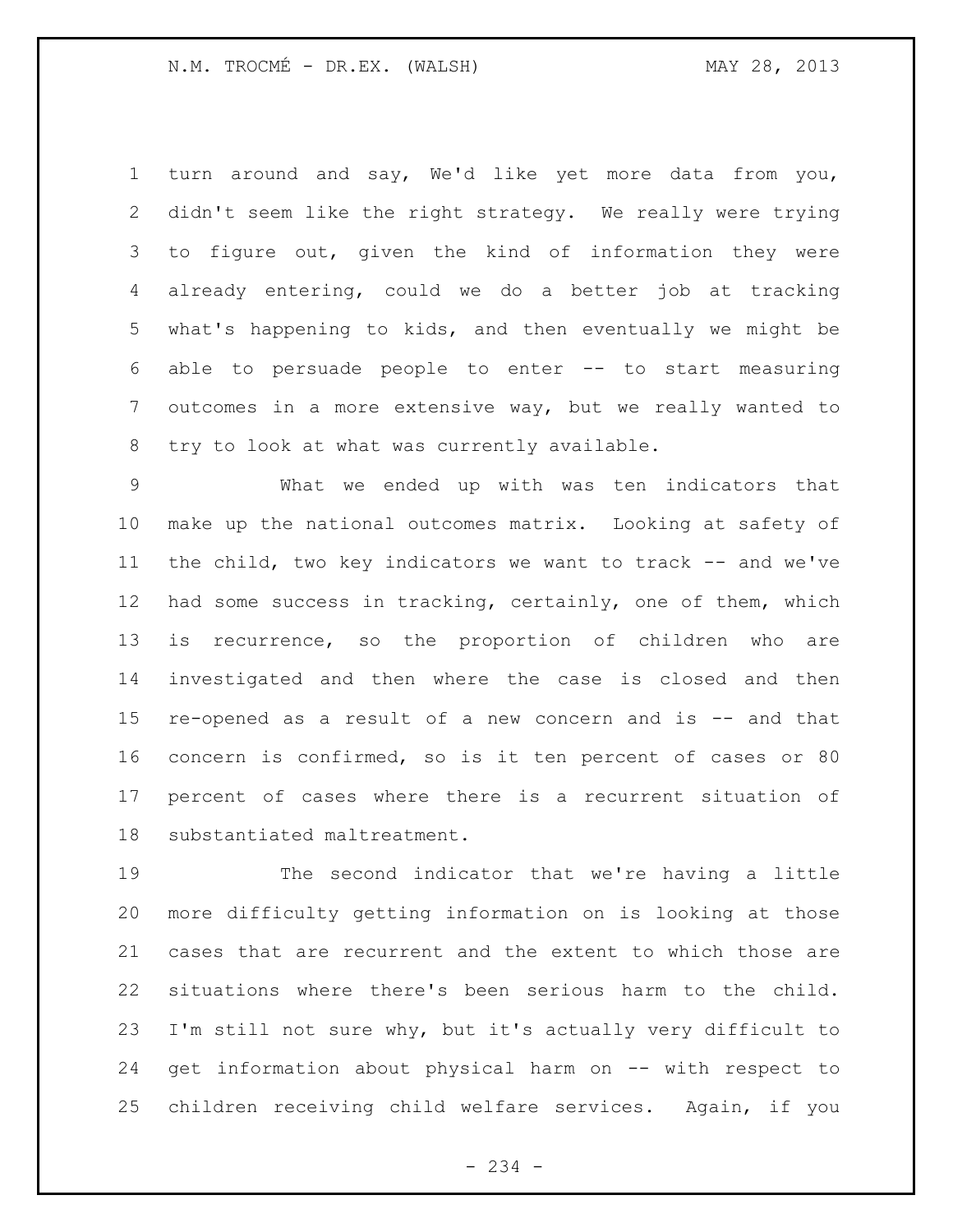turn around and say, We'd like yet more data from you, didn't seem like the right strategy. We really were trying to figure out, given the kind of information they were already entering, could we do a better job at tracking what's happening to kids, and then eventually we might be able to persuade people to enter -- to start measuring outcomes in a more extensive way, but we really wanted to try to look at what was currently available.

What we ended up with was ten indicators that make up the national outcomes matrix. Looking at safety of the child, two key indicators we want to track -- and we've had some success in tracking, certainly, one of them, which is recurrence, so the proportion of children who are investigated and then where the case is closed and then re-opened as a result of a new concern and is -- and that concern is confirmed, so is it ten percent of cases or 80 percent of cases where there is a recurrent situation of substantiated maltreatment.

The second indicator that we're having a little more difficulty getting information on is looking at those cases that are recurrent and the extent to which those are situations where there's been serious harm to the child. I'm still not sure why, but it's actually very difficult to get information about physical harm on -- with respect to children receiving child welfare services. Again, if you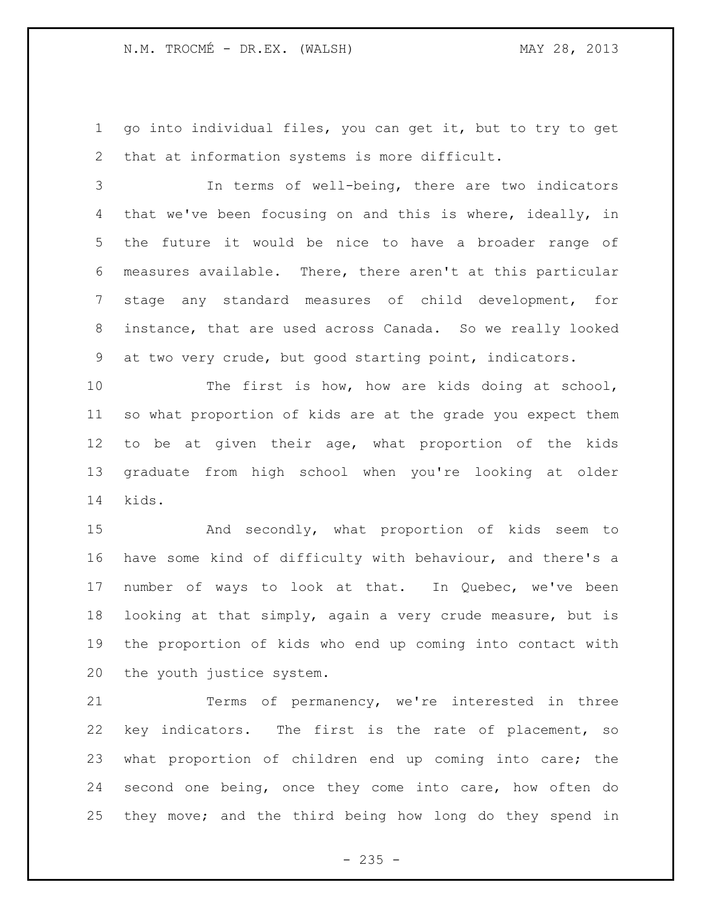go into individual files, you can get it, but to try to get that at information systems is more difficult.

In terms of well-being, there are two indicators that we've been focusing on and this is where, ideally, in the future it would be nice to have a broader range of measures available. There, there aren't at this particular stage any standard measures of child development, for instance, that are used across Canada. So we really looked at two very crude, but good starting point, indicators.

The first is how, how are kids doing at school, so what proportion of kids are at the grade you expect them to be at given their age, what proportion of the kids graduate from high school when you're looking at older kids.

And secondly, what proportion of kids seem to have some kind of difficulty with behaviour, and there's a number of ways to look at that. In Quebec, we've been looking at that simply, again a very crude measure, but is the proportion of kids who end up coming into contact with the youth justice system.

Terms of permanency, we're interested in three key indicators. The first is the rate of placement, so what proportion of children end up coming into care; the second one being, once they come into care, how often do they move; and the third being how long do they spend in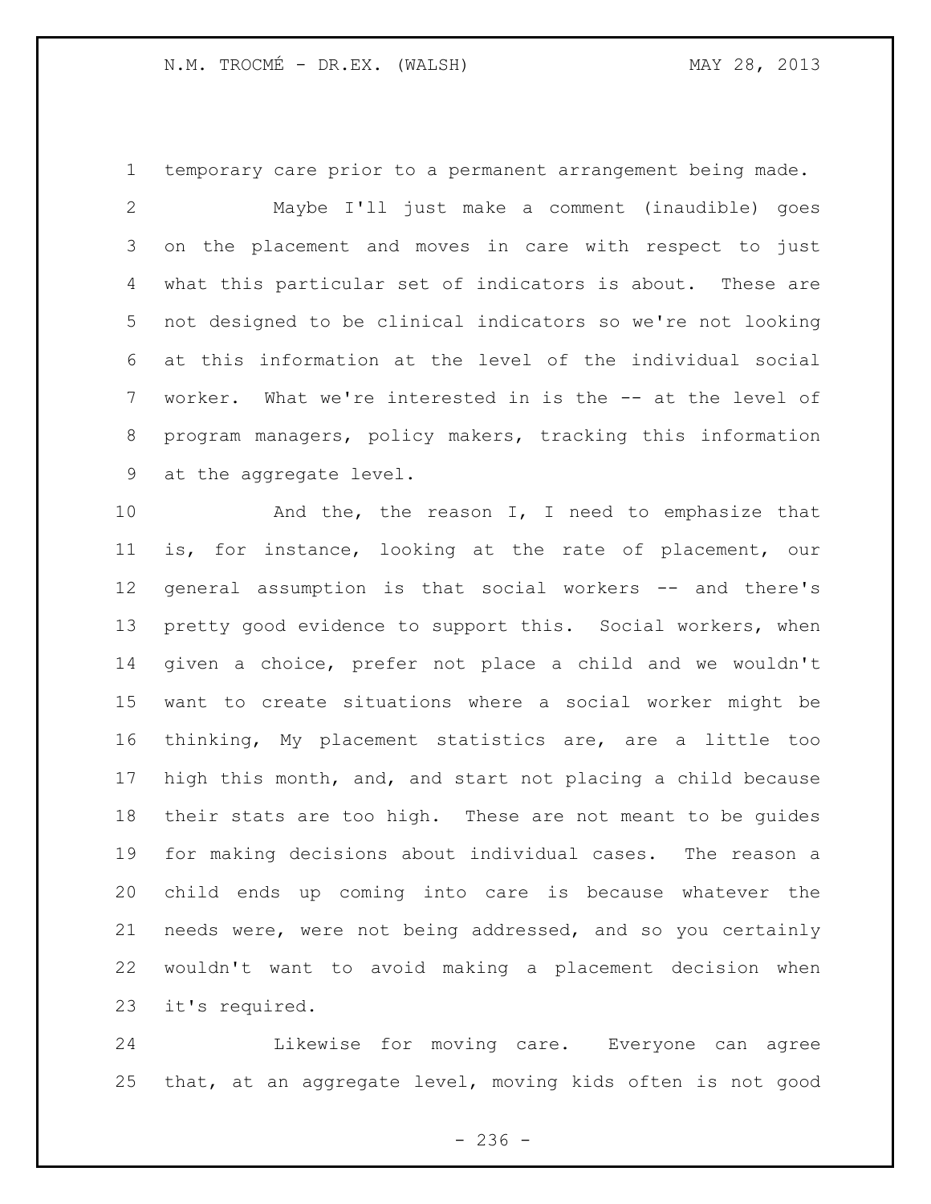temporary care prior to a permanent arrangement being made.

Maybe I'll just make a comment (inaudible) goes on the placement and moves in care with respect to just what this particular set of indicators is about. These are not designed to be clinical indicators so we're not looking at this information at the level of the individual social worker. What we're interested in is the -- at the level of program managers, policy makers, tracking this information at the aggregate level.

And the, the reason I, I need to emphasize that is, for instance, looking at the rate of placement, our general assumption is that social workers -- and there's pretty good evidence to support this. Social workers, when given a choice, prefer not place a child and we wouldn't want to create situations where a social worker might be thinking, My placement statistics are, are a little too high this month, and, and start not placing a child because their stats are too high. These are not meant to be guides for making decisions about individual cases. The reason a child ends up coming into care is because whatever the needs were, were not being addressed, and so you certainly wouldn't want to avoid making a placement decision when it's required.

Likewise for moving care. Everyone can agree that, at an aggregate level, moving kids often is not good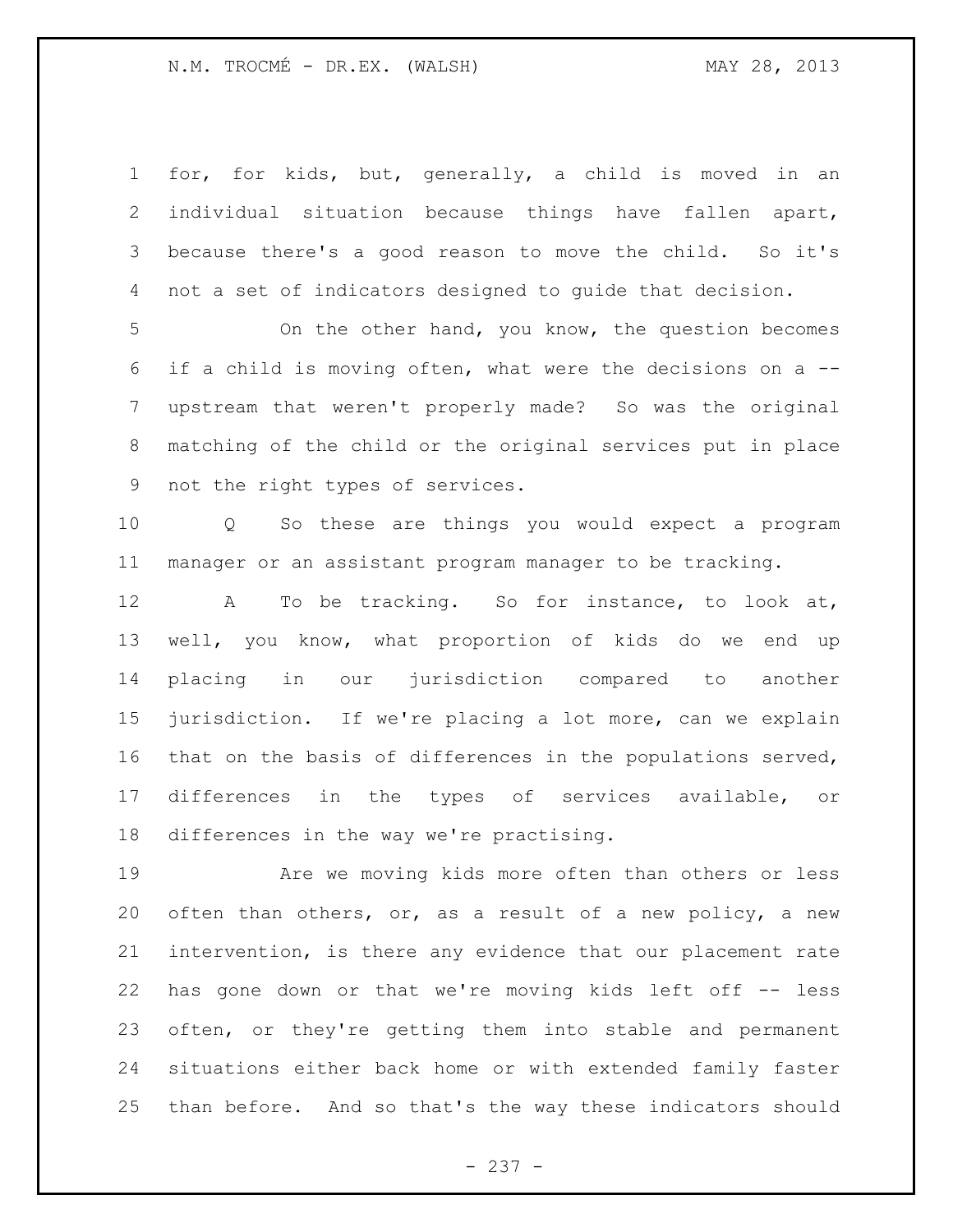for, for kids, but, generally, a child is moved in an individual situation because things have fallen apart, because there's a good reason to move the child. So it's not a set of indicators designed to guide that decision.

On the other hand, you know, the question becomes if a child is moving often, what were the decisions on a -- upstream that weren't properly made? So was the original matching of the child or the original services put in place not the right types of services.

Q So these are things you would expect a program manager or an assistant program manager to be tracking.

A To be tracking. So for instance, to look at, well, you know, what proportion of kids do we end up placing in our jurisdiction compared to another jurisdiction. If we're placing a lot more, can we explain that on the basis of differences in the populations served, differences in the types of services available, or differences in the way we're practising.

Are we moving kids more often than others or less often than others, or, as a result of a new policy, a new intervention, is there any evidence that our placement rate has gone down or that we're moving kids left off -- less often, or they're getting them into stable and permanent situations either back home or with extended family faster than before. And so that's the way these indicators should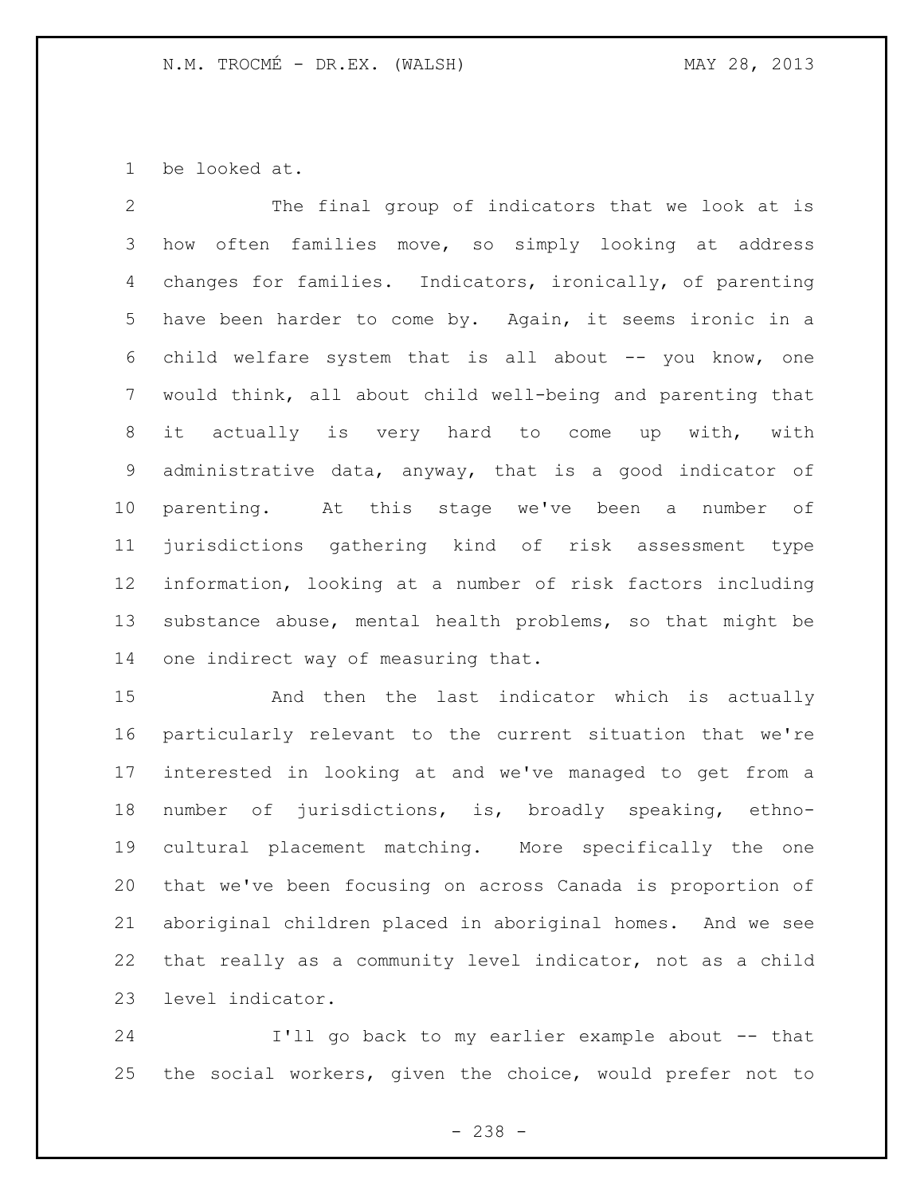be looked at.

The final group of indicators that we look at is how often families move, so simply looking at address changes for families. Indicators, ironically, of parenting have been harder to come by. Again, it seems ironic in a child welfare system that is all about -- you know, one would think, all about child well-being and parenting that it actually is very hard to come up with, with administrative data, anyway, that is a good indicator of parenting. At this stage we've been a number of jurisdictions gathering kind of risk assessment type information, looking at a number of risk factors including substance abuse, mental health problems, so that might be one indirect way of measuring that.

And then the last indicator which is actually particularly relevant to the current situation that we're interested in looking at and we've managed to get from a number of jurisdictions, is, broadly speaking, ethno-cultural placement matching. More specifically the one that we've been focusing on across Canada is proportion of aboriginal children placed in aboriginal homes. And we see that really as a community level indicator, not as a child level indicator.

I'll go back to my earlier example about -- that the social workers, given the choice, would prefer not to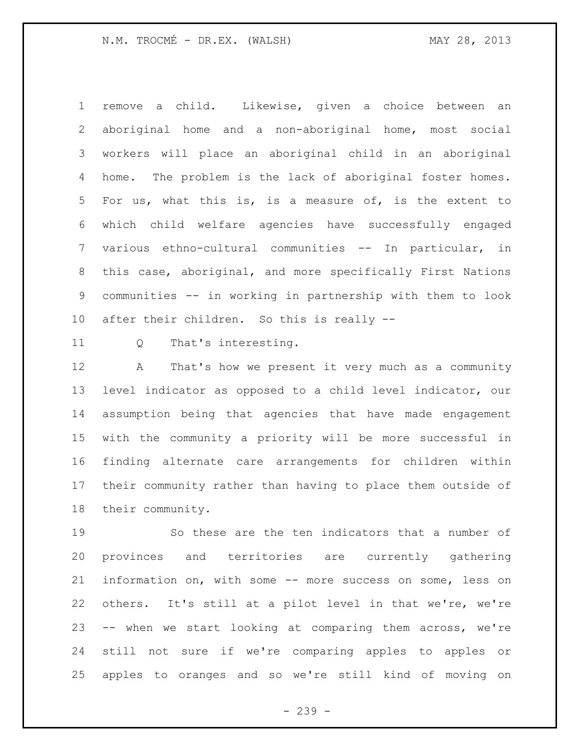remove a child. Likewise, given a choice between an aboriginal home and a non-aboriginal home, most social workers will place an aboriginal child in an aboriginal home. The problem is the lack of aboriginal foster homes. For us, what this is, is a measure of, is the extent to which child welfare agencies have successfully engaged various ethno-cultural communities -- In particular, in this case, aboriginal, and more specifically First Nations communities -- in working in partnership with them to look after their children. So this is really --

Q That's interesting.

A That's how we present it very much as a community level indicator as opposed to a child level indicator, our assumption being that agencies that have made engagement with the community a priority will be more successful in finding alternate care arrangements for children within their community rather than having to place them outside of their community.

So these are the ten indicators that a number of provinces and territories are currently gathering information on, with some -- more success on some, less on others. It's still at a pilot level in that we're, we're -- when we start looking at comparing them across, we're still not sure if we're comparing apples to apples or apples to oranges and so we're still kind of moving on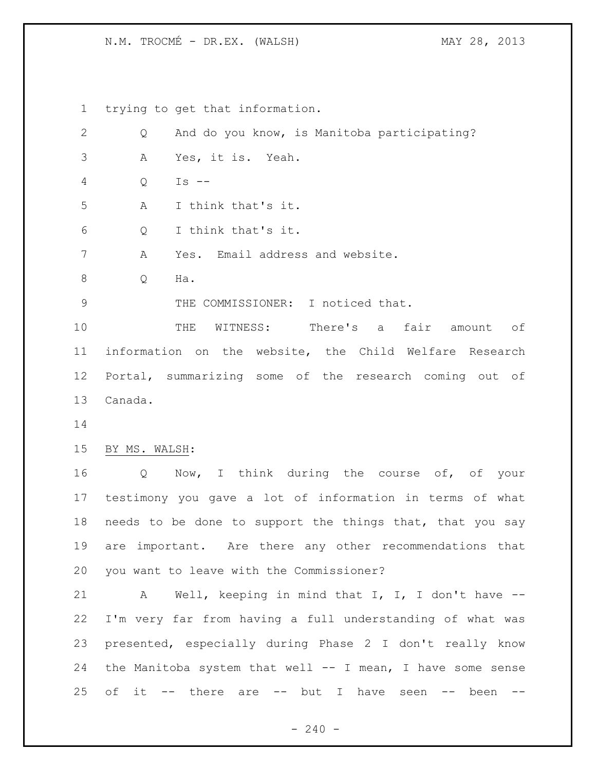trying to get that information.

Q And do you know, is Manitoba participating?

A Yes, it is. Yeah.

Q Is --

A I think that's it.

Q I think that's it.

A Yes. Email address and website.

Q Ha.

THE COMMISSIONER: I noticed that.

THE WITNESS: There's a fair amount of information on the website, the Child Welfare Research Portal, summarizing some of the research coming out of Canada.

BY MS. WALSH:

Q Now, I think during the course of, of your testimony you gave a lot of information in terms of what needs to be done to support the things that, that you say are important. Are there any other recommendations that you want to leave with the Commissioner?

A Well, keeping in mind that I, I, I don't have -- I'm very far from having a full understanding of what was presented, especially during Phase 2 I don't really know the Manitoba system that well -- I mean, I have some sense of it -- there are -- but I have seen -- been --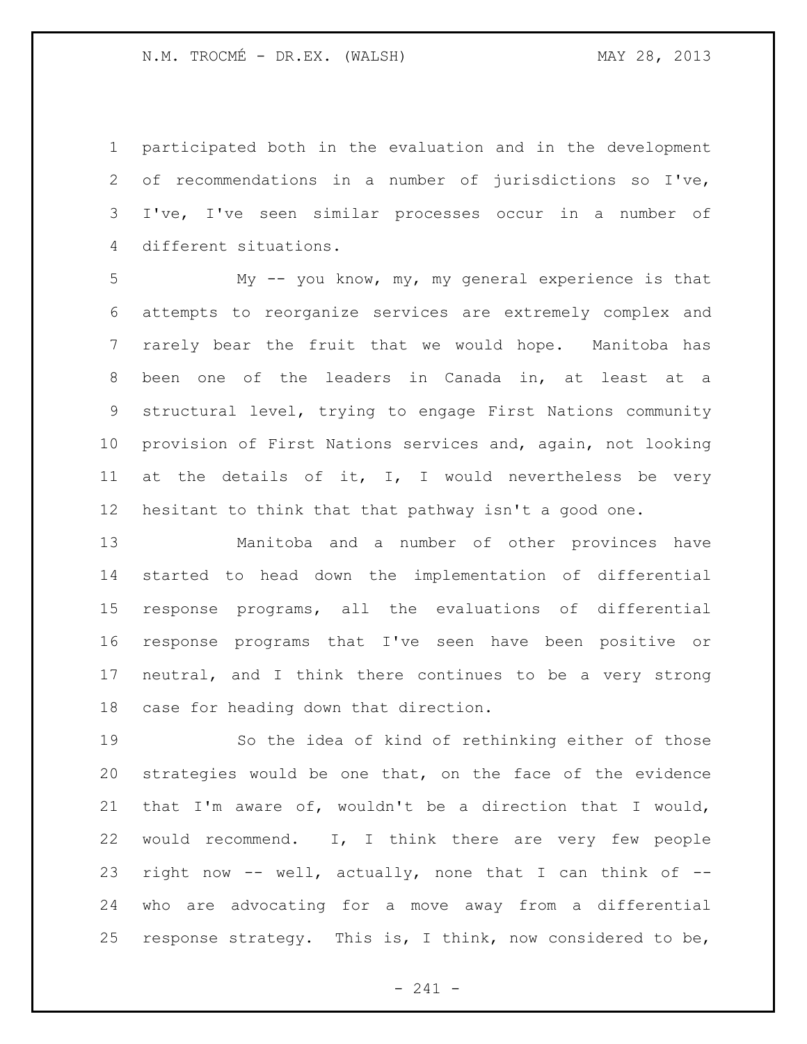participated both in the evaluation and in the development of recommendations in a number of jurisdictions so I've, I've, I've seen similar processes occur in a number of different situations.

My -- you know, my, my general experience is that attempts to reorganize services are extremely complex and rarely bear the fruit that we would hope. Manitoba has been one of the leaders in Canada in, at least at a structural level, trying to engage First Nations community provision of First Nations services and, again, not looking at the details of it, I, I would nevertheless be very hesitant to think that that pathway isn't a good one.

Manitoba and a number of other provinces have started to head down the implementation of differential response programs, all the evaluations of differential response programs that I've seen have been positive or neutral, and I think there continues to be a very strong case for heading down that direction.

So the idea of kind of rethinking either of those strategies would be one that, on the face of the evidence that I'm aware of, wouldn't be a direction that I would, would recommend. I, I think there are very few people right now -- well, actually, none that I can think of -- who are advocating for a move away from a differential response strategy. This is, I think, now considered to be,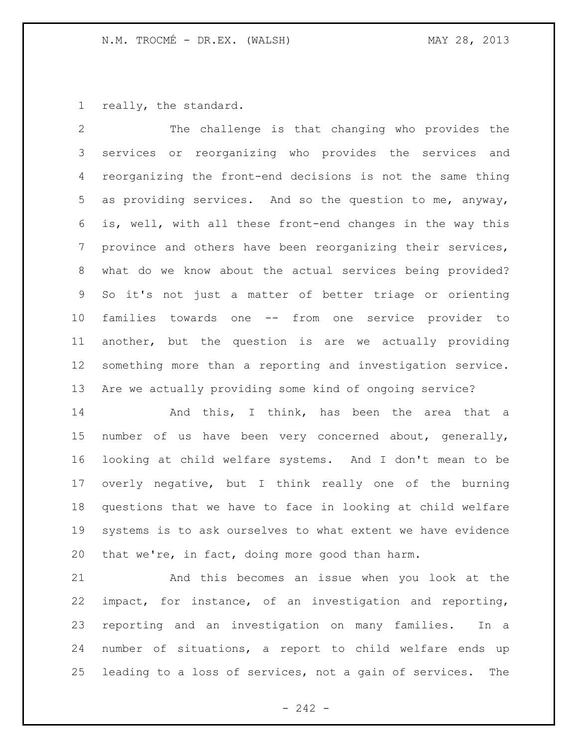really, the standard.

The challenge is that changing who provides the services or reorganizing who provides the services and reorganizing the front-end decisions is not the same thing as providing services. And so the question to me, anyway, is, well, with all these front-end changes in the way this province and others have been reorganizing their services, what do we know about the actual services being provided? So it's not just a matter of better triage or orienting families towards one -- from one service provider to another, but the question is are we actually providing something more than a reporting and investigation service. Are we actually providing some kind of ongoing service?

And this, I think, has been the area that a number of us have been very concerned about, generally, looking at child welfare systems. And I don't mean to be overly negative, but I think really one of the burning questions that we have to face in looking at child welfare systems is to ask ourselves to what extent we have evidence that we're, in fact, doing more good than harm.

And this becomes an issue when you look at the impact, for instance, of an investigation and reporting, reporting and an investigation on many families. In a number of situations, a report to child welfare ends up leading to a loss of services, not a gain of services. The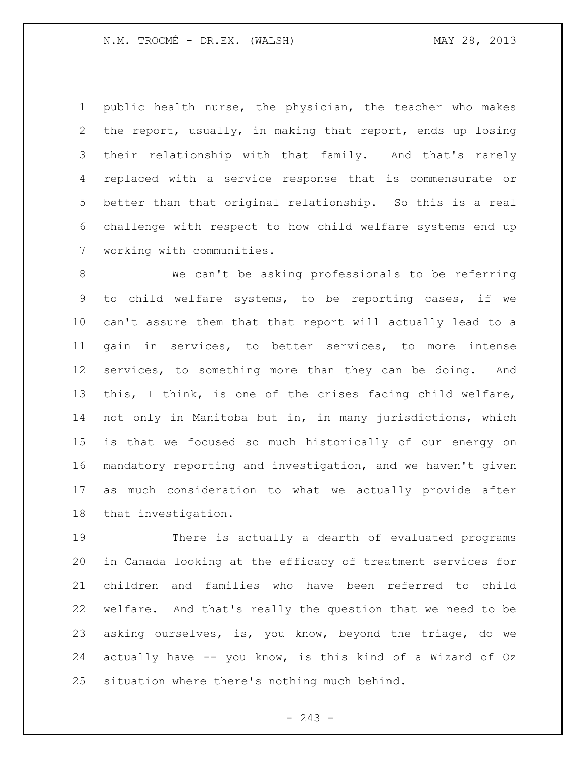public health nurse, the physician, the teacher who makes the report, usually, in making that report, ends up losing their relationship with that family. And that's rarely replaced with a service response that is commensurate or better than that original relationship. So this is a real challenge with respect to how child welfare systems end up working with communities.

We can't be asking professionals to be referring to child welfare systems, to be reporting cases, if we can't assure them that that report will actually lead to a gain in services, to better services, to more intense services, to something more than they can be doing. And this, I think, is one of the crises facing child welfare, not only in Manitoba but in, in many jurisdictions, which is that we focused so much historically of our energy on mandatory reporting and investigation, and we haven't given as much consideration to what we actually provide after that investigation.

There is actually a dearth of evaluated programs in Canada looking at the efficacy of treatment services for children and families who have been referred to child welfare. And that's really the question that we need to be asking ourselves, is, you know, beyond the triage, do we actually have -- you know, is this kind of a Wizard of Oz situation where there's nothing much behind.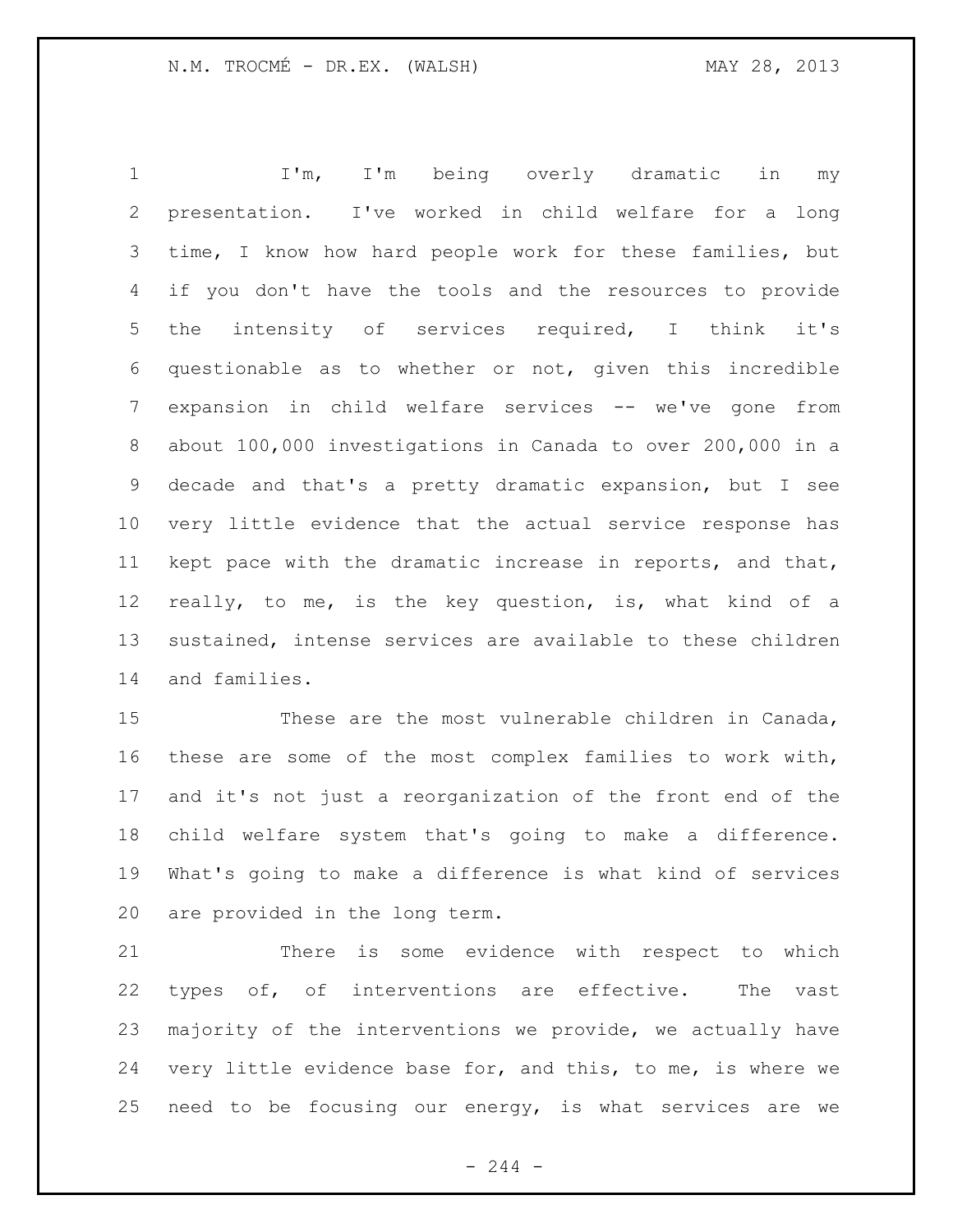I'm, I'm being overly dramatic in my presentation. I've worked in child welfare for a long time, I know how hard people work for these families, but if you don't have the tools and the resources to provide the intensity of services required, I think it's questionable as to whether or not, given this incredible expansion in child welfare services -- we've gone from about 100,000 investigations in Canada to over 200,000 in a decade and that's a pretty dramatic expansion, but I see very little evidence that the actual service response has kept pace with the dramatic increase in reports, and that, really, to me, is the key question, is, what kind of a sustained, intense services are available to these children and families.

These are the most vulnerable children in Canada, these are some of the most complex families to work with, and it's not just a reorganization of the front end of the child welfare system that's going to make a difference. What's going to make a difference is what kind of services are provided in the long term.

There is some evidence with respect to which types of, of interventions are effective. The vast majority of the interventions we provide, we actually have very little evidence base for, and this, to me, is where we need to be focusing our energy, is what services are we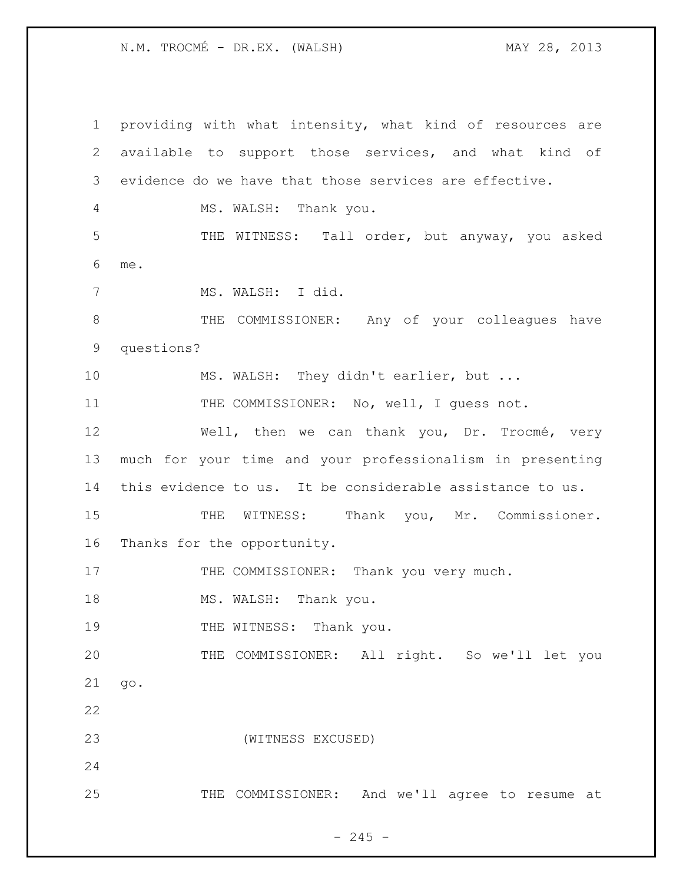providing with what intensity, what kind of resources are available to support those services, and what kind of evidence do we have that those services are effective.

MS. WALSH: Thank you.

THE WITNESS: Tall order, but anyway, you asked me.

MS. WALSH: I did.

THE COMMISSIONER: Any of your colleagues have questions?

MS. WALSH: They didn't earlier, but ...

THE COMMISSIONER: No, well, I guess not.

Well, then we can thank you, Dr. Trocmé, very much for your time and your professionalism in presenting this evidence to us. It be considerable assistance to us.

THE WITNESS: Thank you, Mr. Commissioner. Thanks for the opportunity.

THE COMMISSIONER: Thank you very much.

MS. WALSH: Thank you.

THE WITNESS: Thank you.

THE COMMISSIONER: All right. So we'll let you go.

(WITNESS EXCUSED)

THE COMMISSIONER: And we'll agree to resume at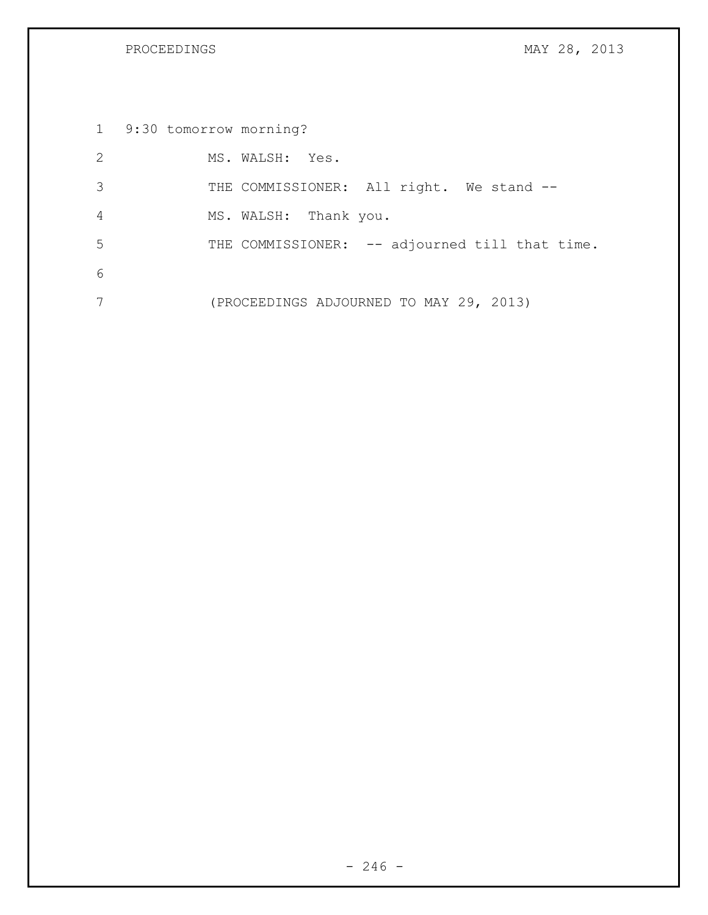9:30 tomorrow morning?

MS. WALSH: Yes.

THE COMMISSIONER: All right. We stand --

MS. WALSH: Thank you.

THE COMMISSIONER: -- adjourned till that time.

(PROCEEDINGS ADJOURNED TO MAY 29, 2013)